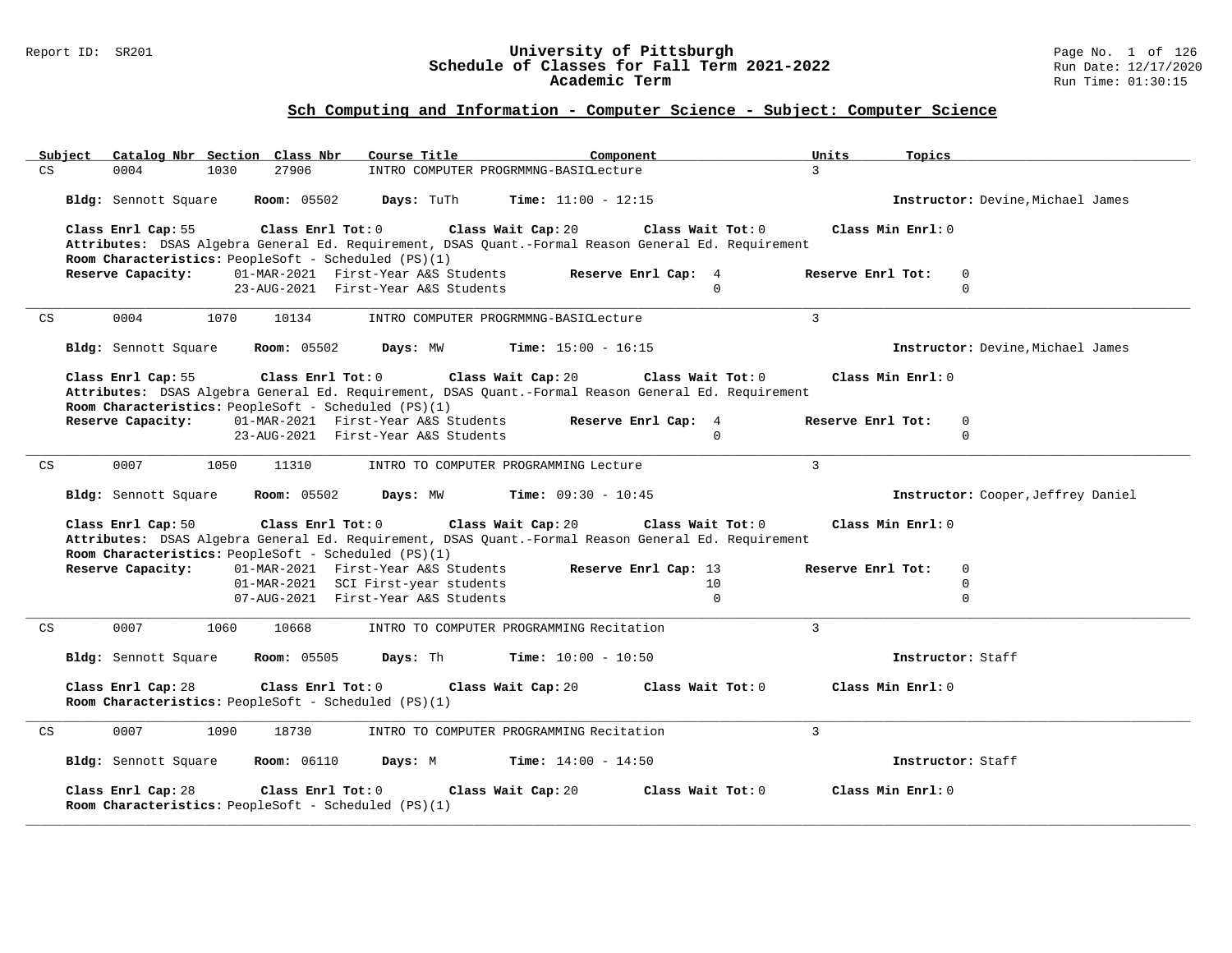## Sch Computing and Information - Computer Science - Subject: Computer Science

| Subject | Catalog Nbr | Section | Class Nbr | Course Title | Component | Units | Topics |
|---|---|---|---|---|---|---|---|
| CS | 0004 | 1030 | 27906 | INTRO COMPUTER PROGRMMNG-BASIC | Lecture | 3 | |

**Bldg:** Sennott Square **Room:** 05502 **Days:** TuTh **Time:** 11:00 - 12:15 **Instructor:** Devine,Michael James

**Class Enrl Cap:** 55 **Class Enrl Tot:** 0 **Class Wait Cap:** 20 **Class Wait Tot:** 0 **Class Min Enrl:** 0

**Attributes:** DSAS Algebra General Ed. Requirement, DSAS Quant.-Formal Reason General Ed. Requirement

**Room Characteristics:** PeopleSoft - Scheduled (PS)(1)

| Reserve Capacity: | | Reserve Enrl Cap: | Reserve Enrl Tot: |
|---|---|---|---|
| 01-MAR-2021 | First-Year A&S Students | 4 | 0 |
| 23-AUG-2021 | First-Year A&S Students | 0 | 0 |

---

| Subject | Catalog Nbr | Section | Class Nbr | Course Title | Component | Units | Topics |
|---|---|---|---|---|---|---|---|
| CS | 0004 | 1070 | 10134 | INTRO COMPUTER PROGRMMNG-BASIC | Lecture | 3 | |

**Bldg:** Sennott Square **Room:** 05502 **Days:** MW **Time:** 15:00 - 16:15 **Instructor:** Devine,Michael James

**Class Enrl Cap:** 55 **Class Enrl Tot:** 0 **Class Wait Cap:** 20 **Class Wait Tot:** 0 **Class Min Enrl:** 0

**Attributes:** DSAS Algebra General Ed. Requirement, DSAS Quant.-Formal Reason General Ed. Requirement

**Room Characteristics:** PeopleSoft - Scheduled (PS)(1)

| Reserve Capacity: | | Reserve Enrl Cap: | Reserve Enrl Tot: |
|---|---|---|---|
| 01-MAR-2021 | First-Year A&S Students | 4 | 0 |
| 23-AUG-2021 | First-Year A&S Students | 0 | 0 |

---

| Subject | Catalog Nbr | Section | Class Nbr | Course Title | Component | Units | Topics |
|---|---|---|---|---|---|---|---|
| CS | 0007 | 1050 | 11310 | INTRO TO COMPUTER PROGRAMMING | Lecture | 3 | |

**Bldg:** Sennott Square **Room:** 05502 **Days:** MW **Time:** 09:30 - 10:45 **Instructor:** Cooper,Jeffrey Daniel

**Class Enrl Cap:** 50 **Class Enrl Tot:** 0 **Class Wait Cap:** 20 **Class Wait Tot:** 0 **Class Min Enrl:** 0

**Attributes:** DSAS Algebra General Ed. Requirement, DSAS Quant.-Formal Reason General Ed. Requirement

**Room Characteristics:** PeopleSoft - Scheduled (PS)(1)

| Reserve Capacity: | | Reserve Enrl Cap: | Reserve Enrl Tot: |
|---|---|---|---|
| 01-MAR-2021 | First-Year A&S Students | 13 | 0 |
| 01-MAR-2021 | SCI First-year students | 10 | 0 |
| 07-AUG-2021 | First-Year A&S Students | 0 | 0 |

---

| Subject | Catalog Nbr | Section | Class Nbr | Course Title | Component | Units | Topics |
|---|---|---|---|---|---|---|---|
| CS | 0007 | 1060 | 10668 | INTRO TO COMPUTER PROGRAMMING | Recitation | 3 | |

**Bldg:** Sennott Square **Room:** 05505 **Days:** Th **Time:** 10:00 - 10:50 **Instructor:** Staff

**Class Enrl Cap:** 28 **Class Enrl Tot:** 0 **Class Wait Cap:** 20 **Class Wait Tot:** 0 **Class Min Enrl:** 0

**Room Characteristics:** PeopleSoft - Scheduled (PS)(1)

---

| Subject | Catalog Nbr | Section | Class Nbr | Course Title | Component | Units | Topics |
|---|---|---|---|---|---|---|---|
| CS | 0007 | 1090 | 18730 | INTRO TO COMPUTER PROGRAMMING | Recitation | 3 | |

**Bldg:** Sennott Square **Room:** 06110 **Days:** M **Time:** 14:00 - 14:50 **Instructor:** Staff

**Class Enrl Cap:** 28 **Class Enrl Tot:** 0 **Class Wait Cap:** 20 **Class Wait Tot:** 0 **Class Min Enrl:** 0

**Room Characteristics:** PeopleSoft - Scheduled (PS)(1)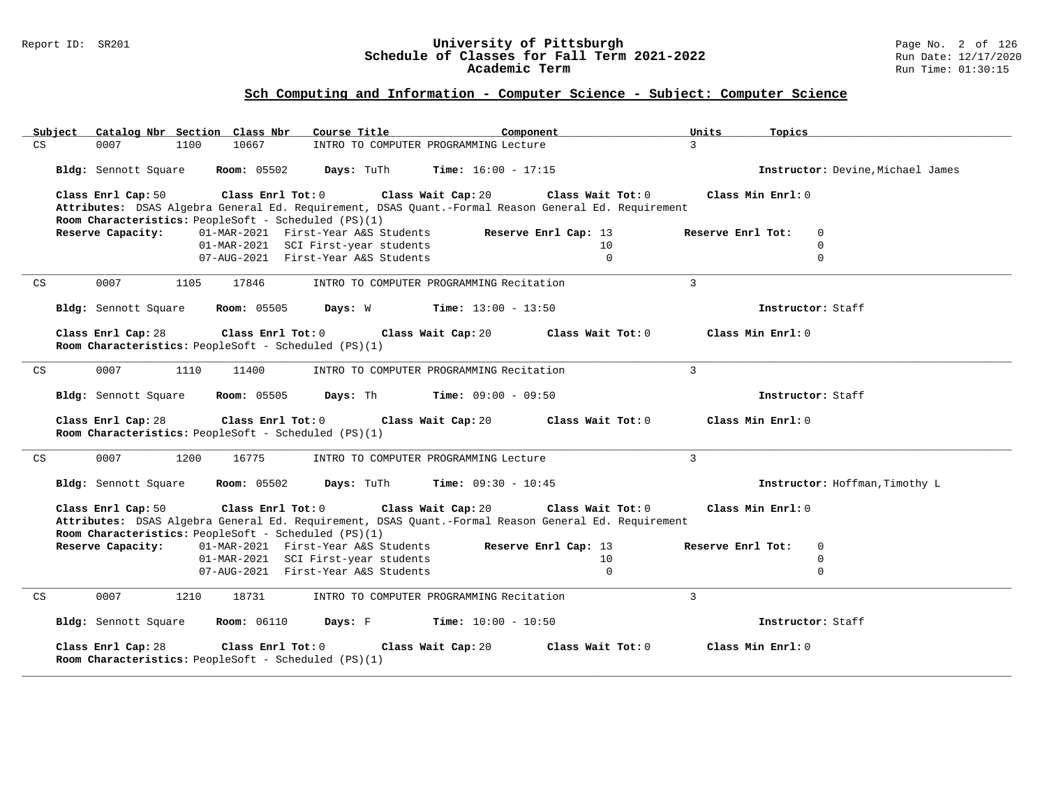## Sch Computing and Information - Computer Science - Subject: Computer Science

| Subject | Catalog Nbr | Section | Class Nbr | Course Title | Component | Units | Topics |
|---|---|---|---|---|---|---|---|
| CS | 0007 | 1100 | 10667 | INTRO TO COMPUTER PROGRAMMING | Lecture | 3 | |

**Bldg:** Sennott Square **Room:** 05502 **Days:** TuTh **Time:** 16:00 - 17:15 **Instructor:** Devine,Michael James

**Class Enrl Cap:** 50 **Class Enrl Tot:** 0 **Class Wait Cap:** 20 **Class Wait Tot:** 0 **Class Min Enrl:** 0
**Attributes:** DSAS Algebra General Ed. Requirement, DSAS Quant.-Formal Reason General Ed. Requirement
**Room Characteristics:** PeopleSoft - Scheduled (PS)(1)

| Reserve Capacity: | | Reserve Enrl Cap: | Reserve Enrl Tot: |
|---|---|---|---|
| 01-MAR-2021 | First-Year A&S Students | 13 | 0 |
| 01-MAR-2021 | SCI First-year students | 10 | 0 |
| 07-AUG-2021 | First-Year A&S Students | 0 | 0 |

---

| Subject | Catalog Nbr | Section | Class Nbr | Course Title | Component | Units | Topics |
|---|---|---|---|---|---|---|---|
| CS | 0007 | 1105 | 17846 | INTRO TO COMPUTER PROGRAMMING | Recitation | 3 | |

**Bldg:** Sennott Square **Room:** 05505 **Days:** W **Time:** 13:00 - 13:50 **Instructor:** Staff

**Class Enrl Cap:** 28 **Class Enrl Tot:** 0 **Class Wait Cap:** 20 **Class Wait Tot:** 0 **Class Min Enrl:** 0
**Room Characteristics:** PeopleSoft - Scheduled (PS)(1)

---

| Subject | Catalog Nbr | Section | Class Nbr | Course Title | Component | Units | Topics |
|---|---|---|---|---|---|---|---|
| CS | 0007 | 1110 | 11400 | INTRO TO COMPUTER PROGRAMMING | Recitation | 3 | |

**Bldg:** Sennott Square **Room:** 05505 **Days:** Th **Time:** 09:00 - 09:50 **Instructor:** Staff

**Class Enrl Cap:** 28 **Class Enrl Tot:** 0 **Class Wait Cap:** 20 **Class Wait Tot:** 0 **Class Min Enrl:** 0
**Room Characteristics:** PeopleSoft - Scheduled (PS)(1)

---

| Subject | Catalog Nbr | Section | Class Nbr | Course Title | Component | Units | Topics |
|---|---|---|---|---|---|---|---|
| CS | 0007 | 1200 | 16775 | INTRO TO COMPUTER PROGRAMMING | Lecture | 3 | |

**Bldg:** Sennott Square **Room:** 05502 **Days:** TuTh **Time:** 09:30 - 10:45 **Instructor:** Hoffman,Timothy L

**Class Enrl Cap:** 50 **Class Enrl Tot:** 0 **Class Wait Cap:** 20 **Class Wait Tot:** 0 **Class Min Enrl:** 0
**Attributes:** DSAS Algebra General Ed. Requirement, DSAS Quant.-Formal Reason General Ed. Requirement
**Room Characteristics:** PeopleSoft - Scheduled (PS)(1)

| Reserve Capacity: | | Reserve Enrl Cap: | Reserve Enrl Tot: |
|---|---|---|---|
| 01-MAR-2021 | First-Year A&S Students | 13 | 0 |
| 01-MAR-2021 | SCI First-year students | 10 | 0 |
| 07-AUG-2021 | First-Year A&S Students | 0 | 0 |

---

| Subject | Catalog Nbr | Section | Class Nbr | Course Title | Component | Units | Topics |
|---|---|---|---|---|---|---|---|
| CS | 0007 | 1210 | 18731 | INTRO TO COMPUTER PROGRAMMING | Recitation | 3 | |

**Bldg:** Sennott Square **Room:** 06110 **Days:** F **Time:** 10:00 - 10:50 **Instructor:** Staff

**Class Enrl Cap:** 28 **Class Enrl Tot:** 0 **Class Wait Cap:** 20 **Class Wait Tot:** 0 **Class Min Enrl:** 0
**Room Characteristics:** PeopleSoft - Scheduled (PS)(1)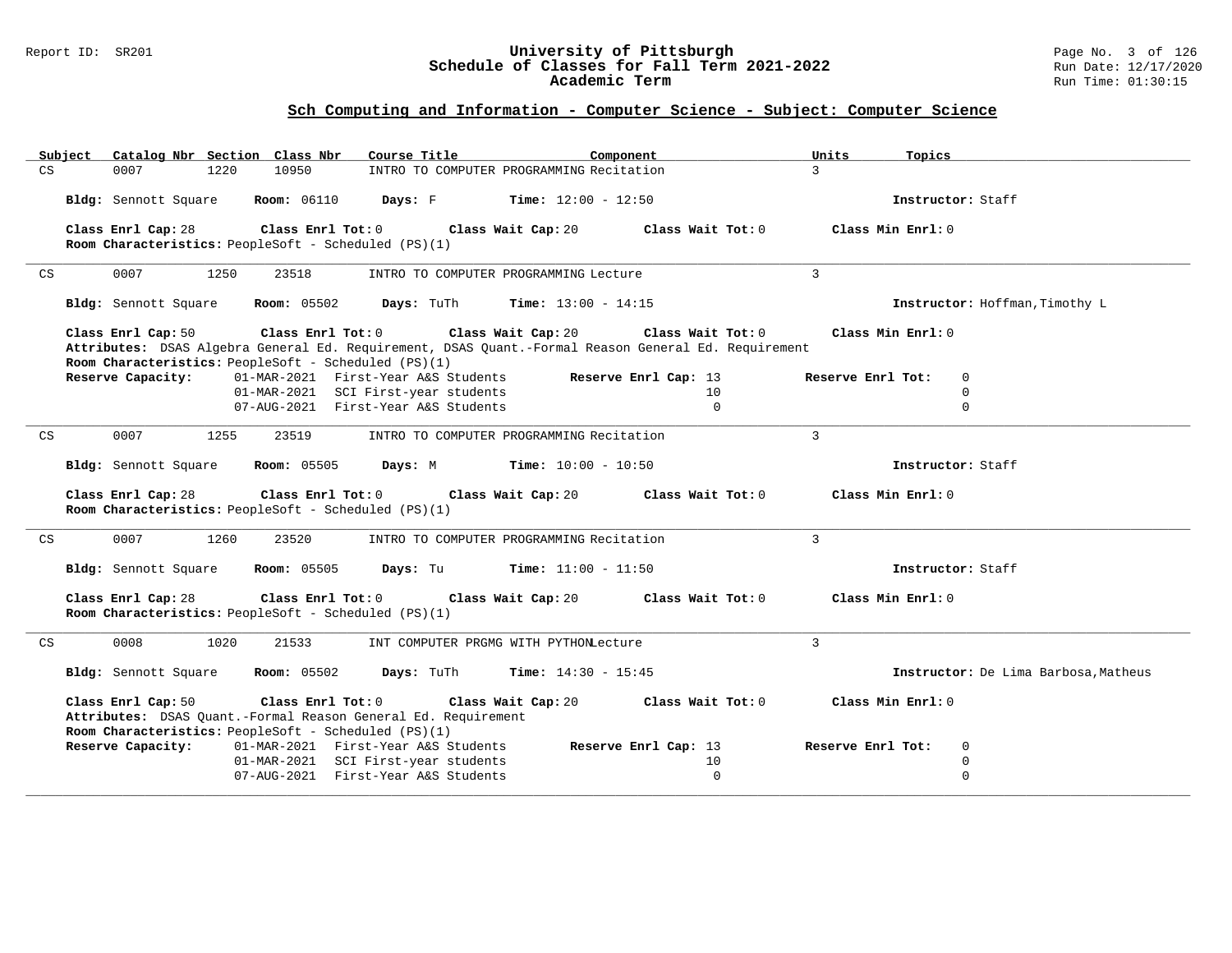## Sch Computing and Information - Computer Science - Subject: Computer Science

| Subject | Catalog Nbr | Section | Class Nbr | Course Title | Component | Units | Topics |
|---|---|---|---|---|---|---|---|
| CS | 0007 | 1220 | 10950 | INTRO TO COMPUTER PROGRAMMING | Recitation | 3 | |

**Bldg:** Sennott Square **Room:** 06110 **Days:** F **Time:** 12:00 - 12:50 **Instructor:** Staff

**Class Enrl Cap:** 28 **Class Enrl Tot:** 0 **Class Wait Cap:** 20 **Class Wait Tot:** 0 **Class Min Enrl:** 0
**Room Characteristics:** PeopleSoft - Scheduled (PS)(1)

---

| Subject | Catalog Nbr | Section | Class Nbr | Course Title | Component | Units |
|---|---|---|---|---|---|---|
| CS | 0007 | 1250 | 23518 | INTRO TO COMPUTER PROGRAMMING | Lecture | 3 |

**Bldg:** Sennott Square **Room:** 05502 **Days:** TuTh **Time:** 13:00 - 14:15 **Instructor:** Hoffman,Timothy L

**Class Enrl Cap:** 50 **Class Enrl Tot:** 0 **Class Wait Cap:** 20 **Class Wait Tot:** 0 **Class Min Enrl:** 0
**Attributes:** DSAS Algebra General Ed. Requirement, DSAS Quant.-Formal Reason General Ed. Requirement
**Room Characteristics:** PeopleSoft - Scheduled (PS)(1)

| Reserve Capacity: | Date | Group | Reserve Enrl Cap | Reserve Enrl Tot |
|---|---|---|---|---|
| | 01-MAR-2021 | First-Year A&S Students | 13 | 0 |
| | 01-MAR-2021 | SCI First-year students | 10 | 0 |
| | 07-AUG-2021 | First-Year A&S Students | 0 | 0 |

---

| Subject | Catalog Nbr | Section | Class Nbr | Course Title | Component | Units |
|---|---|---|---|---|---|---|
| CS | 0007 | 1255 | 23519 | INTRO TO COMPUTER PROGRAMMING | Recitation | 3 |

**Bldg:** Sennott Square **Room:** 05505 **Days:** M **Time:** 10:00 - 10:50 **Instructor:** Staff

**Class Enrl Cap:** 28 **Class Enrl Tot:** 0 **Class Wait Cap:** 20 **Class Wait Tot:** 0 **Class Min Enrl:** 0
**Room Characteristics:** PeopleSoft - Scheduled (PS)(1)

---

| Subject | Catalog Nbr | Section | Class Nbr | Course Title | Component | Units |
|---|---|---|---|---|---|---|
| CS | 0007 | 1260 | 23520 | INTRO TO COMPUTER PROGRAMMING | Recitation | 3 |

**Bldg:** Sennott Square **Room:** 05505 **Days:** Tu **Time:** 11:00 - 11:50 **Instructor:** Staff

**Class Enrl Cap:** 28 **Class Enrl Tot:** 0 **Class Wait Cap:** 20 **Class Wait Tot:** 0 **Class Min Enrl:** 0
**Room Characteristics:** PeopleSoft - Scheduled (PS)(1)

---

| Subject | Catalog Nbr | Section | Class Nbr | Course Title | Component | Units |
|---|---|---|---|---|---|---|
| CS | 0008 | 1020 | 21533 | INT COMPUTER PRGMG WITH PYTHON | Lecture | 3 |

**Bldg:** Sennott Square **Room:** 05502 **Days:** TuTh **Time:** 14:30 - 15:45 **Instructor:** De Lima Barbosa,Matheus

**Class Enrl Cap:** 50 **Class Enrl Tot:** 0 **Class Wait Cap:** 20 **Class Wait Tot:** 0 **Class Min Enrl:** 0
**Attributes:** DSAS Quant.-Formal Reason General Ed. Requirement
**Room Characteristics:** PeopleSoft - Scheduled (PS)(1)

| Reserve Capacity: | Date | Group | Reserve Enrl Cap | Reserve Enrl Tot |
|---|---|---|---|---|
| | 01-MAR-2021 | First-Year A&S Students | 13 | 0 |
| | 01-MAR-2021 | SCI First-year students | 10 | 0 |
| | 07-AUG-2021 | First-Year A&S Students | 0 | 0 |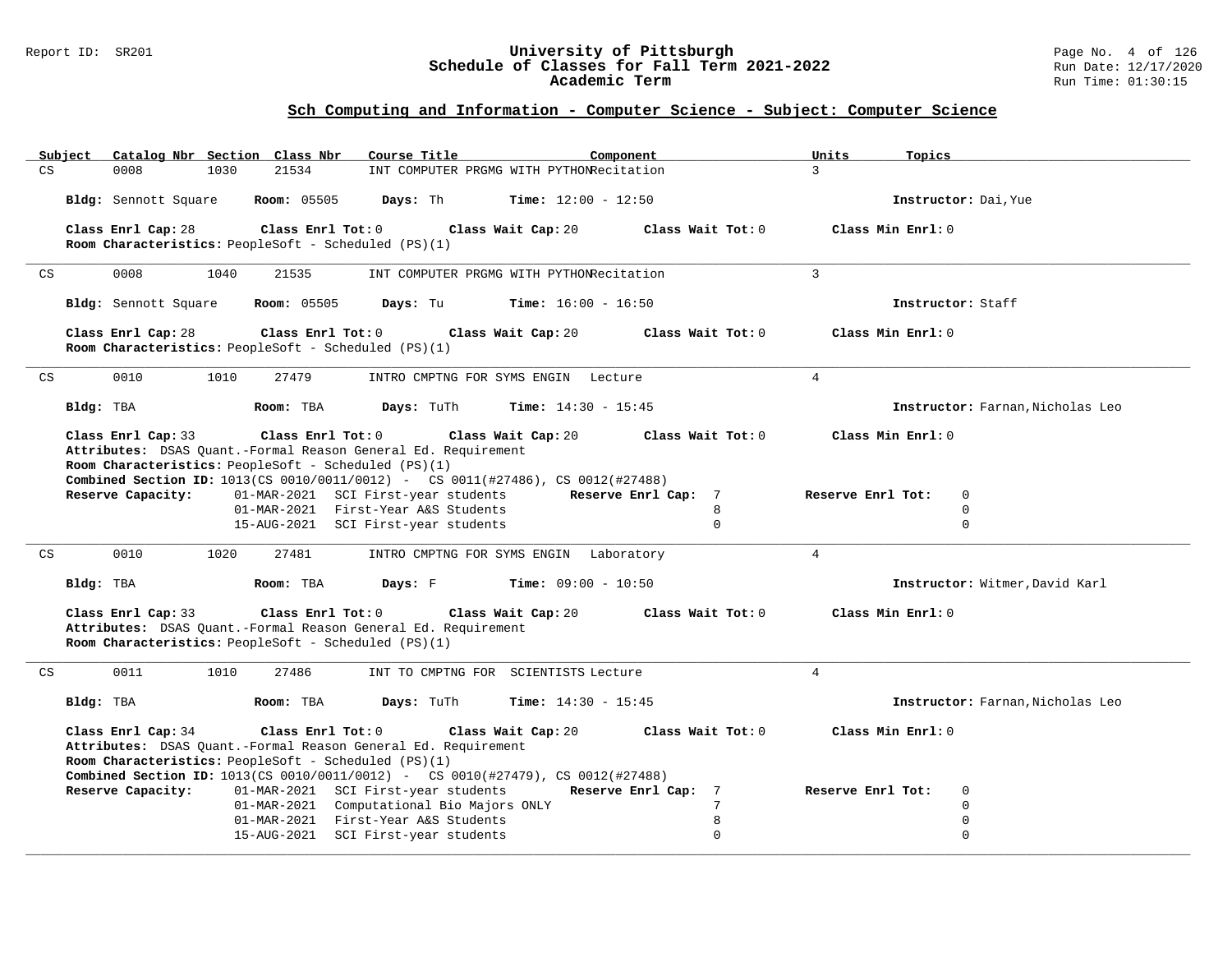## Sch Computing and Information - Computer Science - Subject: Computer Science

| Subject | Catalog Nbr | Section | Class Nbr | Course Title | Component | Units | Topics |
|---|---|---|---|---|---|---|---|
| CS | 0008 | 1030 | 21534 | INT COMPUTER PRGMG WITH PYTHON | Recitation | 3 | |

**Bldg:** Sennott Square **Room:** 05505 **Days:** Th **Time:** 12:00 - 12:50 **Instructor:** Dai,Yue

**Class Enrl Cap:** 28 **Class Enrl Tot:** 0 **Class Wait Cap:** 20 **Class Wait Tot:** 0 **Class Min Enrl:** 0

**Room Characteristics:** PeopleSoft - Scheduled (PS)(1)

---

| Subject | Catalog Nbr | Section | Class Nbr | Course Title | Component | Units | Topics |
|---|---|---|---|---|---|---|---|
| CS | 0008 | 1040 | 21535 | INT COMPUTER PRGMG WITH PYTHON | Recitation | 3 | |

**Bldg:** Sennott Square **Room:** 05505 **Days:** Tu **Time:** 16:00 - 16:50 **Instructor:** Staff

**Class Enrl Cap:** 28 **Class Enrl Tot:** 0 **Class Wait Cap:** 20 **Class Wait Tot:** 0 **Class Min Enrl:** 0

**Room Characteristics:** PeopleSoft - Scheduled (PS)(1)

---

| Subject | Catalog Nbr | Section | Class Nbr | Course Title | Component | Units | Topics |
|---|---|---|---|---|---|---|---|
| CS | 0010 | 1010 | 27479 | INTRO CMPTNG FOR SYMS ENGIN | Lecture | 4 | |

**Bldg:** TBA **Room:** TBA **Days:** TuTh **Time:** 14:30 - 15:45 **Instructor:** Farnan,Nicholas Leo

**Class Enrl Cap:** 33 **Class Enrl Tot:** 0 **Class Wait Cap:** 20 **Class Wait Tot:** 0 **Class Min Enrl:** 0

**Attributes:** DSAS Quant.-Formal Reason General Ed. Requirement

**Room Characteristics:** PeopleSoft - Scheduled (PS)(1)

**Combined Section ID:** 1013(CS 0010/0011/0012) - CS 0011(#27486), CS 0012(#27488)

| Reserve Capacity: | | Reserve Enrl Cap: | Reserve Enrl Tot: |
|---|---|---|---|
| 01-MAR-2021 | SCI First-year students | 7 | 0 |
| 01-MAR-2021 | First-Year A&S Students | 8 | 0 |
| 15-AUG-2021 | SCI First-year students | 0 | 0 |

---

| Subject | Catalog Nbr | Section | Class Nbr | Course Title | Component | Units | Topics |
|---|---|---|---|---|---|---|---|
| CS | 0010 | 1020 | 27481 | INTRO CMPTNG FOR SYMS ENGIN | Laboratory | 4 | |

**Bldg:** TBA **Room:** TBA **Days:** F **Time:** 09:00 - 10:50 **Instructor:** Witmer,David Karl

**Class Enrl Cap:** 33 **Class Enrl Tot:** 0 **Class Wait Cap:** 20 **Class Wait Tot:** 0 **Class Min Enrl:** 0

**Attributes:** DSAS Quant.-Formal Reason General Ed. Requirement

**Room Characteristics:** PeopleSoft - Scheduled (PS)(1)

---

| Subject | Catalog Nbr | Section | Class Nbr | Course Title | Component | Units | Topics |
|---|---|---|---|---|---|---|---|
| CS | 0011 | 1010 | 27486 | INT TO CMPTNG FOR SCIENTISTS | Lecture | 4 | |

**Bldg:** TBA **Room:** TBA **Days:** TuTh **Time:** 14:30 - 15:45 **Instructor:** Farnan,Nicholas Leo

**Class Enrl Cap:** 34 **Class Enrl Tot:** 0 **Class Wait Cap:** 20 **Class Wait Tot:** 0 **Class Min Enrl:** 0

**Attributes:** DSAS Quant.-Formal Reason General Ed. Requirement

**Room Characteristics:** PeopleSoft - Scheduled (PS)(1)

**Combined Section ID:** 1013(CS 0010/0011/0012) - CS 0010(#27479), CS 0012(#27488)

| Reserve Capacity: | | Reserve Enrl Cap: | Reserve Enrl Tot: |
|---|---|---|---|
| 01-MAR-2021 | SCI First-year students | 7 | 0 |
| 01-MAR-2021 | Computational Bio Majors ONLY | 7 | 0 |
| 01-MAR-2021 | First-Year A&S Students | 8 | 0 |
| 15-AUG-2021 | SCI First-year students | 0 | 0 |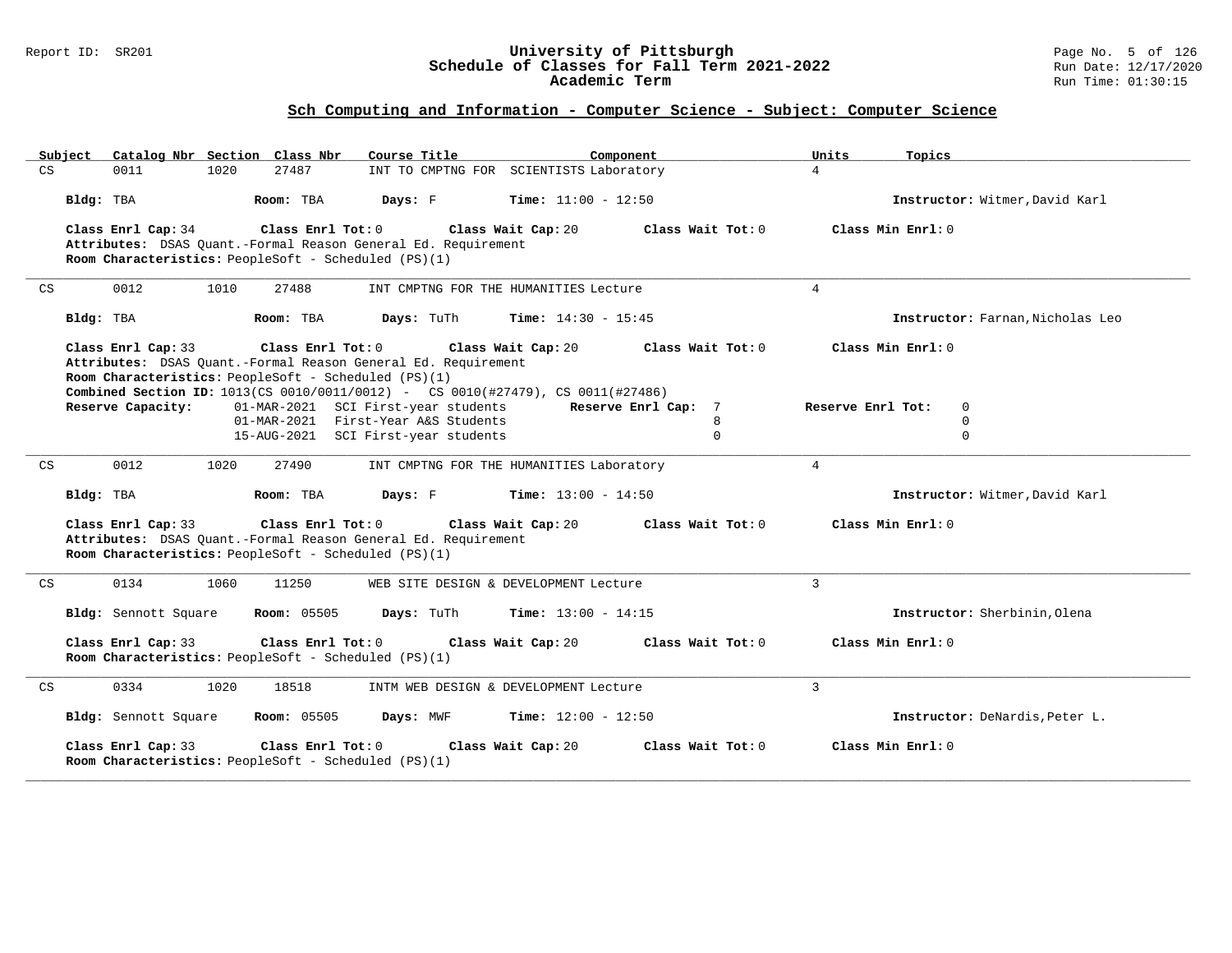## Sch Computing and Information - Computer Science - Subject: Computer Science

| Subject | Catalog Nbr | Section | Class Nbr | Course Title | Component | Units | Topics |
|---|---|---|---|---|---|---|---|
| CS | 0011 | 1020 | 27487 | INT TO CMPTNG FOR SCIENTISTS | Laboratory | 4 | |

**Bldg:** TBA **Room:** TBA **Days:** F **Time:** 11:00 - 12:50 **Instructor:** Witmer,David Karl

**Class Enrl Cap:** 34 **Class Enrl Tot:** 0 **Class Wait Cap:** 20 **Class Wait Tot:** 0 **Class Min Enrl:** 0
**Attributes:** DSAS Quant.-Formal Reason General Ed. Requirement
**Room Characteristics:** PeopleSoft - Scheduled (PS)(1)

---

| Subject | Catalog Nbr | Section | Class Nbr | Course Title | Component | Units | Topics |
|---|---|---|---|---|---|---|---|
| CS | 0012 | 1010 | 27488 | INT CMPTNG FOR THE HUMANITIES | Lecture | 4 | |

**Bldg:** TBA **Room:** TBA **Days:** TuTh **Time:** 14:30 - 15:45 **Instructor:** Farnan,Nicholas Leo

**Class Enrl Cap:** 33 **Class Enrl Tot:** 0 **Class Wait Cap:** 20 **Class Wait Tot:** 0 **Class Min Enrl:** 0
**Attributes:** DSAS Quant.-Formal Reason General Ed. Requirement
**Room Characteristics:** PeopleSoft - Scheduled (PS)(1)
**Combined Section ID:** 1013(CS 0010/0011/0012) - CS 0010(#27479), CS 0011(#27486)

| Reserve Capacity: | | Reserve Enrl Cap: | Reserve Enrl Tot: |
|---|---|---|---|
| 01-MAR-2021 | SCI First-year students | 7 | 0 |
| 01-MAR-2021 | First-Year A&S Students | 8 | 0 |
| 15-AUG-2021 | SCI First-year students | 0 | 0 |

---

| Subject | Catalog Nbr | Section | Class Nbr | Course Title | Component | Units | Topics |
|---|---|---|---|---|---|---|---|
| CS | 0012 | 1020 | 27490 | INT CMPTNG FOR THE HUMANITIES | Laboratory | 4 | |

**Bldg:** TBA **Room:** TBA **Days:** F **Time:** 13:00 - 14:50 **Instructor:** Witmer,David Karl

**Class Enrl Cap:** 33 **Class Enrl Tot:** 0 **Class Wait Cap:** 20 **Class Wait Tot:** 0 **Class Min Enrl:** 0
**Attributes:** DSAS Quant.-Formal Reason General Ed. Requirement
**Room Characteristics:** PeopleSoft - Scheduled (PS)(1)

---

| Subject | Catalog Nbr | Section | Class Nbr | Course Title | Component | Units | Topics |
|---|---|---|---|---|---|---|---|
| CS | 0134 | 1060 | 11250 | WEB SITE DESIGN & DEVELOPMENT | Lecture | 3 | |

**Bldg:** Sennott Square **Room:** 05505 **Days:** TuTh **Time:** 13:00 - 14:15 **Instructor:** Sherbinin,Olena

**Class Enrl Cap:** 33 **Class Enrl Tot:** 0 **Class Wait Cap:** 20 **Class Wait Tot:** 0 **Class Min Enrl:** 0
**Room Characteristics:** PeopleSoft - Scheduled (PS)(1)

---

| Subject | Catalog Nbr | Section | Class Nbr | Course Title | Component | Units | Topics |
|---|---|---|---|---|---|---|---|
| CS | 0334 | 1020 | 18518 | INTM WEB DESIGN & DEVELOPMENT | Lecture | 3 | |

**Bldg:** Sennott Square **Room:** 05505 **Days:** MWF **Time:** 12:00 - 12:50 **Instructor:** DeNardis,Peter L.

**Class Enrl Cap:** 33 **Class Enrl Tot:** 0 **Class Wait Cap:** 20 **Class Wait Tot:** 0 **Class Min Enrl:** 0
**Room Characteristics:** PeopleSoft - Scheduled (PS)(1)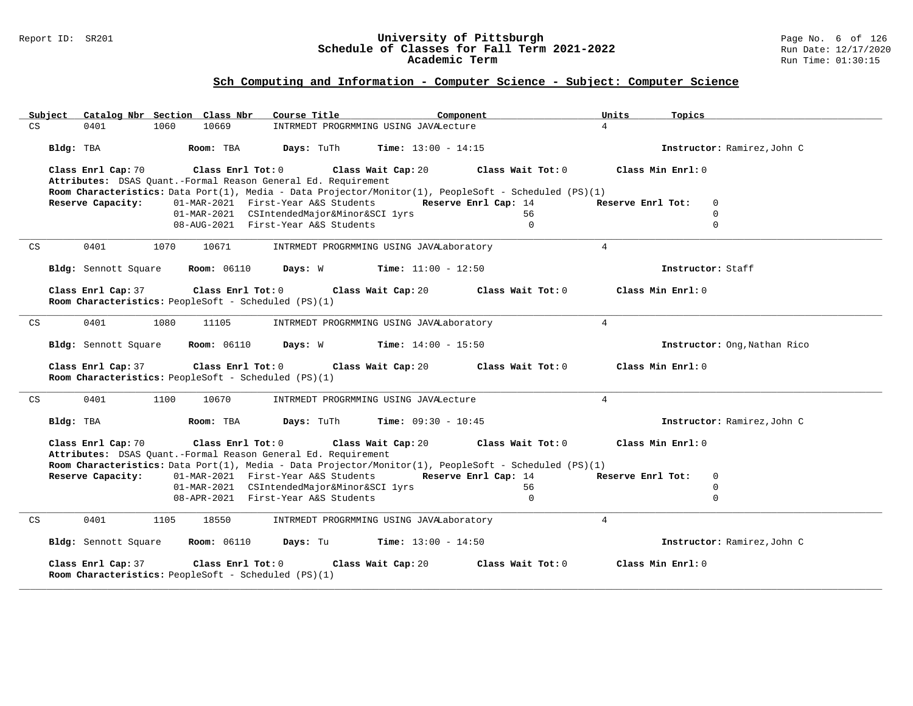## Sch Computing and Information - Computer Science - Subject: Computer Science

| Subject | Catalog Nbr | Section | Class Nbr | Course Title | Component | Units | Topics |
|---|---|---|---|---|---|---|---|
| CS | 0401 | 1060 | 10669 | INTRMEDT PROGRMMING USING JAVA | Lecture | 4 | |

**Bldg:** TBA **Room:** TBA **Days:** TuTh **Time:** 13:00 - 14:15 **Instructor:** Ramirez,John C

**Class Enrl Cap:** 70 **Class Enrl Tot:** 0 **Class Wait Cap:** 20 **Class Wait Tot:** 0 **Class Min Enrl:** 0

**Attributes:** DSAS Quant.-Formal Reason General Ed. Requirement

**Room Characteristics:** Data Port(1), Media - Data Projector/Monitor(1), PeopleSoft - Scheduled (PS)(1)

| Reserve Capacity: | Date | Group | Reserve Enrl Cap | Reserve Enrl Tot |
|---|---|---|---|---|
| | 01-MAR-2021 | First-Year A&S Students | 14 | 0 |
| | 01-MAR-2021 | CSIntendedMajor&Minor&SCI 1yrs | 56 | 0 |
| | 08-AUG-2021 | First-Year A&S Students | 0 | 0 |

---

| Subject | Catalog Nbr | Section | Class Nbr | Course Title | Component | Units | Topics |
|---|---|---|---|---|---|---|---|
| CS | 0401 | 1070 | 10671 | INTRMEDT PROGRMMING USING JAVA | Laboratory | 4 | |

**Bldg:** Sennott Square **Room:** 06110 **Days:** W **Time:** 11:00 - 12:50 **Instructor:** Staff

**Class Enrl Cap:** 37 **Class Enrl Tot:** 0 **Class Wait Cap:** 20 **Class Wait Tot:** 0 **Class Min Enrl:** 0

**Room Characteristics:** PeopleSoft - Scheduled (PS)(1)

---

| Subject | Catalog Nbr | Section | Class Nbr | Course Title | Component | Units | Topics |
|---|---|---|---|---|---|---|---|
| CS | 0401 | 1080 | 11105 | INTRMEDT PROGRMMING USING JAVA | Laboratory | 4 | |

**Bldg:** Sennott Square **Room:** 06110 **Days:** W **Time:** 14:00 - 15:50 **Instructor:** Ong,Nathan Rico

**Class Enrl Cap:** 37 **Class Enrl Tot:** 0 **Class Wait Cap:** 20 **Class Wait Tot:** 0 **Class Min Enrl:** 0

**Room Characteristics:** PeopleSoft - Scheduled (PS)(1)

---

| Subject | Catalog Nbr | Section | Class Nbr | Course Title | Component | Units | Topics |
|---|---|---|---|---|---|---|---|
| CS | 0401 | 1100 | 10670 | INTRMEDT PROGRMMING USING JAVA | Lecture | 4 | |

**Bldg:** TBA **Room:** TBA **Days:** TuTh **Time:** 09:30 - 10:45 **Instructor:** Ramirez,John C

**Class Enrl Cap:** 70 **Class Enrl Tot:** 0 **Class Wait Cap:** 20 **Class Wait Tot:** 0 **Class Min Enrl:** 0

**Attributes:** DSAS Quant.-Formal Reason General Ed. Requirement

**Room Characteristics:** Data Port(1), Media - Data Projector/Monitor(1), PeopleSoft - Scheduled (PS)(1)

| Reserve Capacity: | Date | Group | Reserve Enrl Cap | Reserve Enrl Tot |
|---|---|---|---|---|
| | 01-MAR-2021 | First-Year A&S Students | 14 | 0 |
| | 01-MAR-2021 | CSIntendedMajor&Minor&SCI 1yrs | 56 | 0 |
| | 08-APR-2021 | First-Year A&S Students | 0 | 0 |

---

| Subject | Catalog Nbr | Section | Class Nbr | Course Title | Component | Units | Topics |
|---|---|---|---|---|---|---|---|
| CS | 0401 | 1105 | 18550 | INTRMEDT PROGRMMING USING JAVA | Laboratory | 4 | |

**Bldg:** Sennott Square **Room:** 06110 **Days:** Tu **Time:** 13:00 - 14:50 **Instructor:** Ramirez,John C

**Class Enrl Cap:** 37 **Class Enrl Tot:** 0 **Class Wait Cap:** 20 **Class Wait Tot:** 0 **Class Min Enrl:** 0

**Room Characteristics:** PeopleSoft - Scheduled (PS)(1)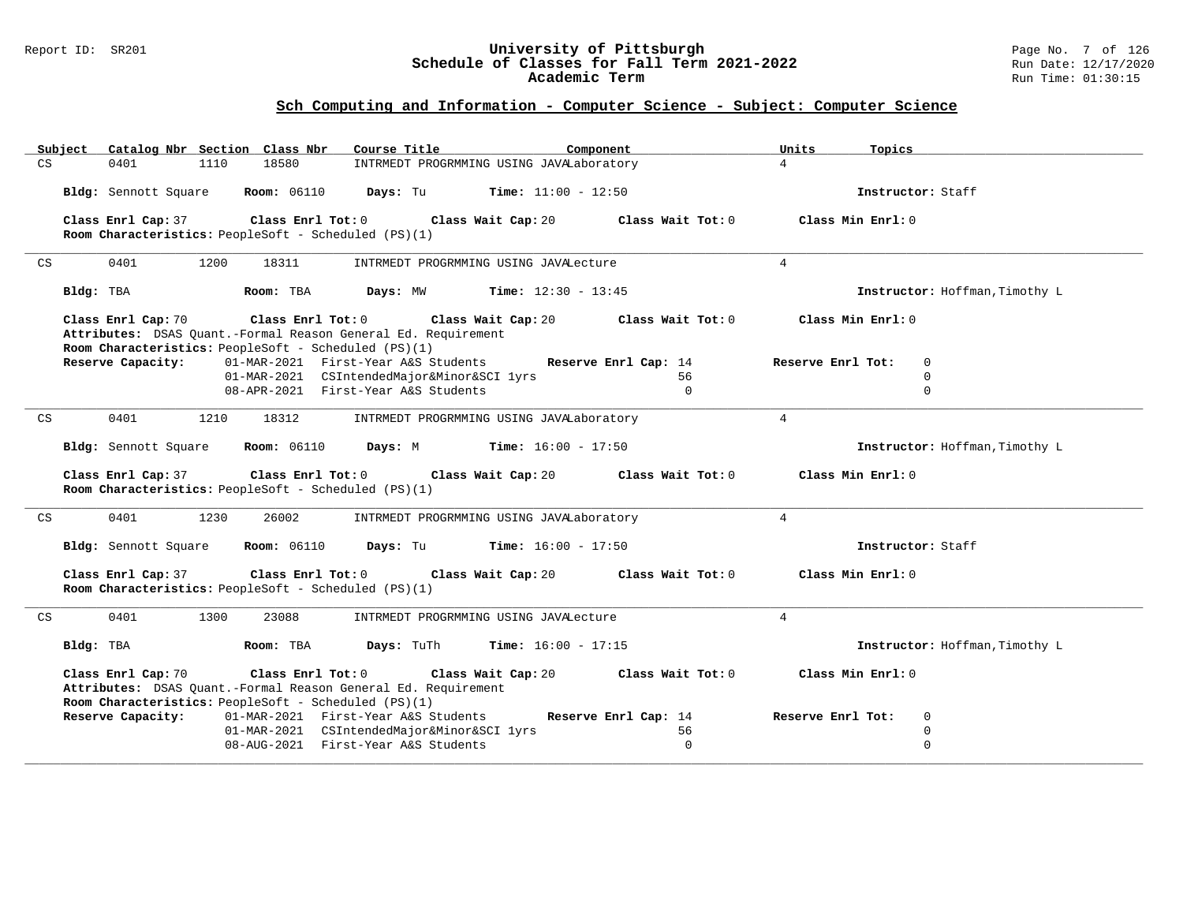## Sch Computing and Information - Computer Science - Subject: Computer Science

| Subject | Catalog Nbr | Section | Class Nbr | Course Title | Component | Units | Topics |
|---|---|---|---|---|---|---|---|
| CS | 0401 | 1110 | 18580 | INTRMEDT PROGRMMING USING JAVA | Laboratory | 4 | |

**Bldg:** Sennott Square **Room:** 06110 **Days:** Tu **Time:** 11:00 - 12:50 **Instructor:** Staff

**Class Enrl Cap:** 37 **Class Enrl Tot:** 0 **Class Wait Cap:** 20 **Class Wait Tot:** 0 **Class Min Enrl:** 0
**Room Characteristics:** PeopleSoft - Scheduled (PS)(1)

---

| Subject | Catalog Nbr | Section | Class Nbr | Course Title | Component | Units | Topics |
|---|---|---|---|---|---|---|---|
| CS | 0401 | 1200 | 18311 | INTRMEDT PROGRMMING USING JAVA | Lecture | 4 | |

**Bldg:** TBA **Room:** TBA **Days:** MW **Time:** 12:30 - 13:45 **Instructor:** Hoffman,Timothy L

**Class Enrl Cap:** 70 **Class Enrl Tot:** 0 **Class Wait Cap:** 20 **Class Wait Tot:** 0 **Class Min Enrl:** 0
**Attributes:** DSAS Quant.-Formal Reason General Ed. Requirement
**Room Characteristics:** PeopleSoft - Scheduled (PS)(1)

| Reserve Capacity: | | Reserve Enrl Cap: | Reserve Enrl Tot: |
|---|---|---|---|
| 01-MAR-2021 | First-Year A&S Students | 14 | 0 |
| 01-MAR-2021 | CSIntendedMajor&Minor&SCI 1yrs | 56 | 0 |
| 08-APR-2021 | First-Year A&S Students | 0 | 0 |

---

| Subject | Catalog Nbr | Section | Class Nbr | Course Title | Component | Units | Topics |
|---|---|---|---|---|---|---|---|
| CS | 0401 | 1210 | 18312 | INTRMEDT PROGRMMING USING JAVA | Laboratory | 4 | |

**Bldg:** Sennott Square **Room:** 06110 **Days:** M **Time:** 16:00 - 17:50 **Instructor:** Hoffman,Timothy L

**Class Enrl Cap:** 37 **Class Enrl Tot:** 0 **Class Wait Cap:** 20 **Class Wait Tot:** 0 **Class Min Enrl:** 0
**Room Characteristics:** PeopleSoft - Scheduled (PS)(1)

---

| Subject | Catalog Nbr | Section | Class Nbr | Course Title | Component | Units | Topics |
|---|---|---|---|---|---|---|---|
| CS | 0401 | 1230 | 26002 | INTRMEDT PROGRMMING USING JAVA | Laboratory | 4 | |

**Bldg:** Sennott Square **Room:** 06110 **Days:** Tu **Time:** 16:00 - 17:50 **Instructor:** Staff

**Class Enrl Cap:** 37 **Class Enrl Tot:** 0 **Class Wait Cap:** 20 **Class Wait Tot:** 0 **Class Min Enrl:** 0
**Room Characteristics:** PeopleSoft - Scheduled (PS)(1)

---

| Subject | Catalog Nbr | Section | Class Nbr | Course Title | Component | Units | Topics |
|---|---|---|---|---|---|---|---|
| CS | 0401 | 1300 | 23088 | INTRMEDT PROGRMMING USING JAVA | Lecture | 4 | |

**Bldg:** TBA **Room:** TBA **Days:** TuTh **Time:** 16:00 - 17:15 **Instructor:** Hoffman,Timothy L

**Class Enrl Cap:** 70 **Class Enrl Tot:** 0 **Class Wait Cap:** 20 **Class Wait Tot:** 0 **Class Min Enrl:** 0
**Attributes:** DSAS Quant.-Formal Reason General Ed. Requirement
**Room Characteristics:** PeopleSoft - Scheduled (PS)(1)

| Reserve Capacity: | | Reserve Enrl Cap: | Reserve Enrl Tot: |
|---|---|---|---|
| 01-MAR-2021 | First-Year A&S Students | 14 | 0 |
| 01-MAR-2021 | CSIntendedMajor&Minor&SCI 1yrs | 56 | 0 |
| 08-AUG-2021 | First-Year A&S Students | 0 | 0 |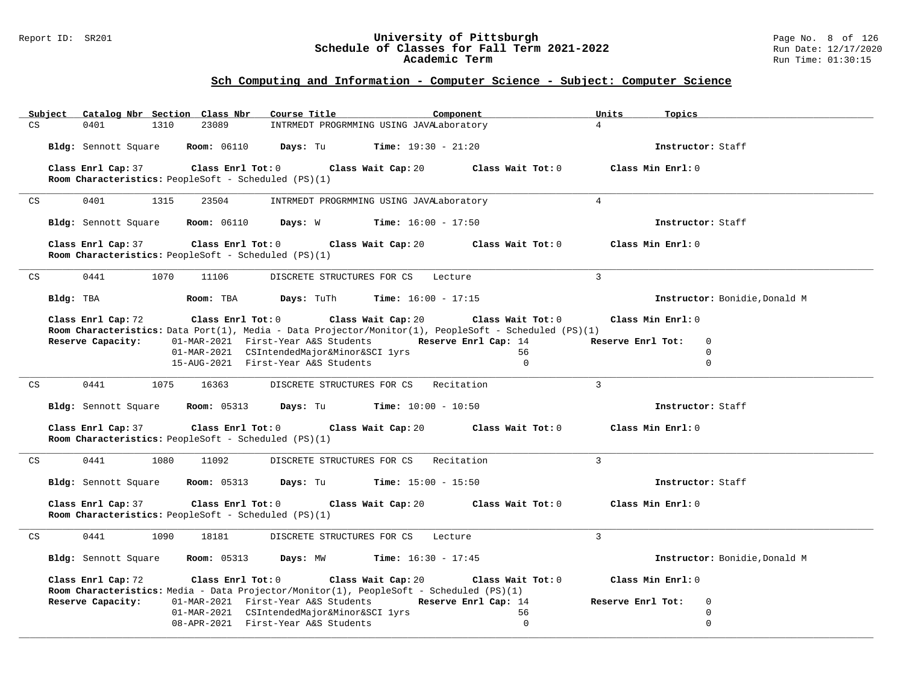## Sch Computing and Information - Computer Science - Subject: Computer Science

| Subject | Catalog Nbr | Section | Class Nbr | Course Title | Component | Units | Topics |
|---|---|---|---|---|---|---|---|
| CS | 0401 | 1310 | 23089 | INTRMEDT PROGRMMING USING JAVA | Laboratory | 4 | |

**Bldg:** Sennott Square **Room:** 06110 **Days:** Tu **Time:** 19:30 - 21:20 **Instructor:** Staff

**Class Enrl Cap:** 37 **Class Enrl Tot:** 0 **Class Wait Cap:** 20 **Class Wait Tot:** 0 **Class Min Enrl:** 0
**Room Characteristics:** PeopleSoft - Scheduled (PS)(1)

---

| Subject | Catalog Nbr | Section | Class Nbr | Course Title | Component | Units | Topics |
|---|---|---|---|---|---|---|---|
| CS | 0401 | 1315 | 23504 | INTRMEDT PROGRMMING USING JAVA | Laboratory | 4 | |

**Bldg:** Sennott Square **Room:** 06110 **Days:** W **Time:** 16:00 - 17:50 **Instructor:** Staff

**Class Enrl Cap:** 37 **Class Enrl Tot:** 0 **Class Wait Cap:** 20 **Class Wait Tot:** 0 **Class Min Enrl:** 0
**Room Characteristics:** PeopleSoft - Scheduled (PS)(1)

---

| Subject | Catalog Nbr | Section | Class Nbr | Course Title | Component | Units | Topics |
|---|---|---|---|---|---|---|---|
| CS | 0441 | 1070 | 11106 | DISCRETE STRUCTURES FOR CS | Lecture | 3 | |

**Bldg:** TBA **Room:** TBA **Days:** TuTh **Time:** 16:00 - 17:15 **Instructor:** Bonidie,Donald M

**Class Enrl Cap:** 72 **Class Enrl Tot:** 0 **Class Wait Cap:** 20 **Class Wait Tot:** 0 **Class Min Enrl:** 0
**Room Characteristics:** Data Port(1), Media - Data Projector/Monitor(1), PeopleSoft - Scheduled (PS)(1)

| Reserve Capacity: | Date | Group | Reserve Enrl Cap | Reserve Enrl Tot |
|---|---|---|---|---|
| | 01-MAR-2021 | First-Year A&S Students | 14 | 0 |
| | 01-MAR-2021 | CSIntendedMajor&Minor&SCI 1yrs | 56 | 0 |
| | 15-AUG-2021 | First-Year A&S Students | 0 | 0 |

---

| Subject | Catalog Nbr | Section | Class Nbr | Course Title | Component | Units | Topics |
|---|---|---|---|---|---|---|---|
| CS | 0441 | 1075 | 16363 | DISCRETE STRUCTURES FOR CS | Recitation | 3 | |

**Bldg:** Sennott Square **Room:** 05313 **Days:** Tu **Time:** 10:00 - 10:50 **Instructor:** Staff

**Class Enrl Cap:** 37 **Class Enrl Tot:** 0 **Class Wait Cap:** 20 **Class Wait Tot:** 0 **Class Min Enrl:** 0
**Room Characteristics:** PeopleSoft - Scheduled (PS)(1)

---

| Subject | Catalog Nbr | Section | Class Nbr | Course Title | Component | Units | Topics |
|---|---|---|---|---|---|---|---|
| CS | 0441 | 1080 | 11092 | DISCRETE STRUCTURES FOR CS | Recitation | 3 | |

**Bldg:** Sennott Square **Room:** 05313 **Days:** Tu **Time:** 15:00 - 15:50 **Instructor:** Staff

**Class Enrl Cap:** 37 **Class Enrl Tot:** 0 **Class Wait Cap:** 20 **Class Wait Tot:** 0 **Class Min Enrl:** 0
**Room Characteristics:** PeopleSoft - Scheduled (PS)(1)

---

| Subject | Catalog Nbr | Section | Class Nbr | Course Title | Component | Units | Topics |
|---|---|---|---|---|---|---|---|
| CS | 0441 | 1090 | 18181 | DISCRETE STRUCTURES FOR CS | Lecture | 3 | |

**Bldg:** Sennott Square **Room:** 05313 **Days:** MW **Time:** 16:30 - 17:45 **Instructor:** Bonidie,Donald M

**Class Enrl Cap:** 72 **Class Enrl Tot:** 0 **Class Wait Cap:** 20 **Class Wait Tot:** 0 **Class Min Enrl:** 0
**Room Characteristics:** Media - Data Projector/Monitor(1), PeopleSoft - Scheduled (PS)(1)

| Reserve Capacity: | Date | Group | Reserve Enrl Cap | Reserve Enrl Tot |
|---|---|---|---|---|
| | 01-MAR-2021 | First-Year A&S Students | 14 | 0 |
| | 01-MAR-2021 | CSIntendedMajor&Minor&SCI 1yrs | 56 | 0 |
| | 08-APR-2021 | First-Year A&S Students | 0 | 0 |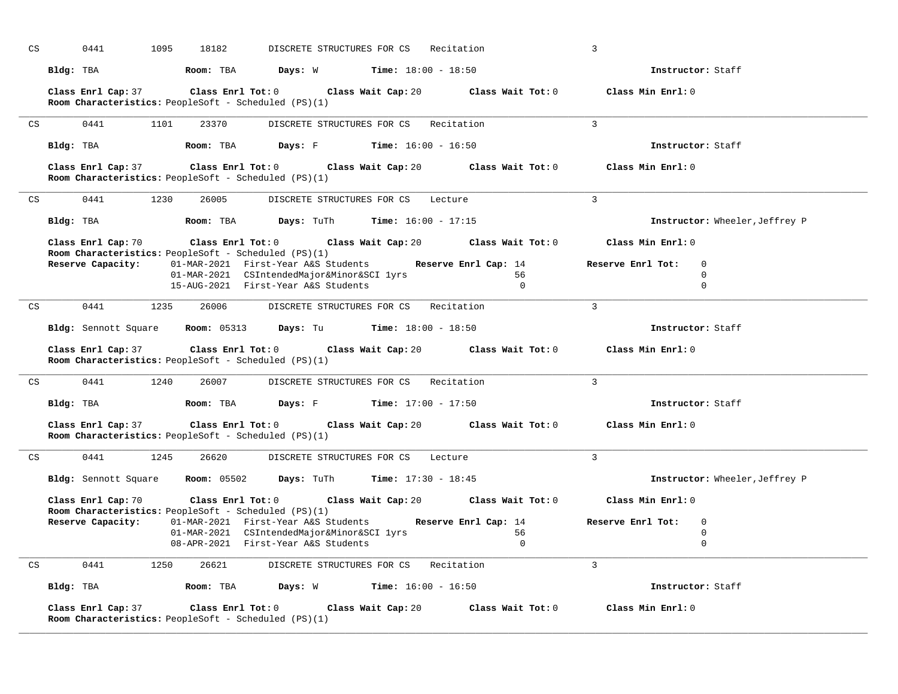CS 0441 1095 18182 DISCRETE STRUCTURES FOR CS Recitation 3

**Bldg:** TBA **Room:** TBA **Days:** W **Time:** 18:00 - 18:50 **Instructor:** Staff

**Class Enrl Cap:** 37 **Class Enrl Tot:** 0 **Class Wait Cap:** 20 **Class Wait Tot:** 0 **Class Min Enrl:** 0
**Room Characteristics:** PeopleSoft - Scheduled (PS)(1)

---

CS 0441 1101 23370 DISCRETE STRUCTURES FOR CS Recitation 3

**Bldg:** TBA **Room:** TBA **Days:** F **Time:** 16:00 - 16:50 **Instructor:** Staff

**Class Enrl Cap:** 37 **Class Enrl Tot:** 0 **Class Wait Cap:** 20 **Class Wait Tot:** 0 **Class Min Enrl:** 0
**Room Characteristics:** PeopleSoft - Scheduled (PS)(1)

---

CS 0441 1230 26005 DISCRETE STRUCTURES FOR CS Lecture 3

**Bldg:** TBA **Room:** TBA **Days:** TuTh **Time:** 16:00 - 17:15 **Instructor:** Wheeler,Jeffrey P

**Class Enrl Cap:** 70 **Class Enrl Tot:** 0 **Class Wait Cap:** 20 **Class Wait Tot:** 0 **Class Min Enrl:** 0
**Room Characteristics:** PeopleSoft - Scheduled (PS)(1)

| **Reserve Capacity:** | | **Reserve Enrl Cap:** | **Reserve Enrl Tot:** |
|---|---|---|---|
| 01-MAR-2021 | First-Year A&S Students | 14 | 0 |
| 01-MAR-2021 | CSIntendedMajor&Minor&SCI 1yrs | 56 | 0 |
| 15-AUG-2021 | First-Year A&S Students | 0 | 0 |

---

CS 0441 1235 26006 DISCRETE STRUCTURES FOR CS Recitation 3

**Bldg:** Sennott Square **Room:** 05313 **Days:** Tu **Time:** 18:00 - 18:50 **Instructor:** Staff

**Class Enrl Cap:** 37 **Class Enrl Tot:** 0 **Class Wait Cap:** 20 **Class Wait Tot:** 0 **Class Min Enrl:** 0
**Room Characteristics:** PeopleSoft - Scheduled (PS)(1)

---

CS 0441 1240 26007 DISCRETE STRUCTURES FOR CS Recitation 3

**Bldg:** TBA **Room:** TBA **Days:** F **Time:** 17:00 - 17:50 **Instructor:** Staff

**Class Enrl Cap:** 37 **Class Enrl Tot:** 0 **Class Wait Cap:** 20 **Class Wait Tot:** 0 **Class Min Enrl:** 0
**Room Characteristics:** PeopleSoft - Scheduled (PS)(1)

---

CS 0441 1245 26620 DISCRETE STRUCTURES FOR CS Lecture 3

**Bldg:** Sennott Square **Room:** 05502 **Days:** TuTh **Time:** 17:30 - 18:45 **Instructor:** Wheeler,Jeffrey P

**Class Enrl Cap:** 70 **Class Enrl Tot:** 0 **Class Wait Cap:** 20 **Class Wait Tot:** 0 **Class Min Enrl:** 0
**Room Characteristics:** PeopleSoft - Scheduled (PS)(1)

| **Reserve Capacity:** | | **Reserve Enrl Cap:** | **Reserve Enrl Tot:** |
|---|---|---|---|
| 01-MAR-2021 | First-Year A&S Students | 14 | 0 |
| 01-MAR-2021 | CSIntendedMajor&Minor&SCI 1yrs | 56 | 0 |
| 08-APR-2021 | First-Year A&S Students | 0 | 0 |

---

CS 0441 1250 26621 DISCRETE STRUCTURES FOR CS Recitation 3

**Bldg:** TBA **Room:** TBA **Days:** W **Time:** 16:00 - 16:50 **Instructor:** Staff

**Class Enrl Cap:** 37 **Class Enrl Tot:** 0 **Class Wait Cap:** 20 **Class Wait Tot:** 0 **Class Min Enrl:** 0
**Room Characteristics:** PeopleSoft - Scheduled (PS)(1)

---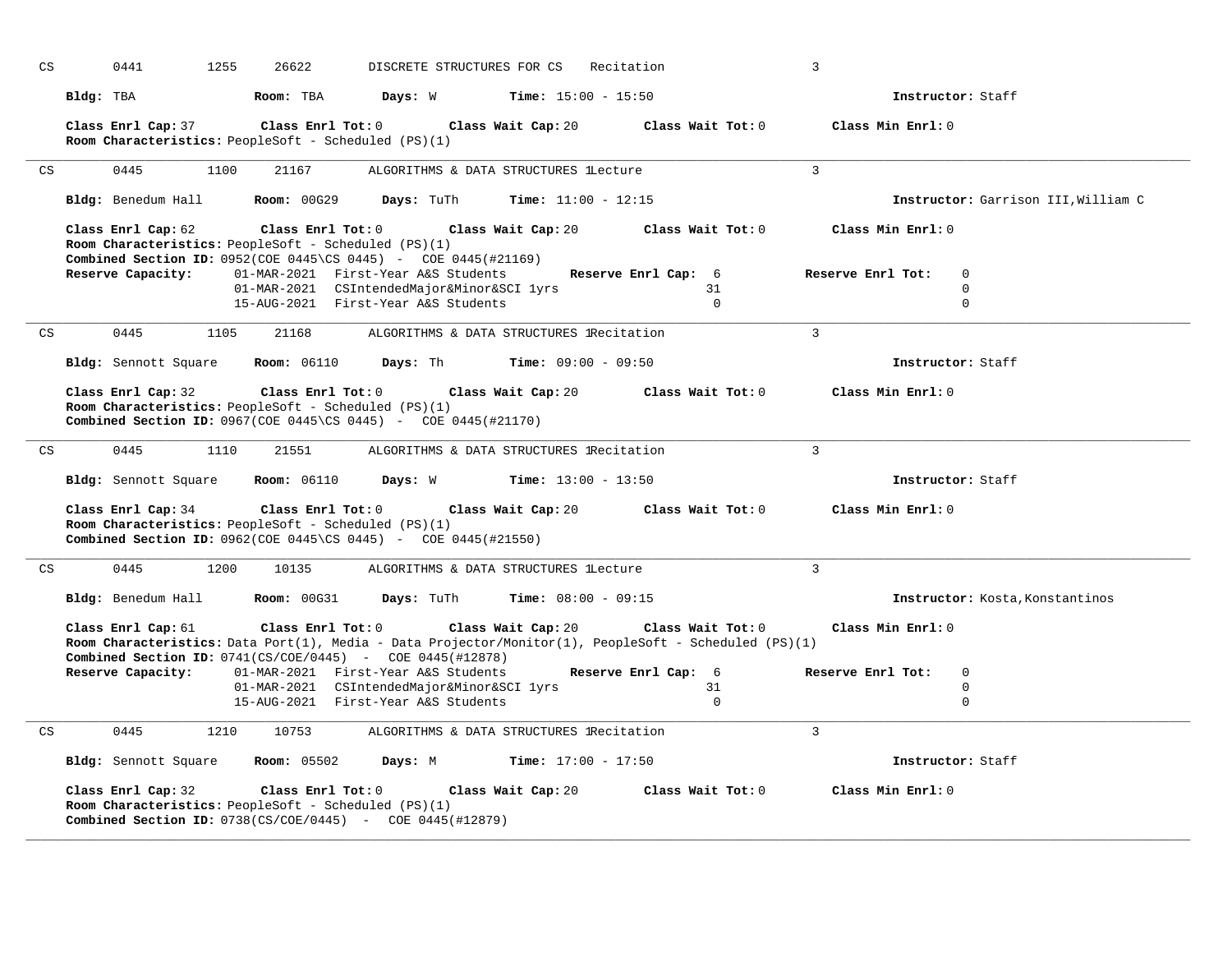CS 0441 1255 26622 DISCRETE STRUCTURES FOR CS Recitation 3

**Bldg:** TBA **Room:** TBA **Days:** W **Time:** 15:00 - 15:50 **Instructor:** Staff

**Class Enrl Cap:** 37 **Class Enrl Tot:** 0 **Class Wait Cap:** 20 **Class Wait Tot:** 0 **Class Min Enrl:** 0
**Room Characteristics:** PeopleSoft - Scheduled (PS)(1)

---

CS 0445 1100 21167 ALGORITHMS & DATA STRUCTURES 1 Lecture 3

**Bldg:** Benedum Hall **Room:** 00G29 **Days:** TuTh **Time:** 11:00 - 12:15 **Instructor:** Garrison III,William C

**Class Enrl Cap:** 62 **Class Enrl Tot:** 0 **Class Wait Cap:** 20 **Class Wait Tot:** 0 **Class Min Enrl:** 0
**Room Characteristics:** PeopleSoft - Scheduled (PS)(1)
**Combined Section ID:** 0952(COE 0445\CS 0445) - COE 0445(#21169)

| Reserve Capacity: | | Reserve Enrl Cap: | Reserve Enrl Tot: |
|---|---|---|---|
| 01-MAR-2021 | First-Year A&S Students | 6 | 0 |
| 01-MAR-2021 | CSIntendedMajor&Minor&SCI 1yrs | 31 | 0 |
| 15-AUG-2021 | First-Year A&S Students | 0 | 0 |

---

CS 0445 1105 21168 ALGORITHMS & DATA STRUCTURES 1 Recitation 3

**Bldg:** Sennott Square **Room:** 06110 **Days:** Th **Time:** 09:00 - 09:50 **Instructor:** Staff

**Class Enrl Cap:** 32 **Class Enrl Tot:** 0 **Class Wait Cap:** 20 **Class Wait Tot:** 0 **Class Min Enrl:** 0
**Room Characteristics:** PeopleSoft - Scheduled (PS)(1)
**Combined Section ID:** 0967(COE 0445\CS 0445) - COE 0445(#21170)

---

CS 0445 1110 21551 ALGORITHMS & DATA STRUCTURES 1 Recitation 3

**Bldg:** Sennott Square **Room:** 06110 **Days:** W **Time:** 13:00 - 13:50 **Instructor:** Staff

**Class Enrl Cap:** 34 **Class Enrl Tot:** 0 **Class Wait Cap:** 20 **Class Wait Tot:** 0 **Class Min Enrl:** 0
**Room Characteristics:** PeopleSoft - Scheduled (PS)(1)
**Combined Section ID:** 0962(COE 0445\CS 0445) - COE 0445(#21550)

---

CS 0445 1200 10135 ALGORITHMS & DATA STRUCTURES 1 Lecture 3

**Bldg:** Benedum Hall **Room:** 00G31 **Days:** TuTh **Time:** 08:00 - 09:15 **Instructor:** Kosta,Konstantinos

**Class Enrl Cap:** 61 **Class Enrl Tot:** 0 **Class Wait Cap:** 20 **Class Wait Tot:** 0 **Class Min Enrl:** 0
**Room Characteristics:** Data Port(1), Media - Data Projector/Monitor(1), PeopleSoft - Scheduled (PS)(1)
**Combined Section ID:** 0741(CS/COE/0445) - COE 0445(#12878)

| Reserve Capacity: | | Reserve Enrl Cap: | Reserve Enrl Tot: |
|---|---|---|---|
| 01-MAR-2021 | First-Year A&S Students | 6 | 0 |
| 01-MAR-2021 | CSIntendedMajor&Minor&SCI 1yrs | 31 | 0 |
| 15-AUG-2021 | First-Year A&S Students | 0 | 0 |

---

CS 0445 1210 10753 ALGORITHMS & DATA STRUCTURES 1 Recitation 3

**Bldg:** Sennott Square **Room:** 05502 **Days:** M **Time:** 17:00 - 17:50 **Instructor:** Staff

**Class Enrl Cap:** 32 **Class Enrl Tot:** 0 **Class Wait Cap:** 20 **Class Wait Tot:** 0 **Class Min Enrl:** 0
**Room Characteristics:** PeopleSoft - Scheduled (PS)(1)
**Combined Section ID:** 0738(CS/COE/0445) - COE 0445(#12879)

---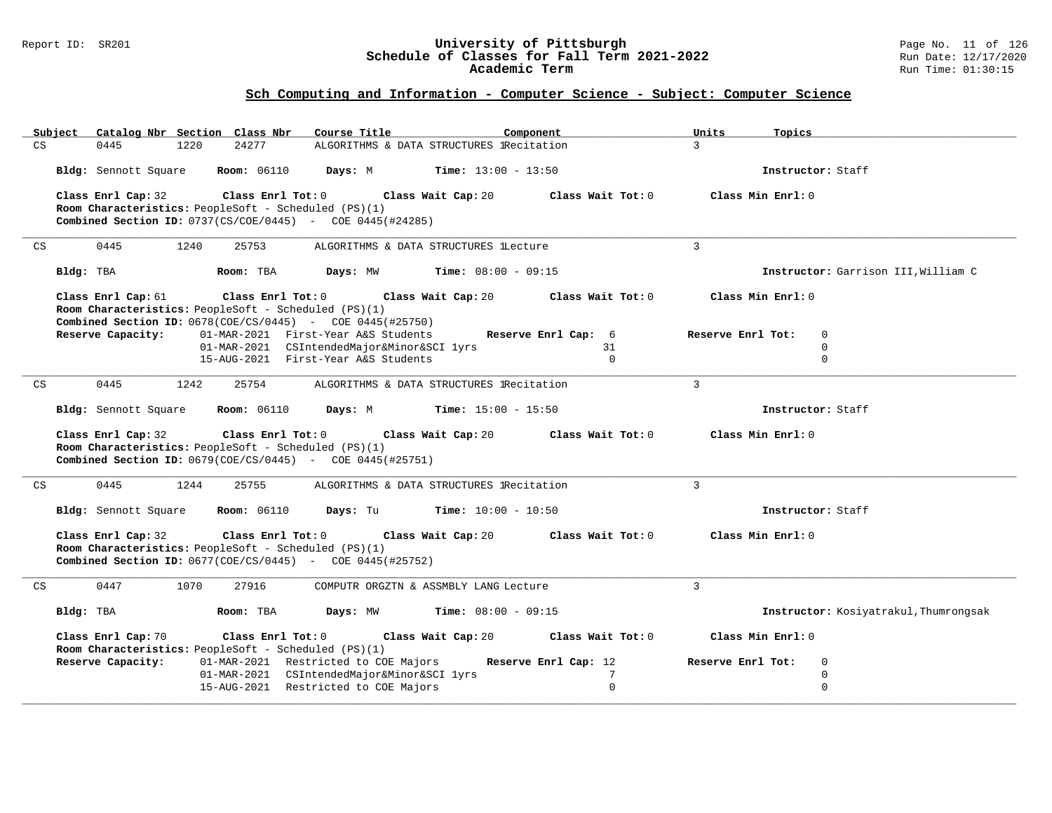## Sch Computing and Information - Computer Science - Subject: Computer Science

| Subject | Catalog Nbr | Section | Class Nbr | Course Title | Component | Units | Topics |
|---|---|---|---|---|---|---|---|
| CS | 0445 | 1220 | 24277 | ALGORITHMS & DATA STRUCTURES 1 | Recitation | 3 | |

**Bldg:** Sennott Square **Room:** 06110 **Days:** M **Time:** 13:00 - 13:50 **Instructor:** Staff

**Class Enrl Cap:** 32 **Class Enrl Tot:** 0 **Class Wait Cap:** 20 **Class Wait Tot:** 0 **Class Min Enrl:** 0
**Room Characteristics:** PeopleSoft - Scheduled (PS)(1)
**Combined Section ID:** 0737(CS/COE/0445) - COE 0445(#24285)

---

| Subject | Catalog Nbr | Section | Class Nbr | Course Title | Component | Units | Topics |
|---|---|---|---|---|---|---|---|
| CS | 0445 | 1240 | 25753 | ALGORITHMS & DATA STRUCTURES 1 | Lecture | 3 | |

**Bldg:** TBA **Room:** TBA **Days:** MW **Time:** 08:00 - 09:15 **Instructor:** Garrison III,William C

**Class Enrl Cap:** 61 **Class Enrl Tot:** 0 **Class Wait Cap:** 20 **Class Wait Tot:** 0 **Class Min Enrl:** 0
**Room Characteristics:** PeopleSoft - Scheduled (PS)(1)
**Combined Section ID:** 0678(COE/CS/0445) - COE 0445(#25750)

| Reserve Capacity: | | Reserve Enrl Cap | Reserve Enrl Tot |
|---|---|---|---|
| 01-MAR-2021 | First-Year A&S Students | 6 | 0 |
| 01-MAR-2021 | CSIntendedMajor&Minor&SCI 1yrs | 31 | 0 |
| 15-AUG-2021 | First-Year A&S Students | 0 | 0 |

---

| Subject | Catalog Nbr | Section | Class Nbr | Course Title | Component | Units | Topics |
|---|---|---|---|---|---|---|---|
| CS | 0445 | 1242 | 25754 | ALGORITHMS & DATA STRUCTURES 1 | Recitation | 3 | |

**Bldg:** Sennott Square **Room:** 06110 **Days:** M **Time:** 15:00 - 15:50 **Instructor:** Staff

**Class Enrl Cap:** 32 **Class Enrl Tot:** 0 **Class Wait Cap:** 20 **Class Wait Tot:** 0 **Class Min Enrl:** 0
**Room Characteristics:** PeopleSoft - Scheduled (PS)(1)
**Combined Section ID:** 0679(COE/CS/0445) - COE 0445(#25751)

---

| Subject | Catalog Nbr | Section | Class Nbr | Course Title | Component | Units | Topics |
|---|---|---|---|---|---|---|---|
| CS | 0445 | 1244 | 25755 | ALGORITHMS & DATA STRUCTURES 1 | Recitation | 3 | |

**Bldg:** Sennott Square **Room:** 06110 **Days:** Tu **Time:** 10:00 - 10:50 **Instructor:** Staff

**Class Enrl Cap:** 32 **Class Enrl Tot:** 0 **Class Wait Cap:** 20 **Class Wait Tot:** 0 **Class Min Enrl:** 0
**Room Characteristics:** PeopleSoft - Scheduled (PS)(1)
**Combined Section ID:** 0677(COE/CS/0445) - COE 0445(#25752)

---

| Subject | Catalog Nbr | Section | Class Nbr | Course Title | Component | Units | Topics |
|---|---|---|---|---|---|---|---|
| CS | 0447 | 1070 | 27916 | COMPUTR ORGZTN & ASSMBLY LANG | Lecture | 3 | |

**Bldg:** TBA **Room:** TBA **Days:** MW **Time:** 08:00 - 09:15 **Instructor:** Kosiyatrakul,Thumrongsak

**Class Enrl Cap:** 70 **Class Enrl Tot:** 0 **Class Wait Cap:** 20 **Class Wait Tot:** 0 **Class Min Enrl:** 0
**Room Characteristics:** PeopleSoft - Scheduled (PS)(1)

| Reserve Capacity: | | Reserve Enrl Cap | Reserve Enrl Tot |
|---|---|---|---|
| 01-MAR-2021 | Restricted to COE Majors | 12 | 0 |
| 01-MAR-2021 | CSIntendedMajor&Minor&SCI 1yrs | 7 | 0 |
| 15-AUG-2021 | Restricted to COE Majors | 0 | 0 |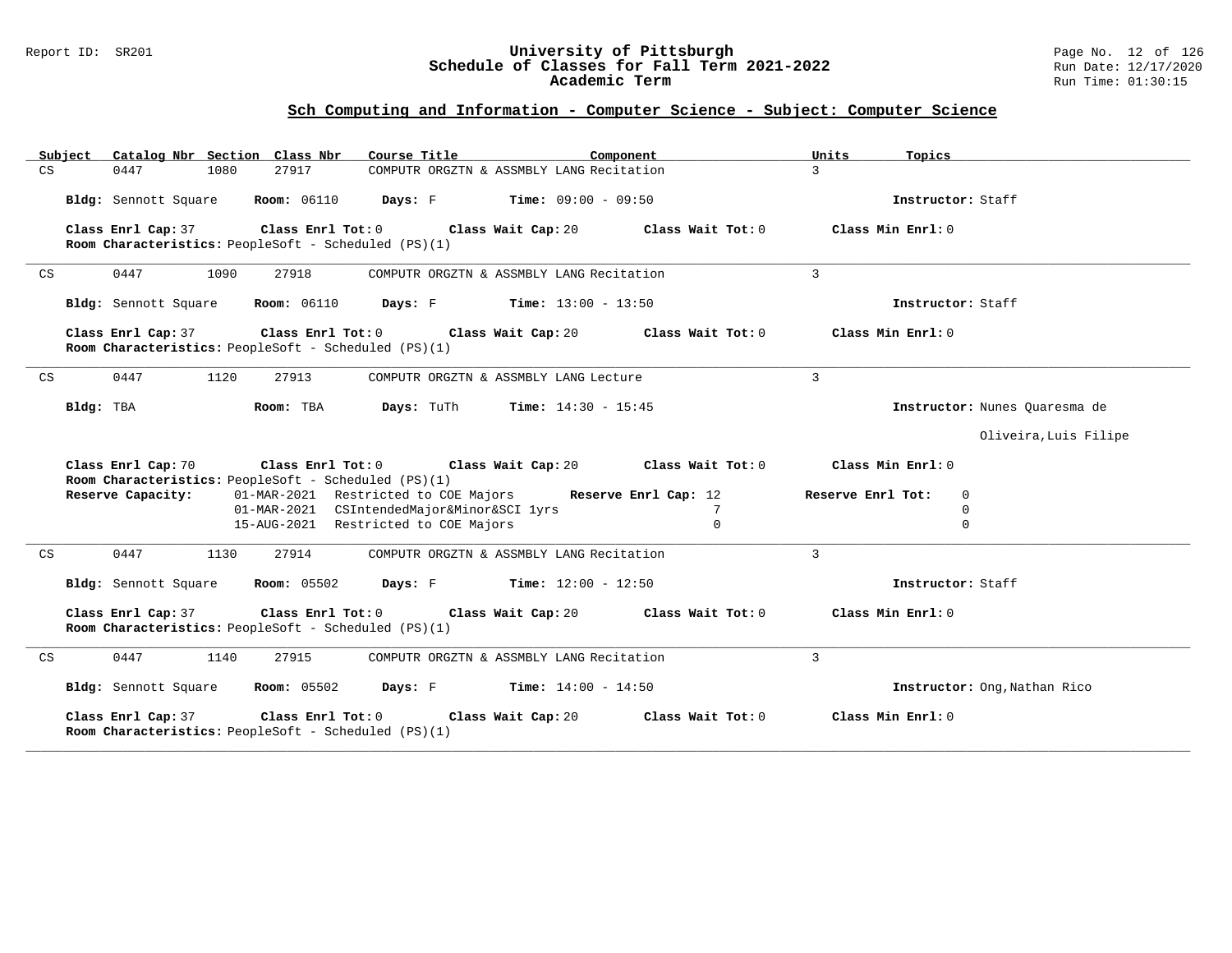## Sch Computing and Information - Computer Science - Subject: Computer Science

| Subject | Catalog Nbr | Section | Class Nbr | Course Title | Component | Units | Topics |
|---|---|---|---|---|---|---|---|
| CS | 0447 | 1080 | 27917 | COMPUTR ORGZTN & ASSMBLY LANG | Recitation | 3 | |

**Bldg:** Sennott Square **Room:** 06110 **Days:** F **Time:** 09:00 - 09:50 **Instructor:** Staff

**Class Enrl Cap:** 37 **Class Enrl Tot:** 0 **Class Wait Cap:** 20 **Class Wait Tot:** 0 **Class Min Enrl:** 0
**Room Characteristics:** PeopleSoft - Scheduled (PS)(1)

---

| Subject | Catalog Nbr | Section | Class Nbr | Course Title | Component | Units | Topics |
|---|---|---|---|---|---|---|---|
| CS | 0447 | 1090 | 27918 | COMPUTR ORGZTN & ASSMBLY LANG | Recitation | 3 | |

**Bldg:** Sennott Square **Room:** 06110 **Days:** F **Time:** 13:00 - 13:50 **Instructor:** Staff

**Class Enrl Cap:** 37 **Class Enrl Tot:** 0 **Class Wait Cap:** 20 **Class Wait Tot:** 0 **Class Min Enrl:** 0
**Room Characteristics:** PeopleSoft - Scheduled (PS)(1)

---

| Subject | Catalog Nbr | Section | Class Nbr | Course Title | Component | Units | Topics |
|---|---|---|---|---|---|---|---|
| CS | 0447 | 1120 | 27913 | COMPUTR ORGZTN & ASSMBLY LANG | Lecture | 3 | |

**Bldg:** TBA **Room:** TBA **Days:** TuTh **Time:** 14:30 - 15:45 **Instructor:** Nunes Quaresma de Oliveira,Luis Filipe

**Class Enrl Cap:** 70 **Class Enrl Tot:** 0 **Class Wait Cap:** 20 **Class Wait Tot:** 0 **Class Min Enrl:** 0
**Room Characteristics:** PeopleSoft - Scheduled (PS)(1)

**Reserve Capacity:**

| Date | Restriction | Reserve Enrl Cap | Reserve Enrl Tot |
|---|---|---|---|
| 01-MAR-2021 | Restricted to COE Majors | 12 | 0 |
| 01-MAR-2021 | CSIntendedMajor&Minor&SCI 1yrs | 7 | 0 |
| 15-AUG-2021 | Restricted to COE Majors | 0 | 0 |

---

| Subject | Catalog Nbr | Section | Class Nbr | Course Title | Component | Units | Topics |
|---|---|---|---|---|---|---|---|
| CS | 0447 | 1130 | 27914 | COMPUTR ORGZTN & ASSMBLY LANG | Recitation | 3 | |

**Bldg:** Sennott Square **Room:** 05502 **Days:** F **Time:** 12:00 - 12:50 **Instructor:** Staff

**Class Enrl Cap:** 37 **Class Enrl Tot:** 0 **Class Wait Cap:** 20 **Class Wait Tot:** 0 **Class Min Enrl:** 0
**Room Characteristics:** PeopleSoft - Scheduled (PS)(1)

---

| Subject | Catalog Nbr | Section | Class Nbr | Course Title | Component | Units | Topics |
|---|---|---|---|---|---|---|---|
| CS | 0447 | 1140 | 27915 | COMPUTR ORGZTN & ASSMBLY LANG | Recitation | 3 | |

**Bldg:** Sennott Square **Room:** 05502 **Days:** F **Time:** 14:00 - 14:50 **Instructor:** Ong,Nathan Rico

**Class Enrl Cap:** 37 **Class Enrl Tot:** 0 **Class Wait Cap:** 20 **Class Wait Tot:** 0 **Class Min Enrl:** 0
**Room Characteristics:** PeopleSoft - Scheduled (PS)(1)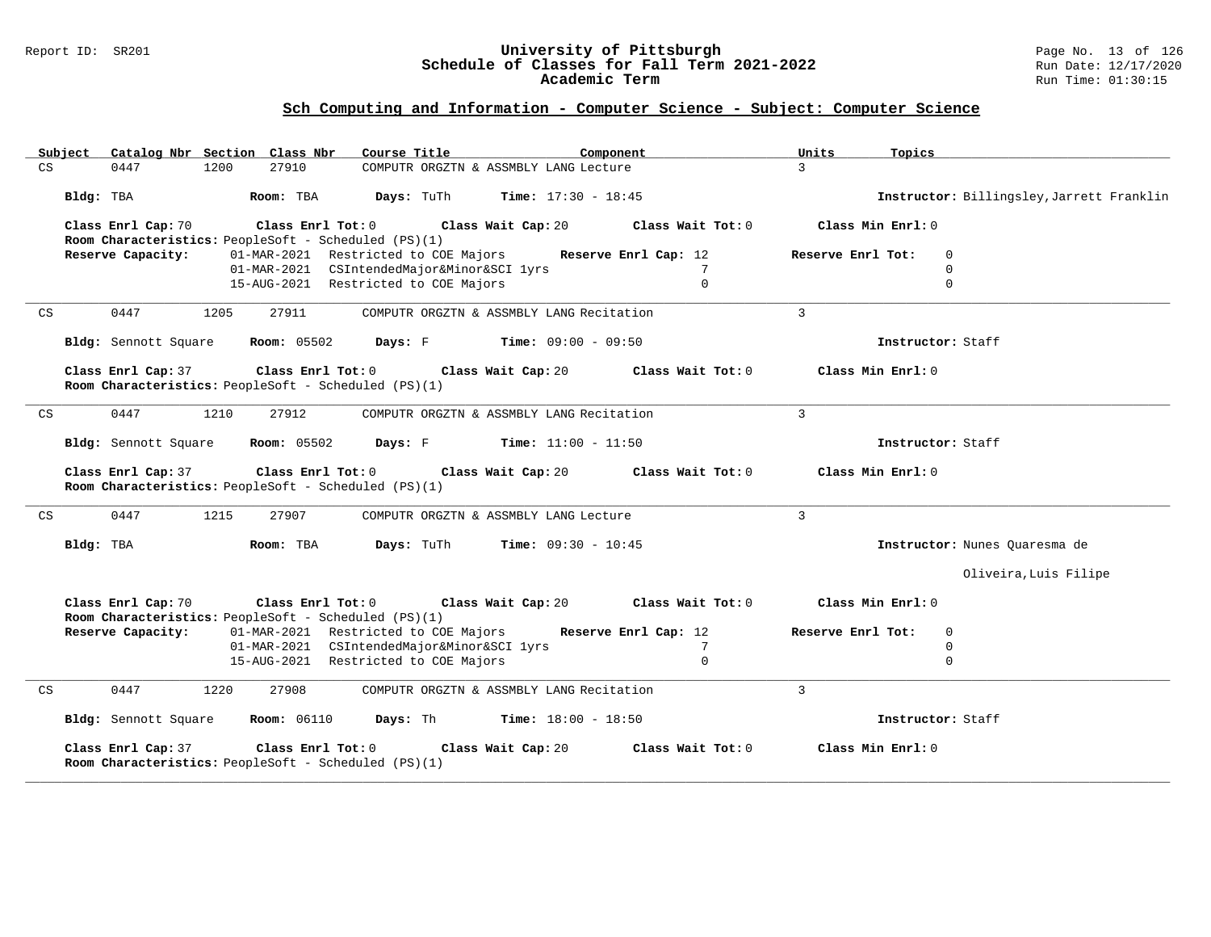## Sch Computing and Information - Computer Science - Subject: Computer Science

| Subject | Catalog Nbr | Section | Class Nbr | Course Title | Component | Units | Topics |
|---|---|---|---|---|---|---|---|
| CS | 0447 | 1200 | 27910 | COMPUTR ORGZTN & ASSMBLY LANG | Lecture | 3 | |

**Bldg:** TBA **Room:** TBA **Days:** TuTh **Time:** 17:30 - 18:45 **Instructor:** Billingsley,Jarrett Franklin

**Class Enrl Cap:** 70 **Class Enrl Tot:** 0 **Class Wait Cap:** 20 **Class Wait Tot:** 0 **Class Min Enrl:** 0
**Room Characteristics:** PeopleSoft - Scheduled (PS)(1)

| Reserve Capacity: | Date | Restriction | Reserve Enrl Cap | Reserve Enrl Tot |
|---|---|---|---|---|
| | 01-MAR-2021 | Restricted to COE Majors | 12 | 0 |
| | 01-MAR-2021 | CSIntendedMajor&Minor&SCI 1yrs | 7 | 0 |
| | 15-AUG-2021 | Restricted to COE Majors | 0 | 0 |

---

| Subject | Catalog Nbr | Section | Class Nbr | Course Title | Component | Units | Topics |
|---|---|---|---|---|---|---|---|
| CS | 0447 | 1205 | 27911 | COMPUTR ORGZTN & ASSMBLY LANG | Recitation | 3 | |

**Bldg:** Sennott Square **Room:** 05502 **Days:** F **Time:** 09:00 - 09:50 **Instructor:** Staff

**Class Enrl Cap:** 37 **Class Enrl Tot:** 0 **Class Wait Cap:** 20 **Class Wait Tot:** 0 **Class Min Enrl:** 0
**Room Characteristics:** PeopleSoft - Scheduled (PS)(1)

---

| Subject | Catalog Nbr | Section | Class Nbr | Course Title | Component | Units | Topics |
|---|---|---|---|---|---|---|---|
| CS | 0447 | 1210 | 27912 | COMPUTR ORGZTN & ASSMBLY LANG | Recitation | 3 | |

**Bldg:** Sennott Square **Room:** 05502 **Days:** F **Time:** 11:00 - 11:50 **Instructor:** Staff

**Class Enrl Cap:** 37 **Class Enrl Tot:** 0 **Class Wait Cap:** 20 **Class Wait Tot:** 0 **Class Min Enrl:** 0
**Room Characteristics:** PeopleSoft - Scheduled (PS)(1)

---

| Subject | Catalog Nbr | Section | Class Nbr | Course Title | Component | Units | Topics |
|---|---|---|---|---|---|---|---|
| CS | 0447 | 1215 | 27907 | COMPUTR ORGZTN & ASSMBLY LANG | Lecture | 3 | |

**Bldg:** TBA **Room:** TBA **Days:** TuTh **Time:** 09:30 - 10:45 **Instructor:** Nunes Quaresma de Oliveira,Luis Filipe

**Class Enrl Cap:** 70 **Class Enrl Tot:** 0 **Class Wait Cap:** 20 **Class Wait Tot:** 0 **Class Min Enrl:** 0
**Room Characteristics:** PeopleSoft - Scheduled (PS)(1)

| Reserve Capacity: | Date | Restriction | Reserve Enrl Cap | Reserve Enrl Tot |
|---|---|---|---|---|
| | 01-MAR-2021 | Restricted to COE Majors | 12 | 0 |
| | 01-MAR-2021 | CSIntendedMajor&Minor&SCI 1yrs | 7 | 0 |
| | 15-AUG-2021 | Restricted to COE Majors | 0 | 0 |

---

| Subject | Catalog Nbr | Section | Class Nbr | Course Title | Component | Units | Topics |
|---|---|---|---|---|---|---|---|
| CS | 0447 | 1220 | 27908 | COMPUTR ORGZTN & ASSMBLY LANG | Recitation | 3 | |

**Bldg:** Sennott Square **Room:** 06110 **Days:** Th **Time:** 18:00 - 18:50 **Instructor:** Staff

**Class Enrl Cap:** 37 **Class Enrl Tot:** 0 **Class Wait Cap:** 20 **Class Wait Tot:** 0 **Class Min Enrl:** 0
**Room Characteristics:** PeopleSoft - Scheduled (PS)(1)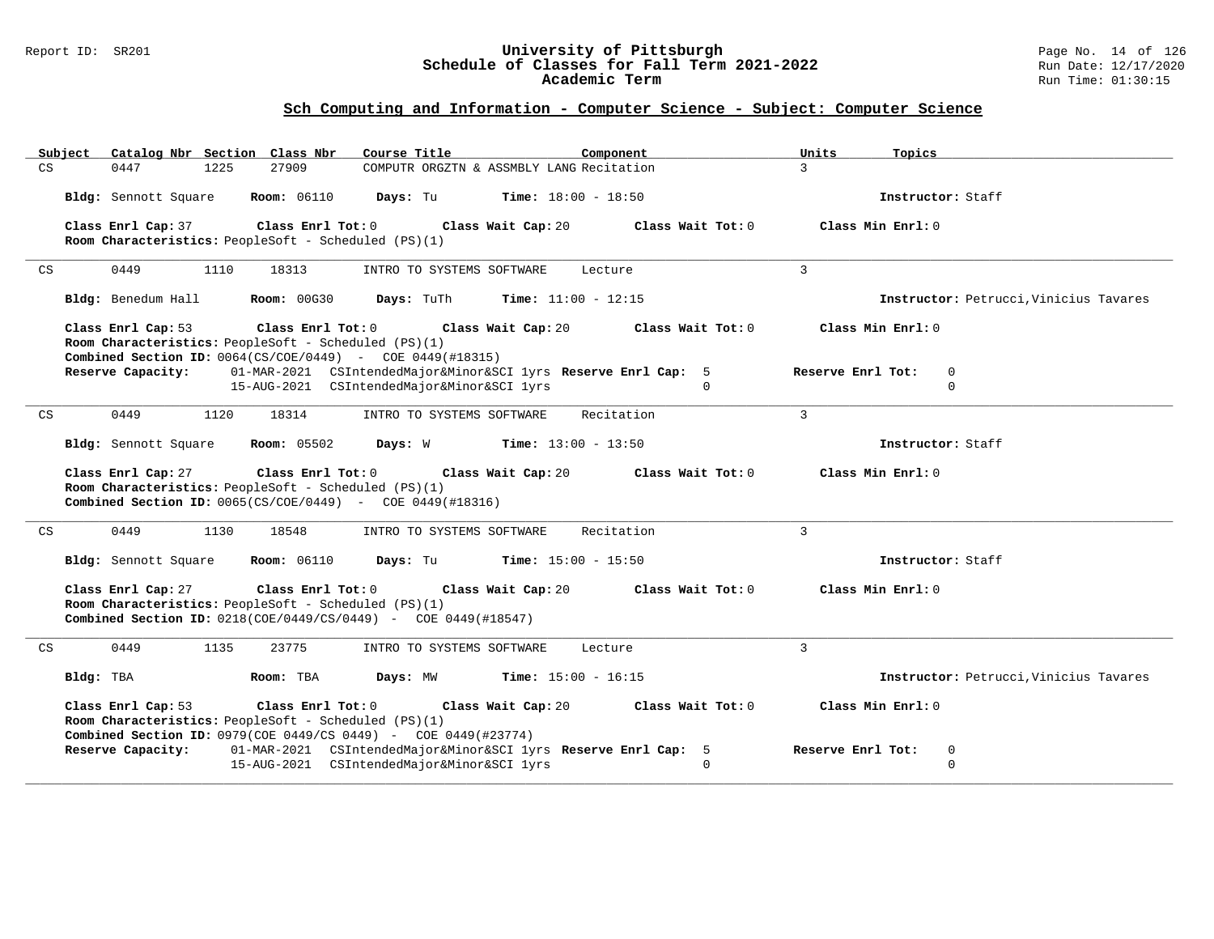## Sch Computing and Information - Computer Science - Subject: Computer Science

| Subject | Catalog Nbr | Section | Class Nbr | Course Title | Component | Units | Topics |
|---|---|---|---|---|---|---|---|
| CS | 0447 | 1225 | 27909 | COMPUTR ORGZTN & ASSMBLY LANG | Recitation | 3 | |

**Bldg:** Sennott Square **Room:** 06110 **Days:** Tu **Time:** 18:00 - 18:50 **Instructor:** Staff

**Class Enrl Cap:** 37 **Class Enrl Tot:** 0 **Class Wait Cap:** 20 **Class Wait Tot:** 0 **Class Min Enrl:** 0
**Room Characteristics:** PeopleSoft - Scheduled (PS)(1)

---

| Subject | Catalog Nbr | Section | Class Nbr | Course Title | Component | Units | Topics |
|---|---|---|---|---|---|---|---|
| CS | 0449 | 1110 | 18313 | INTRO TO SYSTEMS SOFTWARE | Lecture | 3 | |

**Bldg:** Benedum Hall **Room:** 00G30 **Days:** TuTh **Time:** 11:00 - 12:15 **Instructor:** Petrucci,Vinicius Tavares

**Class Enrl Cap:** 53 **Class Enrl Tot:** 0 **Class Wait Cap:** 20 **Class Wait Tot:** 0 **Class Min Enrl:** 0
**Room Characteristics:** PeopleSoft - Scheduled (PS)(1)
**Combined Section ID:** 0064(CS/COE/0449) - COE 0449(#18315)

| Reserve Capacity: | | Reserve Enrl Cap: | Reserve Enrl Tot: |
|---|---|---|---|
| 01-MAR-2021 | CSIntendedMajor&Minor&SCI 1yrs | 5 | 0 |
| 15-AUG-2021 | CSIntendedMajor&Minor&SCI 1yrs | 0 | 0 |

---

| Subject | Catalog Nbr | Section | Class Nbr | Course Title | Component | Units | Topics |
|---|---|---|---|---|---|---|---|
| CS | 0449 | 1120 | 18314 | INTRO TO SYSTEMS SOFTWARE | Recitation | 3 | |

**Bldg:** Sennott Square **Room:** 05502 **Days:** W **Time:** 13:00 - 13:50 **Instructor:** Staff

**Class Enrl Cap:** 27 **Class Enrl Tot:** 0 **Class Wait Cap:** 20 **Class Wait Tot:** 0 **Class Min Enrl:** 0
**Room Characteristics:** PeopleSoft - Scheduled (PS)(1)
**Combined Section ID:** 0065(CS/COE/0449) - COE 0449(#18316)

---

| Subject | Catalog Nbr | Section | Class Nbr | Course Title | Component | Units | Topics |
|---|---|---|---|---|---|---|---|
| CS | 0449 | 1130 | 18548 | INTRO TO SYSTEMS SOFTWARE | Recitation | 3 | |

**Bldg:** Sennott Square **Room:** 06110 **Days:** Tu **Time:** 15:00 - 15:50 **Instructor:** Staff

**Class Enrl Cap:** 27 **Class Enrl Tot:** 0 **Class Wait Cap:** 20 **Class Wait Tot:** 0 **Class Min Enrl:** 0
**Room Characteristics:** PeopleSoft - Scheduled (PS)(1)
**Combined Section ID:** 0218(COE/0449/CS/0449) - COE 0449(#18547)

---

| Subject | Catalog Nbr | Section | Class Nbr | Course Title | Component | Units | Topics |
|---|---|---|---|---|---|---|---|
| CS | 0449 | 1135 | 23775 | INTRO TO SYSTEMS SOFTWARE | Lecture | 3 | |

**Bldg:** TBA **Room:** TBA **Days:** MW **Time:** 15:00 - 16:15 **Instructor:** Petrucci,Vinicius Tavares

**Class Enrl Cap:** 53 **Class Enrl Tot:** 0 **Class Wait Cap:** 20 **Class Wait Tot:** 0 **Class Min Enrl:** 0
**Room Characteristics:** PeopleSoft - Scheduled (PS)(1)
**Combined Section ID:** 0979(COE 0449/CS 0449) - COE 0449(#23774)

| Reserve Capacity: | | Reserve Enrl Cap: | Reserve Enrl Tot: |
|---|---|---|---|
| 01-MAR-2021 | CSIntendedMajor&Minor&SCI 1yrs | 5 | 0 |
| 15-AUG-2021 | CSIntendedMajor&Minor&SCI 1yrs | 0 | 0 |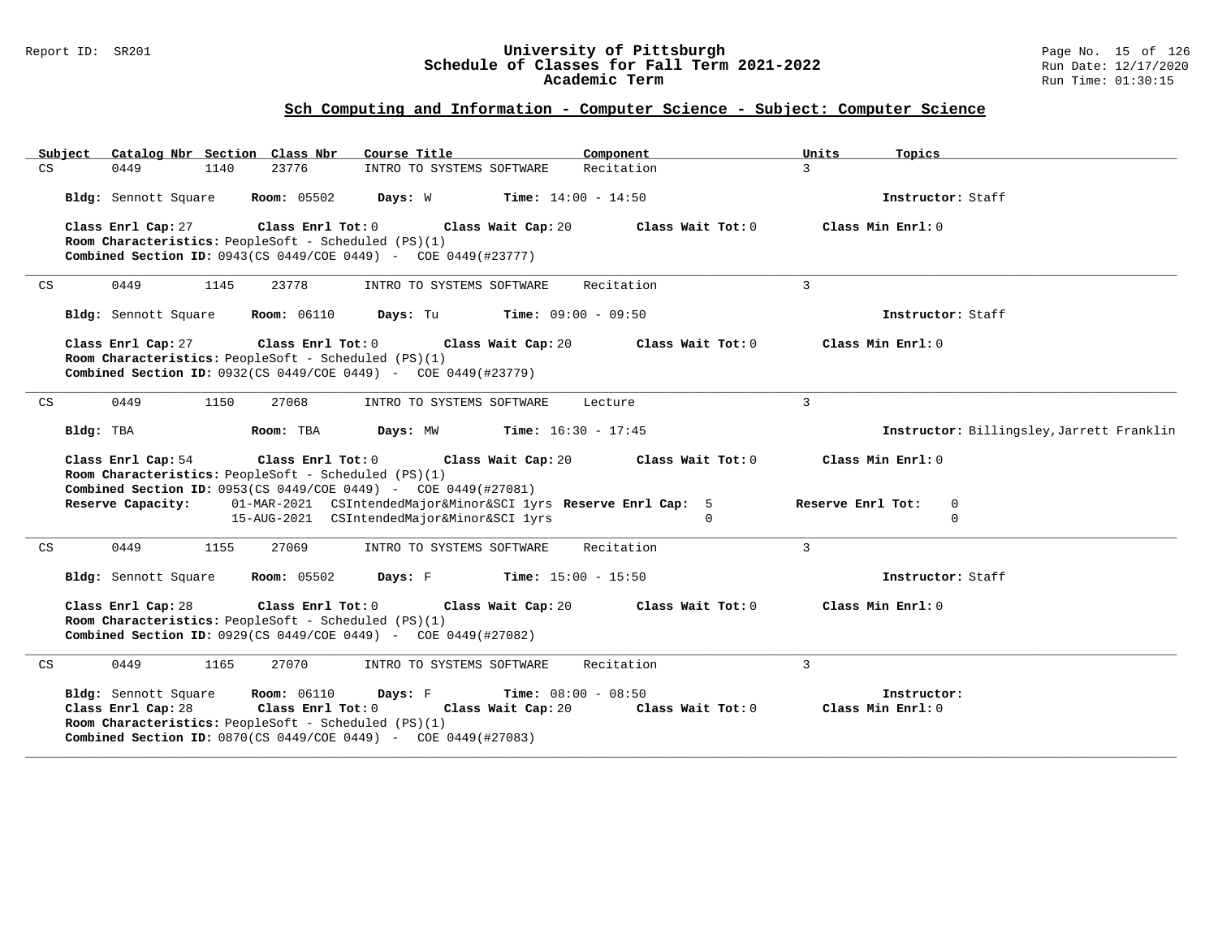## Sch Computing and Information - Computer Science - Subject: Computer Science

| Subject | Catalog Nbr | Section | Class Nbr | Course Title | Component | Units | Topics |
|---|---|---|---|---|---|---|---|
| CS | 0449 | 1140 | 23776 | INTRO TO SYSTEMS SOFTWARE | Recitation | 3 | |

**Bldg:** Sennott Square **Room:** 05502 **Days:** W **Time:** 14:00 - 14:50 **Instructor:** Staff

**Class Enrl Cap:** 27 **Class Enrl Tot:** 0 **Class Wait Cap:** 20 **Class Wait Tot:** 0 **Class Min Enrl:** 0
**Room Characteristics:** PeopleSoft - Scheduled (PS)(1)
**Combined Section ID:** 0943(CS 0449/COE 0449) - COE 0449(#23777)

---

| Subject | Catalog Nbr | Section | Class Nbr | Course Title | Component | Units | Topics |
|---|---|---|---|---|---|---|---|
| CS | 0449 | 1145 | 23778 | INTRO TO SYSTEMS SOFTWARE | Recitation | 3 | |

**Bldg:** Sennott Square **Room:** 06110 **Days:** Tu **Time:** 09:00 - 09:50 **Instructor:** Staff

**Class Enrl Cap:** 27 **Class Enrl Tot:** 0 **Class Wait Cap:** 20 **Class Wait Tot:** 0 **Class Min Enrl:** 0
**Room Characteristics:** PeopleSoft - Scheduled (PS)(1)
**Combined Section ID:** 0932(CS 0449/COE 0449) - COE 0449(#23779)

---

| Subject | Catalog Nbr | Section | Class Nbr | Course Title | Component | Units | Topics |
|---|---|---|---|---|---|---|---|
| CS | 0449 | 1150 | 27068 | INTRO TO SYSTEMS SOFTWARE | Lecture | 3 | |

**Bldg:** TBA **Room:** TBA **Days:** MW **Time:** 16:30 - 17:45 **Instructor:** Billingsley,Jarrett Franklin

**Class Enrl Cap:** 54 **Class Enrl Tot:** 0 **Class Wait Cap:** 20 **Class Wait Tot:** 0 **Class Min Enrl:** 0
**Room Characteristics:** PeopleSoft - Scheduled (PS)(1)
**Combined Section ID:** 0953(CS 0449/COE 0449) - COE 0449(#27081)

| Reserve Capacity: | | Reserve Enrl Cap: | Reserve Enrl Tot: |
|---|---|---|---|
| 01-MAR-2021 | CSIntendedMajor&Minor&SCI 1yrs | 5 | 0 |
| 15-AUG-2021 | CSIntendedMajor&Minor&SCI 1yrs | 0 | 0 |

---

| Subject | Catalog Nbr | Section | Class Nbr | Course Title | Component | Units | Topics |
|---|---|---|---|---|---|---|---|
| CS | 0449 | 1155 | 27069 | INTRO TO SYSTEMS SOFTWARE | Recitation | 3 | |

**Bldg:** Sennott Square **Room:** 05502 **Days:** F **Time:** 15:00 - 15:50 **Instructor:** Staff

**Class Enrl Cap:** 28 **Class Enrl Tot:** 0 **Class Wait Cap:** 20 **Class Wait Tot:** 0 **Class Min Enrl:** 0
**Room Characteristics:** PeopleSoft - Scheduled (PS)(1)
**Combined Section ID:** 0929(CS 0449/COE 0449) - COE 0449(#27082)

---

| Subject | Catalog Nbr | Section | Class Nbr | Course Title | Component | Units | Topics |
|---|---|---|---|---|---|---|---|
| CS | 0449 | 1165 | 27070 | INTRO TO SYSTEMS SOFTWARE | Recitation | 3 | |

**Bldg:** Sennott Square **Room:** 06110 **Days:** F **Time:** 08:00 - 08:50 **Instructor:**
**Class Enrl Cap:** 28 **Class Enrl Tot:** 0 **Class Wait Cap:** 20 **Class Wait Tot:** 0 **Class Min Enrl:** 0
**Room Characteristics:** PeopleSoft - Scheduled (PS)(1)
**Combined Section ID:** 0870(CS 0449/COE 0449) - COE 0449(#27083)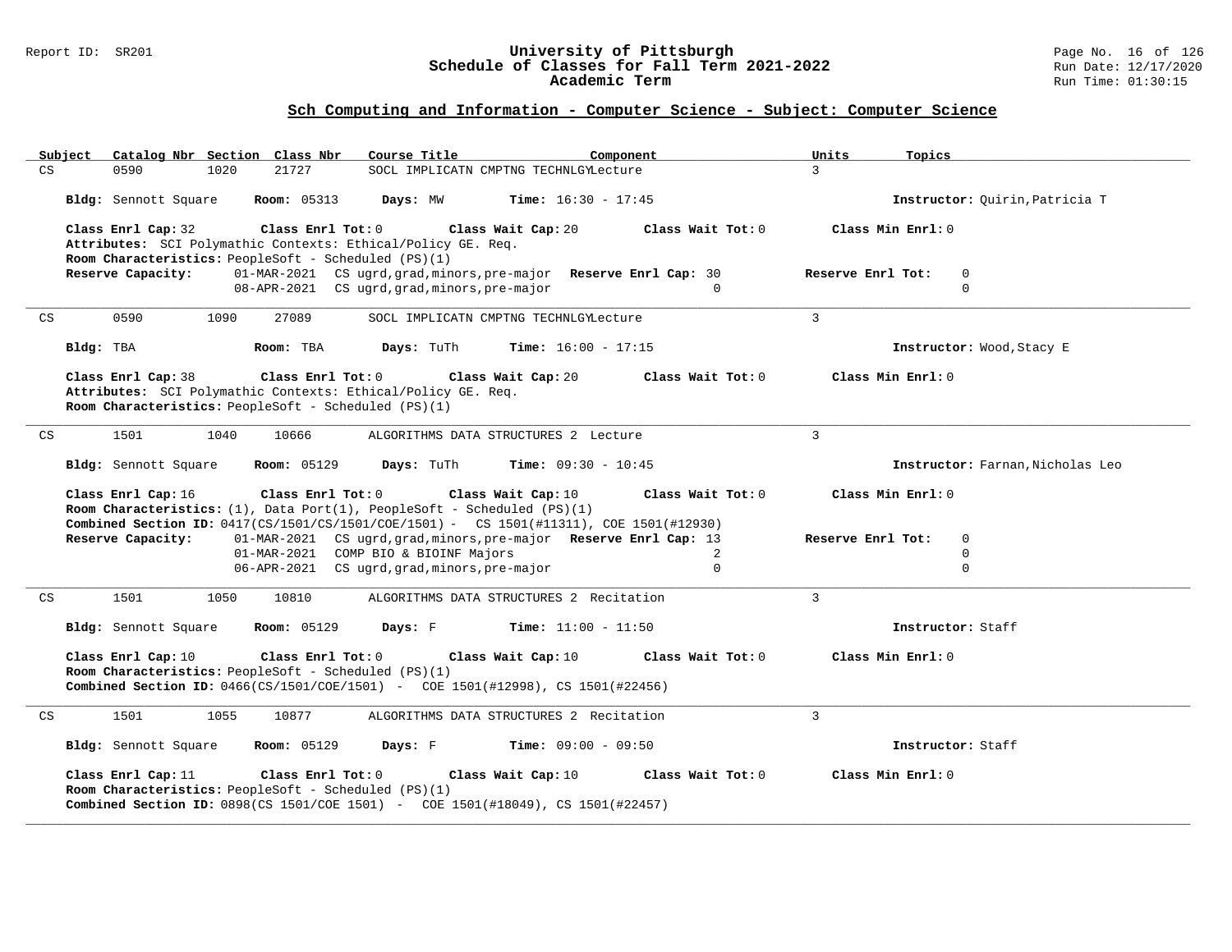## Sch Computing and Information - Computer Science - Subject: Computer Science

| Subject | Catalog Nbr | Section | Class Nbr | Course Title | Component | Units | Topics |
|---|---|---|---|---|---|---|---|
| CS | 0590 | 1020 | 21727 | SOCL IMPLICATN CMPTNG TECHNLGY | Lecture | 3 | |

**Bldg:** Sennott Square **Room:** 05313 **Days:** MW **Time:** 16:30 - 17:45 **Instructor:** Quirin,Patricia T

**Class Enrl Cap:** 32 **Class Enrl Tot:** 0 **Class Wait Cap:** 20 **Class Wait Tot:** 0 **Class Min Enrl:** 0

**Attributes:** SCI Polymathic Contexts: Ethical/Policy GE. Req.

**Room Characteristics:** PeopleSoft - Scheduled (PS)(1)

**Reserve Capacity:**

| Date | Group | Reserve Enrl Cap | Reserve Enrl Tot |
|---|---|---|---|
| 01-MAR-2021 | CS ugrd,grad,minors,pre-major | 30 | 0 |
| 08-APR-2021 | CS ugrd,grad,minors,pre-major | 0 | 0 |

---

| Subject | Catalog Nbr | Section | Class Nbr | Course Title | Component | Units | Topics |
|---|---|---|---|---|---|---|---|
| CS | 0590 | 1090 | 27089 | SOCL IMPLICATN CMPTNG TECHNLGY | Lecture | 3 | |

**Bldg:** TBA **Room:** TBA **Days:** TuTh **Time:** 16:00 - 17:15 **Instructor:** Wood,Stacy E

**Class Enrl Cap:** 38 **Class Enrl Tot:** 0 **Class Wait Cap:** 20 **Class Wait Tot:** 0 **Class Min Enrl:** 0

**Attributes:** SCI Polymathic Contexts: Ethical/Policy GE. Req.

**Room Characteristics:** PeopleSoft - Scheduled (PS)(1)

---

| Subject | Catalog Nbr | Section | Class Nbr | Course Title | Component | Units | Topics |
|---|---|---|---|---|---|---|---|
| CS | 1501 | 1040 | 10666 | ALGORITHMS DATA STRUCTURES 2 | Lecture | 3 | |

**Bldg:** Sennott Square **Room:** 05129 **Days:** TuTh **Time:** 09:30 - 10:45 **Instructor:** Farnan,Nicholas Leo

**Class Enrl Cap:** 16 **Class Enrl Tot:** 0 **Class Wait Cap:** 10 **Class Wait Tot:** 0 **Class Min Enrl:** 0

**Room Characteristics:** (1), Data Port(1), PeopleSoft - Scheduled (PS)(1)

**Combined Section ID:** 0417(CS/1501/CS/1501/COE/1501) - CS 1501(#11311), COE 1501(#12930)

**Reserve Capacity:**

| Date | Group | Reserve Enrl Cap | Reserve Enrl Tot |
|---|---|---|---|
| 01-MAR-2021 | CS ugrd,grad,minors,pre-major | 13 | 0 |
| 01-MAR-2021 | COMP BIO & BIOINF Majors | 2 | 0 |
| 06-APR-2021 | CS ugrd,grad,minors,pre-major | 0 | 0 |

---

| Subject | Catalog Nbr | Section | Class Nbr | Course Title | Component | Units | Topics |
|---|---|---|---|---|---|---|---|
| CS | 1501 | 1050 | 10810 | ALGORITHMS DATA STRUCTURES 2 | Recitation | 3 | |

**Bldg:** Sennott Square **Room:** 05129 **Days:** F **Time:** 11:00 - 11:50 **Instructor:** Staff

**Class Enrl Cap:** 10 **Class Enrl Tot:** 0 **Class Wait Cap:** 10 **Class Wait Tot:** 0 **Class Min Enrl:** 0

**Room Characteristics:** PeopleSoft - Scheduled (PS)(1)

**Combined Section ID:** 0466(CS/1501/COE/1501) - COE 1501(#12998), CS 1501(#22456)

---

| Subject | Catalog Nbr | Section | Class Nbr | Course Title | Component | Units | Topics |
|---|---|---|---|---|---|---|---|
| CS | 1501 | 1055 | 10877 | ALGORITHMS DATA STRUCTURES 2 | Recitation | 3 | |

**Bldg:** Sennott Square **Room:** 05129 **Days:** F **Time:** 09:00 - 09:50 **Instructor:** Staff

**Class Enrl Cap:** 11 **Class Enrl Tot:** 0 **Class Wait Cap:** 10 **Class Wait Tot:** 0 **Class Min Enrl:** 0

**Room Characteristics:** PeopleSoft - Scheduled (PS)(1)

**Combined Section ID:** 0898(CS 1501/COE 1501) - COE 1501(#18049), CS 1501(#22457)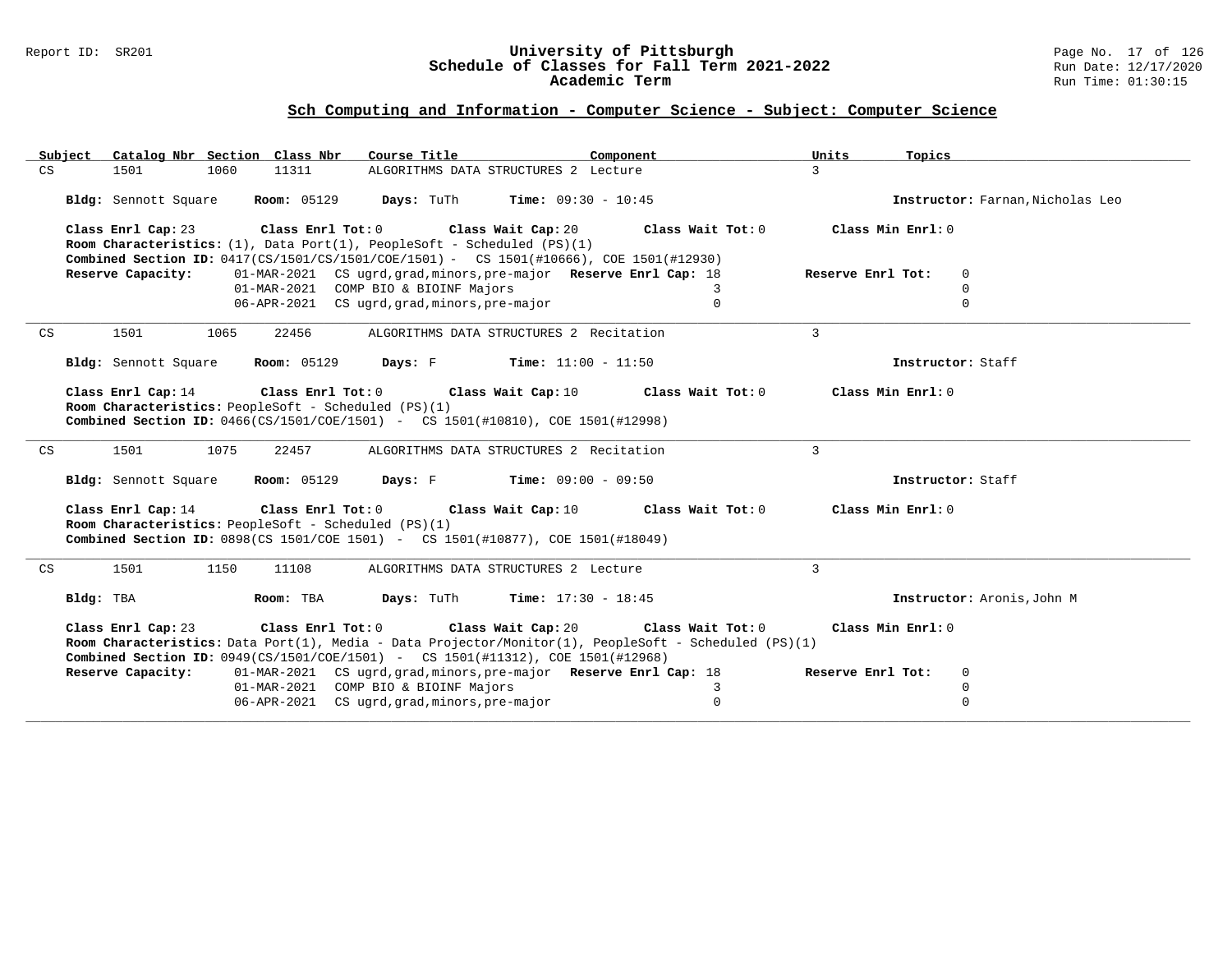## Sch Computing and Information - Computer Science - Subject: Computer Science

| Subject | Catalog Nbr | Section | Class Nbr | Course Title | Component | Units | Topics |
|---|---|---|---|---|---|---|---|
| CS | 1501 | 1060 | 11311 | ALGORITHMS DATA STRUCTURES 2 | Lecture | 3 | |

**Bldg:** Sennott Square **Room:** 05129 **Days:** TuTh **Time:** 09:30 - 10:45 **Instructor:** Farnan,Nicholas Leo

**Class Enrl Cap:** 23 **Class Enrl Tot:** 0 **Class Wait Cap:** 20 **Class Wait Tot:** 0 **Class Min Enrl:** 0

**Room Characteristics:** (1), Data Port(1), PeopleSoft - Scheduled (PS)(1)

**Combined Section ID:** 0417(CS/1501/CS/1501/COE/1501) - CS 1501(#10666), COE 1501(#12930)

| **Reserve Capacity:** | | **Reserve Enrl Cap:** | **Reserve Enrl Tot:** |
|---|---|---|---|
| 01-MAR-2021 | CS ugrd,grad,minors,pre-major | 18 | 0 |
| 01-MAR-2021 | COMP BIO & BIOINF Majors | 3 | 0 |
| 06-APR-2021 | CS ugrd,grad,minors,pre-major | 0 | 0 |

---

| Subject | Catalog Nbr | Section | Class Nbr | Course Title | Component | Units | Topics |
|---|---|---|---|---|---|---|---|
| CS | 1501 | 1065 | 22456 | ALGORITHMS DATA STRUCTURES 2 | Recitation | 3 | |

**Bldg:** Sennott Square **Room:** 05129 **Days:** F **Time:** 11:00 - 11:50 **Instructor:** Staff

**Class Enrl Cap:** 14 **Class Enrl Tot:** 0 **Class Wait Cap:** 10 **Class Wait Tot:** 0 **Class Min Enrl:** 0

**Room Characteristics:** PeopleSoft - Scheduled (PS)(1)

**Combined Section ID:** 0466(CS/1501/COE/1501) - CS 1501(#10810), COE 1501(#12998)

---

| Subject | Catalog Nbr | Section | Class Nbr | Course Title | Component | Units | Topics |
|---|---|---|---|---|---|---|---|
| CS | 1501 | 1075 | 22457 | ALGORITHMS DATA STRUCTURES 2 | Recitation | 3 | |

**Bldg:** Sennott Square **Room:** 05129 **Days:** F **Time:** 09:00 - 09:50 **Instructor:** Staff

**Class Enrl Cap:** 14 **Class Enrl Tot:** 0 **Class Wait Cap:** 10 **Class Wait Tot:** 0 **Class Min Enrl:** 0

**Room Characteristics:** PeopleSoft - Scheduled (PS)(1)

**Combined Section ID:** 0898(CS 1501/COE 1501) - CS 1501(#10877), COE 1501(#18049)

---

| Subject | Catalog Nbr | Section | Class Nbr | Course Title | Component | Units | Topics |
|---|---|---|---|---|---|---|---|
| CS | 1501 | 1150 | 11108 | ALGORITHMS DATA STRUCTURES 2 | Lecture | 3 | |

**Bldg:** TBA **Room:** TBA **Days:** TuTh **Time:** 17:30 - 18:45 **Instructor:** Aronis,John M

**Class Enrl Cap:** 23 **Class Enrl Tot:** 0 **Class Wait Cap:** 20 **Class Wait Tot:** 0 **Class Min Enrl:** 0

**Room Characteristics:** Data Port(1), Media - Data Projector/Monitor(1), PeopleSoft - Scheduled (PS)(1)

**Combined Section ID:** 0949(CS/1501/COE/1501) - CS 1501(#11312), COE 1501(#12968)

| **Reserve Capacity:** | | **Reserve Enrl Cap:** | **Reserve Enrl Tot:** |
|---|---|---|---|
| 01-MAR-2021 | CS ugrd,grad,minors,pre-major | 18 | 0 |
| 01-MAR-2021 | COMP BIO & BIOINF Majors | 3 | 0 |
| 06-APR-2021 | CS ugrd,grad,minors,pre-major | 0 | 0 |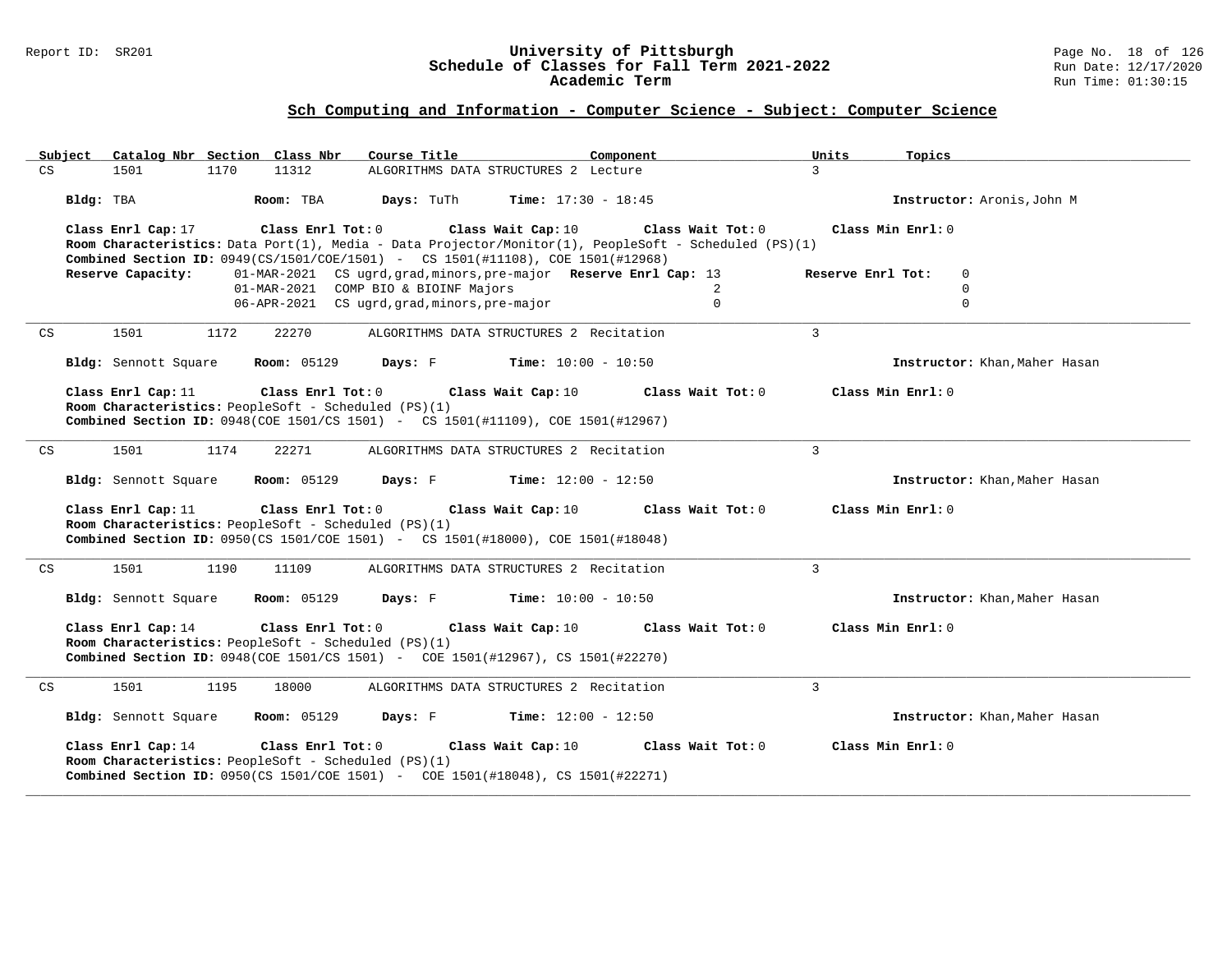## Sch Computing and Information - Computer Science - Subject: Computer Science

| Subject | Catalog Nbr | Section | Class Nbr | Course Title | Component | Units | Topics |
|---|---|---|---|---|---|---|---|
| CS | 1501 | 1170 | 11312 | ALGORITHMS DATA STRUCTURES 2 | Lecture | 3 | |

**Bldg:** TBA **Room:** TBA **Days:** TuTh **Time:** 17:30 - 18:45 **Instructor:** Aronis,John M

**Class Enrl Cap:** 17 **Class Enrl Tot:** 0 **Class Wait Cap:** 10 **Class Wait Tot:** 0 **Class Min Enrl:** 0
**Room Characteristics:** Data Port(1), Media - Data Projector/Monitor(1), PeopleSoft - Scheduled (PS)(1)
**Combined Section ID:** 0949(CS/1501/COE/1501) - CS 1501(#11108), COE 1501(#12968)

| Reserve Capacity: | | Reserve Enrl Cap | Reserve Enrl Tot |
|---|---|---|---|
| 01-MAR-2021 | CS ugrd,grad,minors,pre-major | 13 | 0 |
| 01-MAR-2021 | COMP BIO & BIOINF Majors | 2 | 0 |
| 06-APR-2021 | CS ugrd,grad,minors,pre-major | 0 | 0 |

---

| Subject | Catalog Nbr | Section | Class Nbr | Course Title | Component | Units | Topics |
|---|---|---|---|---|---|---|---|
| CS | 1501 | 1172 | 22270 | ALGORITHMS DATA STRUCTURES 2 | Recitation | 3 | |

**Bldg:** Sennott Square **Room:** 05129 **Days:** F **Time:** 10:00 - 10:50 **Instructor:** Khan,Maher Hasan

**Class Enrl Cap:** 11 **Class Enrl Tot:** 0 **Class Wait Cap:** 10 **Class Wait Tot:** 0 **Class Min Enrl:** 0
**Room Characteristics:** PeopleSoft - Scheduled (PS)(1)
**Combined Section ID:** 0948(COE 1501/CS 1501) - CS 1501(#11109), COE 1501(#12967)

---

| Subject | Catalog Nbr | Section | Class Nbr | Course Title | Component | Units | Topics |
|---|---|---|---|---|---|---|---|
| CS | 1501 | 1174 | 22271 | ALGORITHMS DATA STRUCTURES 2 | Recitation | 3 | |

**Bldg:** Sennott Square **Room:** 05129 **Days:** F **Time:** 12:00 - 12:50 **Instructor:** Khan,Maher Hasan

**Class Enrl Cap:** 11 **Class Enrl Tot:** 0 **Class Wait Cap:** 10 **Class Wait Tot:** 0 **Class Min Enrl:** 0
**Room Characteristics:** PeopleSoft - Scheduled (PS)(1)
**Combined Section ID:** 0950(CS 1501/COE 1501) - CS 1501(#18000), COE 1501(#18048)

---

| Subject | Catalog Nbr | Section | Class Nbr | Course Title | Component | Units | Topics |
|---|---|---|---|---|---|---|---|
| CS | 1501 | 1190 | 11109 | ALGORITHMS DATA STRUCTURES 2 | Recitation | 3 | |

**Bldg:** Sennott Square **Room:** 05129 **Days:** F **Time:** 10:00 - 10:50 **Instructor:** Khan,Maher Hasan

**Class Enrl Cap:** 14 **Class Enrl Tot:** 0 **Class Wait Cap:** 10 **Class Wait Tot:** 0 **Class Min Enrl:** 0
**Room Characteristics:** PeopleSoft - Scheduled (PS)(1)
**Combined Section ID:** 0948(COE 1501/CS 1501) - COE 1501(#12967), CS 1501(#22270)

---

| Subject | Catalog Nbr | Section | Class Nbr | Course Title | Component | Units | Topics |
|---|---|---|---|---|---|---|---|
| CS | 1501 | 1195 | 18000 | ALGORITHMS DATA STRUCTURES 2 | Recitation | 3 | |

**Bldg:** Sennott Square **Room:** 05129 **Days:** F **Time:** 12:00 - 12:50 **Instructor:** Khan,Maher Hasan

**Class Enrl Cap:** 14 **Class Enrl Tot:** 0 **Class Wait Cap:** 10 **Class Wait Tot:** 0 **Class Min Enrl:** 0
**Room Characteristics:** PeopleSoft - Scheduled (PS)(1)
**Combined Section ID:** 0950(CS 1501/COE 1501) - COE 1501(#18048), CS 1501(#22271)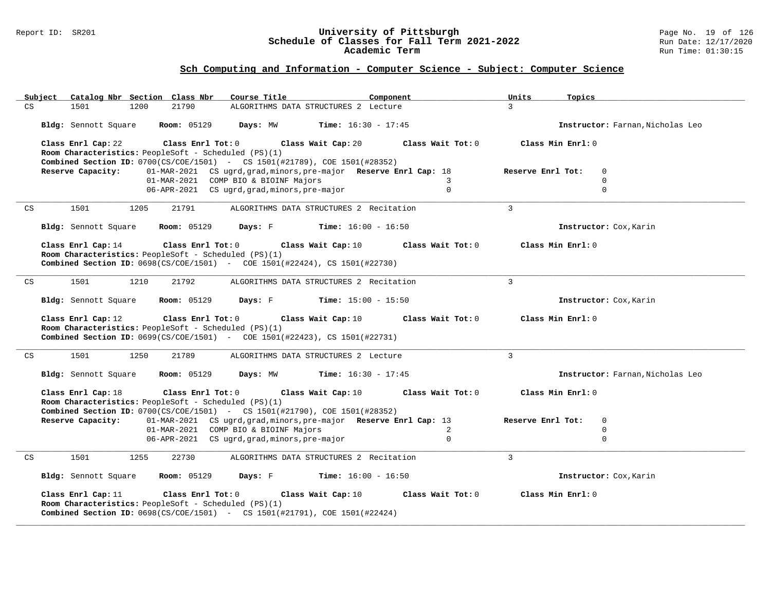## Sch Computing and Information - Computer Science - Subject: Computer Science

| Subject | Catalog Nbr | Section | Class Nbr | Course Title | Component | Units | Topics |
|---|---|---|---|---|---|---|---|
| CS | 1501 | 1200 | 21790 | ALGORITHMS DATA STRUCTURES 2 | Lecture | 3 | |

**Bldg:** Sennott Square **Room:** 05129 **Days:** MW **Time:** 16:30 - 17:45 **Instructor:** Farnan,Nicholas Leo

**Class Enrl Cap:** 22 **Class Enrl Tot:** 0 **Class Wait Cap:** 20 **Class Wait Tot:** 0 **Class Min Enrl:** 0

**Room Characteristics:** PeopleSoft - Scheduled (PS)(1)

**Combined Section ID:** 0700(CS/COE/1501) - CS 1501(#21789), COE 1501(#28352)

**Reserve Capacity:**

| Date | Reserve | Reserve Enrl Cap | Reserve Enrl Tot |
|---|---|---|---|
| 01-MAR-2021 | CS ugrd,grad,minors,pre-major | 18 | 0 |
| 01-MAR-2021 | COMP BIO & BIOINF Majors | 3 | 0 |
| 06-APR-2021 | CS ugrd,grad,minors,pre-major | 0 | 0 |

---

| Subject | Catalog Nbr | Section | Class Nbr | Course Title | Component | Units | Topics |
|---|---|---|---|---|---|---|---|
| CS | 1501 | 1205 | 21791 | ALGORITHMS DATA STRUCTURES 2 | Recitation | 3 | |

**Bldg:** Sennott Square **Room:** 05129 **Days:** F **Time:** 16:00 - 16:50 **Instructor:** Cox,Karin

**Class Enrl Cap:** 14 **Class Enrl Tot:** 0 **Class Wait Cap:** 10 **Class Wait Tot:** 0 **Class Min Enrl:** 0

**Room Characteristics:** PeopleSoft - Scheduled (PS)(1)

**Combined Section ID:** 0698(CS/COE/1501) - COE 1501(#22424), CS 1501(#22730)

---

| Subject | Catalog Nbr | Section | Class Nbr | Course Title | Component | Units | Topics |
|---|---|---|---|---|---|---|---|
| CS | 1501 | 1210 | 21792 | ALGORITHMS DATA STRUCTURES 2 | Recitation | 3 | |

**Bldg:** Sennott Square **Room:** 05129 **Days:** F **Time:** 15:00 - 15:50 **Instructor:** Cox,Karin

**Class Enrl Cap:** 12 **Class Enrl Tot:** 0 **Class Wait Cap:** 10 **Class Wait Tot:** 0 **Class Min Enrl:** 0

**Room Characteristics:** PeopleSoft - Scheduled (PS)(1)

**Combined Section ID:** 0699(CS/COE/1501) - COE 1501(#22423), CS 1501(#22731)

---

| Subject | Catalog Nbr | Section | Class Nbr | Course Title | Component | Units | Topics |
|---|---|---|---|---|---|---|---|
| CS | 1501 | 1250 | 21789 | ALGORITHMS DATA STRUCTURES 2 | Lecture | 3 | |

**Bldg:** Sennott Square **Room:** 05129 **Days:** MW **Time:** 16:30 - 17:45 **Instructor:** Farnan,Nicholas Leo

**Class Enrl Cap:** 18 **Class Enrl Tot:** 0 **Class Wait Cap:** 10 **Class Wait Tot:** 0 **Class Min Enrl:** 0

**Room Characteristics:** PeopleSoft - Scheduled (PS)(1)

**Combined Section ID:** 0700(CS/COE/1501) - CS 1501(#21790), COE 1501(#28352)

**Reserve Capacity:**

| Date | Reserve | Reserve Enrl Cap | Reserve Enrl Tot |
|---|---|---|---|
| 01-MAR-2021 | CS ugrd,grad,minors,pre-major | 13 | 0 |
| 01-MAR-2021 | COMP BIO & BIOINF Majors | 2 | 0 |
| 06-APR-2021 | CS ugrd,grad,minors,pre-major | 0 | 0 |

---

| Subject | Catalog Nbr | Section | Class Nbr | Course Title | Component | Units | Topics |
|---|---|---|---|---|---|---|---|
| CS | 1501 | 1255 | 22730 | ALGORITHMS DATA STRUCTURES 2 | Recitation | 3 | |

**Bldg:** Sennott Square **Room:** 05129 **Days:** F **Time:** 16:00 - 16:50 **Instructor:** Cox,Karin

**Class Enrl Cap:** 11 **Class Enrl Tot:** 0 **Class Wait Cap:** 10 **Class Wait Tot:** 0 **Class Min Enrl:** 0

**Room Characteristics:** PeopleSoft - Scheduled (PS)(1)

**Combined Section ID:** 0698(CS/COE/1501) - CS 1501(#21791), COE 1501(#22424)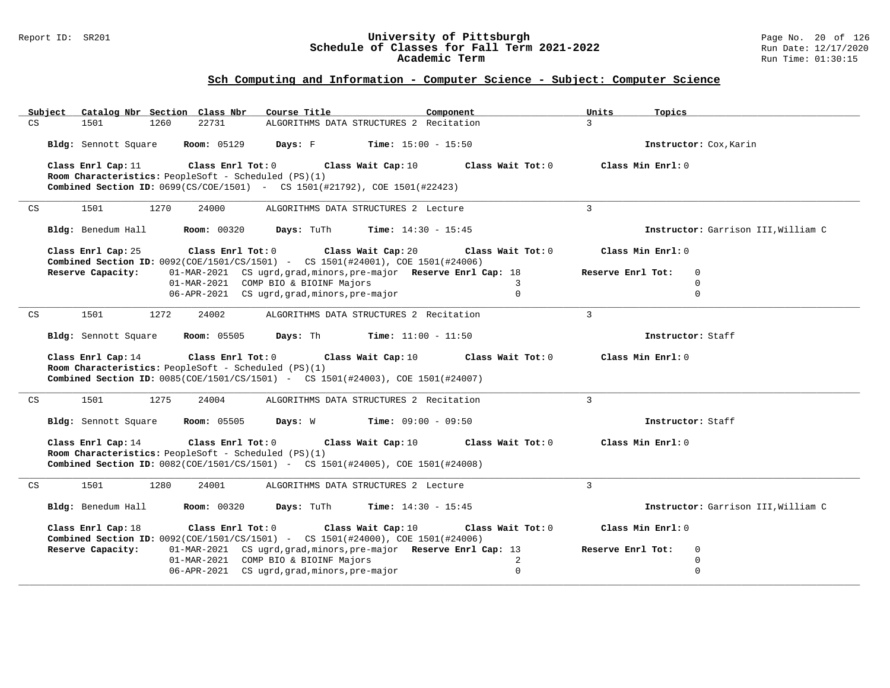## Sch Computing and Information - Computer Science - Subject: Computer Science

| Subject | Catalog Nbr | Section | Class Nbr | Course Title | Component | Units | Topics |
|---|---|---|---|---|---|---|---|
| CS | 1501 | 1260 | 22731 | ALGORITHMS DATA STRUCTURES 2 | Recitation | 3 | |

**Bldg:** Sennott Square **Room:** 05129 **Days:** F **Time:** 15:00 - 15:50 **Instructor:** Cox,Karin

**Class Enrl Cap:** 11 **Class Enrl Tot:** 0 **Class Wait Cap:** 10 **Class Wait Tot:** 0 **Class Min Enrl:** 0

**Room Characteristics:** PeopleSoft - Scheduled (PS)(1)

**Combined Section ID:** 0699(CS/COE/1501) - CS 1501(#21792), COE 1501(#22423)

---

| Subject | Catalog Nbr | Section | Class Nbr | Course Title | Component | Units | Topics |
|---|---|---|---|---|---|---|---|
| CS | 1501 | 1270 | 24000 | ALGORITHMS DATA STRUCTURES 2 | Lecture | 3 | |

**Bldg:** Benedum Hall **Room:** 00320 **Days:** TuTh **Time:** 14:30 - 15:45 **Instructor:** Garrison III,William C

**Class Enrl Cap:** 25 **Class Enrl Tot:** 0 **Class Wait Cap:** 20 **Class Wait Tot:** 0 **Class Min Enrl:** 0

**Combined Section ID:** 0092(COE/1501/CS/1501) - CS 1501(#24001), COE 1501(#24006)

| Reserve Capacity: | Date | Group | Reserve Enrl Cap | Reserve Enrl Tot |
|---|---|---|---|---|
| | 01-MAR-2021 | CS ugrd,grad,minors,pre-major | 18 | 0 |
| | 01-MAR-2021 | COMP BIO & BIOINF Majors | 3 | 0 |
| | 06-APR-2021 | CS ugrd,grad,minors,pre-major | 0 | 0 |

---

| Subject | Catalog Nbr | Section | Class Nbr | Course Title | Component | Units | Topics |
|---|---|---|---|---|---|---|---|
| CS | 1501 | 1272 | 24002 | ALGORITHMS DATA STRUCTURES 2 | Recitation | 3 | |

**Bldg:** Sennott Square **Room:** 05505 **Days:** Th **Time:** 11:00 - 11:50 **Instructor:** Staff

**Class Enrl Cap:** 14 **Class Enrl Tot:** 0 **Class Wait Cap:** 10 **Class Wait Tot:** 0 **Class Min Enrl:** 0

**Room Characteristics:** PeopleSoft - Scheduled (PS)(1)

**Combined Section ID:** 0085(COE/1501/CS/1501) - CS 1501(#24003), COE 1501(#24007)

---

| Subject | Catalog Nbr | Section | Class Nbr | Course Title | Component | Units | Topics |
|---|---|---|---|---|---|---|---|
| CS | 1501 | 1275 | 24004 | ALGORITHMS DATA STRUCTURES 2 | Recitation | 3 | |

**Bldg:** Sennott Square **Room:** 05505 **Days:** W **Time:** 09:00 - 09:50 **Instructor:** Staff

**Class Enrl Cap:** 14 **Class Enrl Tot:** 0 **Class Wait Cap:** 10 **Class Wait Tot:** 0 **Class Min Enrl:** 0

**Room Characteristics:** PeopleSoft - Scheduled (PS)(1)

**Combined Section ID:** 0082(COE/1501/CS/1501) - CS 1501(#24005), COE 1501(#24008)

---

| Subject | Catalog Nbr | Section | Class Nbr | Course Title | Component | Units | Topics |
|---|---|---|---|---|---|---|---|
| CS | 1501 | 1280 | 24001 | ALGORITHMS DATA STRUCTURES 2 | Lecture | 3 | |

**Bldg:** Benedum Hall **Room:** 00320 **Days:** TuTh **Time:** 14:30 - 15:45 **Instructor:** Garrison III,William C

**Class Enrl Cap:** 18 **Class Enrl Tot:** 0 **Class Wait Cap:** 10 **Class Wait Tot:** 0 **Class Min Enrl:** 0

**Combined Section ID:** 0092(COE/1501/CS/1501) - CS 1501(#24000), COE 1501(#24006)

| Reserve Capacity: | Date | Group | Reserve Enrl Cap | Reserve Enrl Tot |
|---|---|---|---|---|
| | 01-MAR-2021 | CS ugrd,grad,minors,pre-major | 13 | 0 |
| | 01-MAR-2021 | COMP BIO & BIOINF Majors | 2 | 0 |
| | 06-APR-2021 | CS ugrd,grad,minors,pre-major | 0 | 0 |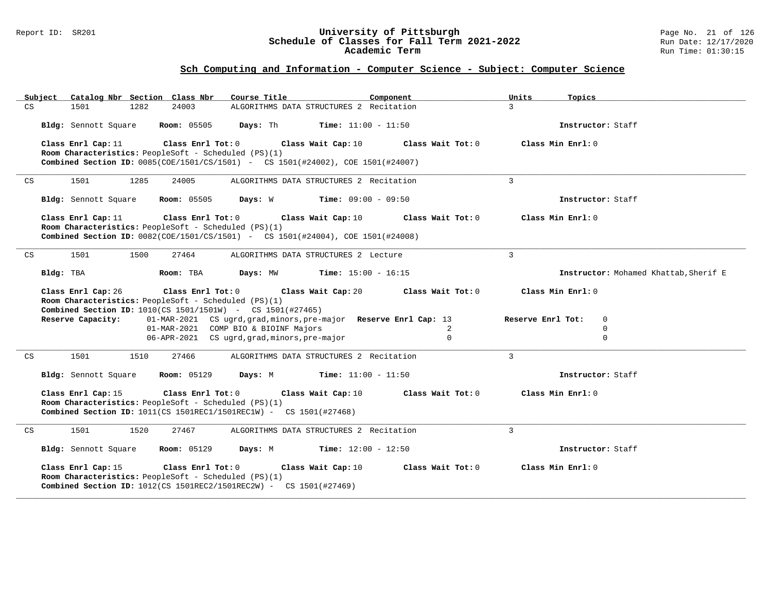## Sch Computing and Information - Computer Science - Subject: Computer Science

| Subject | Catalog Nbr | Section | Class Nbr | Course Title | Component | Units | Topics |
|---|---|---|---|---|---|---|---|
| CS | 1501 | 1282 | 24003 | ALGORITHMS DATA STRUCTURES 2 | Recitation | 3 | |

**Bldg:** Sennott Square **Room:** 05505 **Days:** Th **Time:** 11:00 - 11:50 **Instructor:** Staff

**Class Enrl Cap:** 11 **Class Enrl Tot:** 0 **Class Wait Cap:** 10 **Class Wait Tot:** 0 **Class Min Enrl:** 0
**Room Characteristics:** PeopleSoft - Scheduled (PS)(1)
**Combined Section ID:** 0085(COE/1501/CS/1501) - CS 1501(#24002), COE 1501(#24007)

---

| Subject | Catalog Nbr | Section | Class Nbr | Course Title | Component | Units | Topics |
|---|---|---|---|---|---|---|---|
| CS | 1501 | 1285 | 24005 | ALGORITHMS DATA STRUCTURES 2 | Recitation | 3 | |

**Bldg:** Sennott Square **Room:** 05505 **Days:** W **Time:** 09:00 - 09:50 **Instructor:** Staff

**Class Enrl Cap:** 11 **Class Enrl Tot:** 0 **Class Wait Cap:** 10 **Class Wait Tot:** 0 **Class Min Enrl:** 0
**Room Characteristics:** PeopleSoft - Scheduled (PS)(1)
**Combined Section ID:** 0082(COE/1501/CS/1501) - CS 1501(#24004), COE 1501(#24008)

---

| Subject | Catalog Nbr | Section | Class Nbr | Course Title | Component | Units | Topics |
|---|---|---|---|---|---|---|---|
| CS | 1501 | 1500 | 27464 | ALGORITHMS DATA STRUCTURES 2 | Lecture | 3 | |

**Bldg:** TBA **Room:** TBA **Days:** MW **Time:** 15:00 - 16:15 **Instructor:** Mohamed Khattab,Sherif E

**Class Enrl Cap:** 26 **Class Enrl Tot:** 0 **Class Wait Cap:** 20 **Class Wait Tot:** 0 **Class Min Enrl:** 0
**Room Characteristics:** PeopleSoft - Scheduled (PS)(1)
**Combined Section ID:** 1010(CS 1501/1501W) - CS 1501(#27465)

| Reserve Capacity: | | Reserve Enrl Cap | Reserve Enrl Tot |
|---|---|---|---|
| 01-MAR-2021 | CS ugrd,grad,minors,pre-major | 13 | 0 |
| 01-MAR-2021 | COMP BIO & BIOINF Majors | 2 | 0 |
| 06-APR-2021 | CS ugrd,grad,minors,pre-major | 0 | 0 |

---

| Subject | Catalog Nbr | Section | Class Nbr | Course Title | Component | Units | Topics |
|---|---|---|---|---|---|---|---|
| CS | 1501 | 1510 | 27466 | ALGORITHMS DATA STRUCTURES 2 | Recitation | 3 | |

**Bldg:** Sennott Square **Room:** 05129 **Days:** M **Time:** 11:00 - 11:50 **Instructor:** Staff

**Class Enrl Cap:** 15 **Class Enrl Tot:** 0 **Class Wait Cap:** 10 **Class Wait Tot:** 0 **Class Min Enrl:** 0
**Room Characteristics:** PeopleSoft - Scheduled (PS)(1)
**Combined Section ID:** 1011(CS 1501REC1/1501REC1W) - CS 1501(#27468)

---

| Subject | Catalog Nbr | Section | Class Nbr | Course Title | Component | Units | Topics |
|---|---|---|---|---|---|---|---|
| CS | 1501 | 1520 | 27467 | ALGORITHMS DATA STRUCTURES 2 | Recitation | 3 | |

**Bldg:** Sennott Square **Room:** 05129 **Days:** M **Time:** 12:00 - 12:50 **Instructor:** Staff

**Class Enrl Cap:** 15 **Class Enrl Tot:** 0 **Class Wait Cap:** 10 **Class Wait Tot:** 0 **Class Min Enrl:** 0
**Room Characteristics:** PeopleSoft - Scheduled (PS)(1)
**Combined Section ID:** 1012(CS 1501REC2/1501REC2W) - CS 1501(#27469)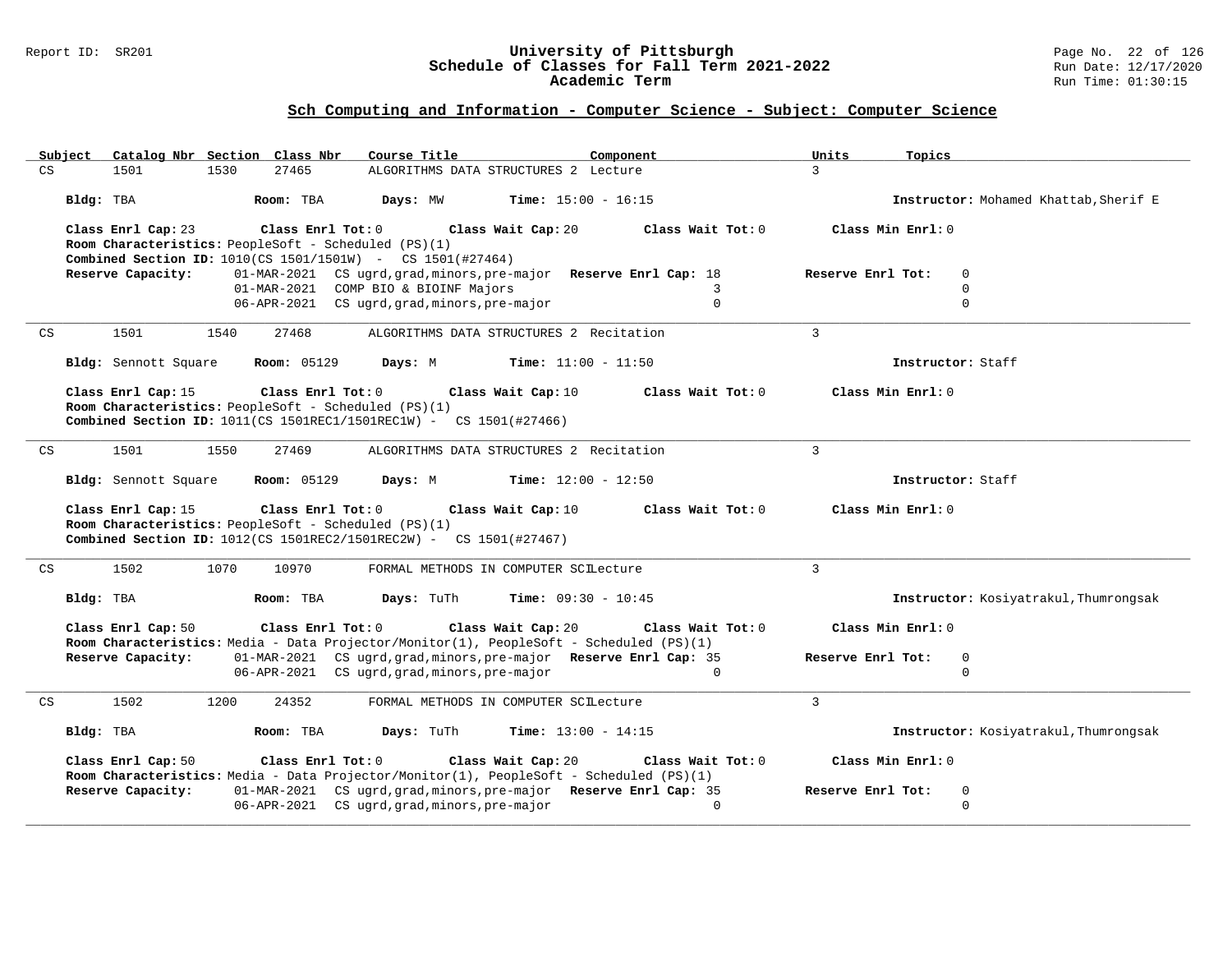**University of Pittsburgh**
**Schedule of Classes for Fall Term 2021-2022**
**Academic Term**

Report ID: SR201

## Sch Computing and Information - Computer Science - Subject: Computer Science

| Subject | Catalog Nbr | Section | Class Nbr | Course Title | Component | Units | Topics |
|---|---|---|---|---|---|---|---|
| CS | 1501 | 1530 | 27465 | ALGORITHMS DATA STRUCTURES 2 | Lecture | 3 | |

**Bldg:** TBA **Room:** TBA **Days:** MW **Time:** 15:00 - 16:15 **Instructor:** Mohamed Khattab,Sherif E

**Class Enrl Cap:** 23 **Class Enrl Tot:** 0 **Class Wait Cap:** 20 **Class Wait Tot:** 0 **Class Min Enrl:** 0
**Room Characteristics:** PeopleSoft - Scheduled (PS)(1)
**Combined Section ID:** 1010(CS 1501/1501W) - CS 1501(#27464)

| **Reserve Capacity:** | | Reserve Enrl Cap | Reserve Enrl Tot |
|---|---|---|---|
| 01-MAR-2021 | CS ugrd,grad,minors,pre-major | 18 | 0 |
| 01-MAR-2021 | COMP BIO & BIOINF Majors | 3 | 0 |
| 06-APR-2021 | CS ugrd,grad,minors,pre-major | 0 | 0 |

---

| Subject | Catalog Nbr | Section | Class Nbr | Course Title | Component | Units | Topics |
|---|---|---|---|---|---|---|---|
| CS | 1501 | 1540 | 27468 | ALGORITHMS DATA STRUCTURES 2 | Recitation | 3 | |

**Bldg:** Sennott Square **Room:** 05129 **Days:** M **Time:** 11:00 - 11:50 **Instructor:** Staff

**Class Enrl Cap:** 15 **Class Enrl Tot:** 0 **Class Wait Cap:** 10 **Class Wait Tot:** 0 **Class Min Enrl:** 0
**Room Characteristics:** PeopleSoft - Scheduled (PS)(1)
**Combined Section ID:** 1011(CS 1501REC1/1501REC1W) - CS 1501(#27466)

---

| Subject | Catalog Nbr | Section | Class Nbr | Course Title | Component | Units | Topics |
|---|---|---|---|---|---|---|---|
| CS | 1501 | 1550 | 27469 | ALGORITHMS DATA STRUCTURES 2 | Recitation | 3 | |

**Bldg:** Sennott Square **Room:** 05129 **Days:** M **Time:** 12:00 - 12:50 **Instructor:** Staff

**Class Enrl Cap:** 15 **Class Enrl Tot:** 0 **Class Wait Cap:** 10 **Class Wait Tot:** 0 **Class Min Enrl:** 0
**Room Characteristics:** PeopleSoft - Scheduled (PS)(1)
**Combined Section ID:** 1012(CS 1501REC2/1501REC2W) - CS 1501(#27467)

---

| Subject | Catalog Nbr | Section | Class Nbr | Course Title | Component | Units | Topics |
|---|---|---|---|---|---|---|---|
| CS | 1502 | 1070 | 10970 | FORMAL METHODS IN COMPUTER SCI | Lecture | 3 | |

**Bldg:** TBA **Room:** TBA **Days:** TuTh **Time:** 09:30 - 10:45 **Instructor:** Kosiyatrakul,Thumrongsak

**Class Enrl Cap:** 50 **Class Enrl Tot:** 0 **Class Wait Cap:** 20 **Class Wait Tot:** 0 **Class Min Enrl:** 0
**Room Characteristics:** Media - Data Projector/Monitor(1), PeopleSoft - Scheduled (PS)(1)

| **Reserve Capacity:** | | Reserve Enrl Cap | Reserve Enrl Tot |
|---|---|---|---|
| 01-MAR-2021 | CS ugrd,grad,minors,pre-major | 35 | 0 |
| 06-APR-2021 | CS ugrd,grad,minors,pre-major | 0 | 0 |

---

| Subject | Catalog Nbr | Section | Class Nbr | Course Title | Component | Units | Topics |
|---|---|---|---|---|---|---|---|
| CS | 1502 | 1200 | 24352 | FORMAL METHODS IN COMPUTER SCI | Lecture | 3 | |

**Bldg:** TBA **Room:** TBA **Days:** TuTh **Time:** 13:00 - 14:15 **Instructor:** Kosiyatrakul,Thumrongsak

**Class Enrl Cap:** 50 **Class Enrl Tot:** 0 **Class Wait Cap:** 20 **Class Wait Tot:** 0 **Class Min Enrl:** 0
**Room Characteristics:** Media - Data Projector/Monitor(1), PeopleSoft - Scheduled (PS)(1)

| **Reserve Capacity:** | | Reserve Enrl Cap | Reserve Enrl Tot |
|---|---|---|---|
| 01-MAR-2021 | CS ugrd,grad,minors,pre-major | 35 | 0 |
| 06-APR-2021 | CS ugrd,grad,minors,pre-major | 0 | 0 |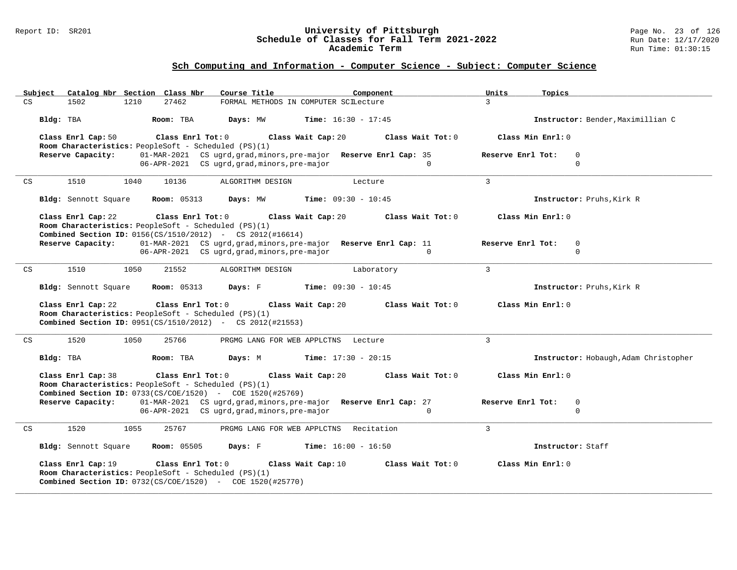Report ID: SR201

# University of Pittsburgh
## Schedule of Classes for Fall Term 2021-2022
## Academic Term

Run Date: 12/17/2020
Run Time: 01:30:15

## Sch Computing and Information - Computer Science - Subject: Computer Science

| Subject | Catalog Nbr | Section | Class Nbr | Course Title | Component | Units | Topics |
|---|---|---|---|---|---|---|---|
| CS | 1502 | 1210 | 27462 | FORMAL METHODS IN COMPUTER SCI | Lecture | 3 | |

**Bldg:** TBA **Room:** TBA **Days:** MW **Time:** 16:30 - 17:45 **Instructor:** Bender,Maximillian C

**Class Enrl Cap:** 50 **Class Enrl Tot:** 0 **Class Wait Cap:** 20 **Class Wait Tot:** 0 **Class Min Enrl:** 0

**Room Characteristics:** PeopleSoft - Scheduled (PS)(1)

**Reserve Capacity:** 01-MAR-2021 CS ugrd,grad,minors,pre-major **Reserve Enrl Cap:** 35 **Reserve Enrl Tot:** 0
06-APR-2021 CS ugrd,grad,minors,pre-major 0 0

---

| Subject | Catalog Nbr | Section | Class Nbr | Course Title | Component | Units | Topics |
|---|---|---|---|---|---|---|---|
| CS | 1510 | 1040 | 10136 | ALGORITHM DESIGN | Lecture | 3 | |

**Bldg:** Sennott Square **Room:** 05313 **Days:** MW **Time:** 09:30 - 10:45 **Instructor:** Pruhs,Kirk R

**Class Enrl Cap:** 22 **Class Enrl Tot:** 0 **Class Wait Cap:** 20 **Class Wait Tot:** 0 **Class Min Enrl:** 0

**Room Characteristics:** PeopleSoft - Scheduled (PS)(1)

**Combined Section ID:** 0156(CS/1510/2012) - CS 2012(#16614)

**Reserve Capacity:** 01-MAR-2021 CS ugrd,grad,minors,pre-major **Reserve Enrl Cap:** 11 **Reserve Enrl Tot:** 0
06-APR-2021 CS ugrd,grad,minors,pre-major 0 0

---

| Subject | Catalog Nbr | Section | Class Nbr | Course Title | Component | Units | Topics |
|---|---|---|---|---|---|---|---|
| CS | 1510 | 1050 | 21552 | ALGORITHM DESIGN | Laboratory | 3 | |

**Bldg:** Sennott Square **Room:** 05313 **Days:** F **Time:** 09:30 - 10:45 **Instructor:** Pruhs,Kirk R

**Class Enrl Cap:** 22 **Class Enrl Tot:** 0 **Class Wait Cap:** 20 **Class Wait Tot:** 0 **Class Min Enrl:** 0

**Room Characteristics:** PeopleSoft - Scheduled (PS)(1)

**Combined Section ID:** 0951(CS/1510/2012) - CS 2012(#21553)

---

| Subject | Catalog Nbr | Section | Class Nbr | Course Title | Component | Units | Topics |
|---|---|---|---|---|---|---|---|
| CS | 1520 | 1050 | 25766 | PRGMG LANG FOR WEB APPLCTNS | Lecture | 3 | |

**Bldg:** TBA **Room:** TBA **Days:** M **Time:** 17:30 - 20:15 **Instructor:** Hobaugh,Adam Christopher

**Class Enrl Cap:** 38 **Class Enrl Tot:** 0 **Class Wait Cap:** 20 **Class Wait Tot:** 0 **Class Min Enrl:** 0

**Room Characteristics:** PeopleSoft - Scheduled (PS)(1)

**Combined Section ID:** 0733(CS/COE/1520) - COE 1520(#25769)

**Reserve Capacity:** 01-MAR-2021 CS ugrd,grad,minors,pre-major **Reserve Enrl Cap:** 27 **Reserve Enrl Tot:** 0
06-APR-2021 CS ugrd,grad,minors,pre-major 0 0

---

| Subject | Catalog Nbr | Section | Class Nbr | Course Title | Component | Units | Topics |
|---|---|---|---|---|---|---|---|
| CS | 1520 | 1055 | 25767 | PRGMG LANG FOR WEB APPLCTNS | Recitation | 3 | |

**Bldg:** Sennott Square **Room:** 05505 **Days:** F **Time:** 16:00 - 16:50 **Instructor:** Staff

**Class Enrl Cap:** 19 **Class Enrl Tot:** 0 **Class Wait Cap:** 10 **Class Wait Tot:** 0 **Class Min Enrl:** 0

**Room Characteristics:** PeopleSoft - Scheduled (PS)(1)

**Combined Section ID:** 0732(CS/COE/1520) - COE 1520(#25770)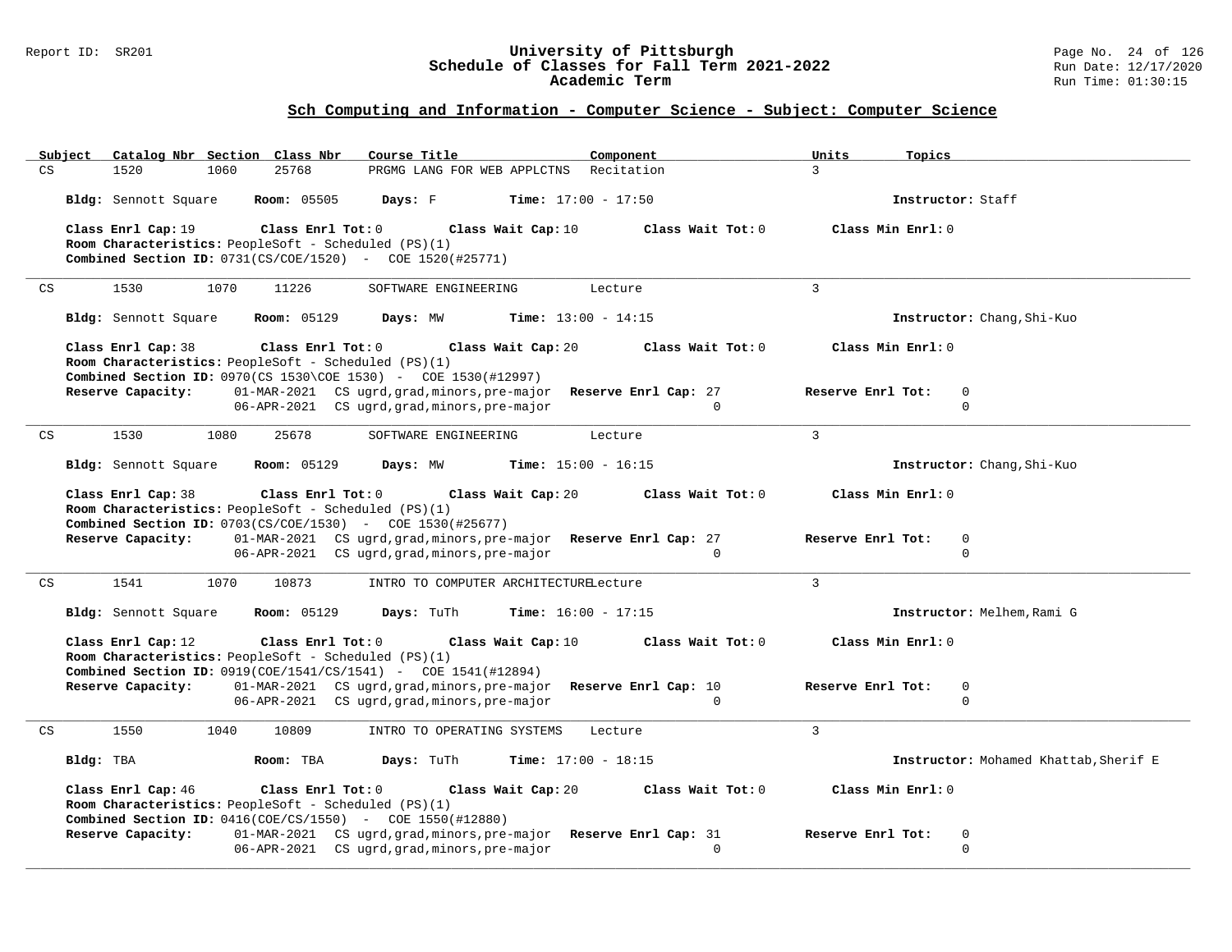## Sch Computing and Information - Computer Science - Subject: Computer Science

| Subject | Catalog Nbr | Section | Class Nbr | Course Title | Component | Units | Topics |
|---|---|---|---|---|---|---|---|
| CS | 1520 | 1060 | 25768 | PRGMG LANG FOR WEB APPLCTNS | Recitation | 3 | |

**Bldg:** Sennott Square **Room:** 05505 **Days:** F **Time:** 17:00 - 17:50 **Instructor:** Staff

**Class Enrl Cap:** 19 **Class Enrl Tot:** 0 **Class Wait Cap:** 10 **Class Wait Tot:** 0 **Class Min Enrl:** 0
**Room Characteristics:** PeopleSoft - Scheduled (PS)(1)
**Combined Section ID:** 0731(CS/COE/1520) - COE 1520(#25771)

---

| Subject | Catalog Nbr | Section | Class Nbr | Course Title | Component | Units | Topics |
|---|---|---|---|---|---|---|---|
| CS | 1530 | 1070 | 11226 | SOFTWARE ENGINEERING | Lecture | 3 | |

**Bldg:** Sennott Square **Room:** 05129 **Days:** MW **Time:** 13:00 - 14:15 **Instructor:** Chang,Shi-Kuo

**Class Enrl Cap:** 38 **Class Enrl Tot:** 0 **Class Wait Cap:** 20 **Class Wait Tot:** 0 **Class Min Enrl:** 0
**Room Characteristics:** PeopleSoft - Scheduled (PS)(1)
**Combined Section ID:** 0970(CS 1530\COE 1530) - COE 1530(#12997)

| Reserve Capacity: | Date | Description | Reserve Enrl Cap | Reserve Enrl Tot |
|---|---|---|---|---|
| | 01-MAR-2021 | CS ugrd,grad,minors,pre-major | 27 | 0 |
| | 06-APR-2021 | CS ugrd,grad,minors,pre-major | 0 | 0 |

---

| Subject | Catalog Nbr | Section | Class Nbr | Course Title | Component | Units | Topics |
|---|---|---|---|---|---|---|---|
| CS | 1530 | 1080 | 25678 | SOFTWARE ENGINEERING | Lecture | 3 | |

**Bldg:** Sennott Square **Room:** 05129 **Days:** MW **Time:** 15:00 - 16:15 **Instructor:** Chang,Shi-Kuo

**Class Enrl Cap:** 38 **Class Enrl Tot:** 0 **Class Wait Cap:** 20 **Class Wait Tot:** 0 **Class Min Enrl:** 0
**Room Characteristics:** PeopleSoft - Scheduled (PS)(1)
**Combined Section ID:** 0703(CS/COE/1530) - COE 1530(#25677)

| Reserve Capacity: | Date | Description | Reserve Enrl Cap | Reserve Enrl Tot |
|---|---|---|---|---|
| | 01-MAR-2021 | CS ugrd,grad,minors,pre-major | 27 | 0 |
| | 06-APR-2021 | CS ugrd,grad,minors,pre-major | 0 | 0 |

---

| Subject | Catalog Nbr | Section | Class Nbr | Course Title | Component | Units | Topics |
|---|---|---|---|---|---|---|---|
| CS | 1541 | 1070 | 10873 | INTRO TO COMPUTER ARCHITECTURE | Lecture | 3 | |

**Bldg:** Sennott Square **Room:** 05129 **Days:** TuTh **Time:** 16:00 - 17:15 **Instructor:** Melhem,Rami G

**Class Enrl Cap:** 12 **Class Enrl Tot:** 0 **Class Wait Cap:** 10 **Class Wait Tot:** 0 **Class Min Enrl:** 0
**Room Characteristics:** PeopleSoft - Scheduled (PS)(1)
**Combined Section ID:** 0919(COE/1541/CS/1541) - COE 1541(#12894)

| Reserve Capacity: | Date | Description | Reserve Enrl Cap | Reserve Enrl Tot |
|---|---|---|---|---|
| | 01-MAR-2021 | CS ugrd,grad,minors,pre-major | 10 | 0 |
| | 06-APR-2021 | CS ugrd,grad,minors,pre-major | 0 | 0 |

---

| Subject | Catalog Nbr | Section | Class Nbr | Course Title | Component | Units | Topics |
|---|---|---|---|---|---|---|---|
| CS | 1550 | 1040 | 10809 | INTRO TO OPERATING SYSTEMS | Lecture | 3 | |

**Bldg:** TBA **Room:** TBA **Days:** TuTh **Time:** 17:00 - 18:15 **Instructor:** Mohamed Khattab,Sherif E

**Class Enrl Cap:** 46 **Class Enrl Tot:** 0 **Class Wait Cap:** 20 **Class Wait Tot:** 0 **Class Min Enrl:** 0
**Room Characteristics:** PeopleSoft - Scheduled (PS)(1)
**Combined Section ID:** 0416(COE/CS/1550) - COE 1550(#12880)

| Reserve Capacity: | Date | Description | Reserve Enrl Cap | Reserve Enrl Tot |
|---|---|---|---|---|
| | 01-MAR-2021 | CS ugrd,grad,minors,pre-major | 31 | 0 |
| | 06-APR-2021 | CS ugrd,grad,minors,pre-major | 0 | 0 |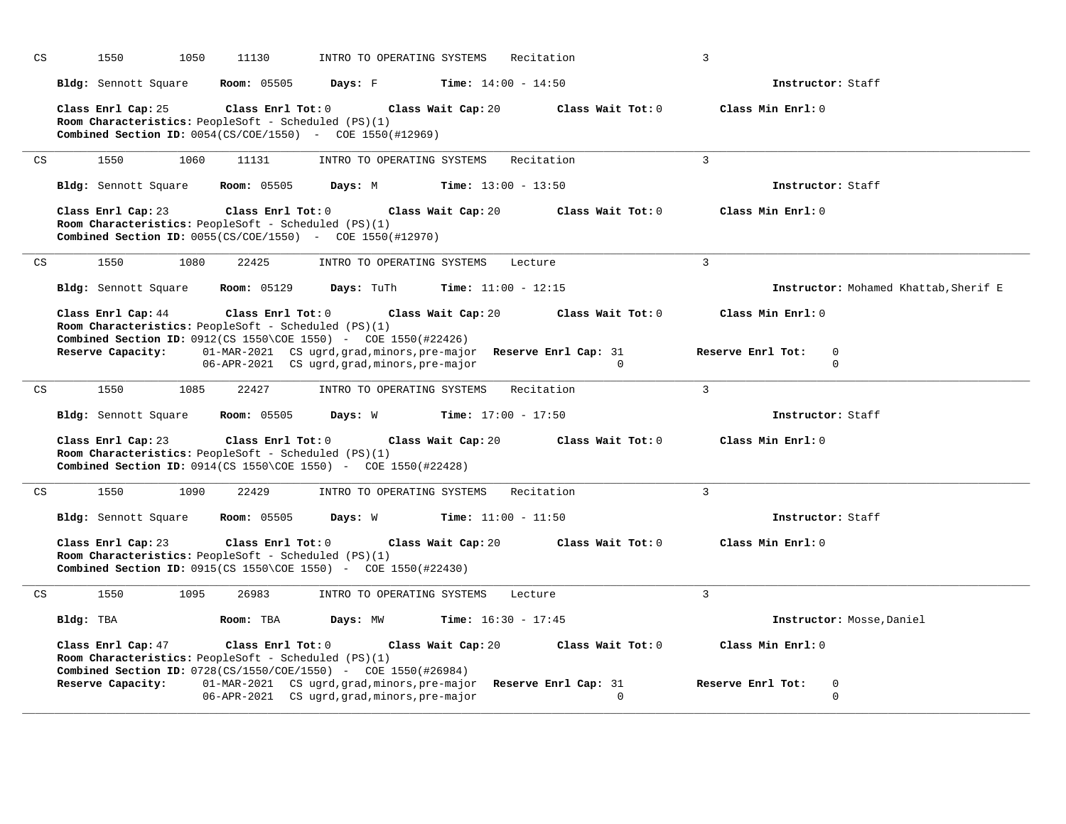CS 1550 1050 11130 INTRO TO OPERATING SYSTEMS Recitation 3

**Bldg:** Sennott Square **Room:** 05505 **Days:** F **Time:** 14:00 - 14:50 **Instructor:** Staff

**Class Enrl Cap:** 25 **Class Enrl Tot:** 0 **Class Wait Cap:** 20 **Class Wait Tot:** 0 **Class Min Enrl:** 0
**Room Characteristics:** PeopleSoft - Scheduled (PS)(1)
**Combined Section ID:** 0054(CS/COE/1550) - COE 1550(#12969)

---

CS 1550 1060 11131 INTRO TO OPERATING SYSTEMS Recitation 3

**Bldg:** Sennott Square **Room:** 05505 **Days:** M **Time:** 13:00 - 13:50 **Instructor:** Staff

**Class Enrl Cap:** 23 **Class Enrl Tot:** 0 **Class Wait Cap:** 20 **Class Wait Tot:** 0 **Class Min Enrl:** 0
**Room Characteristics:** PeopleSoft - Scheduled (PS)(1)
**Combined Section ID:** 0055(CS/COE/1550) - COE 1550(#12970)

---

CS 1550 1080 22425 INTRO TO OPERATING SYSTEMS Lecture 3

**Bldg:** Sennott Square **Room:** 05129 **Days:** TuTh **Time:** 11:00 - 12:15 **Instructor:** Mohamed Khattab,Sherif E

**Class Enrl Cap:** 44 **Class Enrl Tot:** 0 **Class Wait Cap:** 20 **Class Wait Tot:** 0 **Class Min Enrl:** 0
**Room Characteristics:** PeopleSoft - Scheduled (PS)(1)
**Combined Section ID:** 0912(CS 1550\COE 1550) - COE 1550(#22426)

| **Reserve Capacity:** | | **Reserve Enrl Cap:** | **Reserve Enrl Tot:** |
|---|---|---|---|
| 01-MAR-2021 | CS ugrd,grad,minors,pre-major | 31 | 0 |
| 06-APR-2021 | CS ugrd,grad,minors,pre-major | 0 | 0 |

---

CS 1550 1085 22427 INTRO TO OPERATING SYSTEMS Recitation 3

**Bldg:** Sennott Square **Room:** 05505 **Days:** W **Time:** 17:00 - 17:50 **Instructor:** Staff

**Class Enrl Cap:** 23 **Class Enrl Tot:** 0 **Class Wait Cap:** 20 **Class Wait Tot:** 0 **Class Min Enrl:** 0
**Room Characteristics:** PeopleSoft - Scheduled (PS)(1)
**Combined Section ID:** 0914(CS 1550\COE 1550) - COE 1550(#22428)

---

CS 1550 1090 22429 INTRO TO OPERATING SYSTEMS Recitation 3

**Bldg:** Sennott Square **Room:** 05505 **Days:** W **Time:** 11:00 - 11:50 **Instructor:** Staff

**Class Enrl Cap:** 23 **Class Enrl Tot:** 0 **Class Wait Cap:** 20 **Class Wait Tot:** 0 **Class Min Enrl:** 0
**Room Characteristics:** PeopleSoft - Scheduled (PS)(1)
**Combined Section ID:** 0915(CS 1550\COE 1550) - COE 1550(#22430)

---

CS 1550 1095 26983 INTRO TO OPERATING SYSTEMS Lecture 3

**Bldg:** TBA **Room:** TBA **Days:** MW **Time:** 16:30 - 17:45 **Instructor:** Mosse,Daniel

**Class Enrl Cap:** 47 **Class Enrl Tot:** 0 **Class Wait Cap:** 20 **Class Wait Tot:** 0 **Class Min Enrl:** 0
**Room Characteristics:** PeopleSoft - Scheduled (PS)(1)
**Combined Section ID:** 0728(CS/1550/COE/1550) - COE 1550(#26984)

| **Reserve Capacity:** | | **Reserve Enrl Cap:** | **Reserve Enrl Tot:** |
|---|---|---|---|
| 01-MAR-2021 | CS ugrd,grad,minors,pre-major | 31 | 0 |
| 06-APR-2021 | CS ugrd,grad,minors,pre-major | 0 | 0 |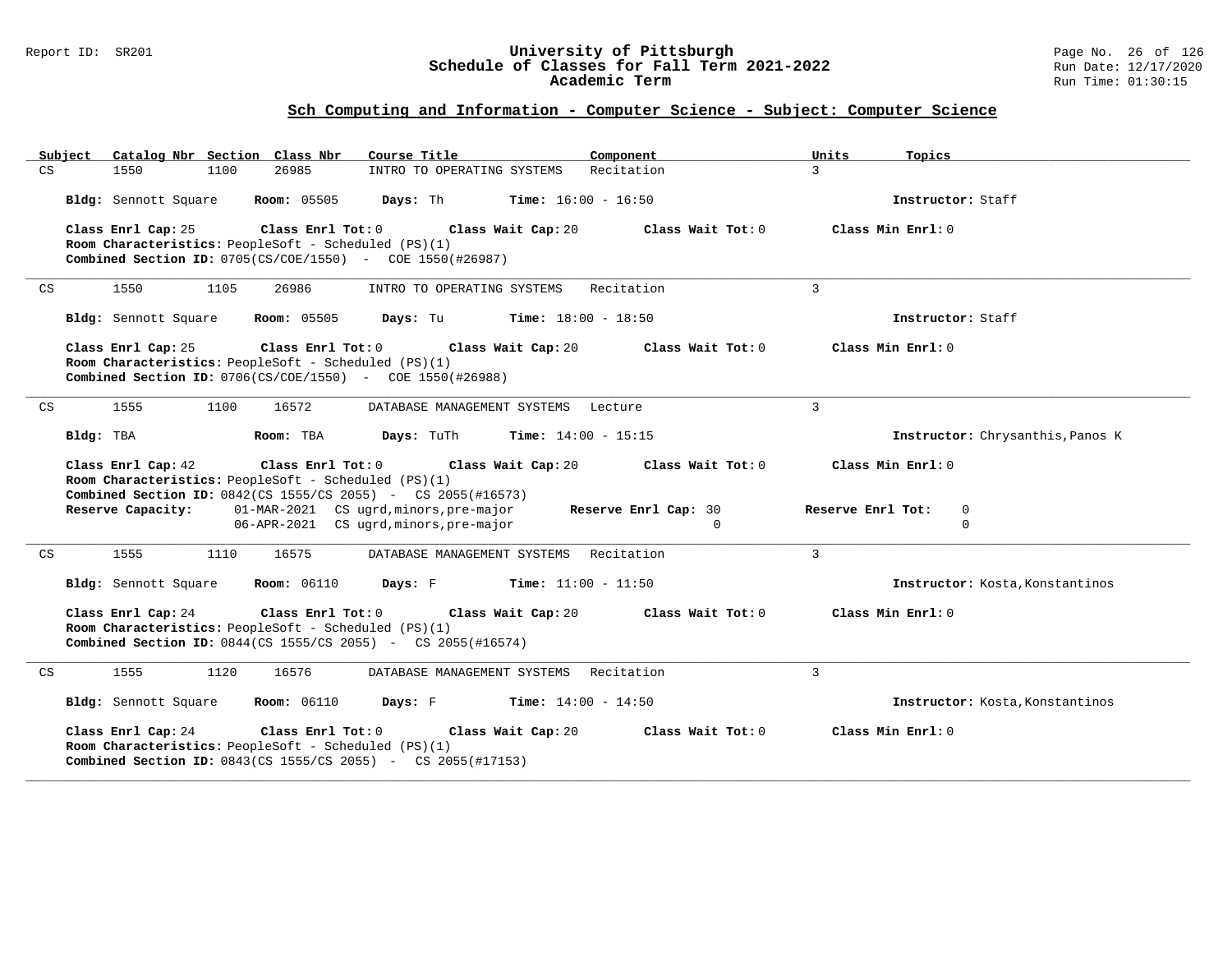## Sch Computing and Information - Computer Science - Subject: Computer Science

| Subject | Catalog Nbr | Section | Class Nbr | Course Title | Component | Units | Topics |
|---|---|---|---|---|---|---|---|
| CS | 1550 | 1100 | 26985 | INTRO TO OPERATING SYSTEMS | Recitation | 3 | |

**Bldg:** Sennott Square **Room:** 05505 **Days:** Th **Time:** 16:00 - 16:50 **Instructor:** Staff

**Class Enrl Cap:** 25 **Class Enrl Tot:** 0 **Class Wait Cap:** 20 **Class Wait Tot:** 0 **Class Min Enrl:** 0
**Room Characteristics:** PeopleSoft - Scheduled (PS)(1)
**Combined Section ID:** 0705(CS/COE/1550) - COE 1550(#26987)

---

| Subject | Catalog Nbr | Section | Class Nbr | Course Title | Component | Units | Topics |
|---|---|---|---|---|---|---|---|
| CS | 1550 | 1105 | 26986 | INTRO TO OPERATING SYSTEMS | Recitation | 3 | |

**Bldg:** Sennott Square **Room:** 05505 **Days:** Tu **Time:** 18:00 - 18:50 **Instructor:** Staff

**Class Enrl Cap:** 25 **Class Enrl Tot:** 0 **Class Wait Cap:** 20 **Class Wait Tot:** 0 **Class Min Enrl:** 0
**Room Characteristics:** PeopleSoft - Scheduled (PS)(1)
**Combined Section ID:** 0706(CS/COE/1550) - COE 1550(#26988)

---

| Subject | Catalog Nbr | Section | Class Nbr | Course Title | Component | Units | Topics |
|---|---|---|---|---|---|---|---|
| CS | 1555 | 1100 | 16572 | DATABASE MANAGEMENT SYSTEMS | Lecture | 3 | |

**Bldg:** TBA **Room:** TBA **Days:** TuTh **Time:** 14:00 - 15:15 **Instructor:** Chrysanthis,Panos K

**Class Enrl Cap:** 42 **Class Enrl Tot:** 0 **Class Wait Cap:** 20 **Class Wait Tot:** 0 **Class Min Enrl:** 0
**Room Characteristics:** PeopleSoft - Scheduled (PS)(1)
**Combined Section ID:** 0842(CS 1555/CS 2055) - CS 2055(#16573)

| Reserve Capacity: | | Reserve Enrl Cap | Reserve Enrl Tot |
|---|---|---|---|
| 01-MAR-2021 | CS ugrd,minors,pre-major | 30 | 0 |
| 06-APR-2021 | CS ugrd,minors,pre-major | 0 | 0 |

---

| Subject | Catalog Nbr | Section | Class Nbr | Course Title | Component | Units | Topics |
|---|---|---|---|---|---|---|---|
| CS | 1555 | 1110 | 16575 | DATABASE MANAGEMENT SYSTEMS | Recitation | 3 | |

**Bldg:** Sennott Square **Room:** 06110 **Days:** F **Time:** 11:00 - 11:50 **Instructor:** Kosta,Konstantinos

**Class Enrl Cap:** 24 **Class Enrl Tot:** 0 **Class Wait Cap:** 20 **Class Wait Tot:** 0 **Class Min Enrl:** 0
**Room Characteristics:** PeopleSoft - Scheduled (PS)(1)
**Combined Section ID:** 0844(CS 1555/CS 2055) - CS 2055(#16574)

---

| Subject | Catalog Nbr | Section | Class Nbr | Course Title | Component | Units | Topics |
|---|---|---|---|---|---|---|---|
| CS | 1555 | 1120 | 16576 | DATABASE MANAGEMENT SYSTEMS | Recitation | 3 | |

**Bldg:** Sennott Square **Room:** 06110 **Days:** F **Time:** 14:00 - 14:50 **Instructor:** Kosta,Konstantinos

**Class Enrl Cap:** 24 **Class Enrl Tot:** 0 **Class Wait Cap:** 20 **Class Wait Tot:** 0 **Class Min Enrl:** 0
**Room Characteristics:** PeopleSoft - Scheduled (PS)(1)
**Combined Section ID:** 0843(CS 1555/CS 2055) - CS 2055(#17153)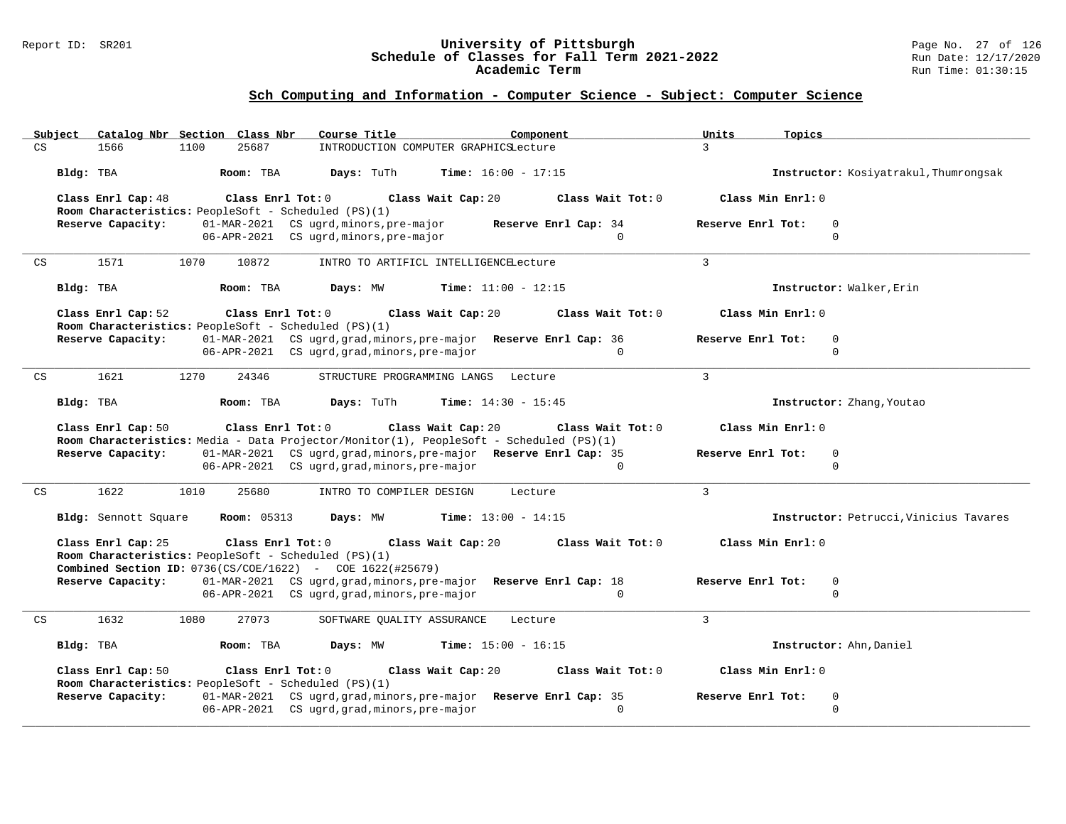## Sch Computing and Information - Computer Science - Subject: Computer Science

| Subject | Catalog Nbr | Section | Class Nbr | Course Title | Component | Units | Topics |
|---|---|---|---|---|---|---|---|
| CS | 1566 | 1100 | 25687 | INTRODUCTION COMPUTER GRAPHICS | Lecture | 3 | |

**Bldg:** TBA **Room:** TBA **Days:** TuTh **Time:** 16:00 - 17:15 **Instructor:** Kosiyatrakul,Thumrongsak

**Class Enrl Cap:** 48 **Class Enrl Tot:** 0 **Class Wait Cap:** 20 **Class Wait Tot:** 0 **Class Min Enrl:** 0

**Room Characteristics:** PeopleSoft - Scheduled (PS)(1)

**Reserve Capacity:**

| Date | Reserve | Reserve Enrl Cap | Reserve Enrl Tot |
|---|---|---|---|
| 01-MAR-2021 | CS ugrd,minors,pre-major | 34 | 0 |
| 06-APR-2021 | CS ugrd,minors,pre-major | 0 | 0 |

---

| Subject | Catalog Nbr | Section | Class Nbr | Course Title | Component | Units | Topics |
|---|---|---|---|---|---|---|---|
| CS | 1571 | 1070 | 10872 | INTRO TO ARTIFICL INTELLIGENCE | Lecture | 3 | |

**Bldg:** TBA **Room:** TBA **Days:** MW **Time:** 11:00 - 12:15 **Instructor:** Walker,Erin

**Class Enrl Cap:** 52 **Class Enrl Tot:** 0 **Class Wait Cap:** 20 **Class Wait Tot:** 0 **Class Min Enrl:** 0

**Room Characteristics:** PeopleSoft - Scheduled (PS)(1)

**Reserve Capacity:**

| Date | Reserve | Reserve Enrl Cap | Reserve Enrl Tot |
|---|---|---|---|
| 01-MAR-2021 | CS ugrd,grad,minors,pre-major | 36 | 0 |
| 06-APR-2021 | CS ugrd,grad,minors,pre-major | 0 | 0 |

---

| Subject | Catalog Nbr | Section | Class Nbr | Course Title | Component | Units | Topics |
|---|---|---|---|---|---|---|---|
| CS | 1621 | 1270 | 24346 | STRUCTURE PROGRAMMING LANGS | Lecture | 3 | |

**Bldg:** TBA **Room:** TBA **Days:** TuTh **Time:** 14:30 - 15:45 **Instructor:** Zhang,Youtao

**Class Enrl Cap:** 50 **Class Enrl Tot:** 0 **Class Wait Cap:** 20 **Class Wait Tot:** 0 **Class Min Enrl:** 0

**Room Characteristics:** Media - Data Projector/Monitor(1), PeopleSoft - Scheduled (PS)(1)

**Reserve Capacity:**

| Date | Reserve | Reserve Enrl Cap | Reserve Enrl Tot |
|---|---|---|---|
| 01-MAR-2021 | CS ugrd,grad,minors,pre-major | 35 | 0 |
| 06-APR-2021 | CS ugrd,grad,minors,pre-major | 0 | 0 |

---

| Subject | Catalog Nbr | Section | Class Nbr | Course Title | Component | Units | Topics |
|---|---|---|---|---|---|---|---|
| CS | 1622 | 1010 | 25680 | INTRO TO COMPILER DESIGN | Lecture | 3 | |

**Bldg:** Sennott Square **Room:** 05313 **Days:** MW **Time:** 13:00 - 14:15 **Instructor:** Petrucci,Vinicius Tavares

**Class Enrl Cap:** 25 **Class Enrl Tot:** 0 **Class Wait Cap:** 20 **Class Wait Tot:** 0 **Class Min Enrl:** 0

**Room Characteristics:** PeopleSoft - Scheduled (PS)(1)

**Combined Section ID:** 0736(CS/COE/1622) - COE 1622(#25679)

**Reserve Capacity:**

| Date | Reserve | Reserve Enrl Cap | Reserve Enrl Tot |
|---|---|---|---|
| 01-MAR-2021 | CS ugrd,grad,minors,pre-major | 18 | 0 |
| 06-APR-2021 | CS ugrd,grad,minors,pre-major | 0 | 0 |

---

| Subject | Catalog Nbr | Section | Class Nbr | Course Title | Component | Units | Topics |
|---|---|---|---|---|---|---|---|
| CS | 1632 | 1080 | 27073 | SOFTWARE QUALITY ASSURANCE | Lecture | 3 | |

**Bldg:** TBA **Room:** TBA **Days:** MW **Time:** 15:00 - 16:15 **Instructor:** Ahn,Daniel

**Class Enrl Cap:** 50 **Class Enrl Tot:** 0 **Class Wait Cap:** 20 **Class Wait Tot:** 0 **Class Min Enrl:** 0

**Room Characteristics:** PeopleSoft - Scheduled (PS)(1)

**Reserve Capacity:**

| Date | Reserve | Reserve Enrl Cap | Reserve Enrl Tot |
|---|---|---|---|
| 01-MAR-2021 | CS ugrd,grad,minors,pre-major | 35 | 0 |
| 06-APR-2021 | CS ugrd,grad,minors,pre-major | 0 | 0 |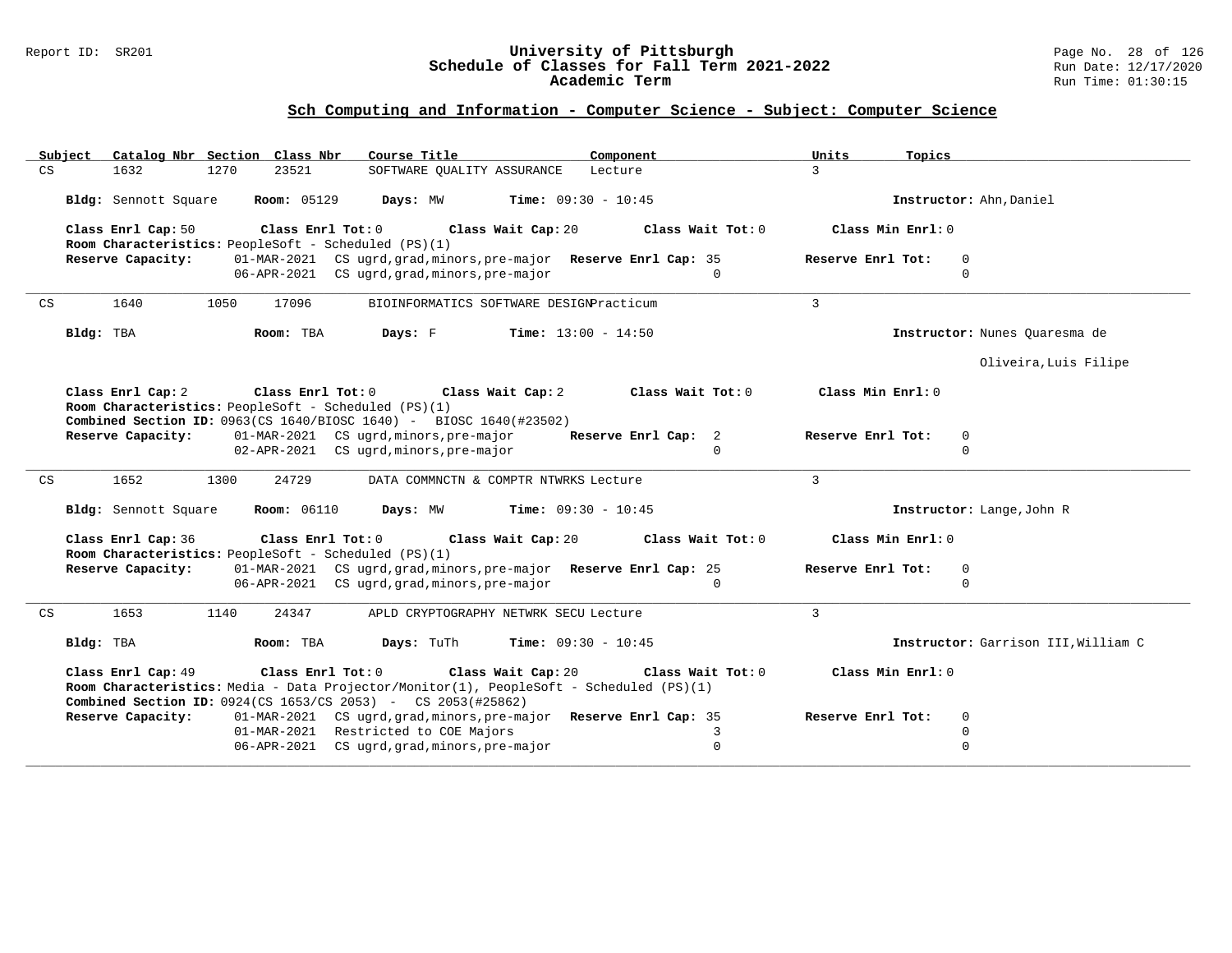## Sch Computing and Information - Computer Science - Subject: Computer Science

| Subject | Catalog Nbr | Section | Class Nbr | Course Title | Component | Units | Topics |
|---|---|---|---|---|---|---|---|
| CS | 1632 | 1270 | 23521 | SOFTWARE QUALITY ASSURANCE | Lecture | 3 | |

**Bldg:** Sennott Square **Room:** 05129 **Days:** MW **Time:** 09:30 - 10:45 **Instructor:** Ahn,Daniel

**Class Enrl Cap:** 50 **Class Enrl Tot:** 0 **Class Wait Cap:** 20 **Class Wait Tot:** 0 **Class Min Enrl:** 0

**Room Characteristics:** PeopleSoft - Scheduled (PS)(1)

| Reserve Capacity: | Date | Description | Reserve Enrl Cap | Reserve Enrl Tot |
|---|---|---|---|---|
| | 01-MAR-2021 | CS ugrd,grad,minors,pre-major | 35 | 0 |
| | 06-APR-2021 | CS ugrd,grad,minors,pre-major | 0 | 0 |

---

| Subject | Catalog Nbr | Section | Class Nbr | Course Title | Component | Units | Topics |
|---|---|---|---|---|---|---|---|
| CS | 1640 | 1050 | 17096 | BIOINFORMATICS SOFTWARE DESIGN | Practicum | 3 | |

**Bldg:** TBA **Room:** TBA **Days:** F **Time:** 13:00 - 14:50 **Instructor:** Nunes Quaresma de Oliveira,Luis Filipe

**Class Enrl Cap:** 2 **Class Enrl Tot:** 0 **Class Wait Cap:** 2 **Class Wait Tot:** 0 **Class Min Enrl:** 0

**Room Characteristics:** PeopleSoft - Scheduled (PS)(1)

**Combined Section ID:** 0963(CS 1640/BIOSC 1640) - BIOSC 1640(#23502)

| Reserve Capacity: | Date | Description | Reserve Enrl Cap | Reserve Enrl Tot |
|---|---|---|---|---|
| | 01-MAR-2021 | CS ugrd,minors,pre-major | 2 | 0 |
| | 02-APR-2021 | CS ugrd,minors,pre-major | 0 | 0 |

---

| Subject | Catalog Nbr | Section | Class Nbr | Course Title | Component | Units | Topics |
|---|---|---|---|---|---|---|---|
| CS | 1652 | 1300 | 24729 | DATA COMMNCTN & COMPTR NTWRKS | Lecture | 3 | |

**Bldg:** Sennott Square **Room:** 06110 **Days:** MW **Time:** 09:30 - 10:45 **Instructor:** Lange,John R

**Class Enrl Cap:** 36 **Class Enrl Tot:** 0 **Class Wait Cap:** 20 **Class Wait Tot:** 0 **Class Min Enrl:** 0

**Room Characteristics:** PeopleSoft - Scheduled (PS)(1)

| Reserve Capacity: | Date | Description | Reserve Enrl Cap | Reserve Enrl Tot |
|---|---|---|---|---|
| | 01-MAR-2021 | CS ugrd,grad,minors,pre-major | 25 | 0 |
| | 06-APR-2021 | CS ugrd,grad,minors,pre-major | 0 | 0 |

---

| Subject | Catalog Nbr | Section | Class Nbr | Course Title | Component | Units | Topics |
|---|---|---|---|---|---|---|---|
| CS | 1653 | 1140 | 24347 | APLD CRYPTOGRAPHY NETWRK SECU | Lecture | 3 | |

**Bldg:** TBA **Room:** TBA **Days:** TuTh **Time:** 09:30 - 10:45 **Instructor:** Garrison III,William C

**Class Enrl Cap:** 49 **Class Enrl Tot:** 0 **Class Wait Cap:** 20 **Class Wait Tot:** 0 **Class Min Enrl:** 0

**Room Characteristics:** Media - Data Projector/Monitor(1), PeopleSoft - Scheduled (PS)(1)

**Combined Section ID:** 0924(CS 1653/CS 2053) - CS 2053(#25862)

| Reserve Capacity: | Date | Description | Reserve Enrl Cap | Reserve Enrl Tot |
|---|---|---|---|---|
| | 01-MAR-2021 | CS ugrd,grad,minors,pre-major | 35 | 0 |
| | 01-MAR-2021 | Restricted to COE Majors | 3 | 0 |
| | 06-APR-2021 | CS ugrd,grad,minors,pre-major | 0 | 0 |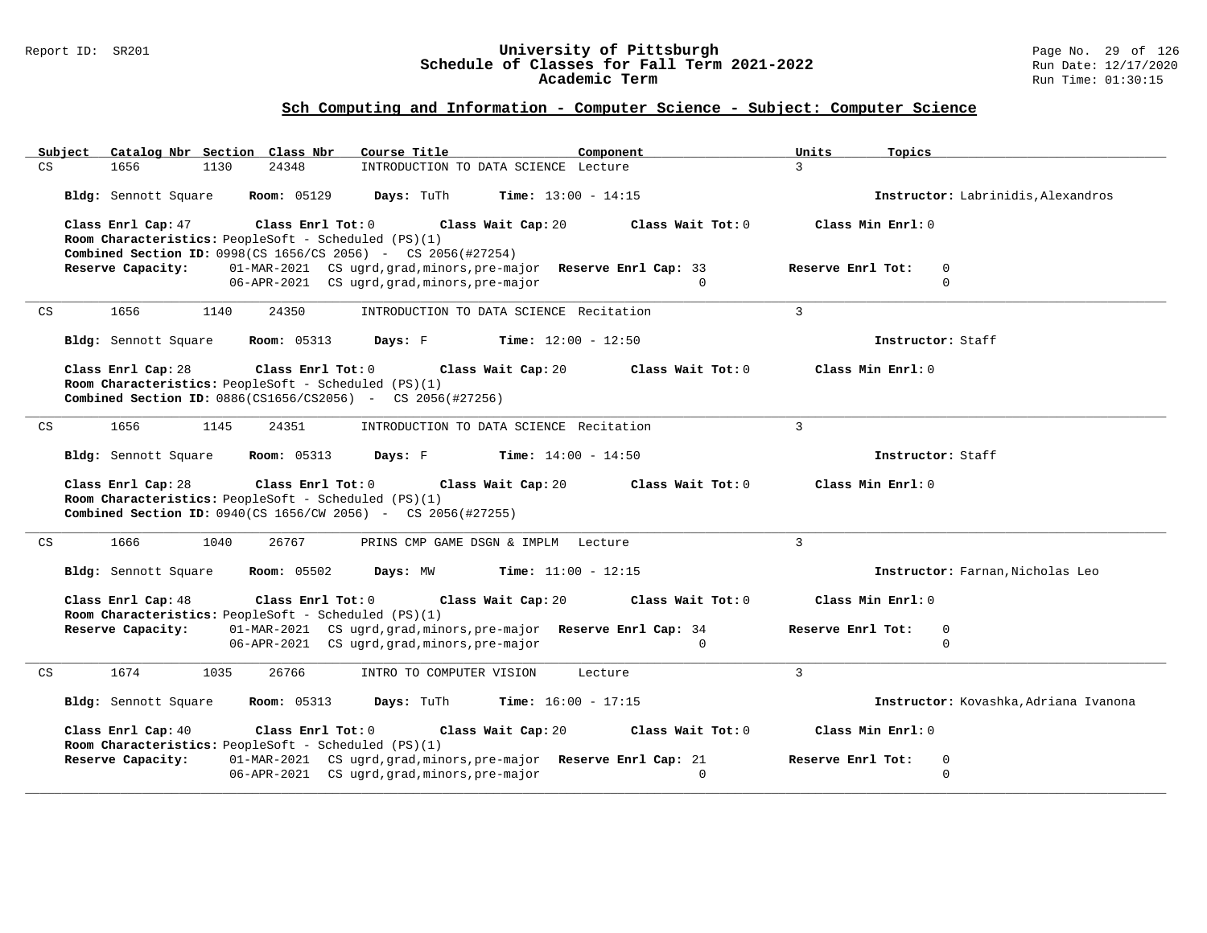# University of Pittsburgh
## Schedule of Classes for Fall Term 2021-2022
### Academic Term

## Sch Computing and Information - Computer Science - Subject: Computer Science

| Subject | Catalog Nbr | Section | Class Nbr | Course Title | Component | Units | Topics |
|---|---|---|---|---|---|---|---|
| CS | 1656 | 1130 | 24348 | INTRODUCTION TO DATA SCIENCE | Lecture | 3 | |

**Bldg:** Sennott Square **Room:** 05129 **Days:** TuTh **Time:** 13:00 - 14:15 **Instructor:** Labrinidis,Alexandros

**Class Enrl Cap:** 47 **Class Enrl Tot:** 0 **Class Wait Cap:** 20 **Class Wait Tot:** 0 **Class Min Enrl:** 0

**Room Characteristics:** PeopleSoft - Scheduled (PS)(1)

**Combined Section ID:** 0998(CS 1656/CS 2056) - CS 2056(#27254)

**Reserve Capacity:** 01-MAR-2021 CS ugrd,grad,minors,pre-major **Reserve Enrl Cap:** 33 **Reserve Enrl Tot:** 0
06-APR-2021 CS ugrd,grad,minors,pre-major 0 0

---

| Subject | Catalog Nbr | Section | Class Nbr | Course Title | Component | Units | Topics |
|---|---|---|---|---|---|---|---|
| CS | 1656 | 1140 | 24350 | INTRODUCTION TO DATA SCIENCE | Recitation | 3 | |

**Bldg:** Sennott Square **Room:** 05313 **Days:** F **Time:** 12:00 - 12:50 **Instructor:** Staff

**Class Enrl Cap:** 28 **Class Enrl Tot:** 0 **Class Wait Cap:** 20 **Class Wait Tot:** 0 **Class Min Enrl:** 0

**Room Characteristics:** PeopleSoft - Scheduled (PS)(1)

**Combined Section ID:** 0886(CS1656/CS2056) - CS 2056(#27256)

---

| Subject | Catalog Nbr | Section | Class Nbr | Course Title | Component | Units | Topics |
|---|---|---|---|---|---|---|---|
| CS | 1656 | 1145 | 24351 | INTRODUCTION TO DATA SCIENCE | Recitation | 3 | |

**Bldg:** Sennott Square **Room:** 05313 **Days:** F **Time:** 14:00 - 14:50 **Instructor:** Staff

**Class Enrl Cap:** 28 **Class Enrl Tot:** 0 **Class Wait Cap:** 20 **Class Wait Tot:** 0 **Class Min Enrl:** 0

**Room Characteristics:** PeopleSoft - Scheduled (PS)(1)

**Combined Section ID:** 0940(CS 1656/CW 2056) - CS 2056(#27255)

---

| Subject | Catalog Nbr | Section | Class Nbr | Course Title | Component | Units | Topics |
|---|---|---|---|---|---|---|---|
| CS | 1666 | 1040 | 26767 | PRINS CMP GAME DSGN & IMPLM | Lecture | 3 | |

**Bldg:** Sennott Square **Room:** 05502 **Days:** MW **Time:** 11:00 - 12:15 **Instructor:** Farnan,Nicholas Leo

**Class Enrl Cap:** 48 **Class Enrl Tot:** 0 **Class Wait Cap:** 20 **Class Wait Tot:** 0 **Class Min Enrl:** 0

**Room Characteristics:** PeopleSoft - Scheduled (PS)(1)

**Reserve Capacity:** 01-MAR-2021 CS ugrd,grad,minors,pre-major **Reserve Enrl Cap:** 34 **Reserve Enrl Tot:** 0
06-APR-2021 CS ugrd,grad,minors,pre-major 0 0

---

| Subject | Catalog Nbr | Section | Class Nbr | Course Title | Component | Units | Topics |
|---|---|---|---|---|---|---|---|
| CS | 1674 | 1035 | 26766 | INTRO TO COMPUTER VISION | Lecture | 3 | |

**Bldg:** Sennott Square **Room:** 05313 **Days:** TuTh **Time:** 16:00 - 17:15 **Instructor:** Kovashka,Adriana Ivanona

**Class Enrl Cap:** 40 **Class Enrl Tot:** 0 **Class Wait Cap:** 20 **Class Wait Tot:** 0 **Class Min Enrl:** 0

**Room Characteristics:** PeopleSoft - Scheduled (PS)(1)

**Reserve Capacity:** 01-MAR-2021 CS ugrd,grad,minors,pre-major **Reserve Enrl Cap:** 21 **Reserve Enrl Tot:** 0
06-APR-2021 CS ugrd,grad,minors,pre-major 0 0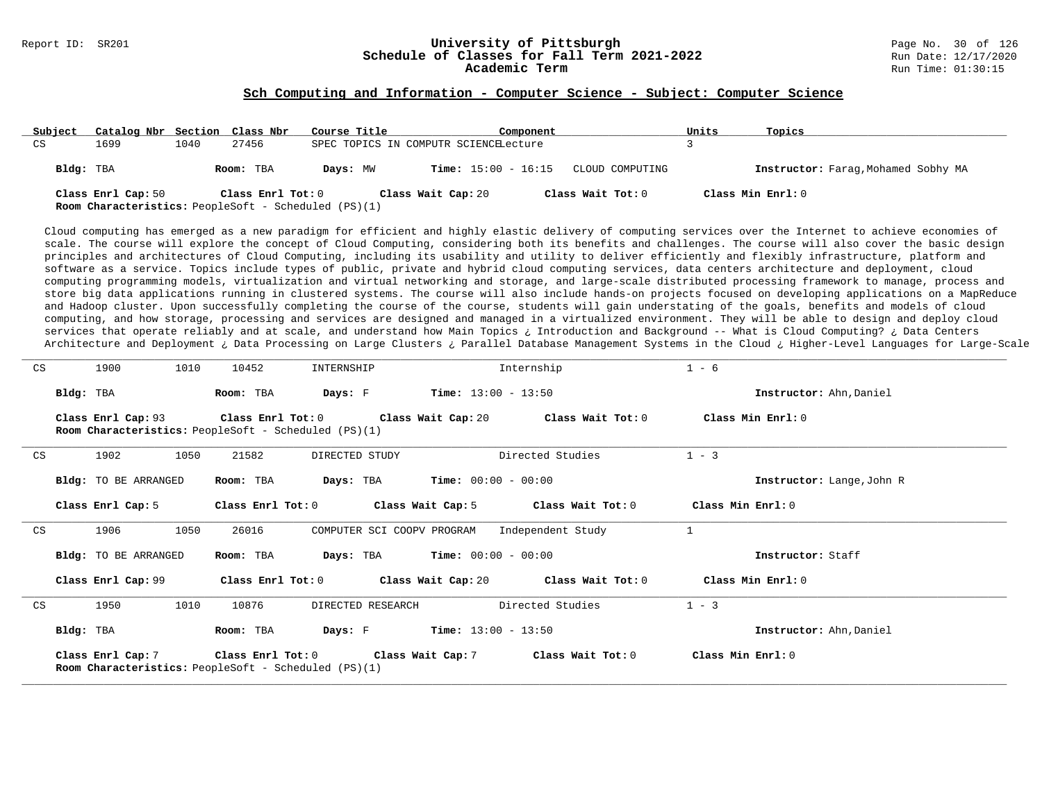## Sch Computing and Information - Computer Science - Subject: Computer Science

| Subject | Catalog Nbr | Section | Class Nbr | Course Title | Component | Units | Topics |
|---|---|---|---|---|---|---|---|
| CS | 1699 | 1040 | 27456 | SPEC TOPICS IN COMPUTR SCIENCE | Lecture | 3 | |

**Bldg:** TBA **Room:** TBA **Days:** MW **Time:** 15:00 - 16:15 CLOUD COMPUTING **Instructor:** Farag,Mohamed Sobhy MA

**Class Enrl Cap:** 50 **Class Enrl Tot:** 0 **Class Wait Cap:** 20 **Class Wait Tot:** 0 **Class Min Enrl:** 0

**Room Characteristics:** PeopleSoft - Scheduled (PS)(1)

Cloud computing has emerged as a new paradigm for efficient and highly elastic delivery of computing services over the Internet to achieve economies of scale. The course will explore the concept of Cloud Computing, considering both its benefits and challenges. The course will also cover the basic design principles and architectures of Cloud Computing, including its usability and utility to deliver efficiently and flexibly infrastructure, platform and software as a service. Topics include types of public, private and hybrid cloud computing services, data centers architecture and deployment, cloud computing programming models, virtualization and virtual networking and storage, and large-scale distributed processing framework to manage, process and store big data applications running in clustered systems. The course will also include hands-on projects focused on developing applications on a MapReduce and Hadoop cluster. Upon successfully completing the course of the course, students will gain understating of the goals, benefits and models of cloud computing, and how storage, processing and services are designed and managed in a virtualized environment. They will be able to design and deploy cloud services that operate reliably and at scale, and understand how Main Topics ¿ Introduction and Background -- What is Cloud Computing? ¿ Data Centers Architecture and Deployment ¿ Data Processing on Large Clusters ¿ Parallel Database Management Systems in the Cloud ¿ Higher-Level Languages for Large-Scale

---

| Subject | Catalog Nbr | Section | Class Nbr | Course Title | Component | Units |
|---|---|---|---|---|---|---|
| CS | 1900 | 1010 | 10452 | INTERNSHIP | Internship | 1 - 6 |

**Bldg:** TBA **Room:** TBA **Days:** F **Time:** 13:00 - 13:50 **Instructor:** Ahn,Daniel

**Class Enrl Cap:** 93 **Class Enrl Tot:** 0 **Class Wait Cap:** 20 **Class Wait Tot:** 0 **Class Min Enrl:** 0

**Room Characteristics:** PeopleSoft - Scheduled (PS)(1)

---

| Subject | Catalog Nbr | Section | Class Nbr | Course Title | Component | Units |
|---|---|---|---|---|---|---|
| CS | 1902 | 1050 | 21582 | DIRECTED STUDY | Directed Studies | 1 - 3 |

**Bldg:** TO BE ARRANGED **Room:** TBA **Days:** TBA **Time:** 00:00 - 00:00 **Instructor:** Lange,John R

**Class Enrl Cap:** 5 **Class Enrl Tot:** 0 **Class Wait Cap:** 5 **Class Wait Tot:** 0 **Class Min Enrl:** 0

---

| Subject | Catalog Nbr | Section | Class Nbr | Course Title | Component | Units |
|---|---|---|---|---|---|---|
| CS | 1906 | 1050 | 26016 | COMPUTER SCI COOPV PROGRAM | Independent Study | 1 |

**Bldg:** TO BE ARRANGED **Room:** TBA **Days:** TBA **Time:** 00:00 - 00:00 **Instructor:** Staff

**Class Enrl Cap:** 99 **Class Enrl Tot:** 0 **Class Wait Cap:** 20 **Class Wait Tot:** 0 **Class Min Enrl:** 0

---

| Subject | Catalog Nbr | Section | Class Nbr | Course Title | Component | Units |
|---|---|---|---|---|---|---|
| CS | 1950 | 1010 | 10876 | DIRECTED RESEARCH | Directed Studies | 1 - 3 |

**Bldg:** TBA **Room:** TBA **Days:** F **Time:** 13:00 - 13:50 **Instructor:** Ahn,Daniel

**Class Enrl Cap:** 7 **Class Enrl Tot:** 0 **Class Wait Cap:** 7 **Class Wait Tot:** 0 **Class Min Enrl:** 0

**Room Characteristics:** PeopleSoft - Scheduled (PS)(1)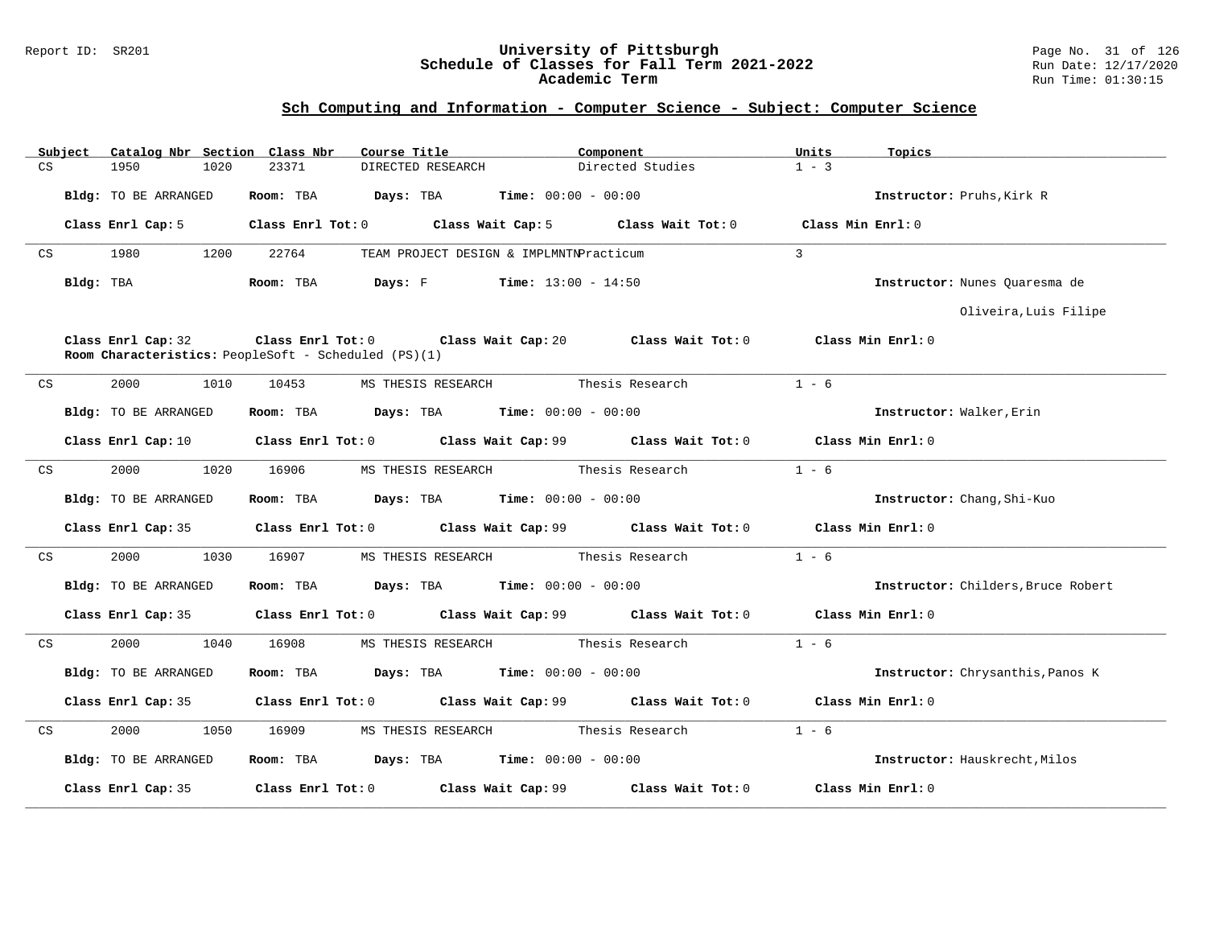## Sch Computing and Information - Computer Science - Subject: Computer Science

| Subject | Catalog Nbr | Section | Class Nbr | Course Title | Component | Units | Topics |
|---|---|---|---|---|---|---|---|
| CS | 1950 | 1020 | 23371 | DIRECTED RESEARCH | Directed Studies | 1 - 3 | |

**Bldg:** TO BE ARRANGED **Room:** TBA **Days:** TBA **Time:** 00:00 - 00:00 **Instructor:** Pruhs,Kirk R

**Class Enrl Cap:** 5 **Class Enrl Tot:** 0 **Class Wait Cap:** 5 **Class Wait Tot:** 0 **Class Min Enrl:** 0

---

| Subject | Catalog Nbr | Section | Class Nbr | Course Title | Component | Units | Topics |
|---|---|---|---|---|---|---|---|
| CS | 1980 | 1200 | 22764 | TEAM PROJECT DESIGN & IMPLMNTN | Practicum | 3 | |

**Bldg:** TBA **Room:** TBA **Days:** F **Time:** 13:00 - 14:50 **Instructor:** Nunes Quaresma de Oliveira,Luis Filipe

**Class Enrl Cap:** 32 **Class Enrl Tot:** 0 **Class Wait Cap:** 20 **Class Wait Tot:** 0 **Class Min Enrl:** 0

**Room Characteristics:** PeopleSoft - Scheduled (PS)(1)

---

| Subject | Catalog Nbr | Section | Class Nbr | Course Title | Component | Units | Topics |
|---|---|---|---|---|---|---|---|
| CS | 2000 | 1010 | 10453 | MS THESIS RESEARCH | Thesis Research | 1 - 6 | |

**Bldg:** TO BE ARRANGED **Room:** TBA **Days:** TBA **Time:** 00:00 - 00:00 **Instructor:** Walker,Erin

**Class Enrl Cap:** 10 **Class Enrl Tot:** 0 **Class Wait Cap:** 99 **Class Wait Tot:** 0 **Class Min Enrl:** 0

---

| Subject | Catalog Nbr | Section | Class Nbr | Course Title | Component | Units | Topics |
|---|---|---|---|---|---|---|---|
| CS | 2000 | 1020 | 16906 | MS THESIS RESEARCH | Thesis Research | 1 - 6 | |

**Bldg:** TO BE ARRANGED **Room:** TBA **Days:** TBA **Time:** 00:00 - 00:00 **Instructor:** Chang,Shi-Kuo

**Class Enrl Cap:** 35 **Class Enrl Tot:** 0 **Class Wait Cap:** 99 **Class Wait Tot:** 0 **Class Min Enrl:** 0

---

| Subject | Catalog Nbr | Section | Class Nbr | Course Title | Component | Units | Topics |
|---|---|---|---|---|---|---|---|
| CS | 2000 | 1030 | 16907 | MS THESIS RESEARCH | Thesis Research | 1 - 6 | |

**Bldg:** TO BE ARRANGED **Room:** TBA **Days:** TBA **Time:** 00:00 - 00:00 **Instructor:** Childers,Bruce Robert

**Class Enrl Cap:** 35 **Class Enrl Tot:** 0 **Class Wait Cap:** 99 **Class Wait Tot:** 0 **Class Min Enrl:** 0

---

| Subject | Catalog Nbr | Section | Class Nbr | Course Title | Component | Units | Topics |
|---|---|---|---|---|---|---|---|
| CS | 2000 | 1040 | 16908 | MS THESIS RESEARCH | Thesis Research | 1 - 6 | |

**Bldg:** TO BE ARRANGED **Room:** TBA **Days:** TBA **Time:** 00:00 - 00:00 **Instructor:** Chrysanthis,Panos K

**Class Enrl Cap:** 35 **Class Enrl Tot:** 0 **Class Wait Cap:** 99 **Class Wait Tot:** 0 **Class Min Enrl:** 0

---

| Subject | Catalog Nbr | Section | Class Nbr | Course Title | Component | Units | Topics |
|---|---|---|---|---|---|---|---|
| CS | 2000 | 1050 | 16909 | MS THESIS RESEARCH | Thesis Research | 1 - 6 | |

**Bldg:** TO BE ARRANGED **Room:** TBA **Days:** TBA **Time:** 00:00 - 00:00 **Instructor:** Hauskrecht,Milos

**Class Enrl Cap:** 35 **Class Enrl Tot:** 0 **Class Wait Cap:** 99 **Class Wait Tot:** 0 **Class Min Enrl:** 0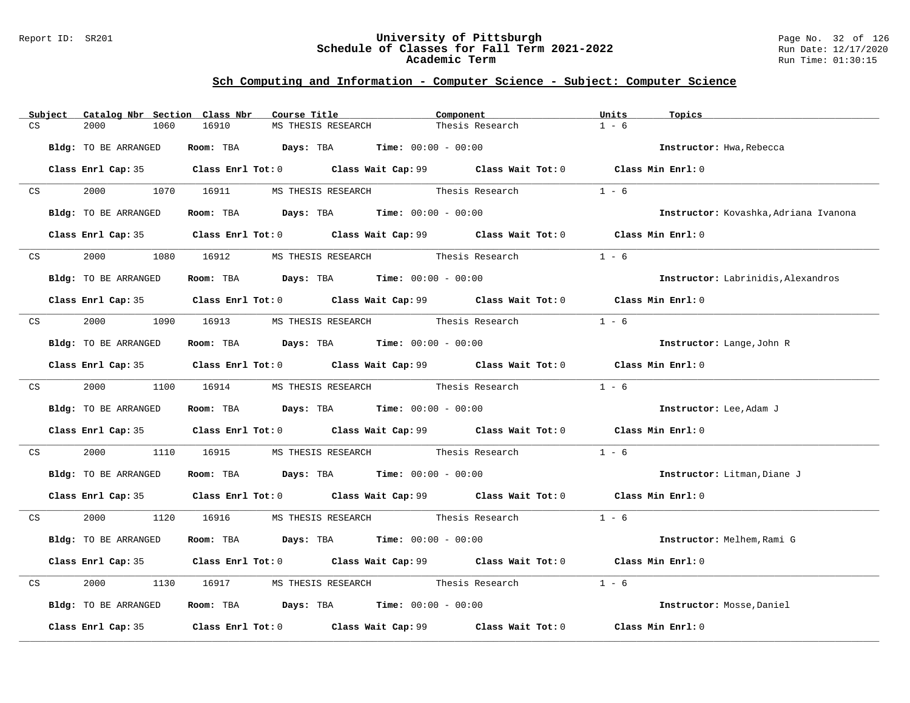## Sch Computing and Information - Computer Science - Subject: Computer Science

| Subject | Catalog Nbr | Section | Class Nbr | Course Title | Component | Units | Topics |
|---|---|---|---|---|---|---|---|
| CS | 2000 | 1060 | 16910 | MS THESIS RESEARCH | Thesis Research | 1 - 6 | |

**Bldg:** TO BE ARRANGED **Room:** TBA **Days:** TBA **Time:** 00:00 - 00:00 **Instructor:** Hwa,Rebecca

**Class Enrl Cap:** 35 **Class Enrl Tot:** 0 **Class Wait Cap:** 99 **Class Wait Tot:** 0 **Class Min Enrl:** 0

---

| Subject | Catalog Nbr | Section | Class Nbr | Course Title | Component | Units | Topics |
|---|---|---|---|---|---|---|---|
| CS | 2000 | 1070 | 16911 | MS THESIS RESEARCH | Thesis Research | 1 - 6 | |

**Bldg:** TO BE ARRANGED **Room:** TBA **Days:** TBA **Time:** 00:00 - 00:00 **Instructor:** Kovashka,Adriana Ivanona

**Class Enrl Cap:** 35 **Class Enrl Tot:** 0 **Class Wait Cap:** 99 **Class Wait Tot:** 0 **Class Min Enrl:** 0

---

| Subject | Catalog Nbr | Section | Class Nbr | Course Title | Component | Units | Topics |
|---|---|---|---|---|---|---|---|
| CS | 2000 | 1080 | 16912 | MS THESIS RESEARCH | Thesis Research | 1 - 6 | |

**Bldg:** TO BE ARRANGED **Room:** TBA **Days:** TBA **Time:** 00:00 - 00:00 **Instructor:** Labrinidis,Alexandros

**Class Enrl Cap:** 35 **Class Enrl Tot:** 0 **Class Wait Cap:** 99 **Class Wait Tot:** 0 **Class Min Enrl:** 0

---

| Subject | Catalog Nbr | Section | Class Nbr | Course Title | Component | Units | Topics |
|---|---|---|---|---|---|---|---|
| CS | 2000 | 1090 | 16913 | MS THESIS RESEARCH | Thesis Research | 1 - 6 | |

**Bldg:** TO BE ARRANGED **Room:** TBA **Days:** TBA **Time:** 00:00 - 00:00 **Instructor:** Lange,John R

**Class Enrl Cap:** 35 **Class Enrl Tot:** 0 **Class Wait Cap:** 99 **Class Wait Tot:** 0 **Class Min Enrl:** 0

---

| Subject | Catalog Nbr | Section | Class Nbr | Course Title | Component | Units | Topics |
|---|---|---|---|---|---|---|---|
| CS | 2000 | 1100 | 16914 | MS THESIS RESEARCH | Thesis Research | 1 - 6 | |

**Bldg:** TO BE ARRANGED **Room:** TBA **Days:** TBA **Time:** 00:00 - 00:00 **Instructor:** Lee,Adam J

**Class Enrl Cap:** 35 **Class Enrl Tot:** 0 **Class Wait Cap:** 99 **Class Wait Tot:** 0 **Class Min Enrl:** 0

---

| Subject | Catalog Nbr | Section | Class Nbr | Course Title | Component | Units | Topics |
|---|---|---|---|---|---|---|---|
| CS | 2000 | 1110 | 16915 | MS THESIS RESEARCH | Thesis Research | 1 - 6 | |

**Bldg:** TO BE ARRANGED **Room:** TBA **Days:** TBA **Time:** 00:00 - 00:00 **Instructor:** Litman,Diane J

**Class Enrl Cap:** 35 **Class Enrl Tot:** 0 **Class Wait Cap:** 99 **Class Wait Tot:** 0 **Class Min Enrl:** 0

---

| Subject | Catalog Nbr | Section | Class Nbr | Course Title | Component | Units | Topics |
|---|---|---|---|---|---|---|---|
| CS | 2000 | 1120 | 16916 | MS THESIS RESEARCH | Thesis Research | 1 - 6 | |

**Bldg:** TO BE ARRANGED **Room:** TBA **Days:** TBA **Time:** 00:00 - 00:00 **Instructor:** Melhem,Rami G

**Class Enrl Cap:** 35 **Class Enrl Tot:** 0 **Class Wait Cap:** 99 **Class Wait Tot:** 0 **Class Min Enrl:** 0

---

| Subject | Catalog Nbr | Section | Class Nbr | Course Title | Component | Units | Topics |
|---|---|---|---|---|---|---|---|
| CS | 2000 | 1130 | 16917 | MS THESIS RESEARCH | Thesis Research | 1 - 6 | |

**Bldg:** TO BE ARRANGED **Room:** TBA **Days:** TBA **Time:** 00:00 - 00:00 **Instructor:** Mosse,Daniel

**Class Enrl Cap:** 35 **Class Enrl Tot:** 0 **Class Wait Cap:** 99 **Class Wait Tot:** 0 **Class Min Enrl:** 0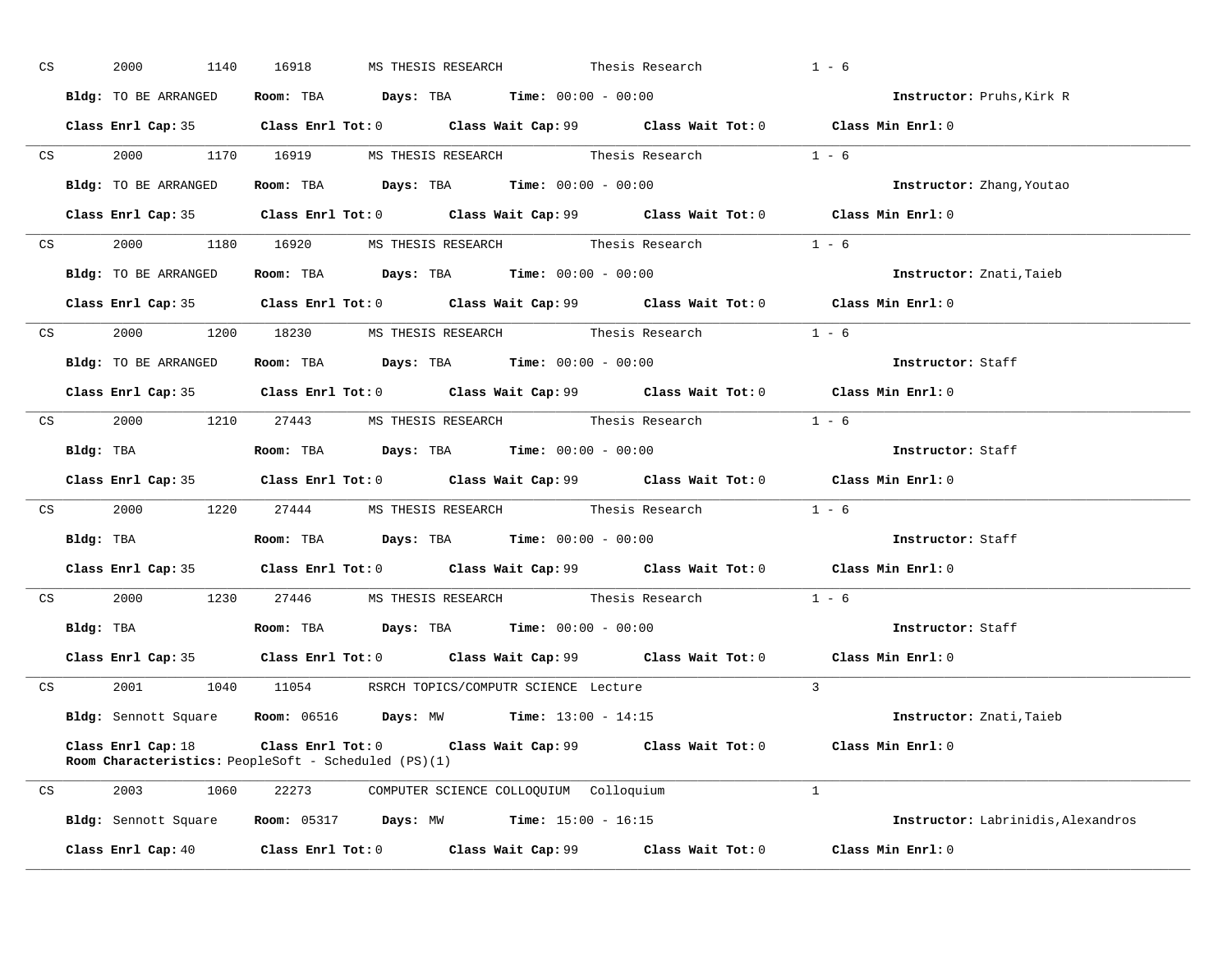CS 2000 1140 16918 MS THESIS RESEARCH Thesis Research 1 - 6

**Bldg:** TO BE ARRANGED **Room:** TBA **Days:** TBA **Time:** 00:00 - 00:00 **Instructor:** Pruhs,Kirk R

**Class Enrl Cap:** 35 **Class Enrl Tot:** 0 **Class Wait Cap:** 99 **Class Wait Tot:** 0 **Class Min Enrl:** 0

---

CS 2000 1170 16919 MS THESIS RESEARCH Thesis Research 1 - 6

**Bldg:** TO BE ARRANGED **Room:** TBA **Days:** TBA **Time:** 00:00 - 00:00 **Instructor:** Zhang,Youtao

**Class Enrl Cap:** 35 **Class Enrl Tot:** 0 **Class Wait Cap:** 99 **Class Wait Tot:** 0 **Class Min Enrl:** 0

---

CS 2000 1180 16920 MS THESIS RESEARCH Thesis Research 1 - 6

**Bldg:** TO BE ARRANGED **Room:** TBA **Days:** TBA **Time:** 00:00 - 00:00 **Instructor:** Znati,Taieb

**Class Enrl Cap:** 35 **Class Enrl Tot:** 0 **Class Wait Cap:** 99 **Class Wait Tot:** 0 **Class Min Enrl:** 0

---

CS 2000 1200 18230 MS THESIS RESEARCH Thesis Research 1 - 6

**Bldg:** TO BE ARRANGED **Room:** TBA **Days:** TBA **Time:** 00:00 - 00:00 **Instructor:** Staff

**Class Enrl Cap:** 35 **Class Enrl Tot:** 0 **Class Wait Cap:** 99 **Class Wait Tot:** 0 **Class Min Enrl:** 0

---

CS 2000 1210 27443 MS THESIS RESEARCH Thesis Research 1 - 6

**Bldg:** TBA **Room:** TBA **Days:** TBA **Time:** 00:00 - 00:00 **Instructor:** Staff

**Class Enrl Cap:** 35 **Class Enrl Tot:** 0 **Class Wait Cap:** 99 **Class Wait Tot:** 0 **Class Min Enrl:** 0

---

CS 2000 1220 27444 MS THESIS RESEARCH Thesis Research 1 - 6

**Bldg:** TBA **Room:** TBA **Days:** TBA **Time:** 00:00 - 00:00 **Instructor:** Staff

**Class Enrl Cap:** 35 **Class Enrl Tot:** 0 **Class Wait Cap:** 99 **Class Wait Tot:** 0 **Class Min Enrl:** 0

---

CS 2000 1230 27446 MS THESIS RESEARCH Thesis Research 1 - 6

**Bldg:** TBA **Room:** TBA **Days:** TBA **Time:** 00:00 - 00:00 **Instructor:** Staff

**Class Enrl Cap:** 35 **Class Enrl Tot:** 0 **Class Wait Cap:** 99 **Class Wait Tot:** 0 **Class Min Enrl:** 0

---

CS 2001 1040 11054 RSRCH TOPICS/COMPUTR SCIENCE Lecture 3

**Bldg:** Sennott Square **Room:** 06516 **Days:** MW **Time:** 13:00 - 14:15 **Instructor:** Znati,Taieb

**Class Enrl Cap:** 18 **Class Enrl Tot:** 0 **Class Wait Cap:** 99 **Class Wait Tot:** 0 **Class Min Enrl:** 0
**Room Characteristics:** PeopleSoft - Scheduled (PS)(1)

---

CS 2003 1060 22273 COMPUTER SCIENCE COLLOQUIUM Colloquium 1

**Bldg:** Sennott Square **Room:** 05317 **Days:** MW **Time:** 15:00 - 16:15 **Instructor:** Labrinidis,Alexandros

**Class Enrl Cap:** 40 **Class Enrl Tot:** 0 **Class Wait Cap:** 99 **Class Wait Tot:** 0 **Class Min Enrl:** 0

---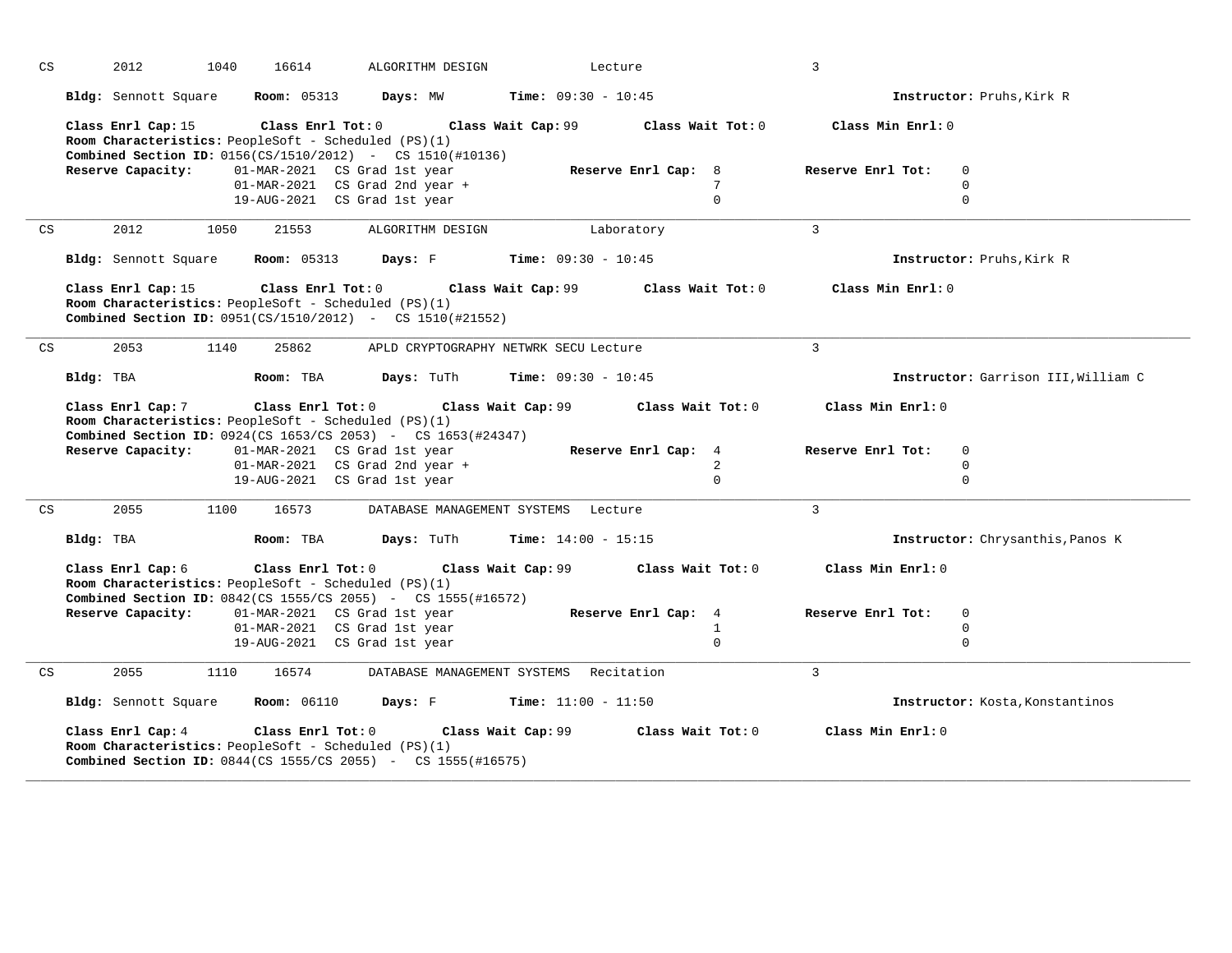CS 2012 1040 16614 ALGORITHM DESIGN Lecture 3

**Bldg:** Sennott Square **Room:** 05313 **Days:** MW **Time:** 09:30 - 10:45 **Instructor:** Pruhs,Kirk R

**Class Enrl Cap:** 15 **Class Enrl Tot:** 0 **Class Wait Cap:** 99 **Class Wait Tot:** 0 **Class Min Enrl:** 0
**Room Characteristics:** PeopleSoft - Scheduled (PS)(1)
**Combined Section ID:** 0156(CS/1510/2012) - CS 1510(#10136)

| **Reserve Capacity:** | | **Reserve Enrl Cap:** | **Reserve Enrl Tot:** |
|---|---|---|---|
| 01-MAR-2021 | CS Grad 1st year | 8 | 0 |
| 01-MAR-2021 | CS Grad 2nd year + | 7 | 0 |
| 19-AUG-2021 | CS Grad 1st year | 0 | 0 |

---

CS 2012 1050 21553 ALGORITHM DESIGN Laboratory 3

**Bldg:** Sennott Square **Room:** 05313 **Days:** F **Time:** 09:30 - 10:45 **Instructor:** Pruhs,Kirk R

**Class Enrl Cap:** 15 **Class Enrl Tot:** 0 **Class Wait Cap:** 99 **Class Wait Tot:** 0 **Class Min Enrl:** 0
**Room Characteristics:** PeopleSoft - Scheduled (PS)(1)
**Combined Section ID:** 0951(CS/1510/2012) - CS 1510(#21552)

---

CS 2053 1140 25862 APLD CRYPTOGRAPHY NETWRK SECU Lecture 3

**Bldg:** TBA **Room:** TBA **Days:** TuTh **Time:** 09:30 - 10:45 **Instructor:** Garrison III,William C

**Class Enrl Cap:** 7 **Class Enrl Tot:** 0 **Class Wait Cap:** 99 **Class Wait Tot:** 0 **Class Min Enrl:** 0
**Room Characteristics:** PeopleSoft - Scheduled (PS)(1)
**Combined Section ID:** 0924(CS 1653/CS 2053) - CS 1653(#24347)

| **Reserve Capacity:** | | **Reserve Enrl Cap:** | **Reserve Enrl Tot:** |
|---|---|---|---|
| 01-MAR-2021 | CS Grad 1st year | 4 | 0 |
| 01-MAR-2021 | CS Grad 2nd year + | 2 | 0 |
| 19-AUG-2021 | CS Grad 1st year | 0 | 0 |

---

CS 2055 1100 16573 DATABASE MANAGEMENT SYSTEMS Lecture 3

**Bldg:** TBA **Room:** TBA **Days:** TuTh **Time:** 14:00 - 15:15 **Instructor:** Chrysanthis,Panos K

**Class Enrl Cap:** 6 **Class Enrl Tot:** 0 **Class Wait Cap:** 99 **Class Wait Tot:** 0 **Class Min Enrl:** 0
**Room Characteristics:** PeopleSoft - Scheduled (PS)(1)
**Combined Section ID:** 0842(CS 1555/CS 2055) - CS 1555(#16572)

| **Reserve Capacity:** | | **Reserve Enrl Cap:** | **Reserve Enrl Tot:** |
|---|---|---|---|
| 01-MAR-2021 | CS Grad 1st year | 4 | 0 |
| 01-MAR-2021 | CS Grad 1st year | 1 | 0 |
| 19-AUG-2021 | CS Grad 1st year | 0 | 0 |

---

CS 2055 1110 16574 DATABASE MANAGEMENT SYSTEMS Recitation 3

**Bldg:** Sennott Square **Room:** 06110 **Days:** F **Time:** 11:00 - 11:50 **Instructor:** Kosta,Konstantinos

**Class Enrl Cap:** 4 **Class Enrl Tot:** 0 **Class Wait Cap:** 99 **Class Wait Tot:** 0 **Class Min Enrl:** 0
**Room Characteristics:** PeopleSoft - Scheduled (PS)(1)
**Combined Section ID:** 0844(CS 1555/CS 2055) - CS 1555(#16575)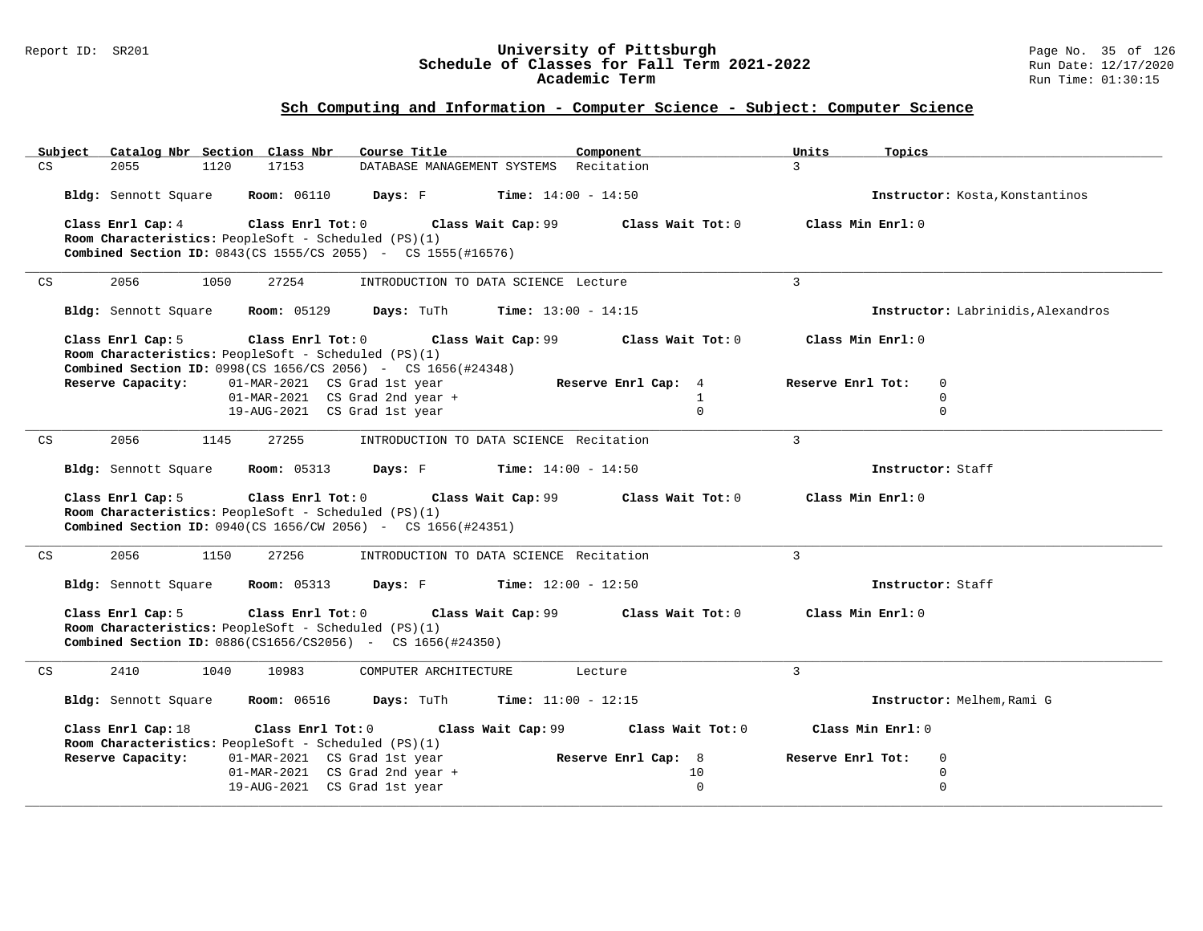## Sch Computing and Information - Computer Science - Subject: Computer Science

| Subject | Catalog Nbr | Section | Class Nbr | Course Title | Component | Units | Topics |
|---|---|---|---|---|---|---|---|
| CS | 2055 | 1120 | 17153 | DATABASE MANAGEMENT SYSTEMS | Recitation | 3 | |

**Bldg:** Sennott Square **Room:** 06110 **Days:** F **Time:** 14:00 - 14:50 **Instructor:** Kosta,Konstantinos

**Class Enrl Cap:** 4 **Class Enrl Tot:** 0 **Class Wait Cap:** 99 **Class Wait Tot:** 0 **Class Min Enrl:** 0

**Room Characteristics:** PeopleSoft - Scheduled (PS)(1)

**Combined Section ID:** 0843(CS 1555/CS 2055) - CS 1555(#16576)

---

| Subject | Catalog Nbr | Section | Class Nbr | Course Title | Component | Units | Topics |
|---|---|---|---|---|---|---|---|
| CS | 2056 | 1050 | 27254 | INTRODUCTION TO DATA SCIENCE | Lecture | 3 | |

**Bldg:** Sennott Square **Room:** 05129 **Days:** TuTh **Time:** 13:00 - 14:15 **Instructor:** Labrinidis,Alexandros

**Class Enrl Cap:** 5 **Class Enrl Tot:** 0 **Class Wait Cap:** 99 **Class Wait Tot:** 0 **Class Min Enrl:** 0

**Room Characteristics:** PeopleSoft - Scheduled (PS)(1)

**Combined Section ID:** 0998(CS 1656/CS 2056) - CS 1656(#24348)

| Reserve Capacity: | | Reserve Enrl Cap: | Reserve Enrl Tot: |
|---|---|---|---|
| 01-MAR-2021 | CS Grad 1st year | 4 | 0 |
| 01-MAR-2021 | CS Grad 2nd year + | 1 | 0 |
| 19-AUG-2021 | CS Grad 1st year | 0 | 0 |

---

| Subject | Catalog Nbr | Section | Class Nbr | Course Title | Component | Units | Topics |
|---|---|---|---|---|---|---|---|
| CS | 2056 | 1145 | 27255 | INTRODUCTION TO DATA SCIENCE | Recitation | 3 | |

**Bldg:** Sennott Square **Room:** 05313 **Days:** F **Time:** 14:00 - 14:50 **Instructor:** Staff

**Class Enrl Cap:** 5 **Class Enrl Tot:** 0 **Class Wait Cap:** 99 **Class Wait Tot:** 0 **Class Min Enrl:** 0

**Room Characteristics:** PeopleSoft - Scheduled (PS)(1)

**Combined Section ID:** 0940(CS 1656/CW 2056) - CS 1656(#24351)

---

| Subject | Catalog Nbr | Section | Class Nbr | Course Title | Component | Units | Topics |
|---|---|---|---|---|---|---|---|
| CS | 2056 | 1150 | 27256 | INTRODUCTION TO DATA SCIENCE | Recitation | 3 | |

**Bldg:** Sennott Square **Room:** 05313 **Days:** F **Time:** 12:00 - 12:50 **Instructor:** Staff

**Class Enrl Cap:** 5 **Class Enrl Tot:** 0 **Class Wait Cap:** 99 **Class Wait Tot:** 0 **Class Min Enrl:** 0

**Room Characteristics:** PeopleSoft - Scheduled (PS)(1)

**Combined Section ID:** 0886(CS1656/CS2056) - CS 1656(#24350)

---

| Subject | Catalog Nbr | Section | Class Nbr | Course Title | Component | Units | Topics |
|---|---|---|---|---|---|---|---|
| CS | 2410 | 1040 | 10983 | COMPUTER ARCHITECTURE | Lecture | 3 | |

**Bldg:** Sennott Square **Room:** 06516 **Days:** TuTh **Time:** 11:00 - 12:15 **Instructor:** Melhem,Rami G

**Class Enrl Cap:** 18 **Class Enrl Tot:** 0 **Class Wait Cap:** 99 **Class Wait Tot:** 0 **Class Min Enrl:** 0

**Room Characteristics:** PeopleSoft - Scheduled (PS)(1)

| Reserve Capacity: | | Reserve Enrl Cap: | Reserve Enrl Tot: |
|---|---|---|---|
| 01-MAR-2021 | CS Grad 1st year | 8 | 0 |
| 01-MAR-2021 | CS Grad 2nd year + | 10 | 0 |
| 19-AUG-2021 | CS Grad 1st year | 0 | 0 |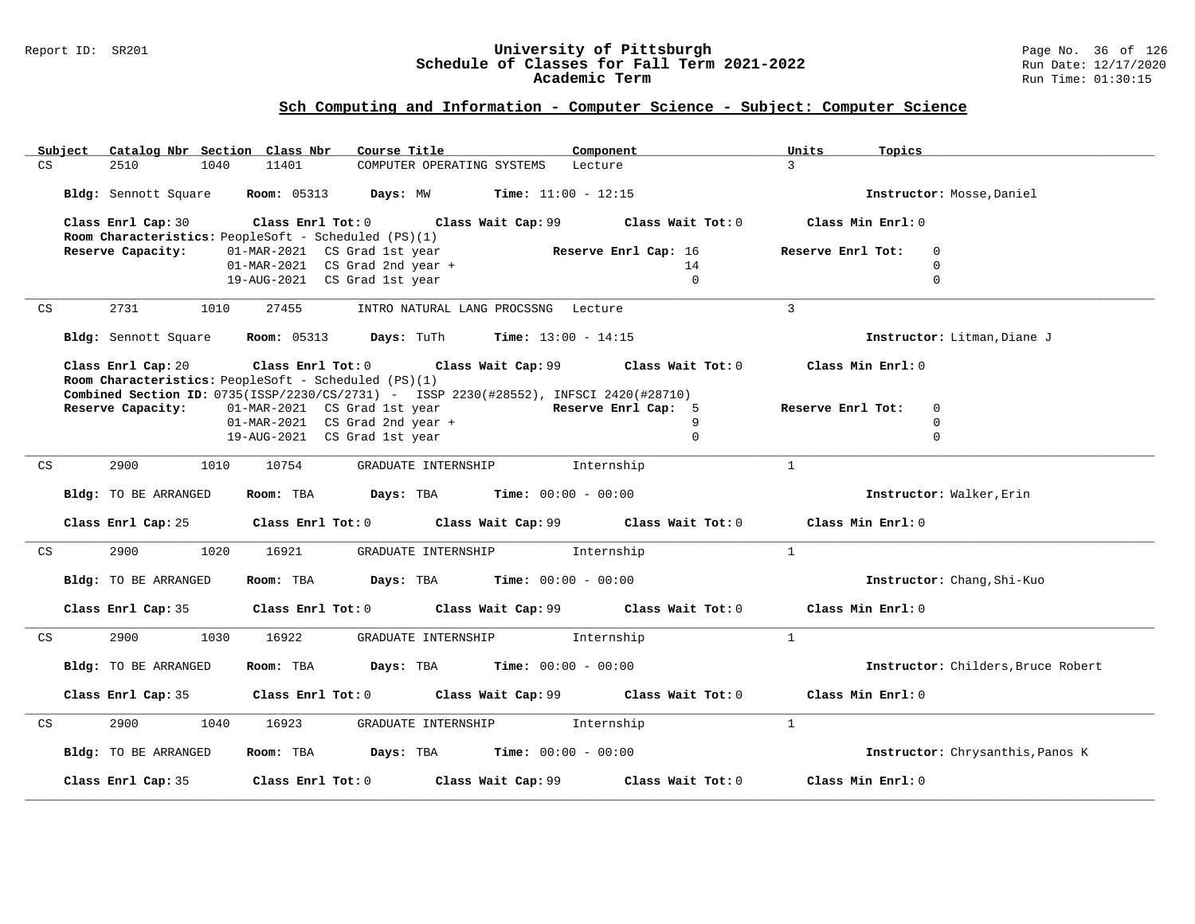## Sch Computing and Information - Computer Science - Subject: Computer Science

| Subject | Catalog Nbr | Section | Class Nbr | Course Title | Component | Units | Topics |
|---|---|---|---|---|---|---|---|
| CS | 2510 | 1040 | 11401 | COMPUTER OPERATING SYSTEMS | Lecture | 3 | |

**Bldg:** Sennott Square **Room:** 05313 **Days:** MW **Time:** 11:00 - 12:15 **Instructor:** Mosse,Daniel

**Class Enrl Cap:** 30 **Class Enrl Tot:** 0 **Class Wait Cap:** 99 **Class Wait Tot:** 0 **Class Min Enrl:** 0

**Room Characteristics:** PeopleSoft - Scheduled (PS)(1)

| Reserve Capacity: | | Reserve Enrl Cap: | Reserve Enrl Tot: |
|---|---|---|---|
| 01-MAR-2021 | CS Grad 1st year | 16 | 0 |
| 01-MAR-2021 | CS Grad 2nd year + | 14 | 0 |
| 19-AUG-2021 | CS Grad 1st year | 0 | 0 |

---

| Subject | Catalog Nbr | Section | Class Nbr | Course Title | Component | Units | Topics |
|---|---|---|---|---|---|---|---|
| CS | 2731 | 1010 | 27455 | INTRO NATURAL LANG PROCSSNG | Lecture | 3 | |

**Bldg:** Sennott Square **Room:** 05313 **Days:** TuTh **Time:** 13:00 - 14:15 **Instructor:** Litman,Diane J

**Class Enrl Cap:** 20 **Class Enrl Tot:** 0 **Class Wait Cap:** 99 **Class Wait Tot:** 0 **Class Min Enrl:** 0

**Room Characteristics:** PeopleSoft - Scheduled (PS)(1)

**Combined Section ID:** 0735(ISSP/2230/CS/2731) - ISSP 2230(#28552), INFSCI 2420(#28710)

| Reserve Capacity: | | Reserve Enrl Cap: | Reserve Enrl Tot: |
|---|---|---|---|
| 01-MAR-2021 | CS Grad 1st year | 5 | 0 |
| 01-MAR-2021 | CS Grad 2nd year + | 9 | 0 |
| 19-AUG-2021 | CS Grad 1st year | 0 | 0 |

---

| Subject | Catalog Nbr | Section | Class Nbr | Course Title | Component | Units | Topics |
|---|---|---|---|---|---|---|---|
| CS | 2900 | 1010 | 10754 | GRADUATE INTERNSHIP | Internship | 1 | |

**Bldg:** TO BE ARRANGED **Room:** TBA **Days:** TBA **Time:** 00:00 - 00:00 **Instructor:** Walker,Erin

**Class Enrl Cap:** 25 **Class Enrl Tot:** 0 **Class Wait Cap:** 99 **Class Wait Tot:** 0 **Class Min Enrl:** 0

---

| Subject | Catalog Nbr | Section | Class Nbr | Course Title | Component | Units | Topics |
|---|---|---|---|---|---|---|---|
| CS | 2900 | 1020 | 16921 | GRADUATE INTERNSHIP | Internship | 1 | |

**Bldg:** TO BE ARRANGED **Room:** TBA **Days:** TBA **Time:** 00:00 - 00:00 **Instructor:** Chang,Shi-Kuo

**Class Enrl Cap:** 35 **Class Enrl Tot:** 0 **Class Wait Cap:** 99 **Class Wait Tot:** 0 **Class Min Enrl:** 0

---

| Subject | Catalog Nbr | Section | Class Nbr | Course Title | Component | Units | Topics |
|---|---|---|---|---|---|---|---|
| CS | 2900 | 1030 | 16922 | GRADUATE INTERNSHIP | Internship | 1 | |

**Bldg:** TO BE ARRANGED **Room:** TBA **Days:** TBA **Time:** 00:00 - 00:00 **Instructor:** Childers,Bruce Robert

**Class Enrl Cap:** 35 **Class Enrl Tot:** 0 **Class Wait Cap:** 99 **Class Wait Tot:** 0 **Class Min Enrl:** 0

---

| Subject | Catalog Nbr | Section | Class Nbr | Course Title | Component | Units | Topics |
|---|---|---|---|---|---|---|---|
| CS | 2900 | 1040 | 16923 | GRADUATE INTERNSHIP | Internship | 1 | |

**Bldg:** TO BE ARRANGED **Room:** TBA **Days:** TBA **Time:** 00:00 - 00:00 **Instructor:** Chrysanthis,Panos K

**Class Enrl Cap:** 35 **Class Enrl Tot:** 0 **Class Wait Cap:** 99 **Class Wait Tot:** 0 **Class Min Enrl:** 0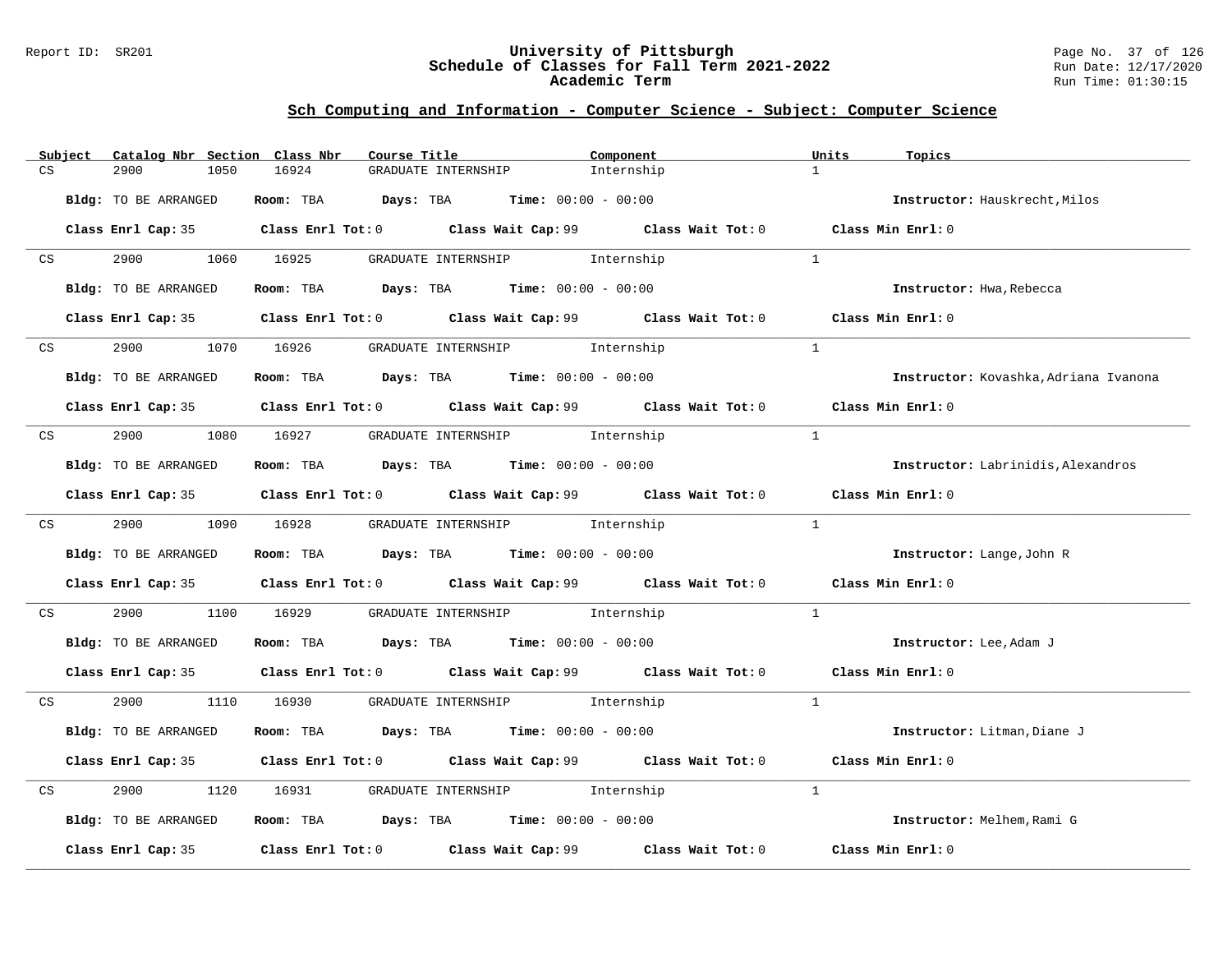## Sch Computing and Information - Computer Science - Subject: Computer Science

| Subject | Catalog Nbr | Section | Class Nbr | Course Title | Component | Units | Topics |
|---|---|---|---|---|---|---|---|
| CS | 2900 | 1050 | 16924 | GRADUATE INTERNSHIP | Internship | 1 | |

**Bldg:** TO BE ARRANGED **Room:** TBA **Days:** TBA **Time:** 00:00 - 00:00 **Instructor:** Hauskrecht,Milos

**Class Enrl Cap:** 35 **Class Enrl Tot:** 0 **Class Wait Cap:** 99 **Class Wait Tot:** 0 **Class Min Enrl:** 0

---

| Subject | Catalog Nbr | Section | Class Nbr | Course Title | Component | Units | Topics |
|---|---|---|---|---|---|---|---|
| CS | 2900 | 1060 | 16925 | GRADUATE INTERNSHIP | Internship | 1 | |

**Bldg:** TO BE ARRANGED **Room:** TBA **Days:** TBA **Time:** 00:00 - 00:00 **Instructor:** Hwa,Rebecca

**Class Enrl Cap:** 35 **Class Enrl Tot:** 0 **Class Wait Cap:** 99 **Class Wait Tot:** 0 **Class Min Enrl:** 0

---

| Subject | Catalog Nbr | Section | Class Nbr | Course Title | Component | Units | Topics |
|---|---|---|---|---|---|---|---|
| CS | 2900 | 1070 | 16926 | GRADUATE INTERNSHIP | Internship | 1 | |

**Bldg:** TO BE ARRANGED **Room:** TBA **Days:** TBA **Time:** 00:00 - 00:00 **Instructor:** Kovashka,Adriana Ivanona

**Class Enrl Cap:** 35 **Class Enrl Tot:** 0 **Class Wait Cap:** 99 **Class Wait Tot:** 0 **Class Min Enrl:** 0

---

| Subject | Catalog Nbr | Section | Class Nbr | Course Title | Component | Units | Topics |
|---|---|---|---|---|---|---|---|
| CS | 2900 | 1080 | 16927 | GRADUATE INTERNSHIP | Internship | 1 | |

**Bldg:** TO BE ARRANGED **Room:** TBA **Days:** TBA **Time:** 00:00 - 00:00 **Instructor:** Labrinidis,Alexandros

**Class Enrl Cap:** 35 **Class Enrl Tot:** 0 **Class Wait Cap:** 99 **Class Wait Tot:** 0 **Class Min Enrl:** 0

---

| Subject | Catalog Nbr | Section | Class Nbr | Course Title | Component | Units | Topics |
|---|---|---|---|---|---|---|---|
| CS | 2900 | 1090 | 16928 | GRADUATE INTERNSHIP | Internship | 1 | |

**Bldg:** TO BE ARRANGED **Room:** TBA **Days:** TBA **Time:** 00:00 - 00:00 **Instructor:** Lange,John R

**Class Enrl Cap:** 35 **Class Enrl Tot:** 0 **Class Wait Cap:** 99 **Class Wait Tot:** 0 **Class Min Enrl:** 0

---

| Subject | Catalog Nbr | Section | Class Nbr | Course Title | Component | Units | Topics |
|---|---|---|---|---|---|---|---|
| CS | 2900 | 1100 | 16929 | GRADUATE INTERNSHIP | Internship | 1 | |

**Bldg:** TO BE ARRANGED **Room:** TBA **Days:** TBA **Time:** 00:00 - 00:00 **Instructor:** Lee,Adam J

**Class Enrl Cap:** 35 **Class Enrl Tot:** 0 **Class Wait Cap:** 99 **Class Wait Tot:** 0 **Class Min Enrl:** 0

---

| Subject | Catalog Nbr | Section | Class Nbr | Course Title | Component | Units | Topics |
|---|---|---|---|---|---|---|---|
| CS | 2900 | 1110 | 16930 | GRADUATE INTERNSHIP | Internship | 1 | |

**Bldg:** TO BE ARRANGED **Room:** TBA **Days:** TBA **Time:** 00:00 - 00:00 **Instructor:** Litman,Diane J

**Class Enrl Cap:** 35 **Class Enrl Tot:** 0 **Class Wait Cap:** 99 **Class Wait Tot:** 0 **Class Min Enrl:** 0

---

| Subject | Catalog Nbr | Section | Class Nbr | Course Title | Component | Units | Topics |
|---|---|---|---|---|---|---|---|
| CS | 2900 | 1120 | 16931 | GRADUATE INTERNSHIP | Internship | 1 | |

**Bldg:** TO BE ARRANGED **Room:** TBA **Days:** TBA **Time:** 00:00 - 00:00 **Instructor:** Melhem,Rami G

**Class Enrl Cap:** 35 **Class Enrl Tot:** 0 **Class Wait Cap:** 99 **Class Wait Tot:** 0 **Class Min Enrl:** 0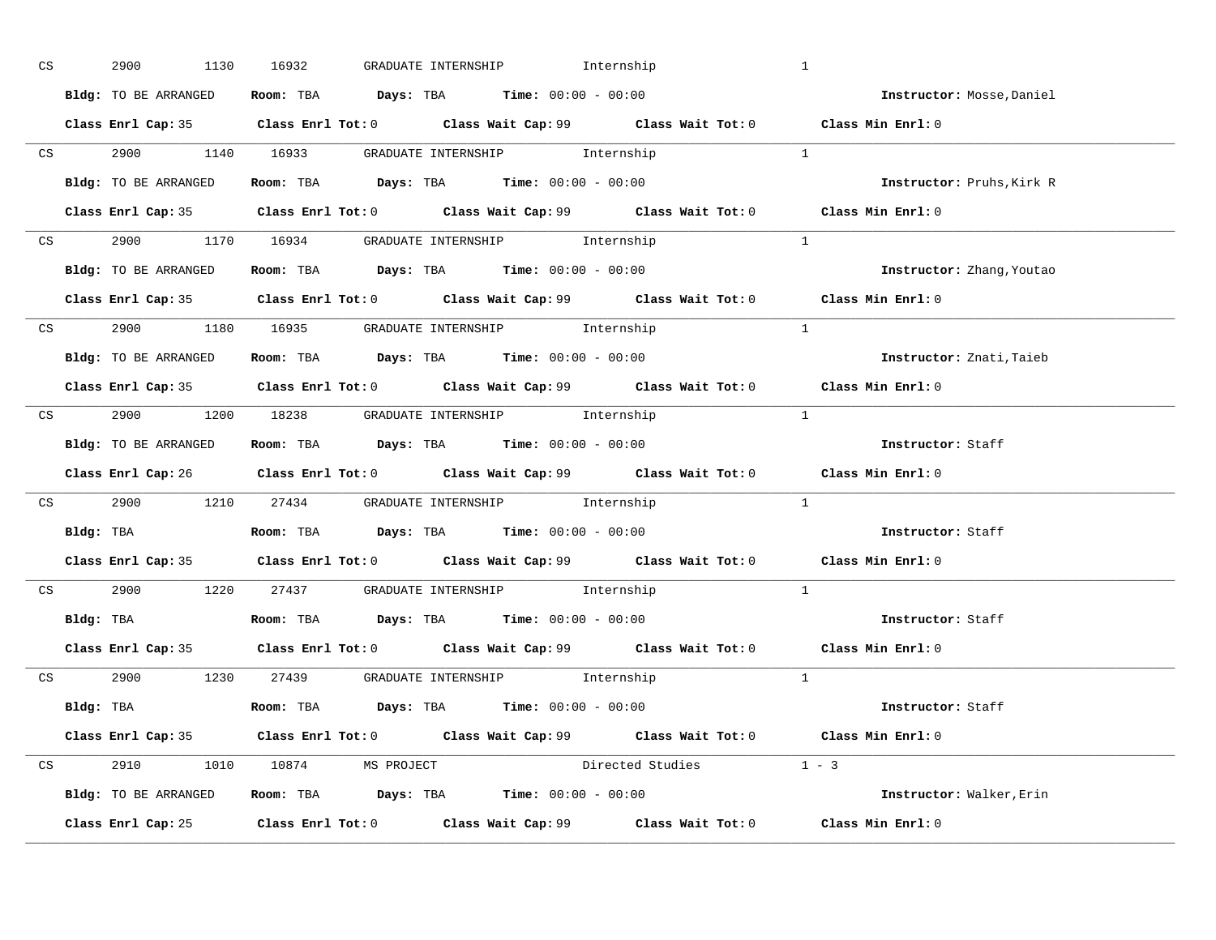CS 2900 1130 16932 GRADUATE INTERNSHIP Internship 1

**Bldg:** TO BE ARRANGED **Room:** TBA **Days:** TBA **Time:** 00:00 - 00:00 **Instructor:** Mosse,Daniel

**Class Enrl Cap:** 35 **Class Enrl Tot:** 0 **Class Wait Cap:** 99 **Class Wait Tot:** 0 **Class Min Enrl:** 0

---

CS 2900 1140 16933 GRADUATE INTERNSHIP Internship 1

**Bldg:** TO BE ARRANGED **Room:** TBA **Days:** TBA **Time:** 00:00 - 00:00 **Instructor:** Pruhs,Kirk R

**Class Enrl Cap:** 35 **Class Enrl Tot:** 0 **Class Wait Cap:** 99 **Class Wait Tot:** 0 **Class Min Enrl:** 0

---

CS 2900 1170 16934 GRADUATE INTERNSHIP Internship 1

**Bldg:** TO BE ARRANGED **Room:** TBA **Days:** TBA **Time:** 00:00 - 00:00 **Instructor:** Zhang,Youtao

**Class Enrl Cap:** 35 **Class Enrl Tot:** 0 **Class Wait Cap:** 99 **Class Wait Tot:** 0 **Class Min Enrl:** 0

---

CS 2900 1180 16935 GRADUATE INTERNSHIP Internship 1

**Bldg:** TO BE ARRANGED **Room:** TBA **Days:** TBA **Time:** 00:00 - 00:00 **Instructor:** Znati,Taieb

**Class Enrl Cap:** 35 **Class Enrl Tot:** 0 **Class Wait Cap:** 99 **Class Wait Tot:** 0 **Class Min Enrl:** 0

---

CS 2900 1200 18238 GRADUATE INTERNSHIP Internship 1

**Bldg:** TO BE ARRANGED **Room:** TBA **Days:** TBA **Time:** 00:00 - 00:00 **Instructor:** Staff

**Class Enrl Cap:** 26 **Class Enrl Tot:** 0 **Class Wait Cap:** 99 **Class Wait Tot:** 0 **Class Min Enrl:** 0

---

CS 2900 1210 27434 GRADUATE INTERNSHIP Internship 1

**Bldg:** TBA **Room:** TBA **Days:** TBA **Time:** 00:00 - 00:00 **Instructor:** Staff

**Class Enrl Cap:** 35 **Class Enrl Tot:** 0 **Class Wait Cap:** 99 **Class Wait Tot:** 0 **Class Min Enrl:** 0

---

CS 2900 1220 27437 GRADUATE INTERNSHIP Internship 1

**Bldg:** TBA **Room:** TBA **Days:** TBA **Time:** 00:00 - 00:00 **Instructor:** Staff

**Class Enrl Cap:** 35 **Class Enrl Tot:** 0 **Class Wait Cap:** 99 **Class Wait Tot:** 0 **Class Min Enrl:** 0

---

CS 2900 1230 27439 GRADUATE INTERNSHIP Internship 1

**Bldg:** TBA **Room:** TBA **Days:** TBA **Time:** 00:00 - 00:00 **Instructor:** Staff

**Class Enrl Cap:** 35 **Class Enrl Tot:** 0 **Class Wait Cap:** 99 **Class Wait Tot:** 0 **Class Min Enrl:** 0

---

CS 2910 1010 10874 MS PROJECT Directed Studies 1 - 3

**Bldg:** TO BE ARRANGED **Room:** TBA **Days:** TBA **Time:** 00:00 - 00:00 **Instructor:** Walker,Erin

**Class Enrl Cap:** 25 **Class Enrl Tot:** 0 **Class Wait Cap:** 99 **Class Wait Tot:** 0 **Class Min Enrl:** 0

---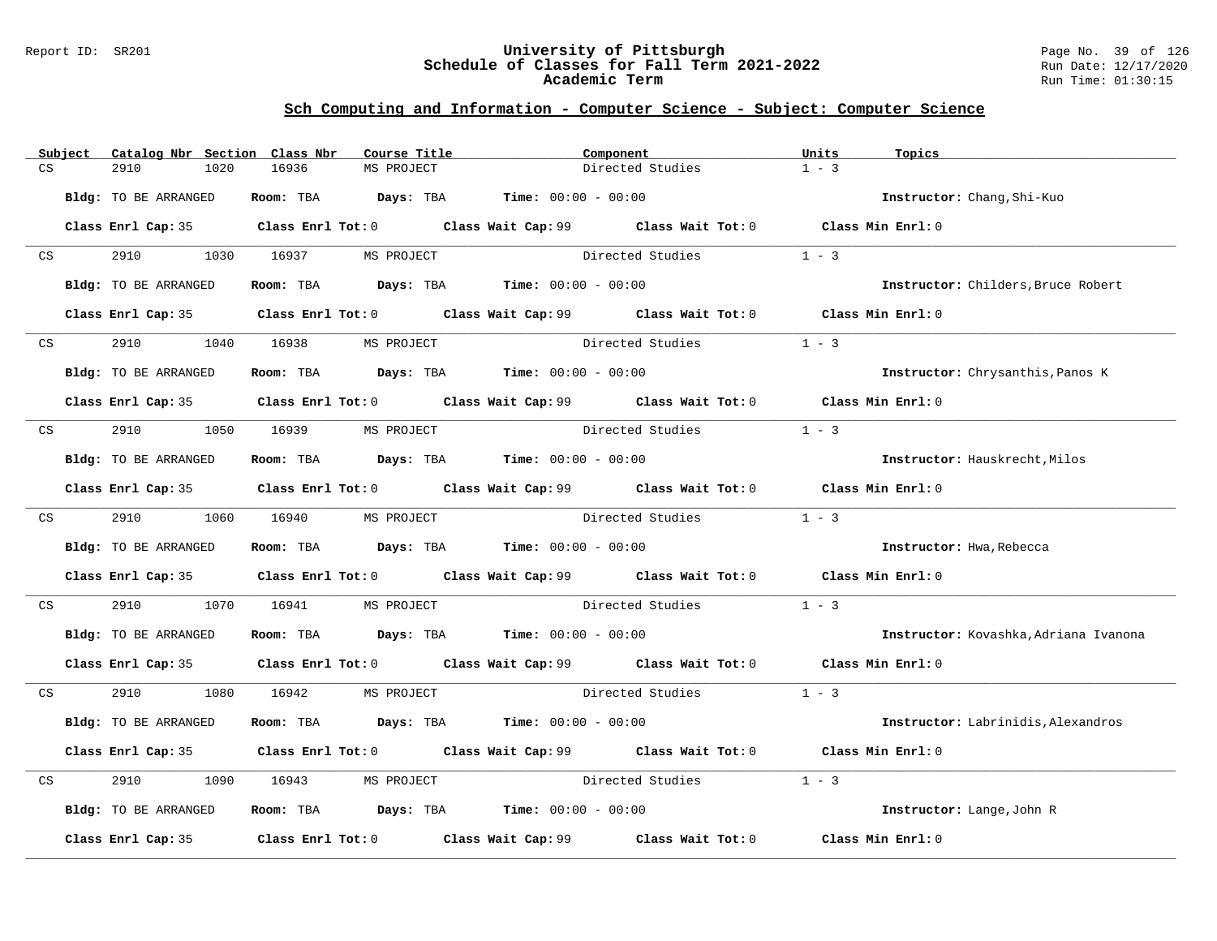## Sch Computing and Information - Computer Science - Subject: Computer Science

| Subject | Catalog Nbr | Section | Class Nbr | Course Title | Component | Units | Topics |
|---|---|---|---|---|---|---|---|
| CS | 2910 | 1020 | 16936 | MS PROJECT | Directed Studies | 1 - 3 | |

**Bldg:** TO BE ARRANGED **Room:** TBA **Days:** TBA **Time:** 00:00 - 00:00 **Instructor:** Chang,Shi-Kuo

**Class Enrl Cap:** 35 **Class Enrl Tot:** 0 **Class Wait Cap:** 99 **Class Wait Tot:** 0 **Class Min Enrl:** 0

| Subject | Catalog Nbr | Section | Class Nbr | Course Title | Component | Units | Topics |
|---|---|---|---|---|---|---|---|
| CS | 2910 | 1030 | 16937 | MS PROJECT | Directed Studies | 1 - 3 | |

**Bldg:** TO BE ARRANGED **Room:** TBA **Days:** TBA **Time:** 00:00 - 00:00 **Instructor:** Childers,Bruce Robert

**Class Enrl Cap:** 35 **Class Enrl Tot:** 0 **Class Wait Cap:** 99 **Class Wait Tot:** 0 **Class Min Enrl:** 0

| Subject | Catalog Nbr | Section | Class Nbr | Course Title | Component | Units | Topics |
|---|---|---|---|---|---|---|---|
| CS | 2910 | 1040 | 16938 | MS PROJECT | Directed Studies | 1 - 3 | |

**Bldg:** TO BE ARRANGED **Room:** TBA **Days:** TBA **Time:** 00:00 - 00:00 **Instructor:** Chrysanthis,Panos K

**Class Enrl Cap:** 35 **Class Enrl Tot:** 0 **Class Wait Cap:** 99 **Class Wait Tot:** 0 **Class Min Enrl:** 0

| Subject | Catalog Nbr | Section | Class Nbr | Course Title | Component | Units | Topics |
|---|---|---|---|---|---|---|---|
| CS | 2910 | 1050 | 16939 | MS PROJECT | Directed Studies | 1 - 3 | |

**Bldg:** TO BE ARRANGED **Room:** TBA **Days:** TBA **Time:** 00:00 - 00:00 **Instructor:** Hauskrecht,Milos

**Class Enrl Cap:** 35 **Class Enrl Tot:** 0 **Class Wait Cap:** 99 **Class Wait Tot:** 0 **Class Min Enrl:** 0

| Subject | Catalog Nbr | Section | Class Nbr | Course Title | Component | Units | Topics |
|---|---|---|---|---|---|---|---|
| CS | 2910 | 1060 | 16940 | MS PROJECT | Directed Studies | 1 - 3 | |

**Bldg:** TO BE ARRANGED **Room:** TBA **Days:** TBA **Time:** 00:00 - 00:00 **Instructor:** Hwa,Rebecca

**Class Enrl Cap:** 35 **Class Enrl Tot:** 0 **Class Wait Cap:** 99 **Class Wait Tot:** 0 **Class Min Enrl:** 0

| Subject | Catalog Nbr | Section | Class Nbr | Course Title | Component | Units | Topics |
|---|---|---|---|---|---|---|---|
| CS | 2910 | 1070 | 16941 | MS PROJECT | Directed Studies | 1 - 3 | |

**Bldg:** TO BE ARRANGED **Room:** TBA **Days:** TBA **Time:** 00:00 - 00:00 **Instructor:** Kovashka,Adriana Ivanona

**Class Enrl Cap:** 35 **Class Enrl Tot:** 0 **Class Wait Cap:** 99 **Class Wait Tot:** 0 **Class Min Enrl:** 0

| Subject | Catalog Nbr | Section | Class Nbr | Course Title | Component | Units | Topics |
|---|---|---|---|---|---|---|---|
| CS | 2910 | 1080 | 16942 | MS PROJECT | Directed Studies | 1 - 3 | |

**Bldg:** TO BE ARRANGED **Room:** TBA **Days:** TBA **Time:** 00:00 - 00:00 **Instructor:** Labrinidis,Alexandros

**Class Enrl Cap:** 35 **Class Enrl Tot:** 0 **Class Wait Cap:** 99 **Class Wait Tot:** 0 **Class Min Enrl:** 0

| Subject | Catalog Nbr | Section | Class Nbr | Course Title | Component | Units | Topics |
|---|---|---|---|---|---|---|---|
| CS | 2910 | 1090 | 16943 | MS PROJECT | Directed Studies | 1 - 3 | |

**Bldg:** TO BE ARRANGED **Room:** TBA **Days:** TBA **Time:** 00:00 - 00:00 **Instructor:** Lange,John R

**Class Enrl Cap:** 35 **Class Enrl Tot:** 0 **Class Wait Cap:** 99 **Class Wait Tot:** 0 **Class Min Enrl:** 0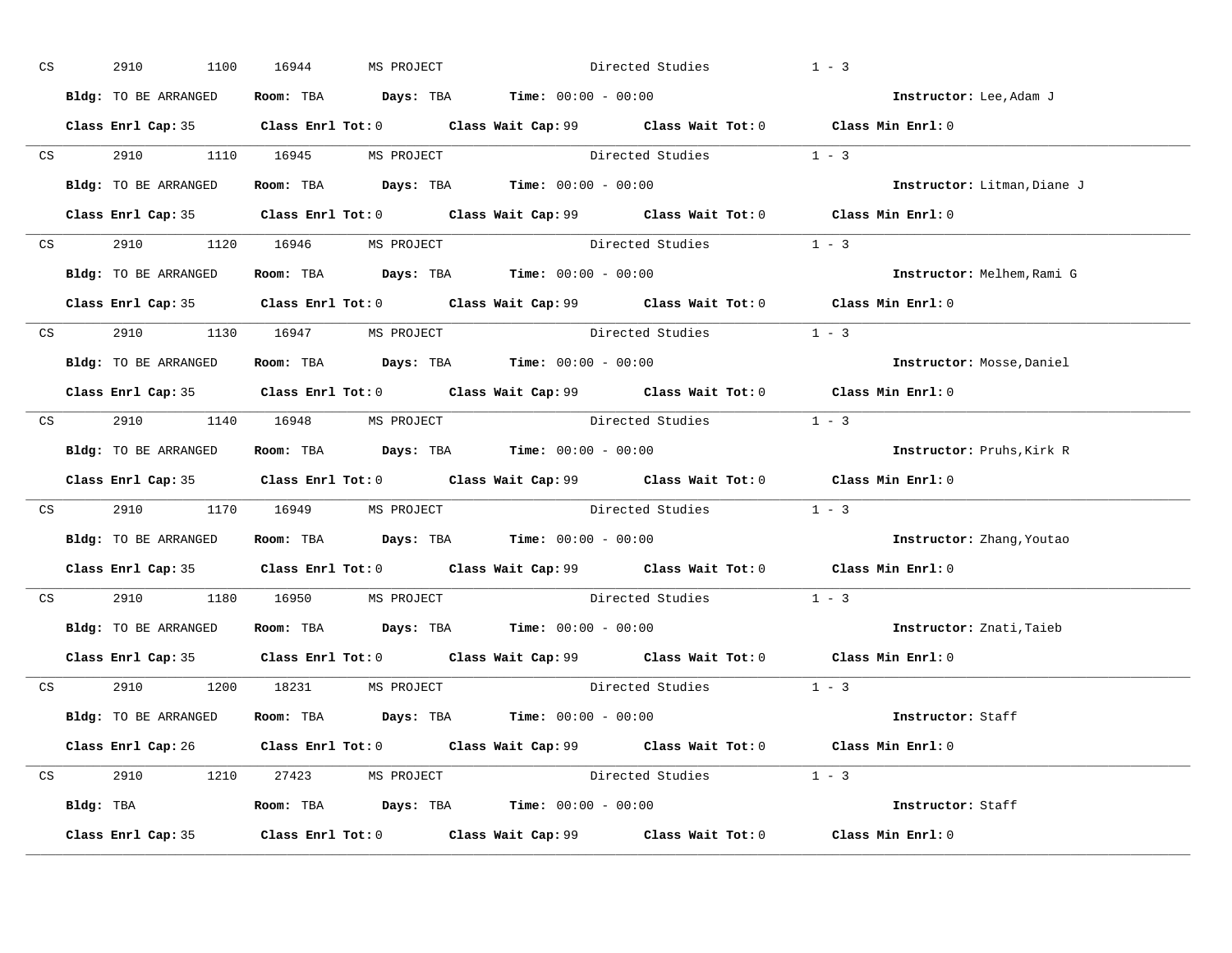CS 2910 1100 16944 MS PROJECT Directed Studies 1 - 3

**Bldg:** TO BE ARRANGED **Room:** TBA **Days:** TBA **Time:** 00:00 - 00:00 **Instructor:** Lee,Adam J

**Class Enrl Cap:** 35 **Class Enrl Tot:** 0 **Class Wait Cap:** 99 **Class Wait Tot:** 0 **Class Min Enrl:** 0

---

CS 2910 1110 16945 MS PROJECT Directed Studies 1 - 3

**Bldg:** TO BE ARRANGED **Room:** TBA **Days:** TBA **Time:** 00:00 - 00:00 **Instructor:** Litman,Diane J

**Class Enrl Cap:** 35 **Class Enrl Tot:** 0 **Class Wait Cap:** 99 **Class Wait Tot:** 0 **Class Min Enrl:** 0

---

CS 2910 1120 16946 MS PROJECT Directed Studies 1 - 3

**Bldg:** TO BE ARRANGED **Room:** TBA **Days:** TBA **Time:** 00:00 - 00:00 **Instructor:** Melhem,Rami G

**Class Enrl Cap:** 35 **Class Enrl Tot:** 0 **Class Wait Cap:** 99 **Class Wait Tot:** 0 **Class Min Enrl:** 0

---

CS 2910 1130 16947 MS PROJECT Directed Studies 1 - 3

**Bldg:** TO BE ARRANGED **Room:** TBA **Days:** TBA **Time:** 00:00 - 00:00 **Instructor:** Mosse,Daniel

**Class Enrl Cap:** 35 **Class Enrl Tot:** 0 **Class Wait Cap:** 99 **Class Wait Tot:** 0 **Class Min Enrl:** 0

---

CS 2910 1140 16948 MS PROJECT Directed Studies 1 - 3

**Bldg:** TO BE ARRANGED **Room:** TBA **Days:** TBA **Time:** 00:00 - 00:00 **Instructor:** Pruhs,Kirk R

**Class Enrl Cap:** 35 **Class Enrl Tot:** 0 **Class Wait Cap:** 99 **Class Wait Tot:** 0 **Class Min Enrl:** 0

---

CS 2910 1170 16949 MS PROJECT Directed Studies 1 - 3

**Bldg:** TO BE ARRANGED **Room:** TBA **Days:** TBA **Time:** 00:00 - 00:00 **Instructor:** Zhang,Youtao

**Class Enrl Cap:** 35 **Class Enrl Tot:** 0 **Class Wait Cap:** 99 **Class Wait Tot:** 0 **Class Min Enrl:** 0

---

CS 2910 1180 16950 MS PROJECT Directed Studies 1 - 3

**Bldg:** TO BE ARRANGED **Room:** TBA **Days:** TBA **Time:** 00:00 - 00:00 **Instructor:** Znati,Taieb

**Class Enrl Cap:** 35 **Class Enrl Tot:** 0 **Class Wait Cap:** 99 **Class Wait Tot:** 0 **Class Min Enrl:** 0

---

CS 2910 1200 18231 MS PROJECT Directed Studies 1 - 3

**Bldg:** TO BE ARRANGED **Room:** TBA **Days:** TBA **Time:** 00:00 - 00:00 **Instructor:** Staff

**Class Enrl Cap:** 26 **Class Enrl Tot:** 0 **Class Wait Cap:** 99 **Class Wait Tot:** 0 **Class Min Enrl:** 0

---

CS 2910 1210 27423 MS PROJECT Directed Studies 1 - 3

**Bldg:** TBA **Room:** TBA **Days:** TBA **Time:** 00:00 - 00:00 **Instructor:** Staff

**Class Enrl Cap:** 35 **Class Enrl Tot:** 0 **Class Wait Cap:** 99 **Class Wait Tot:** 0 **Class Min Enrl:** 0

---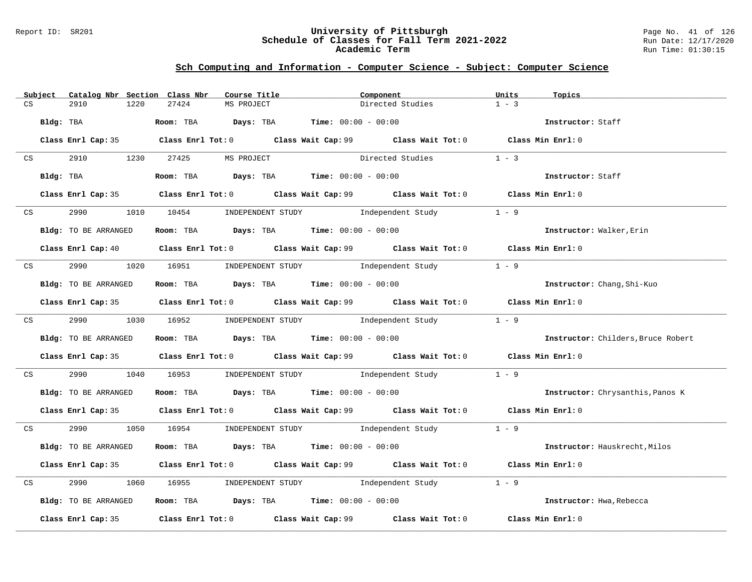## Sch Computing and Information - Computer Science - Subject: Computer Science

| Subject | Catalog Nbr | Section | Class Nbr | Course Title | Component | Units | Topics |
|---|---|---|---|---|---|---|---|
| CS | 2910 | 1220 | 27424 | MS PROJECT | Directed Studies | 1 - 3 | |

**Bldg:** TBA **Room:** TBA **Days:** TBA **Time:** 00:00 - 00:00 **Instructor:** Staff

**Class Enrl Cap:** 35 **Class Enrl Tot:** 0 **Class Wait Cap:** 99 **Class Wait Tot:** 0 **Class Min Enrl:** 0

---

| Subject | Catalog Nbr | Section | Class Nbr | Course Title | Component | Units | Topics |
|---|---|---|---|---|---|---|---|
| CS | 2910 | 1230 | 27425 | MS PROJECT | Directed Studies | 1 - 3 | |

**Bldg:** TBA **Room:** TBA **Days:** TBA **Time:** 00:00 - 00:00 **Instructor:** Staff

**Class Enrl Cap:** 35 **Class Enrl Tot:** 0 **Class Wait Cap:** 99 **Class Wait Tot:** 0 **Class Min Enrl:** 0

---

| Subject | Catalog Nbr | Section | Class Nbr | Course Title | Component | Units | Topics |
|---|---|---|---|---|---|---|---|
| CS | 2990 | 1010 | 10454 | INDEPENDENT STUDY | Independent Study | 1 - 9 | |

**Bldg:** TO BE ARRANGED **Room:** TBA **Days:** TBA **Time:** 00:00 - 00:00 **Instructor:** Walker,Erin

**Class Enrl Cap:** 40 **Class Enrl Tot:** 0 **Class Wait Cap:** 99 **Class Wait Tot:** 0 **Class Min Enrl:** 0

---

| Subject | Catalog Nbr | Section | Class Nbr | Course Title | Component | Units | Topics |
|---|---|---|---|---|---|---|---|
| CS | 2990 | 1020 | 16951 | INDEPENDENT STUDY | Independent Study | 1 - 9 | |

**Bldg:** TO BE ARRANGED **Room:** TBA **Days:** TBA **Time:** 00:00 - 00:00 **Instructor:** Chang,Shi-Kuo

**Class Enrl Cap:** 35 **Class Enrl Tot:** 0 **Class Wait Cap:** 99 **Class Wait Tot:** 0 **Class Min Enrl:** 0

---

| Subject | Catalog Nbr | Section | Class Nbr | Course Title | Component | Units | Topics |
|---|---|---|---|---|---|---|---|
| CS | 2990 | 1030 | 16952 | INDEPENDENT STUDY | Independent Study | 1 - 9 | |

**Bldg:** TO BE ARRANGED **Room:** TBA **Days:** TBA **Time:** 00:00 - 00:00 **Instructor:** Childers,Bruce Robert

**Class Enrl Cap:** 35 **Class Enrl Tot:** 0 **Class Wait Cap:** 99 **Class Wait Tot:** 0 **Class Min Enrl:** 0

---

| Subject | Catalog Nbr | Section | Class Nbr | Course Title | Component | Units | Topics |
|---|---|---|---|---|---|---|---|
| CS | 2990 | 1040 | 16953 | INDEPENDENT STUDY | Independent Study | 1 - 9 | |

**Bldg:** TO BE ARRANGED **Room:** TBA **Days:** TBA **Time:** 00:00 - 00:00 **Instructor:** Chrysanthis,Panos K

**Class Enrl Cap:** 35 **Class Enrl Tot:** 0 **Class Wait Cap:** 99 **Class Wait Tot:** 0 **Class Min Enrl:** 0

---

| Subject | Catalog Nbr | Section | Class Nbr | Course Title | Component | Units | Topics |
|---|---|---|---|---|---|---|---|
| CS | 2990 | 1050 | 16954 | INDEPENDENT STUDY | Independent Study | 1 - 9 | |

**Bldg:** TO BE ARRANGED **Room:** TBA **Days:** TBA **Time:** 00:00 - 00:00 **Instructor:** Hauskrecht,Milos

**Class Enrl Cap:** 35 **Class Enrl Tot:** 0 **Class Wait Cap:** 99 **Class Wait Tot:** 0 **Class Min Enrl:** 0

---

| Subject | Catalog Nbr | Section | Class Nbr | Course Title | Component | Units | Topics |
|---|---|---|---|---|---|---|---|
| CS | 2990 | 1060 | 16955 | INDEPENDENT STUDY | Independent Study | 1 - 9 | |

**Bldg:** TO BE ARRANGED **Room:** TBA **Days:** TBA **Time:** 00:00 - 00:00 **Instructor:** Hwa,Rebecca

**Class Enrl Cap:** 35 **Class Enrl Tot:** 0 **Class Wait Cap:** 99 **Class Wait Tot:** 0 **Class Min Enrl:** 0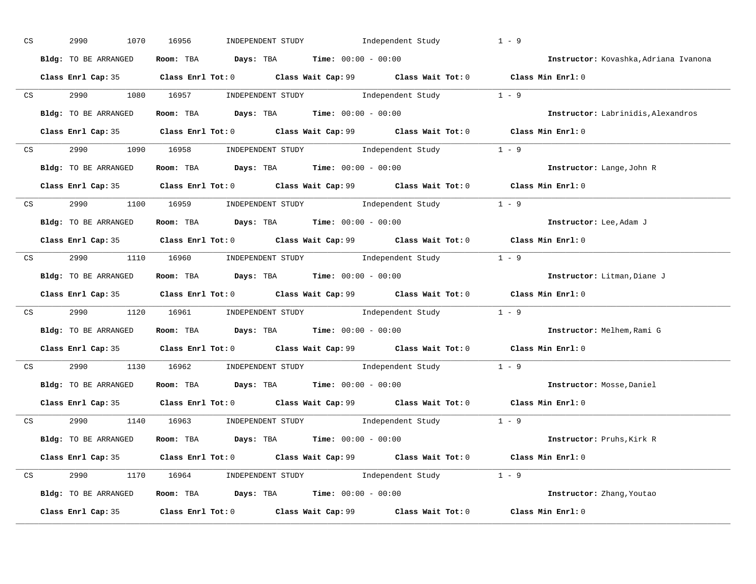CS 2990 1070 16956 INDEPENDENT STUDY Independent Study 1 - 9

**Bldg:** TO BE ARRANGED **Room:** TBA **Days:** TBA **Time:** 00:00 - 00:00 **Instructor:** Kovashka,Adriana Ivanona

**Class Enrl Cap:** 35 **Class Enrl Tot:** 0 **Class Wait Cap:** 99 **Class Wait Tot:** 0 **Class Min Enrl:** 0

---

CS 2990 1080 16957 INDEPENDENT STUDY Independent Study 1 - 9

**Bldg:** TO BE ARRANGED **Room:** TBA **Days:** TBA **Time:** 00:00 - 00:00 **Instructor:** Labrinidis,Alexandros

**Class Enrl Cap:** 35 **Class Enrl Tot:** 0 **Class Wait Cap:** 99 **Class Wait Tot:** 0 **Class Min Enrl:** 0

---

CS 2990 1090 16958 INDEPENDENT STUDY Independent Study 1 - 9

**Bldg:** TO BE ARRANGED **Room:** TBA **Days:** TBA **Time:** 00:00 - 00:00 **Instructor:** Lange,John R

**Class Enrl Cap:** 35 **Class Enrl Tot:** 0 **Class Wait Cap:** 99 **Class Wait Tot:** 0 **Class Min Enrl:** 0

---

CS 2990 1100 16959 INDEPENDENT STUDY Independent Study 1 - 9

**Bldg:** TO BE ARRANGED **Room:** TBA **Days:** TBA **Time:** 00:00 - 00:00 **Instructor:** Lee,Adam J

**Class Enrl Cap:** 35 **Class Enrl Tot:** 0 **Class Wait Cap:** 99 **Class Wait Tot:** 0 **Class Min Enrl:** 0

---

CS 2990 1110 16960 INDEPENDENT STUDY Independent Study 1 - 9

**Bldg:** TO BE ARRANGED **Room:** TBA **Days:** TBA **Time:** 00:00 - 00:00 **Instructor:** Litman,Diane J

**Class Enrl Cap:** 35 **Class Enrl Tot:** 0 **Class Wait Cap:** 99 **Class Wait Tot:** 0 **Class Min Enrl:** 0

---

CS 2990 1120 16961 INDEPENDENT STUDY Independent Study 1 - 9

**Bldg:** TO BE ARRANGED **Room:** TBA **Days:** TBA **Time:** 00:00 - 00:00 **Instructor:** Melhem,Rami G

**Class Enrl Cap:** 35 **Class Enrl Tot:** 0 **Class Wait Cap:** 99 **Class Wait Tot:** 0 **Class Min Enrl:** 0

---

CS 2990 1130 16962 INDEPENDENT STUDY Independent Study 1 - 9

**Bldg:** TO BE ARRANGED **Room:** TBA **Days:** TBA **Time:** 00:00 - 00:00 **Instructor:** Mosse,Daniel

**Class Enrl Cap:** 35 **Class Enrl Tot:** 0 **Class Wait Cap:** 99 **Class Wait Tot:** 0 **Class Min Enrl:** 0

---

CS 2990 1140 16963 INDEPENDENT STUDY Independent Study 1 - 9

**Bldg:** TO BE ARRANGED **Room:** TBA **Days:** TBA **Time:** 00:00 - 00:00 **Instructor:** Pruhs,Kirk R

**Class Enrl Cap:** 35 **Class Enrl Tot:** 0 **Class Wait Cap:** 99 **Class Wait Tot:** 0 **Class Min Enrl:** 0

---

CS 2990 1170 16964 INDEPENDENT STUDY Independent Study 1 - 9

**Bldg:** TO BE ARRANGED **Room:** TBA **Days:** TBA **Time:** 00:00 - 00:00 **Instructor:** Zhang,Youtao

**Class Enrl Cap:** 35 **Class Enrl Tot:** 0 **Class Wait Cap:** 99 **Class Wait Tot:** 0 **Class Min Enrl:** 0

---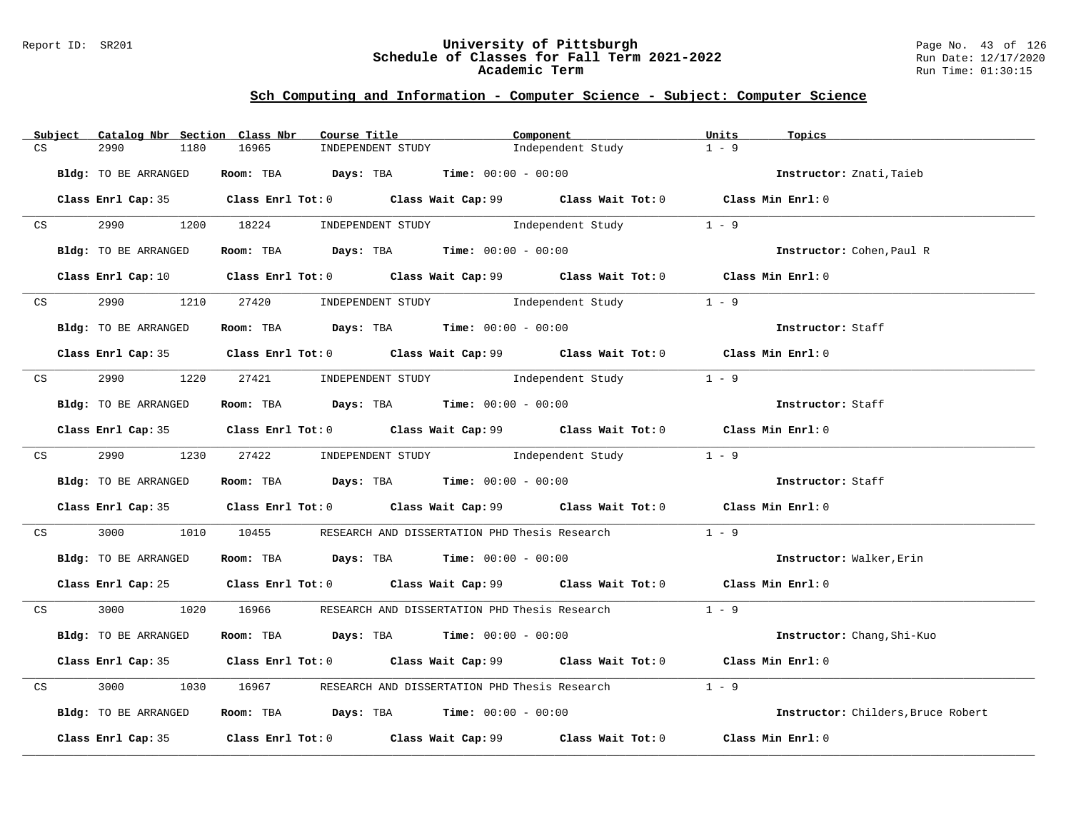## Sch Computing and Information - Computer Science - Subject: Computer Science

| Subject | Catalog Nbr | Section | Class Nbr | Course Title | Component | Units | Topics |
|---|---|---|---|---|---|---|---|
| CS | 2990 | 1180 | 16965 | INDEPENDENT STUDY | Independent Study | 1 - 9 | |

**Bldg:** TO BE ARRANGED **Room:** TBA **Days:** TBA **Time:** 00:00 - 00:00 **Instructor:** Znati,Taieb

**Class Enrl Cap:** 35 **Class Enrl Tot:** 0 **Class Wait Cap:** 99 **Class Wait Tot:** 0 **Class Min Enrl:** 0

---

| Subject | Catalog Nbr | Section | Class Nbr | Course Title | Component | Units | Topics |
|---|---|---|---|---|---|---|---|
| CS | 2990 | 1200 | 18224 | INDEPENDENT STUDY | Independent Study | 1 - 9 | |

**Bldg:** TO BE ARRANGED **Room:** TBA **Days:** TBA **Time:** 00:00 - 00:00 **Instructor:** Cohen,Paul R

**Class Enrl Cap:** 10 **Class Enrl Tot:** 0 **Class Wait Cap:** 99 **Class Wait Tot:** 0 **Class Min Enrl:** 0

---

| Subject | Catalog Nbr | Section | Class Nbr | Course Title | Component | Units | Topics |
|---|---|---|---|---|---|---|---|
| CS | 2990 | 1210 | 27420 | INDEPENDENT STUDY | Independent Study | 1 - 9 | |

**Bldg:** TO BE ARRANGED **Room:** TBA **Days:** TBA **Time:** 00:00 - 00:00 **Instructor:** Staff

**Class Enrl Cap:** 35 **Class Enrl Tot:** 0 **Class Wait Cap:** 99 **Class Wait Tot:** 0 **Class Min Enrl:** 0

---

| Subject | Catalog Nbr | Section | Class Nbr | Course Title | Component | Units | Topics |
|---|---|---|---|---|---|---|---|
| CS | 2990 | 1220 | 27421 | INDEPENDENT STUDY | Independent Study | 1 - 9 | |

**Bldg:** TO BE ARRANGED **Room:** TBA **Days:** TBA **Time:** 00:00 - 00:00 **Instructor:** Staff

**Class Enrl Cap:** 35 **Class Enrl Tot:** 0 **Class Wait Cap:** 99 **Class Wait Tot:** 0 **Class Min Enrl:** 0

---

| Subject | Catalog Nbr | Section | Class Nbr | Course Title | Component | Units | Topics |
|---|---|---|---|---|---|---|---|
| CS | 2990 | 1230 | 27422 | INDEPENDENT STUDY | Independent Study | 1 - 9 | |

**Bldg:** TO BE ARRANGED **Room:** TBA **Days:** TBA **Time:** 00:00 - 00:00 **Instructor:** Staff

**Class Enrl Cap:** 35 **Class Enrl Tot:** 0 **Class Wait Cap:** 99 **Class Wait Tot:** 0 **Class Min Enrl:** 0

---

| Subject | Catalog Nbr | Section | Class Nbr | Course Title | Component | Units | Topics |
|---|---|---|---|---|---|---|---|
| CS | 3000 | 1010 | 10455 | RESEARCH AND DISSERTATION PHD | Thesis Research | 1 - 9 | |

**Bldg:** TO BE ARRANGED **Room:** TBA **Days:** TBA **Time:** 00:00 - 00:00 **Instructor:** Walker,Erin

**Class Enrl Cap:** 25 **Class Enrl Tot:** 0 **Class Wait Cap:** 99 **Class Wait Tot:** 0 **Class Min Enrl:** 0

---

| Subject | Catalog Nbr | Section | Class Nbr | Course Title | Component | Units | Topics |
|---|---|---|---|---|---|---|---|
| CS | 3000 | 1020 | 16966 | RESEARCH AND DISSERTATION PHD | Thesis Research | 1 - 9 | |

**Bldg:** TO BE ARRANGED **Room:** TBA **Days:** TBA **Time:** 00:00 - 00:00 **Instructor:** Chang,Shi-Kuo

**Class Enrl Cap:** 35 **Class Enrl Tot:** 0 **Class Wait Cap:** 99 **Class Wait Tot:** 0 **Class Min Enrl:** 0

---

| Subject | Catalog Nbr | Section | Class Nbr | Course Title | Component | Units | Topics |
|---|---|---|---|---|---|---|---|
| CS | 3000 | 1030 | 16967 | RESEARCH AND DISSERTATION PHD | Thesis Research | 1 - 9 | |

**Bldg:** TO BE ARRANGED **Room:** TBA **Days:** TBA **Time:** 00:00 - 00:00 **Instructor:** Childers,Bruce Robert

**Class Enrl Cap:** 35 **Class Enrl Tot:** 0 **Class Wait Cap:** 99 **Class Wait Tot:** 0 **Class Min Enrl:** 0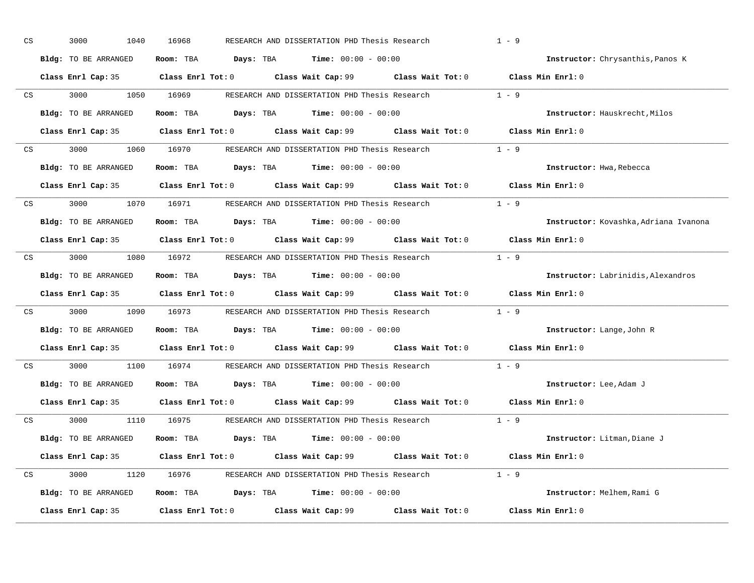CS 3000 1040 16968 RESEARCH AND DISSERTATION PHD Thesis Research 1 - 9

**Bldg:** TO BE ARRANGED **Room:** TBA **Days:** TBA **Time:** 00:00 - 00:00 **Instructor:** Chrysanthis,Panos K

**Class Enrl Cap:** 35 **Class Enrl Tot:** 0 **Class Wait Cap:** 99 **Class Wait Tot:** 0 **Class Min Enrl:** 0

---

CS 3000 1050 16969 RESEARCH AND DISSERTATION PHD Thesis Research 1 - 9

**Bldg:** TO BE ARRANGED **Room:** TBA **Days:** TBA **Time:** 00:00 - 00:00 **Instructor:** Hauskrecht,Milos

**Class Enrl Cap:** 35 **Class Enrl Tot:** 0 **Class Wait Cap:** 99 **Class Wait Tot:** 0 **Class Min Enrl:** 0

---

CS 3000 1060 16970 RESEARCH AND DISSERTATION PHD Thesis Research 1 - 9

**Bldg:** TO BE ARRANGED **Room:** TBA **Days:** TBA **Time:** 00:00 - 00:00 **Instructor:** Hwa,Rebecca

**Class Enrl Cap:** 35 **Class Enrl Tot:** 0 **Class Wait Cap:** 99 **Class Wait Tot:** 0 **Class Min Enrl:** 0

---

CS 3000 1070 16971 RESEARCH AND DISSERTATION PHD Thesis Research 1 - 9

**Bldg:** TO BE ARRANGED **Room:** TBA **Days:** TBA **Time:** 00:00 - 00:00 **Instructor:** Kovashka,Adriana Ivanona

**Class Enrl Cap:** 35 **Class Enrl Tot:** 0 **Class Wait Cap:** 99 **Class Wait Tot:** 0 **Class Min Enrl:** 0

---

CS 3000 1080 16972 RESEARCH AND DISSERTATION PHD Thesis Research 1 - 9

**Bldg:** TO BE ARRANGED **Room:** TBA **Days:** TBA **Time:** 00:00 - 00:00 **Instructor:** Labrinidis,Alexandros

**Class Enrl Cap:** 35 **Class Enrl Tot:** 0 **Class Wait Cap:** 99 **Class Wait Tot:** 0 **Class Min Enrl:** 0

---

CS 3000 1090 16973 RESEARCH AND DISSERTATION PHD Thesis Research 1 - 9

**Bldg:** TO BE ARRANGED **Room:** TBA **Days:** TBA **Time:** 00:00 - 00:00 **Instructor:** Lange,John R

**Class Enrl Cap:** 35 **Class Enrl Tot:** 0 **Class Wait Cap:** 99 **Class Wait Tot:** 0 **Class Min Enrl:** 0

---

CS 3000 1100 16974 RESEARCH AND DISSERTATION PHD Thesis Research 1 - 9

**Bldg:** TO BE ARRANGED **Room:** TBA **Days:** TBA **Time:** 00:00 - 00:00 **Instructor:** Lee,Adam J

**Class Enrl Cap:** 35 **Class Enrl Tot:** 0 **Class Wait Cap:** 99 **Class Wait Tot:** 0 **Class Min Enrl:** 0

---

CS 3000 1110 16975 RESEARCH AND DISSERTATION PHD Thesis Research 1 - 9

**Bldg:** TO BE ARRANGED **Room:** TBA **Days:** TBA **Time:** 00:00 - 00:00 **Instructor:** Litman,Diane J

**Class Enrl Cap:** 35 **Class Enrl Tot:** 0 **Class Wait Cap:** 99 **Class Wait Tot:** 0 **Class Min Enrl:** 0

---

CS 3000 1120 16976 RESEARCH AND DISSERTATION PHD Thesis Research 1 - 9

**Bldg:** TO BE ARRANGED **Room:** TBA **Days:** TBA **Time:** 00:00 - 00:00 **Instructor:** Melhem,Rami G

**Class Enrl Cap:** 35 **Class Enrl Tot:** 0 **Class Wait Cap:** 99 **Class Wait Tot:** 0 **Class Min Enrl:** 0

---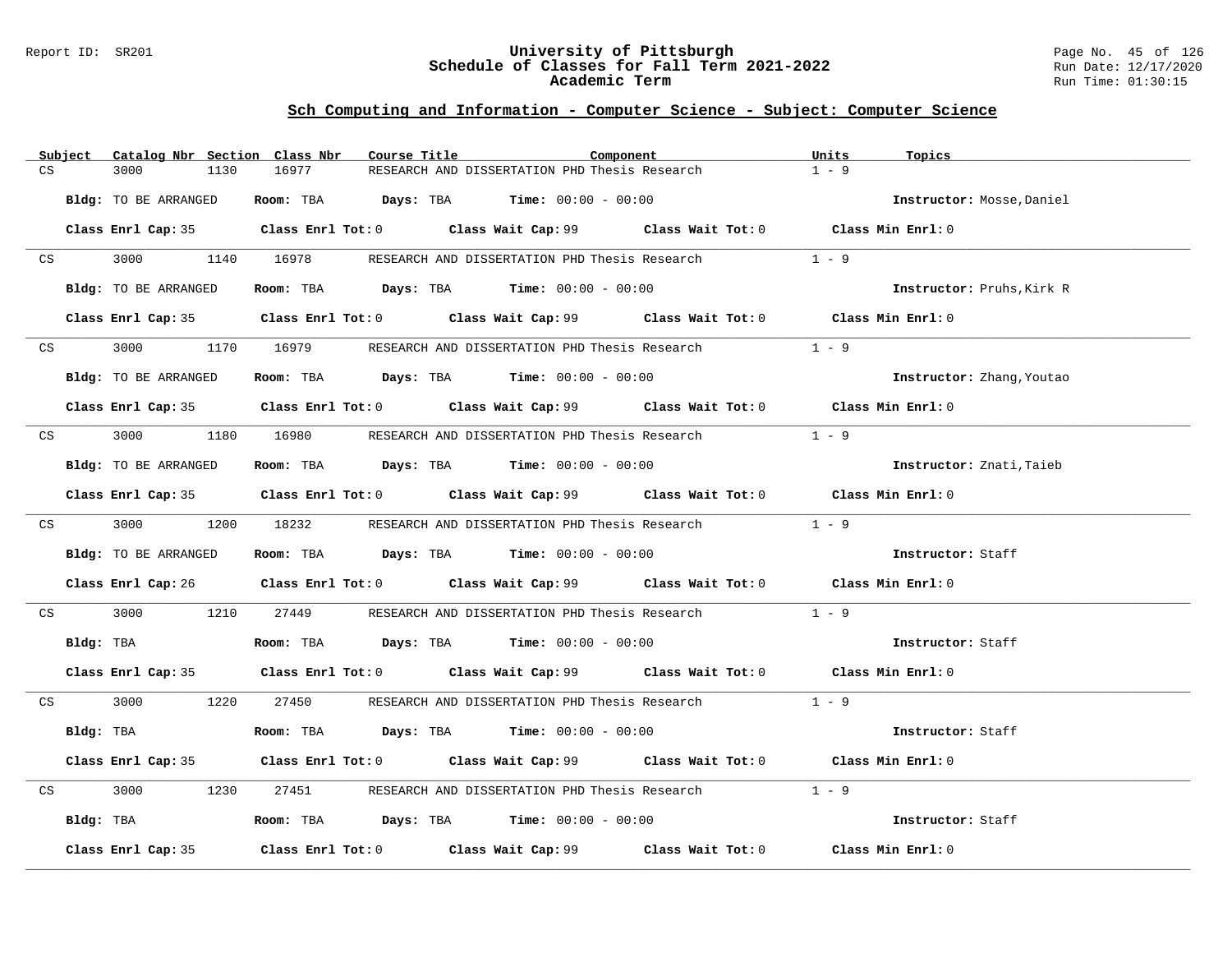## Sch Computing and Information - Computer Science - Subject: Computer Science

| Subject | Catalog Nbr | Section | Class Nbr | Course Title | Component | Units | Topics |
|---|---|---|---|---|---|---|---|
| CS | 3000 | 1130 | 16977 | RESEARCH AND DISSERTATION PHD | Thesis Research | 1 - 9 | |

**Bldg:** TO BE ARRANGED **Room:** TBA **Days:** TBA **Time:** 00:00 - 00:00 **Instructor:** Mosse,Daniel

**Class Enrl Cap:** 35 **Class Enrl Tot:** 0 **Class Wait Cap:** 99 **Class Wait Tot:** 0 **Class Min Enrl:** 0

---

| Subject | Catalog Nbr | Section | Class Nbr | Course Title | Component | Units | Topics |
|---|---|---|---|---|---|---|---|
| CS | 3000 | 1140 | 16978 | RESEARCH AND DISSERTATION PHD | Thesis Research | 1 - 9 | |

**Bldg:** TO BE ARRANGED **Room:** TBA **Days:** TBA **Time:** 00:00 - 00:00 **Instructor:** Pruhs,Kirk R

**Class Enrl Cap:** 35 **Class Enrl Tot:** 0 **Class Wait Cap:** 99 **Class Wait Tot:** 0 **Class Min Enrl:** 0

---

| Subject | Catalog Nbr | Section | Class Nbr | Course Title | Component | Units | Topics |
|---|---|---|---|---|---|---|---|
| CS | 3000 | 1170 | 16979 | RESEARCH AND DISSERTATION PHD | Thesis Research | 1 - 9 | |

**Bldg:** TO BE ARRANGED **Room:** TBA **Days:** TBA **Time:** 00:00 - 00:00 **Instructor:** Zhang,Youtao

**Class Enrl Cap:** 35 **Class Enrl Tot:** 0 **Class Wait Cap:** 99 **Class Wait Tot:** 0 **Class Min Enrl:** 0

---

| Subject | Catalog Nbr | Section | Class Nbr | Course Title | Component | Units | Topics |
|---|---|---|---|---|---|---|---|
| CS | 3000 | 1180 | 16980 | RESEARCH AND DISSERTATION PHD | Thesis Research | 1 - 9 | |

**Bldg:** TO BE ARRANGED **Room:** TBA **Days:** TBA **Time:** 00:00 - 00:00 **Instructor:** Znati,Taieb

**Class Enrl Cap:** 35 **Class Enrl Tot:** 0 **Class Wait Cap:** 99 **Class Wait Tot:** 0 **Class Min Enrl:** 0

---

| Subject | Catalog Nbr | Section | Class Nbr | Course Title | Component | Units | Topics |
|---|---|---|---|---|---|---|---|
| CS | 3000 | 1200 | 18232 | RESEARCH AND DISSERTATION PHD | Thesis Research | 1 - 9 | |

**Bldg:** TO BE ARRANGED **Room:** TBA **Days:** TBA **Time:** 00:00 - 00:00 **Instructor:** Staff

**Class Enrl Cap:** 26 **Class Enrl Tot:** 0 **Class Wait Cap:** 99 **Class Wait Tot:** 0 **Class Min Enrl:** 0

---

| Subject | Catalog Nbr | Section | Class Nbr | Course Title | Component | Units | Topics |
|---|---|---|---|---|---|---|---|
| CS | 3000 | 1210 | 27449 | RESEARCH AND DISSERTATION PHD | Thesis Research | 1 - 9 | |

**Bldg:** TBA **Room:** TBA **Days:** TBA **Time:** 00:00 - 00:00 **Instructor:** Staff

**Class Enrl Cap:** 35 **Class Enrl Tot:** 0 **Class Wait Cap:** 99 **Class Wait Tot:** 0 **Class Min Enrl:** 0

---

| Subject | Catalog Nbr | Section | Class Nbr | Course Title | Component | Units | Topics |
|---|---|---|---|---|---|---|---|
| CS | 3000 | 1220 | 27450 | RESEARCH AND DISSERTATION PHD | Thesis Research | 1 - 9 | |

**Bldg:** TBA **Room:** TBA **Days:** TBA **Time:** 00:00 - 00:00 **Instructor:** Staff

**Class Enrl Cap:** 35 **Class Enrl Tot:** 0 **Class Wait Cap:** 99 **Class Wait Tot:** 0 **Class Min Enrl:** 0

---

| Subject | Catalog Nbr | Section | Class Nbr | Course Title | Component | Units | Topics |
|---|---|---|---|---|---|---|---|
| CS | 3000 | 1230 | 27451 | RESEARCH AND DISSERTATION PHD | Thesis Research | 1 - 9 | |

**Bldg:** TBA **Room:** TBA **Days:** TBA **Time:** 00:00 - 00:00 **Instructor:** Staff

**Class Enrl Cap:** 35 **Class Enrl Tot:** 0 **Class Wait Cap:** 99 **Class Wait Tot:** 0 **Class Min Enrl:** 0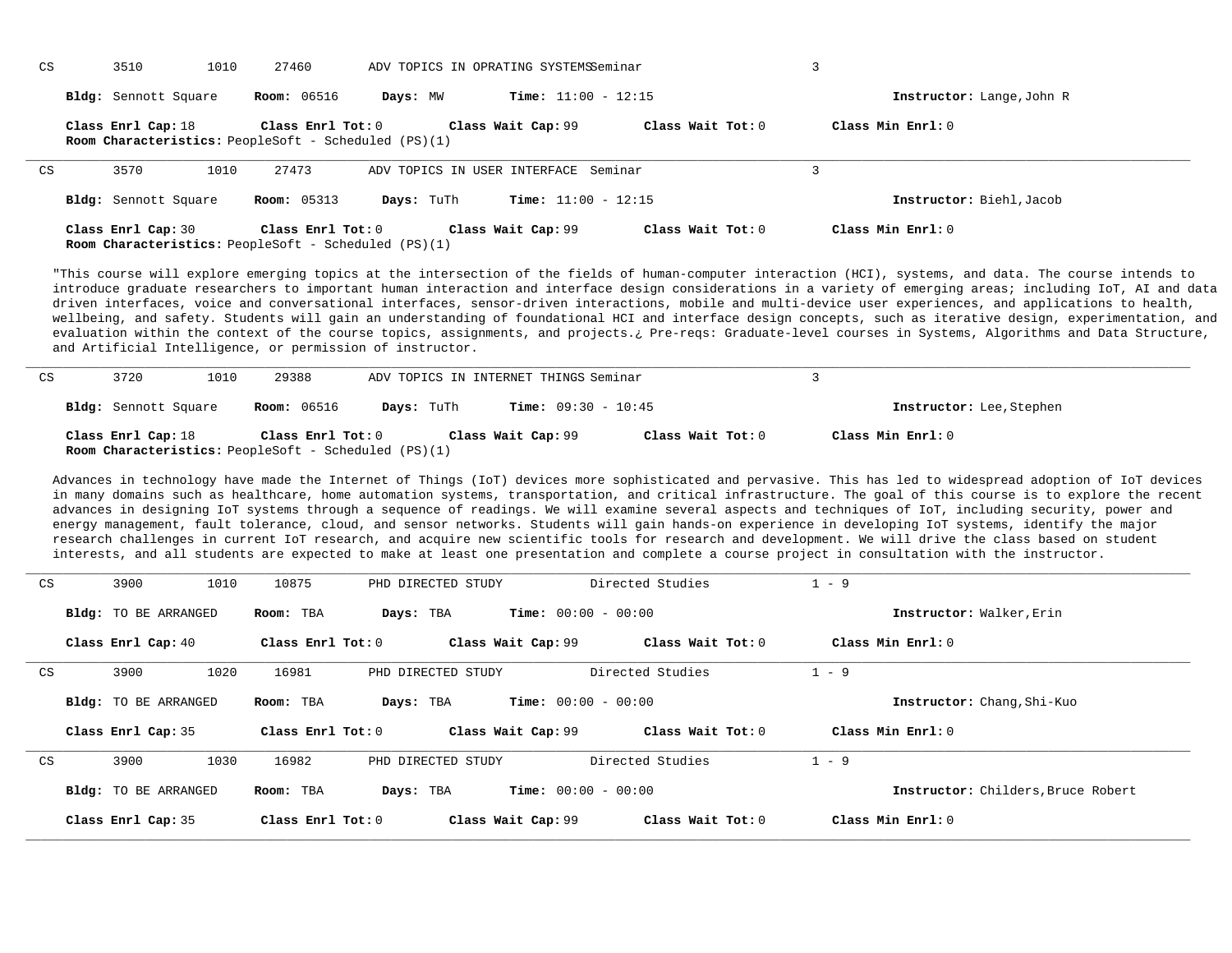CS 3510 1010 27460 ADV TOPICS IN OPRATING SYSTEMS Seminar 3

**Bldg:** Sennott Square **Room:** 06516 **Days:** MW **Time:** 11:00 - 12:15 **Instructor:** Lange,John R

**Class Enrl Cap:** 18 **Class Enrl Tot:** 0 **Class Wait Cap:** 99 **Class Wait Tot:** 0 **Class Min Enrl:** 0

**Room Characteristics:** PeopleSoft - Scheduled (PS)(1)

---

CS 3570 1010 27473 ADV TOPICS IN USER INTERFACE Seminar 3

**Bldg:** Sennott Square **Room:** 05313 **Days:** TuTh **Time:** 11:00 - 12:15 **Instructor:** Biehl,Jacob

**Class Enrl Cap:** 30 **Class Enrl Tot:** 0 **Class Wait Cap:** 99 **Class Wait Tot:** 0 **Class Min Enrl:** 0

**Room Characteristics:** PeopleSoft - Scheduled (PS)(1)

"This course will explore emerging topics at the intersection of the fields of human-computer interaction (HCI), systems, and data. The course intends to introduce graduate researchers to important human interaction and interface design considerations in a variety of emerging areas; including IoT, AI and data driven interfaces, voice and conversational interfaces, sensor-driven interactions, mobile and multi-device user experiences, and applications to health, wellbeing, and safety. Students will gain an understanding of foundational HCI and interface design concepts, such as iterative design, experimentation, and evaluation within the context of the course topics, assignments, and projects.¿ Pre-reqs: Graduate-level courses in Systems, Algorithms and Data Structure, and Artificial Intelligence, or permission of instructor.

---

CS 3720 1010 29388 ADV TOPICS IN INTERNET THINGS Seminar 3

**Bldg:** Sennott Square **Room:** 06516 **Days:** TuTh **Time:** 09:30 - 10:45 **Instructor:** Lee,Stephen

**Class Enrl Cap:** 18 **Class Enrl Tot:** 0 **Class Wait Cap:** 99 **Class Wait Tot:** 0 **Class Min Enrl:** 0

**Room Characteristics:** PeopleSoft - Scheduled (PS)(1)

Advances in technology have made the Internet of Things (IoT) devices more sophisticated and pervasive. This has led to widespread adoption of IoT devices in many domains such as healthcare, home automation systems, transportation, and critical infrastructure. The goal of this course is to explore the recent advances in designing IoT systems through a sequence of readings. We will examine several aspects and techniques of IoT, including security, power and energy management, fault tolerance, cloud, and sensor networks. Students will gain hands-on experience in developing IoT systems, identify the major research challenges in current IoT research, and acquire new scientific tools for research and development. We will drive the class based on student interests, and all students are expected to make at least one presentation and complete a course project in consultation with the instructor.

---

CS 3900 1010 10875 PHD DIRECTED STUDY Directed Studies 1 - 9

**Bldg:** TO BE ARRANGED **Room:** TBA **Days:** TBA **Time:** 00:00 - 00:00 **Instructor:** Walker,Erin

**Class Enrl Cap:** 40 **Class Enrl Tot:** 0 **Class Wait Cap:** 99 **Class Wait Tot:** 0 **Class Min Enrl:** 0

---

CS 3900 1020 16981 PHD DIRECTED STUDY Directed Studies 1 - 9

**Bldg:** TO BE ARRANGED **Room:** TBA **Days:** TBA **Time:** 00:00 - 00:00 **Instructor:** Chang,Shi-Kuo

**Class Enrl Cap:** 35 **Class Enrl Tot:** 0 **Class Wait Cap:** 99 **Class Wait Tot:** 0 **Class Min Enrl:** 0

---

CS 3900 1030 16982 PHD DIRECTED STUDY Directed Studies 1 - 9

**Bldg:** TO BE ARRANGED **Room:** TBA **Days:** TBA **Time:** 00:00 - 00:00 **Instructor:** Childers,Bruce Robert

**Class Enrl Cap:** 35 **Class Enrl Tot:** 0 **Class Wait Cap:** 99 **Class Wait Tot:** 0 **Class Min Enrl:** 0

---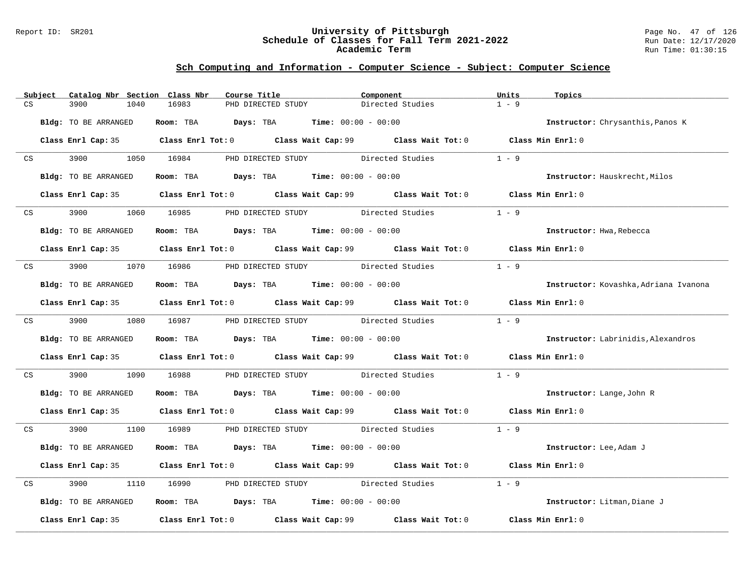## Sch Computing and Information - Computer Science - Subject: Computer Science

| Subject | Catalog Nbr | Section | Class Nbr | Course Title | Component | Units | Topics |
|---|---|---|---|---|---|---|---|
| CS | 3900 | 1040 | 16983 | PHD DIRECTED STUDY | Directed Studies | 1 - 9 | |

**Bldg:** TO BE ARRANGED **Room:** TBA **Days:** TBA **Time:** 00:00 - 00:00 **Instructor:** Chrysanthis,Panos K

**Class Enrl Cap:** 35 **Class Enrl Tot:** 0 **Class Wait Cap:** 99 **Class Wait Tot:** 0 **Class Min Enrl:** 0

---

| Subject | Catalog Nbr | Section | Class Nbr | Course Title | Component | Units | Topics |
|---|---|---|---|---|---|---|---|
| CS | 3900 | 1050 | 16984 | PHD DIRECTED STUDY | Directed Studies | 1 - 9 | |

**Bldg:** TO BE ARRANGED **Room:** TBA **Days:** TBA **Time:** 00:00 - 00:00 **Instructor:** Hauskrecht,Milos

**Class Enrl Cap:** 35 **Class Enrl Tot:** 0 **Class Wait Cap:** 99 **Class Wait Tot:** 0 **Class Min Enrl:** 0

---

| Subject | Catalog Nbr | Section | Class Nbr | Course Title | Component | Units | Topics |
|---|---|---|---|---|---|---|---|
| CS | 3900 | 1060 | 16985 | PHD DIRECTED STUDY | Directed Studies | 1 - 9 | |

**Bldg:** TO BE ARRANGED **Room:** TBA **Days:** TBA **Time:** 00:00 - 00:00 **Instructor:** Hwa,Rebecca

**Class Enrl Cap:** 35 **Class Enrl Tot:** 0 **Class Wait Cap:** 99 **Class Wait Tot:** 0 **Class Min Enrl:** 0

---

| Subject | Catalog Nbr | Section | Class Nbr | Course Title | Component | Units | Topics |
|---|---|---|---|---|---|---|---|
| CS | 3900 | 1070 | 16986 | PHD DIRECTED STUDY | Directed Studies | 1 - 9 | |

**Bldg:** TO BE ARRANGED **Room:** TBA **Days:** TBA **Time:** 00:00 - 00:00 **Instructor:** Kovashka,Adriana Ivanona

**Class Enrl Cap:** 35 **Class Enrl Tot:** 0 **Class Wait Cap:** 99 **Class Wait Tot:** 0 **Class Min Enrl:** 0

---

| Subject | Catalog Nbr | Section | Class Nbr | Course Title | Component | Units | Topics |
|---|---|---|---|---|---|---|---|
| CS | 3900 | 1080 | 16987 | PHD DIRECTED STUDY | Directed Studies | 1 - 9 | |

**Bldg:** TO BE ARRANGED **Room:** TBA **Days:** TBA **Time:** 00:00 - 00:00 **Instructor:** Labrinidis,Alexandros

**Class Enrl Cap:** 35 **Class Enrl Tot:** 0 **Class Wait Cap:** 99 **Class Wait Tot:** 0 **Class Min Enrl:** 0

---

| Subject | Catalog Nbr | Section | Class Nbr | Course Title | Component | Units | Topics |
|---|---|---|---|---|---|---|---|
| CS | 3900 | 1090 | 16988 | PHD DIRECTED STUDY | Directed Studies | 1 - 9 | |

**Bldg:** TO BE ARRANGED **Room:** TBA **Days:** TBA **Time:** 00:00 - 00:00 **Instructor:** Lange,John R

**Class Enrl Cap:** 35 **Class Enrl Tot:** 0 **Class Wait Cap:** 99 **Class Wait Tot:** 0 **Class Min Enrl:** 0

---

| Subject | Catalog Nbr | Section | Class Nbr | Course Title | Component | Units | Topics |
|---|---|---|---|---|---|---|---|
| CS | 3900 | 1100 | 16989 | PHD DIRECTED STUDY | Directed Studies | 1 - 9 | |

**Bldg:** TO BE ARRANGED **Room:** TBA **Days:** TBA **Time:** 00:00 - 00:00 **Instructor:** Lee,Adam J

**Class Enrl Cap:** 35 **Class Enrl Tot:** 0 **Class Wait Cap:** 99 **Class Wait Tot:** 0 **Class Min Enrl:** 0

---

| Subject | Catalog Nbr | Section | Class Nbr | Course Title | Component | Units | Topics |
|---|---|---|---|---|---|---|---|
| CS | 3900 | 1110 | 16990 | PHD DIRECTED STUDY | Directed Studies | 1 - 9 | |

**Bldg:** TO BE ARRANGED **Room:** TBA **Days:** TBA **Time:** 00:00 - 00:00 **Instructor:** Litman,Diane J

**Class Enrl Cap:** 35 **Class Enrl Tot:** 0 **Class Wait Cap:** 99 **Class Wait Tot:** 0 **Class Min Enrl:** 0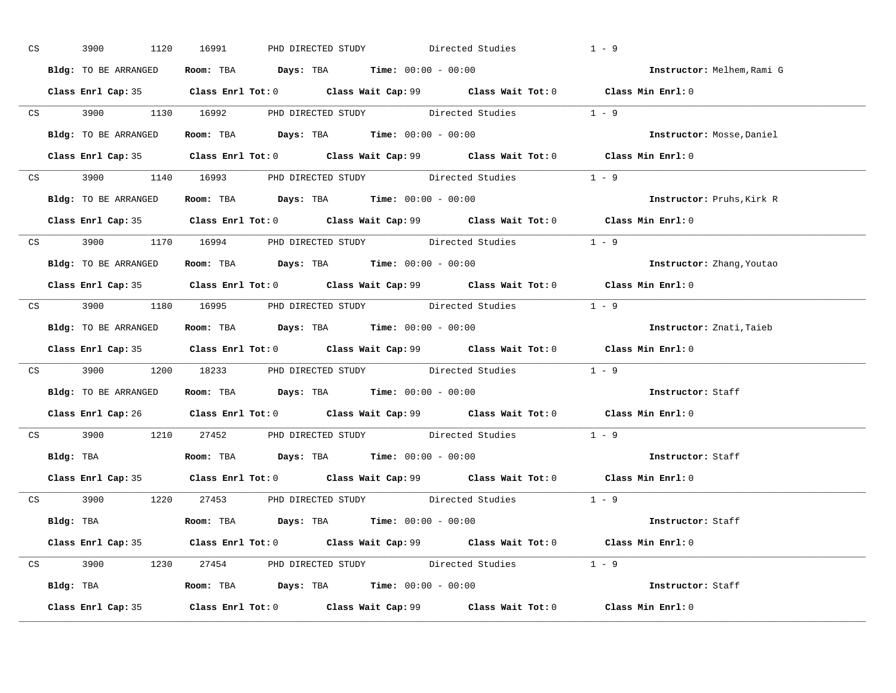CS 3900 1120 16991 PHD DIRECTED STUDY Directed Studies 1 - 9

**Bldg:** TO BE ARRANGED **Room:** TBA **Days:** TBA **Time:** 00:00 - 00:00 **Instructor:** Melhem,Rami G

**Class Enrl Cap:** 35 **Class Enrl Tot:** 0 **Class Wait Cap:** 99 **Class Wait Tot:** 0 **Class Min Enrl:** 0

---

CS 3900 1130 16992 PHD DIRECTED STUDY Directed Studies 1 - 9

**Bldg:** TO BE ARRANGED **Room:** TBA **Days:** TBA **Time:** 00:00 - 00:00 **Instructor:** Mosse,Daniel

**Class Enrl Cap:** 35 **Class Enrl Tot:** 0 **Class Wait Cap:** 99 **Class Wait Tot:** 0 **Class Min Enrl:** 0

---

CS 3900 1140 16993 PHD DIRECTED STUDY Directed Studies 1 - 9

**Bldg:** TO BE ARRANGED **Room:** TBA **Days:** TBA **Time:** 00:00 - 00:00 **Instructor:** Pruhs,Kirk R

**Class Enrl Cap:** 35 **Class Enrl Tot:** 0 **Class Wait Cap:** 99 **Class Wait Tot:** 0 **Class Min Enrl:** 0

---

CS 3900 1170 16994 PHD DIRECTED STUDY Directed Studies 1 - 9

**Bldg:** TO BE ARRANGED **Room:** TBA **Days:** TBA **Time:** 00:00 - 00:00 **Instructor:** Zhang,Youtao

**Class Enrl Cap:** 35 **Class Enrl Tot:** 0 **Class Wait Cap:** 99 **Class Wait Tot:** 0 **Class Min Enrl:** 0

---

CS 3900 1180 16995 PHD DIRECTED STUDY Directed Studies 1 - 9

**Bldg:** TO BE ARRANGED **Room:** TBA **Days:** TBA **Time:** 00:00 - 00:00 **Instructor:** Znati,Taieb

**Class Enrl Cap:** 35 **Class Enrl Tot:** 0 **Class Wait Cap:** 99 **Class Wait Tot:** 0 **Class Min Enrl:** 0

---

CS 3900 1200 18233 PHD DIRECTED STUDY Directed Studies 1 - 9

**Bldg:** TO BE ARRANGED **Room:** TBA **Days:** TBA **Time:** 00:00 - 00:00 **Instructor:** Staff

**Class Enrl Cap:** 26 **Class Enrl Tot:** 0 **Class Wait Cap:** 99 **Class Wait Tot:** 0 **Class Min Enrl:** 0

---

CS 3900 1210 27452 PHD DIRECTED STUDY Directed Studies 1 - 9

**Bldg:** TBA **Room:** TBA **Days:** TBA **Time:** 00:00 - 00:00 **Instructor:** Staff

**Class Enrl Cap:** 35 **Class Enrl Tot:** 0 **Class Wait Cap:** 99 **Class Wait Tot:** 0 **Class Min Enrl:** 0

---

CS 3900 1220 27453 PHD DIRECTED STUDY Directed Studies 1 - 9

**Bldg:** TBA **Room:** TBA **Days:** TBA **Time:** 00:00 - 00:00 **Instructor:** Staff

**Class Enrl Cap:** 35 **Class Enrl Tot:** 0 **Class Wait Cap:** 99 **Class Wait Tot:** 0 **Class Min Enrl:** 0

---

CS 3900 1230 27454 PHD DIRECTED STUDY Directed Studies 1 - 9

**Bldg:** TBA **Room:** TBA **Days:** TBA **Time:** 00:00 - 00:00 **Instructor:** Staff

**Class Enrl Cap:** 35 **Class Enrl Tot:** 0 **Class Wait Cap:** 99 **Class Wait Tot:** 0 **Class Min Enrl:** 0

---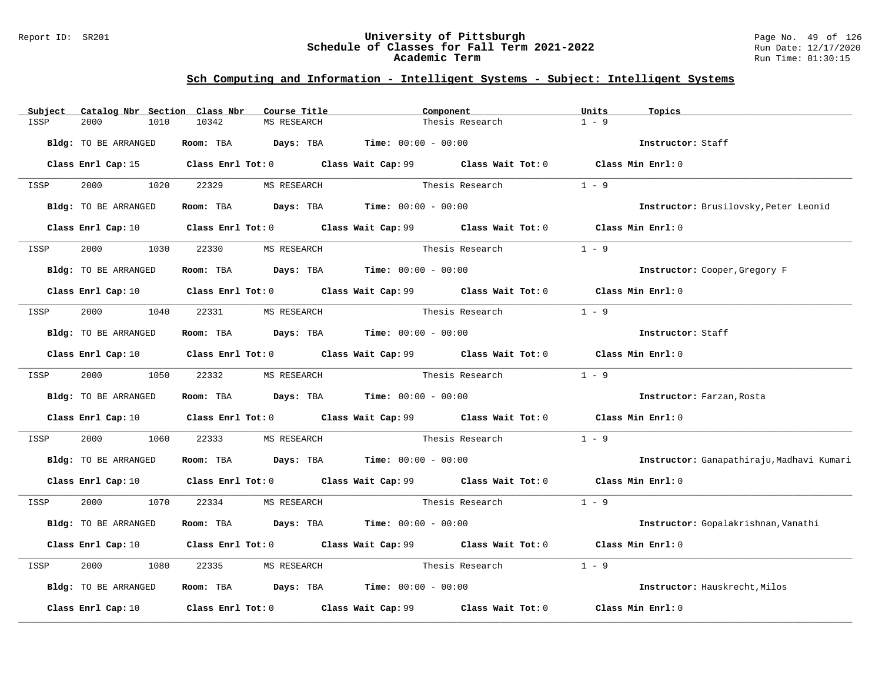Report ID: SR201

# University of Pittsburgh
## Schedule of Classes for Fall Term 2021-2022
### Academic Term

Run Date: 12/17/2020
Run Time: 01:30:15

## Sch Computing and Information - Intelligent Systems - Subject: Intelligent Systems

| Subject | Catalog Nbr | Section | Class Nbr | Course Title | Component | Units | Topics |
|---|---|---|---|---|---|---|---|
| ISSP | 2000 | 1010 | 10342 | MS RESEARCH | Thesis Research | 1 - 9 | |

**Bldg:** TO BE ARRANGED **Room:** TBA **Days:** TBA **Time:** 00:00 - 00:00 **Instructor:** Staff

**Class Enrl Cap:** 15 **Class Enrl Tot:** 0 **Class Wait Cap:** 99 **Class Wait Tot:** 0 **Class Min Enrl:** 0

| Subject | Catalog Nbr | Section | Class Nbr | Course Title | Component | Units | Topics |
|---|---|---|---|---|---|---|---|
| ISSP | 2000 | 1020 | 22329 | MS RESEARCH | Thesis Research | 1 - 9 | |

**Bldg:** TO BE ARRANGED **Room:** TBA **Days:** TBA **Time:** 00:00 - 00:00 **Instructor:** Brusilovsky,Peter Leonid

**Class Enrl Cap:** 10 **Class Enrl Tot:** 0 **Class Wait Cap:** 99 **Class Wait Tot:** 0 **Class Min Enrl:** 0

| Subject | Catalog Nbr | Section | Class Nbr | Course Title | Component | Units | Topics |
|---|---|---|---|---|---|---|---|
| ISSP | 2000 | 1030 | 22330 | MS RESEARCH | Thesis Research | 1 - 9 | |

**Bldg:** TO BE ARRANGED **Room:** TBA **Days:** TBA **Time:** 00:00 - 00:00 **Instructor:** Cooper,Gregory F

**Class Enrl Cap:** 10 **Class Enrl Tot:** 0 **Class Wait Cap:** 99 **Class Wait Tot:** 0 **Class Min Enrl:** 0

| Subject | Catalog Nbr | Section | Class Nbr | Course Title | Component | Units | Topics |
|---|---|---|---|---|---|---|---|
| ISSP | 2000 | 1040 | 22331 | MS RESEARCH | Thesis Research | 1 - 9 | |

**Bldg:** TO BE ARRANGED **Room:** TBA **Days:** TBA **Time:** 00:00 - 00:00 **Instructor:** Staff

**Class Enrl Cap:** 10 **Class Enrl Tot:** 0 **Class Wait Cap:** 99 **Class Wait Tot:** 0 **Class Min Enrl:** 0

| Subject | Catalog Nbr | Section | Class Nbr | Course Title | Component | Units | Topics |
|---|---|---|---|---|---|---|---|
| ISSP | 2000 | 1050 | 22332 | MS RESEARCH | Thesis Research | 1 - 9 | |

**Bldg:** TO BE ARRANGED **Room:** TBA **Days:** TBA **Time:** 00:00 - 00:00 **Instructor:** Farzan,Rosta

**Class Enrl Cap:** 10 **Class Enrl Tot:** 0 **Class Wait Cap:** 99 **Class Wait Tot:** 0 **Class Min Enrl:** 0

| Subject | Catalog Nbr | Section | Class Nbr | Course Title | Component | Units | Topics |
|---|---|---|---|---|---|---|---|
| ISSP | 2000 | 1060 | 22333 | MS RESEARCH | Thesis Research | 1 - 9 | |

**Bldg:** TO BE ARRANGED **Room:** TBA **Days:** TBA **Time:** 00:00 - 00:00 **Instructor:** Ganapathiraju,Madhavi Kumari

**Class Enrl Cap:** 10 **Class Enrl Tot:** 0 **Class Wait Cap:** 99 **Class Wait Tot:** 0 **Class Min Enrl:** 0

| Subject | Catalog Nbr | Section | Class Nbr | Course Title | Component | Units | Topics |
|---|---|---|---|---|---|---|---|
| ISSP | 2000 | 1070 | 22334 | MS RESEARCH | Thesis Research | 1 - 9 | |

**Bldg:** TO BE ARRANGED **Room:** TBA **Days:** TBA **Time:** 00:00 - 00:00 **Instructor:** Gopalakrishnan,Vanathi

**Class Enrl Cap:** 10 **Class Enrl Tot:** 0 **Class Wait Cap:** 99 **Class Wait Tot:** 0 **Class Min Enrl:** 0

| Subject | Catalog Nbr | Section | Class Nbr | Course Title | Component | Units | Topics |
|---|---|---|---|---|---|---|---|
| ISSP | 2000 | 1080 | 22335 | MS RESEARCH | Thesis Research | 1 - 9 | |

**Bldg:** TO BE ARRANGED **Room:** TBA **Days:** TBA **Time:** 00:00 - 00:00 **Instructor:** Hauskrecht,Milos

**Class Enrl Cap:** 10 **Class Enrl Tot:** 0 **Class Wait Cap:** 99 **Class Wait Tot:** 0 **Class Min Enrl:** 0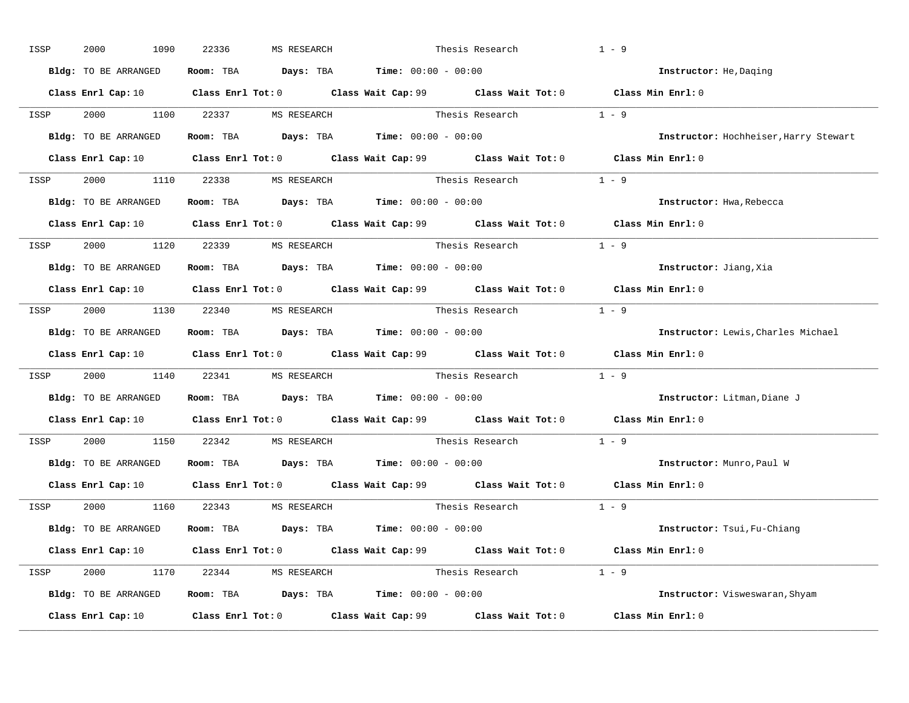ISSP 2000 1090 22336 MS RESEARCH Thesis Research 1 - 9

**Bldg:** TO BE ARRANGED **Room:** TBA **Days:** TBA **Time:** 00:00 - 00:00 **Instructor:** He,Daqing

**Class Enrl Cap:** 10 **Class Enrl Tot:** 0 **Class Wait Cap:** 99 **Class Wait Tot:** 0 **Class Min Enrl:** 0

---

ISSP 2000 1100 22337 MS RESEARCH Thesis Research 1 - 9

**Bldg:** TO BE ARRANGED **Room:** TBA **Days:** TBA **Time:** 00:00 - 00:00 **Instructor:** Hochheiser,Harry Stewart

**Class Enrl Cap:** 10 **Class Enrl Tot:** 0 **Class Wait Cap:** 99 **Class Wait Tot:** 0 **Class Min Enrl:** 0

---

ISSP 2000 1110 22338 MS RESEARCH Thesis Research 1 - 9

**Bldg:** TO BE ARRANGED **Room:** TBA **Days:** TBA **Time:** 00:00 - 00:00 **Instructor:** Hwa,Rebecca

**Class Enrl Cap:** 10 **Class Enrl Tot:** 0 **Class Wait Cap:** 99 **Class Wait Tot:** 0 **Class Min Enrl:** 0

---

ISSP 2000 1120 22339 MS RESEARCH Thesis Research 1 - 9

**Bldg:** TO BE ARRANGED **Room:** TBA **Days:** TBA **Time:** 00:00 - 00:00 **Instructor:** Jiang,Xia

**Class Enrl Cap:** 10 **Class Enrl Tot:** 0 **Class Wait Cap:** 99 **Class Wait Tot:** 0 **Class Min Enrl:** 0

---

ISSP 2000 1130 22340 MS RESEARCH Thesis Research 1 - 9

**Bldg:** TO BE ARRANGED **Room:** TBA **Days:** TBA **Time:** 00:00 - 00:00 **Instructor:** Lewis,Charles Michael

**Class Enrl Cap:** 10 **Class Enrl Tot:** 0 **Class Wait Cap:** 99 **Class Wait Tot:** 0 **Class Min Enrl:** 0

---

ISSP 2000 1140 22341 MS RESEARCH Thesis Research 1 - 9

**Bldg:** TO BE ARRANGED **Room:** TBA **Days:** TBA **Time:** 00:00 - 00:00 **Instructor:** Litman,Diane J

**Class Enrl Cap:** 10 **Class Enrl Tot:** 0 **Class Wait Cap:** 99 **Class Wait Tot:** 0 **Class Min Enrl:** 0

---

ISSP 2000 1150 22342 MS RESEARCH Thesis Research 1 - 9

**Bldg:** TO BE ARRANGED **Room:** TBA **Days:** TBA **Time:** 00:00 - 00:00 **Instructor:** Munro,Paul W

**Class Enrl Cap:** 10 **Class Enrl Tot:** 0 **Class Wait Cap:** 99 **Class Wait Tot:** 0 **Class Min Enrl:** 0

---

ISSP 2000 1160 22343 MS RESEARCH Thesis Research 1 - 9

**Bldg:** TO BE ARRANGED **Room:** TBA **Days:** TBA **Time:** 00:00 - 00:00 **Instructor:** Tsui,Fu-Chiang

**Class Enrl Cap:** 10 **Class Enrl Tot:** 0 **Class Wait Cap:** 99 **Class Wait Tot:** 0 **Class Min Enrl:** 0

---

ISSP 2000 1170 22344 MS RESEARCH Thesis Research 1 - 9

**Bldg:** TO BE ARRANGED **Room:** TBA **Days:** TBA **Time:** 00:00 - 00:00 **Instructor:** Visweswaran,Shyam

**Class Enrl Cap:** 10 **Class Enrl Tot:** 0 **Class Wait Cap:** 99 **Class Wait Tot:** 0 **Class Min Enrl:** 0

---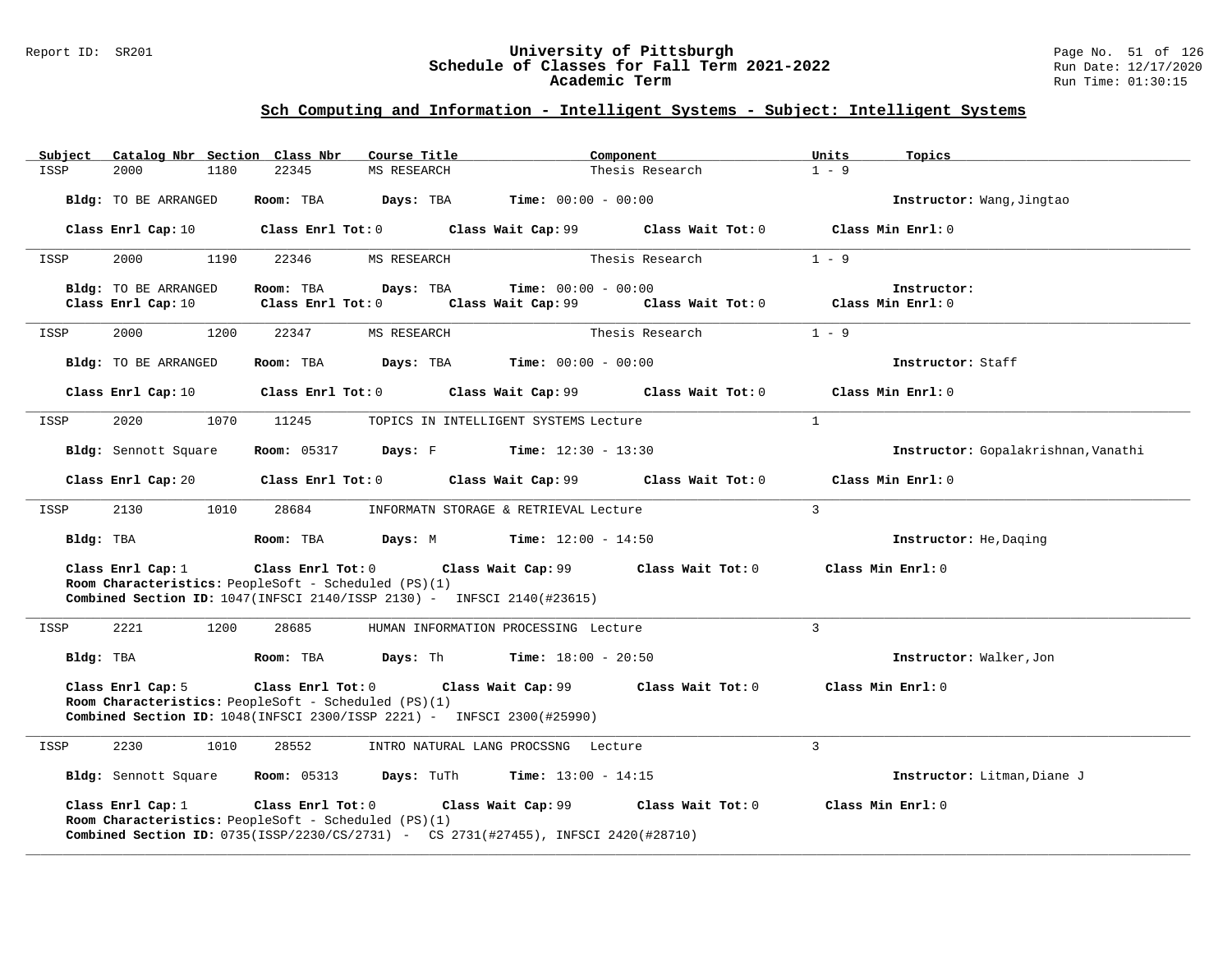## Sch Computing and Information - Intelligent Systems - Subject: Intelligent Systems

| Subject | Catalog Nbr | Section | Class Nbr | Course Title | Component | Units | Topics |
|---|---|---|---|---|---|---|---|
| ISSP | 2000 | 1180 | 22345 | MS RESEARCH | Thesis Research | 1 - 9 | |

**Bldg:** TO BE ARRANGED **Room:** TBA **Days:** TBA **Time:** 00:00 - 00:00 **Instructor:** Wang,Jingtao

**Class Enrl Cap:** 10 **Class Enrl Tot:** 0 **Class Wait Cap:** 99 **Class Wait Tot:** 0 **Class Min Enrl:** 0

---

| Subject | Catalog Nbr | Section | Class Nbr | Course Title | Component | Units | Topics |
|---|---|---|---|---|---|---|---|
| ISSP | 2000 | 1190 | 22346 | MS RESEARCH | Thesis Research | 1 - 9 | |

**Bldg:** TO BE ARRANGED **Room:** TBA **Days:** TBA **Time:** 00:00 - 00:00 **Instructor:**

**Class Enrl Cap:** 10 **Class Enrl Tot:** 0 **Class Wait Cap:** 99 **Class Wait Tot:** 0 **Class Min Enrl:** 0

---

| Subject | Catalog Nbr | Section | Class Nbr | Course Title | Component | Units | Topics |
|---|---|---|---|---|---|---|---|
| ISSP | 2000 | 1200 | 22347 | MS RESEARCH | Thesis Research | 1 - 9 | |

**Bldg:** TO BE ARRANGED **Room:** TBA **Days:** TBA **Time:** 00:00 - 00:00 **Instructor:** Staff

**Class Enrl Cap:** 10 **Class Enrl Tot:** 0 **Class Wait Cap:** 99 **Class Wait Tot:** 0 **Class Min Enrl:** 0

---

| Subject | Catalog Nbr | Section | Class Nbr | Course Title | Component | Units | Topics |
|---|---|---|---|---|---|---|---|
| ISSP | 2020 | 1070 | 11245 | TOPICS IN INTELLIGENT SYSTEMS | Lecture | 1 | |

**Bldg:** Sennott Square **Room:** 05317 **Days:** F **Time:** 12:30 - 13:30 **Instructor:** Gopalakrishnan,Vanathi

**Class Enrl Cap:** 20 **Class Enrl Tot:** 0 **Class Wait Cap:** 99 **Class Wait Tot:** 0 **Class Min Enrl:** 0

---

| Subject | Catalog Nbr | Section | Class Nbr | Course Title | Component | Units | Topics |
|---|---|---|---|---|---|---|---|
| ISSP | 2130 | 1010 | 28684 | INFORMATN STORAGE & RETRIEVAL | Lecture | 3 | |

**Bldg:** TBA **Room:** TBA **Days:** M **Time:** 12:00 - 14:50 **Instructor:** He,Daqing

**Class Enrl Cap:** 1 **Class Enrl Tot:** 0 **Class Wait Cap:** 99 **Class Wait Tot:** 0 **Class Min Enrl:** 0
**Room Characteristics:** PeopleSoft - Scheduled (PS)(1)
**Combined Section ID:** 1047(INFSCI 2140/ISSP 2130) - INFSCI 2140(#23615)

---

| Subject | Catalog Nbr | Section | Class Nbr | Course Title | Component | Units | Topics |
|---|---|---|---|---|---|---|---|
| ISSP | 2221 | 1200 | 28685 | HUMAN INFORMATION PROCESSING | Lecture | 3 | |

**Bldg:** TBA **Room:** TBA **Days:** Th **Time:** 18:00 - 20:50 **Instructor:** Walker,Jon

**Class Enrl Cap:** 5 **Class Enrl Tot:** 0 **Class Wait Cap:** 99 **Class Wait Tot:** 0 **Class Min Enrl:** 0
**Room Characteristics:** PeopleSoft - Scheduled (PS)(1)
**Combined Section ID:** 1048(INFSCI 2300/ISSP 2221) - INFSCI 2300(#25990)

---

| Subject | Catalog Nbr | Section | Class Nbr | Course Title | Component | Units | Topics |
|---|---|---|---|---|---|---|---|
| ISSP | 2230 | 1010 | 28552 | INTRO NATURAL LANG PROCSSNG | Lecture | 3 | |

**Bldg:** Sennott Square **Room:** 05313 **Days:** TuTh **Time:** 13:00 - 14:15 **Instructor:** Litman,Diane J

**Class Enrl Cap:** 1 **Class Enrl Tot:** 0 **Class Wait Cap:** 99 **Class Wait Tot:** 0 **Class Min Enrl:** 0
**Room Characteristics:** PeopleSoft - Scheduled (PS)(1)
**Combined Section ID:** 0735(ISSP/2230/CS/2731) - CS 2731(#27455), INFSCI 2420(#28710)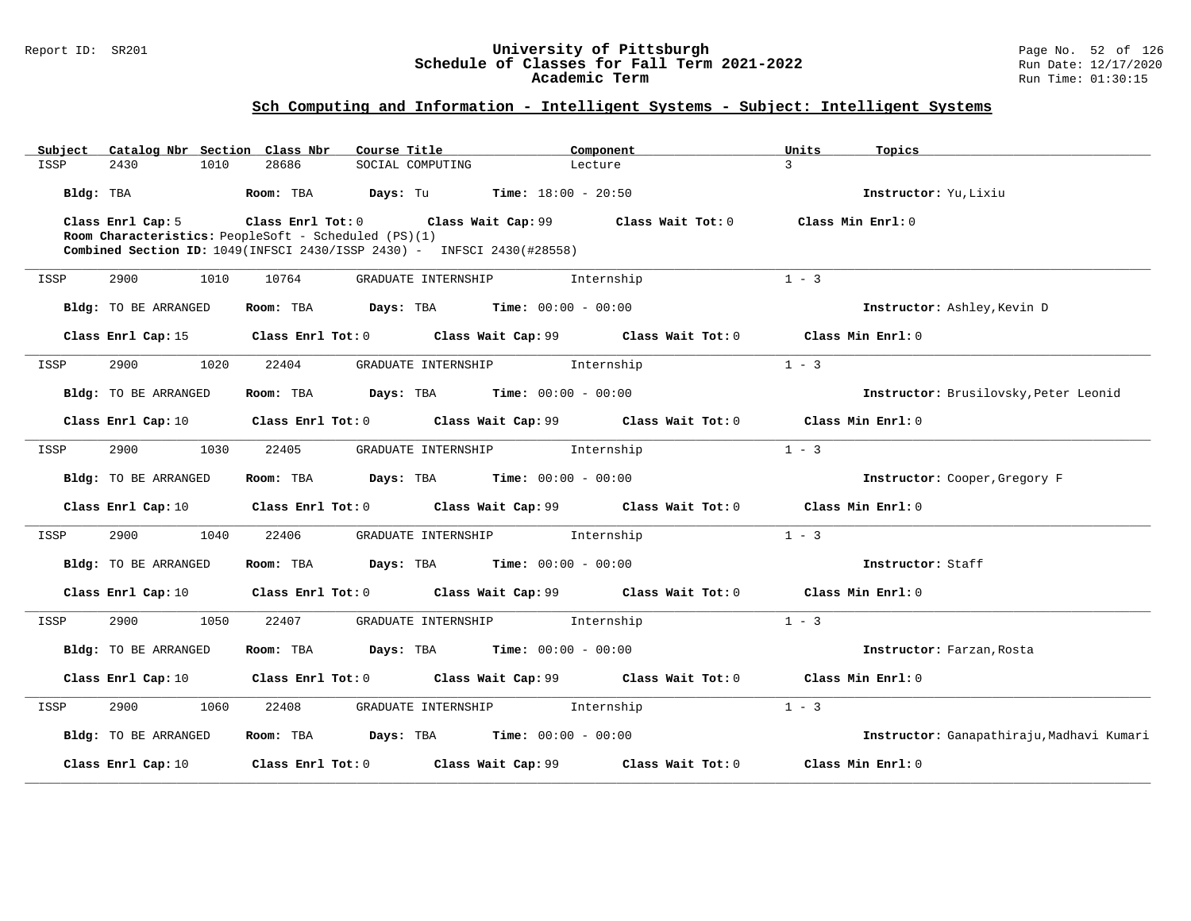## Sch Computing and Information - Intelligent Systems - Subject: Intelligent Systems

| Subject | Catalog Nbr | Section | Class Nbr | Course Title | Component | Units | Topics |
|---|---|---|---|---|---|---|---|
| ISSP | 2430 | 1010 | 28686 | SOCIAL COMPUTING | Lecture | 3 | |

**Bldg:** TBA **Room:** TBA **Days:** Tu **Time:** 18:00 - 20:50 **Instructor:** Yu,Lixiu

**Class Enrl Cap:** 5 **Class Enrl Tot:** 0 **Class Wait Cap:** 99 **Class Wait Tot:** 0 **Class Min Enrl:** 0

**Room Characteristics:** PeopleSoft - Scheduled (PS)(1)

**Combined Section ID:** 1049(INFSCI 2430/ISSP 2430) - INFSCI 2430(#28558)

---

| Subject | Catalog Nbr | Section | Class Nbr | Course Title | Component | Units | Topics |
|---|---|---|---|---|---|---|---|
| ISSP | 2900 | 1010 | 10764 | GRADUATE INTERNSHIP | Internship | 1 - 3 | |

**Bldg:** TO BE ARRANGED **Room:** TBA **Days:** TBA **Time:** 00:00 - 00:00 **Instructor:** Ashley,Kevin D

**Class Enrl Cap:** 15 **Class Enrl Tot:** 0 **Class Wait Cap:** 99 **Class Wait Tot:** 0 **Class Min Enrl:** 0

---

| Subject | Catalog Nbr | Section | Class Nbr | Course Title | Component | Units | Topics |
|---|---|---|---|---|---|---|---|
| ISSP | 2900 | 1020 | 22404 | GRADUATE INTERNSHIP | Internship | 1 - 3 | |

**Bldg:** TO BE ARRANGED **Room:** TBA **Days:** TBA **Time:** 00:00 - 00:00 **Instructor:** Brusilovsky,Peter Leonid

**Class Enrl Cap:** 10 **Class Enrl Tot:** 0 **Class Wait Cap:** 99 **Class Wait Tot:** 0 **Class Min Enrl:** 0

---

| Subject | Catalog Nbr | Section | Class Nbr | Course Title | Component | Units | Topics |
|---|---|---|---|---|---|---|---|
| ISSP | 2900 | 1030 | 22405 | GRADUATE INTERNSHIP | Internship | 1 - 3 | |

**Bldg:** TO BE ARRANGED **Room:** TBA **Days:** TBA **Time:** 00:00 - 00:00 **Instructor:** Cooper,Gregory F

**Class Enrl Cap:** 10 **Class Enrl Tot:** 0 **Class Wait Cap:** 99 **Class Wait Tot:** 0 **Class Min Enrl:** 0

---

| Subject | Catalog Nbr | Section | Class Nbr | Course Title | Component | Units | Topics |
|---|---|---|---|---|---|---|---|
| ISSP | 2900 | 1040 | 22406 | GRADUATE INTERNSHIP | Internship | 1 - 3 | |

**Bldg:** TO BE ARRANGED **Room:** TBA **Days:** TBA **Time:** 00:00 - 00:00 **Instructor:** Staff

**Class Enrl Cap:** 10 **Class Enrl Tot:** 0 **Class Wait Cap:** 99 **Class Wait Tot:** 0 **Class Min Enrl:** 0

---

| Subject | Catalog Nbr | Section | Class Nbr | Course Title | Component | Units | Topics |
|---|---|---|---|---|---|---|---|
| ISSP | 2900 | 1050 | 22407 | GRADUATE INTERNSHIP | Internship | 1 - 3 | |

**Bldg:** TO BE ARRANGED **Room:** TBA **Days:** TBA **Time:** 00:00 - 00:00 **Instructor:** Farzan,Rosta

**Class Enrl Cap:** 10 **Class Enrl Tot:** 0 **Class Wait Cap:** 99 **Class Wait Tot:** 0 **Class Min Enrl:** 0

---

| Subject | Catalog Nbr | Section | Class Nbr | Course Title | Component | Units | Topics |
|---|---|---|---|---|---|---|---|
| ISSP | 2900 | 1060 | 22408 | GRADUATE INTERNSHIP | Internship | 1 - 3 | |

**Bldg:** TO BE ARRANGED **Room:** TBA **Days:** TBA **Time:** 00:00 - 00:00 **Instructor:** Ganapathiraju,Madhavi Kumari

**Class Enrl Cap:** 10 **Class Enrl Tot:** 0 **Class Wait Cap:** 99 **Class Wait Tot:** 0 **Class Min Enrl:** 0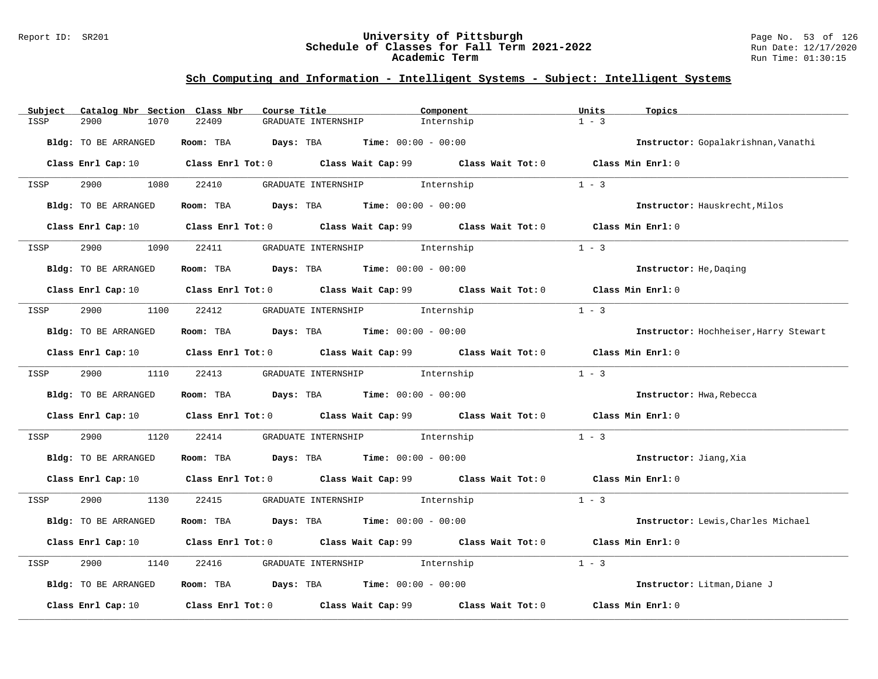## Sch Computing and Information - Intelligent Systems - Subject: Intelligent Systems

| Subject | Catalog Nbr | Section | Class Nbr | Course Title | Component | Units | Topics |
|---|---|---|---|---|---|---|---|
| ISSP | 2900 | 1070 | 22409 | GRADUATE INTERNSHIP | Internship | 1 - 3 | |

**Bldg:** TO BE ARRANGED **Room:** TBA **Days:** TBA **Time:** 00:00 - 00:00 **Instructor:** Gopalakrishnan,Vanathi

**Class Enrl Cap:** 10 **Class Enrl Tot:** 0 **Class Wait Cap:** 99 **Class Wait Tot:** 0 **Class Min Enrl:** 0

---

| Subject | Catalog Nbr | Section | Class Nbr | Course Title | Component | Units | Topics |
|---|---|---|---|---|---|---|---|
| ISSP | 2900 | 1080 | 22410 | GRADUATE INTERNSHIP | Internship | 1 - 3 | |

**Bldg:** TO BE ARRANGED **Room:** TBA **Days:** TBA **Time:** 00:00 - 00:00 **Instructor:** Hauskrecht,Milos

**Class Enrl Cap:** 10 **Class Enrl Tot:** 0 **Class Wait Cap:** 99 **Class Wait Tot:** 0 **Class Min Enrl:** 0

---

| Subject | Catalog Nbr | Section | Class Nbr | Course Title | Component | Units | Topics |
|---|---|---|---|---|---|---|---|
| ISSP | 2900 | 1090 | 22411 | GRADUATE INTERNSHIP | Internship | 1 - 3 | |

**Bldg:** TO BE ARRANGED **Room:** TBA **Days:** TBA **Time:** 00:00 - 00:00 **Instructor:** He,Daqing

**Class Enrl Cap:** 10 **Class Enrl Tot:** 0 **Class Wait Cap:** 99 **Class Wait Tot:** 0 **Class Min Enrl:** 0

---

| Subject | Catalog Nbr | Section | Class Nbr | Course Title | Component | Units | Topics |
|---|---|---|---|---|---|---|---|
| ISSP | 2900 | 1100 | 22412 | GRADUATE INTERNSHIP | Internship | 1 - 3 | |

**Bldg:** TO BE ARRANGED **Room:** TBA **Days:** TBA **Time:** 00:00 - 00:00 **Instructor:** Hochheiser,Harry Stewart

**Class Enrl Cap:** 10 **Class Enrl Tot:** 0 **Class Wait Cap:** 99 **Class Wait Tot:** 0 **Class Min Enrl:** 0

---

| Subject | Catalog Nbr | Section | Class Nbr | Course Title | Component | Units | Topics |
|---|---|---|---|---|---|---|---|
| ISSP | 2900 | 1110 | 22413 | GRADUATE INTERNSHIP | Internship | 1 - 3 | |

**Bldg:** TO BE ARRANGED **Room:** TBA **Days:** TBA **Time:** 00:00 - 00:00 **Instructor:** Hwa,Rebecca

**Class Enrl Cap:** 10 **Class Enrl Tot:** 0 **Class Wait Cap:** 99 **Class Wait Tot:** 0 **Class Min Enrl:** 0

---

| Subject | Catalog Nbr | Section | Class Nbr | Course Title | Component | Units | Topics |
|---|---|---|---|---|---|---|---|
| ISSP | 2900 | 1120 | 22414 | GRADUATE INTERNSHIP | Internship | 1 - 3 | |

**Bldg:** TO BE ARRANGED **Room:** TBA **Days:** TBA **Time:** 00:00 - 00:00 **Instructor:** Jiang,Xia

**Class Enrl Cap:** 10 **Class Enrl Tot:** 0 **Class Wait Cap:** 99 **Class Wait Tot:** 0 **Class Min Enrl:** 0

---

| Subject | Catalog Nbr | Section | Class Nbr | Course Title | Component | Units | Topics |
|---|---|---|---|---|---|---|---|
| ISSP | 2900 | 1130 | 22415 | GRADUATE INTERNSHIP | Internship | 1 - 3 | |

**Bldg:** TO BE ARRANGED **Room:** TBA **Days:** TBA **Time:** 00:00 - 00:00 **Instructor:** Lewis,Charles Michael

**Class Enrl Cap:** 10 **Class Enrl Tot:** 0 **Class Wait Cap:** 99 **Class Wait Tot:** 0 **Class Min Enrl:** 0

---

| Subject | Catalog Nbr | Section | Class Nbr | Course Title | Component | Units | Topics |
|---|---|---|---|---|---|---|---|
| ISSP | 2900 | 1140 | 22416 | GRADUATE INTERNSHIP | Internship | 1 - 3 | |

**Bldg:** TO BE ARRANGED **Room:** TBA **Days:** TBA **Time:** 00:00 - 00:00 **Instructor:** Litman,Diane J

**Class Enrl Cap:** 10 **Class Enrl Tot:** 0 **Class Wait Cap:** 99 **Class Wait Tot:** 0 **Class Min Enrl:** 0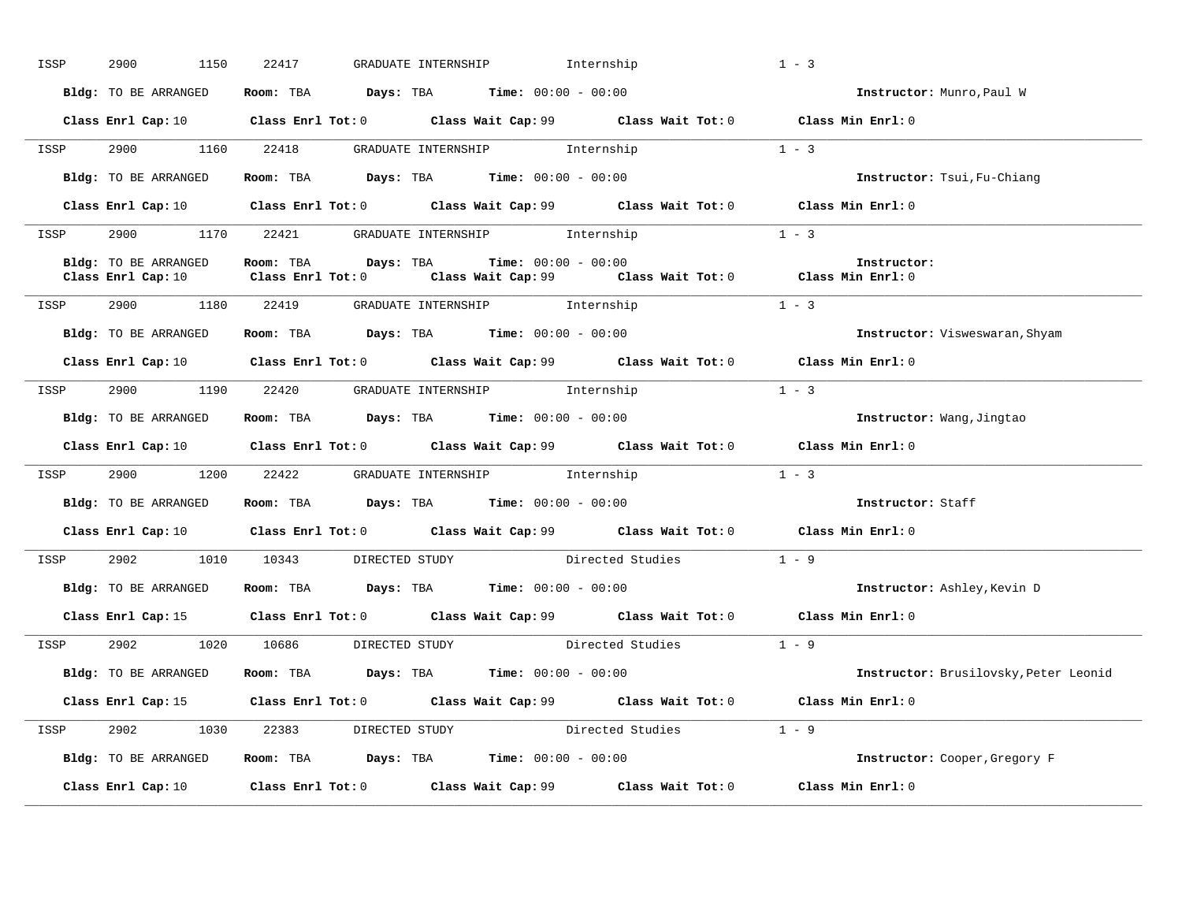ISSP 2900 1150 22417 GRADUATE INTERNSHIP Internship 1 - 3

**Bldg:** TO BE ARRANGED **Room:** TBA **Days:** TBA **Time:** 00:00 - 00:00 **Instructor:** Munro,Paul W

**Class Enrl Cap:** 10 **Class Enrl Tot:** 0 **Class Wait Cap:** 99 **Class Wait Tot:** 0 **Class Min Enrl:** 0

---

ISSP 2900 1160 22418 GRADUATE INTERNSHIP Internship 1 - 3

**Bldg:** TO BE ARRANGED **Room:** TBA **Days:** TBA **Time:** 00:00 - 00:00 **Instructor:** Tsui,Fu-Chiang

**Class Enrl Cap:** 10 **Class Enrl Tot:** 0 **Class Wait Cap:** 99 **Class Wait Tot:** 0 **Class Min Enrl:** 0

---

ISSP 2900 1170 22421 GRADUATE INTERNSHIP Internship 1 - 3

**Bldg:** TO BE ARRANGED **Room:** TBA **Days:** TBA **Time:** 00:00 - 00:00 **Instructor:**

**Class Enrl Cap:** 10 **Class Enrl Tot:** 0 **Class Wait Cap:** 99 **Class Wait Tot:** 0 **Class Min Enrl:** 0

---

ISSP 2900 1180 22419 GRADUATE INTERNSHIP Internship 1 - 3

**Bldg:** TO BE ARRANGED **Room:** TBA **Days:** TBA **Time:** 00:00 - 00:00 **Instructor:** Visweswaran,Shyam

**Class Enrl Cap:** 10 **Class Enrl Tot:** 0 **Class Wait Cap:** 99 **Class Wait Tot:** 0 **Class Min Enrl:** 0

---

ISSP 2900 1190 22420 GRADUATE INTERNSHIP Internship 1 - 3

**Bldg:** TO BE ARRANGED **Room:** TBA **Days:** TBA **Time:** 00:00 - 00:00 **Instructor:** Wang,Jingtao

**Class Enrl Cap:** 10 **Class Enrl Tot:** 0 **Class Wait Cap:** 99 **Class Wait Tot:** 0 **Class Min Enrl:** 0

---

ISSP 2900 1200 22422 GRADUATE INTERNSHIP Internship 1 - 3

**Bldg:** TO BE ARRANGED **Room:** TBA **Days:** TBA **Time:** 00:00 - 00:00 **Instructor:** Staff

**Class Enrl Cap:** 10 **Class Enrl Tot:** 0 **Class Wait Cap:** 99 **Class Wait Tot:** 0 **Class Min Enrl:** 0

---

ISSP 2902 1010 10343 DIRECTED STUDY Directed Studies 1 - 9

**Bldg:** TO BE ARRANGED **Room:** TBA **Days:** TBA **Time:** 00:00 - 00:00 **Instructor:** Ashley,Kevin D

**Class Enrl Cap:** 15 **Class Enrl Tot:** 0 **Class Wait Cap:** 99 **Class Wait Tot:** 0 **Class Min Enrl:** 0

---

ISSP 2902 1020 10686 DIRECTED STUDY Directed Studies 1 - 9

**Bldg:** TO BE ARRANGED **Room:** TBA **Days:** TBA **Time:** 00:00 - 00:00 **Instructor:** Brusilovsky,Peter Leonid

**Class Enrl Cap:** 15 **Class Enrl Tot:** 0 **Class Wait Cap:** 99 **Class Wait Tot:** 0 **Class Min Enrl:** 0

---

ISSP 2902 1030 22383 DIRECTED STUDY Directed Studies 1 - 9

**Bldg:** TO BE ARRANGED **Room:** TBA **Days:** TBA **Time:** 00:00 - 00:00 **Instructor:** Cooper,Gregory F

**Class Enrl Cap:** 10 **Class Enrl Tot:** 0 **Class Wait Cap:** 99 **Class Wait Tot:** 0 **Class Min Enrl:** 0

---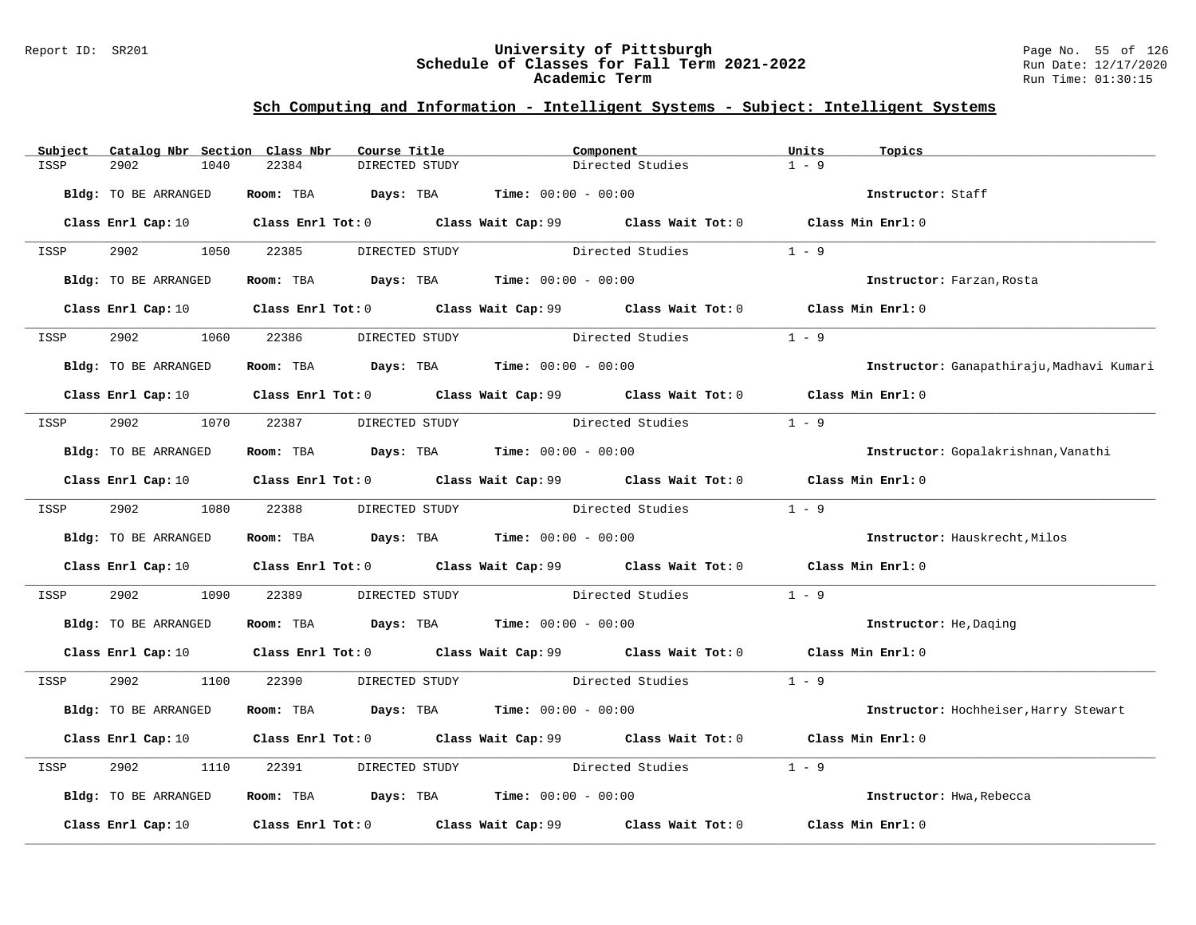## Sch Computing and Information - Intelligent Systems - Subject: Intelligent Systems

| Subject | Catalog Nbr | Section | Class Nbr | Course Title | Component | Units | Topics |
|---|---|---|---|---|---|---|---|
| ISSP | 2902 | 1040 | 22384 | DIRECTED STUDY | Directed Studies | 1 - 9 | |

**Bldg:** TO BE ARRANGED **Room:** TBA **Days:** TBA **Time:** 00:00 - 00:00 **Instructor:** Staff

**Class Enrl Cap:** 10 **Class Enrl Tot:** 0 **Class Wait Cap:** 99 **Class Wait Tot:** 0 **Class Min Enrl:** 0

---

| Subject | Catalog Nbr | Section | Class Nbr | Course Title | Component | Units | Topics |
|---|---|---|---|---|---|---|---|
| ISSP | 2902 | 1050 | 22385 | DIRECTED STUDY | Directed Studies | 1 - 9 | |

**Bldg:** TO BE ARRANGED **Room:** TBA **Days:** TBA **Time:** 00:00 - 00:00 **Instructor:** Farzan,Rosta

**Class Enrl Cap:** 10 **Class Enrl Tot:** 0 **Class Wait Cap:** 99 **Class Wait Tot:** 0 **Class Min Enrl:** 0

---

| Subject | Catalog Nbr | Section | Class Nbr | Course Title | Component | Units | Topics |
|---|---|---|---|---|---|---|---|
| ISSP | 2902 | 1060 | 22386 | DIRECTED STUDY | Directed Studies | 1 - 9 | |

**Bldg:** TO BE ARRANGED **Room:** TBA **Days:** TBA **Time:** 00:00 - 00:00 **Instructor:** Ganapathiraju,Madhavi Kumari

**Class Enrl Cap:** 10 **Class Enrl Tot:** 0 **Class Wait Cap:** 99 **Class Wait Tot:** 0 **Class Min Enrl:** 0

---

| Subject | Catalog Nbr | Section | Class Nbr | Course Title | Component | Units | Topics |
|---|---|---|---|---|---|---|---|
| ISSP | 2902 | 1070 | 22387 | DIRECTED STUDY | Directed Studies | 1 - 9 | |

**Bldg:** TO BE ARRANGED **Room:** TBA **Days:** TBA **Time:** 00:00 - 00:00 **Instructor:** Gopalakrishnan,Vanathi

**Class Enrl Cap:** 10 **Class Enrl Tot:** 0 **Class Wait Cap:** 99 **Class Wait Tot:** 0 **Class Min Enrl:** 0

---

| Subject | Catalog Nbr | Section | Class Nbr | Course Title | Component | Units | Topics |
|---|---|---|---|---|---|---|---|
| ISSP | 2902 | 1080 | 22388 | DIRECTED STUDY | Directed Studies | 1 - 9 | |

**Bldg:** TO BE ARRANGED **Room:** TBA **Days:** TBA **Time:** 00:00 - 00:00 **Instructor:** Hauskrecht,Milos

**Class Enrl Cap:** 10 **Class Enrl Tot:** 0 **Class Wait Cap:** 99 **Class Wait Tot:** 0 **Class Min Enrl:** 0

---

| Subject | Catalog Nbr | Section | Class Nbr | Course Title | Component | Units | Topics |
|---|---|---|---|---|---|---|---|
| ISSP | 2902 | 1090 | 22389 | DIRECTED STUDY | Directed Studies | 1 - 9 | |

**Bldg:** TO BE ARRANGED **Room:** TBA **Days:** TBA **Time:** 00:00 - 00:00 **Instructor:** He,Daqing

**Class Enrl Cap:** 10 **Class Enrl Tot:** 0 **Class Wait Cap:** 99 **Class Wait Tot:** 0 **Class Min Enrl:** 0

---

| Subject | Catalog Nbr | Section | Class Nbr | Course Title | Component | Units | Topics |
|---|---|---|---|---|---|---|---|
| ISSP | 2902 | 1100 | 22390 | DIRECTED STUDY | Directed Studies | 1 - 9 | |

**Bldg:** TO BE ARRANGED **Room:** TBA **Days:** TBA **Time:** 00:00 - 00:00 **Instructor:** Hochheiser,Harry Stewart

**Class Enrl Cap:** 10 **Class Enrl Tot:** 0 **Class Wait Cap:** 99 **Class Wait Tot:** 0 **Class Min Enrl:** 0

---

| Subject | Catalog Nbr | Section | Class Nbr | Course Title | Component | Units | Topics |
|---|---|---|---|---|---|---|---|
| ISSP | 2902 | 1110 | 22391 | DIRECTED STUDY | Directed Studies | 1 - 9 | |

**Bldg:** TO BE ARRANGED **Room:** TBA **Days:** TBA **Time:** 00:00 - 00:00 **Instructor:** Hwa,Rebecca

**Class Enrl Cap:** 10 **Class Enrl Tot:** 0 **Class Wait Cap:** 99 **Class Wait Tot:** 0 **Class Min Enrl:** 0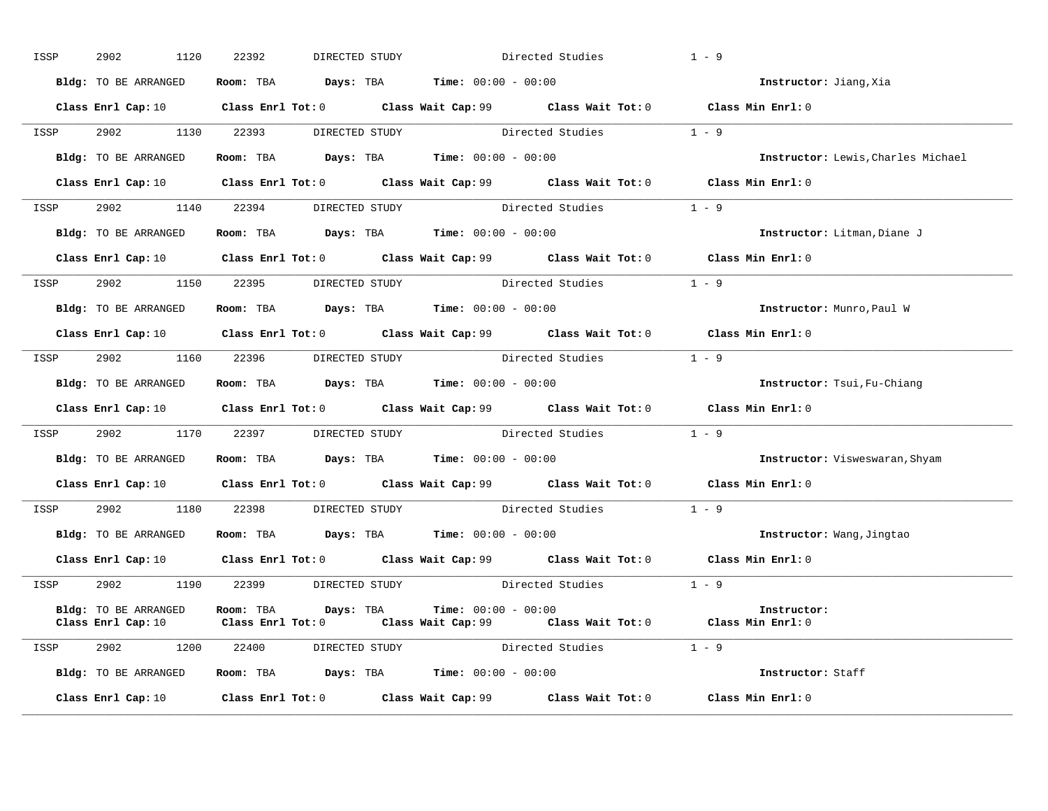ISSP 2902 1120 22392 DIRECTED STUDY Directed Studies 1 - 9

**Bldg:** TO BE ARRANGED **Room:** TBA **Days:** TBA **Time:** 00:00 - 00:00 **Instructor:** Jiang,Xia

**Class Enrl Cap:** 10 **Class Enrl Tot:** 0 **Class Wait Cap:** 99 **Class Wait Tot:** 0 **Class Min Enrl:** 0

---

ISSP 2902 1130 22393 DIRECTED STUDY Directed Studies 1 - 9

**Bldg:** TO BE ARRANGED **Room:** TBA **Days:** TBA **Time:** 00:00 - 00:00 **Instructor:** Lewis,Charles Michael

**Class Enrl Cap:** 10 **Class Enrl Tot:** 0 **Class Wait Cap:** 99 **Class Wait Tot:** 0 **Class Min Enrl:** 0

---

ISSP 2902 1140 22394 DIRECTED STUDY Directed Studies 1 - 9

**Bldg:** TO BE ARRANGED **Room:** TBA **Days:** TBA **Time:** 00:00 - 00:00 **Instructor:** Litman,Diane J

**Class Enrl Cap:** 10 **Class Enrl Tot:** 0 **Class Wait Cap:** 99 **Class Wait Tot:** 0 **Class Min Enrl:** 0

---

ISSP 2902 1150 22395 DIRECTED STUDY Directed Studies 1 - 9

**Bldg:** TO BE ARRANGED **Room:** TBA **Days:** TBA **Time:** 00:00 - 00:00 **Instructor:** Munro,Paul W

**Class Enrl Cap:** 10 **Class Enrl Tot:** 0 **Class Wait Cap:** 99 **Class Wait Tot:** 0 **Class Min Enrl:** 0

---

ISSP 2902 1160 22396 DIRECTED STUDY Directed Studies 1 - 9

**Bldg:** TO BE ARRANGED **Room:** TBA **Days:** TBA **Time:** 00:00 - 00:00 **Instructor:** Tsui,Fu-Chiang

**Class Enrl Cap:** 10 **Class Enrl Tot:** 0 **Class Wait Cap:** 99 **Class Wait Tot:** 0 **Class Min Enrl:** 0

---

ISSP 2902 1170 22397 DIRECTED STUDY Directed Studies 1 - 9

**Bldg:** TO BE ARRANGED **Room:** TBA **Days:** TBA **Time:** 00:00 - 00:00 **Instructor:** Visweswaran,Shyam

**Class Enrl Cap:** 10 **Class Enrl Tot:** 0 **Class Wait Cap:** 99 **Class Wait Tot:** 0 **Class Min Enrl:** 0

---

ISSP 2902 1180 22398 DIRECTED STUDY Directed Studies 1 - 9

**Bldg:** TO BE ARRANGED **Room:** TBA **Days:** TBA **Time:** 00:00 - 00:00 **Instructor:** Wang,Jingtao

**Class Enrl Cap:** 10 **Class Enrl Tot:** 0 **Class Wait Cap:** 99 **Class Wait Tot:** 0 **Class Min Enrl:** 0

---

ISSP 2902 1190 22399 DIRECTED STUDY Directed Studies 1 - 9

**Bldg:** TO BE ARRANGED **Room:** TBA **Days:** TBA **Time:** 00:00 - 00:00 **Instructor:**

**Class Enrl Cap:** 10 **Class Enrl Tot:** 0 **Class Wait Cap:** 99 **Class Wait Tot:** 0 **Class Min Enrl:** 0

---

ISSP 2902 1200 22400 DIRECTED STUDY Directed Studies 1 - 9

**Bldg:** TO BE ARRANGED **Room:** TBA **Days:** TBA **Time:** 00:00 - 00:00 **Instructor:** Staff

**Class Enrl Cap:** 10 **Class Enrl Tot:** 0 **Class Wait Cap:** 99 **Class Wait Tot:** 0 **Class Min Enrl:** 0

---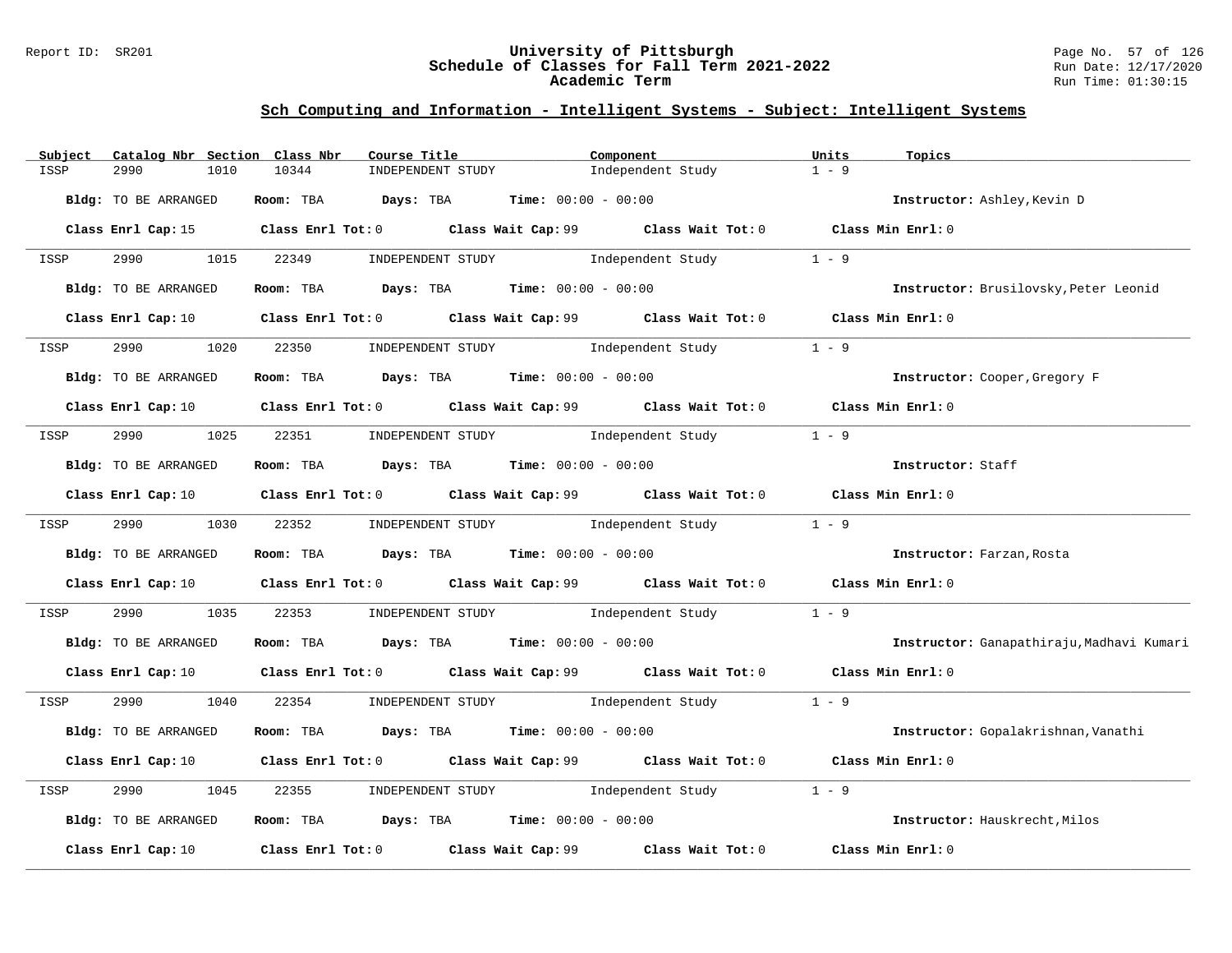## Sch Computing and Information - Intelligent Systems - Subject: Intelligent Systems

| Subject | Catalog Nbr | Section | Class Nbr | Course Title | Component | Units | Topics |
|---|---|---|---|---|---|---|---|
| ISSP | 2990 | 1010 | 10344 | INDEPENDENT STUDY | Independent Study | 1 - 9 | |

**Bldg:** TO BE ARRANGED **Room:** TBA **Days:** TBA **Time:** 00:00 - 00:00 **Instructor:** Ashley,Kevin D

**Class Enrl Cap:** 15 **Class Enrl Tot:** 0 **Class Wait Cap:** 99 **Class Wait Tot:** 0 **Class Min Enrl:** 0

---

| Subject | Catalog Nbr | Section | Class Nbr | Course Title | Component | Units | Topics |
|---|---|---|---|---|---|---|---|
| ISSP | 2990 | 1015 | 22349 | INDEPENDENT STUDY | Independent Study | 1 - 9 | |

**Bldg:** TO BE ARRANGED **Room:** TBA **Days:** TBA **Time:** 00:00 - 00:00 **Instructor:** Brusilovsky,Peter Leonid

**Class Enrl Cap:** 10 **Class Enrl Tot:** 0 **Class Wait Cap:** 99 **Class Wait Tot:** 0 **Class Min Enrl:** 0

---

| Subject | Catalog Nbr | Section | Class Nbr | Course Title | Component | Units | Topics |
|---|---|---|---|---|---|---|---|
| ISSP | 2990 | 1020 | 22350 | INDEPENDENT STUDY | Independent Study | 1 - 9 | |

**Bldg:** TO BE ARRANGED **Room:** TBA **Days:** TBA **Time:** 00:00 - 00:00 **Instructor:** Cooper,Gregory F

**Class Enrl Cap:** 10 **Class Enrl Tot:** 0 **Class Wait Cap:** 99 **Class Wait Tot:** 0 **Class Min Enrl:** 0

---

| Subject | Catalog Nbr | Section | Class Nbr | Course Title | Component | Units | Topics |
|---|---|---|---|---|---|---|---|
| ISSP | 2990 | 1025 | 22351 | INDEPENDENT STUDY | Independent Study | 1 - 9 | |

**Bldg:** TO BE ARRANGED **Room:** TBA **Days:** TBA **Time:** 00:00 - 00:00 **Instructor:** Staff

**Class Enrl Cap:** 10 **Class Enrl Tot:** 0 **Class Wait Cap:** 99 **Class Wait Tot:** 0 **Class Min Enrl:** 0

---

| Subject | Catalog Nbr | Section | Class Nbr | Course Title | Component | Units | Topics |
|---|---|---|---|---|---|---|---|
| ISSP | 2990 | 1030 | 22352 | INDEPENDENT STUDY | Independent Study | 1 - 9 | |

**Bldg:** TO BE ARRANGED **Room:** TBA **Days:** TBA **Time:** 00:00 - 00:00 **Instructor:** Farzan,Rosta

**Class Enrl Cap:** 10 **Class Enrl Tot:** 0 **Class Wait Cap:** 99 **Class Wait Tot:** 0 **Class Min Enrl:** 0

---

| Subject | Catalog Nbr | Section | Class Nbr | Course Title | Component | Units | Topics |
|---|---|---|---|---|---|---|---|
| ISSP | 2990 | 1035 | 22353 | INDEPENDENT STUDY | Independent Study | 1 - 9 | |

**Bldg:** TO BE ARRANGED **Room:** TBA **Days:** TBA **Time:** 00:00 - 00:00 **Instructor:** Ganapathiraju,Madhavi Kumari

**Class Enrl Cap:** 10 **Class Enrl Tot:** 0 **Class Wait Cap:** 99 **Class Wait Tot:** 0 **Class Min Enrl:** 0

---

| Subject | Catalog Nbr | Section | Class Nbr | Course Title | Component | Units | Topics |
|---|---|---|---|---|---|---|---|
| ISSP | 2990 | 1040 | 22354 | INDEPENDENT STUDY | Independent Study | 1 - 9 | |

**Bldg:** TO BE ARRANGED **Room:** TBA **Days:** TBA **Time:** 00:00 - 00:00 **Instructor:** Gopalakrishnan,Vanathi

**Class Enrl Cap:** 10 **Class Enrl Tot:** 0 **Class Wait Cap:** 99 **Class Wait Tot:** 0 **Class Min Enrl:** 0

---

| Subject | Catalog Nbr | Section | Class Nbr | Course Title | Component | Units | Topics |
|---|---|---|---|---|---|---|---|
| ISSP | 2990 | 1045 | 22355 | INDEPENDENT STUDY | Independent Study | 1 - 9 | |

**Bldg:** TO BE ARRANGED **Room:** TBA **Days:** TBA **Time:** 00:00 - 00:00 **Instructor:** Hauskrecht,Milos

**Class Enrl Cap:** 10 **Class Enrl Tot:** 0 **Class Wait Cap:** 99 **Class Wait Tot:** 0 **Class Min Enrl:** 0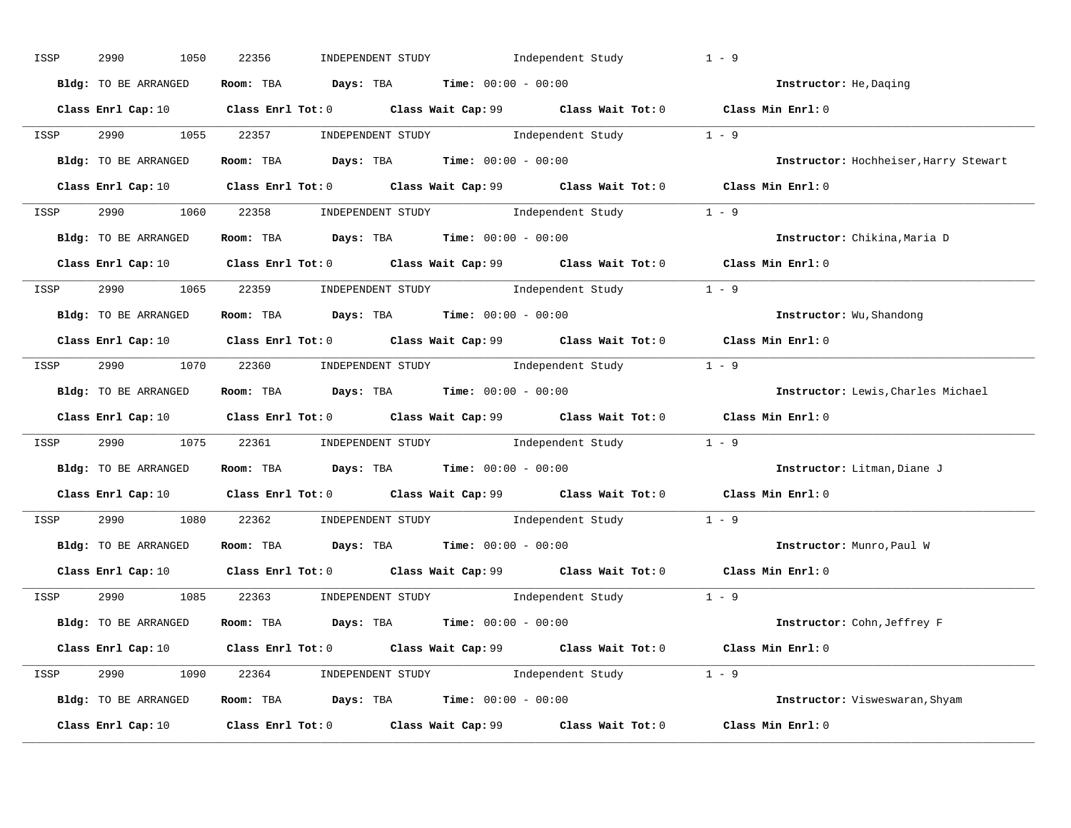ISSP 2990 1050 22356 INDEPENDENT STUDY Independent Study 1 - 9

**Bldg:** TO BE ARRANGED **Room:** TBA **Days:** TBA **Time:** 00:00 - 00:00 **Instructor:** He,Daqing

**Class Enrl Cap:** 10 **Class Enrl Tot:** 0 **Class Wait Cap:** 99 **Class Wait Tot:** 0 **Class Min Enrl:** 0

---

ISSP 2990 1055 22357 INDEPENDENT STUDY Independent Study 1 - 9

**Bldg:** TO BE ARRANGED **Room:** TBA **Days:** TBA **Time:** 00:00 - 00:00 **Instructor:** Hochheiser,Harry Stewart

**Class Enrl Cap:** 10 **Class Enrl Tot:** 0 **Class Wait Cap:** 99 **Class Wait Tot:** 0 **Class Min Enrl:** 0

---

ISSP 2990 1060 22358 INDEPENDENT STUDY Independent Study 1 - 9

**Bldg:** TO BE ARRANGED **Room:** TBA **Days:** TBA **Time:** 00:00 - 00:00 **Instructor:** Chikina,Maria D

**Class Enrl Cap:** 10 **Class Enrl Tot:** 0 **Class Wait Cap:** 99 **Class Wait Tot:** 0 **Class Min Enrl:** 0

---

ISSP 2990 1065 22359 INDEPENDENT STUDY Independent Study 1 - 9

**Bldg:** TO BE ARRANGED **Room:** TBA **Days:** TBA **Time:** 00:00 - 00:00 **Instructor:** Wu,Shandong

**Class Enrl Cap:** 10 **Class Enrl Tot:** 0 **Class Wait Cap:** 99 **Class Wait Tot:** 0 **Class Min Enrl:** 0

---

ISSP 2990 1070 22360 INDEPENDENT STUDY Independent Study 1 - 9

**Bldg:** TO BE ARRANGED **Room:** TBA **Days:** TBA **Time:** 00:00 - 00:00 **Instructor:** Lewis,Charles Michael

**Class Enrl Cap:** 10 **Class Enrl Tot:** 0 **Class Wait Cap:** 99 **Class Wait Tot:** 0 **Class Min Enrl:** 0

---

ISSP 2990 1075 22361 INDEPENDENT STUDY Independent Study 1 - 9

**Bldg:** TO BE ARRANGED **Room:** TBA **Days:** TBA **Time:** 00:00 - 00:00 **Instructor:** Litman,Diane J

**Class Enrl Cap:** 10 **Class Enrl Tot:** 0 **Class Wait Cap:** 99 **Class Wait Tot:** 0 **Class Min Enrl:** 0

---

ISSP 2990 1080 22362 INDEPENDENT STUDY Independent Study 1 - 9

**Bldg:** TO BE ARRANGED **Room:** TBA **Days:** TBA **Time:** 00:00 - 00:00 **Instructor:** Munro,Paul W

**Class Enrl Cap:** 10 **Class Enrl Tot:** 0 **Class Wait Cap:** 99 **Class Wait Tot:** 0 **Class Min Enrl:** 0

---

ISSP 2990 1085 22363 INDEPENDENT STUDY Independent Study 1 - 9

**Bldg:** TO BE ARRANGED **Room:** TBA **Days:** TBA **Time:** 00:00 - 00:00 **Instructor:** Cohn,Jeffrey F

**Class Enrl Cap:** 10 **Class Enrl Tot:** 0 **Class Wait Cap:** 99 **Class Wait Tot:** 0 **Class Min Enrl:** 0

---

ISSP 2990 1090 22364 INDEPENDENT STUDY Independent Study 1 - 9

**Bldg:** TO BE ARRANGED **Room:** TBA **Days:** TBA **Time:** 00:00 - 00:00 **Instructor:** Visweswaran,Shyam

**Class Enrl Cap:** 10 **Class Enrl Tot:** 0 **Class Wait Cap:** 99 **Class Wait Tot:** 0 **Class Min Enrl:** 0

---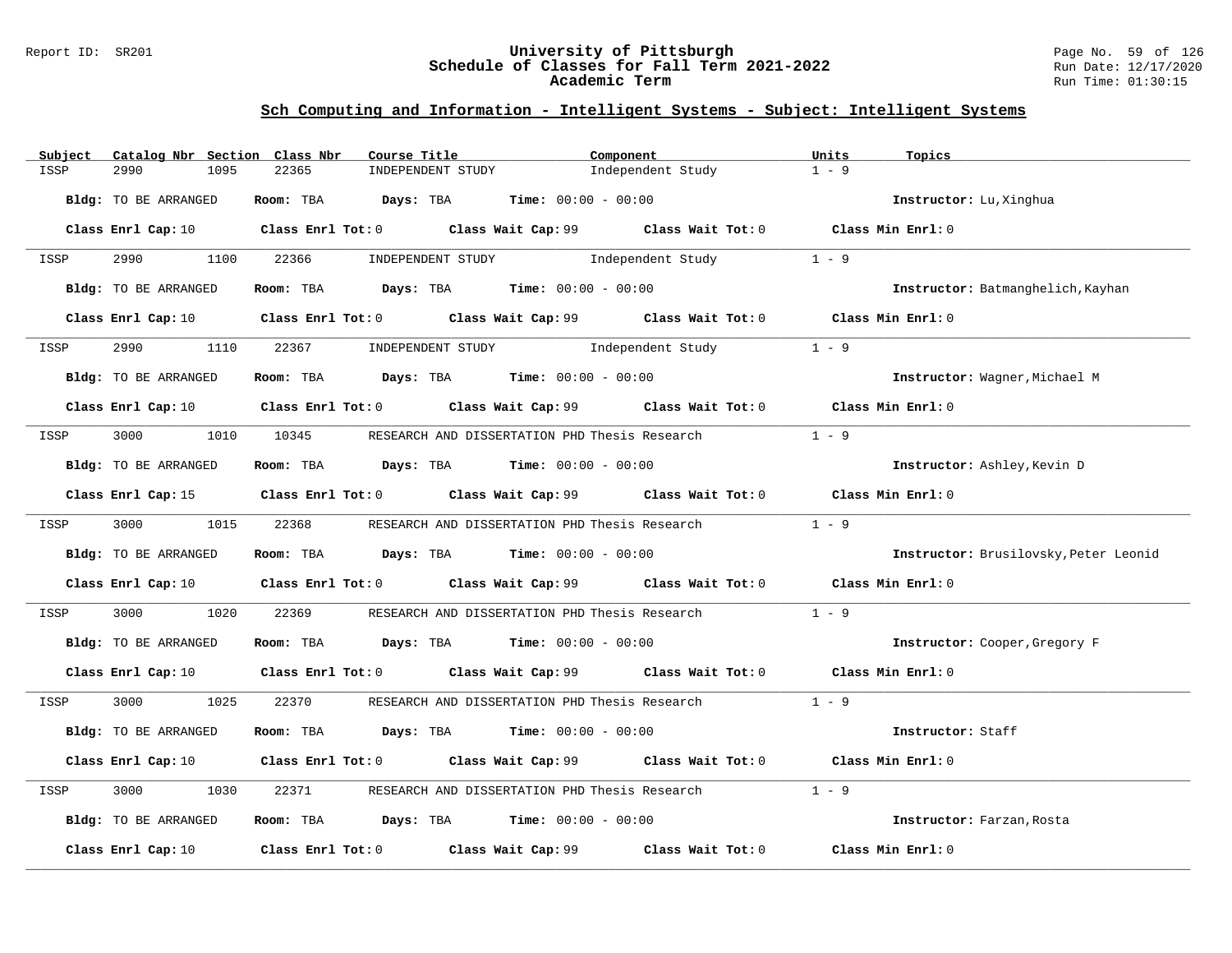## Sch Computing and Information - Intelligent Systems - Subject: Intelligent Systems

| Subject | Catalog Nbr | Section | Class Nbr | Course Title | Component | Units | Topics |
|---|---|---|---|---|---|---|---|
| ISSP | 2990 | 1095 | 22365 | INDEPENDENT STUDY | Independent Study | 1 - 9 | |

**Bldg:** TO BE ARRANGED **Room:** TBA **Days:** TBA **Time:** 00:00 - 00:00 **Instructor:** Lu,Xinghua

**Class Enrl Cap:** 10 **Class Enrl Tot:** 0 **Class Wait Cap:** 99 **Class Wait Tot:** 0 **Class Min Enrl:** 0

---

| Subject | Catalog Nbr | Section | Class Nbr | Course Title | Component | Units | Topics |
|---|---|---|---|---|---|---|---|
| ISSP | 2990 | 1100 | 22366 | INDEPENDENT STUDY | Independent Study | 1 - 9 | |

**Bldg:** TO BE ARRANGED **Room:** TBA **Days:** TBA **Time:** 00:00 - 00:00 **Instructor:** Batmanghelich,Kayhan

**Class Enrl Cap:** 10 **Class Enrl Tot:** 0 **Class Wait Cap:** 99 **Class Wait Tot:** 0 **Class Min Enrl:** 0

---

| Subject | Catalog Nbr | Section | Class Nbr | Course Title | Component | Units | Topics |
|---|---|---|---|---|---|---|---|
| ISSP | 2990 | 1110 | 22367 | INDEPENDENT STUDY | Independent Study | 1 - 9 | |

**Bldg:** TO BE ARRANGED **Room:** TBA **Days:** TBA **Time:** 00:00 - 00:00 **Instructor:** Wagner,Michael M

**Class Enrl Cap:** 10 **Class Enrl Tot:** 0 **Class Wait Cap:** 99 **Class Wait Tot:** 0 **Class Min Enrl:** 0

---

| Subject | Catalog Nbr | Section | Class Nbr | Course Title | Component | Units | Topics |
|---|---|---|---|---|---|---|---|
| ISSP | 3000 | 1010 | 10345 | RESEARCH AND DISSERTATION PHD | Thesis Research | 1 - 9 | |

**Bldg:** TO BE ARRANGED **Room:** TBA **Days:** TBA **Time:** 00:00 - 00:00 **Instructor:** Ashley,Kevin D

**Class Enrl Cap:** 15 **Class Enrl Tot:** 0 **Class Wait Cap:** 99 **Class Wait Tot:** 0 **Class Min Enrl:** 0

---

| Subject | Catalog Nbr | Section | Class Nbr | Course Title | Component | Units | Topics |
|---|---|---|---|---|---|---|---|
| ISSP | 3000 | 1015 | 22368 | RESEARCH AND DISSERTATION PHD | Thesis Research | 1 - 9 | |

**Bldg:** TO BE ARRANGED **Room:** TBA **Days:** TBA **Time:** 00:00 - 00:00 **Instructor:** Brusilovsky,Peter Leonid

**Class Enrl Cap:** 10 **Class Enrl Tot:** 0 **Class Wait Cap:** 99 **Class Wait Tot:** 0 **Class Min Enrl:** 0

---

| Subject | Catalog Nbr | Section | Class Nbr | Course Title | Component | Units | Topics |
|---|---|---|---|---|---|---|---|
| ISSP | 3000 | 1020 | 22369 | RESEARCH AND DISSERTATION PHD | Thesis Research | 1 - 9 | |

**Bldg:** TO BE ARRANGED **Room:** TBA **Days:** TBA **Time:** 00:00 - 00:00 **Instructor:** Cooper,Gregory F

**Class Enrl Cap:** 10 **Class Enrl Tot:** 0 **Class Wait Cap:** 99 **Class Wait Tot:** 0 **Class Min Enrl:** 0

---

| Subject | Catalog Nbr | Section | Class Nbr | Course Title | Component | Units | Topics |
|---|---|---|---|---|---|---|---|
| ISSP | 3000 | 1025 | 22370 | RESEARCH AND DISSERTATION PHD | Thesis Research | 1 - 9 | |

**Bldg:** TO BE ARRANGED **Room:** TBA **Days:** TBA **Time:** 00:00 - 00:00 **Instructor:** Staff

**Class Enrl Cap:** 10 **Class Enrl Tot:** 0 **Class Wait Cap:** 99 **Class Wait Tot:** 0 **Class Min Enrl:** 0

---

| Subject | Catalog Nbr | Section | Class Nbr | Course Title | Component | Units | Topics |
|---|---|---|---|---|---|---|---|
| ISSP | 3000 | 1030 | 22371 | RESEARCH AND DISSERTATION PHD | Thesis Research | 1 - 9 | |

**Bldg:** TO BE ARRANGED **Room:** TBA **Days:** TBA **Time:** 00:00 - 00:00 **Instructor:** Farzan,Rosta

**Class Enrl Cap:** 10 **Class Enrl Tot:** 0 **Class Wait Cap:** 99 **Class Wait Tot:** 0 **Class Min Enrl:** 0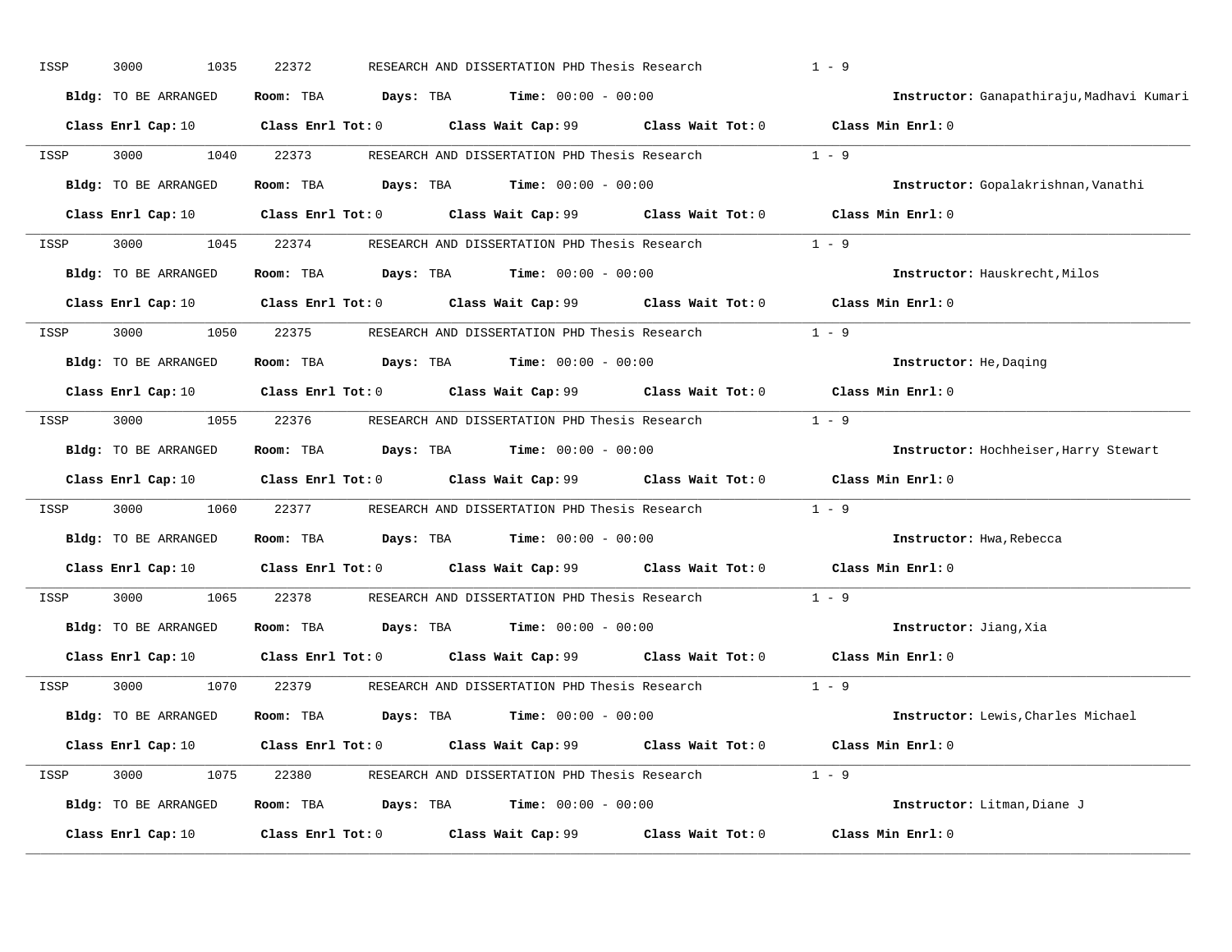ISSP 3000 1035 22372 RESEARCH AND DISSERTATION PHD Thesis Research 1 - 9

**Bldg:** TO BE ARRANGED **Room:** TBA **Days:** TBA **Time:** 00:00 - 00:00 **Instructor:** Ganapathiraju,Madhavi Kumari

**Class Enrl Cap:** 10 **Class Enrl Tot:** 0 **Class Wait Cap:** 99 **Class Wait Tot:** 0 **Class Min Enrl:** 0

---

ISSP 3000 1040 22373 RESEARCH AND DISSERTATION PHD Thesis Research 1 - 9

**Bldg:** TO BE ARRANGED **Room:** TBA **Days:** TBA **Time:** 00:00 - 00:00 **Instructor:** Gopalakrishnan,Vanathi

**Class Enrl Cap:** 10 **Class Enrl Tot:** 0 **Class Wait Cap:** 99 **Class Wait Tot:** 0 **Class Min Enrl:** 0

---

ISSP 3000 1045 22374 RESEARCH AND DISSERTATION PHD Thesis Research 1 - 9

**Bldg:** TO BE ARRANGED **Room:** TBA **Days:** TBA **Time:** 00:00 - 00:00 **Instructor:** Hauskrecht,Milos

**Class Enrl Cap:** 10 **Class Enrl Tot:** 0 **Class Wait Cap:** 99 **Class Wait Tot:** 0 **Class Min Enrl:** 0

---

ISSP 3000 1050 22375 RESEARCH AND DISSERTATION PHD Thesis Research 1 - 9

**Bldg:** TO BE ARRANGED **Room:** TBA **Days:** TBA **Time:** 00:00 - 00:00 **Instructor:** He,Daqing

**Class Enrl Cap:** 10 **Class Enrl Tot:** 0 **Class Wait Cap:** 99 **Class Wait Tot:** 0 **Class Min Enrl:** 0

---

ISSP 3000 1055 22376 RESEARCH AND DISSERTATION PHD Thesis Research 1 - 9

**Bldg:** TO BE ARRANGED **Room:** TBA **Days:** TBA **Time:** 00:00 - 00:00 **Instructor:** Hochheiser,Harry Stewart

**Class Enrl Cap:** 10 **Class Enrl Tot:** 0 **Class Wait Cap:** 99 **Class Wait Tot:** 0 **Class Min Enrl:** 0

---

ISSP 3000 1060 22377 RESEARCH AND DISSERTATION PHD Thesis Research 1 - 9

**Bldg:** TO BE ARRANGED **Room:** TBA **Days:** TBA **Time:** 00:00 - 00:00 **Instructor:** Hwa,Rebecca

**Class Enrl Cap:** 10 **Class Enrl Tot:** 0 **Class Wait Cap:** 99 **Class Wait Tot:** 0 **Class Min Enrl:** 0

---

ISSP 3000 1065 22378 RESEARCH AND DISSERTATION PHD Thesis Research 1 - 9

**Bldg:** TO BE ARRANGED **Room:** TBA **Days:** TBA **Time:** 00:00 - 00:00 **Instructor:** Jiang,Xia

**Class Enrl Cap:** 10 **Class Enrl Tot:** 0 **Class Wait Cap:** 99 **Class Wait Tot:** 0 **Class Min Enrl:** 0

---

ISSP 3000 1070 22379 RESEARCH AND DISSERTATION PHD Thesis Research 1 - 9

**Bldg:** TO BE ARRANGED **Room:** TBA **Days:** TBA **Time:** 00:00 - 00:00 **Instructor:** Lewis,Charles Michael

**Class Enrl Cap:** 10 **Class Enrl Tot:** 0 **Class Wait Cap:** 99 **Class Wait Tot:** 0 **Class Min Enrl:** 0

---

ISSP 3000 1075 22380 RESEARCH AND DISSERTATION PHD Thesis Research 1 - 9

**Bldg:** TO BE ARRANGED **Room:** TBA **Days:** TBA **Time:** 00:00 - 00:00 **Instructor:** Litman,Diane J

**Class Enrl Cap:** 10 **Class Enrl Tot:** 0 **Class Wait Cap:** 99 **Class Wait Tot:** 0 **Class Min Enrl:** 0

---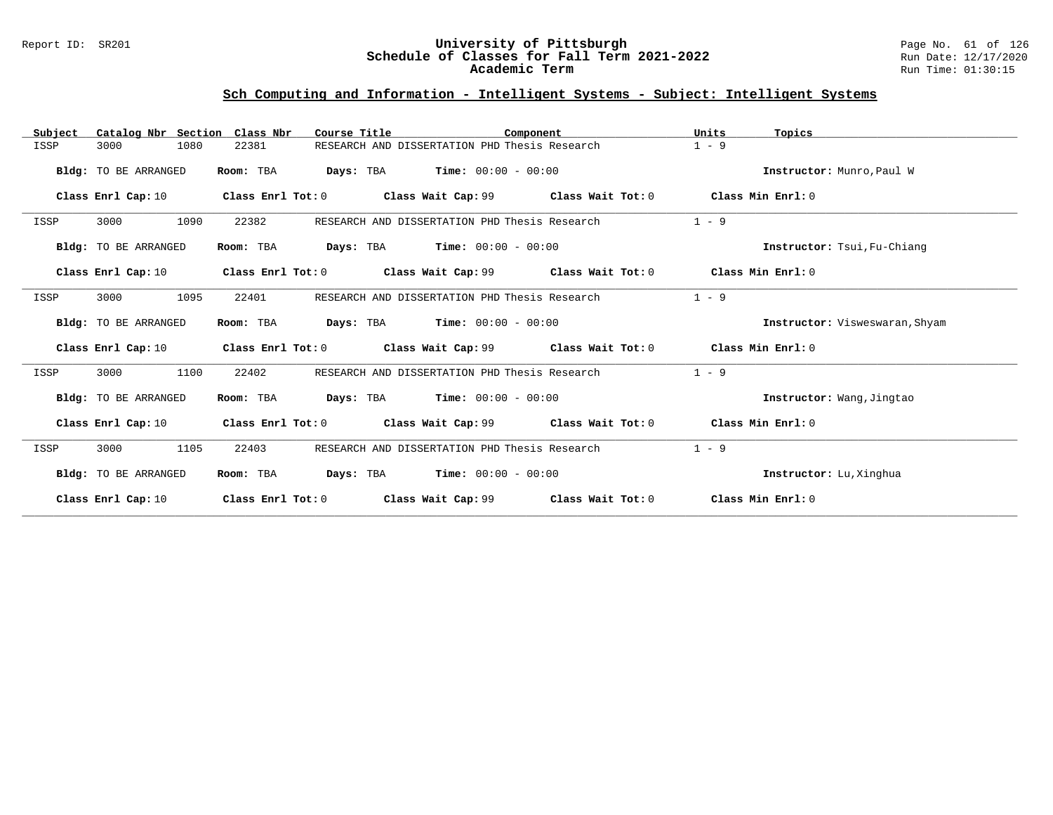## Sch Computing and Information - Intelligent Systems - Subject: Intelligent Systems

| Subject | Catalog Nbr | Section | Class Nbr | Course Title | Component | Units | Topics |
|---|---|---|---|---|---|---|---|
| ISSP | 3000 | 1080 | 22381 | RESEARCH AND DISSERTATION PHD | Thesis Research | 1 - 9 | |

**Bldg:** TO BE ARRANGED **Room:** TBA **Days:** TBA **Time:** 00:00 - 00:00 **Instructor:** Munro,Paul W

**Class Enrl Cap:** 10 **Class Enrl Tot:** 0 **Class Wait Cap:** 99 **Class Wait Tot:** 0 **Class Min Enrl:** 0

---

| Subject | Catalog Nbr | Section | Class Nbr | Course Title | Component | Units | Topics |
|---|---|---|---|---|---|---|---|
| ISSP | 3000 | 1090 | 22382 | RESEARCH AND DISSERTATION PHD | Thesis Research | 1 - 9 | |

**Bldg:** TO BE ARRANGED **Room:** TBA **Days:** TBA **Time:** 00:00 - 00:00 **Instructor:** Tsui,Fu-Chiang

**Class Enrl Cap:** 10 **Class Enrl Tot:** 0 **Class Wait Cap:** 99 **Class Wait Tot:** 0 **Class Min Enrl:** 0

---

| Subject | Catalog Nbr | Section | Class Nbr | Course Title | Component | Units | Topics |
|---|---|---|---|---|---|---|---|
| ISSP | 3000 | 1095 | 22401 | RESEARCH AND DISSERTATION PHD | Thesis Research | 1 - 9 | |

**Bldg:** TO BE ARRANGED **Room:** TBA **Days:** TBA **Time:** 00:00 - 00:00 **Instructor:** Visweswaran,Shyam

**Class Enrl Cap:** 10 **Class Enrl Tot:** 0 **Class Wait Cap:** 99 **Class Wait Tot:** 0 **Class Min Enrl:** 0

---

| Subject | Catalog Nbr | Section | Class Nbr | Course Title | Component | Units | Topics |
|---|---|---|---|---|---|---|---|
| ISSP | 3000 | 1100 | 22402 | RESEARCH AND DISSERTATION PHD | Thesis Research | 1 - 9 | |

**Bldg:** TO BE ARRANGED **Room:** TBA **Days:** TBA **Time:** 00:00 - 00:00 **Instructor:** Wang,Jingtao

**Class Enrl Cap:** 10 **Class Enrl Tot:** 0 **Class Wait Cap:** 99 **Class Wait Tot:** 0 **Class Min Enrl:** 0

---

| Subject | Catalog Nbr | Section | Class Nbr | Course Title | Component | Units | Topics |
|---|---|---|---|---|---|---|---|
| ISSP | 3000 | 1105 | 22403 | RESEARCH AND DISSERTATION PHD | Thesis Research | 1 - 9 | |

**Bldg:** TO BE ARRANGED **Room:** TBA **Days:** TBA **Time:** 00:00 - 00:00 **Instructor:** Lu,Xinghua

**Class Enrl Cap:** 10 **Class Enrl Tot:** 0 **Class Wait Cap:** 99 **Class Wait Tot:** 0 **Class Min Enrl:** 0

---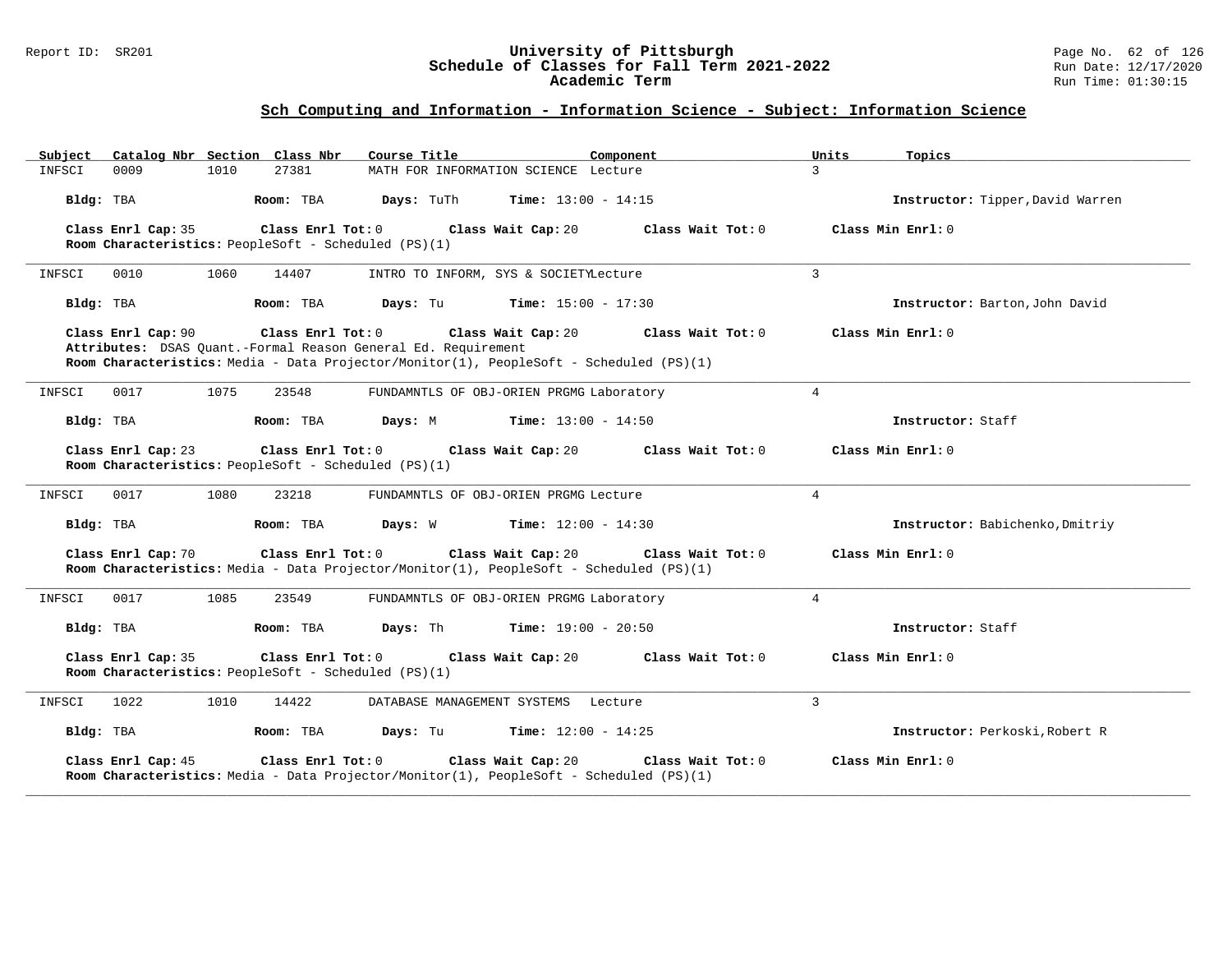## Sch Computing and Information - Information Science - Subject: Information Science

| Subject | Catalog Nbr | Section | Class Nbr | Course Title | Component | Units | Topics |
|---|---|---|---|---|---|---|---|
| INFSCI | 0009 | 1010 | 27381 | MATH FOR INFORMATION SCIENCE | Lecture | 3 | |

**Bldg:** TBA **Room:** TBA **Days:** TuTh **Time:** 13:00 - 14:15 **Instructor:** Tipper,David Warren

**Class Enrl Cap:** 35 **Class Enrl Tot:** 0 **Class Wait Cap:** 20 **Class Wait Tot:** 0 **Class Min Enrl:** 0
**Room Characteristics:** PeopleSoft - Scheduled (PS)(1)

---

| Subject | Catalog Nbr | Section | Class Nbr | Course Title | Component | Units | Topics |
|---|---|---|---|---|---|---|---|
| INFSCI | 0010 | 1060 | 14407 | INTRO TO INFORM, SYS & SOCIETY | Lecture | 3 | |

**Bldg:** TBA **Room:** TBA **Days:** Tu **Time:** 15:00 - 17:30 **Instructor:** Barton,John David

**Class Enrl Cap:** 90 **Class Enrl Tot:** 0 **Class Wait Cap:** 20 **Class Wait Tot:** 0 **Class Min Enrl:** 0
**Attributes:** DSAS Quant.-Formal Reason General Ed. Requirement
**Room Characteristics:** Media - Data Projector/Monitor(1), PeopleSoft - Scheduled (PS)(1)

---

| Subject | Catalog Nbr | Section | Class Nbr | Course Title | Component | Units | Topics |
|---|---|---|---|---|---|---|---|
| INFSCI | 0017 | 1075 | 23548 | FUNDAMNTLS OF OBJ-ORIEN PRGMG | Laboratory | 4 | |

**Bldg:** TBA **Room:** TBA **Days:** M **Time:** 13:00 - 14:50 **Instructor:** Staff

**Class Enrl Cap:** 23 **Class Enrl Tot:** 0 **Class Wait Cap:** 20 **Class Wait Tot:** 0 **Class Min Enrl:** 0
**Room Characteristics:** PeopleSoft - Scheduled (PS)(1)

---

| Subject | Catalog Nbr | Section | Class Nbr | Course Title | Component | Units | Topics |
|---|---|---|---|---|---|---|---|
| INFSCI | 0017 | 1080 | 23218 | FUNDAMNTLS OF OBJ-ORIEN PRGMG | Lecture | 4 | |

**Bldg:** TBA **Room:** TBA **Days:** W **Time:** 12:00 - 14:30 **Instructor:** Babichenko,Dmitriy

**Class Enrl Cap:** 70 **Class Enrl Tot:** 0 **Class Wait Cap:** 20 **Class Wait Tot:** 0 **Class Min Enrl:** 0
**Room Characteristics:** Media - Data Projector/Monitor(1), PeopleSoft - Scheduled (PS)(1)

---

| Subject | Catalog Nbr | Section | Class Nbr | Course Title | Component | Units | Topics |
|---|---|---|---|---|---|---|---|
| INFSCI | 0017 | 1085 | 23549 | FUNDAMNTLS OF OBJ-ORIEN PRGMG | Laboratory | 4 | |

**Bldg:** TBA **Room:** TBA **Days:** Th **Time:** 19:00 - 20:50 **Instructor:** Staff

**Class Enrl Cap:** 35 **Class Enrl Tot:** 0 **Class Wait Cap:** 20 **Class Wait Tot:** 0 **Class Min Enrl:** 0
**Room Characteristics:** PeopleSoft - Scheduled (PS)(1)

---

| Subject | Catalog Nbr | Section | Class Nbr | Course Title | Component | Units | Topics |
|---|---|---|---|---|---|---|---|
| INFSCI | 1022 | 1010 | 14422 | DATABASE MANAGEMENT SYSTEMS | Lecture | 3 | |

**Bldg:** TBA **Room:** TBA **Days:** Tu **Time:** 12:00 - 14:25 **Instructor:** Perkoski,Robert R

**Class Enrl Cap:** 45 **Class Enrl Tot:** 0 **Class Wait Cap:** 20 **Class Wait Tot:** 0 **Class Min Enrl:** 0
**Room Characteristics:** Media - Data Projector/Monitor(1), PeopleSoft - Scheduled (PS)(1)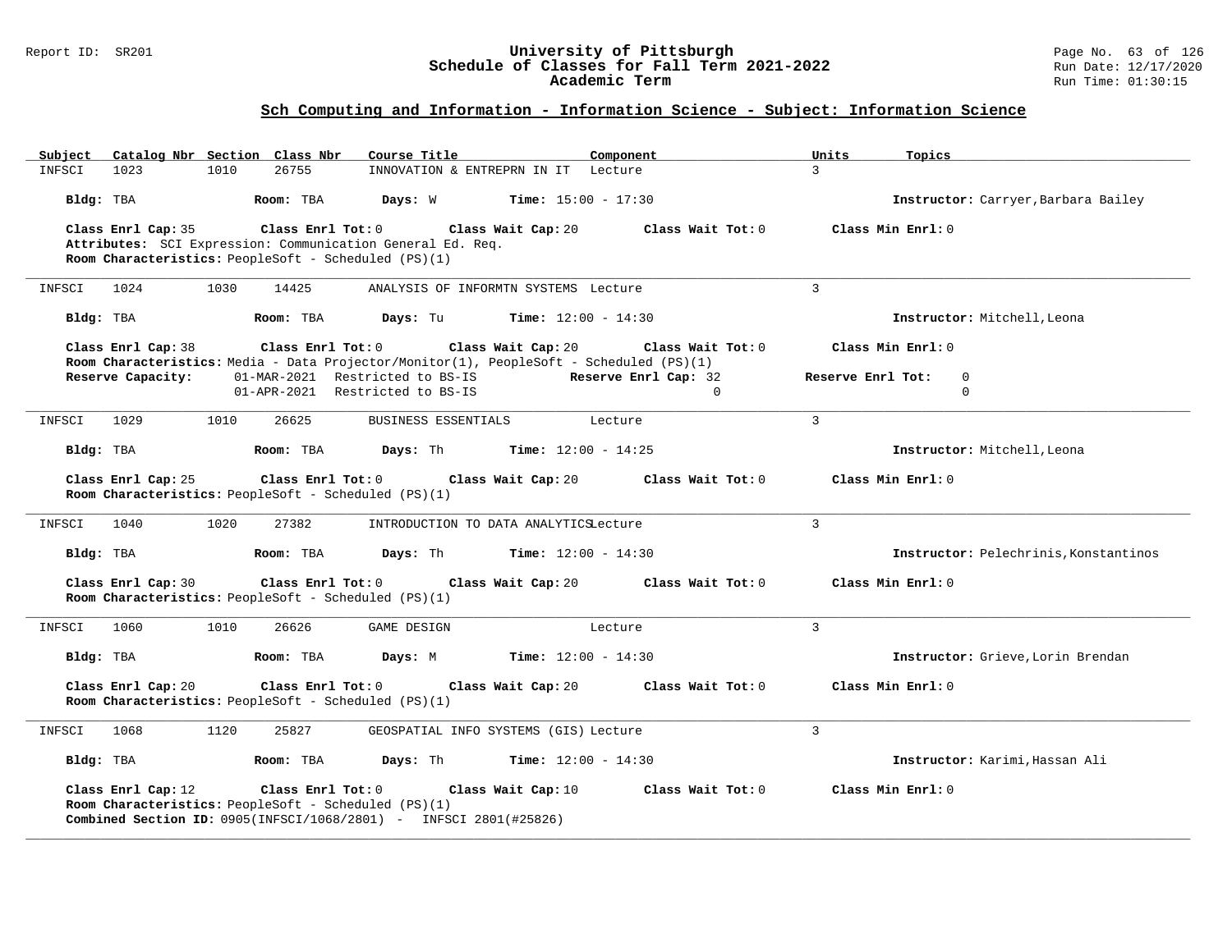## Sch Computing and Information - Information Science - Subject: Information Science

| Subject | Catalog Nbr | Section | Class Nbr | Course Title | Component | Units | Topics |
|---|---|---|---|---|---|---|---|
| INFSCI | 1023 | 1010 | 26755 | INNOVATION & ENTREPRN IN IT | Lecture | 3 | |

**Bldg:** TBA **Room:** TBA **Days:** W **Time:** 15:00 - 17:30 **Instructor:** Carryer,Barbara Bailey

**Class Enrl Cap:** 35 **Class Enrl Tot:** 0 **Class Wait Cap:** 20 **Class Wait Tot:** 0 **Class Min Enrl:** 0

**Attributes:** SCI Expression: Communication General Ed. Req.

**Room Characteristics:** PeopleSoft - Scheduled (PS)(1)

---

| Subject | Catalog Nbr | Section | Class Nbr | Course Title | Component | Units | Topics |
|---|---|---|---|---|---|---|---|
| INFSCI | 1024 | 1030 | 14425 | ANALYSIS OF INFORMTN SYSTEMS | Lecture | 3 | |

**Bldg:** TBA **Room:** TBA **Days:** Tu **Time:** 12:00 - 14:30 **Instructor:** Mitchell,Leona

**Class Enrl Cap:** 38 **Class Enrl Tot:** 0 **Class Wait Cap:** 20 **Class Wait Tot:** 0 **Class Min Enrl:** 0

**Room Characteristics:** Media - Data Projector/Monitor(1), PeopleSoft - Scheduled (PS)(1)

| Reserve Capacity: | | Reserve Enrl Cap: | Reserve Enrl Tot: |
|---|---|---|---|
| 01-MAR-2021 | Restricted to BS-IS | 32 | 0 |
| 01-APR-2021 | Restricted to BS-IS | 0 | 0 |

---

| Subject | Catalog Nbr | Section | Class Nbr | Course Title | Component | Units | Topics |
|---|---|---|---|---|---|---|---|
| INFSCI | 1029 | 1010 | 26625 | BUSINESS ESSENTIALS | Lecture | 3 | |

**Bldg:** TBA **Room:** TBA **Days:** Th **Time:** 12:00 - 14:25 **Instructor:** Mitchell,Leona

**Class Enrl Cap:** 25 **Class Enrl Tot:** 0 **Class Wait Cap:** 20 **Class Wait Tot:** 0 **Class Min Enrl:** 0

**Room Characteristics:** PeopleSoft - Scheduled (PS)(1)

---

| Subject | Catalog Nbr | Section | Class Nbr | Course Title | Component | Units | Topics |
|---|---|---|---|---|---|---|---|
| INFSCI | 1040 | 1020 | 27382 | INTRODUCTION TO DATA ANALYTICS | Lecture | 3 | |

**Bldg:** TBA **Room:** TBA **Days:** Th **Time:** 12:00 - 14:30 **Instructor:** Pelechrinis,Konstantinos

**Class Enrl Cap:** 30 **Class Enrl Tot:** 0 **Class Wait Cap:** 20 **Class Wait Tot:** 0 **Class Min Enrl:** 0

**Room Characteristics:** PeopleSoft - Scheduled (PS)(1)

---

| Subject | Catalog Nbr | Section | Class Nbr | Course Title | Component | Units | Topics |
|---|---|---|---|---|---|---|---|
| INFSCI | 1060 | 1010 | 26626 | GAME DESIGN | Lecture | 3 | |

**Bldg:** TBA **Room:** TBA **Days:** M **Time:** 12:00 - 14:30 **Instructor:** Grieve,Lorin Brendan

**Class Enrl Cap:** 20 **Class Enrl Tot:** 0 **Class Wait Cap:** 20 **Class Wait Tot:** 0 **Class Min Enrl:** 0

**Room Characteristics:** PeopleSoft - Scheduled (PS)(1)

---

| Subject | Catalog Nbr | Section | Class Nbr | Course Title | Component | Units | Topics |
|---|---|---|---|---|---|---|---|
| INFSCI | 1068 | 1120 | 25827 | GEOSPATIAL INFO SYSTEMS (GIS) | Lecture | 3 | |

**Bldg:** TBA **Room:** TBA **Days:** Th **Time:** 12:00 - 14:30 **Instructor:** Karimi,Hassan Ali

**Class Enrl Cap:** 12 **Class Enrl Tot:** 0 **Class Wait Cap:** 10 **Class Wait Tot:** 0 **Class Min Enrl:** 0

**Room Characteristics:** PeopleSoft - Scheduled (PS)(1)

**Combined Section ID:** 0905(INFSCI/1068/2801) - INFSCI 2801(#25826)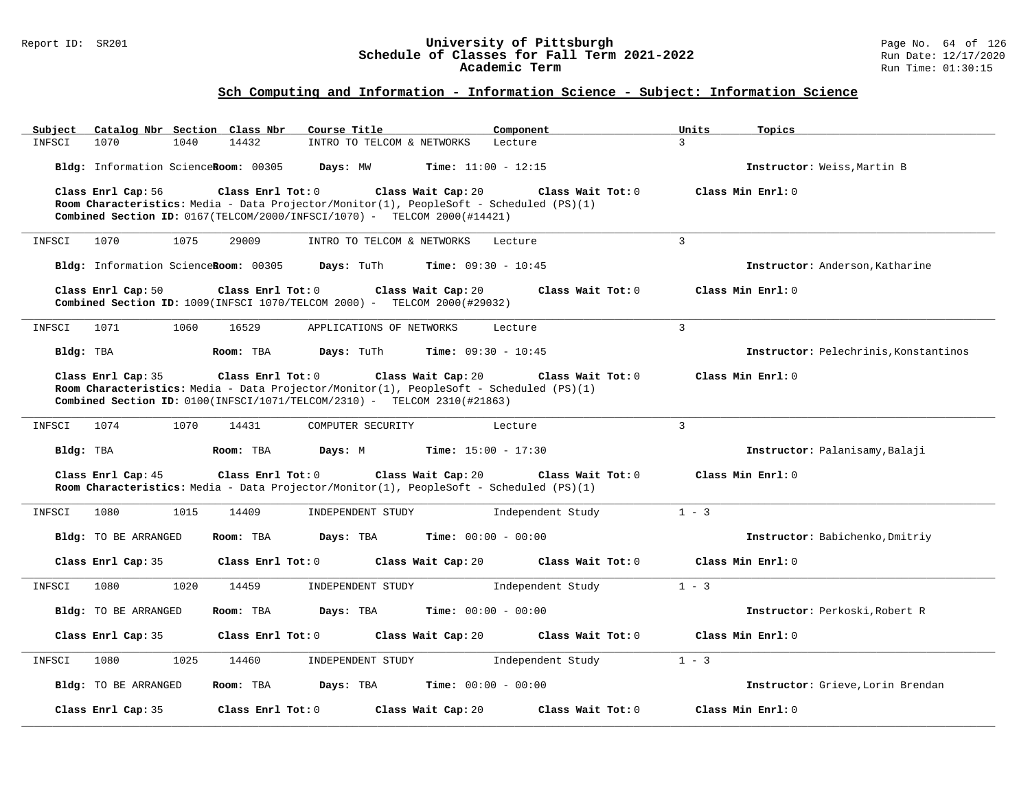## Sch Computing and Information - Information Science - Subject: Information Science

| Subject | Catalog Nbr | Section | Class Nbr | Course Title | Component | Units | Topics |
|---|---|---|---|---|---|---|---|
| INFSCI | 1070 | 1040 | 14432 | INTRO TO TELCOM & NETWORKS | Lecture | 3 | |

**Bldg:** Information Science **Room:** 00305 **Days:** MW **Time:** 11:00 - 12:15 **Instructor:** Weiss,Martin B

**Class Enrl Cap:** 56 **Class Enrl Tot:** 0 **Class Wait Cap:** 20 **Class Wait Tot:** 0 **Class Min Enrl:** 0
**Room Characteristics:** Media - Data Projector/Monitor(1), PeopleSoft - Scheduled (PS)(1)
**Combined Section ID:** 0167(TELCOM/2000/INFSCI/1070) - TELCOM 2000(#14421)

---

| Subject | Catalog Nbr | Section | Class Nbr | Course Title | Component | Units | Topics |
|---|---|---|---|---|---|---|---|
| INFSCI | 1070 | 1075 | 29009 | INTRO TO TELCOM & NETWORKS | Lecture | 3 | |

**Bldg:** Information Science **Room:** 00305 **Days:** TuTh **Time:** 09:30 - 10:45 **Instructor:** Anderson,Katharine

**Class Enrl Cap:** 50 **Class Enrl Tot:** 0 **Class Wait Cap:** 20 **Class Wait Tot:** 0 **Class Min Enrl:** 0
**Combined Section ID:** 1009(INFSCI 1070/TELCOM 2000) - TELCOM 2000(#29032)

---

| Subject | Catalog Nbr | Section | Class Nbr | Course Title | Component | Units | Topics |
|---|---|---|---|---|---|---|---|
| INFSCI | 1071 | 1060 | 16529 | APPLICATIONS OF NETWORKS | Lecture | 3 | |

**Bldg:** TBA **Room:** TBA **Days:** TuTh **Time:** 09:30 - 10:45 **Instructor:** Pelechrinis,Konstantinos

**Class Enrl Cap:** 35 **Class Enrl Tot:** 0 **Class Wait Cap:** 20 **Class Wait Tot:** 0 **Class Min Enrl:** 0
**Room Characteristics:** Media - Data Projector/Monitor(1), PeopleSoft - Scheduled (PS)(1)
**Combined Section ID:** 0100(INFSCI/1071/TELCOM/2310) - TELCOM 2310(#21863)

---

| Subject | Catalog Nbr | Section | Class Nbr | Course Title | Component | Units | Topics |
|---|---|---|---|---|---|---|---|
| INFSCI | 1074 | 1070 | 14431 | COMPUTER SECURITY | Lecture | 3 | |

**Bldg:** TBA **Room:** TBA **Days:** M **Time:** 15:00 - 17:30 **Instructor:** Palanisamy,Balaji

**Class Enrl Cap:** 45 **Class Enrl Tot:** 0 **Class Wait Cap:** 20 **Class Wait Tot:** 0 **Class Min Enrl:** 0
**Room Characteristics:** Media - Data Projector/Monitor(1), PeopleSoft - Scheduled (PS)(1)

---

| Subject | Catalog Nbr | Section | Class Nbr | Course Title | Component | Units | Topics |
|---|---|---|---|---|---|---|---|
| INFSCI | 1080 | 1015 | 14409 | INDEPENDENT STUDY | Independent Study | 1 - 3 | |

**Bldg:** TO BE ARRANGED **Room:** TBA **Days:** TBA **Time:** 00:00 - 00:00 **Instructor:** Babichenko,Dmitriy

**Class Enrl Cap:** 35 **Class Enrl Tot:** 0 **Class Wait Cap:** 20 **Class Wait Tot:** 0 **Class Min Enrl:** 0

---

| Subject | Catalog Nbr | Section | Class Nbr | Course Title | Component | Units | Topics |
|---|---|---|---|---|---|---|---|
| INFSCI | 1080 | 1020 | 14459 | INDEPENDENT STUDY | Independent Study | 1 - 3 | |

**Bldg:** TO BE ARRANGED **Room:** TBA **Days:** TBA **Time:** 00:00 - 00:00 **Instructor:** Perkoski,Robert R

**Class Enrl Cap:** 35 **Class Enrl Tot:** 0 **Class Wait Cap:** 20 **Class Wait Tot:** 0 **Class Min Enrl:** 0

---

| Subject | Catalog Nbr | Section | Class Nbr | Course Title | Component | Units | Topics |
|---|---|---|---|---|---|---|---|
| INFSCI | 1080 | 1025 | 14460 | INDEPENDENT STUDY | Independent Study | 1 - 3 | |

**Bldg:** TO BE ARRANGED **Room:** TBA **Days:** TBA **Time:** 00:00 - 00:00 **Instructor:** Grieve,Lorin Brendan

**Class Enrl Cap:** 35 **Class Enrl Tot:** 0 **Class Wait Cap:** 20 **Class Wait Tot:** 0 **Class Min Enrl:** 0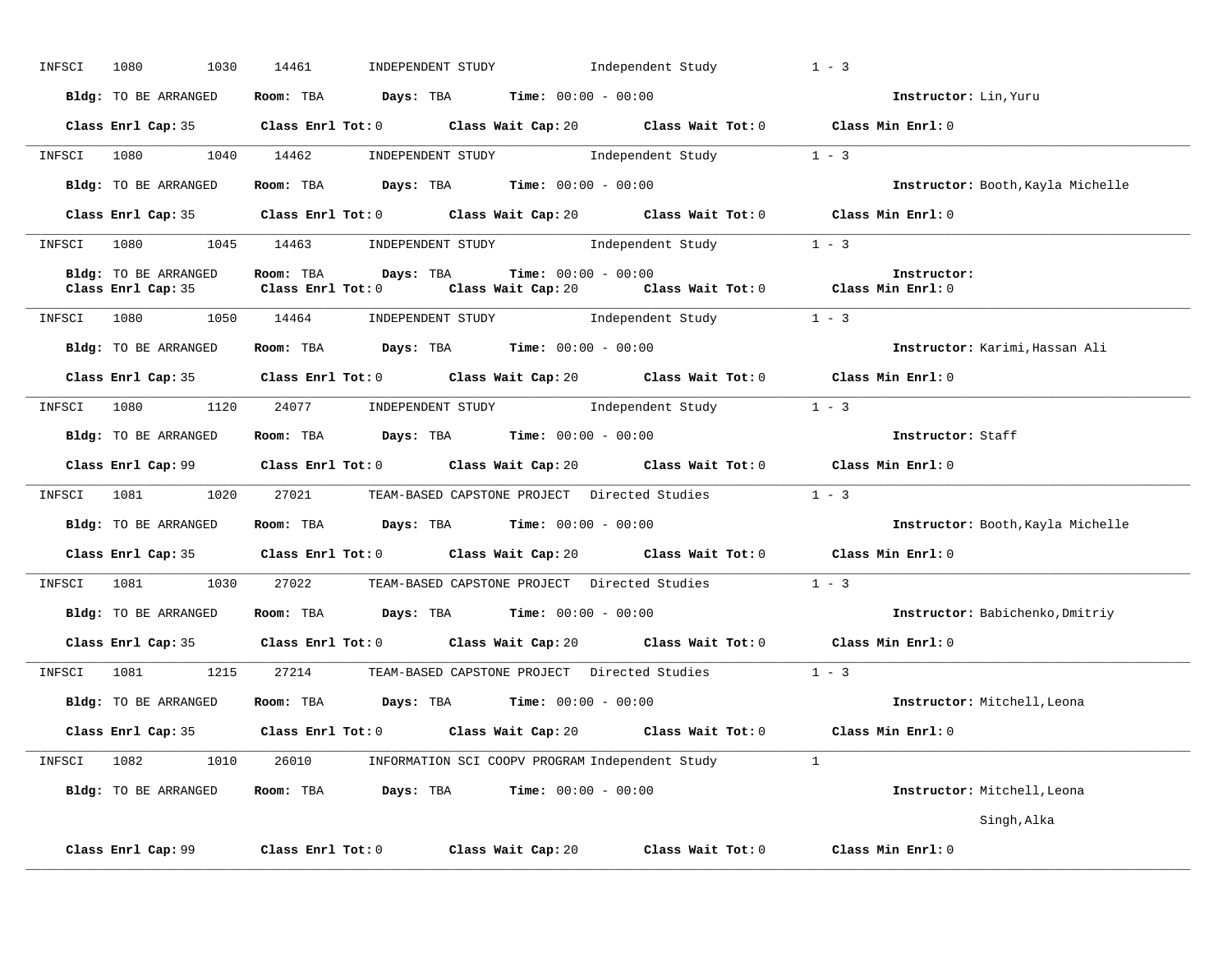INFSCI 1080 1030 14461 INDEPENDENT STUDY Independent Study 1 - 3

**Bldg:** TO BE ARRANGED **Room:** TBA **Days:** TBA **Time:** 00:00 - 00:00 **Instructor:** Lin,Yuru

**Class Enrl Cap:** 35 **Class Enrl Tot:** 0 **Class Wait Cap:** 20 **Class Wait Tot:** 0 **Class Min Enrl:** 0

---

INFSCI 1080 1040 14462 INDEPENDENT STUDY Independent Study 1 - 3

**Bldg:** TO BE ARRANGED **Room:** TBA **Days:** TBA **Time:** 00:00 - 00:00 **Instructor:** Booth,Kayla Michelle

**Class Enrl Cap:** 35 **Class Enrl Tot:** 0 **Class Wait Cap:** 20 **Class Wait Tot:** 0 **Class Min Enrl:** 0

---

INFSCI 1080 1045 14463 INDEPENDENT STUDY Independent Study 1 - 3

**Bldg:** TO BE ARRANGED **Room:** TBA **Days:** TBA **Time:** 00:00 - 00:00 **Instructor:**

**Class Enrl Cap:** 35 **Class Enrl Tot:** 0 **Class Wait Cap:** 20 **Class Wait Tot:** 0 **Class Min Enrl:** 0

---

INFSCI 1080 1050 14464 INDEPENDENT STUDY Independent Study 1 - 3

**Bldg:** TO BE ARRANGED **Room:** TBA **Days:** TBA **Time:** 00:00 - 00:00 **Instructor:** Karimi,Hassan Ali

**Class Enrl Cap:** 35 **Class Enrl Tot:** 0 **Class Wait Cap:** 20 **Class Wait Tot:** 0 **Class Min Enrl:** 0

---

INFSCI 1080 1120 24077 INDEPENDENT STUDY Independent Study 1 - 3

**Bldg:** TO BE ARRANGED **Room:** TBA **Days:** TBA **Time:** 00:00 - 00:00 **Instructor:** Staff

**Class Enrl Cap:** 99 **Class Enrl Tot:** 0 **Class Wait Cap:** 20 **Class Wait Tot:** 0 **Class Min Enrl:** 0

---

INFSCI 1081 1020 27021 TEAM-BASED CAPSTONE PROJECT Directed Studies 1 - 3

**Bldg:** TO BE ARRANGED **Room:** TBA **Days:** TBA **Time:** 00:00 - 00:00 **Instructor:** Booth,Kayla Michelle

**Class Enrl Cap:** 35 **Class Enrl Tot:** 0 **Class Wait Cap:** 20 **Class Wait Tot:** 0 **Class Min Enrl:** 0

---

INFSCI 1081 1030 27022 TEAM-BASED CAPSTONE PROJECT Directed Studies 1 - 3

**Bldg:** TO BE ARRANGED **Room:** TBA **Days:** TBA **Time:** 00:00 - 00:00 **Instructor:** Babichenko,Dmitriy

**Class Enrl Cap:** 35 **Class Enrl Tot:** 0 **Class Wait Cap:** 20 **Class Wait Tot:** 0 **Class Min Enrl:** 0

---

INFSCI 1081 1215 27214 TEAM-BASED CAPSTONE PROJECT Directed Studies 1 - 3

**Bldg:** TO BE ARRANGED **Room:** TBA **Days:** TBA **Time:** 00:00 - 00:00 **Instructor:** Mitchell,Leona

**Class Enrl Cap:** 35 **Class Enrl Tot:** 0 **Class Wait Cap:** 20 **Class Wait Tot:** 0 **Class Min Enrl:** 0

---

INFSCI 1082 1010 26010 INFORMATION SCI COOPV PROGRAM Independent Study 1

**Bldg:** TO BE ARRANGED **Room:** TBA **Days:** TBA **Time:** 00:00 - 00:00 **Instructor:** Mitchell,Leona
Singh,Alka

**Class Enrl Cap:** 99 **Class Enrl Tot:** 0 **Class Wait Cap:** 20 **Class Wait Tot:** 0 **Class Min Enrl:** 0

---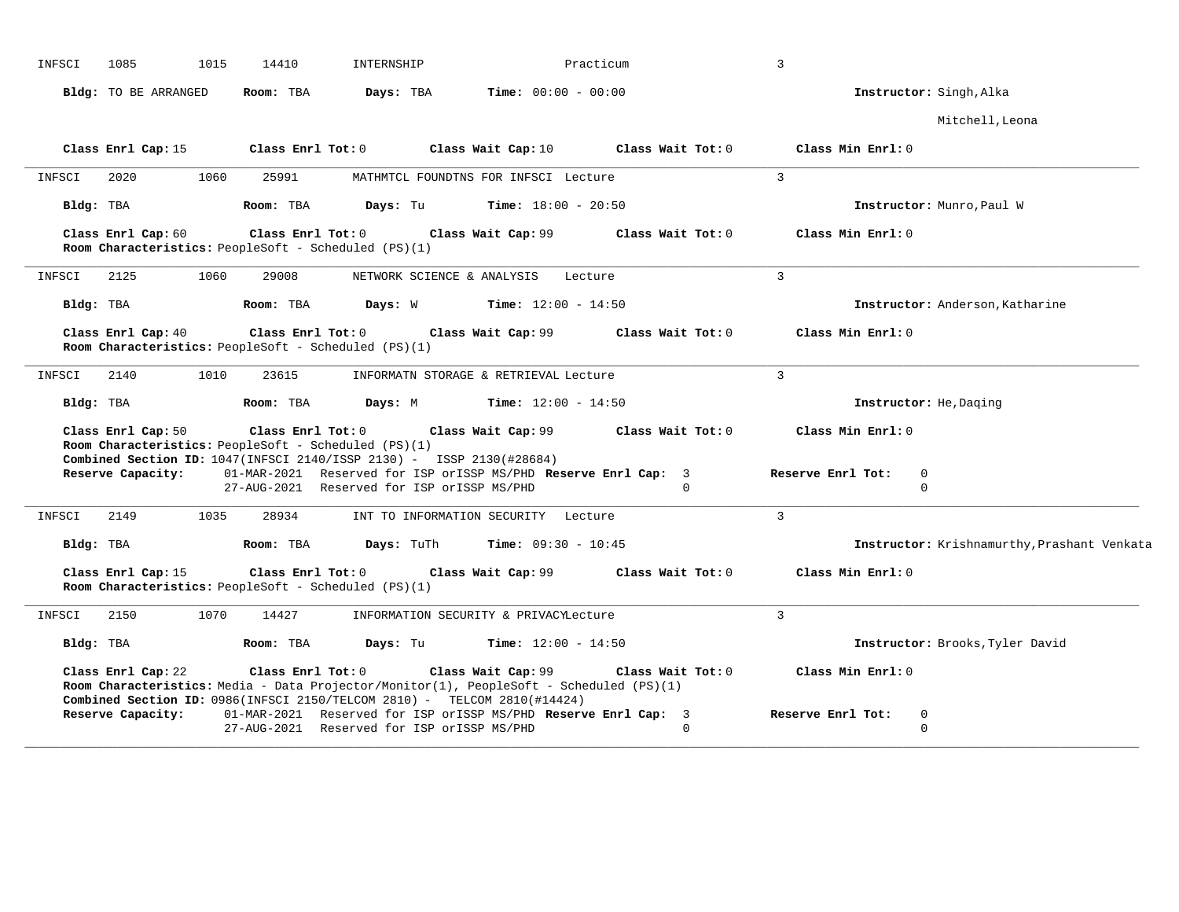INFSCI 1085 1015 14410 INTERNSHIP Practicum 3

**Bldg:** TO BE ARRANGED **Room:** TBA **Days:** TBA **Time:** 00:00 - 00:00 **Instructor:** Singh,Alka

Mitchell,Leona

**Class Enrl Cap:** 15 **Class Enrl Tot:** 0 **Class Wait Cap:** 10 **Class Wait Tot:** 0 **Class Min Enrl:** 0

---

INFSCI 2020 1060 25991 MATHMTCL FOUNDTNS FOR INFSCI Lecture 3

**Bldg:** TBA **Room:** TBA **Days:** Tu **Time:** 18:00 - 20:50 **Instructor:** Munro,Paul W

**Class Enrl Cap:** 60 **Class Enrl Tot:** 0 **Class Wait Cap:** 99 **Class Wait Tot:** 0 **Class Min Enrl:** 0
**Room Characteristics:** PeopleSoft - Scheduled (PS)(1)

---

INFSCI 2125 1060 29008 NETWORK SCIENCE & ANALYSIS Lecture 3

**Bldg:** TBA **Room:** TBA **Days:** W **Time:** 12:00 - 14:50 **Instructor:** Anderson,Katharine

**Class Enrl Cap:** 40 **Class Enrl Tot:** 0 **Class Wait Cap:** 99 **Class Wait Tot:** 0 **Class Min Enrl:** 0
**Room Characteristics:** PeopleSoft - Scheduled (PS)(1)

---

INFSCI 2140 1010 23615 INFORMATN STORAGE & RETRIEVAL Lecture 3

**Bldg:** TBA **Room:** TBA **Days:** M **Time:** 12:00 - 14:50 **Instructor:** He,Daqing

**Class Enrl Cap:** 50 **Class Enrl Tot:** 0 **Class Wait Cap:** 99 **Class Wait Tot:** 0 **Class Min Enrl:** 0
**Room Characteristics:** PeopleSoft - Scheduled (PS)(1)
**Combined Section ID:** 1047(INFSCI 2140/ISSP 2130) - ISSP 2130(#28684)

| **Reserve Capacity:** | | **Reserve Enrl Cap:** | **Reserve Enrl Tot:** |
|---|---|---|---|
| 01-MAR-2021 | Reserved for ISP orISSP MS/PHD | 3 | 0 |
| 27-AUG-2021 | Reserved for ISP orISSP MS/PHD | 0 | 0 |

---

INFSCI 2149 1035 28934 INT TO INFORMATION SECURITY Lecture 3

**Bldg:** TBA **Room:** TBA **Days:** TuTh **Time:** 09:30 - 10:45 **Instructor:** Krishnamurthy,Prashant Venkata

**Class Enrl Cap:** 15 **Class Enrl Tot:** 0 **Class Wait Cap:** 99 **Class Wait Tot:** 0 **Class Min Enrl:** 0
**Room Characteristics:** PeopleSoft - Scheduled (PS)(1)

---

INFSCI 2150 1070 14427 INFORMATION SECURITY & PRIVACYLecture 3

**Bldg:** TBA **Room:** TBA **Days:** Tu **Time:** 12:00 - 14:50 **Instructor:** Brooks,Tyler David

**Class Enrl Cap:** 22 **Class Enrl Tot:** 0 **Class Wait Cap:** 99 **Class Wait Tot:** 0 **Class Min Enrl:** 0
**Room Characteristics:** Media - Data Projector/Monitor(1), PeopleSoft - Scheduled (PS)(1)
**Combined Section ID:** 0986(INFSCI 2150/TELCOM 2810) - TELCOM 2810(#14424)

| **Reserve Capacity:** | | **Reserve Enrl Cap:** | **Reserve Enrl Tot:** |
|---|---|---|---|
| 01-MAR-2021 | Reserved for ISP orISSP MS/PHD | 3 | 0 |
| 27-AUG-2021 | Reserved for ISP orISSP MS/PHD | 0 | 0 |

---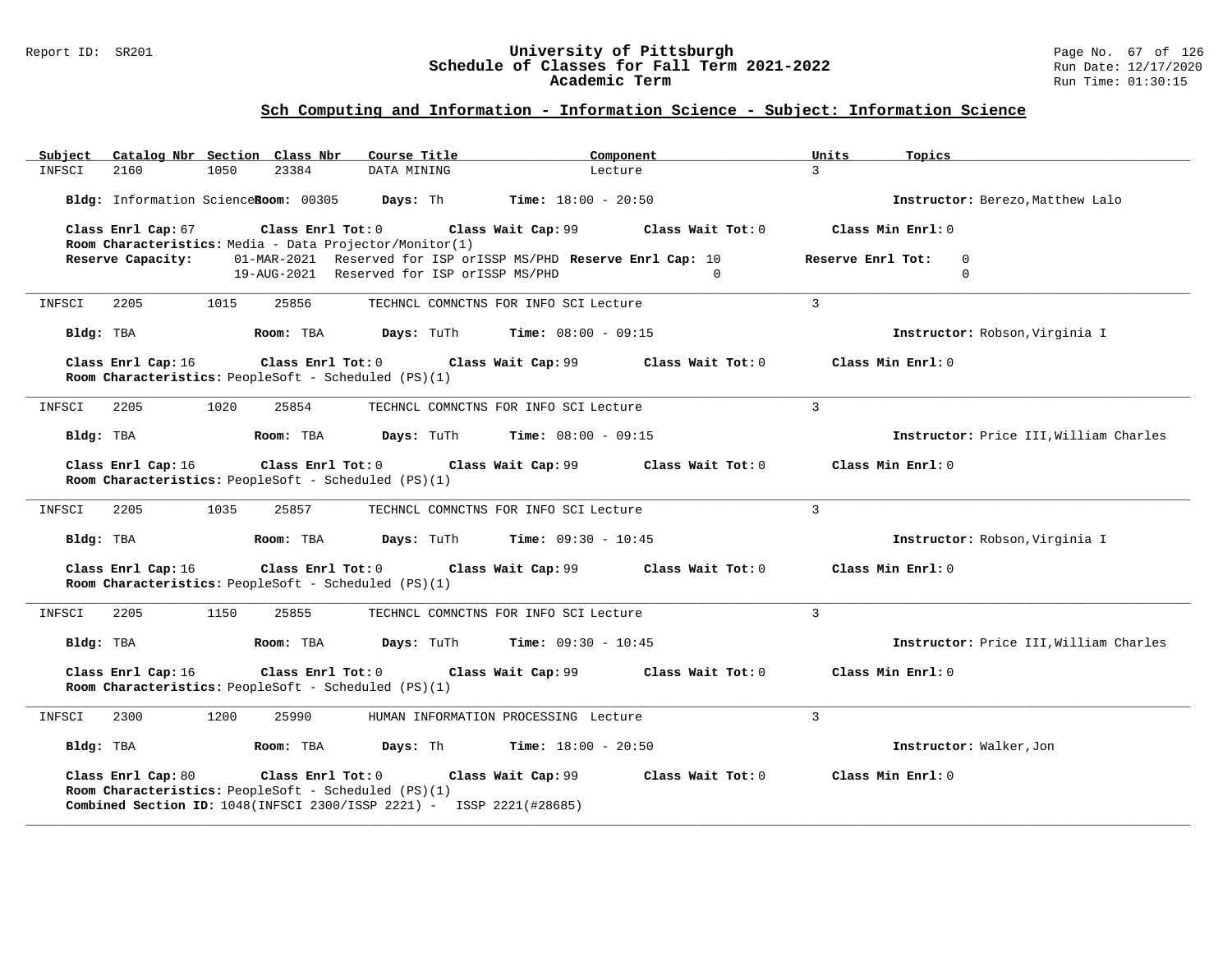## Sch Computing and Information - Information Science - Subject: Information Science

| Subject | Catalog Nbr | Section | Class Nbr | Course Title | Component | Units | Topics |
|---|---|---|---|---|---|---|---|
| INFSCI | 2160 | 1050 | 23384 | DATA MINING | Lecture | 3 | |

**Bldg:** Information Science **Room:** 00305 **Days:** Th **Time:** 18:00 - 20:50 **Instructor:** Berezo,Matthew Lalo

**Class Enrl Cap:** 67 **Class Enrl Tot:** 0 **Class Wait Cap:** 99 **Class Wait Tot:** 0 **Class Min Enrl:** 0

**Room Characteristics:** Media - Data Projector/Monitor(1)

**Reserve Capacity:** 01-MAR-2021 Reserved for ISP orISSP MS/PHD **Reserve Enrl Cap:** 10 **Reserve Enrl Tot:** 0
19-AUG-2021 Reserved for ISP orISSP MS/PHD 0 0

---

| Subject | Catalog Nbr | Section | Class Nbr | Course Title | Component | Units | Topics |
|---|---|---|---|---|---|---|---|
| INFSCI | 2205 | 1015 | 25856 | TECHNCL COMNCTNS FOR INFO SCI | Lecture | 3 | |

**Bldg:** TBA **Room:** TBA **Days:** TuTh **Time:** 08:00 - 09:15 **Instructor:** Robson,Virginia I

**Class Enrl Cap:** 16 **Class Enrl Tot:** 0 **Class Wait Cap:** 99 **Class Wait Tot:** 0 **Class Min Enrl:** 0

**Room Characteristics:** PeopleSoft - Scheduled (PS)(1)

---

| Subject | Catalog Nbr | Section | Class Nbr | Course Title | Component | Units | Topics |
|---|---|---|---|---|---|---|---|
| INFSCI | 2205 | 1020 | 25854 | TECHNCL COMNCTNS FOR INFO SCI | Lecture | 3 | |

**Bldg:** TBA **Room:** TBA **Days:** TuTh **Time:** 08:00 - 09:15 **Instructor:** Price III,William Charles

**Class Enrl Cap:** 16 **Class Enrl Tot:** 0 **Class Wait Cap:** 99 **Class Wait Tot:** 0 **Class Min Enrl:** 0

**Room Characteristics:** PeopleSoft - Scheduled (PS)(1)

---

| Subject | Catalog Nbr | Section | Class Nbr | Course Title | Component | Units | Topics |
|---|---|---|---|---|---|---|---|
| INFSCI | 2205 | 1035 | 25857 | TECHNCL COMNCTNS FOR INFO SCI | Lecture | 3 | |

**Bldg:** TBA **Room:** TBA **Days:** TuTh **Time:** 09:30 - 10:45 **Instructor:** Robson,Virginia I

**Class Enrl Cap:** 16 **Class Enrl Tot:** 0 **Class Wait Cap:** 99 **Class Wait Tot:** 0 **Class Min Enrl:** 0

**Room Characteristics:** PeopleSoft - Scheduled (PS)(1)

---

| Subject | Catalog Nbr | Section | Class Nbr | Course Title | Component | Units | Topics |
|---|---|---|---|---|---|---|---|
| INFSCI | 2205 | 1150 | 25855 | TECHNCL COMNCTNS FOR INFO SCI | Lecture | 3 | |

**Bldg:** TBA **Room:** TBA **Days:** TuTh **Time:** 09:30 - 10:45 **Instructor:** Price III,William Charles

**Class Enrl Cap:** 16 **Class Enrl Tot:** 0 **Class Wait Cap:** 99 **Class Wait Tot:** 0 **Class Min Enrl:** 0

**Room Characteristics:** PeopleSoft - Scheduled (PS)(1)

---

| Subject | Catalog Nbr | Section | Class Nbr | Course Title | Component | Units | Topics |
|---|---|---|---|---|---|---|---|
| INFSCI | 2300 | 1200 | 25990 | HUMAN INFORMATION PROCESSING | Lecture | 3 | |

**Bldg:** TBA **Room:** TBA **Days:** Th **Time:** 18:00 - 20:50 **Instructor:** Walker,Jon

**Class Enrl Cap:** 80 **Class Enrl Tot:** 0 **Class Wait Cap:** 99 **Class Wait Tot:** 0 **Class Min Enrl:** 0

**Room Characteristics:** PeopleSoft - Scheduled (PS)(1)

**Combined Section ID:** 1048(INFSCI 2300/ISSP 2221) - ISSP 2221(#28685)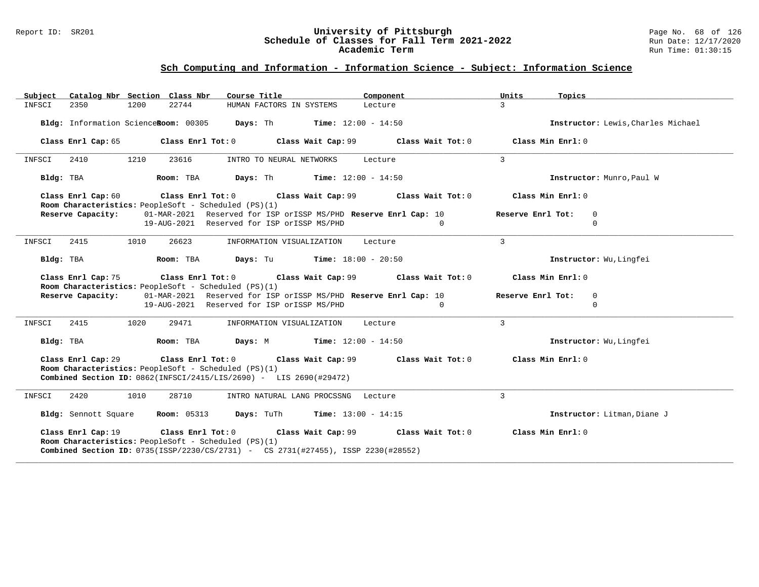## Sch Computing and Information - Information Science - Subject: Information Science

| Subject | Catalog Nbr | Section | Class Nbr | Course Title | Component | Units | Topics |
|---|---|---|---|---|---|---|---|
| INFSCI | 2350 | 1200 | 22744 | HUMAN FACTORS IN SYSTEMS | Lecture | 3 | |

**Bldg:** Information Science **Room:** 00305 **Days:** Th **Time:** 12:00 - 14:50 **Instructor:** Lewis,Charles Michael

**Class Enrl Cap:** 65 **Class Enrl Tot:** 0 **Class Wait Cap:** 99 **Class Wait Tot:** 0 **Class Min Enrl:** 0

---

| Subject | Catalog Nbr | Section | Class Nbr | Course Title | Component | Units | Topics |
|---|---|---|---|---|---|---|---|
| INFSCI | 2410 | 1210 | 23616 | INTRO TO NEURAL NETWORKS | Lecture | 3 | |

**Bldg:** TBA **Room:** TBA **Days:** Th **Time:** 12:00 - 14:50 **Instructor:** Munro,Paul W

**Class Enrl Cap:** 60 **Class Enrl Tot:** 0 **Class Wait Cap:** 99 **Class Wait Tot:** 0 **Class Min Enrl:** 0

**Room Characteristics:** PeopleSoft - Scheduled (PS)(1)

**Reserve Capacity:**

| Date | Description | Reserve Enrl Cap | Reserve Enrl Tot |
|---|---|---|---|
| 01-MAR-2021 | Reserved for ISP orISSP MS/PHD | 10 | 0 |
| 19-AUG-2021 | Reserved for ISP orISSP MS/PHD | 0 | 0 |

---

| Subject | Catalog Nbr | Section | Class Nbr | Course Title | Component | Units | Topics |
|---|---|---|---|---|---|---|---|
| INFSCI | 2415 | 1010 | 26623 | INFORMATION VISUALIZATION | Lecture | 3 | |

**Bldg:** TBA **Room:** TBA **Days:** Tu **Time:** 18:00 - 20:50 **Instructor:** Wu,Lingfei

**Class Enrl Cap:** 75 **Class Enrl Tot:** 0 **Class Wait Cap:** 99 **Class Wait Tot:** 0 **Class Min Enrl:** 0

**Room Characteristics:** PeopleSoft - Scheduled (PS)(1)

**Reserve Capacity:**

| Date | Description | Reserve Enrl Cap | Reserve Enrl Tot |
|---|---|---|---|
| 01-MAR-2021 | Reserved for ISP orISSP MS/PHD | 10 | 0 |
| 19-AUG-2021 | Reserved for ISP orISSP MS/PHD | 0 | 0 |

---

| Subject | Catalog Nbr | Section | Class Nbr | Course Title | Component | Units | Topics |
|---|---|---|---|---|---|---|---|
| INFSCI | 2415 | 1020 | 29471 | INFORMATION VISUALIZATION | Lecture | 3 | |

**Bldg:** TBA **Room:** TBA **Days:** M **Time:** 12:00 - 14:50 **Instructor:** Wu,Lingfei

**Class Enrl Cap:** 29 **Class Enrl Tot:** 0 **Class Wait Cap:** 99 **Class Wait Tot:** 0 **Class Min Enrl:** 0

**Room Characteristics:** PeopleSoft - Scheduled (PS)(1)

**Combined Section ID:** 0862(INFSCI/2415/LIS/2690) - LIS 2690(#29472)

---

| Subject | Catalog Nbr | Section | Class Nbr | Course Title | Component | Units | Topics |
|---|---|---|---|---|---|---|---|
| INFSCI | 2420 | 1010 | 28710 | INTRO NATURAL LANG PROCSSNG | Lecture | 3 | |

**Bldg:** Sennott Square **Room:** 05313 **Days:** TuTh **Time:** 13:00 - 14:15 **Instructor:** Litman,Diane J

**Class Enrl Cap:** 19 **Class Enrl Tot:** 0 **Class Wait Cap:** 99 **Class Wait Tot:** 0 **Class Min Enrl:** 0

**Room Characteristics:** PeopleSoft - Scheduled (PS)(1)

**Combined Section ID:** 0735(ISSP/2230/CS/2731) - CS 2731(#27455), ISSP 2230(#28552)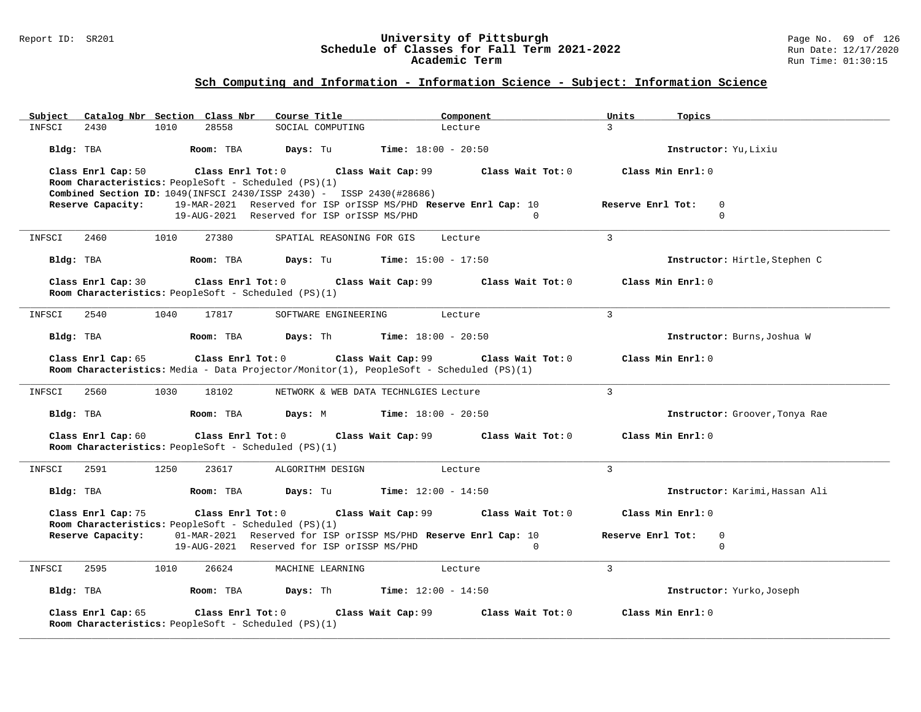## Sch Computing and Information - Information Science - Subject: Information Science

| Subject | Catalog Nbr | Section | Class Nbr | Course Title | Component | Units | Topics |
|---|---|---|---|---|---|---|---|
| INFSCI | 2430 | 1010 | 28558 | SOCIAL COMPUTING | Lecture | 3 | |

**Bldg:** TBA **Room:** TBA **Days:** Tu **Time:** 18:00 - 20:50 **Instructor:** Yu,Lixiu

**Class Enrl Cap:** 50 **Class Enrl Tot:** 0 **Class Wait Cap:** 99 **Class Wait Tot:** 0 **Class Min Enrl:** 0
**Room Characteristics:** PeopleSoft - Scheduled (PS)(1)
**Combined Section ID:** 1049(INFSCI 2430/ISSP 2430) - ISSP 2430(#28686)
**Reserve Capacity:** 19-MAR-2021 Reserved for ISP orISSP MS/PHD **Reserve Enrl Cap:** 10 **Reserve Enrl Tot:** 0
19-AUG-2021 Reserved for ISP orISSP MS/PHD 0 0

---

| Subject | Catalog Nbr | Section | Class Nbr | Course Title | Component | Units | Topics |
|---|---|---|---|---|---|---|---|
| INFSCI | 2460 | 1010 | 27380 | SPATIAL REASONING FOR GIS | Lecture | 3 | |

**Bldg:** TBA **Room:** TBA **Days:** Tu **Time:** 15:00 - 17:50 **Instructor:** Hirtle,Stephen C

**Class Enrl Cap:** 30 **Class Enrl Tot:** 0 **Class Wait Cap:** 99 **Class Wait Tot:** 0 **Class Min Enrl:** 0
**Room Characteristics:** PeopleSoft - Scheduled (PS)(1)

---

| Subject | Catalog Nbr | Section | Class Nbr | Course Title | Component | Units | Topics |
|---|---|---|---|---|---|---|---|
| INFSCI | 2540 | 1040 | 17817 | SOFTWARE ENGINEERING | Lecture | 3 | |

**Bldg:** TBA **Room:** TBA **Days:** Th **Time:** 18:00 - 20:50 **Instructor:** Burns,Joshua W

**Class Enrl Cap:** 65 **Class Enrl Tot:** 0 **Class Wait Cap:** 99 **Class Wait Tot:** 0 **Class Min Enrl:** 0
**Room Characteristics:** Media - Data Projector/Monitor(1), PeopleSoft - Scheduled (PS)(1)

---

| Subject | Catalog Nbr | Section | Class Nbr | Course Title | Component | Units | Topics |
|---|---|---|---|---|---|---|---|
| INFSCI | 2560 | 1030 | 18102 | NETWORK & WEB DATA TECHNLGIES | Lecture | 3 | |

**Bldg:** TBA **Room:** TBA **Days:** M **Time:** 18:00 - 20:50 **Instructor:** Groover,Tonya Rae

**Class Enrl Cap:** 60 **Class Enrl Tot:** 0 **Class Wait Cap:** 99 **Class Wait Tot:** 0 **Class Min Enrl:** 0
**Room Characteristics:** PeopleSoft - Scheduled (PS)(1)

---

| Subject | Catalog Nbr | Section | Class Nbr | Course Title | Component | Units | Topics |
|---|---|---|---|---|---|---|---|
| INFSCI | 2591 | 1250 | 23617 | ALGORITHM DESIGN | Lecture | 3 | |

**Bldg:** TBA **Room:** TBA **Days:** Tu **Time:** 12:00 - 14:50 **Instructor:** Karimi,Hassan Ali

**Class Enrl Cap:** 75 **Class Enrl Tot:** 0 **Class Wait Cap:** 99 **Class Wait Tot:** 0 **Class Min Enrl:** 0
**Room Characteristics:** PeopleSoft - Scheduled (PS)(1)
**Reserve Capacity:** 01-MAR-2021 Reserved for ISP orISSP MS/PHD **Reserve Enrl Cap:** 10 **Reserve Enrl Tot:** 0
19-AUG-2021 Reserved for ISP orISSP MS/PHD 0 0

---

| Subject | Catalog Nbr | Section | Class Nbr | Course Title | Component | Units | Topics |
|---|---|---|---|---|---|---|---|
| INFSCI | 2595 | 1010 | 26624 | MACHINE LEARNING | Lecture | 3 | |

**Bldg:** TBA **Room:** TBA **Days:** Th **Time:** 12:00 - 14:50 **Instructor:** Yurko,Joseph

**Class Enrl Cap:** 65 **Class Enrl Tot:** 0 **Class Wait Cap:** 99 **Class Wait Tot:** 0 **Class Min Enrl:** 0
**Room Characteristics:** PeopleSoft - Scheduled (PS)(1)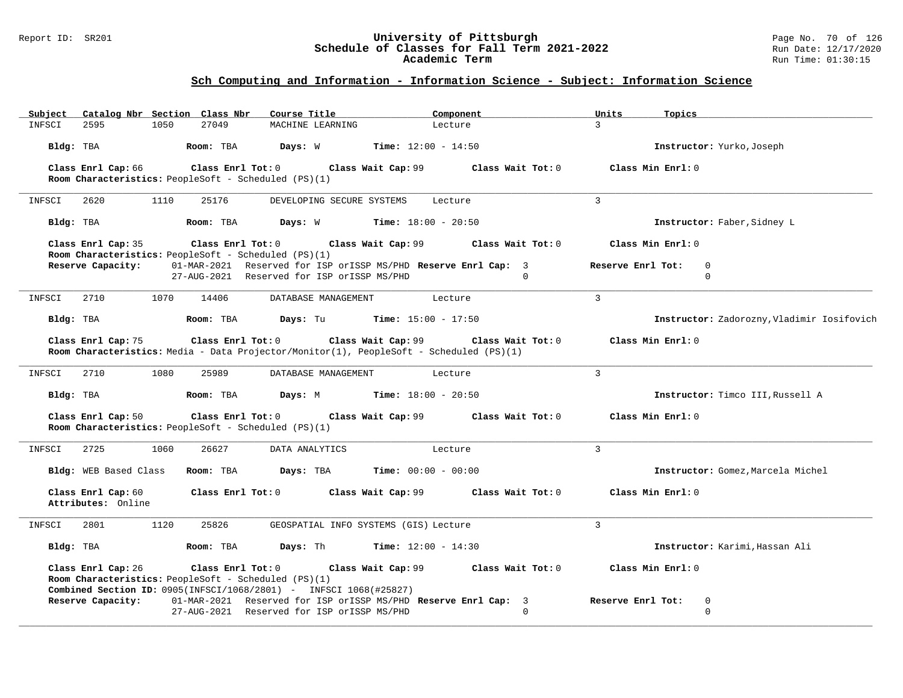## Sch Computing and Information - Information Science - Subject: Information Science

| Subject | Catalog Nbr | Section | Class Nbr | Course Title | Component | Units | Topics |
|---|---|---|---|---|---|---|---|
| INFSCI | 2595 | 1050 | 27049 | MACHINE LEARNING | Lecture | 3 | |

**Bldg:** TBA **Room:** TBA **Days:** W **Time:** 12:00 - 14:50 **Instructor:** Yurko,Joseph

**Class Enrl Cap:** 66 **Class Enrl Tot:** 0 **Class Wait Cap:** 99 **Class Wait Tot:** 0 **Class Min Enrl:** 0
**Room Characteristics:** PeopleSoft - Scheduled (PS)(1)

---

| Subject | Catalog Nbr | Section | Class Nbr | Course Title | Component | Units | Topics |
|---|---|---|---|---|---|---|---|
| INFSCI | 2620 | 1110 | 25176 | DEVELOPING SECURE SYSTEMS | Lecture | 3 | |

**Bldg:** TBA **Room:** TBA **Days:** W **Time:** 18:00 - 20:50 **Instructor:** Faber,Sidney L

**Class Enrl Cap:** 35 **Class Enrl Tot:** 0 **Class Wait Cap:** 99 **Class Wait Tot:** 0 **Class Min Enrl:** 0
**Room Characteristics:** PeopleSoft - Scheduled (PS)(1)

| Reserve Capacity: | Description | Reserve Enrl Cap: | Reserve Enrl Tot: |
|---|---|---|---|
| 01-MAR-2021 | Reserved for ISP orISSP MS/PHD | 3 | 0 |
| 27-AUG-2021 | Reserved for ISP orISSP MS/PHD | 0 | 0 |

---

| Subject | Catalog Nbr | Section | Class Nbr | Course Title | Component | Units | Topics |
|---|---|---|---|---|---|---|---|
| INFSCI | 2710 | 1070 | 14406 | DATABASE MANAGEMENT | Lecture | 3 | |

**Bldg:** TBA **Room:** TBA **Days:** Tu **Time:** 15:00 - 17:50 **Instructor:** Zadorozny,Vladimir Iosifovich

**Class Enrl Cap:** 75 **Class Enrl Tot:** 0 **Class Wait Cap:** 99 **Class Wait Tot:** 0 **Class Min Enrl:** 0
**Room Characteristics:** Media - Data Projector/Monitor(1), PeopleSoft - Scheduled (PS)(1)

---

| Subject | Catalog Nbr | Section | Class Nbr | Course Title | Component | Units | Topics |
|---|---|---|---|---|---|---|---|
| INFSCI | 2710 | 1080 | 25989 | DATABASE MANAGEMENT | Lecture | 3 | |

**Bldg:** TBA **Room:** TBA **Days:** M **Time:** 18:00 - 20:50 **Instructor:** Timco III,Russell A

**Class Enrl Cap:** 50 **Class Enrl Tot:** 0 **Class Wait Cap:** 99 **Class Wait Tot:** 0 **Class Min Enrl:** 0
**Room Characteristics:** PeopleSoft - Scheduled (PS)(1)

---

| Subject | Catalog Nbr | Section | Class Nbr | Course Title | Component | Units | Topics |
|---|---|---|---|---|---|---|---|
| INFSCI | 2725 | 1060 | 26627 | DATA ANALYTICS | Lecture | 3 | |

**Bldg:** WEB Based Class **Room:** TBA **Days:** TBA **Time:** 00:00 - 00:00 **Instructor:** Gomez,Marcela Michel

**Class Enrl Cap:** 60 **Class Enrl Tot:** 0 **Class Wait Cap:** 99 **Class Wait Tot:** 0 **Class Min Enrl:** 0
**Attributes:** Online

---

| Subject | Catalog Nbr | Section | Class Nbr | Course Title | Component | Units | Topics |
|---|---|---|---|---|---|---|---|
| INFSCI | 2801 | 1120 | 25826 | GEOSPATIAL INFO SYSTEMS (GIS) | Lecture | 3 | |

**Bldg:** TBA **Room:** TBA **Days:** Th **Time:** 12:00 - 14:30 **Instructor:** Karimi,Hassan Ali

**Class Enrl Cap:** 26 **Class Enrl Tot:** 0 **Class Wait Cap:** 99 **Class Wait Tot:** 0 **Class Min Enrl:** 0
**Room Characteristics:** PeopleSoft - Scheduled (PS)(1)
**Combined Section ID:** 0905(INFSCI/1068/2801) - INFSCI 1068(#25827)

| Reserve Capacity: | Description | Reserve Enrl Cap: | Reserve Enrl Tot: |
|---|---|---|---|
| 01-MAR-2021 | Reserved for ISP orISSP MS/PHD | 3 | 0 |
| 27-AUG-2021 | Reserved for ISP orISSP MS/PHD | 0 | 0 |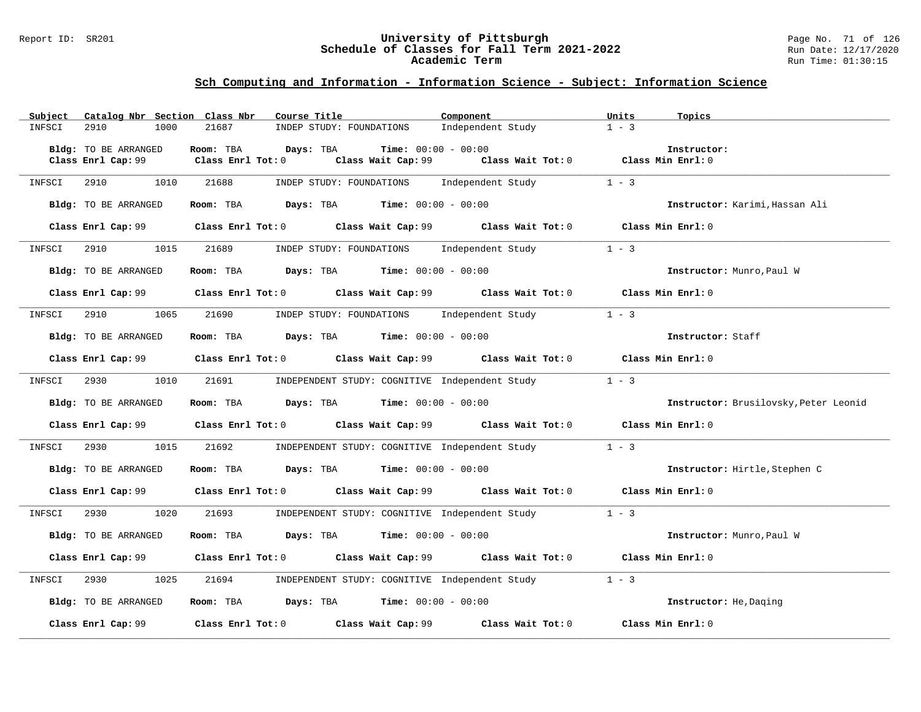## University of Pittsburgh
## Schedule of Classes for Fall Term 2021-2022
## Academic Term

### Sch Computing and Information - Information Science - Subject: Information Science

| Subject | Catalog Nbr | Section | Class Nbr | Course Title | Component | Units | Topics |
|---|---|---|---|---|---|---|---|
| INFSCI | 2910 | 1000 | 21687 | INDEP STUDY: FOUNDATIONS | Independent Study | 1 - 3 | |

**Bldg:** TO BE ARRANGED **Room:** TBA **Days:** TBA **Time:** 00:00 - 00:00 **Instructor:**
**Class Enrl Cap:** 99 **Class Enrl Tot:** 0 **Class Wait Cap:** 99 **Class Wait Tot:** 0 **Class Min Enrl:** 0

---

| Subject | Catalog Nbr | Section | Class Nbr | Course Title | Component | Units | Topics |
|---|---|---|---|---|---|---|---|
| INFSCI | 2910 | 1010 | 21688 | INDEP STUDY: FOUNDATIONS | Independent Study | 1 - 3 | |

**Bldg:** TO BE ARRANGED **Room:** TBA **Days:** TBA **Time:** 00:00 - 00:00 **Instructor:** Karimi,Hassan Ali
**Class Enrl Cap:** 99 **Class Enrl Tot:** 0 **Class Wait Cap:** 99 **Class Wait Tot:** 0 **Class Min Enrl:** 0

---

| Subject | Catalog Nbr | Section | Class Nbr | Course Title | Component | Units | Topics |
|---|---|---|---|---|---|---|---|
| INFSCI | 2910 | 1015 | 21689 | INDEP STUDY: FOUNDATIONS | Independent Study | 1 - 3 | |

**Bldg:** TO BE ARRANGED **Room:** TBA **Days:** TBA **Time:** 00:00 - 00:00 **Instructor:** Munro,Paul W
**Class Enrl Cap:** 99 **Class Enrl Tot:** 0 **Class Wait Cap:** 99 **Class Wait Tot:** 0 **Class Min Enrl:** 0

---

| Subject | Catalog Nbr | Section | Class Nbr | Course Title | Component | Units | Topics |
|---|---|---|---|---|---|---|---|
| INFSCI | 2910 | 1065 | 21690 | INDEP STUDY: FOUNDATIONS | Independent Study | 1 - 3 | |

**Bldg:** TO BE ARRANGED **Room:** TBA **Days:** TBA **Time:** 00:00 - 00:00 **Instructor:** Staff
**Class Enrl Cap:** 99 **Class Enrl Tot:** 0 **Class Wait Cap:** 99 **Class Wait Tot:** 0 **Class Min Enrl:** 0

---

| Subject | Catalog Nbr | Section | Class Nbr | Course Title | Component | Units | Topics |
|---|---|---|---|---|---|---|---|
| INFSCI | 2930 | 1010 | 21691 | INDEPENDENT STUDY: COGNITIVE | Independent Study | 1 - 3 | |

**Bldg:** TO BE ARRANGED **Room:** TBA **Days:** TBA **Time:** 00:00 - 00:00 **Instructor:** Brusilovsky,Peter Leonid
**Class Enrl Cap:** 99 **Class Enrl Tot:** 0 **Class Wait Cap:** 99 **Class Wait Tot:** 0 **Class Min Enrl:** 0

---

| Subject | Catalog Nbr | Section | Class Nbr | Course Title | Component | Units | Topics |
|---|---|---|---|---|---|---|---|
| INFSCI | 2930 | 1015 | 21692 | INDEPENDENT STUDY: COGNITIVE | Independent Study | 1 - 3 | |

**Bldg:** TO BE ARRANGED **Room:** TBA **Days:** TBA **Time:** 00:00 - 00:00 **Instructor:** Hirtle,Stephen C
**Class Enrl Cap:** 99 **Class Enrl Tot:** 0 **Class Wait Cap:** 99 **Class Wait Tot:** 0 **Class Min Enrl:** 0

---

| Subject | Catalog Nbr | Section | Class Nbr | Course Title | Component | Units | Topics |
|---|---|---|---|---|---|---|---|
| INFSCI | 2930 | 1020 | 21693 | INDEPENDENT STUDY: COGNITIVE | Independent Study | 1 - 3 | |

**Bldg:** TO BE ARRANGED **Room:** TBA **Days:** TBA **Time:** 00:00 - 00:00 **Instructor:** Munro,Paul W
**Class Enrl Cap:** 99 **Class Enrl Tot:** 0 **Class Wait Cap:** 99 **Class Wait Tot:** 0 **Class Min Enrl:** 0

---

| Subject | Catalog Nbr | Section | Class Nbr | Course Title | Component | Units | Topics |
|---|---|---|---|---|---|---|---|
| INFSCI | 2930 | 1025 | 21694 | INDEPENDENT STUDY: COGNITIVE | Independent Study | 1 - 3 | |

**Bldg:** TO BE ARRANGED **Room:** TBA **Days:** TBA **Time:** 00:00 - 00:00 **Instructor:** He,Daqing
**Class Enrl Cap:** 99 **Class Enrl Tot:** 0 **Class Wait Cap:** 99 **Class Wait Tot:** 0 **Class Min Enrl:** 0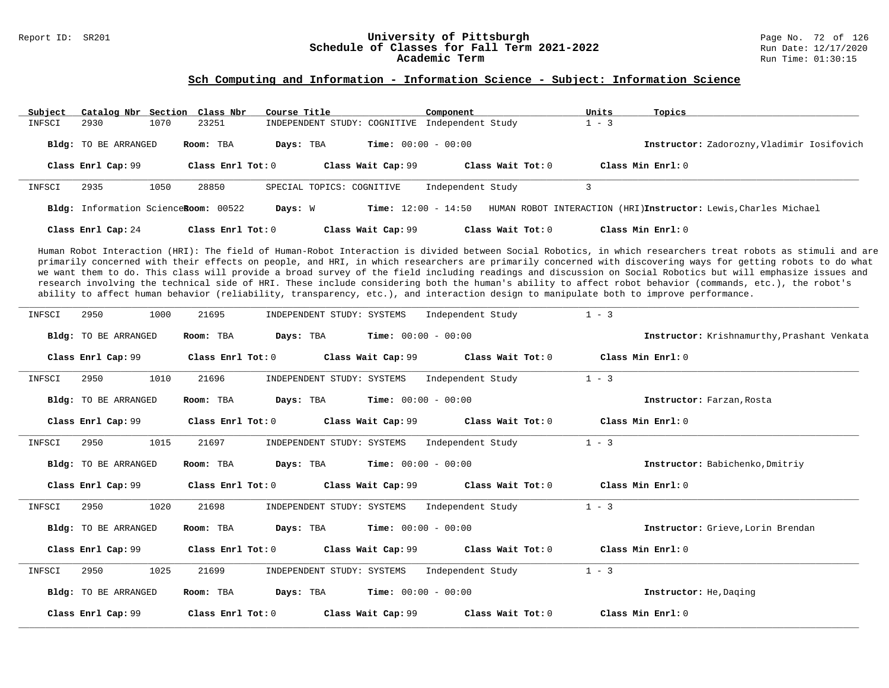## Sch Computing and Information - Information Science - Subject: Information Science

| Subject | Catalog Nbr | Section | Class Nbr | Course Title | Component | Units | Topics |
|---|---|---|---|---|---|---|---|
| INFSCI | 2930 | 1070 | 23251 | INDEPENDENT STUDY: COGNITIVE | Independent Study | 1 - 3 | |

**Bldg:** TO BE ARRANGED **Room:** TBA **Days:** TBA **Time:** 00:00 - 00:00 **Instructor:** Zadorozny,Vladimir Iosifovich

**Class Enrl Cap:** 99 **Class Enrl Tot:** 0 **Class Wait Cap:** 99 **Class Wait Tot:** 0 **Class Min Enrl:** 0

---

| Subject | Catalog Nbr | Section | Class Nbr | Course Title | Component | Units | Topics |
|---|---|---|---|---|---|---|---|
| INFSCI | 2935 | 1050 | 28850 | SPECIAL TOPICS: COGNITIVE | Independent Study | 3 | HUMAN ROBOT INTERACTION (HRI) |

**Bldg:** Information Science **Room:** 00522 **Days:** W **Time:** 12:00 - 14:50 **Instructor:** Lewis,Charles Michael

**Class Enrl Cap:** 24 **Class Enrl Tot:** 0 **Class Wait Cap:** 99 **Class Wait Tot:** 0 **Class Min Enrl:** 0

Human Robot Interaction (HRI): The field of Human-Robot Interaction is divided between Social Robotics, in which researchers treat robots as stimuli and are primarily concerned with their effects on people, and HRI, in which researchers are primarily concerned with discovering ways for getting robots to do what we want them to do. This class will provide a broad survey of the field including readings and discussion on Social Robotics but will emphasize issues and research involving the technical side of HRI. These include considering both the human's ability to affect robot behavior (commands, etc.), the robot's ability to affect human behavior (reliability, transparency, etc.), and interaction design to manipulate both to improve performance.

---

| Subject | Catalog Nbr | Section | Class Nbr | Course Title | Component | Units | Topics |
|---|---|---|---|---|---|---|---|
| INFSCI | 2950 | 1000 | 21695 | INDEPENDENT STUDY: SYSTEMS | Independent Study | 1 - 3 | |

**Bldg:** TO BE ARRANGED **Room:** TBA **Days:** TBA **Time:** 00:00 - 00:00 **Instructor:** Krishnamurthy,Prashant Venkata

**Class Enrl Cap:** 99 **Class Enrl Tot:** 0 **Class Wait Cap:** 99 **Class Wait Tot:** 0 **Class Min Enrl:** 0

---

| Subject | Catalog Nbr | Section | Class Nbr | Course Title | Component | Units | Topics |
|---|---|---|---|---|---|---|---|
| INFSCI | 2950 | 1010 | 21696 | INDEPENDENT STUDY: SYSTEMS | Independent Study | 1 - 3 | |

**Bldg:** TO BE ARRANGED **Room:** TBA **Days:** TBA **Time:** 00:00 - 00:00 **Instructor:** Farzan,Rosta

**Class Enrl Cap:** 99 **Class Enrl Tot:** 0 **Class Wait Cap:** 99 **Class Wait Tot:** 0 **Class Min Enrl:** 0

---

| Subject | Catalog Nbr | Section | Class Nbr | Course Title | Component | Units | Topics |
|---|---|---|---|---|---|---|---|
| INFSCI | 2950 | 1015 | 21697 | INDEPENDENT STUDY: SYSTEMS | Independent Study | 1 - 3 | |

**Bldg:** TO BE ARRANGED **Room:** TBA **Days:** TBA **Time:** 00:00 - 00:00 **Instructor:** Babichenko,Dmitriy

**Class Enrl Cap:** 99 **Class Enrl Tot:** 0 **Class Wait Cap:** 99 **Class Wait Tot:** 0 **Class Min Enrl:** 0

---

| Subject | Catalog Nbr | Section | Class Nbr | Course Title | Component | Units | Topics |
|---|---|---|---|---|---|---|---|
| INFSCI | 2950 | 1020 | 21698 | INDEPENDENT STUDY: SYSTEMS | Independent Study | 1 - 3 | |

**Bldg:** TO BE ARRANGED **Room:** TBA **Days:** TBA **Time:** 00:00 - 00:00 **Instructor:** Grieve,Lorin Brendan

**Class Enrl Cap:** 99 **Class Enrl Tot:** 0 **Class Wait Cap:** 99 **Class Wait Tot:** 0 **Class Min Enrl:** 0

---

| Subject | Catalog Nbr | Section | Class Nbr | Course Title | Component | Units | Topics |
|---|---|---|---|---|---|---|---|
| INFSCI | 2950 | 1025 | 21699 | INDEPENDENT STUDY: SYSTEMS | Independent Study | 1 - 3 | |

**Bldg:** TO BE ARRANGED **Room:** TBA **Days:** TBA **Time:** 00:00 - 00:00 **Instructor:** He,Daqing

**Class Enrl Cap:** 99 **Class Enrl Tot:** 0 **Class Wait Cap:** 99 **Class Wait Tot:** 0 **Class Min Enrl:** 0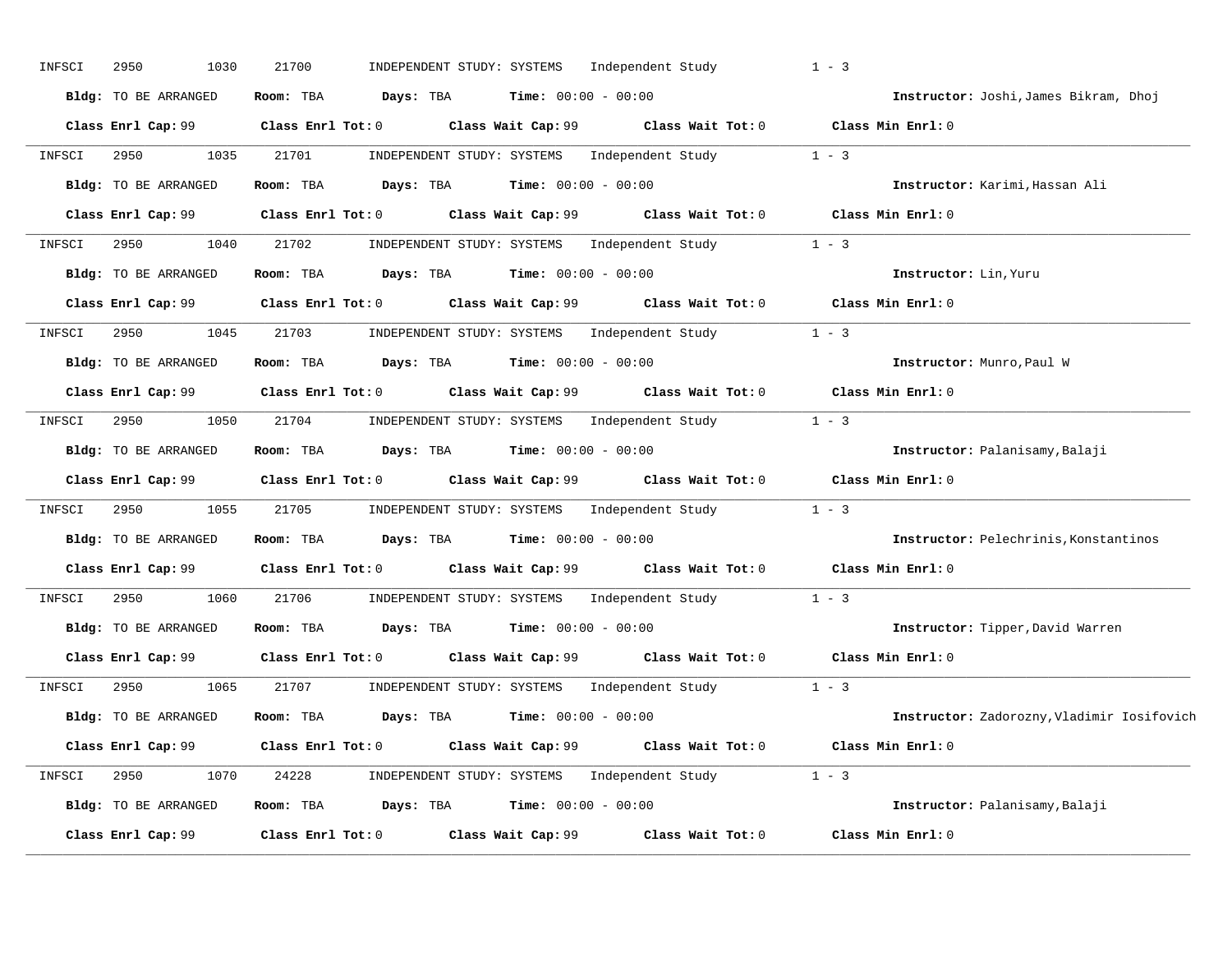INFSCI 2950 1030 21700 INDEPENDENT STUDY: SYSTEMS Independent Study 1 - 3

**Bldg:** TO BE ARRANGED **Room:** TBA **Days:** TBA **Time:** 00:00 - 00:00 **Instructor:** Joshi,James Bikram, Dhoj

**Class Enrl Cap:** 99 **Class Enrl Tot:** 0 **Class Wait Cap:** 99 **Class Wait Tot:** 0 **Class Min Enrl:** 0

---

INFSCI 2950 1035 21701 INDEPENDENT STUDY: SYSTEMS Independent Study 1 - 3

**Bldg:** TO BE ARRANGED **Room:** TBA **Days:** TBA **Time:** 00:00 - 00:00 **Instructor:** Karimi,Hassan Ali

**Class Enrl Cap:** 99 **Class Enrl Tot:** 0 **Class Wait Cap:** 99 **Class Wait Tot:** 0 **Class Min Enrl:** 0

---

INFSCI 2950 1040 21702 INDEPENDENT STUDY: SYSTEMS Independent Study 1 - 3

**Bldg:** TO BE ARRANGED **Room:** TBA **Days:** TBA **Time:** 00:00 - 00:00 **Instructor:** Lin,Yuru

**Class Enrl Cap:** 99 **Class Enrl Tot:** 0 **Class Wait Cap:** 99 **Class Wait Tot:** 0 **Class Min Enrl:** 0

---

INFSCI 2950 1045 21703 INDEPENDENT STUDY: SYSTEMS Independent Study 1 - 3

**Bldg:** TO BE ARRANGED **Room:** TBA **Days:** TBA **Time:** 00:00 - 00:00 **Instructor:** Munro,Paul W

**Class Enrl Cap:** 99 **Class Enrl Tot:** 0 **Class Wait Cap:** 99 **Class Wait Tot:** 0 **Class Min Enrl:** 0

---

INFSCI 2950 1050 21704 INDEPENDENT STUDY: SYSTEMS Independent Study 1 - 3

**Bldg:** TO BE ARRANGED **Room:** TBA **Days:** TBA **Time:** 00:00 - 00:00 **Instructor:** Palanisamy,Balaji

**Class Enrl Cap:** 99 **Class Enrl Tot:** 0 **Class Wait Cap:** 99 **Class Wait Tot:** 0 **Class Min Enrl:** 0

---

INFSCI 2950 1055 21705 INDEPENDENT STUDY: SYSTEMS Independent Study 1 - 3

**Bldg:** TO BE ARRANGED **Room:** TBA **Days:** TBA **Time:** 00:00 - 00:00 **Instructor:** Pelechrinis,Konstantinos

**Class Enrl Cap:** 99 **Class Enrl Tot:** 0 **Class Wait Cap:** 99 **Class Wait Tot:** 0 **Class Min Enrl:** 0

---

INFSCI 2950 1060 21706 INDEPENDENT STUDY: SYSTEMS Independent Study 1 - 3

**Bldg:** TO BE ARRANGED **Room:** TBA **Days:** TBA **Time:** 00:00 - 00:00 **Instructor:** Tipper,David Warren

**Class Enrl Cap:** 99 **Class Enrl Tot:** 0 **Class Wait Cap:** 99 **Class Wait Tot:** 0 **Class Min Enrl:** 0

---

INFSCI 2950 1065 21707 INDEPENDENT STUDY: SYSTEMS Independent Study 1 - 3

**Bldg:** TO BE ARRANGED **Room:** TBA **Days:** TBA **Time:** 00:00 - 00:00 **Instructor:** Zadorozny,Vladimir Iosifovich

**Class Enrl Cap:** 99 **Class Enrl Tot:** 0 **Class Wait Cap:** 99 **Class Wait Tot:** 0 **Class Min Enrl:** 0

---

INFSCI 2950 1070 24228 INDEPENDENT STUDY: SYSTEMS Independent Study 1 - 3

**Bldg:** TO BE ARRANGED **Room:** TBA **Days:** TBA **Time:** 00:00 - 00:00 **Instructor:** Palanisamy,Balaji

**Class Enrl Cap:** 99 **Class Enrl Tot:** 0 **Class Wait Cap:** 99 **Class Wait Tot:** 0 **Class Min Enrl:** 0

---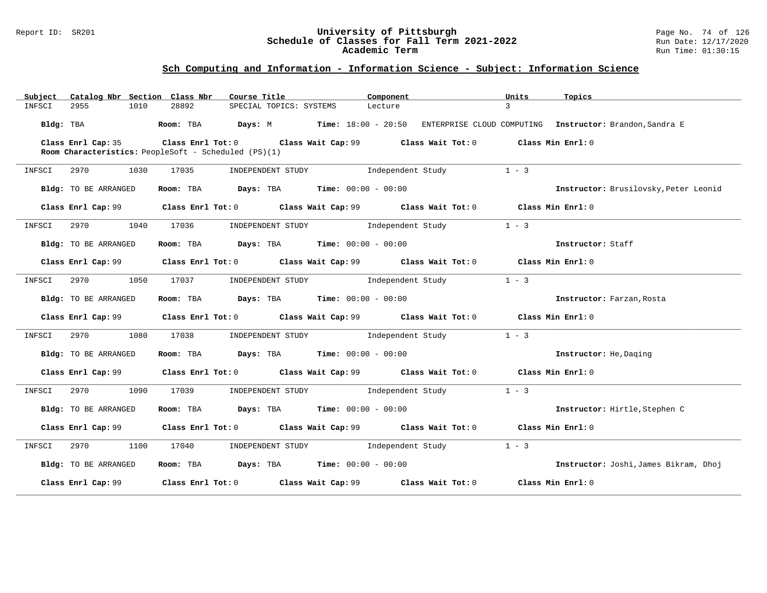## Sch Computing and Information - Information Science - Subject: Information Science

| Subject | Catalog Nbr | Section | Class Nbr | Course Title | Component | Units | Topics |
|---|---|---|---|---|---|---|---|
| INFSCI | 2955 | 1010 | 28892 | SPECIAL TOPICS: SYSTEMS | Lecture | 3 | |

**Bldg:** TBA **Room:** TBA **Days:** M **Time:** 18:00 - 20:50 ENTERPRISE CLOUD COMPUTING **Instructor:** Brandon,Sandra E

**Class Enrl Cap:** 35 **Class Enrl Tot:** 0 **Class Wait Cap:** 99 **Class Wait Tot:** 0 **Class Min Enrl:** 0

**Room Characteristics:** PeopleSoft - Scheduled (PS)(1)

---

| Subject | Catalog Nbr | Section | Class Nbr | Course Title | Component | Units |
|---|---|---|---|---|---|---|
| INFSCI | 2970 | 1030 | 17035 | INDEPENDENT STUDY | Independent Study | 1 - 3 |

**Bldg:** TO BE ARRANGED **Room:** TBA **Days:** TBA **Time:** 00:00 - 00:00 **Instructor:** Brusilovsky,Peter Leonid

**Class Enrl Cap:** 99 **Class Enrl Tot:** 0 **Class Wait Cap:** 99 **Class Wait Tot:** 0 **Class Min Enrl:** 0

---

| Subject | Catalog Nbr | Section | Class Nbr | Course Title | Component | Units |
|---|---|---|---|---|---|---|
| INFSCI | 2970 | 1040 | 17036 | INDEPENDENT STUDY | Independent Study | 1 - 3 |

**Bldg:** TO BE ARRANGED **Room:** TBA **Days:** TBA **Time:** 00:00 - 00:00 **Instructor:** Staff

**Class Enrl Cap:** 99 **Class Enrl Tot:** 0 **Class Wait Cap:** 99 **Class Wait Tot:** 0 **Class Min Enrl:** 0

---

| Subject | Catalog Nbr | Section | Class Nbr | Course Title | Component | Units |
|---|---|---|---|---|---|---|
| INFSCI | 2970 | 1050 | 17037 | INDEPENDENT STUDY | Independent Study | 1 - 3 |

**Bldg:** TO BE ARRANGED **Room:** TBA **Days:** TBA **Time:** 00:00 - 00:00 **Instructor:** Farzan,Rosta

**Class Enrl Cap:** 99 **Class Enrl Tot:** 0 **Class Wait Cap:** 99 **Class Wait Tot:** 0 **Class Min Enrl:** 0

---

| Subject | Catalog Nbr | Section | Class Nbr | Course Title | Component | Units |
|---|---|---|---|---|---|---|
| INFSCI | 2970 | 1080 | 17038 | INDEPENDENT STUDY | Independent Study | 1 - 3 |

**Bldg:** TO BE ARRANGED **Room:** TBA **Days:** TBA **Time:** 00:00 - 00:00 **Instructor:** He,Daqing

**Class Enrl Cap:** 99 **Class Enrl Tot:** 0 **Class Wait Cap:** 99 **Class Wait Tot:** 0 **Class Min Enrl:** 0

---

| Subject | Catalog Nbr | Section | Class Nbr | Course Title | Component | Units |
|---|---|---|---|---|---|---|
| INFSCI | 2970 | 1090 | 17039 | INDEPENDENT STUDY | Independent Study | 1 - 3 |

**Bldg:** TO BE ARRANGED **Room:** TBA **Days:** TBA **Time:** 00:00 - 00:00 **Instructor:** Hirtle,Stephen C

**Class Enrl Cap:** 99 **Class Enrl Tot:** 0 **Class Wait Cap:** 99 **Class Wait Tot:** 0 **Class Min Enrl:** 0

---

| Subject | Catalog Nbr | Section | Class Nbr | Course Title | Component | Units |
|---|---|---|---|---|---|---|
| INFSCI | 2970 | 1100 | 17040 | INDEPENDENT STUDY | Independent Study | 1 - 3 |

**Bldg:** TO BE ARRANGED **Room:** TBA **Days:** TBA **Time:** 00:00 - 00:00 **Instructor:** Joshi,James Bikram, Dhoj

**Class Enrl Cap:** 99 **Class Enrl Tot:** 0 **Class Wait Cap:** 99 **Class Wait Tot:** 0 **Class Min Enrl:** 0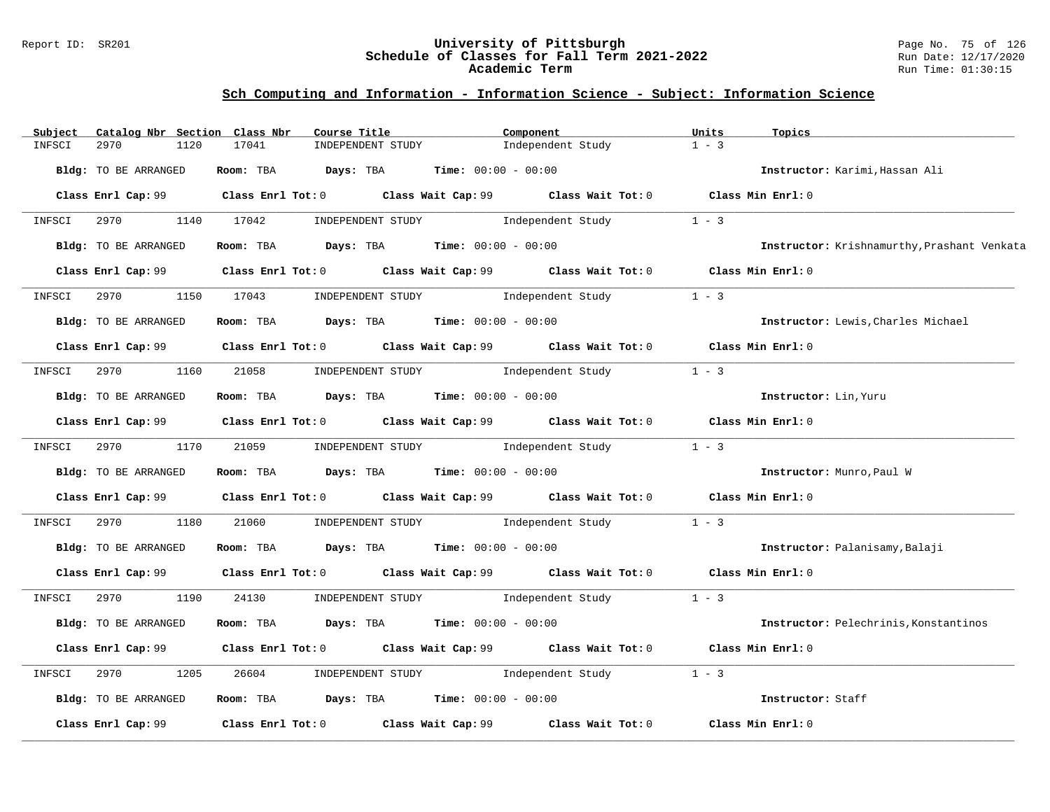## Sch Computing and Information - Information Science - Subject: Information Science

| Subject | Catalog Nbr | Section | Class Nbr | Course Title | Component | Units | Topics |
|---|---|---|---|---|---|---|---|
| INFSCI | 2970 | 1120 | 17041 | INDEPENDENT STUDY | Independent Study | 1 - 3 | |

**Bldg:** TO BE ARRANGED **Room:** TBA **Days:** TBA **Time:** 00:00 - 00:00 **Instructor:** Karimi,Hassan Ali

**Class Enrl Cap:** 99 **Class Enrl Tot:** 0 **Class Wait Cap:** 99 **Class Wait Tot:** 0 **Class Min Enrl:** 0

---

| Subject | Catalog Nbr | Section | Class Nbr | Course Title | Component | Units | Topics |
|---|---|---|---|---|---|---|---|
| INFSCI | 2970 | 1140 | 17042 | INDEPENDENT STUDY | Independent Study | 1 - 3 | |

**Bldg:** TO BE ARRANGED **Room:** TBA **Days:** TBA **Time:** 00:00 - 00:00 **Instructor:** Krishnamurthy,Prashant Venkata

**Class Enrl Cap:** 99 **Class Enrl Tot:** 0 **Class Wait Cap:** 99 **Class Wait Tot:** 0 **Class Min Enrl:** 0

---

| Subject | Catalog Nbr | Section | Class Nbr | Course Title | Component | Units | Topics |
|---|---|---|---|---|---|---|---|
| INFSCI | 2970 | 1150 | 17043 | INDEPENDENT STUDY | Independent Study | 1 - 3 | |

**Bldg:** TO BE ARRANGED **Room:** TBA **Days:** TBA **Time:** 00:00 - 00:00 **Instructor:** Lewis,Charles Michael

**Class Enrl Cap:** 99 **Class Enrl Tot:** 0 **Class Wait Cap:** 99 **Class Wait Tot:** 0 **Class Min Enrl:** 0

---

| Subject | Catalog Nbr | Section | Class Nbr | Course Title | Component | Units | Topics |
|---|---|---|---|---|---|---|---|
| INFSCI | 2970 | 1160 | 21058 | INDEPENDENT STUDY | Independent Study | 1 - 3 | |

**Bldg:** TO BE ARRANGED **Room:** TBA **Days:** TBA **Time:** 00:00 - 00:00 **Instructor:** Lin,Yuru

**Class Enrl Cap:** 99 **Class Enrl Tot:** 0 **Class Wait Cap:** 99 **Class Wait Tot:** 0 **Class Min Enrl:** 0

---

| Subject | Catalog Nbr | Section | Class Nbr | Course Title | Component | Units | Topics |
|---|---|---|---|---|---|---|---|
| INFSCI | 2970 | 1170 | 21059 | INDEPENDENT STUDY | Independent Study | 1 - 3 | |

**Bldg:** TO BE ARRANGED **Room:** TBA **Days:** TBA **Time:** 00:00 - 00:00 **Instructor:** Munro,Paul W

**Class Enrl Cap:** 99 **Class Enrl Tot:** 0 **Class Wait Cap:** 99 **Class Wait Tot:** 0 **Class Min Enrl:** 0

---

| Subject | Catalog Nbr | Section | Class Nbr | Course Title | Component | Units | Topics |
|---|---|---|---|---|---|---|---|
| INFSCI | 2970 | 1180 | 21060 | INDEPENDENT STUDY | Independent Study | 1 - 3 | |

**Bldg:** TO BE ARRANGED **Room:** TBA **Days:** TBA **Time:** 00:00 - 00:00 **Instructor:** Palanisamy,Balaji

**Class Enrl Cap:** 99 **Class Enrl Tot:** 0 **Class Wait Cap:** 99 **Class Wait Tot:** 0 **Class Min Enrl:** 0

---

| Subject | Catalog Nbr | Section | Class Nbr | Course Title | Component | Units | Topics |
|---|---|---|---|---|---|---|---|
| INFSCI | 2970 | 1190 | 24130 | INDEPENDENT STUDY | Independent Study | 1 - 3 | |

**Bldg:** TO BE ARRANGED **Room:** TBA **Days:** TBA **Time:** 00:00 - 00:00 **Instructor:** Pelechrinis,Konstantinos

**Class Enrl Cap:** 99 **Class Enrl Tot:** 0 **Class Wait Cap:** 99 **Class Wait Tot:** 0 **Class Min Enrl:** 0

---

| Subject | Catalog Nbr | Section | Class Nbr | Course Title | Component | Units | Topics |
|---|---|---|---|---|---|---|---|
| INFSCI | 2970 | 1205 | 26604 | INDEPENDENT STUDY | Independent Study | 1 - 3 | |

**Bldg:** TO BE ARRANGED **Room:** TBA **Days:** TBA **Time:** 00:00 - 00:00 **Instructor:** Staff

**Class Enrl Cap:** 99 **Class Enrl Tot:** 0 **Class Wait Cap:** 99 **Class Wait Tot:** 0 **Class Min Enrl:** 0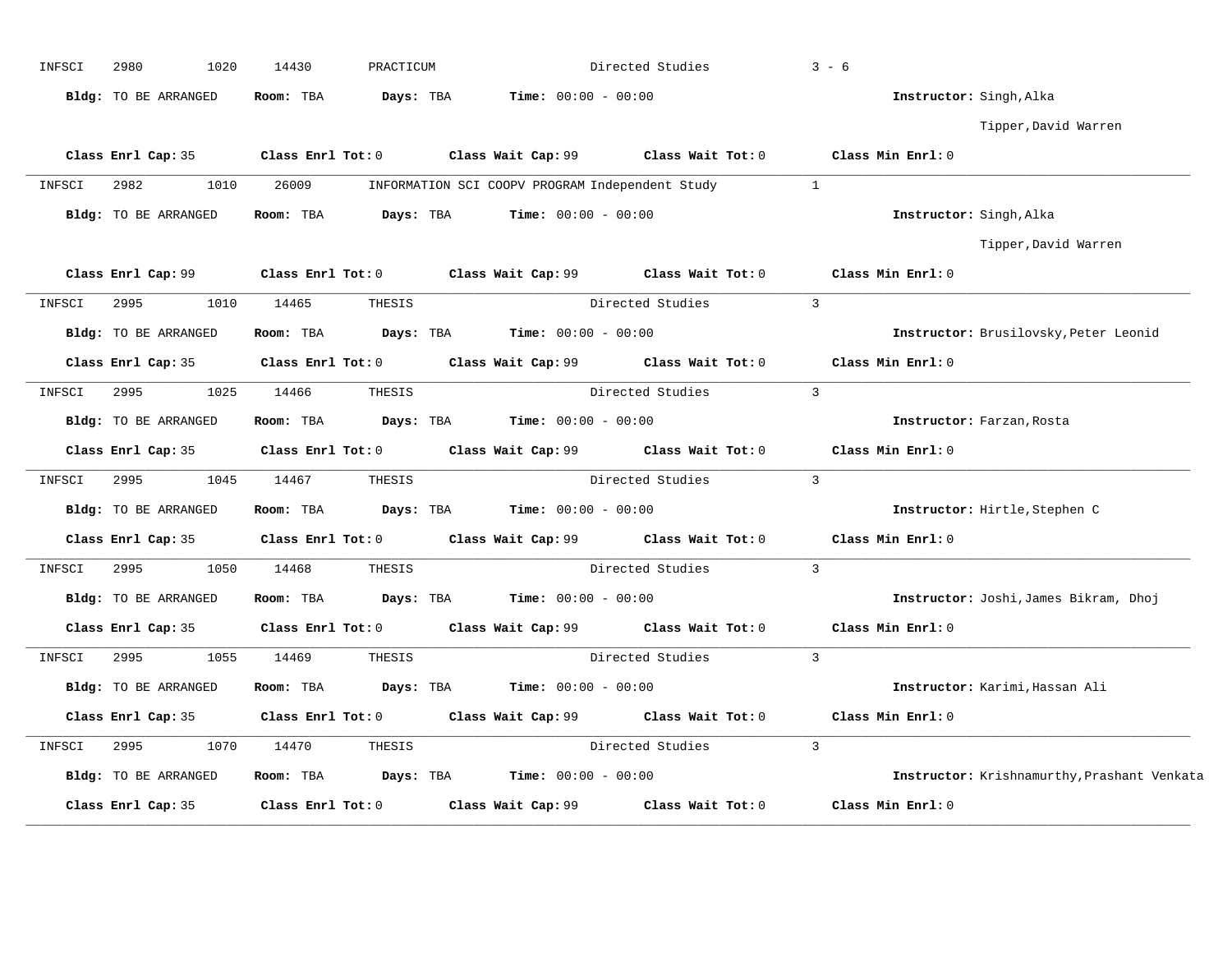INFSCI 2980 1020 14430 PRACTICUM Directed Studies 3 - 6

**Bldg:** TO BE ARRANGED **Room:** TBA **Days:** TBA **Time:** 00:00 - 00:00 **Instructor:** Singh,Alka
Tipper,David Warren

**Class Enrl Cap:** 35 **Class Enrl Tot:** 0 **Class Wait Cap:** 99 **Class Wait Tot:** 0 **Class Min Enrl:** 0

---

INFSCI 2982 1010 26009 INFORMATION SCI COOPV PROGRAM Independent Study 1

**Bldg:** TO BE ARRANGED **Room:** TBA **Days:** TBA **Time:** 00:00 - 00:00 **Instructor:** Singh,Alka
Tipper,David Warren

**Class Enrl Cap:** 99 **Class Enrl Tot:** 0 **Class Wait Cap:** 99 **Class Wait Tot:** 0 **Class Min Enrl:** 0

---

INFSCI 2995 1010 14465 THESIS Directed Studies 3

**Bldg:** TO BE ARRANGED **Room:** TBA **Days:** TBA **Time:** 00:00 - 00:00 **Instructor:** Brusilovsky,Peter Leonid

**Class Enrl Cap:** 35 **Class Enrl Tot:** 0 **Class Wait Cap:** 99 **Class Wait Tot:** 0 **Class Min Enrl:** 0

---

INFSCI 2995 1025 14466 THESIS Directed Studies 3

**Bldg:** TO BE ARRANGED **Room:** TBA **Days:** TBA **Time:** 00:00 - 00:00 **Instructor:** Farzan,Rosta

**Class Enrl Cap:** 35 **Class Enrl Tot:** 0 **Class Wait Cap:** 99 **Class Wait Tot:** 0 **Class Min Enrl:** 0

---

INFSCI 2995 1045 14467 THESIS Directed Studies 3

**Bldg:** TO BE ARRANGED **Room:** TBA **Days:** TBA **Time:** 00:00 - 00:00 **Instructor:** Hirtle,Stephen C

**Class Enrl Cap:** 35 **Class Enrl Tot:** 0 **Class Wait Cap:** 99 **Class Wait Tot:** 0 **Class Min Enrl:** 0

---

INFSCI 2995 1050 14468 THESIS Directed Studies 3

**Bldg:** TO BE ARRANGED **Room:** TBA **Days:** TBA **Time:** 00:00 - 00:00 **Instructor:** Joshi,James Bikram, Dhoj

**Class Enrl Cap:** 35 **Class Enrl Tot:** 0 **Class Wait Cap:** 99 **Class Wait Tot:** 0 **Class Min Enrl:** 0

---

INFSCI 2995 1055 14469 THESIS Directed Studies 3

**Bldg:** TO BE ARRANGED **Room:** TBA **Days:** TBA **Time:** 00:00 - 00:00 **Instructor:** Karimi,Hassan Ali

**Class Enrl Cap:** 35 **Class Enrl Tot:** 0 **Class Wait Cap:** 99 **Class Wait Tot:** 0 **Class Min Enrl:** 0

---

INFSCI 2995 1070 14470 THESIS Directed Studies 3

**Bldg:** TO BE ARRANGED **Room:** TBA **Days:** TBA **Time:** 00:00 - 00:00 **Instructor:** Krishnamurthy,Prashant Venkata

**Class Enrl Cap:** 35 **Class Enrl Tot:** 0 **Class Wait Cap:** 99 **Class Wait Tot:** 0 **Class Min Enrl:** 0

---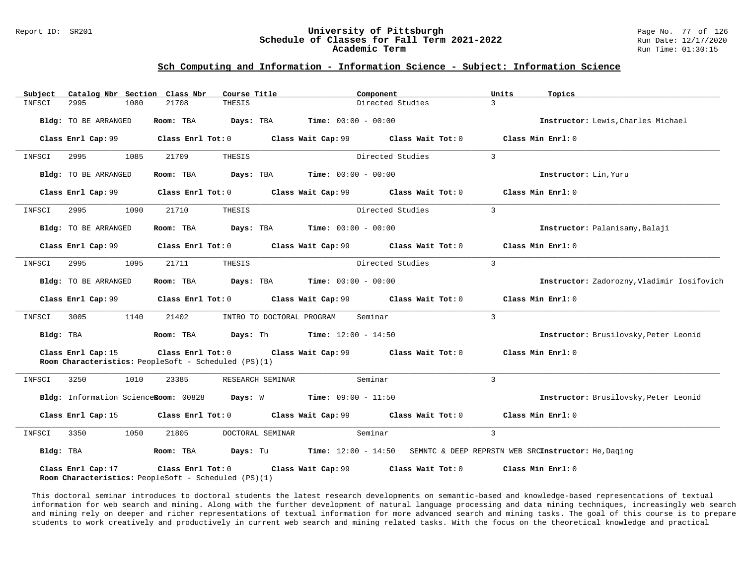## Sch Computing and Information - Information Science - Subject: Information Science

| Subject | Catalog Nbr | Section | Class Nbr | Course Title | Component | Units | Topics |
|---|---|---|---|---|---|---|---|
| INFSCI | 2995 | 1080 | 21708 | THESIS | Directed Studies | 3 | |

**Bldg:** TO BE ARRANGED **Room:** TBA **Days:** TBA **Time:** 00:00 - 00:00 **Instructor:** Lewis,Charles Michael

**Class Enrl Cap:** 99 **Class Enrl Tot:** 0 **Class Wait Cap:** 99 **Class Wait Tot:** 0 **Class Min Enrl:** 0

---

| Subject | Catalog Nbr | Section | Class Nbr | Course Title | Component | Units | Topics |
|---|---|---|---|---|---|---|---|
| INFSCI | 2995 | 1085 | 21709 | THESIS | Directed Studies | 3 | |

**Bldg:** TO BE ARRANGED **Room:** TBA **Days:** TBA **Time:** 00:00 - 00:00 **Instructor:** Lin,Yuru

**Class Enrl Cap:** 99 **Class Enrl Tot:** 0 **Class Wait Cap:** 99 **Class Wait Tot:** 0 **Class Min Enrl:** 0

---

| Subject | Catalog Nbr | Section | Class Nbr | Course Title | Component | Units | Topics |
|---|---|---|---|---|---|---|---|
| INFSCI | 2995 | 1090 | 21710 | THESIS | Directed Studies | 3 | |

**Bldg:** TO BE ARRANGED **Room:** TBA **Days:** TBA **Time:** 00:00 - 00:00 **Instructor:** Palanisamy,Balaji

**Class Enrl Cap:** 99 **Class Enrl Tot:** 0 **Class Wait Cap:** 99 **Class Wait Tot:** 0 **Class Min Enrl:** 0

---

| Subject | Catalog Nbr | Section | Class Nbr | Course Title | Component | Units | Topics |
|---|---|---|---|---|---|---|---|
| INFSCI | 2995 | 1095 | 21711 | THESIS | Directed Studies | 3 | |

**Bldg:** TO BE ARRANGED **Room:** TBA **Days:** TBA **Time:** 00:00 - 00:00 **Instructor:** Zadorozny,Vladimir Iosifovich

**Class Enrl Cap:** 99 **Class Enrl Tot:** 0 **Class Wait Cap:** 99 **Class Wait Tot:** 0 **Class Min Enrl:** 0

---

| Subject | Catalog Nbr | Section | Class Nbr | Course Title | Component | Units | Topics |
|---|---|---|---|---|---|---|---|
| INFSCI | 3005 | 1140 | 21402 | INTRO TO DOCTORAL PROGRAM | Seminar | 3 | |

**Bldg:** TBA **Room:** TBA **Days:** Th **Time:** 12:00 - 14:50 **Instructor:** Brusilovsky,Peter Leonid

**Class Enrl Cap:** 15 **Class Enrl Tot:** 0 **Class Wait Cap:** 99 **Class Wait Tot:** 0 **Class Min Enrl:** 0
**Room Characteristics:** PeopleSoft - Scheduled (PS)(1)

---

| Subject | Catalog Nbr | Section | Class Nbr | Course Title | Component | Units | Topics |
|---|---|---|---|---|---|---|---|
| INFSCI | 3250 | 1010 | 23385 | RESEARCH SEMINAR | Seminar | 3 | |

**Bldg:** Information Science **Room:** 00828 **Days:** W **Time:** 09:00 - 11:50 **Instructor:** Brusilovsky,Peter Leonid

**Class Enrl Cap:** 15 **Class Enrl Tot:** 0 **Class Wait Cap:** 99 **Class Wait Tot:** 0 **Class Min Enrl:** 0

---

| Subject | Catalog Nbr | Section | Class Nbr | Course Title | Component | Units | Topics |
|---|---|---|---|---|---|---|---|
| INFSCI | 3350 | 1050 | 21805 | DOCTORAL SEMINAR | Seminar | 3 | SEMNTC & DEEP REPRSTN WEB SRC |

**Bldg:** TBA **Room:** TBA **Days:** Tu **Time:** 12:00 - 14:50 **Instructor:** He,Daqing

**Class Enrl Cap:** 17 **Class Enrl Tot:** 0 **Class Wait Cap:** 99 **Class Wait Tot:** 0 **Class Min Enrl:** 0
**Room Characteristics:** PeopleSoft - Scheduled (PS)(1)

This doctoral seminar introduces to doctoral students the latest research developments on semantic-based and knowledge-based representations of textual information for web search and mining. Along with the further development of natural language processing and data mining techniques, increasingly web search and mining rely on deeper and richer representations of textual information for more advanced search and mining tasks. The goal of this course is to prepare students to work creatively and productively in current web search and mining related tasks. With the focus on the theoretical knowledge and practical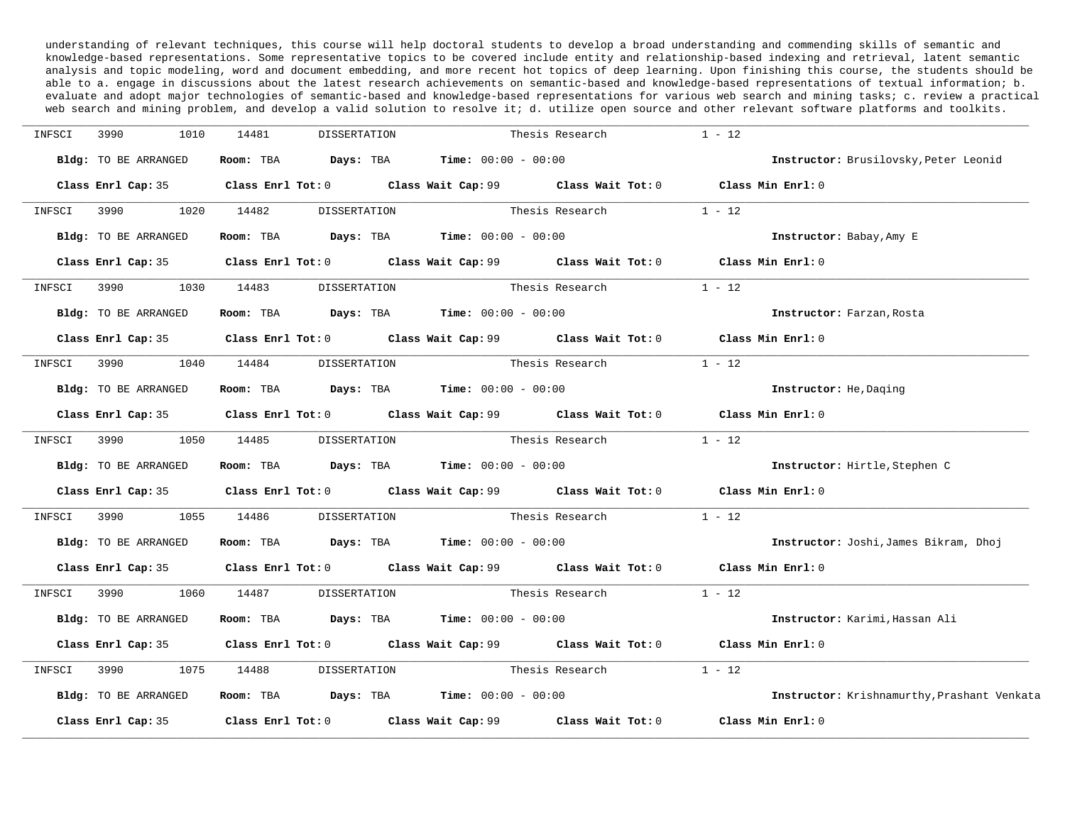understanding of relevant techniques, this course will help doctoral students to develop a broad understanding and commending skills of semantic and knowledge-based representations. Some representative topics to be covered include entity and relationship-based indexing and retrieval, latent semantic analysis and topic modeling, word and document embedding, and more recent hot topics of deep learning. Upon finishing this course, the students should be able to a. engage in discussions about the latest research achievements on semantic-based and knowledge-based representations of textual information; b. evaluate and adopt major technologies of semantic-based and knowledge-based representations for various web search and mining tasks; c. review a practical web search and mining problem, and develop a valid solution to resolve it; d. utilize open source and other relevant software platforms and toolkits.

---

INFSCI 3990 1010 14481 DISSERTATION Thesis Research 1 - 12

**Bldg:** TO BE ARRANGED **Room:** TBA **Days:** TBA **Time:** 00:00 - 00:00 **Instructor:** Brusilovsky,Peter Leonid

**Class Enrl Cap:** 35 **Class Enrl Tot:** 0 **Class Wait Cap:** 99 **Class Wait Tot:** 0 **Class Min Enrl:** 0

---

INFSCI 3990 1020 14482 DISSERTATION Thesis Research 1 - 12

**Bldg:** TO BE ARRANGED **Room:** TBA **Days:** TBA **Time:** 00:00 - 00:00 **Instructor:** Babay,Amy E

**Class Enrl Cap:** 35 **Class Enrl Tot:** 0 **Class Wait Cap:** 99 **Class Wait Tot:** 0 **Class Min Enrl:** 0

---

INFSCI 3990 1030 14483 DISSERTATION Thesis Research 1 - 12

**Bldg:** TO BE ARRANGED **Room:** TBA **Days:** TBA **Time:** 00:00 - 00:00 **Instructor:** Farzan,Rosta

**Class Enrl Cap:** 35 **Class Enrl Tot:** 0 **Class Wait Cap:** 99 **Class Wait Tot:** 0 **Class Min Enrl:** 0

---

INFSCI 3990 1040 14484 DISSERTATION Thesis Research 1 - 12

**Bldg:** TO BE ARRANGED **Room:** TBA **Days:** TBA **Time:** 00:00 - 00:00 **Instructor:** He,Daqing

**Class Enrl Cap:** 35 **Class Enrl Tot:** 0 **Class Wait Cap:** 99 **Class Wait Tot:** 0 **Class Min Enrl:** 0

---

INFSCI 3990 1050 14485 DISSERTATION Thesis Research 1 - 12

**Bldg:** TO BE ARRANGED **Room:** TBA **Days:** TBA **Time:** 00:00 - 00:00 **Instructor:** Hirtle,Stephen C

**Class Enrl Cap:** 35 **Class Enrl Tot:** 0 **Class Wait Cap:** 99 **Class Wait Tot:** 0 **Class Min Enrl:** 0

---

INFSCI 3990 1055 14486 DISSERTATION Thesis Research 1 - 12

**Bldg:** TO BE ARRANGED **Room:** TBA **Days:** TBA **Time:** 00:00 - 00:00 **Instructor:** Joshi,James Bikram, Dhoj

**Class Enrl Cap:** 35 **Class Enrl Tot:** 0 **Class Wait Cap:** 99 **Class Wait Tot:** 0 **Class Min Enrl:** 0

---

INFSCI 3990 1060 14487 DISSERTATION Thesis Research 1 - 12

**Bldg:** TO BE ARRANGED **Room:** TBA **Days:** TBA **Time:** 00:00 - 00:00 **Instructor:** Karimi,Hassan Ali

**Class Enrl Cap:** 35 **Class Enrl Tot:** 0 **Class Wait Cap:** 99 **Class Wait Tot:** 0 **Class Min Enrl:** 0

---

INFSCI 3990 1075 14488 DISSERTATION Thesis Research 1 - 12

**Bldg:** TO BE ARRANGED **Room:** TBA **Days:** TBA **Time:** 00:00 - 00:00 **Instructor:** Krishnamurthy,Prashant Venkata

**Class Enrl Cap:** 35 **Class Enrl Tot:** 0 **Class Wait Cap:** 99 **Class Wait Tot:** 0 **Class Min Enrl:** 0

---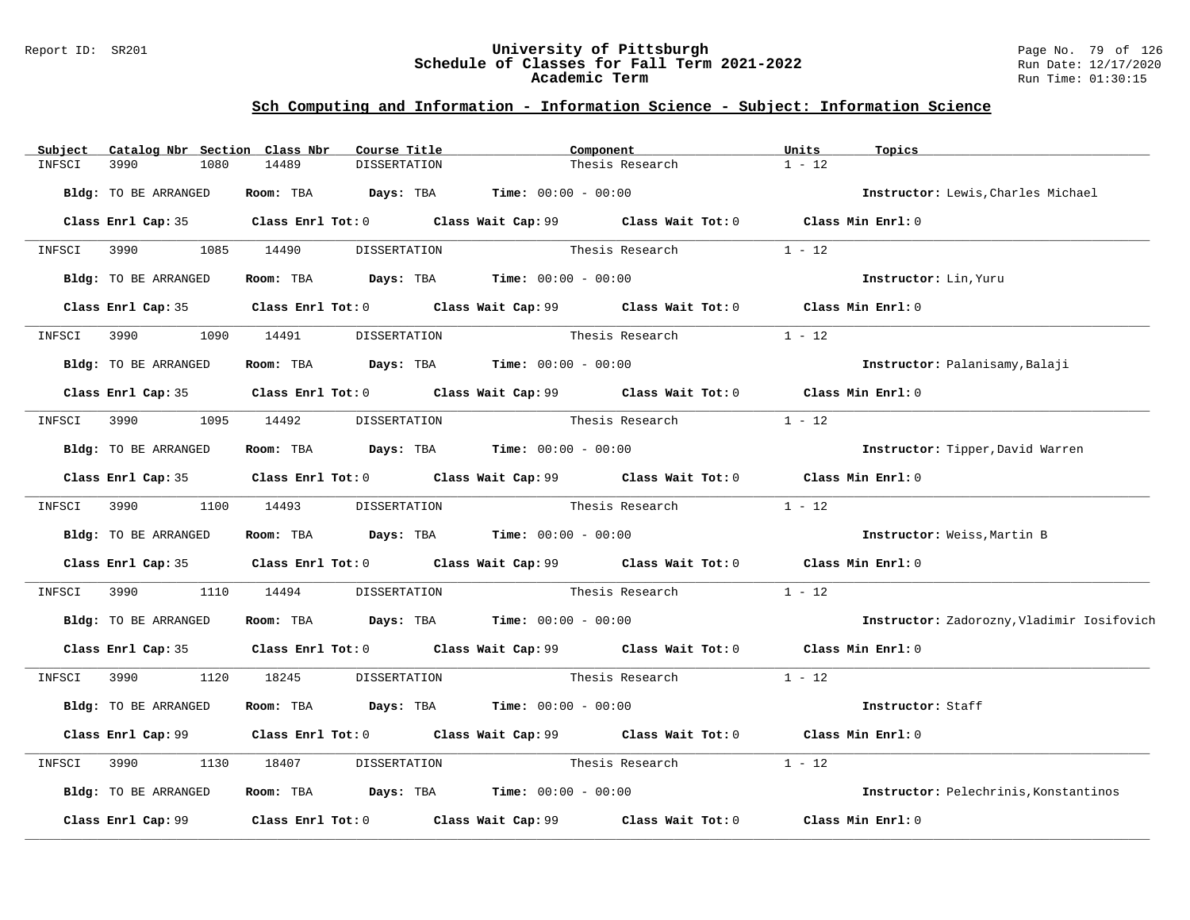## Sch Computing and Information - Information Science - Subject: Information Science

| Subject | Catalog Nbr | Section | Class Nbr | Course Title | Component | Units | Topics |
|---|---|---|---|---|---|---|---|
| INFSCI | 3990 | 1080 | 14489 | DISSERTATION | Thesis Research | 1 - 12 | |

**Bldg:** TO BE ARRANGED **Room:** TBA **Days:** TBA **Time:** 00:00 - 00:00 **Instructor:** Lewis,Charles Michael

**Class Enrl Cap:** 35 **Class Enrl Tot:** 0 **Class Wait Cap:** 99 **Class Wait Tot:** 0 **Class Min Enrl:** 0

| Subject | Catalog Nbr | Section | Class Nbr | Course Title | Component | Units | Topics |
|---|---|---|---|---|---|---|---|
| INFSCI | 3990 | 1085 | 14490 | DISSERTATION | Thesis Research | 1 - 12 | |

**Bldg:** TO BE ARRANGED **Room:** TBA **Days:** TBA **Time:** 00:00 - 00:00 **Instructor:** Lin,Yuru

**Class Enrl Cap:** 35 **Class Enrl Tot:** 0 **Class Wait Cap:** 99 **Class Wait Tot:** 0 **Class Min Enrl:** 0

| Subject | Catalog Nbr | Section | Class Nbr | Course Title | Component | Units | Topics |
|---|---|---|---|---|---|---|---|
| INFSCI | 3990 | 1090 | 14491 | DISSERTATION | Thesis Research | 1 - 12 | |

**Bldg:** TO BE ARRANGED **Room:** TBA **Days:** TBA **Time:** 00:00 - 00:00 **Instructor:** Palanisamy,Balaji

**Class Enrl Cap:** 35 **Class Enrl Tot:** 0 **Class Wait Cap:** 99 **Class Wait Tot:** 0 **Class Min Enrl:** 0

| Subject | Catalog Nbr | Section | Class Nbr | Course Title | Component | Units | Topics |
|---|---|---|---|---|---|---|---|
| INFSCI | 3990 | 1095 | 14492 | DISSERTATION | Thesis Research | 1 - 12 | |

**Bldg:** TO BE ARRANGED **Room:** TBA **Days:** TBA **Time:** 00:00 - 00:00 **Instructor:** Tipper,David Warren

**Class Enrl Cap:** 35 **Class Enrl Tot:** 0 **Class Wait Cap:** 99 **Class Wait Tot:** 0 **Class Min Enrl:** 0

| Subject | Catalog Nbr | Section | Class Nbr | Course Title | Component | Units | Topics |
|---|---|---|---|---|---|---|---|
| INFSCI | 3990 | 1100 | 14493 | DISSERTATION | Thesis Research | 1 - 12 | |

**Bldg:** TO BE ARRANGED **Room:** TBA **Days:** TBA **Time:** 00:00 - 00:00 **Instructor:** Weiss,Martin B

**Class Enrl Cap:** 35 **Class Enrl Tot:** 0 **Class Wait Cap:** 99 **Class Wait Tot:** 0 **Class Min Enrl:** 0

| Subject | Catalog Nbr | Section | Class Nbr | Course Title | Component | Units | Topics |
|---|---|---|---|---|---|---|---|
| INFSCI | 3990 | 1110 | 14494 | DISSERTATION | Thesis Research | 1 - 12 | |

**Bldg:** TO BE ARRANGED **Room:** TBA **Days:** TBA **Time:** 00:00 - 00:00 **Instructor:** Zadorozny,Vladimir Iosifovich

**Class Enrl Cap:** 35 **Class Enrl Tot:** 0 **Class Wait Cap:** 99 **Class Wait Tot:** 0 **Class Min Enrl:** 0

| Subject | Catalog Nbr | Section | Class Nbr | Course Title | Component | Units | Topics |
|---|---|---|---|---|---|---|---|
| INFSCI | 3990 | 1120 | 18245 | DISSERTATION | Thesis Research | 1 - 12 | |

**Bldg:** TO BE ARRANGED **Room:** TBA **Days:** TBA **Time:** 00:00 - 00:00 **Instructor:** Staff

**Class Enrl Cap:** 99 **Class Enrl Tot:** 0 **Class Wait Cap:** 99 **Class Wait Tot:** 0 **Class Min Enrl:** 0

| Subject | Catalog Nbr | Section | Class Nbr | Course Title | Component | Units | Topics |
|---|---|---|---|---|---|---|---|
| INFSCI | 3990 | 1130 | 18407 | DISSERTATION | Thesis Research | 1 - 12 | |

**Bldg:** TO BE ARRANGED **Room:** TBA **Days:** TBA **Time:** 00:00 - 00:00 **Instructor:** Pelechrinis,Konstantinos

**Class Enrl Cap:** 99 **Class Enrl Tot:** 0 **Class Wait Cap:** 99 **Class Wait Tot:** 0 **Class Min Enrl:** 0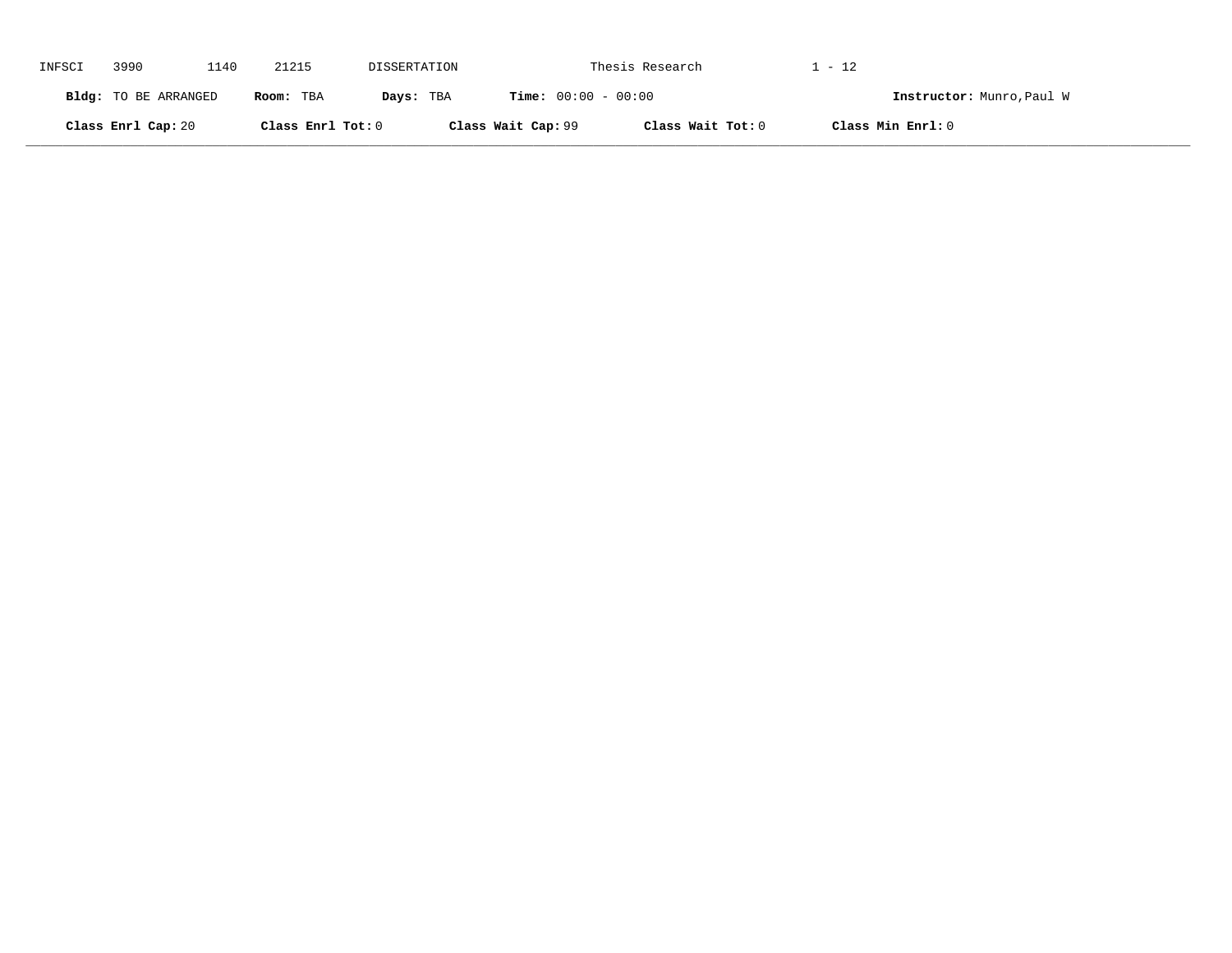INFSCI 3990 1140 21215 DISSERTATION Thesis Research 1 - 12

**Bldg:** TO BE ARRANGED **Room:** TBA **Days:** TBA **Time:** 00:00 - 00:00 **Instructor:** Munro,Paul W

**Class Enrl Cap:** 20 **Class Enrl Tot:** 0 **Class Wait Cap:** 99 **Class Wait Tot:** 0 **Class Min Enrl:** 0

---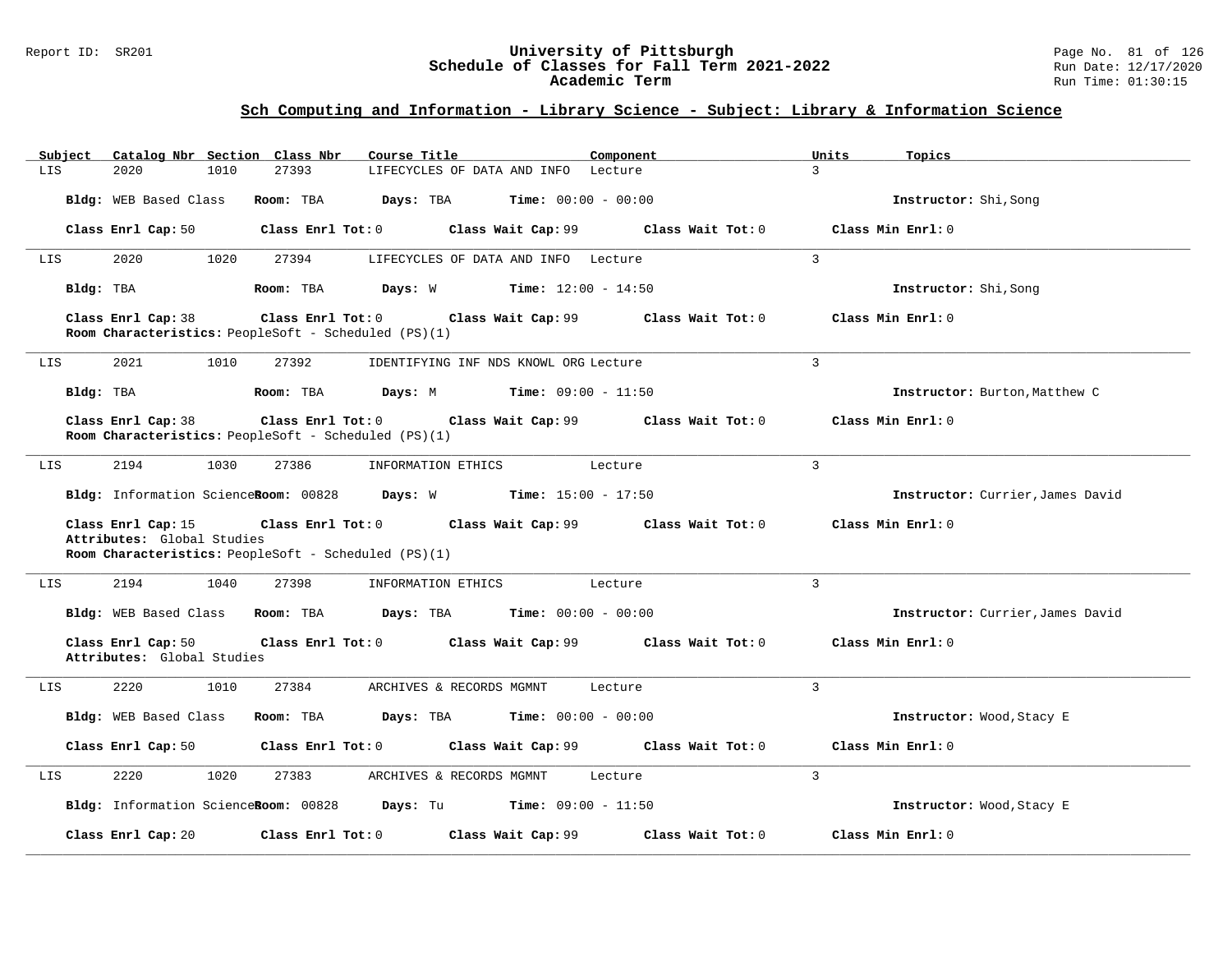## Sch Computing and Information - Library Science - Subject: Library & Information Science

| Subject | Catalog Nbr | Section | Class Nbr | Course Title | Component | Units | Topics |
|---|---|---|---|---|---|---|---|
| LIS | 2020 | 1010 | 27393 | LIFECYCLES OF DATA AND INFO | Lecture | 3 | |

**Bldg:** WEB Based Class **Room:** TBA **Days:** TBA **Time:** 00:00 - 00:00 **Instructor:** Shi,Song

**Class Enrl Cap:** 50 **Class Enrl Tot:** 0 **Class Wait Cap:** 99 **Class Wait Tot:** 0 **Class Min Enrl:** 0

---

| Subject | Catalog Nbr | Section | Class Nbr | Course Title | Component | Units | Topics |
|---|---|---|---|---|---|---|---|
| LIS | 2020 | 1020 | 27394 | LIFECYCLES OF DATA AND INFO | Lecture | 3 | |

**Bldg:** TBA **Room:** TBA **Days:** W **Time:** 12:00 - 14:50 **Instructor:** Shi,Song

**Class Enrl Cap:** 38 **Class Enrl Tot:** 0 **Class Wait Cap:** 99 **Class Wait Tot:** 0 **Class Min Enrl:** 0
**Room Characteristics:** PeopleSoft - Scheduled (PS)(1)

---

| Subject | Catalog Nbr | Section | Class Nbr | Course Title | Component | Units | Topics |
|---|---|---|---|---|---|---|---|
| LIS | 2021 | 1010 | 27392 | IDENTIFYING INF NDS KNOWL ORG | Lecture | 3 | |

**Bldg:** TBA **Room:** TBA **Days:** M **Time:** 09:00 - 11:50 **Instructor:** Burton,Matthew C

**Class Enrl Cap:** 38 **Class Enrl Tot:** 0 **Class Wait Cap:** 99 **Class Wait Tot:** 0 **Class Min Enrl:** 0
**Room Characteristics:** PeopleSoft - Scheduled (PS)(1)

---

| Subject | Catalog Nbr | Section | Class Nbr | Course Title | Component | Units | Topics |
|---|---|---|---|---|---|---|---|
| LIS | 2194 | 1030 | 27386 | INFORMATION ETHICS | Lecture | 3 | |

**Bldg:** Information Science **Room:** 00828 **Days:** W **Time:** 15:00 - 17:50 **Instructor:** Currier,James David

**Class Enrl Cap:** 15 **Class Enrl Tot:** 0 **Class Wait Cap:** 99 **Class Wait Tot:** 0 **Class Min Enrl:** 0
**Attributes:** Global Studies
**Room Characteristics:** PeopleSoft - Scheduled (PS)(1)

---

| Subject | Catalog Nbr | Section | Class Nbr | Course Title | Component | Units | Topics |
|---|---|---|---|---|---|---|---|
| LIS | 2194 | 1040 | 27398 | INFORMATION ETHICS | Lecture | 3 | |

**Bldg:** WEB Based Class **Room:** TBA **Days:** TBA **Time:** 00:00 - 00:00 **Instructor:** Currier,James David

**Class Enrl Cap:** 50 **Class Enrl Tot:** 0 **Class Wait Cap:** 99 **Class Wait Tot:** 0 **Class Min Enrl:** 0
**Attributes:** Global Studies

---

| Subject | Catalog Nbr | Section | Class Nbr | Course Title | Component | Units | Topics |
|---|---|---|---|---|---|---|---|
| LIS | 2220 | 1010 | 27384 | ARCHIVES & RECORDS MGMNT | Lecture | 3 | |

**Bldg:** WEB Based Class **Room:** TBA **Days:** TBA **Time:** 00:00 - 00:00 **Instructor:** Wood,Stacy E

**Class Enrl Cap:** 50 **Class Enrl Tot:** 0 **Class Wait Cap:** 99 **Class Wait Tot:** 0 **Class Min Enrl:** 0

---

| Subject | Catalog Nbr | Section | Class Nbr | Course Title | Component | Units | Topics |
|---|---|---|---|---|---|---|---|
| LIS | 2220 | 1020 | 27383 | ARCHIVES & RECORDS MGMNT | Lecture | 3 | |

**Bldg:** Information Science **Room:** 00828 **Days:** Tu **Time:** 09:00 - 11:50 **Instructor:** Wood,Stacy E

**Class Enrl Cap:** 20 **Class Enrl Tot:** 0 **Class Wait Cap:** 99 **Class Wait Tot:** 0 **Class Min Enrl:** 0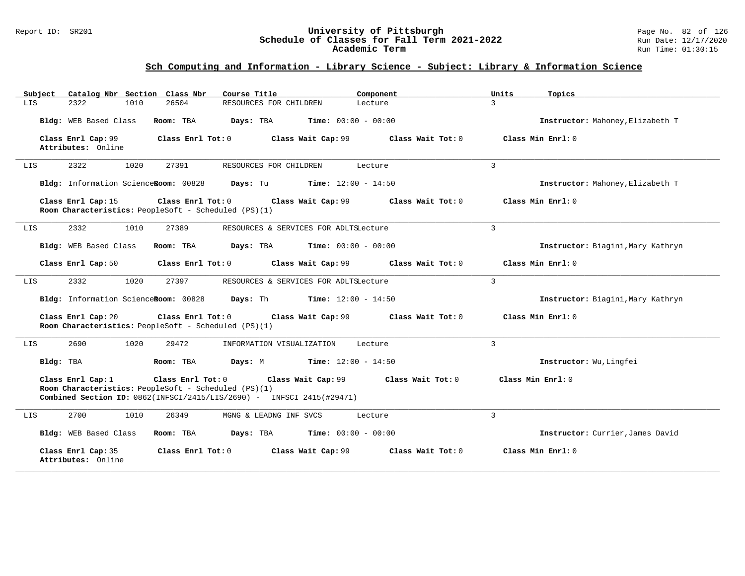## Sch Computing and Information - Library Science - Subject: Library & Information Science

| Subject | Catalog Nbr | Section | Class Nbr | Course Title | Component | Units | Topics |
|---|---|---|---|---|---|---|---|
| LIS | 2322 | 1010 | 26504 | RESOURCES FOR CHILDREN | Lecture | 3 | |

**Bldg:** WEB Based Class **Room:** TBA **Days:** TBA **Time:** 00:00 - 00:00 **Instructor:** Mahoney,Elizabeth T

**Class Enrl Cap:** 99 **Class Enrl Tot:** 0 **Class Wait Cap:** 99 **Class Wait Tot:** 0 **Class Min Enrl:** 0
**Attributes:** Online

---

| Subject | Catalog Nbr | Section | Class Nbr | Course Title | Component | Units | Topics |
|---|---|---|---|---|---|---|---|
| LIS | 2322 | 1020 | 27391 | RESOURCES FOR CHILDREN | Lecture | 3 | |

**Bldg:** Information Science **Room:** 00828 **Days:** Tu **Time:** 12:00 - 14:50 **Instructor:** Mahoney,Elizabeth T

**Class Enrl Cap:** 15 **Class Enrl Tot:** 0 **Class Wait Cap:** 99 **Class Wait Tot:** 0 **Class Min Enrl:** 0
**Room Characteristics:** PeopleSoft - Scheduled (PS)(1)

---

| Subject | Catalog Nbr | Section | Class Nbr | Course Title | Component | Units | Topics |
|---|---|---|---|---|---|---|---|
| LIS | 2332 | 1010 | 27389 | RESOURCES & SERVICES FOR ADLTS | Lecture | 3 | |

**Bldg:** WEB Based Class **Room:** TBA **Days:** TBA **Time:** 00:00 - 00:00 **Instructor:** Biagini,Mary Kathryn

**Class Enrl Cap:** 50 **Class Enrl Tot:** 0 **Class Wait Cap:** 99 **Class Wait Tot:** 0 **Class Min Enrl:** 0

---

| Subject | Catalog Nbr | Section | Class Nbr | Course Title | Component | Units | Topics |
|---|---|---|---|---|---|---|---|
| LIS | 2332 | 1020 | 27397 | RESOURCES & SERVICES FOR ADLTS | Lecture | 3 | |

**Bldg:** Information Science **Room:** 00828 **Days:** Th **Time:** 12:00 - 14:50 **Instructor:** Biagini,Mary Kathryn

**Class Enrl Cap:** 20 **Class Enrl Tot:** 0 **Class Wait Cap:** 99 **Class Wait Tot:** 0 **Class Min Enrl:** 0
**Room Characteristics:** PeopleSoft - Scheduled (PS)(1)

---

| Subject | Catalog Nbr | Section | Class Nbr | Course Title | Component | Units | Topics |
|---|---|---|---|---|---|---|---|
| LIS | 2690 | 1020 | 29472 | INFORMATION VISUALIZATION | Lecture | 3 | |

**Bldg:** TBA **Room:** TBA **Days:** M **Time:** 12:00 - 14:50 **Instructor:** Wu,Lingfei

**Class Enrl Cap:** 1 **Class Enrl Tot:** 0 **Class Wait Cap:** 99 **Class Wait Tot:** 0 **Class Min Enrl:** 0
**Room Characteristics:** PeopleSoft - Scheduled (PS)(1)
**Combined Section ID:** 0862(INFSCI/2415/LIS/2690) - INFSCI 2415(#29471)

---

| Subject | Catalog Nbr | Section | Class Nbr | Course Title | Component | Units | Topics |
|---|---|---|---|---|---|---|---|
| LIS | 2700 | 1010 | 26349 | MGNG & LEADNG INF SVCS | Lecture | 3 | |

**Bldg:** WEB Based Class **Room:** TBA **Days:** TBA **Time:** 00:00 - 00:00 **Instructor:** Currier,James David

**Class Enrl Cap:** 35 **Class Enrl Tot:** 0 **Class Wait Cap:** 99 **Class Wait Tot:** 0 **Class Min Enrl:** 0
**Attributes:** Online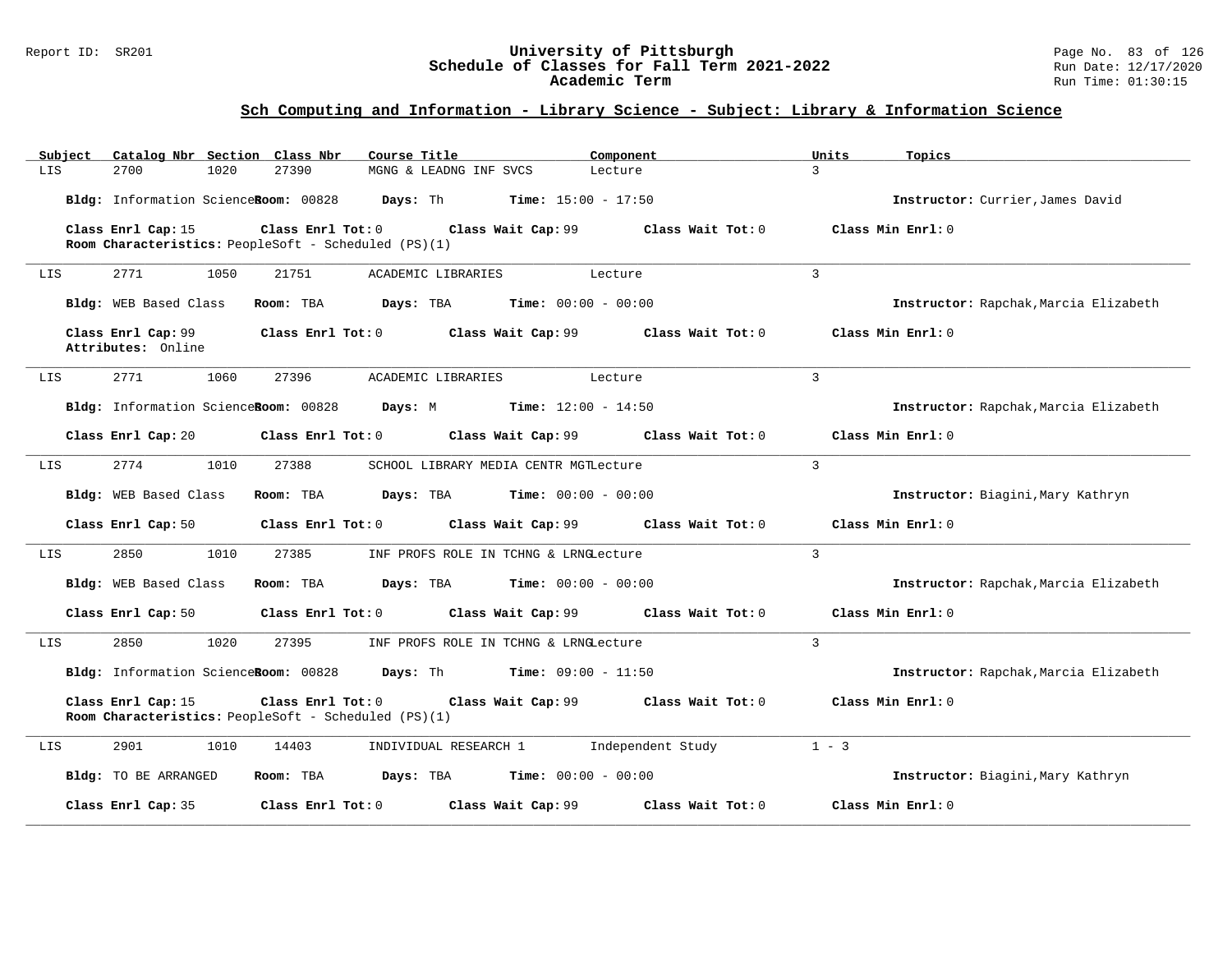## Sch Computing and Information - Library Science - Subject: Library & Information Science

| Subject | Catalog Nbr | Section | Class Nbr | Course Title | Component | Units | Topics |
|---|---|---|---|---|---|---|---|
| LIS | 2700 | 1020 | 27390 | MGNG & LEADNG INF SVCS | Lecture | 3 | |

**Bldg:** Information Sciences **Room:** 00828 **Days:** Th **Time:** 15:00 - 17:50 **Instructor:** Currier,James David

**Class Enrl Cap:** 15 **Class Enrl Tot:** 0 **Class Wait Cap:** 99 **Class Wait Tot:** 0 **Class Min Enrl:** 0

**Room Characteristics:** PeopleSoft - Scheduled (PS)(1)

---

| Subject | Catalog Nbr | Section | Class Nbr | Course Title | Component | Units | Topics |
|---|---|---|---|---|---|---|---|
| LIS | 2771 | 1050 | 21751 | ACADEMIC LIBRARIES | Lecture | 3 | |

**Bldg:** WEB Based Class **Room:** TBA **Days:** TBA **Time:** 00:00 - 00:00 **Instructor:** Rapchak,Marcia Elizabeth

**Class Enrl Cap:** 99 **Class Enrl Tot:** 0 **Class Wait Cap:** 99 **Class Wait Tot:** 0 **Class Min Enrl:** 0

**Attributes:** Online

---

| Subject | Catalog Nbr | Section | Class Nbr | Course Title | Component | Units | Topics |
|---|---|---|---|---|---|---|---|
| LIS | 2771 | 1060 | 27396 | ACADEMIC LIBRARIES | Lecture | 3 | |

**Bldg:** Information Sciences **Room:** 00828 **Days:** M **Time:** 12:00 - 14:50 **Instructor:** Rapchak,Marcia Elizabeth

**Class Enrl Cap:** 20 **Class Enrl Tot:** 0 **Class Wait Cap:** 99 **Class Wait Tot:** 0 **Class Min Enrl:** 0

---

| Subject | Catalog Nbr | Section | Class Nbr | Course Title | Component | Units | Topics |
|---|---|---|---|---|---|---|---|
| LIS | 2774 | 1010 | 27388 | SCHOOL LIBRARY MEDIA CENTR MGT | Lecture | 3 | |

**Bldg:** WEB Based Class **Room:** TBA **Days:** TBA **Time:** 00:00 - 00:00 **Instructor:** Biagini,Mary Kathryn

**Class Enrl Cap:** 50 **Class Enrl Tot:** 0 **Class Wait Cap:** 99 **Class Wait Tot:** 0 **Class Min Enrl:** 0

---

| Subject | Catalog Nbr | Section | Class Nbr | Course Title | Component | Units | Topics |
|---|---|---|---|---|---|---|---|
| LIS | 2850 | 1010 | 27385 | INF PROFS ROLE IN TCHNG & LRNG | Lecture | 3 | |

**Bldg:** WEB Based Class **Room:** TBA **Days:** TBA **Time:** 00:00 - 00:00 **Instructor:** Rapchak,Marcia Elizabeth

**Class Enrl Cap:** 50 **Class Enrl Tot:** 0 **Class Wait Cap:** 99 **Class Wait Tot:** 0 **Class Min Enrl:** 0

---

| Subject | Catalog Nbr | Section | Class Nbr | Course Title | Component | Units | Topics |
|---|---|---|---|---|---|---|---|
| LIS | 2850 | 1020 | 27395 | INF PROFS ROLE IN TCHNG & LRNG | Lecture | 3 | |

**Bldg:** Information Sciences **Room:** 00828 **Days:** Th **Time:** 09:00 - 11:50 **Instructor:** Rapchak,Marcia Elizabeth

**Class Enrl Cap:** 15 **Class Enrl Tot:** 0 **Class Wait Cap:** 99 **Class Wait Tot:** 0 **Class Min Enrl:** 0

**Room Characteristics:** PeopleSoft - Scheduled (PS)(1)

---

| Subject | Catalog Nbr | Section | Class Nbr | Course Title | Component | Units | Topics |
|---|---|---|---|---|---|---|---|
| LIS | 2901 | 1010 | 14403 | INDIVIDUAL RESEARCH 1 | Independent Study | 1 - 3 | |

**Bldg:** TO BE ARRANGED **Room:** TBA **Days:** TBA **Time:** 00:00 - 00:00 **Instructor:** Biagini,Mary Kathryn

**Class Enrl Cap:** 35 **Class Enrl Tot:** 0 **Class Wait Cap:** 99 **Class Wait Tot:** 0 **Class Min Enrl:** 0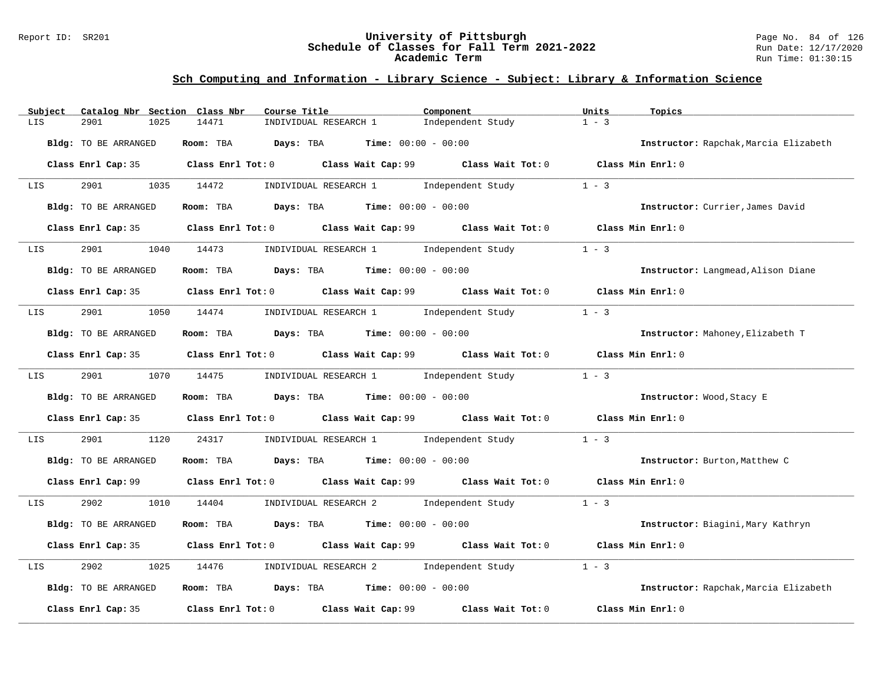## Sch Computing and Information - Library Science - Subject: Library & Information Science

| Subject | Catalog Nbr | Section | Class Nbr | Course Title | Component | Units | Topics |
|---|---|---|---|---|---|---|---|
| LIS | 2901 | 1025 | 14471 | INDIVIDUAL RESEARCH 1 | Independent Study | 1 - 3 | |

**Bldg:** TO BE ARRANGED **Room:** TBA **Days:** TBA **Time:** 00:00 - 00:00 **Instructor:** Rapchak,Marcia Elizabeth

**Class Enrl Cap:** 35 **Class Enrl Tot:** 0 **Class Wait Cap:** 99 **Class Wait Tot:** 0 **Class Min Enrl:** 0

| Subject | Catalog Nbr | Section | Class Nbr | Course Title | Component | Units | Topics |
|---|---|---|---|---|---|---|---|
| LIS | 2901 | 1035 | 14472 | INDIVIDUAL RESEARCH 1 | Independent Study | 1 - 3 | |

**Bldg:** TO BE ARRANGED **Room:** TBA **Days:** TBA **Time:** 00:00 - 00:00 **Instructor:** Currier,James David

**Class Enrl Cap:** 35 **Class Enrl Tot:** 0 **Class Wait Cap:** 99 **Class Wait Tot:** 0 **Class Min Enrl:** 0

| Subject | Catalog Nbr | Section | Class Nbr | Course Title | Component | Units | Topics |
|---|---|---|---|---|---|---|---|
| LIS | 2901 | 1040 | 14473 | INDIVIDUAL RESEARCH 1 | Independent Study | 1 - 3 | |

**Bldg:** TO BE ARRANGED **Room:** TBA **Days:** TBA **Time:** 00:00 - 00:00 **Instructor:** Langmead,Alison Diane

**Class Enrl Cap:** 35 **Class Enrl Tot:** 0 **Class Wait Cap:** 99 **Class Wait Tot:** 0 **Class Min Enrl:** 0

| Subject | Catalog Nbr | Section | Class Nbr | Course Title | Component | Units | Topics |
|---|---|---|---|---|---|---|---|
| LIS | 2901 | 1050 | 14474 | INDIVIDUAL RESEARCH 1 | Independent Study | 1 - 3 | |

**Bldg:** TO BE ARRANGED **Room:** TBA **Days:** TBA **Time:** 00:00 - 00:00 **Instructor:** Mahoney,Elizabeth T

**Class Enrl Cap:** 35 **Class Enrl Tot:** 0 **Class Wait Cap:** 99 **Class Wait Tot:** 0 **Class Min Enrl:** 0

| Subject | Catalog Nbr | Section | Class Nbr | Course Title | Component | Units | Topics |
|---|---|---|---|---|---|---|---|
| LIS | 2901 | 1070 | 14475 | INDIVIDUAL RESEARCH 1 | Independent Study | 1 - 3 | |

**Bldg:** TO BE ARRANGED **Room:** TBA **Days:** TBA **Time:** 00:00 - 00:00 **Instructor:** Wood,Stacy E

**Class Enrl Cap:** 35 **Class Enrl Tot:** 0 **Class Wait Cap:** 99 **Class Wait Tot:** 0 **Class Min Enrl:** 0

| Subject | Catalog Nbr | Section | Class Nbr | Course Title | Component | Units | Topics |
|---|---|---|---|---|---|---|---|
| LIS | 2901 | 1120 | 24317 | INDIVIDUAL RESEARCH 1 | Independent Study | 1 - 3 | |

**Bldg:** TO BE ARRANGED **Room:** TBA **Days:** TBA **Time:** 00:00 - 00:00 **Instructor:** Burton,Matthew C

**Class Enrl Cap:** 99 **Class Enrl Tot:** 0 **Class Wait Cap:** 99 **Class Wait Tot:** 0 **Class Min Enrl:** 0

| Subject | Catalog Nbr | Section | Class Nbr | Course Title | Component | Units | Topics |
|---|---|---|---|---|---|---|---|
| LIS | 2902 | 1010 | 14404 | INDIVIDUAL RESEARCH 2 | Independent Study | 1 - 3 | |

**Bldg:** TO BE ARRANGED **Room:** TBA **Days:** TBA **Time:** 00:00 - 00:00 **Instructor:** Biagini,Mary Kathryn

**Class Enrl Cap:** 35 **Class Enrl Tot:** 0 **Class Wait Cap:** 99 **Class Wait Tot:** 0 **Class Min Enrl:** 0

| Subject | Catalog Nbr | Section | Class Nbr | Course Title | Component | Units | Topics |
|---|---|---|---|---|---|---|---|
| LIS | 2902 | 1025 | 14476 | INDIVIDUAL RESEARCH 2 | Independent Study | 1 - 3 | |

**Bldg:** TO BE ARRANGED **Room:** TBA **Days:** TBA **Time:** 00:00 - 00:00 **Instructor:** Rapchak,Marcia Elizabeth

**Class Enrl Cap:** 35 **Class Enrl Tot:** 0 **Class Wait Cap:** 99 **Class Wait Tot:** 0 **Class Min Enrl:** 0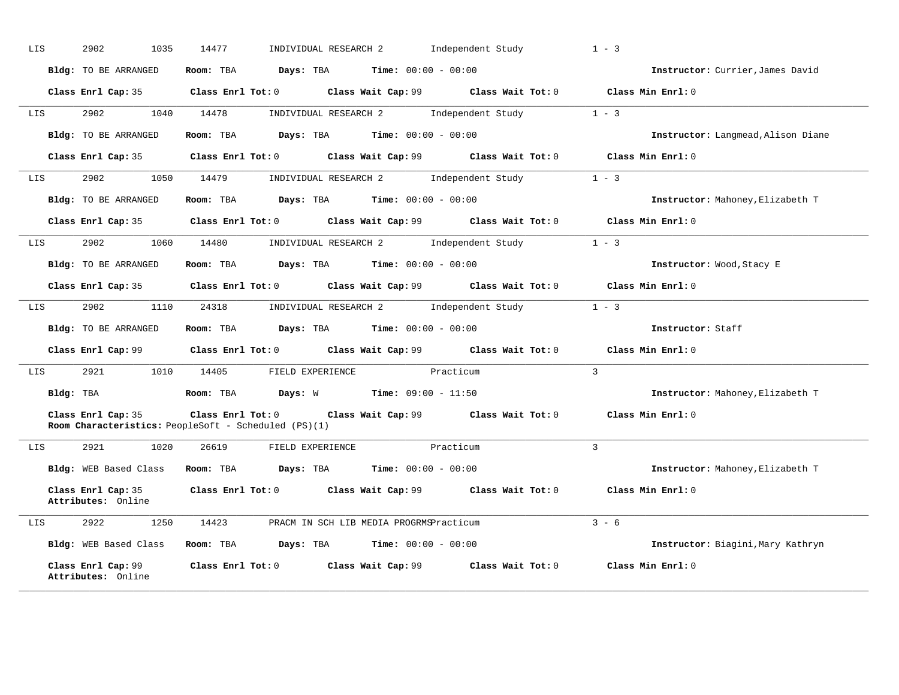LIS 2902 1035 14477 INDIVIDUAL RESEARCH 2 Independent Study 1 - 3

**Bldg:** TO BE ARRANGED **Room:** TBA **Days:** TBA **Time:** 00:00 - 00:00 **Instructor:** Currier,James David

**Class Enrl Cap:** 35 **Class Enrl Tot:** 0 **Class Wait Cap:** 99 **Class Wait Tot:** 0 **Class Min Enrl:** 0

---

LIS 2902 1040 14478 INDIVIDUAL RESEARCH 2 Independent Study 1 - 3

**Bldg:** TO BE ARRANGED **Room:** TBA **Days:** TBA **Time:** 00:00 - 00:00 **Instructor:** Langmead,Alison Diane

**Class Enrl Cap:** 35 **Class Enrl Tot:** 0 **Class Wait Cap:** 99 **Class Wait Tot:** 0 **Class Min Enrl:** 0

---

LIS 2902 1050 14479 INDIVIDUAL RESEARCH 2 Independent Study 1 - 3

**Bldg:** TO BE ARRANGED **Room:** TBA **Days:** TBA **Time:** 00:00 - 00:00 **Instructor:** Mahoney,Elizabeth T

**Class Enrl Cap:** 35 **Class Enrl Tot:** 0 **Class Wait Cap:** 99 **Class Wait Tot:** 0 **Class Min Enrl:** 0

---

LIS 2902 1060 14480 INDIVIDUAL RESEARCH 2 Independent Study 1 - 3

**Bldg:** TO BE ARRANGED **Room:** TBA **Days:** TBA **Time:** 00:00 - 00:00 **Instructor:** Wood,Stacy E

**Class Enrl Cap:** 35 **Class Enrl Tot:** 0 **Class Wait Cap:** 99 **Class Wait Tot:** 0 **Class Min Enrl:** 0

---

LIS 2902 1110 24318 INDIVIDUAL RESEARCH 2 Independent Study 1 - 3

**Bldg:** TO BE ARRANGED **Room:** TBA **Days:** TBA **Time:** 00:00 - 00:00 **Instructor:** Staff

**Class Enrl Cap:** 99 **Class Enrl Tot:** 0 **Class Wait Cap:** 99 **Class Wait Tot:** 0 **Class Min Enrl:** 0

---

LIS 2921 1010 14405 FIELD EXPERIENCE Practicum 3

**Bldg:** TBA **Room:** TBA **Days:** W **Time:** 09:00 - 11:50 **Instructor:** Mahoney,Elizabeth T

**Class Enrl Cap:** 35 **Class Enrl Tot:** 0 **Class Wait Cap:** 99 **Class Wait Tot:** 0 **Class Min Enrl:** 0
**Room Characteristics:** PeopleSoft - Scheduled (PS)(1)

---

LIS 2921 1020 26619 FIELD EXPERIENCE Practicum 3

**Bldg:** WEB Based Class **Room:** TBA **Days:** TBA **Time:** 00:00 - 00:00 **Instructor:** Mahoney,Elizabeth T

**Class Enrl Cap:** 35 **Class Enrl Tot:** 0 **Class Wait Cap:** 99 **Class Wait Tot:** 0 **Class Min Enrl:** 0
**Attributes:** Online

---

LIS 2922 1250 14423 PRACM IN SCH LIB MEDIA PROGRMS Practicum 3 - 6

**Bldg:** WEB Based Class **Room:** TBA **Days:** TBA **Time:** 00:00 - 00:00 **Instructor:** Biagini,Mary Kathryn

**Class Enrl Cap:** 99 **Class Enrl Tot:** 0 **Class Wait Cap:** 99 **Class Wait Tot:** 0 **Class Min Enrl:** 0
**Attributes:** Online

---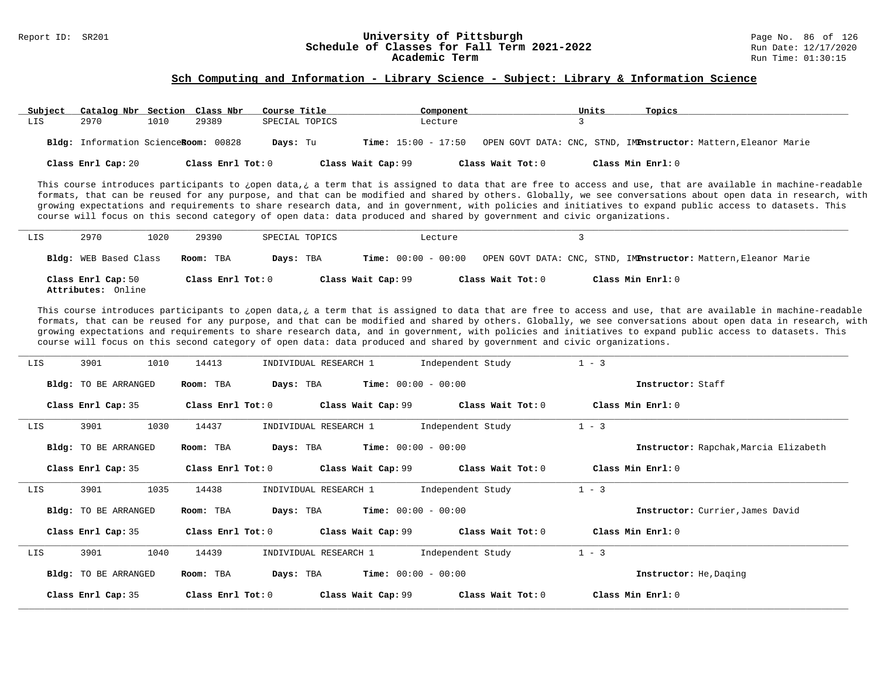## Sch Computing and Information - Library Science - Subject: Library & Information Science

| Subject | Catalog Nbr | Section | Class Nbr | Course Title | Component | Units | Topics |
|---|---|---|---|---|---|---|---|
| LIS | 2970 | 1010 | 29389 | SPECIAL TOPICS | Lecture | 3 | |

**Bldg:** Information Science **Room:** 00828 **Days:** Tu **Time:** 15:00 - 17:50 OPEN GOVT DATA: CNC, STND, IMP **Instructor:** Mattern,Eleanor Marie

**Class Enrl Cap:** 20 **Class Enrl Tot:** 0 **Class Wait Cap:** 99 **Class Wait Tot:** 0 **Class Min Enrl:** 0

This course introduces participants to ¿open data,¿ a term that is assigned to data that are free to access and use, that are available in machine-readable formats, that can be reused for any purpose, and that can be modified and shared by others. Globally, we see conversations about open data in research, with growing expectations and requirements to share research data, and in government, with policies and initiatives to expand public access to datasets. This course will focus on this second category of open data: data produced and shared by government and civic organizations.

---

| Subject | Catalog Nbr | Section | Class Nbr | Course Title | Component | Units |
|---|---|---|---|---|---|---|
| LIS | 2970 | 1020 | 29390 | SPECIAL TOPICS | Lecture | 3 |

**Bldg:** WEB Based Class **Room:** TBA **Days:** TBA **Time:** 00:00 - 00:00 OPEN GOVT DATA: CNC, STND, IMP **Instructor:** Mattern,Eleanor Marie

**Class Enrl Cap:** 50 **Class Enrl Tot:** 0 **Class Wait Cap:** 99 **Class Wait Tot:** 0 **Class Min Enrl:** 0
**Attributes:** Online

This course introduces participants to ¿open data,¿ a term that is assigned to data that are free to access and use, that are available in machine-readable formats, that can be reused for any purpose, and that can be modified and shared by others. Globally, we see conversations about open data in research, with growing expectations and requirements to share research data, and in government, with policies and initiatives to expand public access to datasets. This course will focus on this second category of open data: data produced and shared by government and civic organizations.

---

| Subject | Catalog Nbr | Section | Class Nbr | Course Title | Component | Units |
|---|---|---|---|---|---|---|
| LIS | 3901 | 1010 | 14413 | INDIVIDUAL RESEARCH 1 | Independent Study | 1 - 3 |

**Bldg:** TO BE ARRANGED **Room:** TBA **Days:** TBA **Time:** 00:00 - 00:00 **Instructor:** Staff

**Class Enrl Cap:** 35 **Class Enrl Tot:** 0 **Class Wait Cap:** 99 **Class Wait Tot:** 0 **Class Min Enrl:** 0

---

| Subject | Catalog Nbr | Section | Class Nbr | Course Title | Component | Units |
|---|---|---|---|---|---|---|
| LIS | 3901 | 1030 | 14437 | INDIVIDUAL RESEARCH 1 | Independent Study | 1 - 3 |

**Bldg:** TO BE ARRANGED **Room:** TBA **Days:** TBA **Time:** 00:00 - 00:00 **Instructor:** Rapchak,Marcia Elizabeth

**Class Enrl Cap:** 35 **Class Enrl Tot:** 0 **Class Wait Cap:** 99 **Class Wait Tot:** 0 **Class Min Enrl:** 0

---

| Subject | Catalog Nbr | Section | Class Nbr | Course Title | Component | Units |
|---|---|---|---|---|---|---|
| LIS | 3901 | 1035 | 14438 | INDIVIDUAL RESEARCH 1 | Independent Study | 1 - 3 |

**Bldg:** TO BE ARRANGED **Room:** TBA **Days:** TBA **Time:** 00:00 - 00:00 **Instructor:** Currier,James David

**Class Enrl Cap:** 35 **Class Enrl Tot:** 0 **Class Wait Cap:** 99 **Class Wait Tot:** 0 **Class Min Enrl:** 0

---

| Subject | Catalog Nbr | Section | Class Nbr | Course Title | Component | Units |
|---|---|---|---|---|---|---|
| LIS | 3901 | 1040 | 14439 | INDIVIDUAL RESEARCH 1 | Independent Study | 1 - 3 |

**Bldg:** TO BE ARRANGED **Room:** TBA **Days:** TBA **Time:** 00:00 - 00:00 **Instructor:** He,Daqing

**Class Enrl Cap:** 35 **Class Enrl Tot:** 0 **Class Wait Cap:** 99 **Class Wait Tot:** 0 **Class Min Enrl:** 0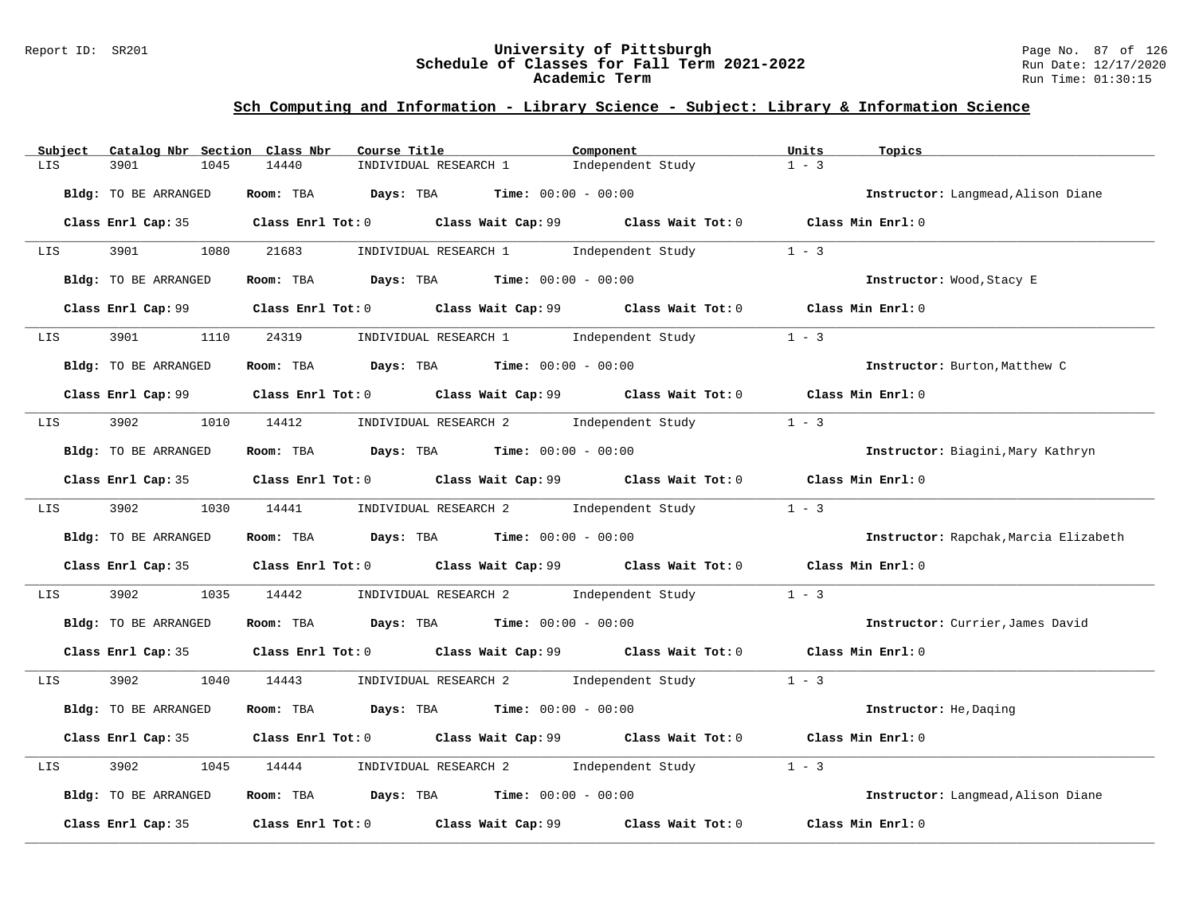## Sch Computing and Information - Library Science - Subject: Library & Information Science

| Subject | Catalog Nbr | Section | Class Nbr | Course Title | Component | Units | Topics |
|---|---|---|---|---|---|---|---|
| LIS | 3901 | 1045 | 14440 | INDIVIDUAL RESEARCH 1 | Independent Study | 1 - 3 | |

**Bldg:** TO BE ARRANGED **Room:** TBA **Days:** TBA **Time:** 00:00 - 00:00 **Instructor:** Langmead,Alison Diane

**Class Enrl Cap:** 35 **Class Enrl Tot:** 0 **Class Wait Cap:** 99 **Class Wait Tot:** 0 **Class Min Enrl:** 0

| Subject | Catalog Nbr | Section | Class Nbr | Course Title | Component | Units | Topics |
|---|---|---|---|---|---|---|---|
| LIS | 3901 | 1080 | 21683 | INDIVIDUAL RESEARCH 1 | Independent Study | 1 - 3 | |

**Bldg:** TO BE ARRANGED **Room:** TBA **Days:** TBA **Time:** 00:00 - 00:00 **Instructor:** Wood,Stacy E

**Class Enrl Cap:** 99 **Class Enrl Tot:** 0 **Class Wait Cap:** 99 **Class Wait Tot:** 0 **Class Min Enrl:** 0

| Subject | Catalog Nbr | Section | Class Nbr | Course Title | Component | Units | Topics |
|---|---|---|---|---|---|---|---|
| LIS | 3901 | 1110 | 24319 | INDIVIDUAL RESEARCH 1 | Independent Study | 1 - 3 | |

**Bldg:** TO BE ARRANGED **Room:** TBA **Days:** TBA **Time:** 00:00 - 00:00 **Instructor:** Burton,Matthew C

**Class Enrl Cap:** 99 **Class Enrl Tot:** 0 **Class Wait Cap:** 99 **Class Wait Tot:** 0 **Class Min Enrl:** 0

| Subject | Catalog Nbr | Section | Class Nbr | Course Title | Component | Units | Topics |
|---|---|---|---|---|---|---|---|
| LIS | 3902 | 1010 | 14412 | INDIVIDUAL RESEARCH 2 | Independent Study | 1 - 3 | |

**Bldg:** TO BE ARRANGED **Room:** TBA **Days:** TBA **Time:** 00:00 - 00:00 **Instructor:** Biagini,Mary Kathryn

**Class Enrl Cap:** 35 **Class Enrl Tot:** 0 **Class Wait Cap:** 99 **Class Wait Tot:** 0 **Class Min Enrl:** 0

| Subject | Catalog Nbr | Section | Class Nbr | Course Title | Component | Units | Topics |
|---|---|---|---|---|---|---|---|
| LIS | 3902 | 1030 | 14441 | INDIVIDUAL RESEARCH 2 | Independent Study | 1 - 3 | |

**Bldg:** TO BE ARRANGED **Room:** TBA **Days:** TBA **Time:** 00:00 - 00:00 **Instructor:** Rapchak,Marcia Elizabeth

**Class Enrl Cap:** 35 **Class Enrl Tot:** 0 **Class Wait Cap:** 99 **Class Wait Tot:** 0 **Class Min Enrl:** 0

| Subject | Catalog Nbr | Section | Class Nbr | Course Title | Component | Units | Topics |
|---|---|---|---|---|---|---|---|
| LIS | 3902 | 1035 | 14442 | INDIVIDUAL RESEARCH 2 | Independent Study | 1 - 3 | |

**Bldg:** TO BE ARRANGED **Room:** TBA **Days:** TBA **Time:** 00:00 - 00:00 **Instructor:** Currier,James David

**Class Enrl Cap:** 35 **Class Enrl Tot:** 0 **Class Wait Cap:** 99 **Class Wait Tot:** 0 **Class Min Enrl:** 0

| Subject | Catalog Nbr | Section | Class Nbr | Course Title | Component | Units | Topics |
|---|---|---|---|---|---|---|---|
| LIS | 3902 | 1040 | 14443 | INDIVIDUAL RESEARCH 2 | Independent Study | 1 - 3 | |

**Bldg:** TO BE ARRANGED **Room:** TBA **Days:** TBA **Time:** 00:00 - 00:00 **Instructor:** He,Daqing

**Class Enrl Cap:** 35 **Class Enrl Tot:** 0 **Class Wait Cap:** 99 **Class Wait Tot:** 0 **Class Min Enrl:** 0

| Subject | Catalog Nbr | Section | Class Nbr | Course Title | Component | Units | Topics |
|---|---|---|---|---|---|---|---|
| LIS | 3902 | 1045 | 14444 | INDIVIDUAL RESEARCH 2 | Independent Study | 1 - 3 | |

**Bldg:** TO BE ARRANGED **Room:** TBA **Days:** TBA **Time:** 00:00 - 00:00 **Instructor:** Langmead,Alison Diane

**Class Enrl Cap:** 35 **Class Enrl Tot:** 0 **Class Wait Cap:** 99 **Class Wait Tot:** 0 **Class Min Enrl:** 0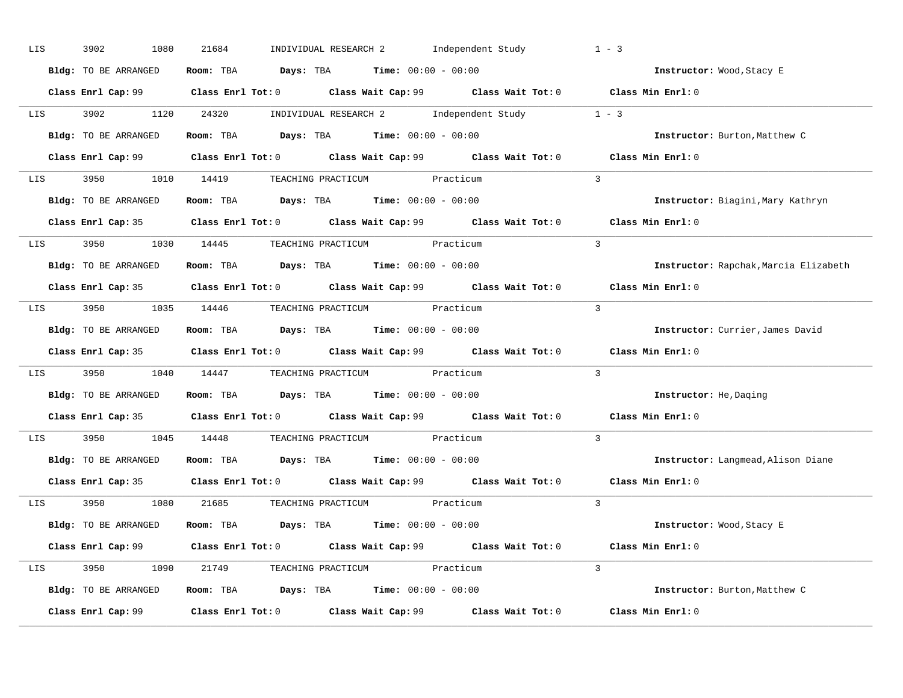LIS 3902 1080 21684 INDIVIDUAL RESEARCH 2 Independent Study 1 - 3

**Bldg:** TO BE ARRANGED **Room:** TBA **Days:** TBA **Time:** 00:00 - 00:00 **Instructor:** Wood,Stacy E

**Class Enrl Cap:** 99 **Class Enrl Tot:** 0 **Class Wait Cap:** 99 **Class Wait Tot:** 0 **Class Min Enrl:** 0

---

LIS 3902 1120 24320 INDIVIDUAL RESEARCH 2 Independent Study 1 - 3

**Bldg:** TO BE ARRANGED **Room:** TBA **Days:** TBA **Time:** 00:00 - 00:00 **Instructor:** Burton,Matthew C

**Class Enrl Cap:** 99 **Class Enrl Tot:** 0 **Class Wait Cap:** 99 **Class Wait Tot:** 0 **Class Min Enrl:** 0

---

LIS 3950 1010 14419 TEACHING PRACTICUM Practicum 3

**Bldg:** TO BE ARRANGED **Room:** TBA **Days:** TBA **Time:** 00:00 - 00:00 **Instructor:** Biagini,Mary Kathryn

**Class Enrl Cap:** 35 **Class Enrl Tot:** 0 **Class Wait Cap:** 99 **Class Wait Tot:** 0 **Class Min Enrl:** 0

---

LIS 3950 1030 14445 TEACHING PRACTICUM Practicum 3

**Bldg:** TO BE ARRANGED **Room:** TBA **Days:** TBA **Time:** 00:00 - 00:00 **Instructor:** Rapchak,Marcia Elizabeth

**Class Enrl Cap:** 35 **Class Enrl Tot:** 0 **Class Wait Cap:** 99 **Class Wait Tot:** 0 **Class Min Enrl:** 0

---

LIS 3950 1035 14446 TEACHING PRACTICUM Practicum 3

**Bldg:** TO BE ARRANGED **Room:** TBA **Days:** TBA **Time:** 00:00 - 00:00 **Instructor:** Currier,James David

**Class Enrl Cap:** 35 **Class Enrl Tot:** 0 **Class Wait Cap:** 99 **Class Wait Tot:** 0 **Class Min Enrl:** 0

---

LIS 3950 1040 14447 TEACHING PRACTICUM Practicum 3

**Bldg:** TO BE ARRANGED **Room:** TBA **Days:** TBA **Time:** 00:00 - 00:00 **Instructor:** He,Daqing

**Class Enrl Cap:** 35 **Class Enrl Tot:** 0 **Class Wait Cap:** 99 **Class Wait Tot:** 0 **Class Min Enrl:** 0

---

LIS 3950 1045 14448 TEACHING PRACTICUM Practicum 3

**Bldg:** TO BE ARRANGED **Room:** TBA **Days:** TBA **Time:** 00:00 - 00:00 **Instructor:** Langmead,Alison Diane

**Class Enrl Cap:** 35 **Class Enrl Tot:** 0 **Class Wait Cap:** 99 **Class Wait Tot:** 0 **Class Min Enrl:** 0

---

LIS 3950 1080 21685 TEACHING PRACTICUM Practicum 3

**Bldg:** TO BE ARRANGED **Room:** TBA **Days:** TBA **Time:** 00:00 - 00:00 **Instructor:** Wood,Stacy E

**Class Enrl Cap:** 99 **Class Enrl Tot:** 0 **Class Wait Cap:** 99 **Class Wait Tot:** 0 **Class Min Enrl:** 0

---

LIS 3950 1090 21749 TEACHING PRACTICUM Practicum 3

**Bldg:** TO BE ARRANGED **Room:** TBA **Days:** TBA **Time:** 00:00 - 00:00 **Instructor:** Burton,Matthew C

**Class Enrl Cap:** 99 **Class Enrl Tot:** 0 **Class Wait Cap:** 99 **Class Wait Tot:** 0 **Class Min Enrl:** 0

---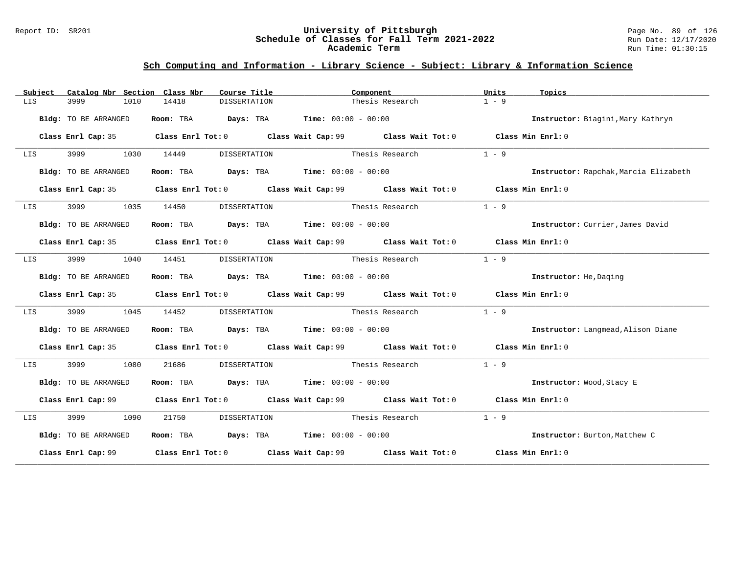## Sch Computing and Information - Library Science - Subject: Library & Information Science

| Subject | Catalog Nbr | Section | Class Nbr | Course Title | Component | Units | Topics |
|---|---|---|---|---|---|---|---|
| LIS | 3999 | 1010 | 14418 | DISSERTATION | Thesis Research | 1 - 9 | |

**Bldg:** TO BE ARRANGED **Room:** TBA **Days:** TBA **Time:** 00:00 - 00:00 **Instructor:** Biagini,Mary Kathryn

**Class Enrl Cap:** 35 **Class Enrl Tot:** 0 **Class Wait Cap:** 99 **Class Wait Tot:** 0 **Class Min Enrl:** 0

| Subject | Catalog Nbr | Section | Class Nbr | Course Title | Component | Units | Topics |
|---|---|---|---|---|---|---|---|
| LIS | 3999 | 1030 | 14449 | DISSERTATION | Thesis Research | 1 - 9 | |

**Bldg:** TO BE ARRANGED **Room:** TBA **Days:** TBA **Time:** 00:00 - 00:00 **Instructor:** Rapchak,Marcia Elizabeth

**Class Enrl Cap:** 35 **Class Enrl Tot:** 0 **Class Wait Cap:** 99 **Class Wait Tot:** 0 **Class Min Enrl:** 0

| Subject | Catalog Nbr | Section | Class Nbr | Course Title | Component | Units | Topics |
|---|---|---|---|---|---|---|---|
| LIS | 3999 | 1035 | 14450 | DISSERTATION | Thesis Research | 1 - 9 | |

**Bldg:** TO BE ARRANGED **Room:** TBA **Days:** TBA **Time:** 00:00 - 00:00 **Instructor:** Currier,James David

**Class Enrl Cap:** 35 **Class Enrl Tot:** 0 **Class Wait Cap:** 99 **Class Wait Tot:** 0 **Class Min Enrl:** 0

| Subject | Catalog Nbr | Section | Class Nbr | Course Title | Component | Units | Topics |
|---|---|---|---|---|---|---|---|
| LIS | 3999 | 1040 | 14451 | DISSERTATION | Thesis Research | 1 - 9 | |

**Bldg:** TO BE ARRANGED **Room:** TBA **Days:** TBA **Time:** 00:00 - 00:00 **Instructor:** He,Daqing

**Class Enrl Cap:** 35 **Class Enrl Tot:** 0 **Class Wait Cap:** 99 **Class Wait Tot:** 0 **Class Min Enrl:** 0

| Subject | Catalog Nbr | Section | Class Nbr | Course Title | Component | Units | Topics |
|---|---|---|---|---|---|---|---|
| LIS | 3999 | 1045 | 14452 | DISSERTATION | Thesis Research | 1 - 9 | |

**Bldg:** TO BE ARRANGED **Room:** TBA **Days:** TBA **Time:** 00:00 - 00:00 **Instructor:** Langmead,Alison Diane

**Class Enrl Cap:** 35 **Class Enrl Tot:** 0 **Class Wait Cap:** 99 **Class Wait Tot:** 0 **Class Min Enrl:** 0

| Subject | Catalog Nbr | Section | Class Nbr | Course Title | Component | Units | Topics |
|---|---|---|---|---|---|---|---|
| LIS | 3999 | 1080 | 21686 | DISSERTATION | Thesis Research | 1 - 9 | |

**Bldg:** TO BE ARRANGED **Room:** TBA **Days:** TBA **Time:** 00:00 - 00:00 **Instructor:** Wood,Stacy E

**Class Enrl Cap:** 99 **Class Enrl Tot:** 0 **Class Wait Cap:** 99 **Class Wait Tot:** 0 **Class Min Enrl:** 0

| Subject | Catalog Nbr | Section | Class Nbr | Course Title | Component | Units | Topics |
|---|---|---|---|---|---|---|---|
| LIS | 3999 | 1090 | 21750 | DISSERTATION | Thesis Research | 1 - 9 | |

**Bldg:** TO BE ARRANGED **Room:** TBA **Days:** TBA **Time:** 00:00 - 00:00 **Instructor:** Burton,Matthew C

**Class Enrl Cap:** 99 **Class Enrl Tot:** 0 **Class Wait Cap:** 99 **Class Wait Tot:** 0 **Class Min Enrl:** 0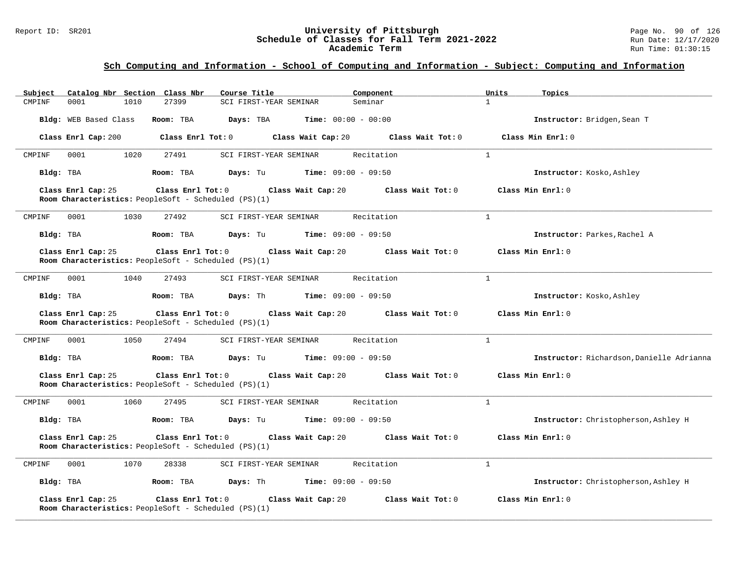## Sch Computing and Information - School of Computing and Information - Subject: Computing and Information

| Subject | Catalog Nbr | Section | Class Nbr | Course Title | Component | Units | Topics |
|---|---|---|---|---|---|---|---|
| CMPINF | 0001 | 1010 | 27399 | SCI FIRST-YEAR SEMINAR | Seminar | 1 | |

**Bldg:** WEB Based Class **Room:** TBA **Days:** TBA **Time:** 00:00 - 00:00 **Instructor:** Bridgen,Sean T

**Class Enrl Cap:** 200 **Class Enrl Tot:** 0 **Class Wait Cap:** 20 **Class Wait Tot:** 0 **Class Min Enrl:** 0

---

| Subject | Catalog Nbr | Section | Class Nbr | Course Title | Component | Units | Topics |
|---|---|---|---|---|---|---|---|
| CMPINF | 0001 | 1020 | 27491 | SCI FIRST-YEAR SEMINAR | Recitation | 1 | |

**Bldg:** TBA **Room:** TBA **Days:** Tu **Time:** 09:00 - 09:50 **Instructor:** Kosko,Ashley

**Class Enrl Cap:** 25 **Class Enrl Tot:** 0 **Class Wait Cap:** 20 **Class Wait Tot:** 0 **Class Min Enrl:** 0
**Room Characteristics:** PeopleSoft - Scheduled (PS)(1)

---

| Subject | Catalog Nbr | Section | Class Nbr | Course Title | Component | Units | Topics |
|---|---|---|---|---|---|---|---|
| CMPINF | 0001 | 1030 | 27492 | SCI FIRST-YEAR SEMINAR | Recitation | 1 | |

**Bldg:** TBA **Room:** TBA **Days:** Tu **Time:** 09:00 - 09:50 **Instructor:** Parkes,Rachel A

**Class Enrl Cap:** 25 **Class Enrl Tot:** 0 **Class Wait Cap:** 20 **Class Wait Tot:** 0 **Class Min Enrl:** 0
**Room Characteristics:** PeopleSoft - Scheduled (PS)(1)

---

| Subject | Catalog Nbr | Section | Class Nbr | Course Title | Component | Units | Topics |
|---|---|---|---|---|---|---|---|
| CMPINF | 0001 | 1040 | 27493 | SCI FIRST-YEAR SEMINAR | Recitation | 1 | |

**Bldg:** TBA **Room:** TBA **Days:** Th **Time:** 09:00 - 09:50 **Instructor:** Kosko,Ashley

**Class Enrl Cap:** 25 **Class Enrl Tot:** 0 **Class Wait Cap:** 20 **Class Wait Tot:** 0 **Class Min Enrl:** 0
**Room Characteristics:** PeopleSoft - Scheduled (PS)(1)

---

| Subject | Catalog Nbr | Section | Class Nbr | Course Title | Component | Units | Topics |
|---|---|---|---|---|---|---|---|
| CMPINF | 0001 | 1050 | 27494 | SCI FIRST-YEAR SEMINAR | Recitation | 1 | |

**Bldg:** TBA **Room:** TBA **Days:** Tu **Time:** 09:00 - 09:50 **Instructor:** Richardson,Danielle Adrianna

**Class Enrl Cap:** 25 **Class Enrl Tot:** 0 **Class Wait Cap:** 20 **Class Wait Tot:** 0 **Class Min Enrl:** 0
**Room Characteristics:** PeopleSoft - Scheduled (PS)(1)

---

| Subject | Catalog Nbr | Section | Class Nbr | Course Title | Component | Units | Topics |
|---|---|---|---|---|---|---|---|
| CMPINF | 0001 | 1060 | 27495 | SCI FIRST-YEAR SEMINAR | Recitation | 1 | |

**Bldg:** TBA **Room:** TBA **Days:** Tu **Time:** 09:00 - 09:50 **Instructor:** Christopherson,Ashley H

**Class Enrl Cap:** 25 **Class Enrl Tot:** 0 **Class Wait Cap:** 20 **Class Wait Tot:** 0 **Class Min Enrl:** 0
**Room Characteristics:** PeopleSoft - Scheduled (PS)(1)

---

| Subject | Catalog Nbr | Section | Class Nbr | Course Title | Component | Units | Topics |
|---|---|---|---|---|---|---|---|
| CMPINF | 0001 | 1070 | 28338 | SCI FIRST-YEAR SEMINAR | Recitation | 1 | |

**Bldg:** TBA **Room:** TBA **Days:** Th **Time:** 09:00 - 09:50 **Instructor:** Christopherson,Ashley H

**Class Enrl Cap:** 25 **Class Enrl Tot:** 0 **Class Wait Cap:** 20 **Class Wait Tot:** 0 **Class Min Enrl:** 0
**Room Characteristics:** PeopleSoft - Scheduled (PS)(1)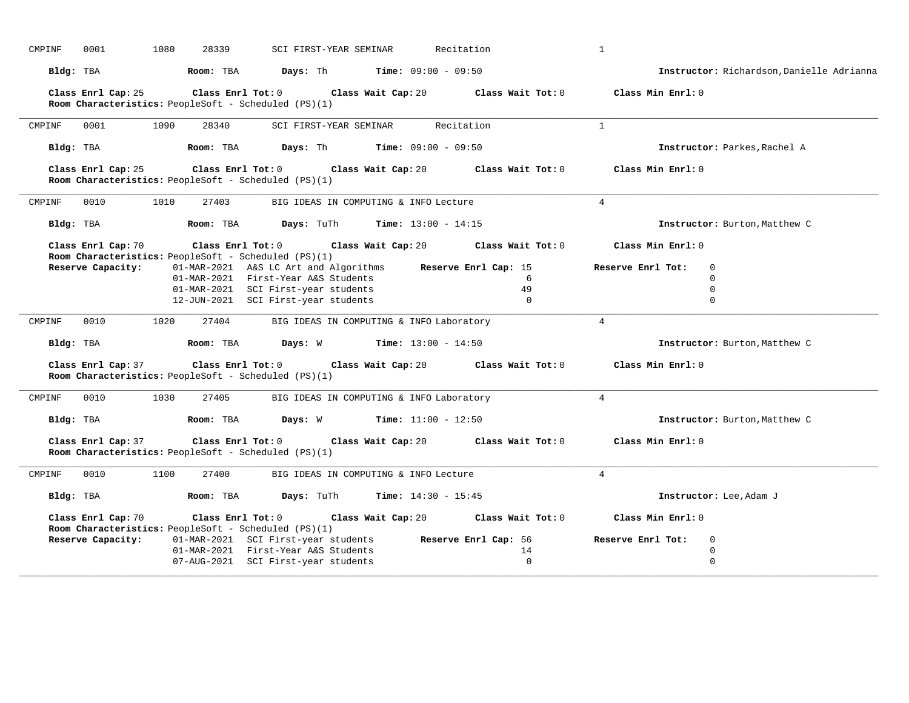CMPINF 0001 1080 28339 SCI FIRST-YEAR SEMINAR Recitation 1

**Bldg:** TBA **Room:** TBA **Days:** Th **Time:** 09:00 - 09:50 **Instructor:** Richardson,Danielle Adrianna

**Class Enrl Cap:** 25 **Class Enrl Tot:** 0 **Class Wait Cap:** 20 **Class Wait Tot:** 0 **Class Min Enrl:** 0

**Room Characteristics:** PeopleSoft - Scheduled (PS)(1)

---

CMPINF 0001 1090 28340 SCI FIRST-YEAR SEMINAR Recitation 1

**Bldg:** TBA **Room:** TBA **Days:** Th **Time:** 09:00 - 09:50 **Instructor:** Parkes,Rachel A

**Class Enrl Cap:** 25 **Class Enrl Tot:** 0 **Class Wait Cap:** 20 **Class Wait Tot:** 0 **Class Min Enrl:** 0

**Room Characteristics:** PeopleSoft - Scheduled (PS)(1)

---

CMPINF 0010 1010 27403 BIG IDEAS IN COMPUTING & INFO Lecture 4

**Bldg:** TBA **Room:** TBA **Days:** TuTh **Time:** 13:00 - 14:15 **Instructor:** Burton,Matthew C

**Class Enrl Cap:** 70 **Class Enrl Tot:** 0 **Class Wait Cap:** 20 **Class Wait Tot:** 0 **Class Min Enrl:** 0

**Room Characteristics:** PeopleSoft - Scheduled (PS)(1)

| **Reserve Capacity:** | | **Reserve Enrl Cap:** | **Reserve Enrl Tot:** |
|---|---|---|---|
| 01-MAR-2021 | A&S LC Art and Algorithms | 15 | 0 |
| 01-MAR-2021 | First-Year A&S Students | 6 | 0 |
| 01-MAR-2021 | SCI First-year students | 49 | 0 |
| 12-JUN-2021 | SCI First-year students | 0 | 0 |

---

CMPINF 0010 1020 27404 BIG IDEAS IN COMPUTING & INFO Laboratory 4

**Bldg:** TBA **Room:** TBA **Days:** W **Time:** 13:00 - 14:50 **Instructor:** Burton,Matthew C

**Class Enrl Cap:** 37 **Class Enrl Tot:** 0 **Class Wait Cap:** 20 **Class Wait Tot:** 0 **Class Min Enrl:** 0

**Room Characteristics:** PeopleSoft - Scheduled (PS)(1)

---

CMPINF 0010 1030 27405 BIG IDEAS IN COMPUTING & INFO Laboratory 4

**Bldg:** TBA **Room:** TBA **Days:** W **Time:** 11:00 - 12:50 **Instructor:** Burton,Matthew C

**Class Enrl Cap:** 37 **Class Enrl Tot:** 0 **Class Wait Cap:** 20 **Class Wait Tot:** 0 **Class Min Enrl:** 0

**Room Characteristics:** PeopleSoft - Scheduled (PS)(1)

---

CMPINF 0010 1100 27400 BIG IDEAS IN COMPUTING & INFO Lecture 4

**Bldg:** TBA **Room:** TBA **Days:** TuTh **Time:** 14:30 - 15:45 **Instructor:** Lee,Adam J

**Class Enrl Cap:** 70 **Class Enrl Tot:** 0 **Class Wait Cap:** 20 **Class Wait Tot:** 0 **Class Min Enrl:** 0

**Room Characteristics:** PeopleSoft - Scheduled (PS)(1)

| **Reserve Capacity:** | | **Reserve Enrl Cap:** | **Reserve Enrl Tot:** |
|---|---|---|---|
| 01-MAR-2021 | SCI First-year students | 56 | 0 |
| 01-MAR-2021 | First-Year A&S Students | 14 | 0 |
| 07-AUG-2021 | SCI First-year students | 0 | 0 |

---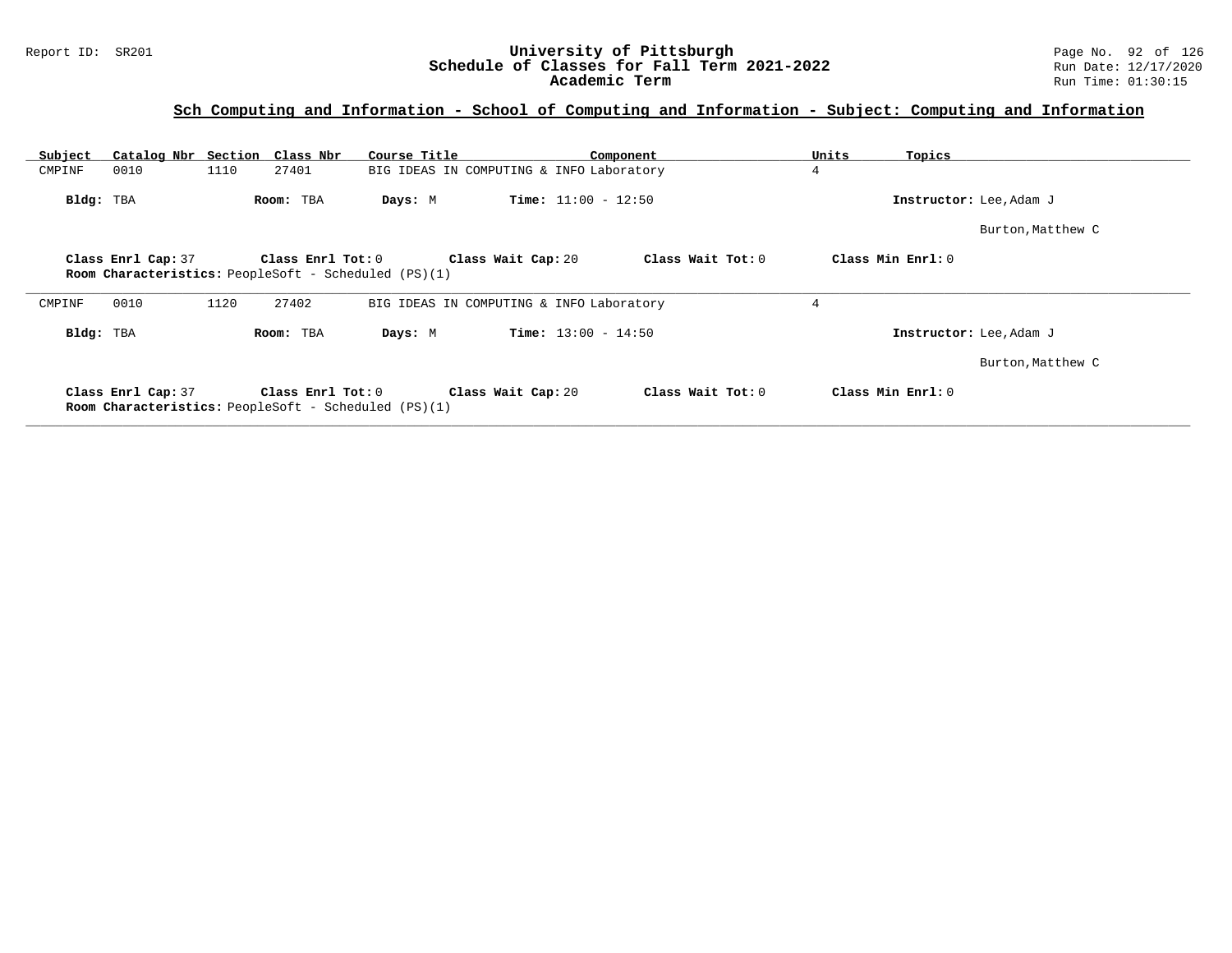## Sch Computing and Information - School of Computing and Information - Subject: Computing and Information

| Subject | Catalog Nbr | Section | Class Nbr | Course Title | Component | Units | Topics |
|---|---|---|---|---|---|---|---|
| CMPINF | 0010 | 1110 | 27401 | BIG IDEAS IN COMPUTING & INFO | Laboratory | 4 | |

**Bldg:** TBA **Room:** TBA **Days:** M **Time:** 11:00 - 12:50 **Instructor:** Lee,Adam J

Burton,Matthew C

**Class Enrl Cap:** 37 **Class Enrl Tot:** 0 **Class Wait Cap:** 20 **Class Wait Tot:** 0 **Class Min Enrl:** 0

**Room Characteristics:** PeopleSoft - Scheduled (PS)(1)

---

| Subject | Catalog Nbr | Section | Class Nbr | Course Title | Component | Units | Topics |
|---|---|---|---|---|---|---|---|
| CMPINF | 0010 | 1120 | 27402 | BIG IDEAS IN COMPUTING & INFO | Laboratory | 4 | |

**Bldg:** TBA **Room:** TBA **Days:** M **Time:** 13:00 - 14:50 **Instructor:** Lee,Adam J

Burton,Matthew C

**Class Enrl Cap:** 37 **Class Enrl Tot:** 0 **Class Wait Cap:** 20 **Class Wait Tot:** 0 **Class Min Enrl:** 0

**Room Characteristics:** PeopleSoft - Scheduled (PS)(1)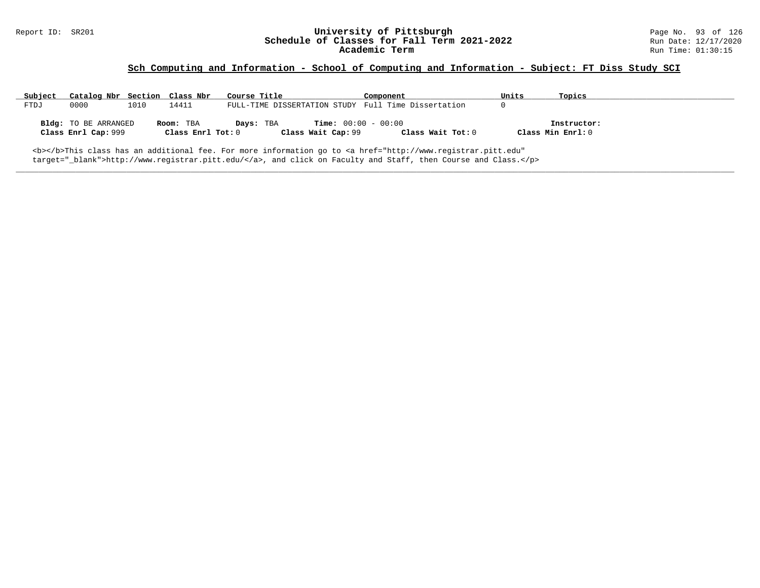## Sch Computing and Information - School of Computing and Information - Subject: FT Diss Study SCI

| Subject | Catalog Nbr | Section | Class Nbr | Course Title | Component | Units | Topics |
|---|---|---|---|---|---|---|---|
| FTDJ | 0000 | 1010 | 14411 | FULL-TIME DISSERTATION STUDY | Full Time Dissertation | 0 | |

**Bldg:** TO BE ARRANGED **Room:** TBA **Days:** TBA **Time:** 00:00 - 00:00 **Instructor:**
**Class Enrl Cap:** 999 **Class Enrl Tot:** 0 **Class Wait Cap:** 99 **Class Wait Tot:** 0 **Class Min Enrl:** 0

<b></b>This class has an additional fee. For more information go to <a href="http://www.registrar.pitt.edu" target="_blank">http://www.registrar.pitt.edu/</a>, and click on Faculty and Staff, then Course and Class.</p>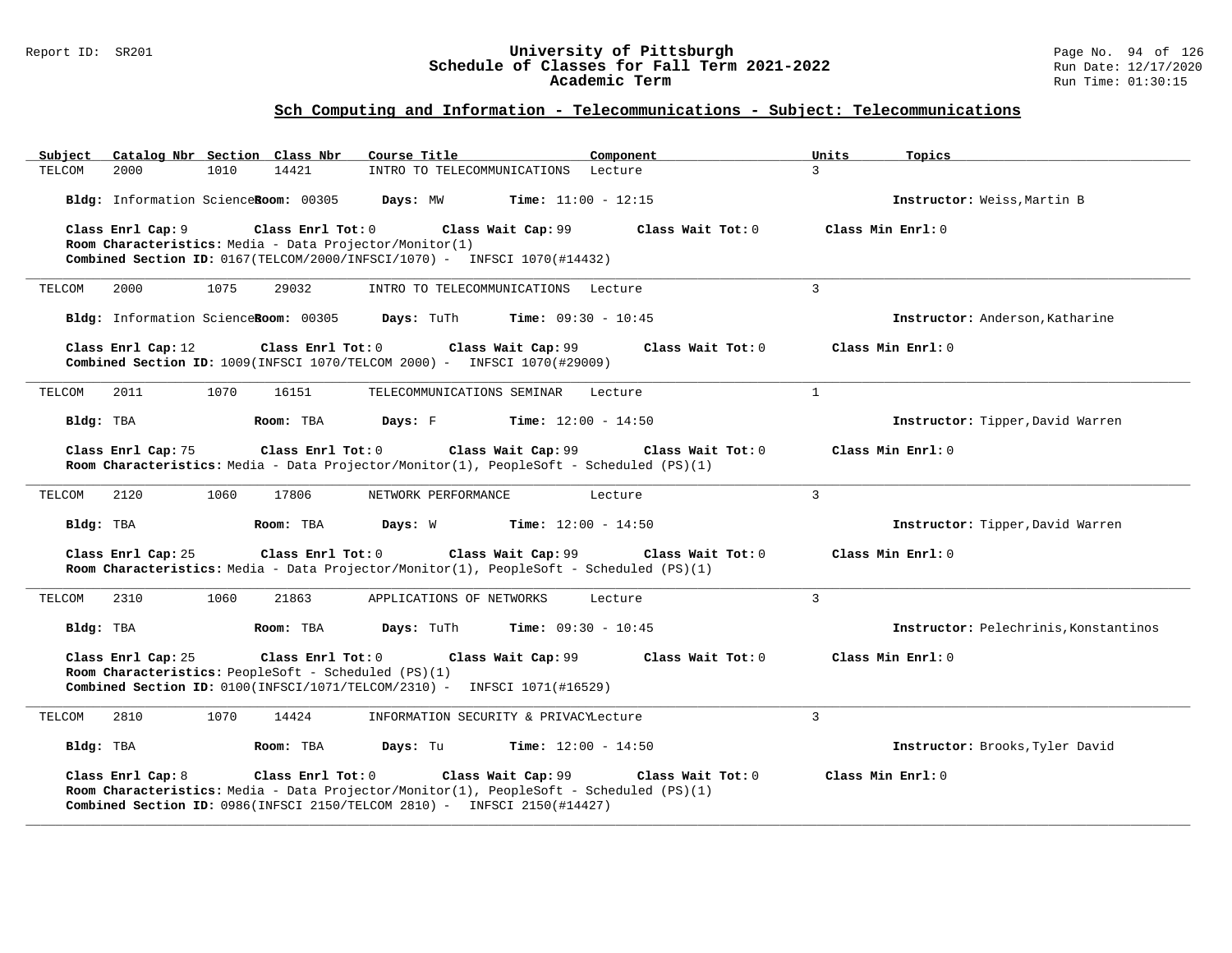## Sch Computing and Information - Telecommunications - Subject: Telecommunications

| Subject | Catalog Nbr | Section | Class Nbr | Course Title | Component | Units | Topics |
|---|---|---|---|---|---|---|---|
| TELCOM | 2000 | 1010 | 14421 | INTRO TO TELECOMMUNICATIONS | Lecture | 3 | |

**Bldg:** Information Sciences **Room:** 00305 **Days:** MW **Time:** 11:00 - 12:15 **Instructor:** Weiss,Martin B

**Class Enrl Cap:** 9 **Class Enrl Tot:** 0 **Class Wait Cap:** 99 **Class Wait Tot:** 0 **Class Min Enrl:** 0
**Room Characteristics:** Media - Data Projector/Monitor(1)
**Combined Section ID:** 0167(TELCOM/2000/INFSCI/1070) - INFSCI 1070(#14432)

---

| Subject | Catalog Nbr | Section | Class Nbr | Course Title | Component | Units | Topics |
|---|---|---|---|---|---|---|---|
| TELCOM | 2000 | 1075 | 29032 | INTRO TO TELECOMMUNICATIONS | Lecture | 3 | |

**Bldg:** Information Sciences **Room:** 00305 **Days:** TuTh **Time:** 09:30 - 10:45 **Instructor:** Anderson,Katharine

**Class Enrl Cap:** 12 **Class Enrl Tot:** 0 **Class Wait Cap:** 99 **Class Wait Tot:** 0 **Class Min Enrl:** 0
**Combined Section ID:** 1009(INFSCI 1070/TELCOM 2000) - INFSCI 1070(#29009)

---

| Subject | Catalog Nbr | Section | Class Nbr | Course Title | Component | Units | Topics |
|---|---|---|---|---|---|---|---|
| TELCOM | 2011 | 1070 | 16151 | TELECOMMUNICATIONS SEMINAR | Lecture | 1 | |

**Bldg:** TBA **Room:** TBA **Days:** F **Time:** 12:00 - 14:50 **Instructor:** Tipper,David Warren

**Class Enrl Cap:** 75 **Class Enrl Tot:** 0 **Class Wait Cap:** 99 **Class Wait Tot:** 0 **Class Min Enrl:** 0
**Room Characteristics:** Media - Data Projector/Monitor(1), PeopleSoft - Scheduled (PS)(1)

---

| Subject | Catalog Nbr | Section | Class Nbr | Course Title | Component | Units | Topics |
|---|---|---|---|---|---|---|---|
| TELCOM | 2120 | 1060 | 17806 | NETWORK PERFORMANCE | Lecture | 3 | |

**Bldg:** TBA **Room:** TBA **Days:** W **Time:** 12:00 - 14:50 **Instructor:** Tipper,David Warren

**Class Enrl Cap:** 25 **Class Enrl Tot:** 0 **Class Wait Cap:** 99 **Class Wait Tot:** 0 **Class Min Enrl:** 0
**Room Characteristics:** Media - Data Projector/Monitor(1), PeopleSoft - Scheduled (PS)(1)

---

| Subject | Catalog Nbr | Section | Class Nbr | Course Title | Component | Units | Topics |
|---|---|---|---|---|---|---|---|
| TELCOM | 2310 | 1060 | 21863 | APPLICATIONS OF NETWORKS | Lecture | 3 | |

**Bldg:** TBA **Room:** TBA **Days:** TuTh **Time:** 09:30 - 10:45 **Instructor:** Pelechrinis,Konstantinos

**Class Enrl Cap:** 25 **Class Enrl Tot:** 0 **Class Wait Cap:** 99 **Class Wait Tot:** 0 **Class Min Enrl:** 0
**Room Characteristics:** PeopleSoft - Scheduled (PS)(1)
**Combined Section ID:** 0100(INFSCI/1071/TELCOM/2310) - INFSCI 1071(#16529)

---

| Subject | Catalog Nbr | Section | Class Nbr | Course Title | Component | Units | Topics |
|---|---|---|---|---|---|---|---|
| TELCOM | 2810 | 1070 | 14424 | INFORMATION SECURITY & PRIVACY | Lecture | 3 | |

**Bldg:** TBA **Room:** TBA **Days:** Tu **Time:** 12:00 - 14:50 **Instructor:** Brooks,Tyler David

**Class Enrl Cap:** 8 **Class Enrl Tot:** 0 **Class Wait Cap:** 99 **Class Wait Tot:** 0 **Class Min Enrl:** 0
**Room Characteristics:** Media - Data Projector/Monitor(1), PeopleSoft - Scheduled (PS)(1)
**Combined Section ID:** 0986(INFSCI 2150/TELCOM 2810) - INFSCI 2150(#14427)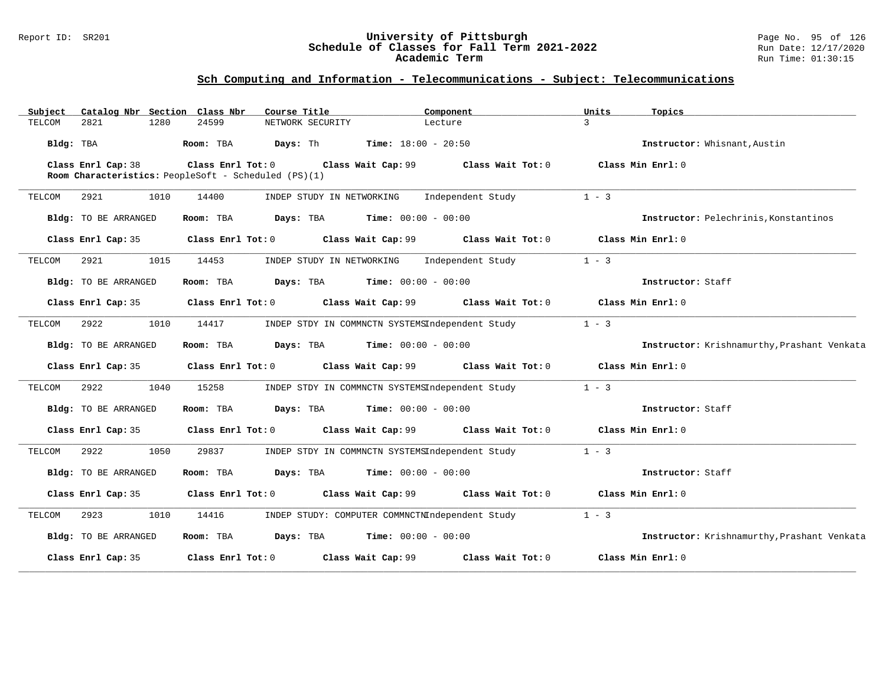## Sch Computing and Information - Telecommunications - Subject: Telecommunications

| Subject | Catalog Nbr | Section | Class Nbr | Course Title | Component | Units | Topics |
|---|---|---|---|---|---|---|---|
| TELCOM | 2821 | 1280 | 24599 | NETWORK SECURITY | Lecture | 3 | |

**Bldg:** TBA **Room:** TBA **Days:** Th **Time:** 18:00 - 20:50 **Instructor:** Whisnant,Austin

**Class Enrl Cap:** 38 **Class Enrl Tot:** 0 **Class Wait Cap:** 99 **Class Wait Tot:** 0 **Class Min Enrl:** 0

**Room Characteristics:** PeopleSoft - Scheduled (PS)(1)

---

| Subject | Catalog Nbr | Section | Class Nbr | Course Title | Component | Units | Topics |
|---|---|---|---|---|---|---|---|
| TELCOM | 2921 | 1010 | 14400 | INDEP STUDY IN NETWORKING | Independent Study | 1 - 3 | |

**Bldg:** TO BE ARRANGED **Room:** TBA **Days:** TBA **Time:** 00:00 - 00:00 **Instructor:** Pelechrinis,Konstantinos

**Class Enrl Cap:** 35 **Class Enrl Tot:** 0 **Class Wait Cap:** 99 **Class Wait Tot:** 0 **Class Min Enrl:** 0

---

| Subject | Catalog Nbr | Section | Class Nbr | Course Title | Component | Units | Topics |
|---|---|---|---|---|---|---|---|
| TELCOM | 2921 | 1015 | 14453 | INDEP STUDY IN NETWORKING | Independent Study | 1 - 3 | |

**Bldg:** TO BE ARRANGED **Room:** TBA **Days:** TBA **Time:** 00:00 - 00:00 **Instructor:** Staff

**Class Enrl Cap:** 35 **Class Enrl Tot:** 0 **Class Wait Cap:** 99 **Class Wait Tot:** 0 **Class Min Enrl:** 0

---

| Subject | Catalog Nbr | Section | Class Nbr | Course Title | Component | Units | Topics |
|---|---|---|---|---|---|---|---|
| TELCOM | 2922 | 1010 | 14417 | INDEP STDY IN COMMNCTN SYSTEMS | Independent Study | 1 - 3 | |

**Bldg:** TO BE ARRANGED **Room:** TBA **Days:** TBA **Time:** 00:00 - 00:00 **Instructor:** Krishnamurthy,Prashant Venkata

**Class Enrl Cap:** 35 **Class Enrl Tot:** 0 **Class Wait Cap:** 99 **Class Wait Tot:** 0 **Class Min Enrl:** 0

---

| Subject | Catalog Nbr | Section | Class Nbr | Course Title | Component | Units | Topics |
|---|---|---|---|---|---|---|---|
| TELCOM | 2922 | 1040 | 15258 | INDEP STDY IN COMMNCTN SYSTEMS | Independent Study | 1 - 3 | |

**Bldg:** TO BE ARRANGED **Room:** TBA **Days:** TBA **Time:** 00:00 - 00:00 **Instructor:** Staff

**Class Enrl Cap:** 35 **Class Enrl Tot:** 0 **Class Wait Cap:** 99 **Class Wait Tot:** 0 **Class Min Enrl:** 0

---

| Subject | Catalog Nbr | Section | Class Nbr | Course Title | Component | Units | Topics |
|---|---|---|---|---|---|---|---|
| TELCOM | 2922 | 1050 | 29837 | INDEP STDY IN COMMNCTN SYSTEMS | Independent Study | 1 - 3 | |

**Bldg:** TO BE ARRANGED **Room:** TBA **Days:** TBA **Time:** 00:00 - 00:00 **Instructor:** Staff

**Class Enrl Cap:** 35 **Class Enrl Tot:** 0 **Class Wait Cap:** 99 **Class Wait Tot:** 0 **Class Min Enrl:** 0

---

| Subject | Catalog Nbr | Section | Class Nbr | Course Title | Component | Units | Topics |
|---|---|---|---|---|---|---|---|
| TELCOM | 2923 | 1010 | 14416 | INDEP STUDY: COMPUTER COMMNCTN | Independent Study | 1 - 3 | |

**Bldg:** TO BE ARRANGED **Room:** TBA **Days:** TBA **Time:** 00:00 - 00:00 **Instructor:** Krishnamurthy,Prashant Venkata

**Class Enrl Cap:** 35 **Class Enrl Tot:** 0 **Class Wait Cap:** 99 **Class Wait Tot:** 0 **Class Min Enrl:** 0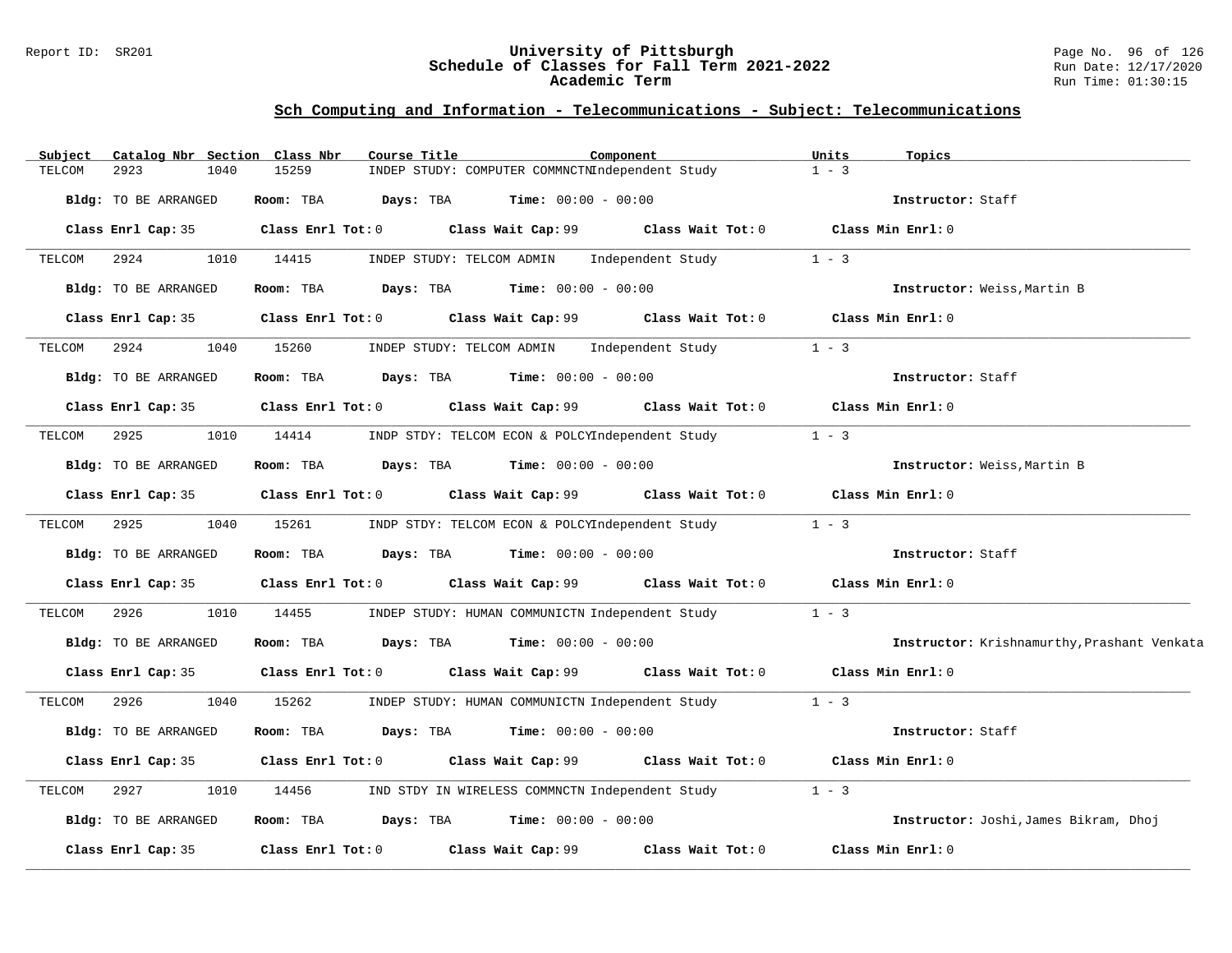## Sch Computing and Information - Telecommunications - Subject: Telecommunications

| Subject | Catalog Nbr | Section | Class Nbr | Course Title | Component | Units | Topics |
|---|---|---|---|---|---|---|---|
| TELCOM | 2923 | 1040 | 15259 | INDEP STUDY: COMPUTER COMMNCTN | Independent Study | 1 - 3 | |

**Bldg:** TO BE ARRANGED **Room:** TBA **Days:** TBA **Time:** 00:00 - 00:00 **Instructor:** Staff

**Class Enrl Cap:** 35 **Class Enrl Tot:** 0 **Class Wait Cap:** 99 **Class Wait Tot:** 0 **Class Min Enrl:** 0

| Subject | Catalog Nbr | Section | Class Nbr | Course Title | Component | Units | Topics |
|---|---|---|---|---|---|---|---|
| TELCOM | 2924 | 1010 | 14415 | INDEP STUDY: TELCOM ADMIN | Independent Study | 1 - 3 | |

**Bldg:** TO BE ARRANGED **Room:** TBA **Days:** TBA **Time:** 00:00 - 00:00 **Instructor:** Weiss,Martin B

**Class Enrl Cap:** 35 **Class Enrl Tot:** 0 **Class Wait Cap:** 99 **Class Wait Tot:** 0 **Class Min Enrl:** 0

| Subject | Catalog Nbr | Section | Class Nbr | Course Title | Component | Units | Topics |
|---|---|---|---|---|---|---|---|
| TELCOM | 2924 | 1040 | 15260 | INDEP STUDY: TELCOM ADMIN | Independent Study | 1 - 3 | |

**Bldg:** TO BE ARRANGED **Room:** TBA **Days:** TBA **Time:** 00:00 - 00:00 **Instructor:** Staff

**Class Enrl Cap:** 35 **Class Enrl Tot:** 0 **Class Wait Cap:** 99 **Class Wait Tot:** 0 **Class Min Enrl:** 0

| Subject | Catalog Nbr | Section | Class Nbr | Course Title | Component | Units | Topics |
|---|---|---|---|---|---|---|---|
| TELCOM | 2925 | 1010 | 14414 | INDP STDY: TELCOM ECON & POLCY | Independent Study | 1 - 3 | |

**Bldg:** TO BE ARRANGED **Room:** TBA **Days:** TBA **Time:** 00:00 - 00:00 **Instructor:** Weiss,Martin B

**Class Enrl Cap:** 35 **Class Enrl Tot:** 0 **Class Wait Cap:** 99 **Class Wait Tot:** 0 **Class Min Enrl:** 0

| Subject | Catalog Nbr | Section | Class Nbr | Course Title | Component | Units | Topics |
|---|---|---|---|---|---|---|---|
| TELCOM | 2925 | 1040 | 15261 | INDP STDY: TELCOM ECON & POLCY | Independent Study | 1 - 3 | |

**Bldg:** TO BE ARRANGED **Room:** TBA **Days:** TBA **Time:** 00:00 - 00:00 **Instructor:** Staff

**Class Enrl Cap:** 35 **Class Enrl Tot:** 0 **Class Wait Cap:** 99 **Class Wait Tot:** 0 **Class Min Enrl:** 0

| Subject | Catalog Nbr | Section | Class Nbr | Course Title | Component | Units | Topics |
|---|---|---|---|---|---|---|---|
| TELCOM | 2926 | 1010 | 14455 | INDEP STUDY: HUMAN COMMUNICTN | Independent Study | 1 - 3 | |

**Bldg:** TO BE ARRANGED **Room:** TBA **Days:** TBA **Time:** 00:00 - 00:00 **Instructor:** Krishnamurthy,Prashant Venkata

**Class Enrl Cap:** 35 **Class Enrl Tot:** 0 **Class Wait Cap:** 99 **Class Wait Tot:** 0 **Class Min Enrl:** 0

| Subject | Catalog Nbr | Section | Class Nbr | Course Title | Component | Units | Topics |
|---|---|---|---|---|---|---|---|
| TELCOM | 2926 | 1040 | 15262 | INDEP STUDY: HUMAN COMMUNICTN | Independent Study | 1 - 3 | |

**Bldg:** TO BE ARRANGED **Room:** TBA **Days:** TBA **Time:** 00:00 - 00:00 **Instructor:** Staff

**Class Enrl Cap:** 35 **Class Enrl Tot:** 0 **Class Wait Cap:** 99 **Class Wait Tot:** 0 **Class Min Enrl:** 0

| Subject | Catalog Nbr | Section | Class Nbr | Course Title | Component | Units | Topics |
|---|---|---|---|---|---|---|---|
| TELCOM | 2927 | 1010 | 14456 | IND STDY IN WIRELESS COMMNCTN | Independent Study | 1 - 3 | |

**Bldg:** TO BE ARRANGED **Room:** TBA **Days:** TBA **Time:** 00:00 - 00:00 **Instructor:** Joshi,James Bikram, Dhoj

**Class Enrl Cap:** 35 **Class Enrl Tot:** 0 **Class Wait Cap:** 99 **Class Wait Tot:** 0 **Class Min Enrl:** 0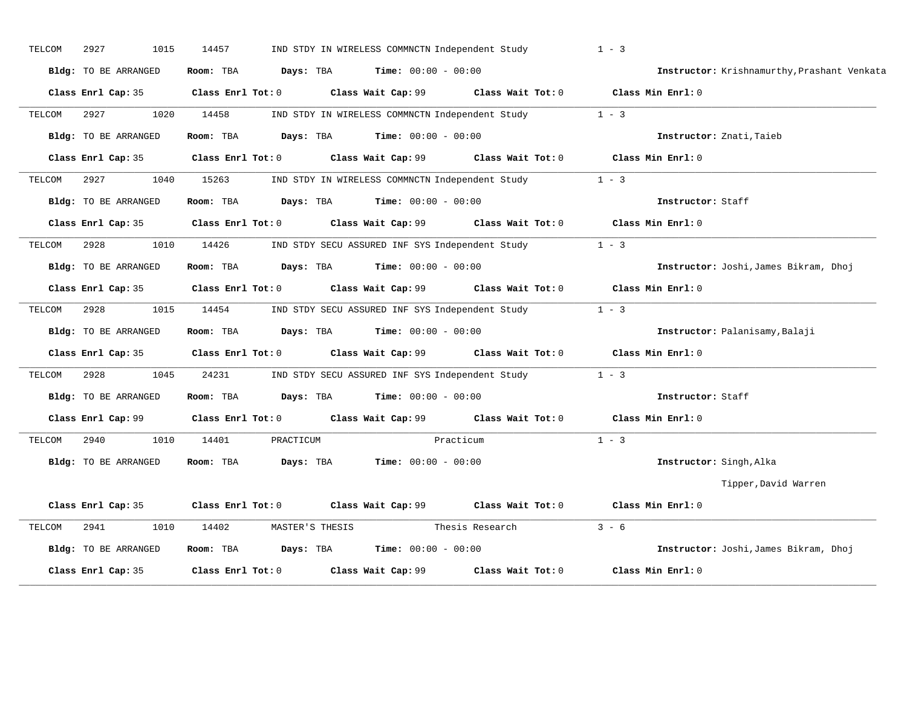TELCOM 2927 1015 14457 IND STDY IN WIRELESS COMMNCTN Independent Study 1 - 3

**Bldg:** TO BE ARRANGED **Room:** TBA **Days:** TBA **Time:** 00:00 - 00:00 **Instructor:** Krishnamurthy,Prashant Venkata

**Class Enrl Cap:** 35 **Class Enrl Tot:** 0 **Class Wait Cap:** 99 **Class Wait Tot:** 0 **Class Min Enrl:** 0

---

TELCOM 2927 1020 14458 IND STDY IN WIRELESS COMMNCTN Independent Study 1 - 3

**Bldg:** TO BE ARRANGED **Room:** TBA **Days:** TBA **Time:** 00:00 - 00:00 **Instructor:** Znati,Taieb

**Class Enrl Cap:** 35 **Class Enrl Tot:** 0 **Class Wait Cap:** 99 **Class Wait Tot:** 0 **Class Min Enrl:** 0

---

TELCOM 2927 1040 15263 IND STDY IN WIRELESS COMMNCTN Independent Study 1 - 3

**Bldg:** TO BE ARRANGED **Room:** TBA **Days:** TBA **Time:** 00:00 - 00:00 **Instructor:** Staff

**Class Enrl Cap:** 35 **Class Enrl Tot:** 0 **Class Wait Cap:** 99 **Class Wait Tot:** 0 **Class Min Enrl:** 0

---

TELCOM 2928 1010 14426 IND STDY SECU ASSURED INF SYS Independent Study 1 - 3

**Bldg:** TO BE ARRANGED **Room:** TBA **Days:** TBA **Time:** 00:00 - 00:00 **Instructor:** Joshi,James Bikram, Dhoj

**Class Enrl Cap:** 35 **Class Enrl Tot:** 0 **Class Wait Cap:** 99 **Class Wait Tot:** 0 **Class Min Enrl:** 0

---

TELCOM 2928 1015 14454 IND STDY SECU ASSURED INF SYS Independent Study 1 - 3

**Bldg:** TO BE ARRANGED **Room:** TBA **Days:** TBA **Time:** 00:00 - 00:00 **Instructor:** Palanisamy,Balaji

**Class Enrl Cap:** 35 **Class Enrl Tot:** 0 **Class Wait Cap:** 99 **Class Wait Tot:** 0 **Class Min Enrl:** 0

---

TELCOM 2928 1045 24231 IND STDY SECU ASSURED INF SYS Independent Study 1 - 3

**Bldg:** TO BE ARRANGED **Room:** TBA **Days:** TBA **Time:** 00:00 - 00:00 **Instructor:** Staff

**Class Enrl Cap:** 99 **Class Enrl Tot:** 0 **Class Wait Cap:** 99 **Class Wait Tot:** 0 **Class Min Enrl:** 0

---

TELCOM 2940 1010 14401 PRACTICUM Practicum 1 - 3

**Bldg:** TO BE ARRANGED **Room:** TBA **Days:** TBA **Time:** 00:00 - 00:00 **Instructor:** Singh,Alka

Tipper,David Warren

**Class Enrl Cap:** 35 **Class Enrl Tot:** 0 **Class Wait Cap:** 99 **Class Wait Tot:** 0 **Class Min Enrl:** 0

---

TELCOM 2941 1010 14402 MASTER'S THESIS Thesis Research 3 - 6

**Bldg:** TO BE ARRANGED **Room:** TBA **Days:** TBA **Time:** 00:00 - 00:00 **Instructor:** Joshi,James Bikram, Dhoj

**Class Enrl Cap:** 35 **Class Enrl Tot:** 0 **Class Wait Cap:** 99 **Class Wait Tot:** 0 **Class Min Enrl:** 0

---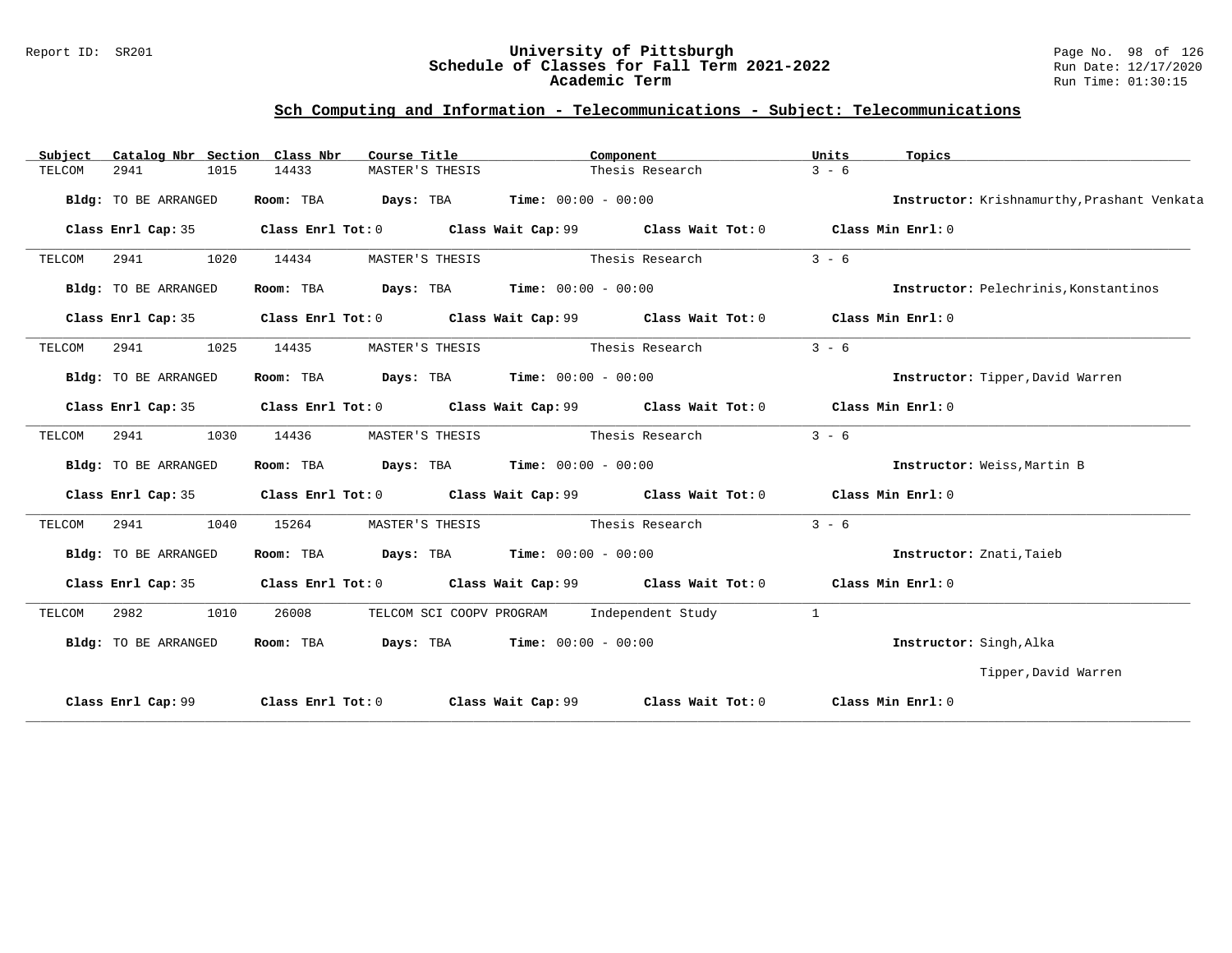## Sch Computing and Information - Telecommunications - Subject: Telecommunications

| Subject | Catalog Nbr | Section | Class Nbr | Course Title | Component | Units | Topics |
|---|---|---|---|---|---|---|---|
| TELCOM | 2941 | 1015 | 14433 | MASTER'S THESIS | Thesis Research | 3 - 6 | |

**Bldg:** TO BE ARRANGED **Room:** TBA **Days:** TBA **Time:** 00:00 - 00:00 **Instructor:** Krishnamurthy,Prashant Venkata

**Class Enrl Cap:** 35 **Class Enrl Tot:** 0 **Class Wait Cap:** 99 **Class Wait Tot:** 0 **Class Min Enrl:** 0

| Subject | Catalog Nbr | Section | Class Nbr | Course Title | Component | Units | Topics |
|---|---|---|---|---|---|---|---|
| TELCOM | 2941 | 1020 | 14434 | MASTER'S THESIS | Thesis Research | 3 - 6 | |

**Bldg:** TO BE ARRANGED **Room:** TBA **Days:** TBA **Time:** 00:00 - 00:00 **Instructor:** Pelechrinis,Konstantinos

**Class Enrl Cap:** 35 **Class Enrl Tot:** 0 **Class Wait Cap:** 99 **Class Wait Tot:** 0 **Class Min Enrl:** 0

| Subject | Catalog Nbr | Section | Class Nbr | Course Title | Component | Units | Topics |
|---|---|---|---|---|---|---|---|
| TELCOM | 2941 | 1025 | 14435 | MASTER'S THESIS | Thesis Research | 3 - 6 | |

**Bldg:** TO BE ARRANGED **Room:** TBA **Days:** TBA **Time:** 00:00 - 00:00 **Instructor:** Tipper,David Warren

**Class Enrl Cap:** 35 **Class Enrl Tot:** 0 **Class Wait Cap:** 99 **Class Wait Tot:** 0 **Class Min Enrl:** 0

| Subject | Catalog Nbr | Section | Class Nbr | Course Title | Component | Units | Topics |
|---|---|---|---|---|---|---|---|
| TELCOM | 2941 | 1030 | 14436 | MASTER'S THESIS | Thesis Research | 3 - 6 | |

**Bldg:** TO BE ARRANGED **Room:** TBA **Days:** TBA **Time:** 00:00 - 00:00 **Instructor:** Weiss,Martin B

**Class Enrl Cap:** 35 **Class Enrl Tot:** 0 **Class Wait Cap:** 99 **Class Wait Tot:** 0 **Class Min Enrl:** 0

| Subject | Catalog Nbr | Section | Class Nbr | Course Title | Component | Units | Topics |
|---|---|---|---|---|---|---|---|
| TELCOM | 2941 | 1040 | 15264 | MASTER'S THESIS | Thesis Research | 3 - 6 | |

**Bldg:** TO BE ARRANGED **Room:** TBA **Days:** TBA **Time:** 00:00 - 00:00 **Instructor:** Znati,Taieb

**Class Enrl Cap:** 35 **Class Enrl Tot:** 0 **Class Wait Cap:** 99 **Class Wait Tot:** 0 **Class Min Enrl:** 0

| Subject | Catalog Nbr | Section | Class Nbr | Course Title | Component | Units | Topics |
|---|---|---|---|---|---|---|---|
| TELCOM | 2982 | 1010 | 26008 | TELCOM SCI COOPV PROGRAM | Independent Study | 1 | |

**Bldg:** TO BE ARRANGED **Room:** TBA **Days:** TBA **Time:** 00:00 - 00:00 **Instructor:** Singh,Alka

Tipper,David Warren

**Class Enrl Cap:** 99 **Class Enrl Tot:** 0 **Class Wait Cap:** 99 **Class Wait Tot:** 0 **Class Min Enrl:** 0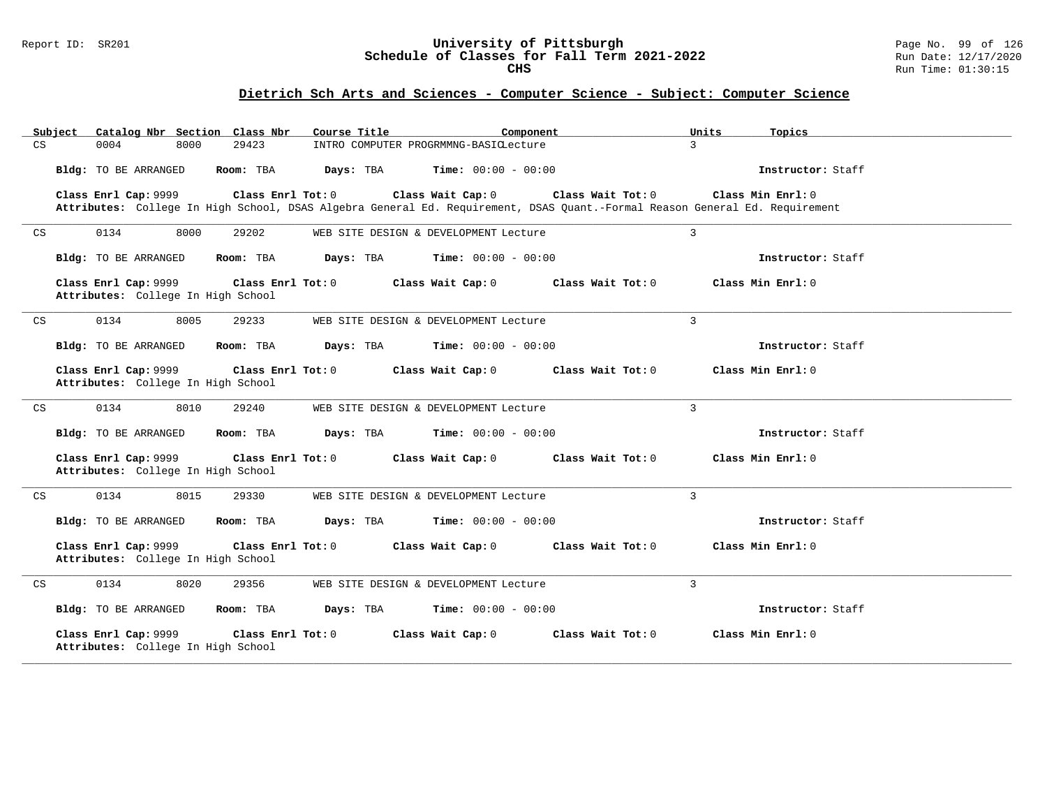## Dietrich Sch Arts and Sciences - Computer Science - Subject: Computer Science

| Subject | Catalog Nbr | Section | Class Nbr | Course Title | Component | Units | Topics |
|---|---|---|---|---|---|---|---|
| CS | 0004 | 8000 | 29423 | INTRO COMPUTER PROGRMMNG-BASIC | Lecture | 3 | |

**Bldg:** TO BE ARRANGED **Room:** TBA **Days:** TBA **Time:** 00:00 - 00:00 **Instructor:** Staff

**Class Enrl Cap:** 9999 **Class Enrl Tot:** 0 **Class Wait Cap:** 0 **Class Wait Tot:** 0 **Class Min Enrl:** 0

**Attributes:** College In High School, DSAS Algebra General Ed. Requirement, DSAS Quant.-Formal Reason General Ed. Requirement

---

| Subject | Catalog Nbr | Section | Class Nbr | Course Title | Component | Units | Topics |
|---|---|---|---|---|---|---|---|
| CS | 0134 | 8000 | 29202 | WEB SITE DESIGN & DEVELOPMENT | Lecture | 3 | |

**Bldg:** TO BE ARRANGED **Room:** TBA **Days:** TBA **Time:** 00:00 - 00:00 **Instructor:** Staff

**Class Enrl Cap:** 9999 **Class Enrl Tot:** 0 **Class Wait Cap:** 0 **Class Wait Tot:** 0 **Class Min Enrl:** 0

**Attributes:** College In High School

---

| Subject | Catalog Nbr | Section | Class Nbr | Course Title | Component | Units | Topics |
|---|---|---|---|---|---|---|---|
| CS | 0134 | 8005 | 29233 | WEB SITE DESIGN & DEVELOPMENT | Lecture | 3 | |

**Bldg:** TO BE ARRANGED **Room:** TBA **Days:** TBA **Time:** 00:00 - 00:00 **Instructor:** Staff

**Class Enrl Cap:** 9999 **Class Enrl Tot:** 0 **Class Wait Cap:** 0 **Class Wait Tot:** 0 **Class Min Enrl:** 0

**Attributes:** College In High School

---

| Subject | Catalog Nbr | Section | Class Nbr | Course Title | Component | Units | Topics |
|---|---|---|---|---|---|---|---|
| CS | 0134 | 8010 | 29240 | WEB SITE DESIGN & DEVELOPMENT | Lecture | 3 | |

**Bldg:** TO BE ARRANGED **Room:** TBA **Days:** TBA **Time:** 00:00 - 00:00 **Instructor:** Staff

**Class Enrl Cap:** 9999 **Class Enrl Tot:** 0 **Class Wait Cap:** 0 **Class Wait Tot:** 0 **Class Min Enrl:** 0

**Attributes:** College In High School

---

| Subject | Catalog Nbr | Section | Class Nbr | Course Title | Component | Units | Topics |
|---|---|---|---|---|---|---|---|
| CS | 0134 | 8015 | 29330 | WEB SITE DESIGN & DEVELOPMENT | Lecture | 3 | |

**Bldg:** TO BE ARRANGED **Room:** TBA **Days:** TBA **Time:** 00:00 - 00:00 **Instructor:** Staff

**Class Enrl Cap:** 9999 **Class Enrl Tot:** 0 **Class Wait Cap:** 0 **Class Wait Tot:** 0 **Class Min Enrl:** 0

**Attributes:** College In High School

---

| Subject | Catalog Nbr | Section | Class Nbr | Course Title | Component | Units | Topics |
|---|---|---|---|---|---|---|---|
| CS | 0134 | 8020 | 29356 | WEB SITE DESIGN & DEVELOPMENT | Lecture | 3 | |

**Bldg:** TO BE ARRANGED **Room:** TBA **Days:** TBA **Time:** 00:00 - 00:00 **Instructor:** Staff

**Class Enrl Cap:** 9999 **Class Enrl Tot:** 0 **Class Wait Cap:** 0 **Class Wait Tot:** 0 **Class Min Enrl:** 0

**Attributes:** College In High School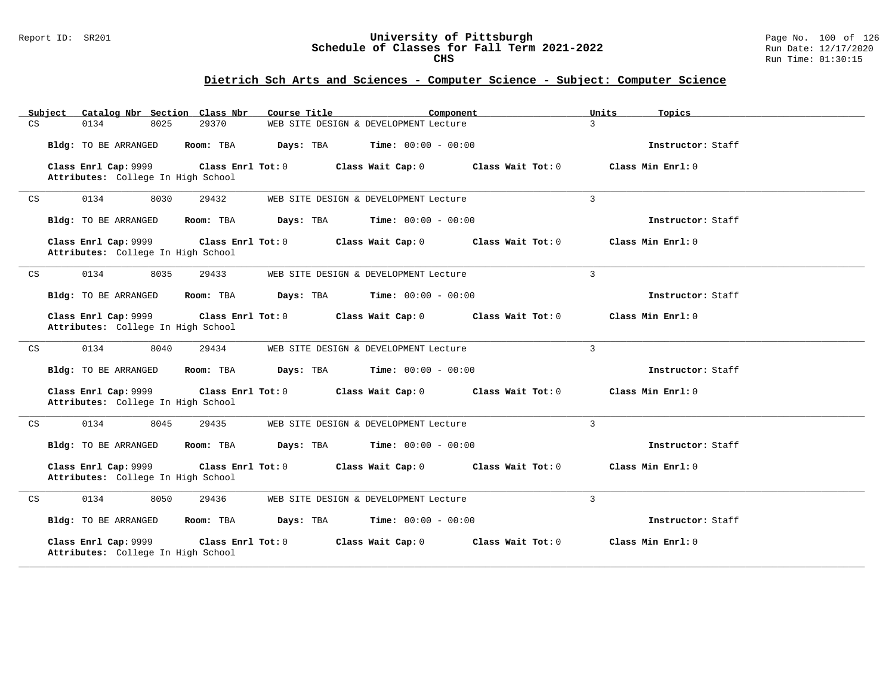## Dietrich Sch Arts and Sciences - Computer Science - Subject: Computer Science

| Subject | Catalog Nbr | Section | Class Nbr | Course Title | Component | Units | Topics |
|---|---|---|---|---|---|---|---|
| CS | 0134 | 8025 | 29370 | WEB SITE DESIGN & DEVELOPMENT | Lecture | 3 | |

**Bldg:** TO BE ARRANGED **Room:** TBA **Days:** TBA **Time:** 00:00 - 00:00 **Instructor:** Staff

**Class Enrl Cap:** 9999 **Class Enrl Tot:** 0 **Class Wait Cap:** 0 **Class Wait Tot:** 0 **Class Min Enrl:** 0
**Attributes:** College In High School

---

| Subject | Catalog Nbr | Section | Class Nbr | Course Title | Component | Units | Topics |
|---|---|---|---|---|---|---|---|
| CS | 0134 | 8030 | 29432 | WEB SITE DESIGN & DEVELOPMENT | Lecture | 3 | |

**Bldg:** TO BE ARRANGED **Room:** TBA **Days:** TBA **Time:** 00:00 - 00:00 **Instructor:** Staff

**Class Enrl Cap:** 9999 **Class Enrl Tot:** 0 **Class Wait Cap:** 0 **Class Wait Tot:** 0 **Class Min Enrl:** 0
**Attributes:** College In High School

---

| Subject | Catalog Nbr | Section | Class Nbr | Course Title | Component | Units | Topics |
|---|---|---|---|---|---|---|---|
| CS | 0134 | 8035 | 29433 | WEB SITE DESIGN & DEVELOPMENT | Lecture | 3 | |

**Bldg:** TO BE ARRANGED **Room:** TBA **Days:** TBA **Time:** 00:00 - 00:00 **Instructor:** Staff

**Class Enrl Cap:** 9999 **Class Enrl Tot:** 0 **Class Wait Cap:** 0 **Class Wait Tot:** 0 **Class Min Enrl:** 0
**Attributes:** College In High School

---

| Subject | Catalog Nbr | Section | Class Nbr | Course Title | Component | Units | Topics |
|---|---|---|---|---|---|---|---|
| CS | 0134 | 8040 | 29434 | WEB SITE DESIGN & DEVELOPMENT | Lecture | 3 | |

**Bldg:** TO BE ARRANGED **Room:** TBA **Days:** TBA **Time:** 00:00 - 00:00 **Instructor:** Staff

**Class Enrl Cap:** 9999 **Class Enrl Tot:** 0 **Class Wait Cap:** 0 **Class Wait Tot:** 0 **Class Min Enrl:** 0
**Attributes:** College In High School

---

| Subject | Catalog Nbr | Section | Class Nbr | Course Title | Component | Units | Topics |
|---|---|---|---|---|---|---|---|
| CS | 0134 | 8045 | 29435 | WEB SITE DESIGN & DEVELOPMENT | Lecture | 3 | |

**Bldg:** TO BE ARRANGED **Room:** TBA **Days:** TBA **Time:** 00:00 - 00:00 **Instructor:** Staff

**Class Enrl Cap:** 9999 **Class Enrl Tot:** 0 **Class Wait Cap:** 0 **Class Wait Tot:** 0 **Class Min Enrl:** 0
**Attributes:** College In High School

---

| Subject | Catalog Nbr | Section | Class Nbr | Course Title | Component | Units | Topics |
|---|---|---|---|---|---|---|---|
| CS | 0134 | 8050 | 29436 | WEB SITE DESIGN & DEVELOPMENT | Lecture | 3 | |

**Bldg:** TO BE ARRANGED **Room:** TBA **Days:** TBA **Time:** 00:00 - 00:00 **Instructor:** Staff

**Class Enrl Cap:** 9999 **Class Enrl Tot:** 0 **Class Wait Cap:** 0 **Class Wait Tot:** 0 **Class Min Enrl:** 0
**Attributes:** College In High School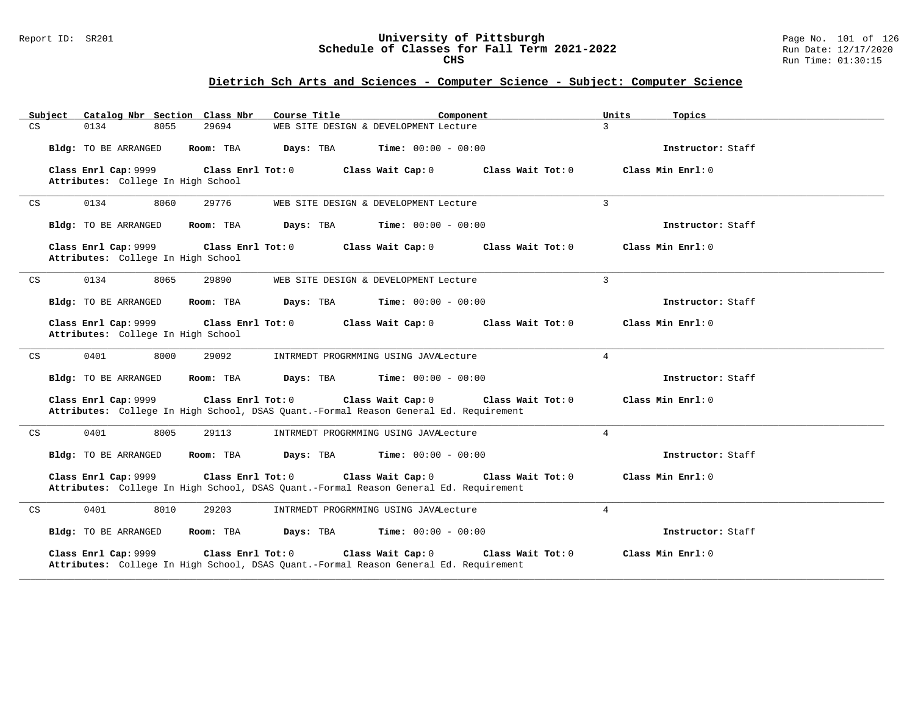## Dietrich Sch Arts and Sciences - Computer Science - Subject: Computer Science

| Subject | Catalog Nbr | Section | Class Nbr | Course Title | Component | Units | Topics |
|---|---|---|---|---|---|---|---|
| CS | 0134 | 8055 | 29694 | WEB SITE DESIGN & DEVELOPMENT | Lecture | 3 | |

**Bldg:** TO BE ARRANGED **Room:** TBA **Days:** TBA **Time:** 00:00 - 00:00 **Instructor:** Staff

**Class Enrl Cap:** 9999 **Class Enrl Tot:** 0 **Class Wait Cap:** 0 **Class Wait Tot:** 0 **Class Min Enrl:** 0
**Attributes:** College In High School

---

| Subject | Catalog Nbr | Section | Class Nbr | Course Title | Component | Units | Topics |
|---|---|---|---|---|---|---|---|
| CS | 0134 | 8060 | 29776 | WEB SITE DESIGN & DEVELOPMENT | Lecture | 3 | |

**Bldg:** TO BE ARRANGED **Room:** TBA **Days:** TBA **Time:** 00:00 - 00:00 **Instructor:** Staff

**Class Enrl Cap:** 9999 **Class Enrl Tot:** 0 **Class Wait Cap:** 0 **Class Wait Tot:** 0 **Class Min Enrl:** 0
**Attributes:** College In High School

---

| Subject | Catalog Nbr | Section | Class Nbr | Course Title | Component | Units | Topics |
|---|---|---|---|---|---|---|---|
| CS | 0134 | 8065 | 29890 | WEB SITE DESIGN & DEVELOPMENT | Lecture | 3 | |

**Bldg:** TO BE ARRANGED **Room:** TBA **Days:** TBA **Time:** 00:00 - 00:00 **Instructor:** Staff

**Class Enrl Cap:** 9999 **Class Enrl Tot:** 0 **Class Wait Cap:** 0 **Class Wait Tot:** 0 **Class Min Enrl:** 0
**Attributes:** College In High School

---

| Subject | Catalog Nbr | Section | Class Nbr | Course Title | Component | Units | Topics |
|---|---|---|---|---|---|---|---|
| CS | 0401 | 8000 | 29092 | INTRMEDT PROGRMMING USING JAVA | Lecture | 4 | |

**Bldg:** TO BE ARRANGED **Room:** TBA **Days:** TBA **Time:** 00:00 - 00:00 **Instructor:** Staff

**Class Enrl Cap:** 9999 **Class Enrl Tot:** 0 **Class Wait Cap:** 0 **Class Wait Tot:** 0 **Class Min Enrl:** 0
**Attributes:** College In High School, DSAS Quant.-Formal Reason General Ed. Requirement

---

| Subject | Catalog Nbr | Section | Class Nbr | Course Title | Component | Units | Topics |
|---|---|---|---|---|---|---|---|
| CS | 0401 | 8005 | 29113 | INTRMEDT PROGRMMING USING JAVA | Lecture | 4 | |

**Bldg:** TO BE ARRANGED **Room:** TBA **Days:** TBA **Time:** 00:00 - 00:00 **Instructor:** Staff

**Class Enrl Cap:** 9999 **Class Enrl Tot:** 0 **Class Wait Cap:** 0 **Class Wait Tot:** 0 **Class Min Enrl:** 0
**Attributes:** College In High School, DSAS Quant.-Formal Reason General Ed. Requirement

---

| Subject | Catalog Nbr | Section | Class Nbr | Course Title | Component | Units | Topics |
|---|---|---|---|---|---|---|---|
| CS | 0401 | 8010 | 29203 | INTRMEDT PROGRMMING USING JAVA | Lecture | 4 | |

**Bldg:** TO BE ARRANGED **Room:** TBA **Days:** TBA **Time:** 00:00 - 00:00 **Instructor:** Staff

**Class Enrl Cap:** 9999 **Class Enrl Tot:** 0 **Class Wait Cap:** 0 **Class Wait Tot:** 0 **Class Min Enrl:** 0
**Attributes:** College In High School, DSAS Quant.-Formal Reason General Ed. Requirement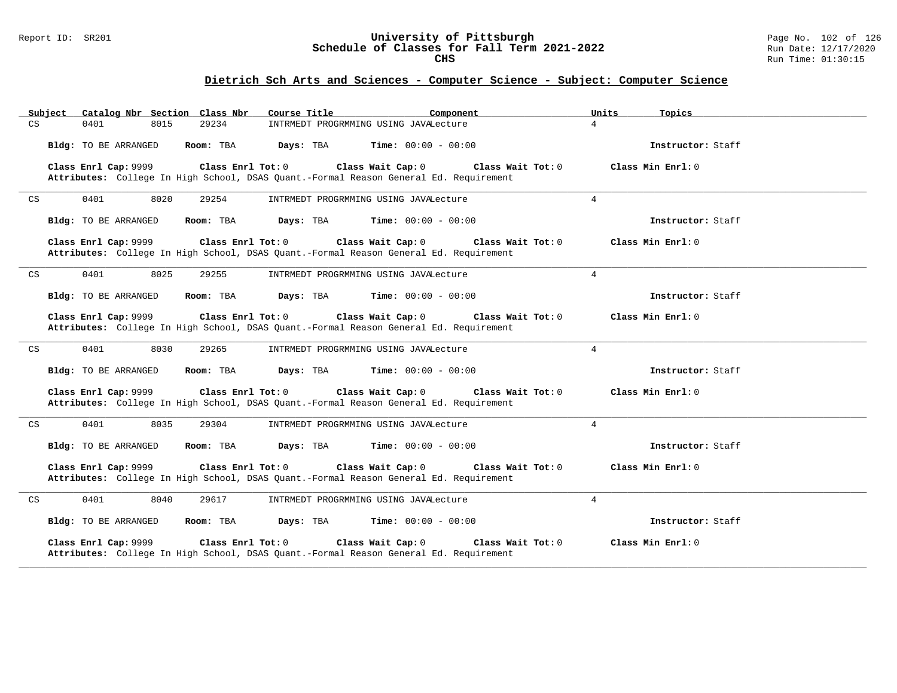## Dietrich Sch Arts and Sciences - Computer Science - Subject: Computer Science

| Subject | Catalog Nbr | Section | Class Nbr | Course Title | Component | Units | Topics |
|---|---|---|---|---|---|---|---|
| CS | 0401 | 8015 | 29234 | INTRMEDT PROGRMMING USING JAVA | Lecture | 4 | |

**Bldg:** TO BE ARRANGED **Room:** TBA **Days:** TBA **Time:** 00:00 - 00:00 **Instructor:** Staff

**Class Enrl Cap:** 9999 **Class Enrl Tot:** 0 **Class Wait Cap:** 0 **Class Wait Tot:** 0 **Class Min Enrl:** 0

**Attributes:** College In High School, DSAS Quant.-Formal Reason General Ed. Requirement

---

| Subject | Catalog Nbr | Section | Class Nbr | Course Title | Component | Units | Topics |
|---|---|---|---|---|---|---|---|
| CS | 0401 | 8020 | 29254 | INTRMEDT PROGRMMING USING JAVA | Lecture | 4 | |

**Bldg:** TO BE ARRANGED **Room:** TBA **Days:** TBA **Time:** 00:00 - 00:00 **Instructor:** Staff

**Class Enrl Cap:** 9999 **Class Enrl Tot:** 0 **Class Wait Cap:** 0 **Class Wait Tot:** 0 **Class Min Enrl:** 0

**Attributes:** College In High School, DSAS Quant.-Formal Reason General Ed. Requirement

---

| Subject | Catalog Nbr | Section | Class Nbr | Course Title | Component | Units | Topics |
|---|---|---|---|---|---|---|---|
| CS | 0401 | 8025 | 29255 | INTRMEDT PROGRMMING USING JAVA | Lecture | 4 | |

**Bldg:** TO BE ARRANGED **Room:** TBA **Days:** TBA **Time:** 00:00 - 00:00 **Instructor:** Staff

**Class Enrl Cap:** 9999 **Class Enrl Tot:** 0 **Class Wait Cap:** 0 **Class Wait Tot:** 0 **Class Min Enrl:** 0

**Attributes:** College In High School, DSAS Quant.-Formal Reason General Ed. Requirement

---

| Subject | Catalog Nbr | Section | Class Nbr | Course Title | Component | Units | Topics |
|---|---|---|---|---|---|---|---|
| CS | 0401 | 8030 | 29265 | INTRMEDT PROGRMMING USING JAVA | Lecture | 4 | |

**Bldg:** TO BE ARRANGED **Room:** TBA **Days:** TBA **Time:** 00:00 - 00:00 **Instructor:** Staff

**Class Enrl Cap:** 9999 **Class Enrl Tot:** 0 **Class Wait Cap:** 0 **Class Wait Tot:** 0 **Class Min Enrl:** 0

**Attributes:** College In High School, DSAS Quant.-Formal Reason General Ed. Requirement

---

| Subject | Catalog Nbr | Section | Class Nbr | Course Title | Component | Units | Topics |
|---|---|---|---|---|---|---|---|
| CS | 0401 | 8035 | 29304 | INTRMEDT PROGRMMING USING JAVA | Lecture | 4 | |

**Bldg:** TO BE ARRANGED **Room:** TBA **Days:** TBA **Time:** 00:00 - 00:00 **Instructor:** Staff

**Class Enrl Cap:** 9999 **Class Enrl Tot:** 0 **Class Wait Cap:** 0 **Class Wait Tot:** 0 **Class Min Enrl:** 0

**Attributes:** College In High School, DSAS Quant.-Formal Reason General Ed. Requirement

---

| Subject | Catalog Nbr | Section | Class Nbr | Course Title | Component | Units | Topics |
|---|---|---|---|---|---|---|---|
| CS | 0401 | 8040 | 29617 | INTRMEDT PROGRMMING USING JAVA | Lecture | 4 | |

**Bldg:** TO BE ARRANGED **Room:** TBA **Days:** TBA **Time:** 00:00 - 00:00 **Instructor:** Staff

**Class Enrl Cap:** 9999 **Class Enrl Tot:** 0 **Class Wait Cap:** 0 **Class Wait Tot:** 0 **Class Min Enrl:** 0

**Attributes:** College In High School, DSAS Quant.-Formal Reason General Ed. Requirement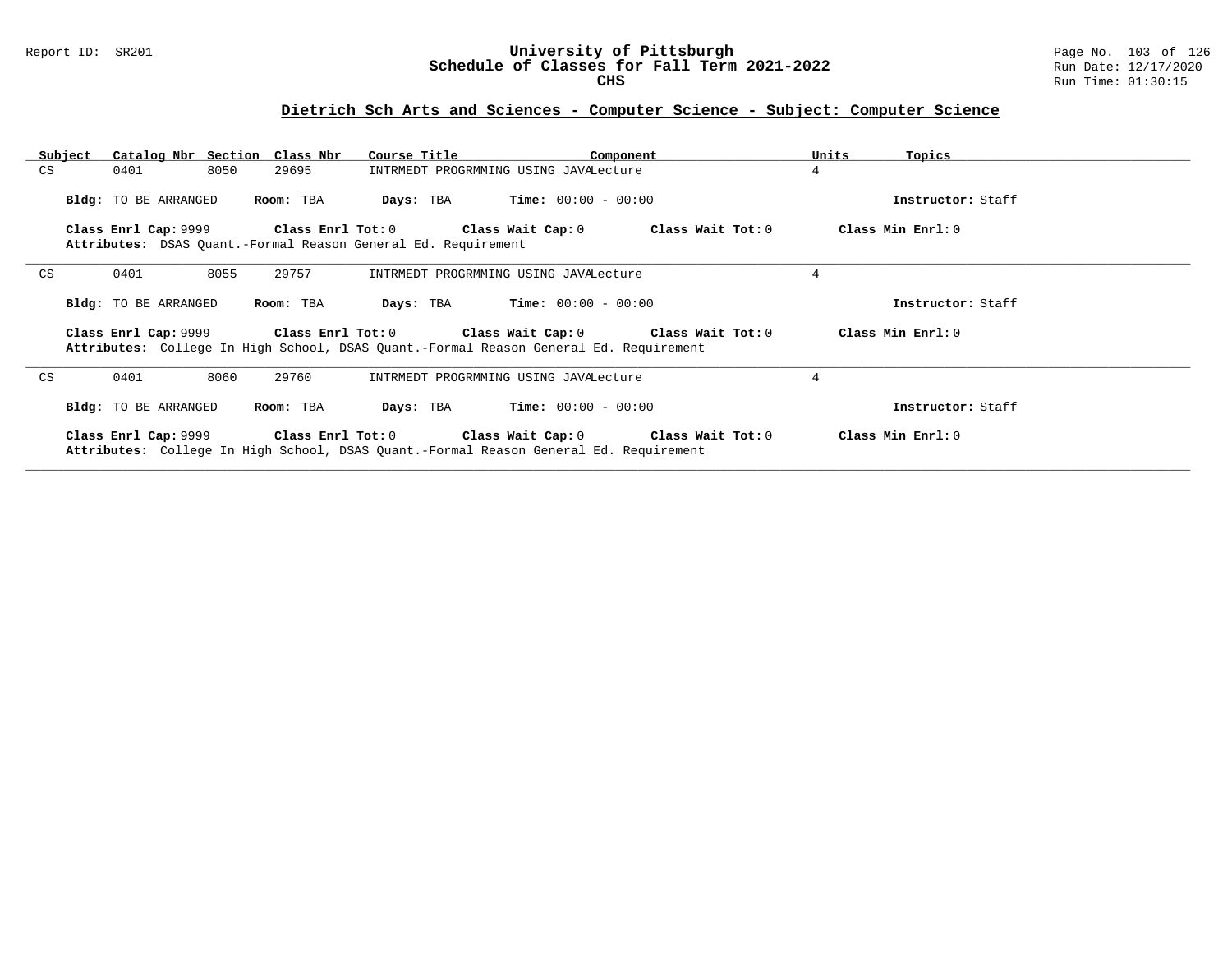## Dietrich Sch Arts and Sciences - Computer Science - Subject: Computer Science

| Subject | Catalog Nbr | Section | Class Nbr | Course Title | Component | Units | Topics |
|---|---|---|---|---|---|---|---|
| CS | 0401 | 8050 | 29695 | INTRMEDT PROGRMMING USING JAVA | Lecture | 4 | |

**Bldg:** TO BE ARRANGED **Room:** TBA **Days:** TBA **Time:** 00:00 - 00:00 **Instructor:** Staff

**Class Enrl Cap:** 9999 **Class Enrl Tot:** 0 **Class Wait Cap:** 0 **Class Wait Tot:** 0 **Class Min Enrl:** 0

**Attributes:** DSAS Quant.-Formal Reason General Ed. Requirement

---

| Subject | Catalog Nbr | Section | Class Nbr | Course Title | Component | Units | Topics |
|---|---|---|---|---|---|---|---|
| CS | 0401 | 8055 | 29757 | INTRMEDT PROGRMMING USING JAVA | Lecture | 4 | |

**Bldg:** TO BE ARRANGED **Room:** TBA **Days:** TBA **Time:** 00:00 - 00:00 **Instructor:** Staff

**Class Enrl Cap:** 9999 **Class Enrl Tot:** 0 **Class Wait Cap:** 0 **Class Wait Tot:** 0 **Class Min Enrl:** 0

**Attributes:** College In High School, DSAS Quant.-Formal Reason General Ed. Requirement

---

| Subject | Catalog Nbr | Section | Class Nbr | Course Title | Component | Units | Topics |
|---|---|---|---|---|---|---|---|
| CS | 0401 | 8060 | 29760 | INTRMEDT PROGRMMING USING JAVA | Lecture | 4 | |

**Bldg:** TO BE ARRANGED **Room:** TBA **Days:** TBA **Time:** 00:00 - 00:00 **Instructor:** Staff

**Class Enrl Cap:** 9999 **Class Enrl Tot:** 0 **Class Wait Cap:** 0 **Class Wait Tot:** 0 **Class Min Enrl:** 0

**Attributes:** College In High School, DSAS Quant.-Formal Reason General Ed. Requirement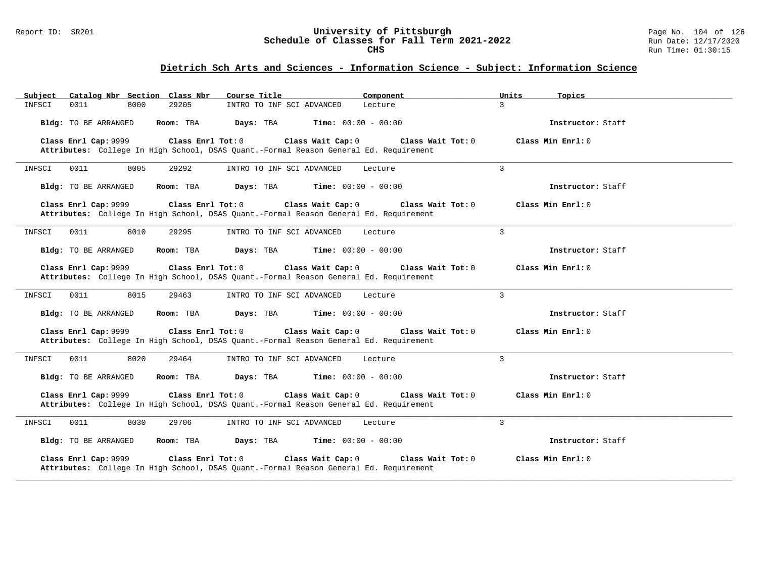## Dietrich Sch Arts and Sciences - Information Science - Subject: Information Science

| Subject | Catalog Nbr | Section | Class Nbr | Course Title | Component | Units | Topics |
|---|---|---|---|---|---|---|---|
| INFSCI | 0011 | 8000 | 29205 | INTRO TO INF SCI ADVANCED | Lecture | 3 | |

**Bldg:** TO BE ARRANGED **Room:** TBA **Days:** TBA **Time:** 00:00 - 00:00 **Instructor:** Staff

**Class Enrl Cap:** 9999 **Class Enrl Tot:** 0 **Class Wait Cap:** 0 **Class Wait Tot:** 0 **Class Min Enrl:** 0
**Attributes:** College In High School, DSAS Quant.-Formal Reason General Ed. Requirement

---

| Subject | Catalog Nbr | Section | Class Nbr | Course Title | Component | Units | Topics |
|---|---|---|---|---|---|---|---|
| INFSCI | 0011 | 8005 | 29292 | INTRO TO INF SCI ADVANCED | Lecture | 3 | |

**Bldg:** TO BE ARRANGED **Room:** TBA **Days:** TBA **Time:** 00:00 - 00:00 **Instructor:** Staff

**Class Enrl Cap:** 9999 **Class Enrl Tot:** 0 **Class Wait Cap:** 0 **Class Wait Tot:** 0 **Class Min Enrl:** 0
**Attributes:** College In High School, DSAS Quant.-Formal Reason General Ed. Requirement

---

| Subject | Catalog Nbr | Section | Class Nbr | Course Title | Component | Units | Topics |
|---|---|---|---|---|---|---|---|
| INFSCI | 0011 | 8010 | 29295 | INTRO TO INF SCI ADVANCED | Lecture | 3 | |

**Bldg:** TO BE ARRANGED **Room:** TBA **Days:** TBA **Time:** 00:00 - 00:00 **Instructor:** Staff

**Class Enrl Cap:** 9999 **Class Enrl Tot:** 0 **Class Wait Cap:** 0 **Class Wait Tot:** 0 **Class Min Enrl:** 0
**Attributes:** College In High School, DSAS Quant.-Formal Reason General Ed. Requirement

---

| Subject | Catalog Nbr | Section | Class Nbr | Course Title | Component | Units | Topics |
|---|---|---|---|---|---|---|---|
| INFSCI | 0011 | 8015 | 29463 | INTRO TO INF SCI ADVANCED | Lecture | 3 | |

**Bldg:** TO BE ARRANGED **Room:** TBA **Days:** TBA **Time:** 00:00 - 00:00 **Instructor:** Staff

**Class Enrl Cap:** 9999 **Class Enrl Tot:** 0 **Class Wait Cap:** 0 **Class Wait Tot:** 0 **Class Min Enrl:** 0
**Attributes:** College In High School, DSAS Quant.-Formal Reason General Ed. Requirement

---

| Subject | Catalog Nbr | Section | Class Nbr | Course Title | Component | Units | Topics |
|---|---|---|---|---|---|---|---|
| INFSCI | 0011 | 8020 | 29464 | INTRO TO INF SCI ADVANCED | Lecture | 3 | |

**Bldg:** TO BE ARRANGED **Room:** TBA **Days:** TBA **Time:** 00:00 - 00:00 **Instructor:** Staff

**Class Enrl Cap:** 9999 **Class Enrl Tot:** 0 **Class Wait Cap:** 0 **Class Wait Tot:** 0 **Class Min Enrl:** 0
**Attributes:** College In High School, DSAS Quant.-Formal Reason General Ed. Requirement

---

| Subject | Catalog Nbr | Section | Class Nbr | Course Title | Component | Units | Topics |
|---|---|---|---|---|---|---|---|
| INFSCI | 0011 | 8030 | 29706 | INTRO TO INF SCI ADVANCED | Lecture | 3 | |

**Bldg:** TO BE ARRANGED **Room:** TBA **Days:** TBA **Time:** 00:00 - 00:00 **Instructor:** Staff

**Class Enrl Cap:** 9999 **Class Enrl Tot:** 0 **Class Wait Cap:** 0 **Class Wait Tot:** 0 **Class Min Enrl:** 0
**Attributes:** College In High School, DSAS Quant.-Formal Reason General Ed. Requirement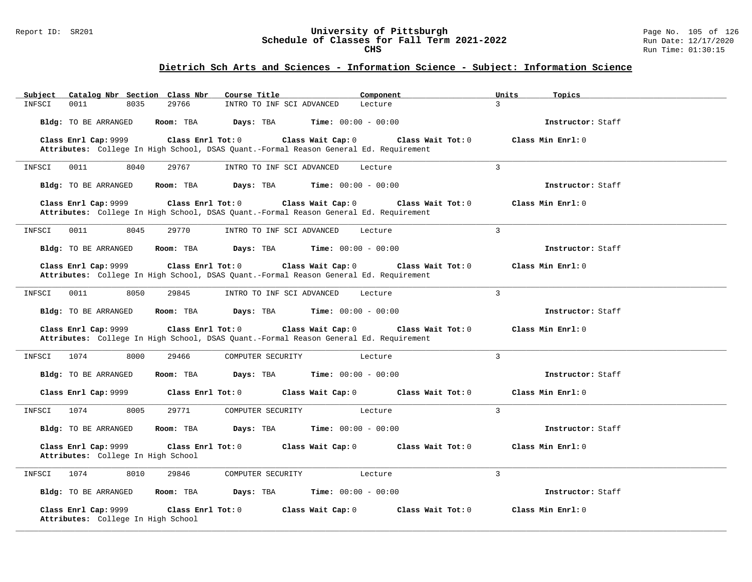## Dietrich Sch Arts and Sciences - Information Science - Subject: Information Science

| Subject | Catalog Nbr | Section | Class Nbr | Course Title | Component | Units | Topics |
|---|---|---|---|---|---|---|---|
| INFSCI | 0011 | 8035 | 29766 | INTRO TO INF SCI ADVANCED | Lecture | 3 | |

**Bldg:** TO BE ARRANGED **Room:** TBA **Days:** TBA **Time:** 00:00 - 00:00 **Instructor:** Staff

**Class Enrl Cap:** 9999 **Class Enrl Tot:** 0 **Class Wait Cap:** 0 **Class Wait Tot:** 0 **Class Min Enrl:** 0
**Attributes:** College In High School, DSAS Quant.-Formal Reason General Ed. Requirement

---

| Subject | Catalog Nbr | Section | Class Nbr | Course Title | Component | Units | Topics |
|---|---|---|---|---|---|---|---|
| INFSCI | 0011 | 8040 | 29767 | INTRO TO INF SCI ADVANCED | Lecture | 3 | |

**Bldg:** TO BE ARRANGED **Room:** TBA **Days:** TBA **Time:** 00:00 - 00:00 **Instructor:** Staff

**Class Enrl Cap:** 9999 **Class Enrl Tot:** 0 **Class Wait Cap:** 0 **Class Wait Tot:** 0 **Class Min Enrl:** 0
**Attributes:** College In High School, DSAS Quant.-Formal Reason General Ed. Requirement

---

| Subject | Catalog Nbr | Section | Class Nbr | Course Title | Component | Units | Topics |
|---|---|---|---|---|---|---|---|
| INFSCI | 0011 | 8045 | 29770 | INTRO TO INF SCI ADVANCED | Lecture | 3 | |

**Bldg:** TO BE ARRANGED **Room:** TBA **Days:** TBA **Time:** 00:00 - 00:00 **Instructor:** Staff

**Class Enrl Cap:** 9999 **Class Enrl Tot:** 0 **Class Wait Cap:** 0 **Class Wait Tot:** 0 **Class Min Enrl:** 0
**Attributes:** College In High School, DSAS Quant.-Formal Reason General Ed. Requirement

---

| Subject | Catalog Nbr | Section | Class Nbr | Course Title | Component | Units | Topics |
|---|---|---|---|---|---|---|---|
| INFSCI | 0011 | 8050 | 29845 | INTRO TO INF SCI ADVANCED | Lecture | 3 | |

**Bldg:** TO BE ARRANGED **Room:** TBA **Days:** TBA **Time:** 00:00 - 00:00 **Instructor:** Staff

**Class Enrl Cap:** 9999 **Class Enrl Tot:** 0 **Class Wait Cap:** 0 **Class Wait Tot:** 0 **Class Min Enrl:** 0
**Attributes:** College In High School, DSAS Quant.-Formal Reason General Ed. Requirement

---

| Subject | Catalog Nbr | Section | Class Nbr | Course Title | Component | Units | Topics |
|---|---|---|---|---|---|---|---|
| INFSCI | 1074 | 8000 | 29466 | COMPUTER SECURITY | Lecture | 3 | |

**Bldg:** TO BE ARRANGED **Room:** TBA **Days:** TBA **Time:** 00:00 - 00:00 **Instructor:** Staff

**Class Enrl Cap:** 9999 **Class Enrl Tot:** 0 **Class Wait Cap:** 0 **Class Wait Tot:** 0 **Class Min Enrl:** 0

---

| Subject | Catalog Nbr | Section | Class Nbr | Course Title | Component | Units | Topics |
|---|---|---|---|---|---|---|---|
| INFSCI | 1074 | 8005 | 29771 | COMPUTER SECURITY | Lecture | 3 | |

**Bldg:** TO BE ARRANGED **Room:** TBA **Days:** TBA **Time:** 00:00 - 00:00 **Instructor:** Staff

**Class Enrl Cap:** 9999 **Class Enrl Tot:** 0 **Class Wait Cap:** 0 **Class Wait Tot:** 0 **Class Min Enrl:** 0
**Attributes:** College In High School

---

| Subject | Catalog Nbr | Section | Class Nbr | Course Title | Component | Units | Topics |
|---|---|---|---|---|---|---|---|
| INFSCI | 1074 | 8010 | 29846 | COMPUTER SECURITY | Lecture | 3 | |

**Bldg:** TO BE ARRANGED **Room:** TBA **Days:** TBA **Time:** 00:00 - 00:00 **Instructor:** Staff

**Class Enrl Cap:** 9999 **Class Enrl Tot:** 0 **Class Wait Cap:** 0 **Class Wait Tot:** 0 **Class Min Enrl:** 0
**Attributes:** College In High School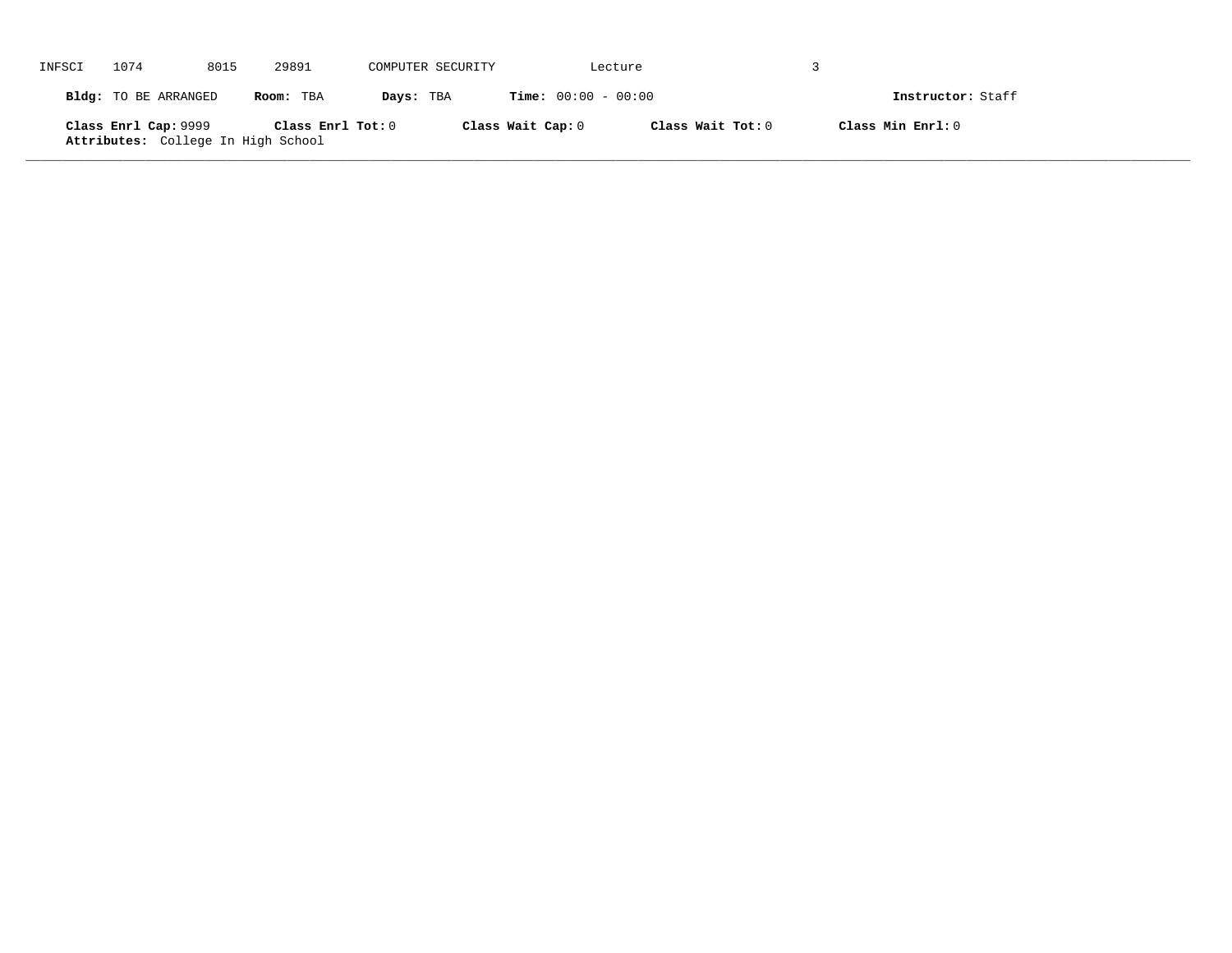INFSCI 1074 8015 29891 COMPUTER SECURITY Lecture 3

**Bldg:** TO BE ARRANGED **Room:** TBA **Days:** TBA **Time:** 00:00 - 00:00 **Instructor:** Staff

**Class Enrl Cap:** 9999 **Class Enrl Tot:** 0 **Class Wait Cap:** 0 **Class Wait Tot:** 0 **Class Min Enrl:** 0

**Attributes:** College In High School

---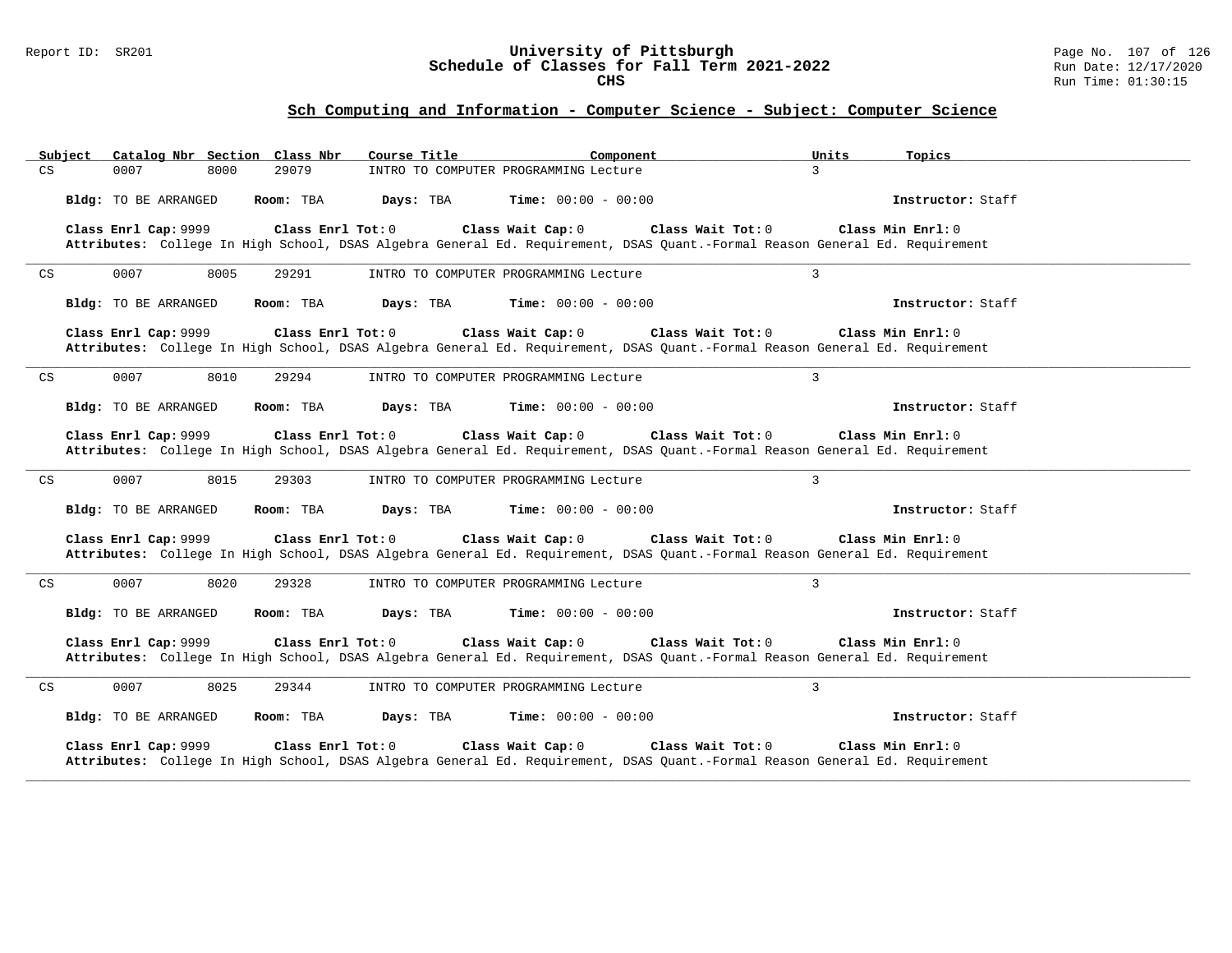## Sch Computing and Information - Computer Science - Subject: Computer Science

| Subject | Catalog Nbr | Section | Class Nbr | Course Title | Component | Units | Topics |
|---|---|---|---|---|---|---|---|
| CS | 0007 | 8000 | 29079 | INTRO TO COMPUTER PROGRAMMING | Lecture | 3 | |

**Bldg:** TO BE ARRANGED **Room:** TBA **Days:** TBA **Time:** 00:00 - 00:00 **Instructor:** Staff

**Class Enrl Cap:** 9999 **Class Enrl Tot:** 0 **Class Wait Cap:** 0 **Class Wait Tot:** 0 **Class Min Enrl:** 0

**Attributes:** College In High School, DSAS Algebra General Ed. Requirement, DSAS Quant.-Formal Reason General Ed. Requirement

---

| Subject | Catalog Nbr | Section | Class Nbr | Course Title | Component | Units | Topics |
|---|---|---|---|---|---|---|---|
| CS | 0007 | 8005 | 29291 | INTRO TO COMPUTER PROGRAMMING | Lecture | 3 | |

**Bldg:** TO BE ARRANGED **Room:** TBA **Days:** TBA **Time:** 00:00 - 00:00 **Instructor:** Staff

**Class Enrl Cap:** 9999 **Class Enrl Tot:** 0 **Class Wait Cap:** 0 **Class Wait Tot:** 0 **Class Min Enrl:** 0

**Attributes:** College In High School, DSAS Algebra General Ed. Requirement, DSAS Quant.-Formal Reason General Ed. Requirement

---

| Subject | Catalog Nbr | Section | Class Nbr | Course Title | Component | Units | Topics |
|---|---|---|---|---|---|---|---|
| CS | 0007 | 8010 | 29294 | INTRO TO COMPUTER PROGRAMMING | Lecture | 3 | |

**Bldg:** TO BE ARRANGED **Room:** TBA **Days:** TBA **Time:** 00:00 - 00:00 **Instructor:** Staff

**Class Enrl Cap:** 9999 **Class Enrl Tot:** 0 **Class Wait Cap:** 0 **Class Wait Tot:** 0 **Class Min Enrl:** 0

**Attributes:** College In High School, DSAS Algebra General Ed. Requirement, DSAS Quant.-Formal Reason General Ed. Requirement

---

| Subject | Catalog Nbr | Section | Class Nbr | Course Title | Component | Units | Topics |
|---|---|---|---|---|---|---|---|
| CS | 0007 | 8015 | 29303 | INTRO TO COMPUTER PROGRAMMING | Lecture | 3 | |

**Bldg:** TO BE ARRANGED **Room:** TBA **Days:** TBA **Time:** 00:00 - 00:00 **Instructor:** Staff

**Class Enrl Cap:** 9999 **Class Enrl Tot:** 0 **Class Wait Cap:** 0 **Class Wait Tot:** 0 **Class Min Enrl:** 0

**Attributes:** College In High School, DSAS Algebra General Ed. Requirement, DSAS Quant.-Formal Reason General Ed. Requirement

---

| Subject | Catalog Nbr | Section | Class Nbr | Course Title | Component | Units | Topics |
|---|---|---|---|---|---|---|---|
| CS | 0007 | 8020 | 29328 | INTRO TO COMPUTER PROGRAMMING | Lecture | 3 | |

**Bldg:** TO BE ARRANGED **Room:** TBA **Days:** TBA **Time:** 00:00 - 00:00 **Instructor:** Staff

**Class Enrl Cap:** 9999 **Class Enrl Tot:** 0 **Class Wait Cap:** 0 **Class Wait Tot:** 0 **Class Min Enrl:** 0

**Attributes:** College In High School, DSAS Algebra General Ed. Requirement, DSAS Quant.-Formal Reason General Ed. Requirement

---

| Subject | Catalog Nbr | Section | Class Nbr | Course Title | Component | Units | Topics |
|---|---|---|---|---|---|---|---|
| CS | 0007 | 8025 | 29344 | INTRO TO COMPUTER PROGRAMMING | Lecture | 3 | |

**Bldg:** TO BE ARRANGED **Room:** TBA **Days:** TBA **Time:** 00:00 - 00:00 **Instructor:** Staff

**Class Enrl Cap:** 9999 **Class Enrl Tot:** 0 **Class Wait Cap:** 0 **Class Wait Tot:** 0 **Class Min Enrl:** 0

**Attributes:** College In High School, DSAS Algebra General Ed. Requirement, DSAS Quant.-Formal Reason General Ed. Requirement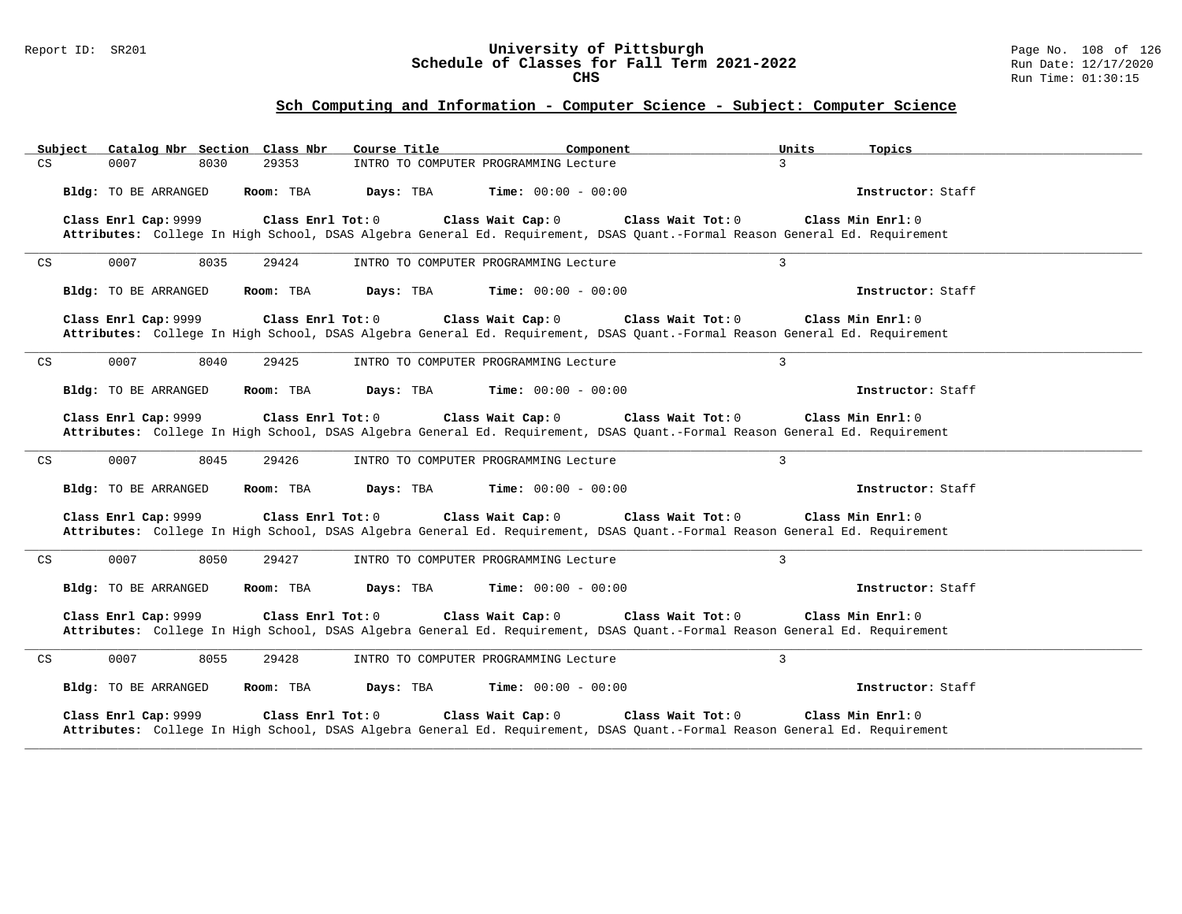## Sch Computing and Information - Computer Science - Subject: Computer Science

| Subject | Catalog Nbr | Section | Class Nbr | Course Title | Component | Units | Topics |
|---|---|---|---|---|---|---|---|
| CS | 0007 | 8030 | 29353 | INTRO TO COMPUTER PROGRAMMING | Lecture | 3 | |

**Bldg:** TO BE ARRANGED **Room:** TBA **Days:** TBA **Time:** 00:00 - 00:00 **Instructor:** Staff

**Class Enrl Cap:** 9999 **Class Enrl Tot:** 0 **Class Wait Cap:** 0 **Class Wait Tot:** 0 **Class Min Enrl:** 0

**Attributes:** College In High School, DSAS Algebra General Ed. Requirement, DSAS Quant.-Formal Reason General Ed. Requirement

---

| Subject | Catalog Nbr | Section | Class Nbr | Course Title | Component | Units | Topics |
|---|---|---|---|---|---|---|---|
| CS | 0007 | 8035 | 29424 | INTRO TO COMPUTER PROGRAMMING | Lecture | 3 | |

**Bldg:** TO BE ARRANGED **Room:** TBA **Days:** TBA **Time:** 00:00 - 00:00 **Instructor:** Staff

**Class Enrl Cap:** 9999 **Class Enrl Tot:** 0 **Class Wait Cap:** 0 **Class Wait Tot:** 0 **Class Min Enrl:** 0

**Attributes:** College In High School, DSAS Algebra General Ed. Requirement, DSAS Quant.-Formal Reason General Ed. Requirement

---

| Subject | Catalog Nbr | Section | Class Nbr | Course Title | Component | Units | Topics |
|---|---|---|---|---|---|---|---|
| CS | 0007 | 8040 | 29425 | INTRO TO COMPUTER PROGRAMMING | Lecture | 3 | |

**Bldg:** TO BE ARRANGED **Room:** TBA **Days:** TBA **Time:** 00:00 - 00:00 **Instructor:** Staff

**Class Enrl Cap:** 9999 **Class Enrl Tot:** 0 **Class Wait Cap:** 0 **Class Wait Tot:** 0 **Class Min Enrl:** 0

**Attributes:** College In High School, DSAS Algebra General Ed. Requirement, DSAS Quant.-Formal Reason General Ed. Requirement

---

| Subject | Catalog Nbr | Section | Class Nbr | Course Title | Component | Units | Topics |
|---|---|---|---|---|---|---|---|
| CS | 0007 | 8045 | 29426 | INTRO TO COMPUTER PROGRAMMING | Lecture | 3 | |

**Bldg:** TO BE ARRANGED **Room:** TBA **Days:** TBA **Time:** 00:00 - 00:00 **Instructor:** Staff

**Class Enrl Cap:** 9999 **Class Enrl Tot:** 0 **Class Wait Cap:** 0 **Class Wait Tot:** 0 **Class Min Enrl:** 0

**Attributes:** College In High School, DSAS Algebra General Ed. Requirement, DSAS Quant.-Formal Reason General Ed. Requirement

---

| Subject | Catalog Nbr | Section | Class Nbr | Course Title | Component | Units | Topics |
|---|---|---|---|---|---|---|---|
| CS | 0007 | 8050 | 29427 | INTRO TO COMPUTER PROGRAMMING | Lecture | 3 | |

**Bldg:** TO BE ARRANGED **Room:** TBA **Days:** TBA **Time:** 00:00 - 00:00 **Instructor:** Staff

**Class Enrl Cap:** 9999 **Class Enrl Tot:** 0 **Class Wait Cap:** 0 **Class Wait Tot:** 0 **Class Min Enrl:** 0

**Attributes:** College In High School, DSAS Algebra General Ed. Requirement, DSAS Quant.-Formal Reason General Ed. Requirement

---

| Subject | Catalog Nbr | Section | Class Nbr | Course Title | Component | Units | Topics |
|---|---|---|---|---|---|---|---|
| CS | 0007 | 8055 | 29428 | INTRO TO COMPUTER PROGRAMMING | Lecture | 3 | |

**Bldg:** TO BE ARRANGED **Room:** TBA **Days:** TBA **Time:** 00:00 - 00:00 **Instructor:** Staff

**Class Enrl Cap:** 9999 **Class Enrl Tot:** 0 **Class Wait Cap:** 0 **Class Wait Tot:** 0 **Class Min Enrl:** 0

**Attributes:** College In High School, DSAS Algebra General Ed. Requirement, DSAS Quant.-Formal Reason General Ed. Requirement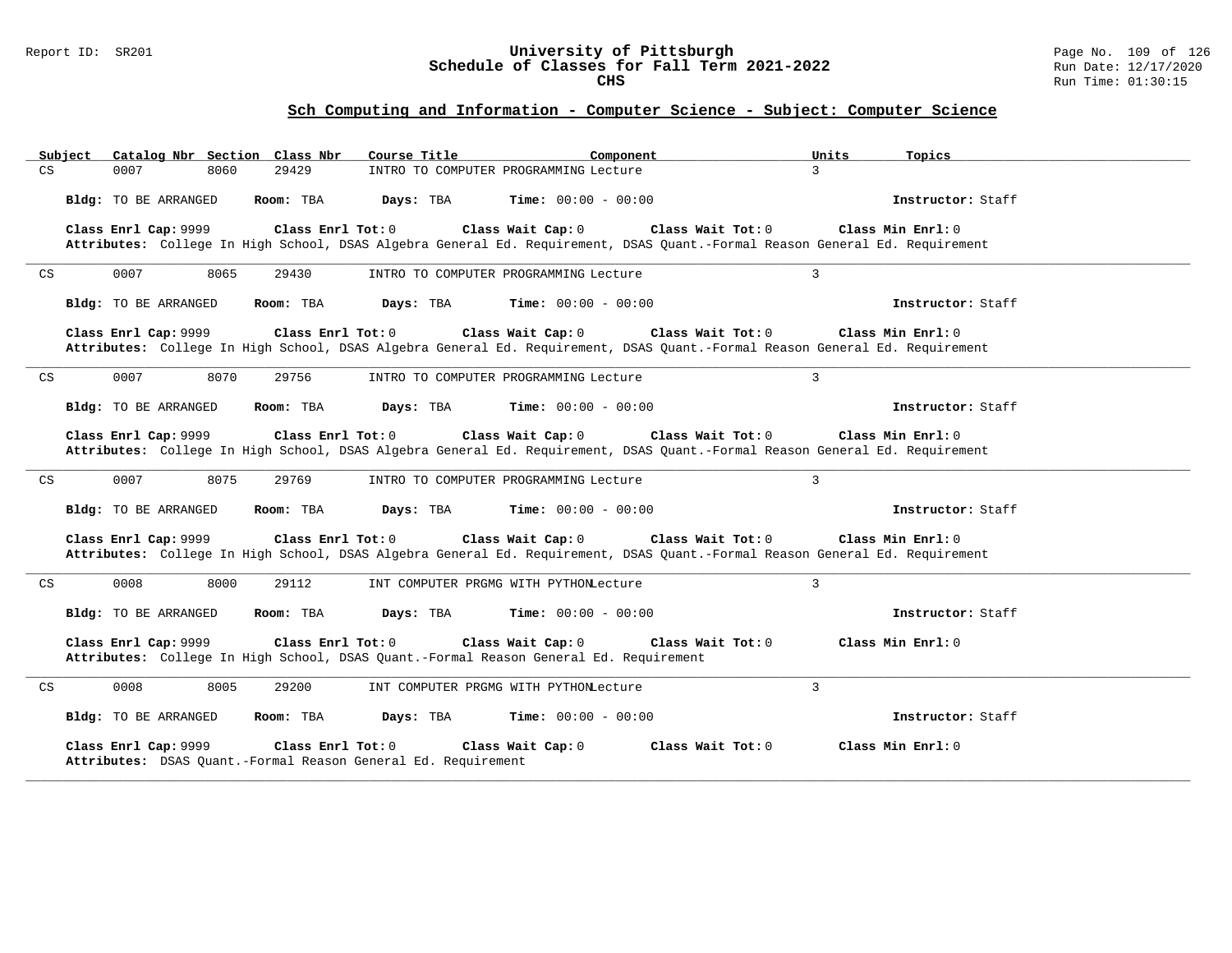## Sch Computing and Information - Computer Science - Subject: Computer Science

| Subject | Catalog Nbr | Section | Class Nbr | Course Title | Component | Units | Topics |
|---|---|---|---|---|---|---|---|
| CS | 0007 | 8060 | 29429 | INTRO TO COMPUTER PROGRAMMING | Lecture | 3 | |

**Bldg:** TO BE ARRANGED **Room:** TBA **Days:** TBA **Time:** 00:00 - 00:00 **Instructor:** Staff

**Class Enrl Cap:** 9999 **Class Enrl Tot:** 0 **Class Wait Cap:** 0 **Class Wait Tot:** 0 **Class Min Enrl:** 0

**Attributes:** College In High School, DSAS Algebra General Ed. Requirement, DSAS Quant.-Formal Reason General Ed. Requirement

---

| Subject | Catalog Nbr | Section | Class Nbr | Course Title | Component | Units | Topics |
|---|---|---|---|---|---|---|---|
| CS | 0007 | 8065 | 29430 | INTRO TO COMPUTER PROGRAMMING | Lecture | 3 | |

**Bldg:** TO BE ARRANGED **Room:** TBA **Days:** TBA **Time:** 00:00 - 00:00 **Instructor:** Staff

**Class Enrl Cap:** 9999 **Class Enrl Tot:** 0 **Class Wait Cap:** 0 **Class Wait Tot:** 0 **Class Min Enrl:** 0

**Attributes:** College In High School, DSAS Algebra General Ed. Requirement, DSAS Quant.-Formal Reason General Ed. Requirement

---

| Subject | Catalog Nbr | Section | Class Nbr | Course Title | Component | Units | Topics |
|---|---|---|---|---|---|---|---|
| CS | 0007 | 8070 | 29756 | INTRO TO COMPUTER PROGRAMMING | Lecture | 3 | |

**Bldg:** TO BE ARRANGED **Room:** TBA **Days:** TBA **Time:** 00:00 - 00:00 **Instructor:** Staff

**Class Enrl Cap:** 9999 **Class Enrl Tot:** 0 **Class Wait Cap:** 0 **Class Wait Tot:** 0 **Class Min Enrl:** 0

**Attributes:** College In High School, DSAS Algebra General Ed. Requirement, DSAS Quant.-Formal Reason General Ed. Requirement

---

| Subject | Catalog Nbr | Section | Class Nbr | Course Title | Component | Units | Topics |
|---|---|---|---|---|---|---|---|
| CS | 0007 | 8075 | 29769 | INTRO TO COMPUTER PROGRAMMING | Lecture | 3 | |

**Bldg:** TO BE ARRANGED **Room:** TBA **Days:** TBA **Time:** 00:00 - 00:00 **Instructor:** Staff

**Class Enrl Cap:** 9999 **Class Enrl Tot:** 0 **Class Wait Cap:** 0 **Class Wait Tot:** 0 **Class Min Enrl:** 0

**Attributes:** College In High School, DSAS Algebra General Ed. Requirement, DSAS Quant.-Formal Reason General Ed. Requirement

---

| Subject | Catalog Nbr | Section | Class Nbr | Course Title | Component | Units | Topics |
|---|---|---|---|---|---|---|---|
| CS | 0008 | 8000 | 29112 | INT COMPUTER PRGMG WITH PYTHON | Lecture | 3 | |

**Bldg:** TO BE ARRANGED **Room:** TBA **Days:** TBA **Time:** 00:00 - 00:00 **Instructor:** Staff

**Class Enrl Cap:** 9999 **Class Enrl Tot:** 0 **Class Wait Cap:** 0 **Class Wait Tot:** 0 **Class Min Enrl:** 0

**Attributes:** College In High School, DSAS Quant.-Formal Reason General Ed. Requirement

---

| Subject | Catalog Nbr | Section | Class Nbr | Course Title | Component | Units | Topics |
|---|---|---|---|---|---|---|---|
| CS | 0008 | 8005 | 29200 | INT COMPUTER PRGMG WITH PYTHON | Lecture | 3 | |

**Bldg:** TO BE ARRANGED **Room:** TBA **Days:** TBA **Time:** 00:00 - 00:00 **Instructor:** Staff

**Class Enrl Cap:** 9999 **Class Enrl Tot:** 0 **Class Wait Cap:** 0 **Class Wait Tot:** 0 **Class Min Enrl:** 0

**Attributes:** DSAS Quant.-Formal Reason General Ed. Requirement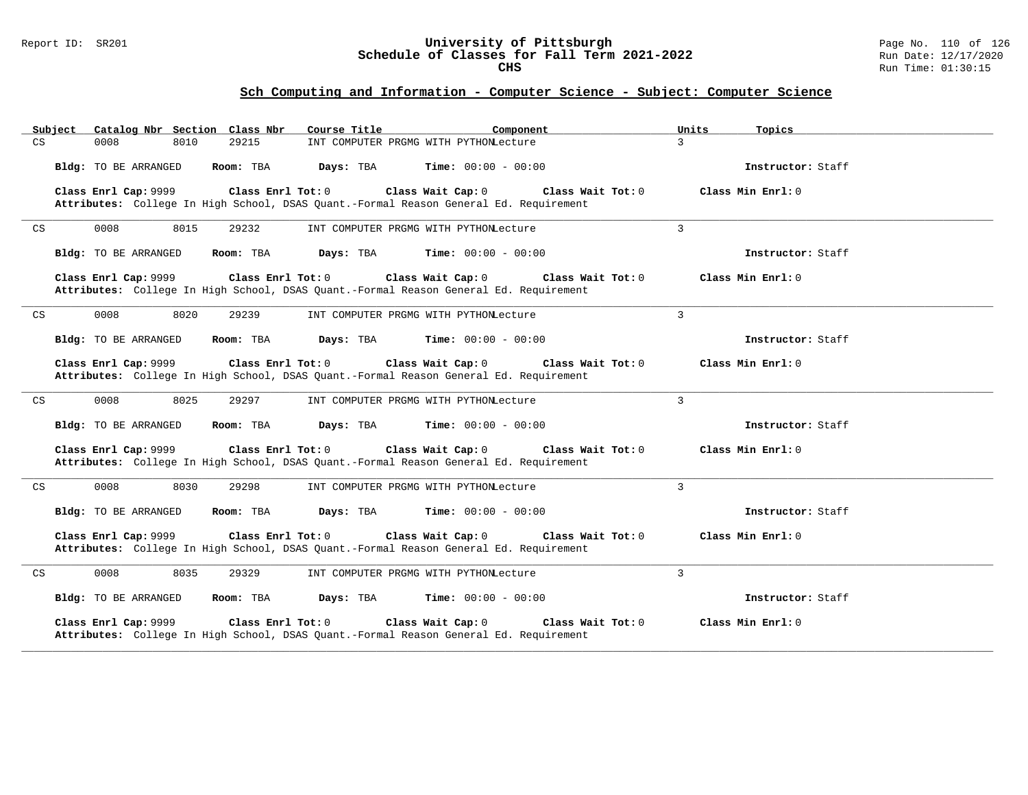## Sch Computing and Information - Computer Science - Subject: Computer Science

| Subject | Catalog Nbr | Section | Class Nbr | Course Title | Component | Units | Topics |
|---|---|---|---|---|---|---|---|
| CS | 0008 | 8010 | 29215 | INT COMPUTER PRGMG WITH PYTHON | Lecture | 3 | |

**Bldg:** TO BE ARRANGED **Room:** TBA **Days:** TBA **Time:** 00:00 - 00:00 **Instructor:** Staff

**Class Enrl Cap:** 9999 **Class Enrl Tot:** 0 **Class Wait Cap:** 0 **Class Wait Tot:** 0 **Class Min Enrl:** 0

**Attributes:** College In High School, DSAS Quant.-Formal Reason General Ed. Requirement

---

| Subject | Catalog Nbr | Section | Class Nbr | Course Title | Component | Units | Topics |
|---|---|---|---|---|---|---|---|
| CS | 0008 | 8015 | 29232 | INT COMPUTER PRGMG WITH PYTHON | Lecture | 3 | |

**Bldg:** TO BE ARRANGED **Room:** TBA **Days:** TBA **Time:** 00:00 - 00:00 **Instructor:** Staff

**Class Enrl Cap:** 9999 **Class Enrl Tot:** 0 **Class Wait Cap:** 0 **Class Wait Tot:** 0 **Class Min Enrl:** 0

**Attributes:** College In High School, DSAS Quant.-Formal Reason General Ed. Requirement

---

| Subject | Catalog Nbr | Section | Class Nbr | Course Title | Component | Units | Topics |
|---|---|---|---|---|---|---|---|
| CS | 0008 | 8020 | 29239 | INT COMPUTER PRGMG WITH PYTHON | Lecture | 3 | |

**Bldg:** TO BE ARRANGED **Room:** TBA **Days:** TBA **Time:** 00:00 - 00:00 **Instructor:** Staff

**Class Enrl Cap:** 9999 **Class Enrl Tot:** 0 **Class Wait Cap:** 0 **Class Wait Tot:** 0 **Class Min Enrl:** 0

**Attributes:** College In High School, DSAS Quant.-Formal Reason General Ed. Requirement

---

| Subject | Catalog Nbr | Section | Class Nbr | Course Title | Component | Units | Topics |
|---|---|---|---|---|---|---|---|
| CS | 0008 | 8025 | 29297 | INT COMPUTER PRGMG WITH PYTHON | Lecture | 3 | |

**Bldg:** TO BE ARRANGED **Room:** TBA **Days:** TBA **Time:** 00:00 - 00:00 **Instructor:** Staff

**Class Enrl Cap:** 9999 **Class Enrl Tot:** 0 **Class Wait Cap:** 0 **Class Wait Tot:** 0 **Class Min Enrl:** 0

**Attributes:** College In High School, DSAS Quant.-Formal Reason General Ed. Requirement

---

| Subject | Catalog Nbr | Section | Class Nbr | Course Title | Component | Units | Topics |
|---|---|---|---|---|---|---|---|
| CS | 0008 | 8030 | 29298 | INT COMPUTER PRGMG WITH PYTHON | Lecture | 3 | |

**Bldg:** TO BE ARRANGED **Room:** TBA **Days:** TBA **Time:** 00:00 - 00:00 **Instructor:** Staff

**Class Enrl Cap:** 9999 **Class Enrl Tot:** 0 **Class Wait Cap:** 0 **Class Wait Tot:** 0 **Class Min Enrl:** 0

**Attributes:** College In High School, DSAS Quant.-Formal Reason General Ed. Requirement

---

| Subject | Catalog Nbr | Section | Class Nbr | Course Title | Component | Units | Topics |
|---|---|---|---|---|---|---|---|
| CS | 0008 | 8035 | 29329 | INT COMPUTER PRGMG WITH PYTHON | Lecture | 3 | |

**Bldg:** TO BE ARRANGED **Room:** TBA **Days:** TBA **Time:** 00:00 - 00:00 **Instructor:** Staff

**Class Enrl Cap:** 9999 **Class Enrl Tot:** 0 **Class Wait Cap:** 0 **Class Wait Tot:** 0 **Class Min Enrl:** 0

**Attributes:** College In High School, DSAS Quant.-Formal Reason General Ed. Requirement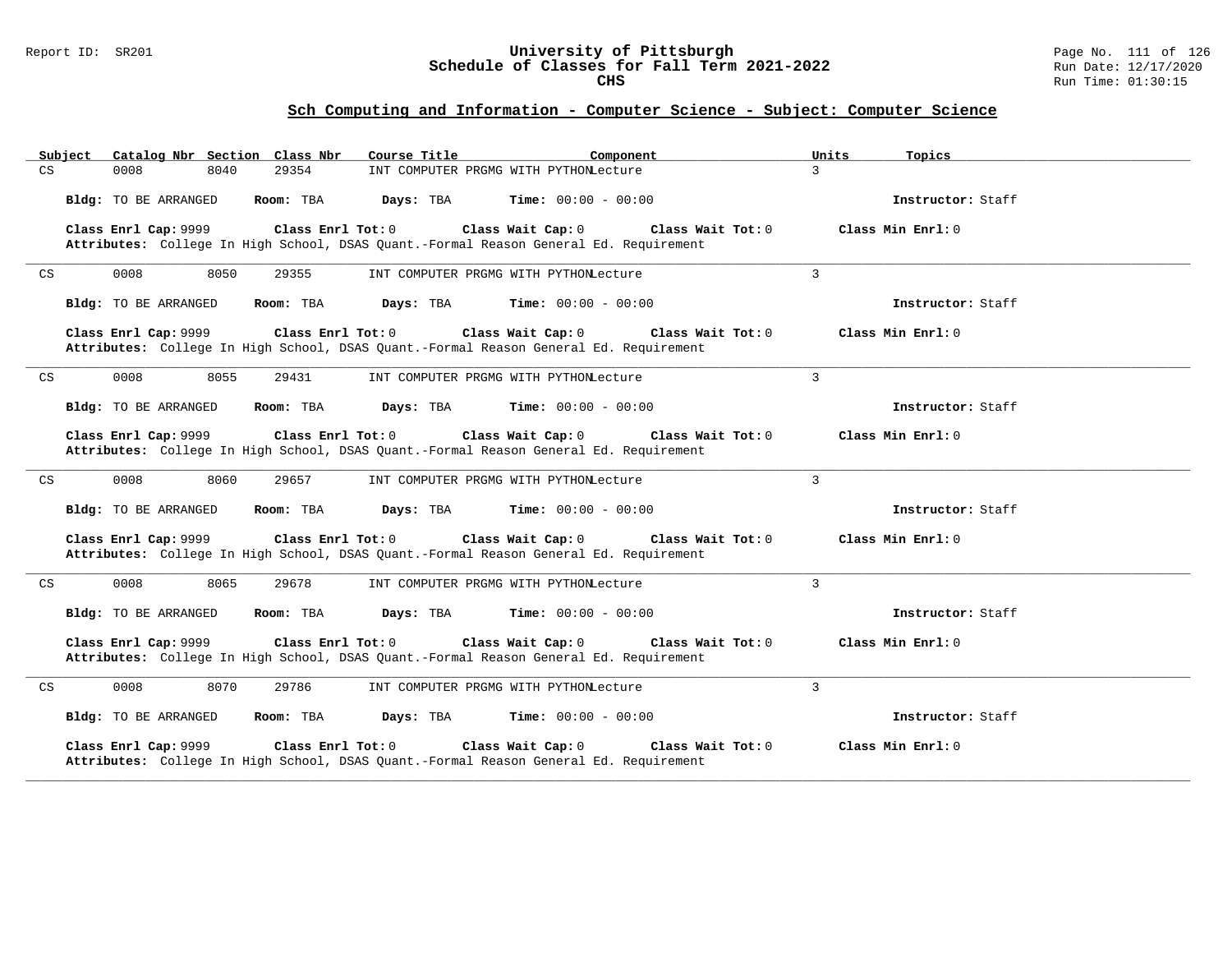## Sch Computing and Information - Computer Science - Subject: Computer Science

| Subject | Catalog Nbr | Section | Class Nbr | Course Title | Component | Units | Topics |
|---|---|---|---|---|---|---|---|
| CS | 0008 | 8040 | 29354 | INT COMPUTER PRGMG WITH PYTHON | Lecture | 3 | |

**Bldg:** TO BE ARRANGED **Room:** TBA **Days:** TBA **Time:** 00:00 - 00:00 **Instructor:** Staff

**Class Enrl Cap:** 9999 **Class Enrl Tot:** 0 **Class Wait Cap:** 0 **Class Wait Tot:** 0 **Class Min Enrl:** 0
**Attributes:** College In High School, DSAS Quant.-Formal Reason General Ed. Requirement

---

| Subject | Catalog Nbr | Section | Class Nbr | Course Title | Component | Units | Topics |
|---|---|---|---|---|---|---|---|
| CS | 0008 | 8050 | 29355 | INT COMPUTER PRGMG WITH PYTHON | Lecture | 3 | |

**Bldg:** TO BE ARRANGED **Room:** TBA **Days:** TBA **Time:** 00:00 - 00:00 **Instructor:** Staff

**Class Enrl Cap:** 9999 **Class Enrl Tot:** 0 **Class Wait Cap:** 0 **Class Wait Tot:** 0 **Class Min Enrl:** 0
**Attributes:** College In High School, DSAS Quant.-Formal Reason General Ed. Requirement

---

| Subject | Catalog Nbr | Section | Class Nbr | Course Title | Component | Units | Topics |
|---|---|---|---|---|---|---|---|
| CS | 0008 | 8055 | 29431 | INT COMPUTER PRGMG WITH PYTHON | Lecture | 3 | |

**Bldg:** TO BE ARRANGED **Room:** TBA **Days:** TBA **Time:** 00:00 - 00:00 **Instructor:** Staff

**Class Enrl Cap:** 9999 **Class Enrl Tot:** 0 **Class Wait Cap:** 0 **Class Wait Tot:** 0 **Class Min Enrl:** 0
**Attributes:** College In High School, DSAS Quant.-Formal Reason General Ed. Requirement

---

| Subject | Catalog Nbr | Section | Class Nbr | Course Title | Component | Units | Topics |
|---|---|---|---|---|---|---|---|
| CS | 0008 | 8060 | 29657 | INT COMPUTER PRGMG WITH PYTHON | Lecture | 3 | |

**Bldg:** TO BE ARRANGED **Room:** TBA **Days:** TBA **Time:** 00:00 - 00:00 **Instructor:** Staff

**Class Enrl Cap:** 9999 **Class Enrl Tot:** 0 **Class Wait Cap:** 0 **Class Wait Tot:** 0 **Class Min Enrl:** 0
**Attributes:** College In High School, DSAS Quant.-Formal Reason General Ed. Requirement

---

| Subject | Catalog Nbr | Section | Class Nbr | Course Title | Component | Units | Topics |
|---|---|---|---|---|---|---|---|
| CS | 0008 | 8065 | 29678 | INT COMPUTER PRGMG WITH PYTHON | Lecture | 3 | |

**Bldg:** TO BE ARRANGED **Room:** TBA **Days:** TBA **Time:** 00:00 - 00:00 **Instructor:** Staff

**Class Enrl Cap:** 9999 **Class Enrl Tot:** 0 **Class Wait Cap:** 0 **Class Wait Tot:** 0 **Class Min Enrl:** 0
**Attributes:** College In High School, DSAS Quant.-Formal Reason General Ed. Requirement

---

| Subject | Catalog Nbr | Section | Class Nbr | Course Title | Component | Units | Topics |
|---|---|---|---|---|---|---|---|
| CS | 0008 | 8070 | 29786 | INT COMPUTER PRGMG WITH PYTHON | Lecture | 3 | |

**Bldg:** TO BE ARRANGED **Room:** TBA **Days:** TBA **Time:** 00:00 - 00:00 **Instructor:** Staff

**Class Enrl Cap:** 9999 **Class Enrl Tot:** 0 **Class Wait Cap:** 0 **Class Wait Tot:** 0 **Class Min Enrl:** 0
**Attributes:** College In High School, DSAS Quant.-Formal Reason General Ed. Requirement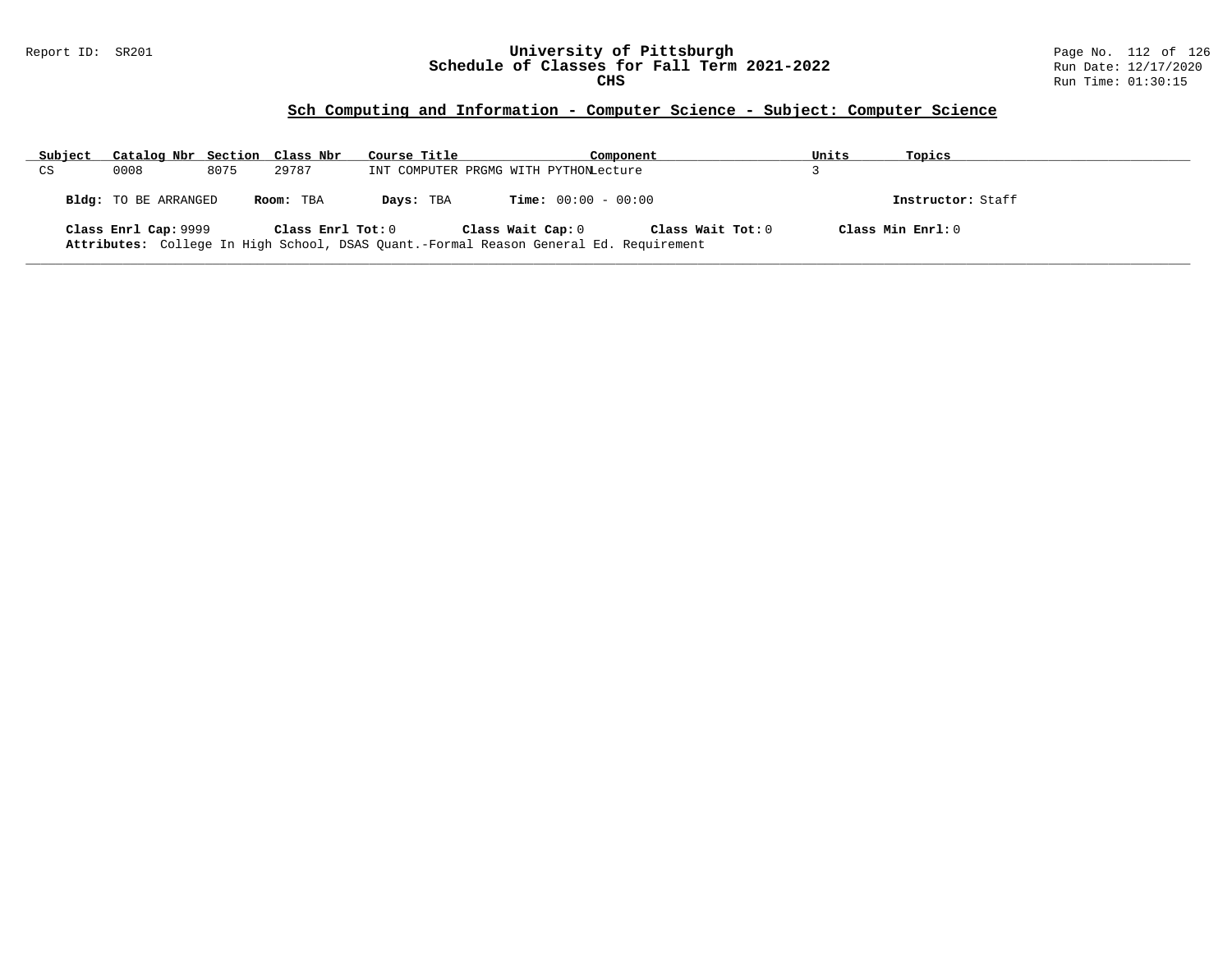## Sch Computing and Information - Computer Science - Subject: Computer Science

| Subject | Catalog Nbr | Section | Class Nbr | Course Title | Component | Units | Topics |
|---|---|---|---|---|---|---|---|
| CS | 0008 | 8075 | 29787 | INT COMPUTER PRGMG WITH PYTHON | Lecture | 3 | |

**Bldg:** TO BE ARRANGED **Room:** TBA **Days:** TBA **Time:** 00:00 - 00:00 **Instructor:** Staff

**Class Enrl Cap:** 9999 **Class Enrl Tot:** 0 **Class Wait Cap:** 0 **Class Wait Tot:** 0 **Class Min Enrl:** 0

**Attributes:** College In High School, DSAS Quant.-Formal Reason General Ed. Requirement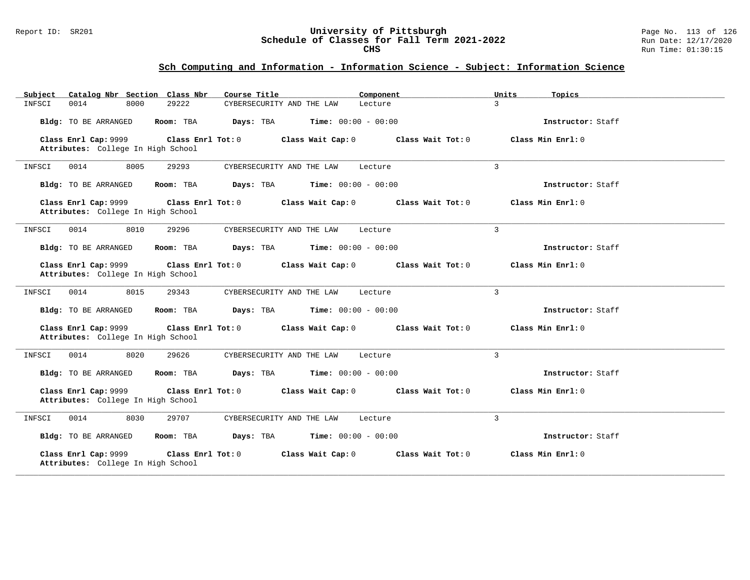## Sch Computing and Information - Information Science - Subject: Information Science

| Subject | Catalog Nbr | Section | Class Nbr | Course Title | Component | Units | Topics |
|---|---|---|---|---|---|---|---|
| INFSCI | 0014 | 8000 | 29222 | CYBERSECURITY AND THE LAW | Lecture | 3 | |

**Bldg:** TO BE ARRANGED **Room:** TBA **Days:** TBA **Time:** 00:00 - 00:00 **Instructor:** Staff

**Class Enrl Cap:** 9999 **Class Enrl Tot:** 0 **Class Wait Cap:** 0 **Class Wait Tot:** 0 **Class Min Enrl:** 0
**Attributes:** College In High School

---

| Subject | Catalog Nbr | Section | Class Nbr | Course Title | Component | Units | Topics |
|---|---|---|---|---|---|---|---|
| INFSCI | 0014 | 8005 | 29293 | CYBERSECURITY AND THE LAW | Lecture | 3 | |

**Bldg:** TO BE ARRANGED **Room:** TBA **Days:** TBA **Time:** 00:00 - 00:00 **Instructor:** Staff

**Class Enrl Cap:** 9999 **Class Enrl Tot:** 0 **Class Wait Cap:** 0 **Class Wait Tot:** 0 **Class Min Enrl:** 0
**Attributes:** College In High School

---

| Subject | Catalog Nbr | Section | Class Nbr | Course Title | Component | Units | Topics |
|---|---|---|---|---|---|---|---|
| INFSCI | 0014 | 8010 | 29296 | CYBERSECURITY AND THE LAW | Lecture | 3 | |

**Bldg:** TO BE ARRANGED **Room:** TBA **Days:** TBA **Time:** 00:00 - 00:00 **Instructor:** Staff

**Class Enrl Cap:** 9999 **Class Enrl Tot:** 0 **Class Wait Cap:** 0 **Class Wait Tot:** 0 **Class Min Enrl:** 0
**Attributes:** College In High School

---

| Subject | Catalog Nbr | Section | Class Nbr | Course Title | Component | Units | Topics |
|---|---|---|---|---|---|---|---|
| INFSCI | 0014 | 8015 | 29343 | CYBERSECURITY AND THE LAW | Lecture | 3 | |

**Bldg:** TO BE ARRANGED **Room:** TBA **Days:** TBA **Time:** 00:00 - 00:00 **Instructor:** Staff

**Class Enrl Cap:** 9999 **Class Enrl Tot:** 0 **Class Wait Cap:** 0 **Class Wait Tot:** 0 **Class Min Enrl:** 0
**Attributes:** College In High School

---

| Subject | Catalog Nbr | Section | Class Nbr | Course Title | Component | Units | Topics |
|---|---|---|---|---|---|---|---|
| INFSCI | 0014 | 8020 | 29626 | CYBERSECURITY AND THE LAW | Lecture | 3 | |

**Bldg:** TO BE ARRANGED **Room:** TBA **Days:** TBA **Time:** 00:00 - 00:00 **Instructor:** Staff

**Class Enrl Cap:** 9999 **Class Enrl Tot:** 0 **Class Wait Cap:** 0 **Class Wait Tot:** 0 **Class Min Enrl:** 0
**Attributes:** College In High School

---

| Subject | Catalog Nbr | Section | Class Nbr | Course Title | Component | Units | Topics |
|---|---|---|---|---|---|---|---|
| INFSCI | 0014 | 8030 | 29707 | CYBERSECURITY AND THE LAW | Lecture | 3 | |

**Bldg:** TO BE ARRANGED **Room:** TBA **Days:** TBA **Time:** 00:00 - 00:00 **Instructor:** Staff

**Class Enrl Cap:** 9999 **Class Enrl Tot:** 0 **Class Wait Cap:** 0 **Class Wait Tot:** 0 **Class Min Enrl:** 0
**Attributes:** College In High School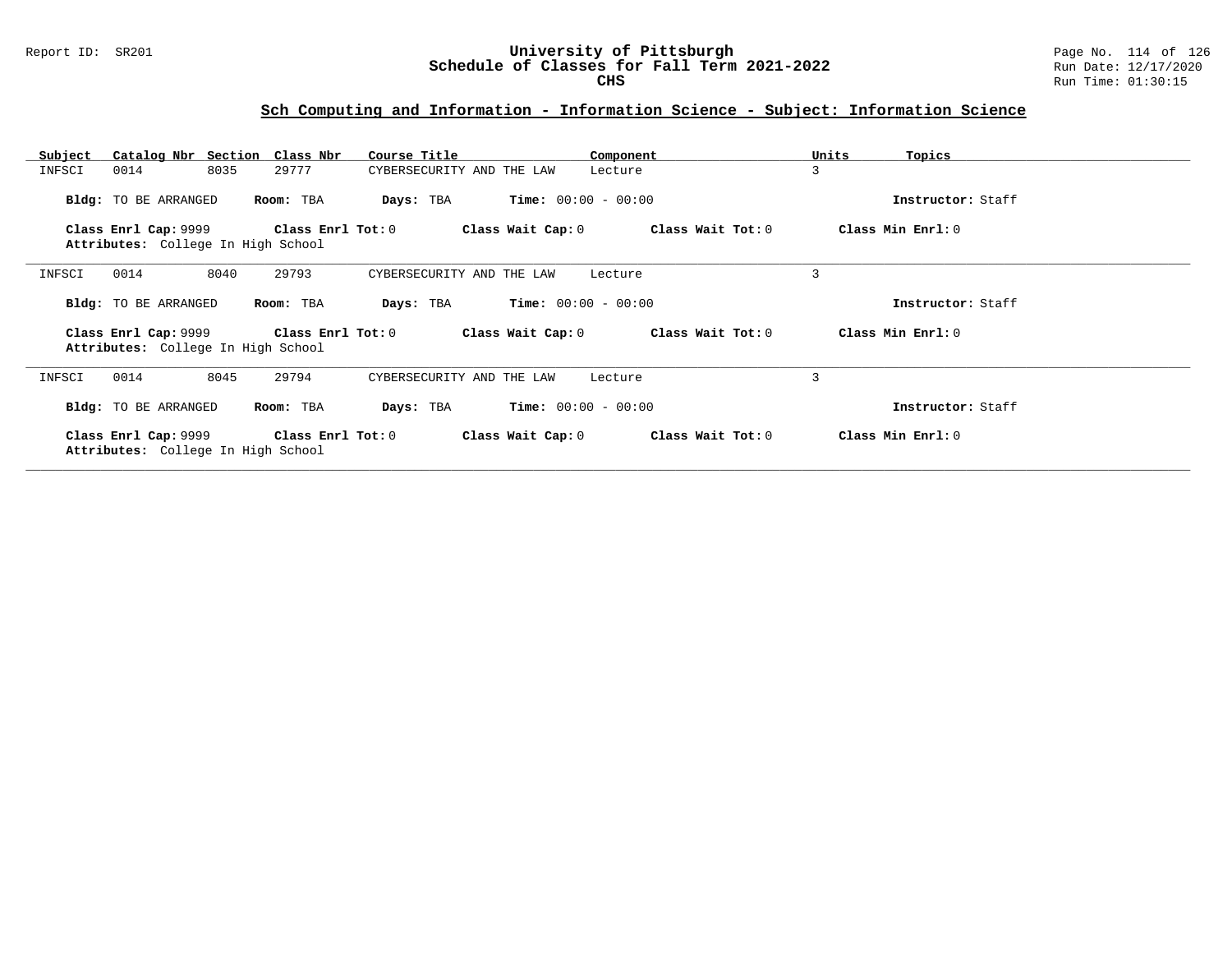## Sch Computing and Information - Information Science - Subject: Information Science

| Subject | Catalog Nbr | Section | Class Nbr | Course Title | Component | Units | Topics |
|---|---|---|---|---|---|---|---|
| INFSCI | 0014 | 8035 | 29777 | CYBERSECURITY AND THE LAW | Lecture | 3 | |

**Bldg:** TO BE ARRANGED **Room:** TBA **Days:** TBA **Time:** 00:00 - 00:00 **Instructor:** Staff

**Class Enrl Cap:** 9999 **Class Enrl Tot:** 0 **Class Wait Cap:** 0 **Class Wait Tot:** 0 **Class Min Enrl:** 0
**Attributes:** College In High School

---

| Subject | Catalog Nbr | Section | Class Nbr | Course Title | Component | Units | Topics |
|---|---|---|---|---|---|---|---|
| INFSCI | 0014 | 8040 | 29793 | CYBERSECURITY AND THE LAW | Lecture | 3 | |

**Bldg:** TO BE ARRANGED **Room:** TBA **Days:** TBA **Time:** 00:00 - 00:00 **Instructor:** Staff

**Class Enrl Cap:** 9999 **Class Enrl Tot:** 0 **Class Wait Cap:** 0 **Class Wait Tot:** 0 **Class Min Enrl:** 0
**Attributes:** College In High School

---

| Subject | Catalog Nbr | Section | Class Nbr | Course Title | Component | Units | Topics |
|---|---|---|---|---|---|---|---|
| INFSCI | 0014 | 8045 | 29794 | CYBERSECURITY AND THE LAW | Lecture | 3 | |

**Bldg:** TO BE ARRANGED **Room:** TBA **Days:** TBA **Time:** 00:00 - 00:00 **Instructor:** Staff

**Class Enrl Cap:** 9999 **Class Enrl Tot:** 0 **Class Wait Cap:** 0 **Class Wait Tot:** 0 **Class Min Enrl:** 0
**Attributes:** College In High School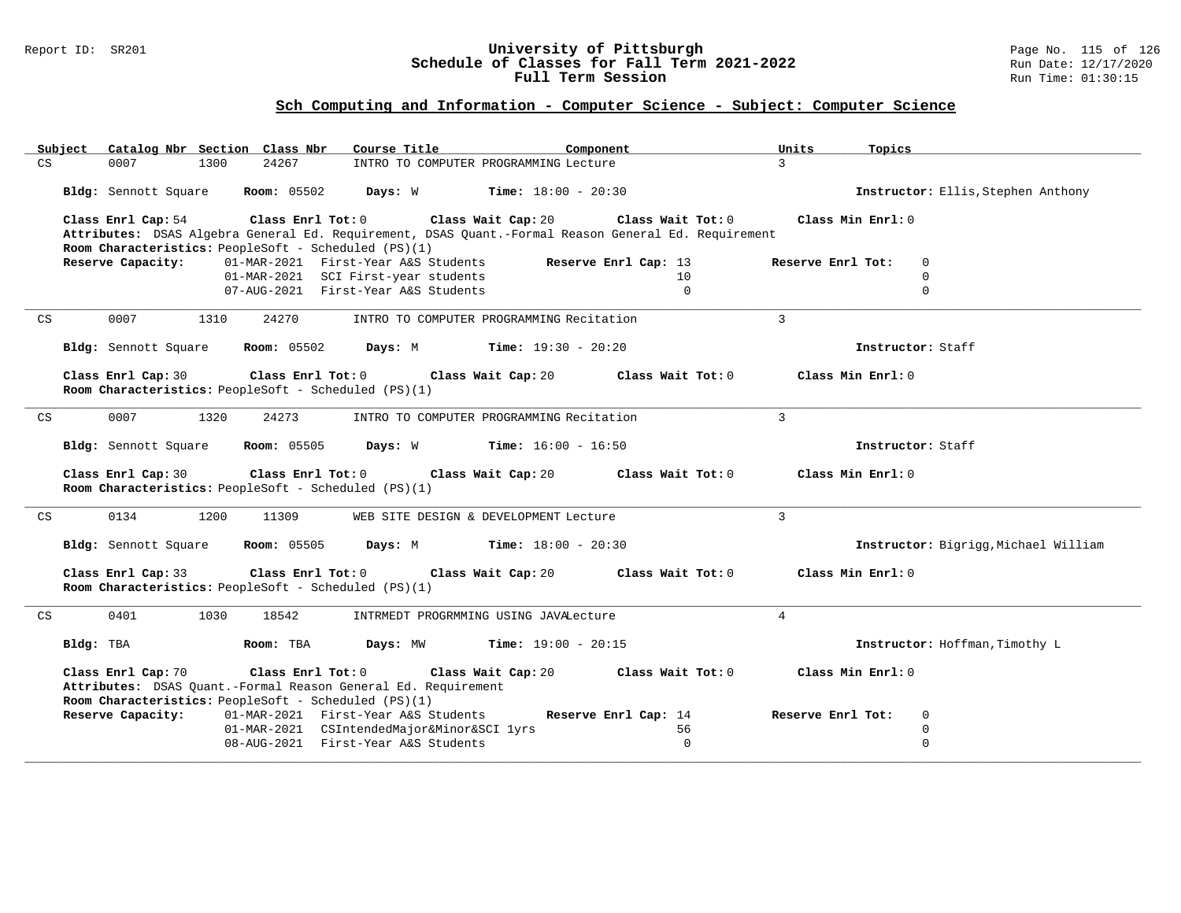## Sch Computing and Information - Computer Science - Subject: Computer Science

| Subject | Catalog Nbr | Section | Class Nbr | Course Title | Component | Units | Topics |
|---|---|---|---|---|---|---|---|
| CS | 0007 | 1300 | 24267 | INTRO TO COMPUTER PROGRAMMING | Lecture | 3 | |

**Bldg:** Sennott Square **Room:** 05502 **Days:** W **Time:** 18:00 - 20:30 **Instructor:** Ellis,Stephen Anthony

**Class Enrl Cap:** 54 **Class Enrl Tot:** 0 **Class Wait Cap:** 20 **Class Wait Tot:** 0 **Class Min Enrl:** 0

**Attributes:** DSAS Algebra General Ed. Requirement, DSAS Quant.-Formal Reason General Ed. Requirement

**Room Characteristics:** PeopleSoft - Scheduled (PS)(1)

| Reserve Capacity: | | Reserve Enrl Cap | Reserve Enrl Tot |
|---|---|---|---|
| 01-MAR-2021 | First-Year A&S Students | 13 | 0 |
| 01-MAR-2021 | SCI First-year students | 10 | 0 |
| 07-AUG-2021 | First-Year A&S Students | 0 | 0 |

---

| Subject | Catalog Nbr | Section | Class Nbr | Course Title | Component | Units | Topics |
|---|---|---|---|---|---|---|---|
| CS | 0007 | 1310 | 24270 | INTRO TO COMPUTER PROGRAMMING | Recitation | 3 | |

**Bldg:** Sennott Square **Room:** 05502 **Days:** M **Time:** 19:30 - 20:20 **Instructor:** Staff

**Class Enrl Cap:** 30 **Class Enrl Tot:** 0 **Class Wait Cap:** 20 **Class Wait Tot:** 0 **Class Min Enrl:** 0

**Room Characteristics:** PeopleSoft - Scheduled (PS)(1)

---

| Subject | Catalog Nbr | Section | Class Nbr | Course Title | Component | Units | Topics |
|---|---|---|---|---|---|---|---|
| CS | 0007 | 1320 | 24273 | INTRO TO COMPUTER PROGRAMMING | Recitation | 3 | |

**Bldg:** Sennott Square **Room:** 05505 **Days:** W **Time:** 16:00 - 16:50 **Instructor:** Staff

**Class Enrl Cap:** 30 **Class Enrl Tot:** 0 **Class Wait Cap:** 20 **Class Wait Tot:** 0 **Class Min Enrl:** 0

**Room Characteristics:** PeopleSoft - Scheduled (PS)(1)

---

| Subject | Catalog Nbr | Section | Class Nbr | Course Title | Component | Units | Topics |
|---|---|---|---|---|---|---|---|
| CS | 0134 | 1200 | 11309 | WEB SITE DESIGN & DEVELOPMENT | Lecture | 3 | |

**Bldg:** Sennott Square **Room:** 05505 **Days:** M **Time:** 18:00 - 20:30 **Instructor:** Bigrigg,Michael William

**Class Enrl Cap:** 33 **Class Enrl Tot:** 0 **Class Wait Cap:** 20 **Class Wait Tot:** 0 **Class Min Enrl:** 0

**Room Characteristics:** PeopleSoft - Scheduled (PS)(1)

---

| Subject | Catalog Nbr | Section | Class Nbr | Course Title | Component | Units | Topics |
|---|---|---|---|---|---|---|---|
| CS | 0401 | 1030 | 18542 | INTRMEDT PROGRMMING USING JAVA | Lecture | 4 | |

**Bldg:** TBA **Room:** TBA **Days:** MW **Time:** 19:00 - 20:15 **Instructor:** Hoffman,Timothy L

**Class Enrl Cap:** 70 **Class Enrl Tot:** 0 **Class Wait Cap:** 20 **Class Wait Tot:** 0 **Class Min Enrl:** 0

**Attributes:** DSAS Quant.-Formal Reason General Ed. Requirement

**Room Characteristics:** PeopleSoft - Scheduled (PS)(1)

| Reserve Capacity: | | Reserve Enrl Cap | Reserve Enrl Tot |
|---|---|---|---|
| 01-MAR-2021 | First-Year A&S Students | 14 | 0 |
| 01-MAR-2021 | CSIntendedMajor&Minor&SCI 1yrs | 56 | 0 |
| 08-AUG-2021 | First-Year A&S Students | 0 | 0 |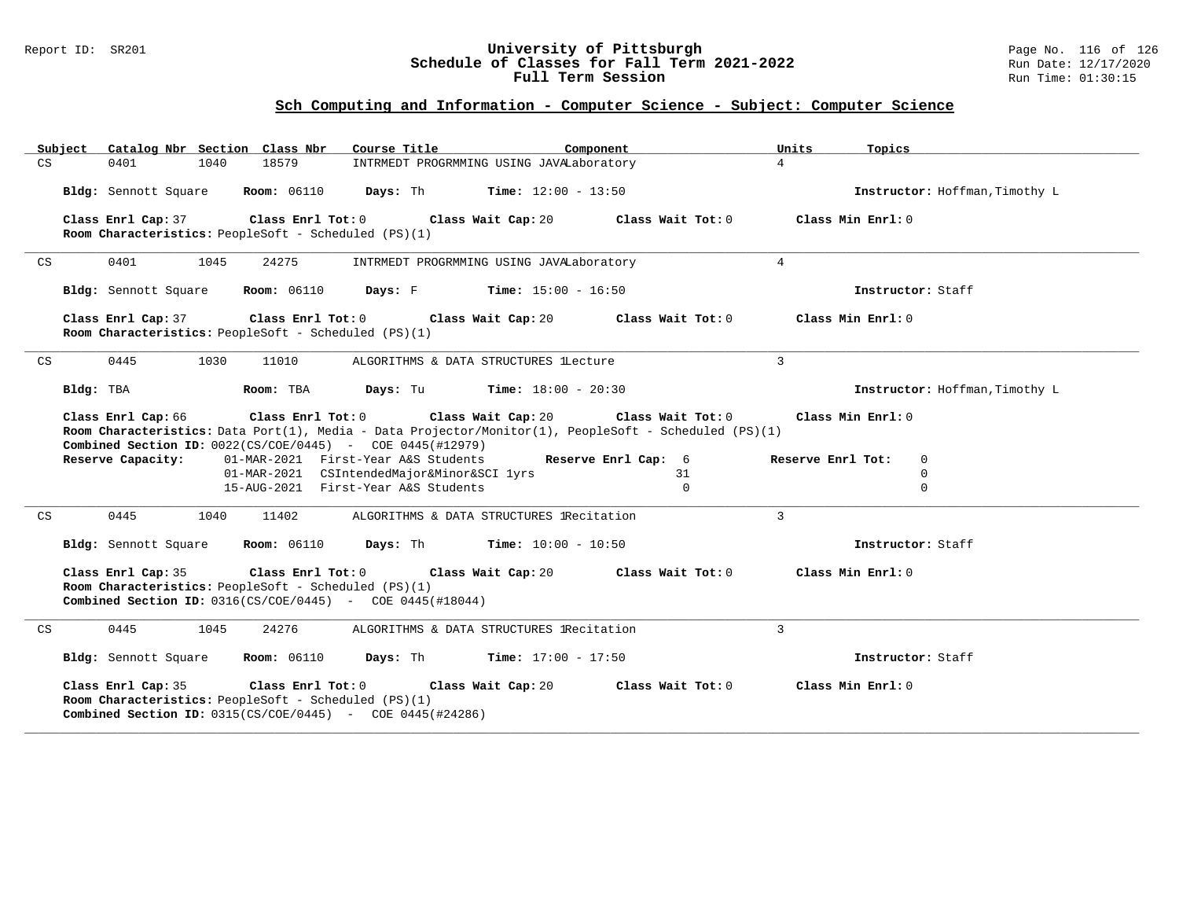## Sch Computing and Information - Computer Science - Subject: Computer Science

| Subject | Catalog Nbr | Section | Class Nbr | Course Title | Component | Units | Topics |
|---|---|---|---|---|---|---|---|
| CS | 0401 | 1040 | 18579 | INTRMEDT PROGRMMING USING JAVA | Laboratory | 4 | |

**Bldg:** Sennott Square **Room:** 06110 **Days:** Th **Time:** 12:00 - 13:50 **Instructor:** Hoffman,Timothy L

**Class Enrl Cap:** 37 **Class Enrl Tot:** 0 **Class Wait Cap:** 20 **Class Wait Tot:** 0 **Class Min Enrl:** 0
**Room Characteristics:** PeopleSoft - Scheduled (PS)(1)

---

| Subject | Catalog Nbr | Section | Class Nbr | Course Title | Component | Units | Topics |
|---|---|---|---|---|---|---|---|
| CS | 0401 | 1045 | 24275 | INTRMEDT PROGRMMING USING JAVA | Laboratory | 4 | |

**Bldg:** Sennott Square **Room:** 06110 **Days:** F **Time:** 15:00 - 16:50 **Instructor:** Staff

**Class Enrl Cap:** 37 **Class Enrl Tot:** 0 **Class Wait Cap:** 20 **Class Wait Tot:** 0 **Class Min Enrl:** 0
**Room Characteristics:** PeopleSoft - Scheduled (PS)(1)

---

| Subject | Catalog Nbr | Section | Class Nbr | Course Title | Component | Units | Topics |
|---|---|---|---|---|---|---|---|
| CS | 0445 | 1030 | 11010 | ALGORITHMS & DATA STRUCTURES 1 | Lecture | 3 | |

**Bldg:** TBA **Room:** TBA **Days:** Tu **Time:** 18:00 - 20:30 **Instructor:** Hoffman,Timothy L

**Class Enrl Cap:** 66 **Class Enrl Tot:** 0 **Class Wait Cap:** 20 **Class Wait Tot:** 0 **Class Min Enrl:** 0
**Room Characteristics:** Data Port(1), Media - Data Projector/Monitor(1), PeopleSoft - Scheduled (PS)(1)
**Combined Section ID:** 0022(CS/COE/0445) - COE 0445(#12979)

| Reserve Capacity: | | Reserve Enrl Cap: | Reserve Enrl Tot: |
|---|---|---|---|
| 01-MAR-2021 | First-Year A&S Students | 6 | 0 |
| 01-MAR-2021 | CSIntendedMajor&Minor&SCI 1yrs | 31 | 0 |
| 15-AUG-2021 | First-Year A&S Students | 0 | 0 |

---

| Subject | Catalog Nbr | Section | Class Nbr | Course Title | Component | Units | Topics |
|---|---|---|---|---|---|---|---|
| CS | 0445 | 1040 | 11402 | ALGORITHMS & DATA STRUCTURES 1 | Recitation | 3 | |

**Bldg:** Sennott Square **Room:** 06110 **Days:** Th **Time:** 10:00 - 10:50 **Instructor:** Staff

**Class Enrl Cap:** 35 **Class Enrl Tot:** 0 **Class Wait Cap:** 20 **Class Wait Tot:** 0 **Class Min Enrl:** 0
**Room Characteristics:** PeopleSoft - Scheduled (PS)(1)
**Combined Section ID:** 0316(CS/COE/0445) - COE 0445(#18044)

---

| Subject | Catalog Nbr | Section | Class Nbr | Course Title | Component | Units | Topics |
|---|---|---|---|---|---|---|---|
| CS | 0445 | 1045 | 24276 | ALGORITHMS & DATA STRUCTURES 1 | Recitation | 3 | |

**Bldg:** Sennott Square **Room:** 06110 **Days:** Th **Time:** 17:00 - 17:50 **Instructor:** Staff

**Class Enrl Cap:** 35 **Class Enrl Tot:** 0 **Class Wait Cap:** 20 **Class Wait Tot:** 0 **Class Min Enrl:** 0
**Room Characteristics:** PeopleSoft - Scheduled (PS)(1)
**Combined Section ID:** 0315(CS/COE/0445) - COE 0445(#24286)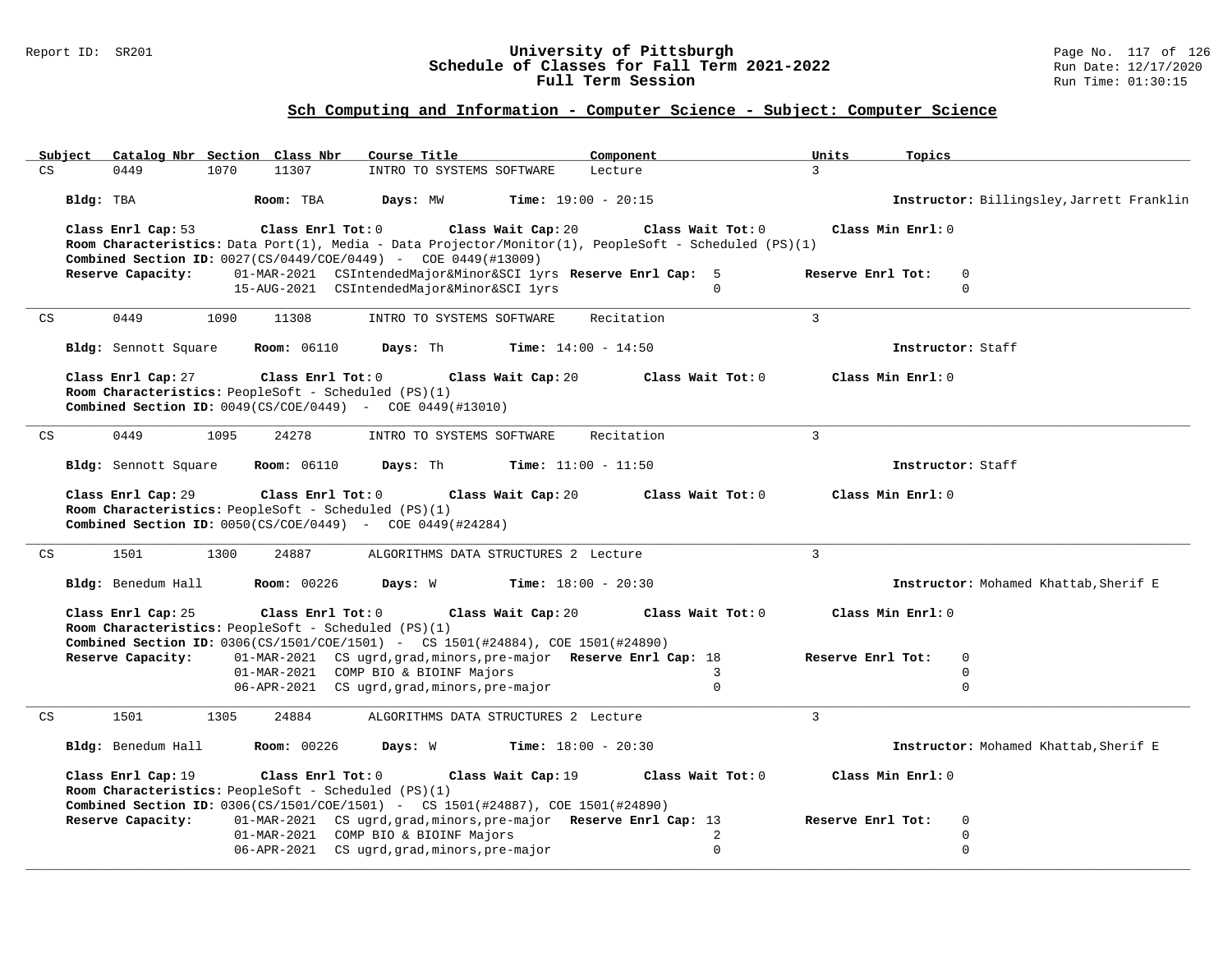## Sch Computing and Information - Computer Science - Subject: Computer Science

| Subject | Catalog Nbr | Section | Class Nbr | Course Title | Component | Units | Topics |
|---|---|---|---|---|---|---|---|
| CS | 0449 | 1070 | 11307 | INTRO TO SYSTEMS SOFTWARE | Lecture | 3 | |

**Bldg:** TBA **Room:** TBA **Days:** MW **Time:** 19:00 - 20:15 **Instructor:** Billingsley,Jarrett Franklin

**Class Enrl Cap:** 53 **Class Enrl Tot:** 0 **Class Wait Cap:** 20 **Class Wait Tot:** 0 **Class Min Enrl:** 0
**Room Characteristics:** Data Port(1), Media - Data Projector/Monitor(1), PeopleSoft - Scheduled (PS)(1)
**Combined Section ID:** 0027(CS/0449/COE/0449) - COE 0449(#13009)

| Reserve Capacity: | | Reserve Enrl Cap: | Reserve Enrl Tot: |
|---|---|---|---|
| 01-MAR-2021 | CSIntendedMajor&Minor&SCI 1yrs | 5 | 0 |
| 15-AUG-2021 | CSIntendedMajor&Minor&SCI 1yrs | 0 | 0 |

---

| Subject | Catalog Nbr | Section | Class Nbr | Course Title | Component | Units | Topics |
|---|---|---|---|---|---|---|---|
| CS | 0449 | 1090 | 11308 | INTRO TO SYSTEMS SOFTWARE | Recitation | 3 | |

**Bldg:** Sennott Square **Room:** 06110 **Days:** Th **Time:** 14:00 - 14:50 **Instructor:** Staff

**Class Enrl Cap:** 27 **Class Enrl Tot:** 0 **Class Wait Cap:** 20 **Class Wait Tot:** 0 **Class Min Enrl:** 0
**Room Characteristics:** PeopleSoft - Scheduled (PS)(1)
**Combined Section ID:** 0049(CS/COE/0449) - COE 0449(#13010)

---

| Subject | Catalog Nbr | Section | Class Nbr | Course Title | Component | Units | Topics |
|---|---|---|---|---|---|---|---|
| CS | 0449 | 1095 | 24278 | INTRO TO SYSTEMS SOFTWARE | Recitation | 3 | |

**Bldg:** Sennott Square **Room:** 06110 **Days:** Th **Time:** 11:00 - 11:50 **Instructor:** Staff

**Class Enrl Cap:** 29 **Class Enrl Tot:** 0 **Class Wait Cap:** 20 **Class Wait Tot:** 0 **Class Min Enrl:** 0
**Room Characteristics:** PeopleSoft - Scheduled (PS)(1)
**Combined Section ID:** 0050(CS/COE/0449) - COE 0449(#24284)

---

| Subject | Catalog Nbr | Section | Class Nbr | Course Title | Component | Units | Topics |
|---|---|---|---|---|---|---|---|
| CS | 1501 | 1300 | 24887 | ALGORITHMS DATA STRUCTURES 2 | Lecture | 3 | |

**Bldg:** Benedum Hall **Room:** 00226 **Days:** W **Time:** 18:00 - 20:30 **Instructor:** Mohamed Khattab,Sherif E

**Class Enrl Cap:** 25 **Class Enrl Tot:** 0 **Class Wait Cap:** 20 **Class Wait Tot:** 0 **Class Min Enrl:** 0
**Room Characteristics:** PeopleSoft - Scheduled (PS)(1)
**Combined Section ID:** 0306(CS/1501/COE/1501) - CS 1501(#24884), COE 1501(#24890)

| Reserve Capacity: | | Reserve Enrl Cap: | Reserve Enrl Tot: |
|---|---|---|---|
| 01-MAR-2021 | CS ugrd,grad,minors,pre-major | 18 | 0 |
| 01-MAR-2021 | COMP BIO & BIOINF Majors | 3 | 0 |
| 06-APR-2021 | CS ugrd,grad,minors,pre-major | 0 | 0 |

---

| Subject | Catalog Nbr | Section | Class Nbr | Course Title | Component | Units | Topics |
|---|---|---|---|---|---|---|---|
| CS | 1501 | 1305 | 24884 | ALGORITHMS DATA STRUCTURES 2 | Lecture | 3 | |

**Bldg:** Benedum Hall **Room:** 00226 **Days:** W **Time:** 18:00 - 20:30 **Instructor:** Mohamed Khattab,Sherif E

**Class Enrl Cap:** 19 **Class Enrl Tot:** 0 **Class Wait Cap:** 19 **Class Wait Tot:** 0 **Class Min Enrl:** 0
**Room Characteristics:** PeopleSoft - Scheduled (PS)(1)
**Combined Section ID:** 0306(CS/1501/COE/1501) - CS 1501(#24887), COE 1501(#24890)

| Reserve Capacity: | | Reserve Enrl Cap: | Reserve Enrl Tot: |
|---|---|---|---|
| 01-MAR-2021 | CS ugrd,grad,minors,pre-major | 13 | 0 |
| 01-MAR-2021 | COMP BIO & BIOINF Majors | 2 | 0 |
| 06-APR-2021 | CS ugrd,grad,minors,pre-major | 0 | 0 |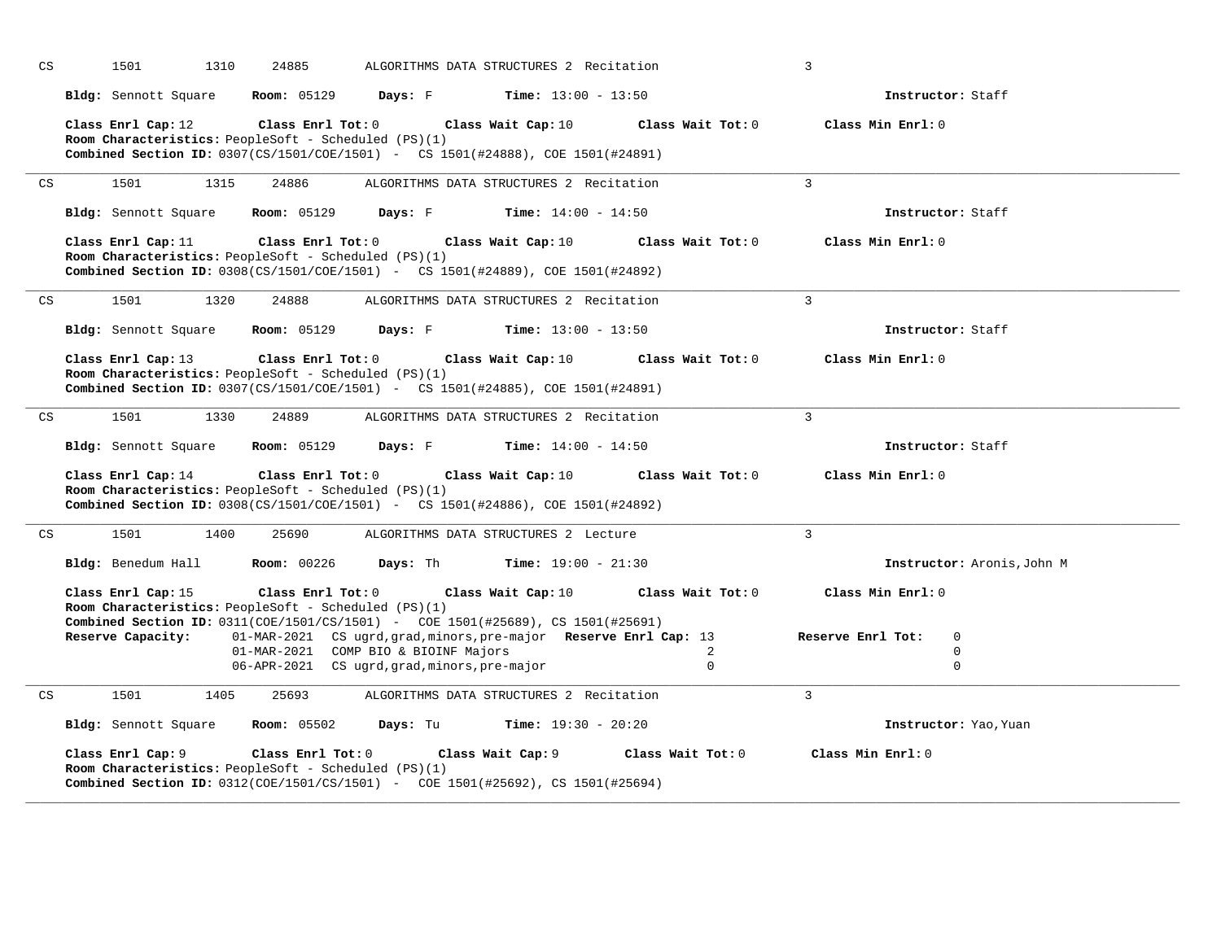CS 1501 1310 24885 ALGORITHMS DATA STRUCTURES 2 Recitation 3

**Bldg:** Sennott Square **Room:** 05129 **Days:** F **Time:** 13:00 - 13:50 **Instructor:** Staff

**Class Enrl Cap:** 12 **Class Enrl Tot:** 0 **Class Wait Cap:** 10 **Class Wait Tot:** 0 **Class Min Enrl:** 0
**Room Characteristics:** PeopleSoft - Scheduled (PS)(1)
**Combined Section ID:** 0307(CS/1501/COE/1501) - CS 1501(#24888), COE 1501(#24891)

---

CS 1501 1315 24886 ALGORITHMS DATA STRUCTURES 2 Recitation 3

**Bldg:** Sennott Square **Room:** 05129 **Days:** F **Time:** 14:00 - 14:50 **Instructor:** Staff

**Class Enrl Cap:** 11 **Class Enrl Tot:** 0 **Class Wait Cap:** 10 **Class Wait Tot:** 0 **Class Min Enrl:** 0
**Room Characteristics:** PeopleSoft - Scheduled (PS)(1)
**Combined Section ID:** 0308(CS/1501/COE/1501) - CS 1501(#24889), COE 1501(#24892)

---

CS 1501 1320 24888 ALGORITHMS DATA STRUCTURES 2 Recitation 3

**Bldg:** Sennott Square **Room:** 05129 **Days:** F **Time:** 13:00 - 13:50 **Instructor:** Staff

**Class Enrl Cap:** 13 **Class Enrl Tot:** 0 **Class Wait Cap:** 10 **Class Wait Tot:** 0 **Class Min Enrl:** 0
**Room Characteristics:** PeopleSoft - Scheduled (PS)(1)
**Combined Section ID:** 0307(CS/1501/COE/1501) - CS 1501(#24885), COE 1501(#24891)

---

CS 1501 1330 24889 ALGORITHMS DATA STRUCTURES 2 Recitation 3

**Bldg:** Sennott Square **Room:** 05129 **Days:** F **Time:** 14:00 - 14:50 **Instructor:** Staff

**Class Enrl Cap:** 14 **Class Enrl Tot:** 0 **Class Wait Cap:** 10 **Class Wait Tot:** 0 **Class Min Enrl:** 0
**Room Characteristics:** PeopleSoft - Scheduled (PS)(1)
**Combined Section ID:** 0308(CS/1501/COE/1501) - CS 1501(#24886), COE 1501(#24892)

---

CS 1501 1400 25690 ALGORITHMS DATA STRUCTURES 2 Lecture 3

**Bldg:** Benedum Hall **Room:** 00226 **Days:** Th **Time:** 19:00 - 21:30 **Instructor:** Aronis,John M

**Class Enrl Cap:** 15 **Class Enrl Tot:** 0 **Class Wait Cap:** 10 **Class Wait Tot:** 0 **Class Min Enrl:** 0
**Room Characteristics:** PeopleSoft - Scheduled (PS)(1)
**Combined Section ID:** 0311(COE/1501/CS/1501) - COE 1501(#25689), CS 1501(#25691)

| **Reserve Capacity:** | | **Reserve Enrl Cap** | **Reserve Enrl Tot** |
|---|---|---|---|
| 01-MAR-2021 | CS ugrd,grad,minors,pre-major | 13 | 0 |
| 01-MAR-2021 | COMP BIO & BIOINF Majors | 2 | 0 |
| 06-APR-2021 | CS ugrd,grad,minors,pre-major | 0 | 0 |

---

CS 1501 1405 25693 ALGORITHMS DATA STRUCTURES 2 Recitation 3

**Bldg:** Sennott Square **Room:** 05502 **Days:** Tu **Time:** 19:30 - 20:20 **Instructor:** Yao,Yuan

**Class Enrl Cap:** 9 **Class Enrl Tot:** 0 **Class Wait Cap:** 9 **Class Wait Tot:** 0 **Class Min Enrl:** 0
**Room Characteristics:** PeopleSoft - Scheduled (PS)(1)
**Combined Section ID:** 0312(COE/1501/CS/1501) - COE 1501(#25692), CS 1501(#25694)

---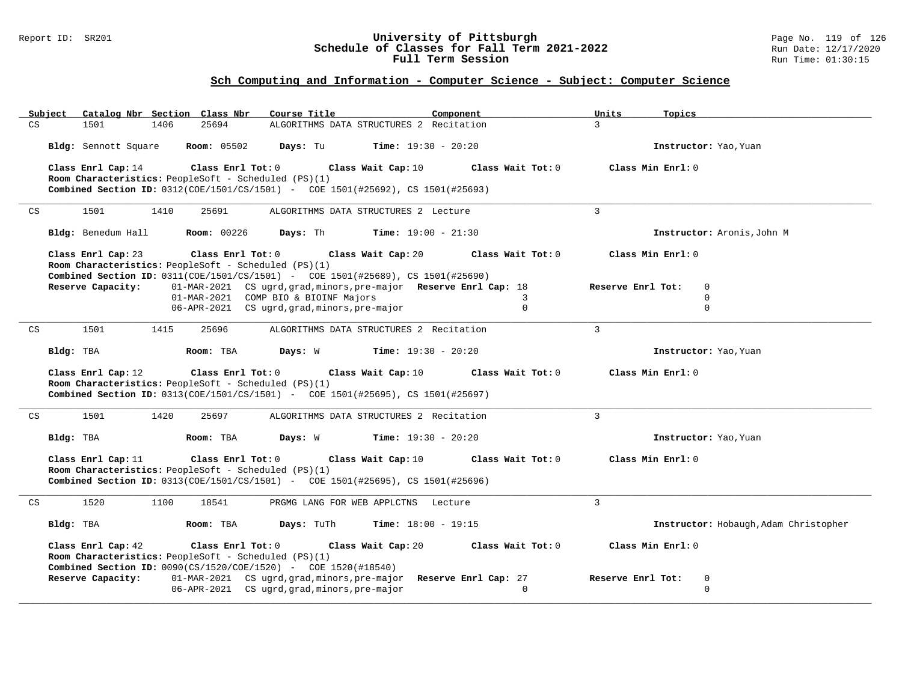## Sch Computing and Information - Computer Science - Subject: Computer Science

| Subject | Catalog Nbr | Section | Class Nbr | Course Title | Component | Units | Topics |
|---|---|---|---|---|---|---|---|
| CS | 1501 | 1406 | 25694 | ALGORITHMS DATA STRUCTURES 2 | Recitation | 3 | |

**Bldg:** Sennott Square **Room:** 05502 **Days:** Tu **Time:** 19:30 - 20:20 **Instructor:** Yao,Yuan

**Class Enrl Cap:** 14 **Class Enrl Tot:** 0 **Class Wait Cap:** 10 **Class Wait Tot:** 0 **Class Min Enrl:** 0

**Room Characteristics:** PeopleSoft - Scheduled (PS)(1)

**Combined Section ID:** 0312(COE/1501/CS/1501) - COE 1501(#25692), CS 1501(#25693)

---

| Subject | Catalog Nbr | Section | Class Nbr | Course Title | Component | Units | Topics |
|---|---|---|---|---|---|---|---|
| CS | 1501 | 1410 | 25691 | ALGORITHMS DATA STRUCTURES 2 | Lecture | 3 | |

**Bldg:** Benedum Hall **Room:** 00226 **Days:** Th **Time:** 19:00 - 21:30 **Instructor:** Aronis,John M

**Class Enrl Cap:** 23 **Class Enrl Tot:** 0 **Class Wait Cap:** 20 **Class Wait Tot:** 0 **Class Min Enrl:** 0

**Room Characteristics:** PeopleSoft - Scheduled (PS)(1)

**Combined Section ID:** 0311(COE/1501/CS/1501) - COE 1501(#25689), CS 1501(#25690)

| Reserve Capacity: | Date | Group | Reserve Enrl Cap | Reserve Enrl Tot |
|---|---|---|---|---|
| | 01-MAR-2021 | CS ugrd,grad,minors,pre-major | 18 | 0 |
| | 01-MAR-2021 | COMP BIO & BIOINF Majors | 3 | 0 |
| | 06-APR-2021 | CS ugrd,grad,minors,pre-major | 0 | 0 |

---

| Subject | Catalog Nbr | Section | Class Nbr | Course Title | Component | Units | Topics |
|---|---|---|---|---|---|---|---|
| CS | 1501 | 1415 | 25696 | ALGORITHMS DATA STRUCTURES 2 | Recitation | 3 | |

**Bldg:** TBA **Room:** TBA **Days:** W **Time:** 19:30 - 20:20 **Instructor:** Yao,Yuan

**Class Enrl Cap:** 12 **Class Enrl Tot:** 0 **Class Wait Cap:** 10 **Class Wait Tot:** 0 **Class Min Enrl:** 0

**Room Characteristics:** PeopleSoft - Scheduled (PS)(1)

**Combined Section ID:** 0313(COE/1501/CS/1501) - COE 1501(#25695), CS 1501(#25697)

---

| Subject | Catalog Nbr | Section | Class Nbr | Course Title | Component | Units | Topics |
|---|---|---|---|---|---|---|---|
| CS | 1501 | 1420 | 25697 | ALGORITHMS DATA STRUCTURES 2 | Recitation | 3 | |

**Bldg:** TBA **Room:** TBA **Days:** W **Time:** 19:30 - 20:20 **Instructor:** Yao,Yuan

**Class Enrl Cap:** 11 **Class Enrl Tot:** 0 **Class Wait Cap:** 10 **Class Wait Tot:** 0 **Class Min Enrl:** 0

**Room Characteristics:** PeopleSoft - Scheduled (PS)(1)

**Combined Section ID:** 0313(COE/1501/CS/1501) - COE 1501(#25695), CS 1501(#25696)

---

| Subject | Catalog Nbr | Section | Class Nbr | Course Title | Component | Units | Topics |
|---|---|---|---|---|---|---|---|
| CS | 1520 | 1100 | 18541 | PRGMG LANG FOR WEB APPLCTNS | Lecture | 3 | |

**Bldg:** TBA **Room:** TBA **Days:** TuTh **Time:** 18:00 - 19:15 **Instructor:** Hobaugh,Adam Christopher

**Class Enrl Cap:** 42 **Class Enrl Tot:** 0 **Class Wait Cap:** 20 **Class Wait Tot:** 0 **Class Min Enrl:** 0

**Room Characteristics:** PeopleSoft - Scheduled (PS)(1)

**Combined Section ID:** 0090(CS/1520/COE/1520) - COE 1520(#18540)

| Reserve Capacity: | Date | Group | Reserve Enrl Cap | Reserve Enrl Tot |
|---|---|---|---|---|
| | 01-MAR-2021 | CS ugrd,grad,minors,pre-major | 27 | 0 |
| | 06-APR-2021 | CS ugrd,grad,minors,pre-major | 0 | 0 |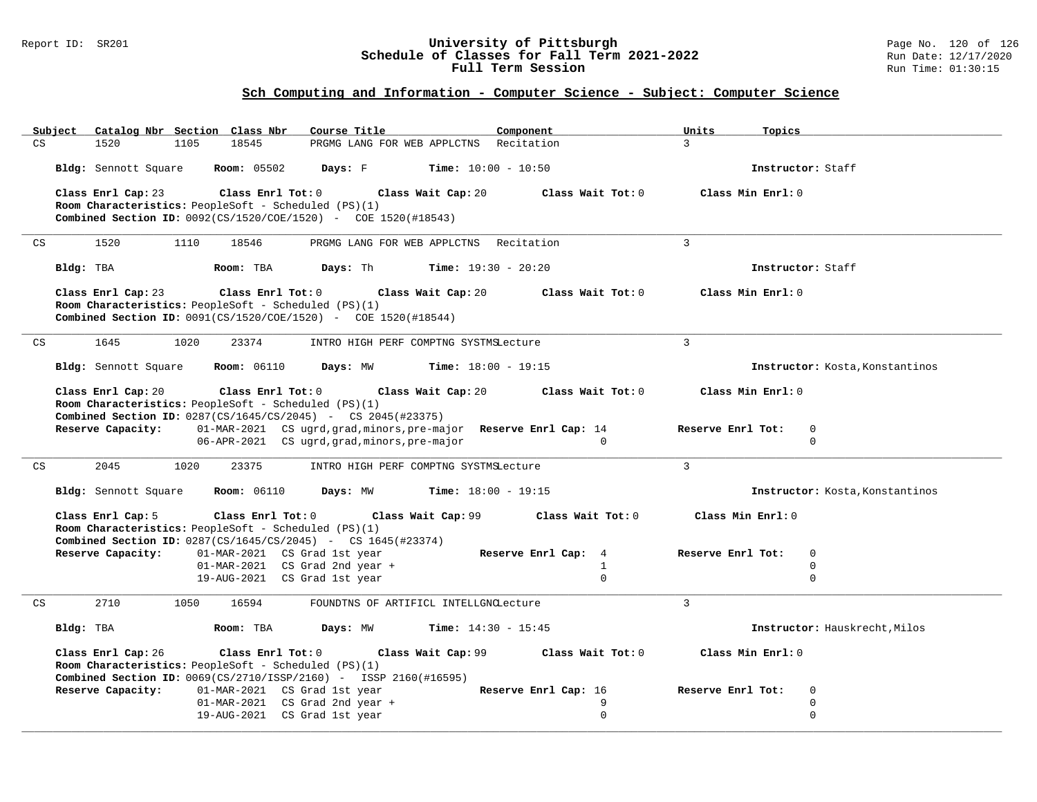## Sch Computing and Information - Computer Science - Subject: Computer Science

| Subject | Catalog Nbr | Section | Class Nbr | Course Title | Component | Units | Topics |
|---|---|---|---|---|---|---|---|
| CS | 1520 | 1105 | 18545 | PRGMG LANG FOR WEB APPLCTNS | Recitation | 3 | |

**Bldg:** Sennott Square **Room:** 05502 **Days:** F **Time:** 10:00 - 10:50 **Instructor:** Staff

**Class Enrl Cap:** 23 **Class Enrl Tot:** 0 **Class Wait Cap:** 20 **Class Wait Tot:** 0 **Class Min Enrl:** 0
**Room Characteristics:** PeopleSoft - Scheduled (PS)(1)
**Combined Section ID:** 0092(CS/1520/COE/1520) - COE 1520(#18543)

---

| Subject | Catalog Nbr | Section | Class Nbr | Course Title | Component | Units | Topics |
|---|---|---|---|---|---|---|---|
| CS | 1520 | 1110 | 18546 | PRGMG LANG FOR WEB APPLCTNS | Recitation | 3 | |

**Bldg:** TBA **Room:** TBA **Days:** Th **Time:** 19:30 - 20:20 **Instructor:** Staff

**Class Enrl Cap:** 23 **Class Enrl Tot:** 0 **Class Wait Cap:** 20 **Class Wait Tot:** 0 **Class Min Enrl:** 0
**Room Characteristics:** PeopleSoft - Scheduled (PS)(1)
**Combined Section ID:** 0091(CS/1520/COE/1520) - COE 1520(#18544)

---

| Subject | Catalog Nbr | Section | Class Nbr | Course Title | Component | Units | Topics |
|---|---|---|---|---|---|---|---|
| CS | 1645 | 1020 | 23374 | INTRO HIGH PERF COMPTNG SYSTMS | Lecture | 3 | |

**Bldg:** Sennott Square **Room:** 06110 **Days:** MW **Time:** 18:00 - 19:15 **Instructor:** Kosta,Konstantinos

**Class Enrl Cap:** 20 **Class Enrl Tot:** 0 **Class Wait Cap:** 20 **Class Wait Tot:** 0 **Class Min Enrl:** 0
**Room Characteristics:** PeopleSoft - Scheduled (PS)(1)
**Combined Section ID:** 0287(CS/1645/CS/2045) - CS 2045(#23375)

| Reserve Capacity: | Date | Group | Reserve Enrl Cap | Reserve Enrl Tot |
|---|---|---|---|---|
| | 01-MAR-2021 | CS ugrd,grad,minors,pre-major | 14 | 0 |
| | 06-APR-2021 | CS ugrd,grad,minors,pre-major | 0 | 0 |

---

| Subject | Catalog Nbr | Section | Class Nbr | Course Title | Component | Units | Topics |
|---|---|---|---|---|---|---|---|
| CS | 2045 | 1020 | 23375 | INTRO HIGH PERF COMPTNG SYSTMS | Lecture | 3 | |

**Bldg:** Sennott Square **Room:** 06110 **Days:** MW **Time:** 18:00 - 19:15 **Instructor:** Kosta,Konstantinos

**Class Enrl Cap:** 5 **Class Enrl Tot:** 0 **Class Wait Cap:** 99 **Class Wait Tot:** 0 **Class Min Enrl:** 0
**Room Characteristics:** PeopleSoft - Scheduled (PS)(1)
**Combined Section ID:** 0287(CS/1645/CS/2045) - CS 1645(#23374)

| Reserve Capacity: | Date | Group | Reserve Enrl Cap | Reserve Enrl Tot |
|---|---|---|---|---|
| | 01-MAR-2021 | CS Grad 1st year | 4 | 0 |
| | 01-MAR-2021 | CS Grad 2nd year + | 1 | 0 |
| | 19-AUG-2021 | CS Grad 1st year | 0 | 0 |

---

| Subject | Catalog Nbr | Section | Class Nbr | Course Title | Component | Units | Topics |
|---|---|---|---|---|---|---|---|
| CS | 2710 | 1050 | 16594 | FOUNDTNS OF ARTIFICL INTELLGNC | Lecture | 3 | |

**Bldg:** TBA **Room:** TBA **Days:** MW **Time:** 14:30 - 15:45 **Instructor:** Hauskrecht,Milos

**Class Enrl Cap:** 26 **Class Enrl Tot:** 0 **Class Wait Cap:** 99 **Class Wait Tot:** 0 **Class Min Enrl:** 0
**Room Characteristics:** PeopleSoft - Scheduled (PS)(1)
**Combined Section ID:** 0069(CS/2710/ISSP/2160) - ISSP 2160(#16595)

| Reserve Capacity: | Date | Group | Reserve Enrl Cap | Reserve Enrl Tot |
|---|---|---|---|---|
| | 01-MAR-2021 | CS Grad 1st year | 16 | 0 |
| | 01-MAR-2021 | CS Grad 2nd year + | 9 | 0 |
| | 19-AUG-2021 | CS Grad 1st year | 0 | 0 |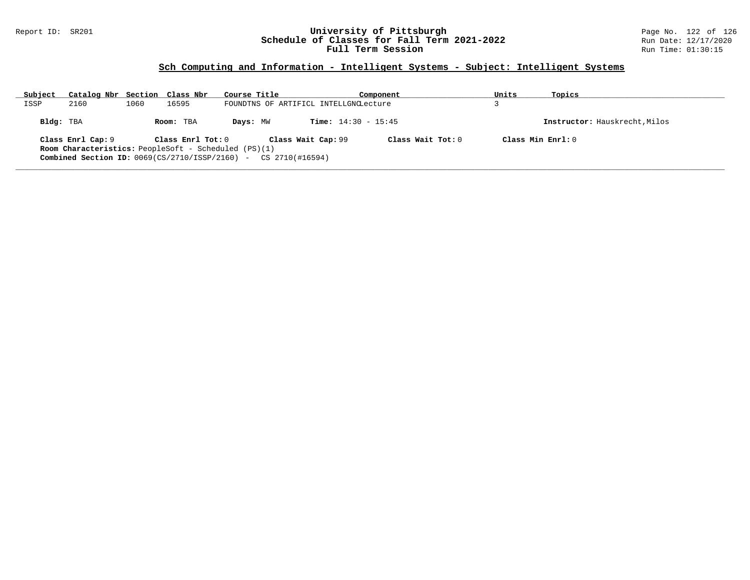## Sch Computing and Information - Intelligent Systems - Subject: Intelligent Systems

| Subject | Catalog Nbr | Section | Class Nbr | Course Title | Component | Units | Topics |
|---|---|---|---|---|---|---|---|
| ISSP | 2160 | 1060 | 16595 | FOUNDTNS OF ARTIFICL INTELLGNC | Lecture | 3 | |

**Bldg:** TBA **Room:** TBA **Days:** MW **Time:** 14:30 - 15:45 **Instructor:** Hauskrecht,Milos

**Class Enrl Cap:** 9 **Class Enrl Tot:** 0 **Class Wait Cap:** 99 **Class Wait Tot:** 0 **Class Min Enrl:** 0

**Room Characteristics:** PeopleSoft - Scheduled (PS)(1)

**Combined Section ID:** 0069(CS/2710/ISSP/2160) - CS 2710(#16594)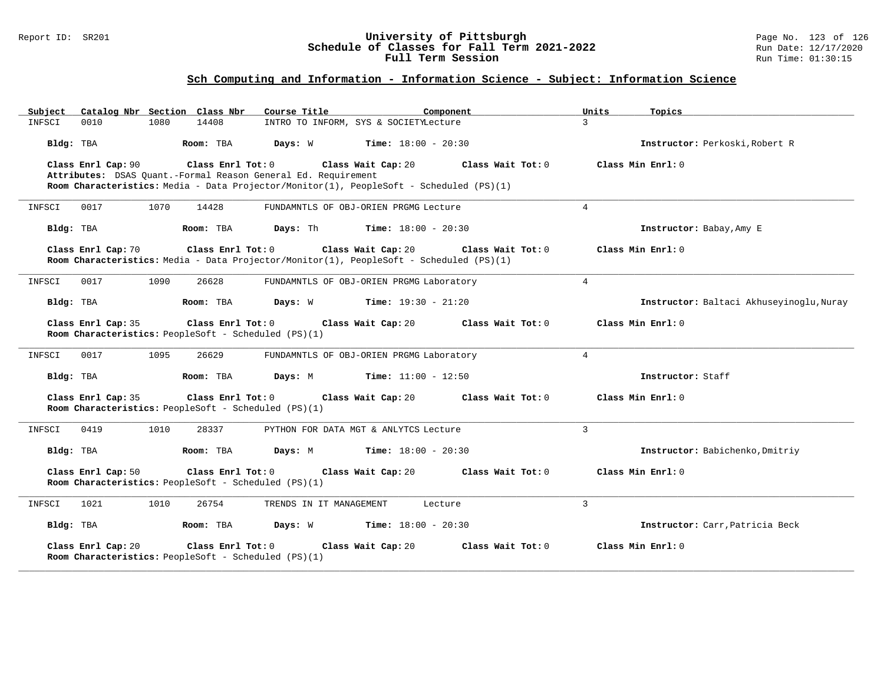## Sch Computing and Information - Information Science - Subject: Information Science

| Subject | Catalog Nbr | Section | Class Nbr | Course Title | Component | Units | Topics |
|---|---|---|---|---|---|---|---|
| INFSCI | 0010 | 1080 | 14408 | INTRO TO INFORM, SYS & SOCIETY | Lecture | 3 | |

**Bldg:** TBA **Room:** TBA **Days:** W **Time:** 18:00 - 20:30 **Instructor:** Perkoski,Robert R

**Class Enrl Cap:** 90 **Class Enrl Tot:** 0 **Class Wait Cap:** 20 **Class Wait Tot:** 0 **Class Min Enrl:** 0

**Attributes:** DSAS Quant.-Formal Reason General Ed. Requirement

**Room Characteristics:** Media - Data Projector/Monitor(1), PeopleSoft - Scheduled (PS)(1)

---

| Subject | Catalog Nbr | Section | Class Nbr | Course Title | Component | Units | Topics |
|---|---|---|---|---|---|---|---|
| INFSCI | 0017 | 1070 | 14428 | FUNDAMNTLS OF OBJ-ORIEN PRGMG | Lecture | 4 | |

**Bldg:** TBA **Room:** TBA **Days:** Th **Time:** 18:00 - 20:30 **Instructor:** Babay,Amy E

**Class Enrl Cap:** 70 **Class Enrl Tot:** 0 **Class Wait Cap:** 20 **Class Wait Tot:** 0 **Class Min Enrl:** 0

**Room Characteristics:** Media - Data Projector/Monitor(1), PeopleSoft - Scheduled (PS)(1)

---

| Subject | Catalog Nbr | Section | Class Nbr | Course Title | Component | Units | Topics |
|---|---|---|---|---|---|---|---|
| INFSCI | 0017 | 1090 | 26628 | FUNDAMNTLS OF OBJ-ORIEN PRGMG | Laboratory | 4 | |

**Bldg:** TBA **Room:** TBA **Days:** W **Time:** 19:30 - 21:20 **Instructor:** Baltaci Akhuseyinoglu,Nuray

**Class Enrl Cap:** 35 **Class Enrl Tot:** 0 **Class Wait Cap:** 20 **Class Wait Tot:** 0 **Class Min Enrl:** 0

**Room Characteristics:** PeopleSoft - Scheduled (PS)(1)

---

| Subject | Catalog Nbr | Section | Class Nbr | Course Title | Component | Units | Topics |
|---|---|---|---|---|---|---|---|
| INFSCI | 0017 | 1095 | 26629 | FUNDAMNTLS OF OBJ-ORIEN PRGMG | Laboratory | 4 | |

**Bldg:** TBA **Room:** TBA **Days:** M **Time:** 11:00 - 12:50 **Instructor:** Staff

**Class Enrl Cap:** 35 **Class Enrl Tot:** 0 **Class Wait Cap:** 20 **Class Wait Tot:** 0 **Class Min Enrl:** 0

**Room Characteristics:** PeopleSoft - Scheduled (PS)(1)

---

| Subject | Catalog Nbr | Section | Class Nbr | Course Title | Component | Units | Topics |
|---|---|---|---|---|---|---|---|
| INFSCI | 0419 | 1010 | 28337 | PYTHON FOR DATA MGT & ANLYTCS | Lecture | 3 | |

**Bldg:** TBA **Room:** TBA **Days:** M **Time:** 18:00 - 20:30 **Instructor:** Babichenko,Dmitriy

**Class Enrl Cap:** 50 **Class Enrl Tot:** 0 **Class Wait Cap:** 20 **Class Wait Tot:** 0 **Class Min Enrl:** 0

**Room Characteristics:** PeopleSoft - Scheduled (PS)(1)

---

| Subject | Catalog Nbr | Section | Class Nbr | Course Title | Component | Units | Topics |
|---|---|---|---|---|---|---|---|
| INFSCI | 1021 | 1010 | 26754 | TRENDS IN IT MANAGEMENT | Lecture | 3 | |

**Bldg:** TBA **Room:** TBA **Days:** W **Time:** 18:00 - 20:30 **Instructor:** Carr,Patricia Beck

**Class Enrl Cap:** 20 **Class Enrl Tot:** 0 **Class Wait Cap:** 20 **Class Wait Tot:** 0 **Class Min Enrl:** 0

**Room Characteristics:** PeopleSoft - Scheduled (PS)(1)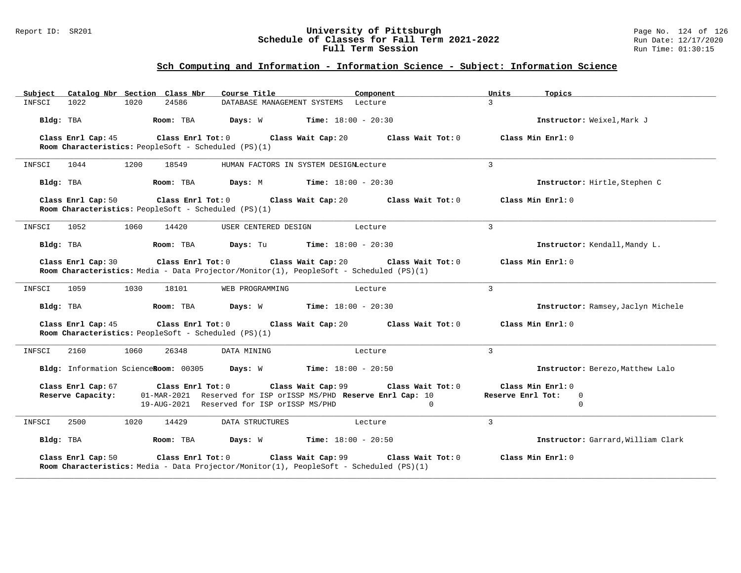## Sch Computing and Information - Information Science - Subject: Information Science

| Subject | Catalog Nbr | Section | Class Nbr | Course Title | Component | Units | Topics |
|---|---|---|---|---|---|---|---|
| INFSCI | 1022 | 1020 | 24586 | DATABASE MANAGEMENT SYSTEMS | Lecture | 3 | |

**Bldg:** TBA **Room:** TBA **Days:** W **Time:** 18:00 - 20:30 **Instructor:** Weixel,Mark J

**Class Enrl Cap:** 45 **Class Enrl Tot:** 0 **Class Wait Cap:** 20 **Class Wait Tot:** 0 **Class Min Enrl:** 0
**Room Characteristics:** PeopleSoft - Scheduled (PS)(1)

---

| Subject | Catalog Nbr | Section | Class Nbr | Course Title | Component | Units | Topics |
|---|---|---|---|---|---|---|---|
| INFSCI | 1044 | 1200 | 18549 | HUMAN FACTORS IN SYSTEM DESIGN | Lecture | 3 | |

**Bldg:** TBA **Room:** TBA **Days:** M **Time:** 18:00 - 20:30 **Instructor:** Hirtle,Stephen C

**Class Enrl Cap:** 50 **Class Enrl Tot:** 0 **Class Wait Cap:** 20 **Class Wait Tot:** 0 **Class Min Enrl:** 0
**Room Characteristics:** PeopleSoft - Scheduled (PS)(1)

---

| Subject | Catalog Nbr | Section | Class Nbr | Course Title | Component | Units | Topics |
|---|---|---|---|---|---|---|---|
| INFSCI | 1052 | 1060 | 14420 | USER CENTERED DESIGN | Lecture | 3 | |

**Bldg:** TBA **Room:** TBA **Days:** Tu **Time:** 18:00 - 20:30 **Instructor:** Kendall,Mandy L.

**Class Enrl Cap:** 30 **Class Enrl Tot:** 0 **Class Wait Cap:** 20 **Class Wait Tot:** 0 **Class Min Enrl:** 0
**Room Characteristics:** Media - Data Projector/Monitor(1), PeopleSoft - Scheduled (PS)(1)

---

| Subject | Catalog Nbr | Section | Class Nbr | Course Title | Component | Units | Topics |
|---|---|---|---|---|---|---|---|
| INFSCI | 1059 | 1030 | 18101 | WEB PROGRAMMING | Lecture | 3 | |

**Bldg:** TBA **Room:** TBA **Days:** W **Time:** 18:00 - 20:30 **Instructor:** Ramsey,Jaclyn Michele

**Class Enrl Cap:** 45 **Class Enrl Tot:** 0 **Class Wait Cap:** 20 **Class Wait Tot:** 0 **Class Min Enrl:** 0
**Room Characteristics:** PeopleSoft - Scheduled (PS)(1)

---

| Subject | Catalog Nbr | Section | Class Nbr | Course Title | Component | Units | Topics |
|---|---|---|---|---|---|---|---|
| INFSCI | 2160 | 1060 | 26348 | DATA MINING | Lecture | 3 | |

**Bldg:** Information Science **Room:** 00305 **Days:** W **Time:** 18:00 - 20:50 **Instructor:** Berezo,Matthew Lalo

**Class Enrl Cap:** 67 **Class Enrl Tot:** 0 **Class Wait Cap:** 99 **Class Wait Tot:** 0 **Class Min Enrl:** 0

| Reserve Capacity: | | Reserve Enrl Cap: | Reserve Enrl Tot: |
|---|---|---|---|
| 01-MAR-2021 | Reserved for ISP orISSP MS/PHD | 10 | 0 |
| 19-AUG-2021 | Reserved for ISP orISSP MS/PHD | 0 | 0 |

---

| Subject | Catalog Nbr | Section | Class Nbr | Course Title | Component | Units | Topics |
|---|---|---|---|---|---|---|---|
| INFSCI | 2500 | 1020 | 14429 | DATA STRUCTURES | Lecture | 3 | |

**Bldg:** TBA **Room:** TBA **Days:** W **Time:** 18:00 - 20:50 **Instructor:** Garrard,William Clark

**Class Enrl Cap:** 50 **Class Enrl Tot:** 0 **Class Wait Cap:** 99 **Class Wait Tot:** 0 **Class Min Enrl:** 0
**Room Characteristics:** Media - Data Projector/Monitor(1), PeopleSoft - Scheduled (PS)(1)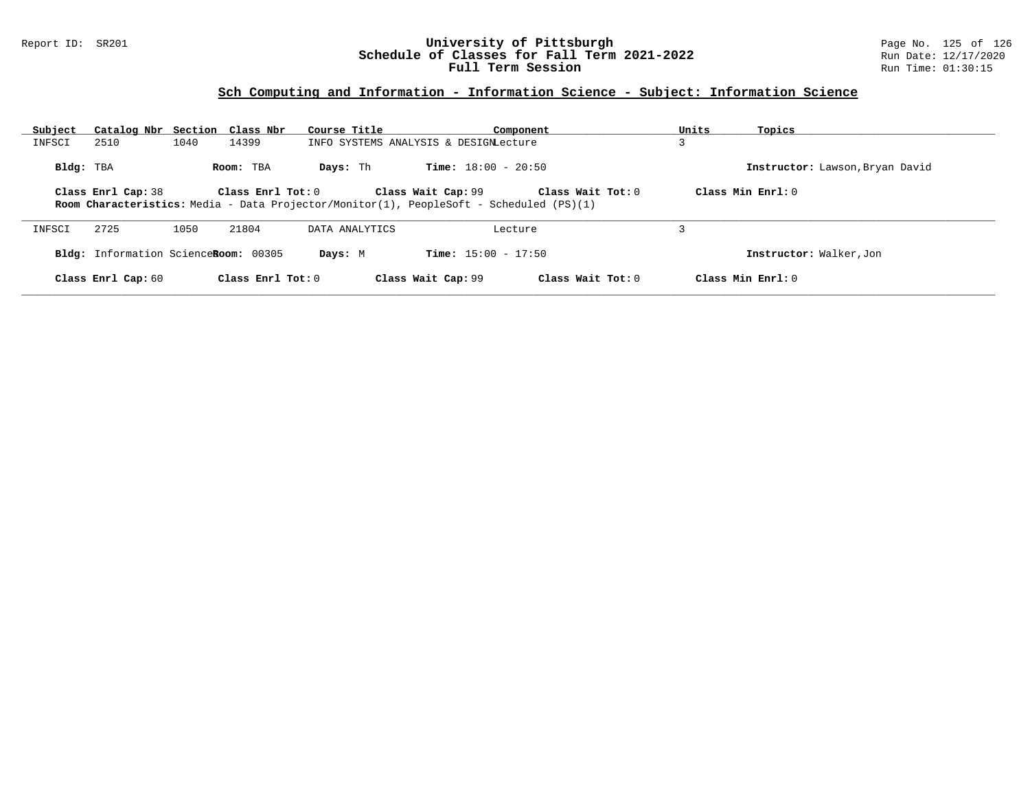## Sch Computing and Information - Information Science - Subject: Information Science

| Subject | Catalog Nbr | Section | Class Nbr | Course Title | Component | Units | Topics |
|---|---|---|---|---|---|---|---|
| INFSCI | 2510 | 1040 | 14399 | INFO SYSTEMS ANALYSIS & DESIGN | Lecture | 3 | |

**Bldg:** TBA **Room:** TBA **Days:** Th **Time:** 18:00 - 20:50 **Instructor:** Lawson,Bryan David

**Class Enrl Cap:** 38 **Class Enrl Tot:** 0 **Class Wait Cap:** 99 **Class Wait Tot:** 0 **Class Min Enrl:** 0

**Room Characteristics:** Media - Data Projector/Monitor(1), PeopleSoft - Scheduled (PS)(1)

---

| Subject | Catalog Nbr | Section | Class Nbr | Course Title | Component | Units | Topics |
|---|---|---|---|---|---|---|---|
| INFSCI | 2725 | 1050 | 21804 | DATA ANALYTICS | Lecture | 3 | |

**Bldg:** Information Science **Room:** 00305 **Days:** M **Time:** 15:00 - 17:50 **Instructor:** Walker,Jon

**Class Enrl Cap:** 60 **Class Enrl Tot:** 0 **Class Wait Cap:** 99 **Class Wait Tot:** 0 **Class Min Enrl:** 0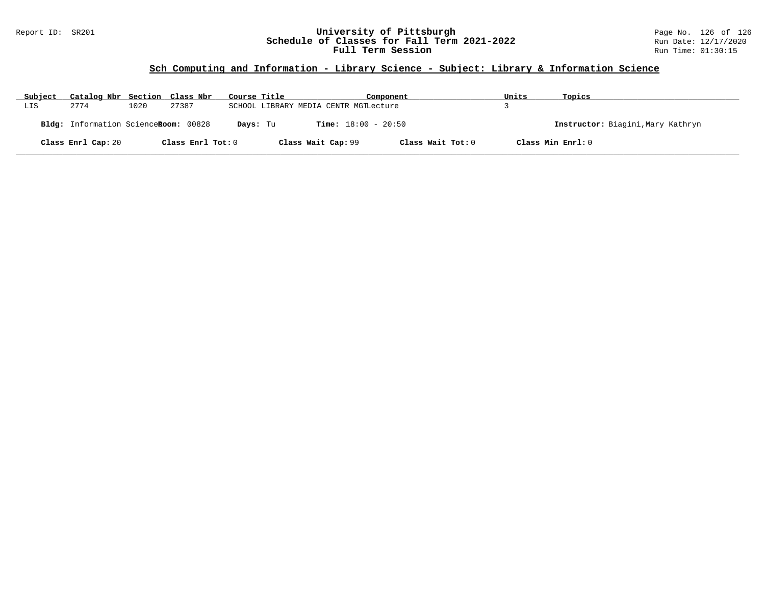Report ID: SR201

# University of Pittsburgh
# Schedule of Classes for Fall Term 2021-2022
# Full Term Session

Run Date: 12/17/2020
Run Time: 01:30:15

## Sch Computing and Information - Library Science - Subject: Library & Information Science

| Subject | Catalog Nbr | Section | Class Nbr | Course Title | Component | Units | Topics |
|---|---|---|---|---|---|---|---|
| LIS | 2774 | 1020 | 27387 | SCHOOL LIBRARY MEDIA CENTR MGT | Lecture | 3 | |

**Bldg:** Information Science **Room:** 00828 **Days:** Tu **Time:** 18:00 - 20:50 **Instructor:** Biagini,Mary Kathryn

**Class Enrl Cap:** 20 **Class Enrl Tot:** 0 **Class Wait Cap:** 99 **Class Wait Tot:** 0 **Class Min Enrl:** 0